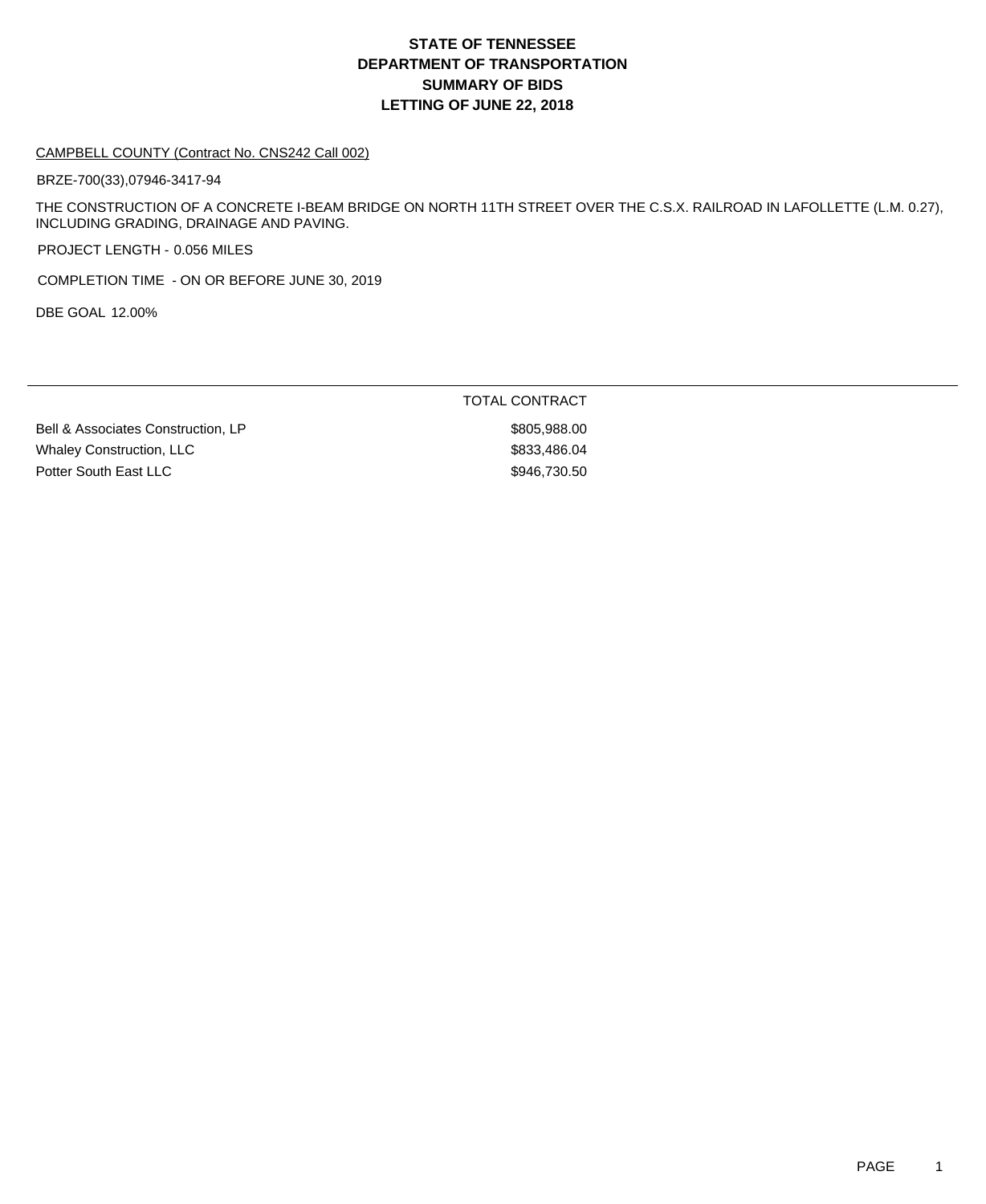# STATE OF TENNESSEE
# DEPARTMENT OF TRANSPORTATION
# SUMMARY OF BIDS
# LETTING OF JUNE 22, 2018

CAMPBELL COUNTY (Contract No. CNS242 Call 002)

BRZE-700(33),07946-3417-94

THE CONSTRUCTION OF A CONCRETE I-BEAM BRIDGE ON NORTH 11TH STREET OVER THE C.S.X. RAILROAD IN LAFOLLETTE (L.M. 0.27), INCLUDING GRADING, DRAINAGE AND PAVING.

PROJECT LENGTH - 0.056 MILES

COMPLETION TIME - ON OR BEFORE JUNE 30, 2019

DBE GOAL 12.00%

| | TOTAL CONTRACT |
|---|---|
| Bell & Associates Construction, LP | $805,988.00 |
| Whaley Construction, LLC | $833,486.04 |
| Potter South East LLC | $946,730.50 |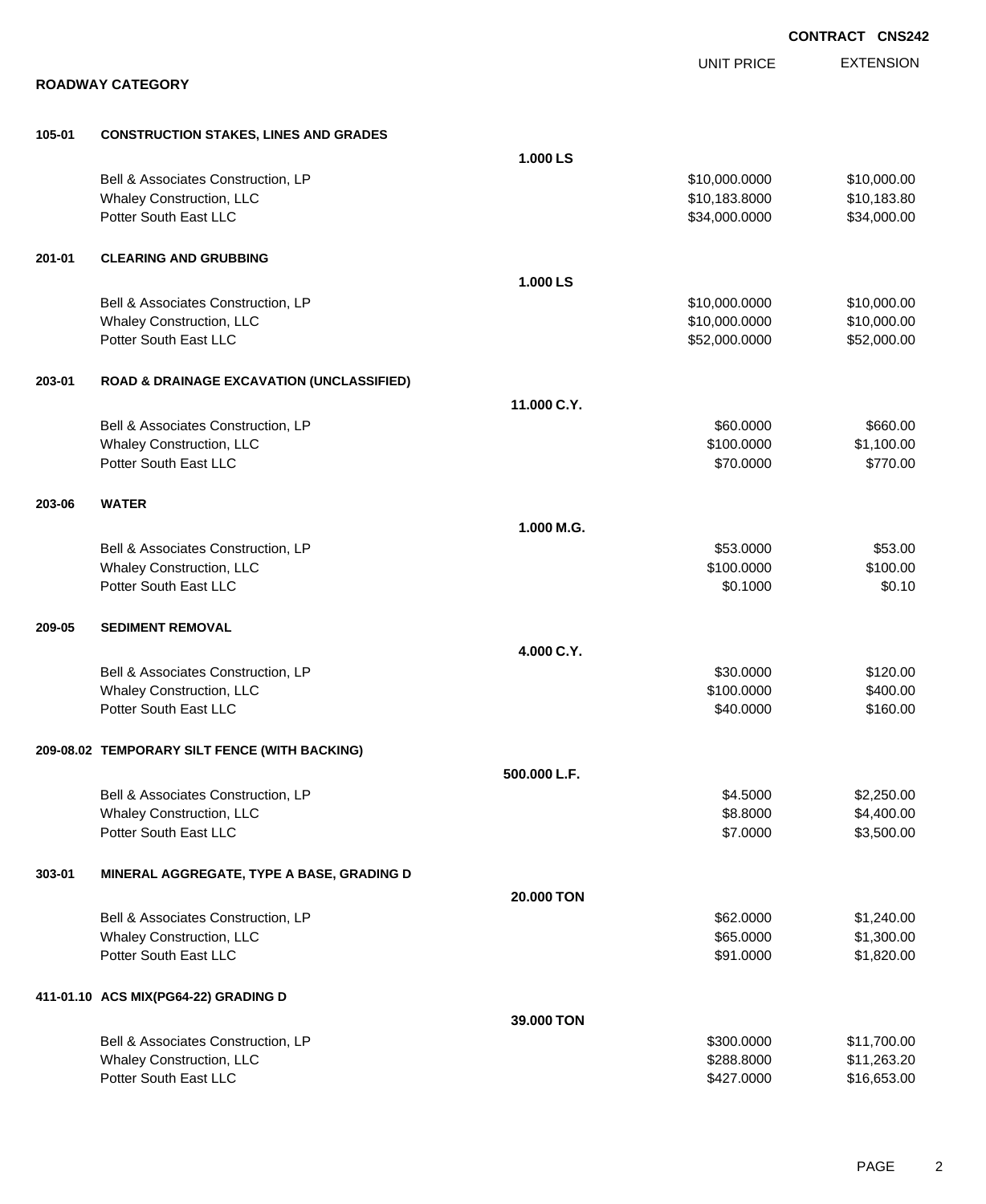**CONTRACT CNS242**

| | | | UNIT PRICE | EXTENSION |
|---|---|---|---|---|
| **ROADWAY CATEGORY** | | | | |
| **105-01** | **CONSTRUCTION STAKES, LINES AND GRADES** | | | |
| | | **1.000 LS** | | |
| | Bell & Associates Construction, LP | | $10,000.0000 | $10,000.00 |
| | Whaley Construction, LLC | | $10,183.8000 | $10,183.80 |
| | Potter South East LLC | | $34,000.0000 | $34,000.00 |
| **201-01** | **CLEARING AND GRUBBING** | | | |
| | | **1.000 LS** | | |
| | Bell & Associates Construction, LP | | $10,000.0000 | $10,000.00 |
| | Whaley Construction, LLC | | $10,000.0000 | $10,000.00 |
| | Potter South East LLC | | $52,000.0000 | $52,000.00 |
| **203-01** | **ROAD & DRAINAGE EXCAVATION (UNCLASSIFIED)** | | | |
| | | **11.000 C.Y.** | | |
| | Bell & Associates Construction, LP | | $60.0000 | $660.00 |
| | Whaley Construction, LLC | | $100.0000 | $1,100.00 |
| | Potter South East LLC | | $70.0000 | $770.00 |
| **203-06** | **WATER** | | | |
| | | **1.000 M.G.** | | |
| | Bell & Associates Construction, LP | | $53.0000 | $53.00 |
| | Whaley Construction, LLC | | $100.0000 | $100.00 |
| | Potter South East LLC | | $0.1000 | $0.10 |
| **209-05** | **SEDIMENT REMOVAL** | | | |
| | | **4.000 C.Y.** | | |
| | Bell & Associates Construction, LP | | $30.0000 | $120.00 |
| | Whaley Construction, LLC | | $100.0000 | $400.00 |
| | Potter South East LLC | | $40.0000 | $160.00 |
| **209-08.02** | **TEMPORARY SILT FENCE (WITH BACKING)** | | | |
| | | **500.000 L.F.** | | |
| | Bell & Associates Construction, LP | | $4.5000 | $2,250.00 |
| | Whaley Construction, LLC | | $8.8000 | $4,400.00 |
| | Potter South East LLC | | $7.0000 | $3,500.00 |
| **303-01** | **MINERAL AGGREGATE, TYPE A BASE, GRADING D** | | | |
| | | **20.000 TON** | | |
| | Bell & Associates Construction, LP | | $62.0000 | $1,240.00 |
| | Whaley Construction, LLC | | $65.0000 | $1,300.00 |
| | Potter South East LLC | | $91.0000 | $1,820.00 |
| **411-01.10** | **ACS MIX(PG64-22) GRADING D** | | | |
| | | **39.000 TON** | | |
| | Bell & Associates Construction, LP | | $300.0000 | $11,700.00 |
| | Whaley Construction, LLC | | $288.8000 | $11,263.20 |
| | Potter South East LLC | | $427.0000 | $16,653.00 |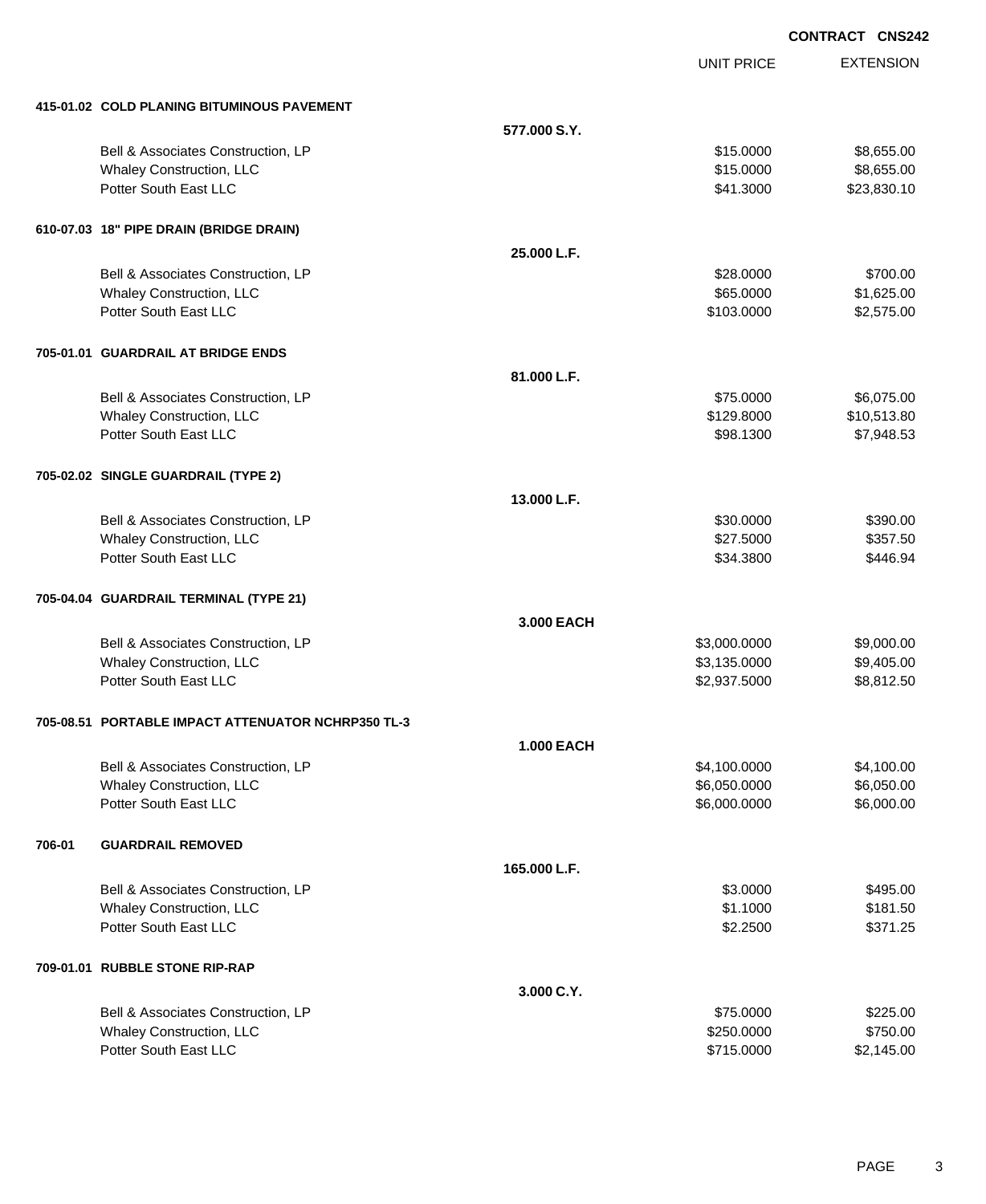CONTRACT CNS242

| | | UNIT PRICE | EXTENSION |
|---|---|---|---|
| **415-01.02 COLD PLANING BITUMINOUS PAVEMENT** | | | |
| | **577.000 S.Y.** | | |
| Bell & Associates Construction, LP | | $15.0000 | $8,655.00 |
| Whaley Construction, LLC | | $15.0000 | $8,655.00 |
| Potter South East LLC | | $41.3000 | $23,830.10 |
| **610-07.03 18" PIPE DRAIN (BRIDGE DRAIN)** | | | |
| | **25.000 L.F.** | | |
| Bell & Associates Construction, LP | | $28.0000 | $700.00 |
| Whaley Construction, LLC | | $65.0000 | $1,625.00 |
| Potter South East LLC | | $103.0000 | $2,575.00 |
| **705-01.01 GUARDRAIL AT BRIDGE ENDS** | | | |
| | **81.000 L.F.** | | |
| Bell & Associates Construction, LP | | $75.0000 | $6,075.00 |
| Whaley Construction, LLC | | $129.8000 | $10,513.80 |
| Potter South East LLC | | $98.1300 | $7,948.53 |
| **705-02.02 SINGLE GUARDRAIL (TYPE 2)** | | | |
| | **13.000 L.F.** | | |
| Bell & Associates Construction, LP | | $30.0000 | $390.00 |
| Whaley Construction, LLC | | $27.5000 | $357.50 |
| Potter South East LLC | | $34.3800 | $446.94 |
| **705-04.04 GUARDRAIL TERMINAL (TYPE 21)** | | | |
| | **3.000 EACH** | | |
| Bell & Associates Construction, LP | | $3,000.0000 | $9,000.00 |
| Whaley Construction, LLC | | $3,135.0000 | $9,405.00 |
| Potter South East LLC | | $2,937.5000 | $8,812.50 |
| **705-08.51 PORTABLE IMPACT ATTENUATOR NCHRP350 TL-3** | | | |
| | **1.000 EACH** | | |
| Bell & Associates Construction, LP | | $4,100.0000 | $4,100.00 |
| Whaley Construction, LLC | | $6,050.0000 | $6,050.00 |
| Potter South East LLC | | $6,000.0000 | $6,000.00 |
| **706-01 GUARDRAIL REMOVED** | | | |
| | **165.000 L.F.** | | |
| Bell & Associates Construction, LP | | $3.0000 | $495.00 |
| Whaley Construction, LLC | | $1.1000 | $181.50 |
| Potter South East LLC | | $2.2500 | $371.25 |
| **709-01.01 RUBBLE STONE RIP-RAP** | | | |
| | **3.000 C.Y.** | | |
| Bell & Associates Construction, LP | | $75.0000 | $225.00 |
| Whaley Construction, LLC | | $250.0000 | $750.00 |
| Potter South East LLC | | $715.0000 | $2,145.00 |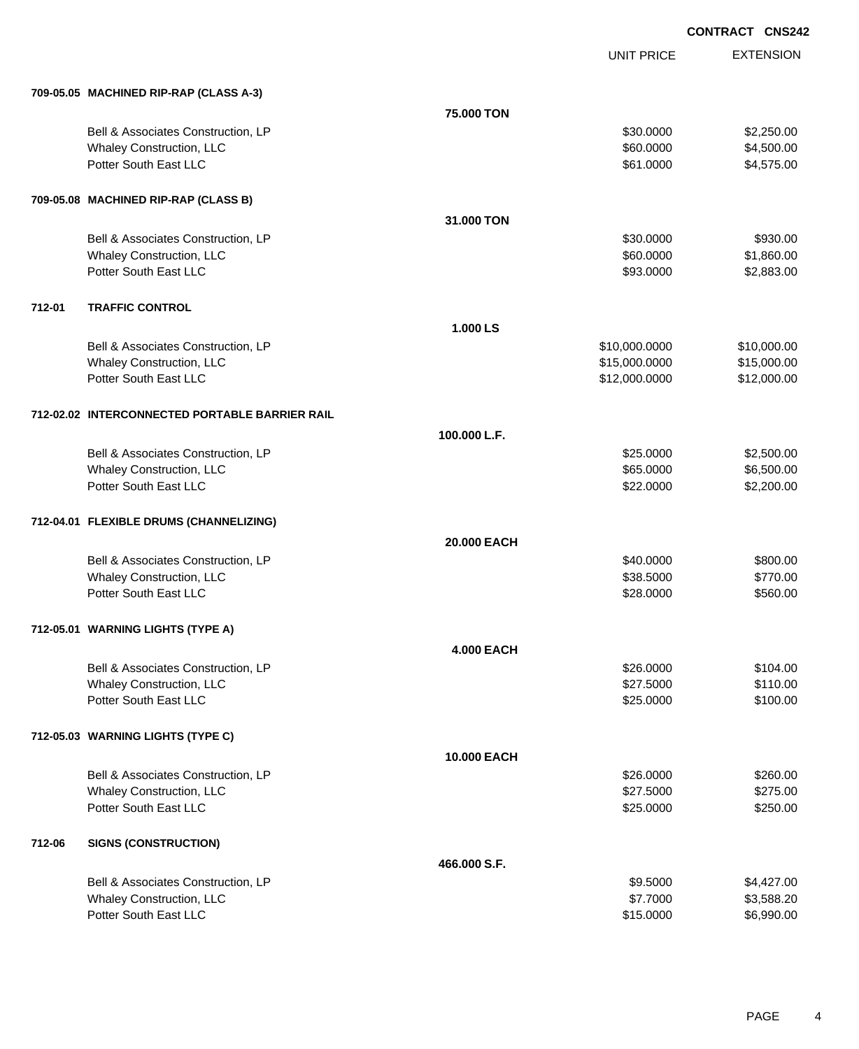CONTRACT CNS242

| | | UNIT PRICE | EXTENSION |
|---|---|---|---|
| **709-05.05 MACHINED RIP-RAP (CLASS A-3)** | | | |
| | **75.000 TON** | | |
| Bell & Associates Construction, LP | | $30.0000 | $2,250.00 |
| Whaley Construction, LLC | | $60.0000 | $4,500.00 |
| Potter South East LLC | | $61.0000 | $4,575.00 |
| **709-05.08 MACHINED RIP-RAP (CLASS B)** | | | |
| | **31.000 TON** | | |
| Bell & Associates Construction, LP | | $30.0000 | $930.00 |
| Whaley Construction, LLC | | $60.0000 | $1,860.00 |
| Potter South East LLC | | $93.0000 | $2,883.00 |
| **712-01 TRAFFIC CONTROL** | | | |
| | **1.000 LS** | | |
| Bell & Associates Construction, LP | | $10,000.0000 | $10,000.00 |
| Whaley Construction, LLC | | $15,000.0000 | $15,000.00 |
| Potter South East LLC | | $12,000.0000 | $12,000.00 |
| **712-02.02 INTERCONNECTED PORTABLE BARRIER RAIL** | | | |
| | **100.000 L.F.** | | |
| Bell & Associates Construction, LP | | $25.0000 | $2,500.00 |
| Whaley Construction, LLC | | $65.0000 | $6,500.00 |
| Potter South East LLC | | $22.0000 | $2,200.00 |
| **712-04.01 FLEXIBLE DRUMS (CHANNELIZING)** | | | |
| | **20.000 EACH** | | |
| Bell & Associates Construction, LP | | $40.0000 | $800.00 |
| Whaley Construction, LLC | | $38.5000 | $770.00 |
| Potter South East LLC | | $28.0000 | $560.00 |
| **712-05.01 WARNING LIGHTS (TYPE A)** | | | |
| | **4.000 EACH** | | |
| Bell & Associates Construction, LP | | $26.0000 | $104.00 |
| Whaley Construction, LLC | | $27.5000 | $110.00 |
| Potter South East LLC | | $25.0000 | $100.00 |
| **712-05.03 WARNING LIGHTS (TYPE C)** | | | |
| | **10.000 EACH** | | |
| Bell & Associates Construction, LP | | $26.0000 | $260.00 |
| Whaley Construction, LLC | | $27.5000 | $275.00 |
| Potter South East LLC | | $25.0000 | $250.00 |
| **712-06 SIGNS (CONSTRUCTION)** | | | |
| | **466.000 S.F.** | | |
| Bell & Associates Construction, LP | | $9.5000 | $4,427.00 |
| Whaley Construction, LLC | | $7.7000 | $3,588.20 |
| Potter South East LLC | | $15.0000 | $6,990.00 |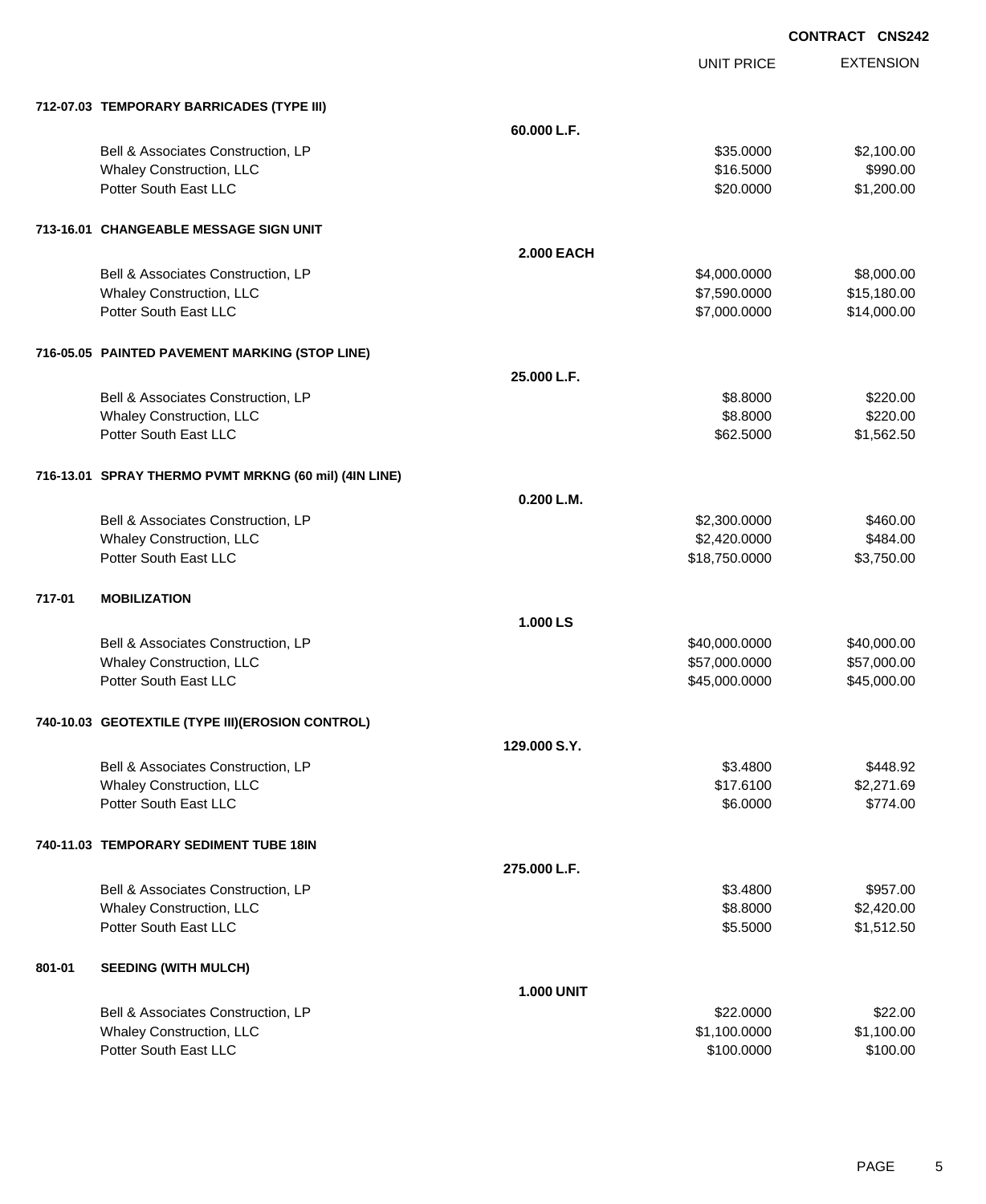CONTRACT CNS242

| | | UNIT PRICE | EXTENSION |
|---|---|---|---|
| **712-07.03 TEMPORARY BARRICADES (TYPE III)** | | | |
| | **60.000 L.F.** | | |
| Bell & Associates Construction, LP | | $35.0000 | $2,100.00 |
| Whaley Construction, LLC | | $16.5000 | $990.00 |
| Potter South East LLC | | $20.0000 | $1,200.00 |
| **713-16.01 CHANGEABLE MESSAGE SIGN UNIT** | | | |
| | **2.000 EACH** | | |
| Bell & Associates Construction, LP | | $4,000.0000 | $8,000.00 |
| Whaley Construction, LLC | | $7,590.0000 | $15,180.00 |
| Potter South East LLC | | $7,000.0000 | $14,000.00 |
| **716-05.05 PAINTED PAVEMENT MARKING (STOP LINE)** | | | |
| | **25.000 L.F.** | | |
| Bell & Associates Construction, LP | | $8.8000 | $220.00 |
| Whaley Construction, LLC | | $8.8000 | $220.00 |
| Potter South East LLC | | $62.5000 | $1,562.50 |
| **716-13.01 SPRAY THERMO PVMT MRKNG (60 mil) (4IN LINE)** | | | |
| | **0.200 L.M.** | | |
| Bell & Associates Construction, LP | | $2,300.0000 | $460.00 |
| Whaley Construction, LLC | | $2,420.0000 | $484.00 |
| Potter South East LLC | | $18,750.0000 | $3,750.00 |
| **717-01 MOBILIZATION** | | | |
| | **1.000 LS** | | |
| Bell & Associates Construction, LP | | $40,000.0000 | $40,000.00 |
| Whaley Construction, LLC | | $57,000.0000 | $57,000.00 |
| Potter South East LLC | | $45,000.0000 | $45,000.00 |
| **740-10.03 GEOTEXTILE (TYPE III)(EROSION CONTROL)** | | | |
| | **129.000 S.Y.** | | |
| Bell & Associates Construction, LP | | $3.4800 | $448.92 |
| Whaley Construction, LLC | | $17.6100 | $2,271.69 |
| Potter South East LLC | | $6.0000 | $774.00 |
| **740-11.03 TEMPORARY SEDIMENT TUBE 18IN** | | | |
| | **275.000 L.F.** | | |
| Bell & Associates Construction, LP | | $3.4800 | $957.00 |
| Whaley Construction, LLC | | $8.8000 | $2,420.00 |
| Potter South East LLC | | $5.5000 | $1,512.50 |
| **801-01 SEEDING (WITH MULCH)** | | | |
| | **1.000 UNIT** | | |
| Bell & Associates Construction, LP | | $22.0000 | $22.00 |
| Whaley Construction, LLC | | $1,100.0000 | $1,100.00 |
| Potter South East LLC | | $100.0000 | $100.00 |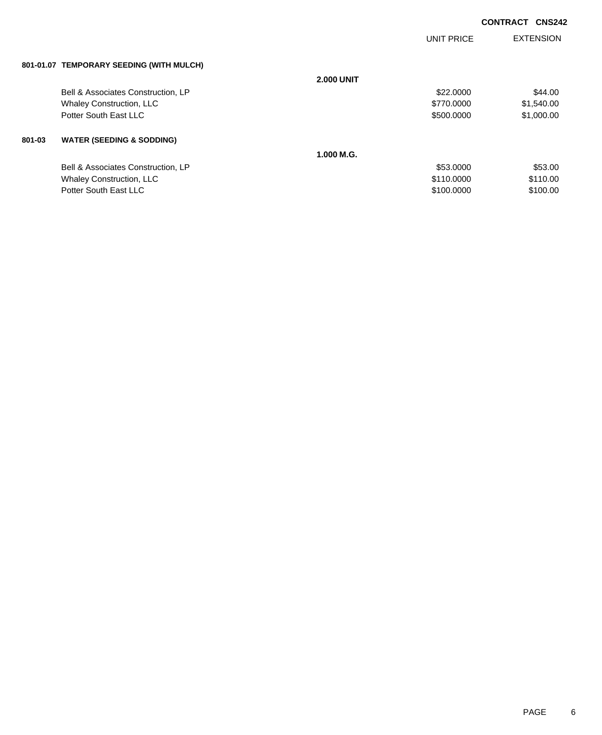CONTRACT CNS242

| | | UNIT PRICE | EXTENSION |
|---|---|---|---|
| **801-01.07 TEMPORARY SEEDING (WITH MULCH)** | | | |
| | **2.000 UNIT** | | |
| Bell & Associates Construction, LP | | $22.0000 | $44.00 |
| Whaley Construction, LLC | | $770.0000 | $1,540.00 |
| Potter South East LLC | | $500.0000 | $1,000.00 |
| **801-03 WATER (SEEDING & SODDING)** | | | |
| | **1.000 M.G.** | | |
| Bell & Associates Construction, LP | | $53.0000 | $53.00 |
| Whaley Construction, LLC | | $110.0000 | $110.00 |
| Potter South East LLC | | $100.0000 | $100.00 |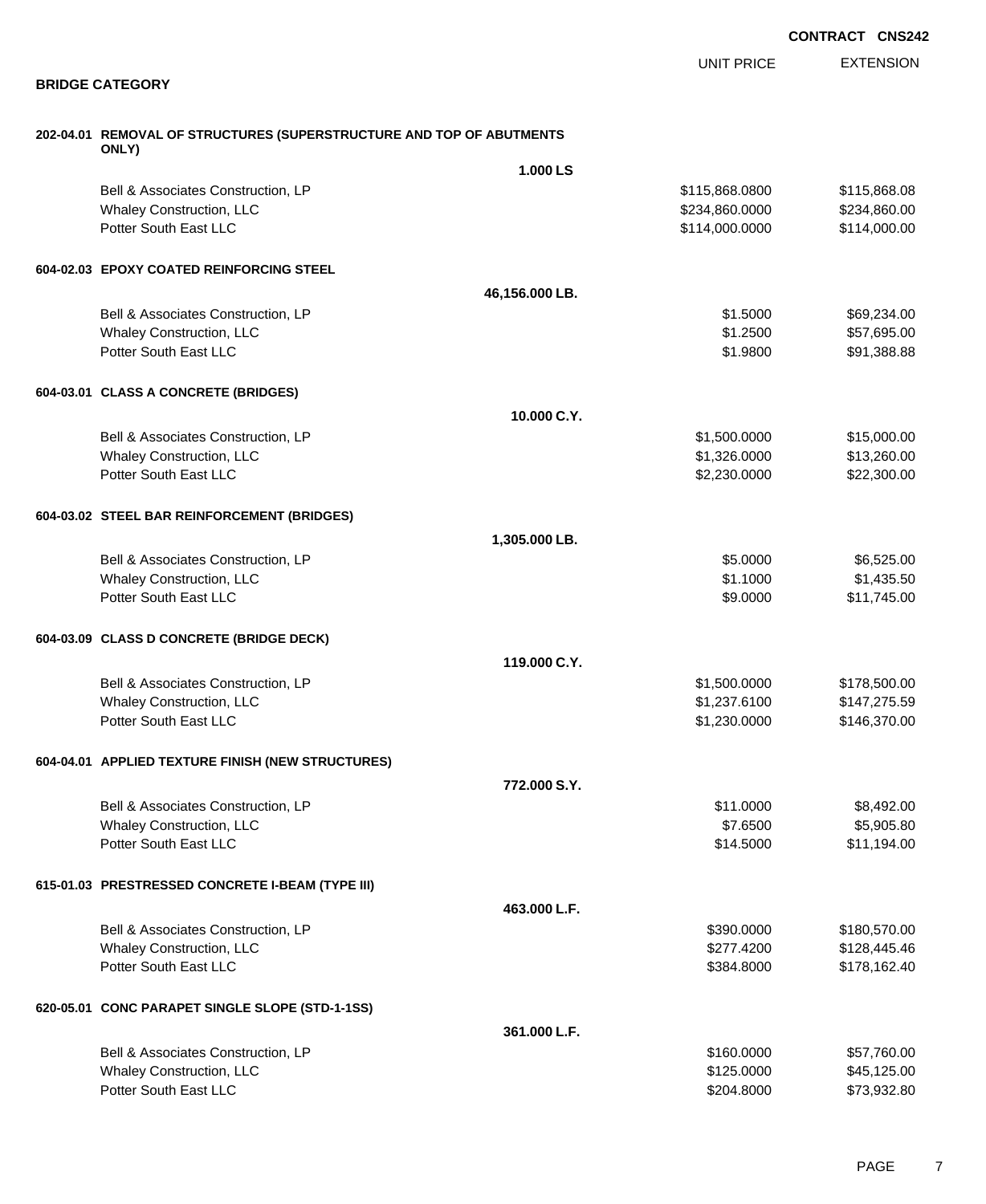**CONTRACT CNS242**

## BRIDGE CATEGORY

| | | UNIT PRICE | EXTENSION |
|---|---|---|---|
| **202-04.01 REMOVAL OF STRUCTURES (SUPERSTRUCTURE AND TOP OF ABUTMENTS ONLY)** | | | |
| | **1.000 LS** | | |
| Bell & Associates Construction, LP | | $115,868.0800 | $115,868.08 |
| Whaley Construction, LLC | | $234,860.0000 | $234,860.00 |
| Potter South East LLC | | $114,000.0000 | $114,000.00 |
| **604-02.03 EPOXY COATED REINFORCING STEEL** | | | |
| | **46,156.000 LB.** | | |
| Bell & Associates Construction, LP | | $1.5000 | $69,234.00 |
| Whaley Construction, LLC | | $1.2500 | $57,695.00 |
| Potter South East LLC | | $1.9800 | $91,388.88 |
| **604-03.01 CLASS A CONCRETE (BRIDGES)** | | | |
| | **10.000 C.Y.** | | |
| Bell & Associates Construction, LP | | $1,500.0000 | $15,000.00 |
| Whaley Construction, LLC | | $1,326.0000 | $13,260.00 |
| Potter South East LLC | | $2,230.0000 | $22,300.00 |
| **604-03.02 STEEL BAR REINFORCEMENT (BRIDGES)** | | | |
| | **1,305.000 LB.** | | |
| Bell & Associates Construction, LP | | $5.0000 | $6,525.00 |
| Whaley Construction, LLC | | $1.1000 | $1,435.50 |
| Potter South East LLC | | $9.0000 | $11,745.00 |
| **604-03.09 CLASS D CONCRETE (BRIDGE DECK)** | | | |
| | **119.000 C.Y.** | | |
| Bell & Associates Construction, LP | | $1,500.0000 | $178,500.00 |
| Whaley Construction, LLC | | $1,237.6100 | $147,275.59 |
| Potter South East LLC | | $1,230.0000 | $146,370.00 |
| **604-04.01 APPLIED TEXTURE FINISH (NEW STRUCTURES)** | | | |
| | **772.000 S.Y.** | | |
| Bell & Associates Construction, LP | | $11.0000 | $8,492.00 |
| Whaley Construction, LLC | | $7.6500 | $5,905.80 |
| Potter South East LLC | | $14.5000 | $11,194.00 |
| **615-01.03 PRESTRESSED CONCRETE I-BEAM (TYPE III)** | | | |
| | **463.000 L.F.** | | |
| Bell & Associates Construction, LP | | $390.0000 | $180,570.00 |
| Whaley Construction, LLC | | $277.4200 | $128,445.46 |
| Potter South East LLC | | $384.8000 | $178,162.40 |
| **620-05.01 CONC PARAPET SINGLE SLOPE (STD-1-1SS)** | | | |
| | **361.000 L.F.** | | |
| Bell & Associates Construction, LP | | $160.0000 | $57,760.00 |
| Whaley Construction, LLC | | $125.0000 | $45,125.00 |
| Potter South East LLC | | $204.8000 | $73,932.80 |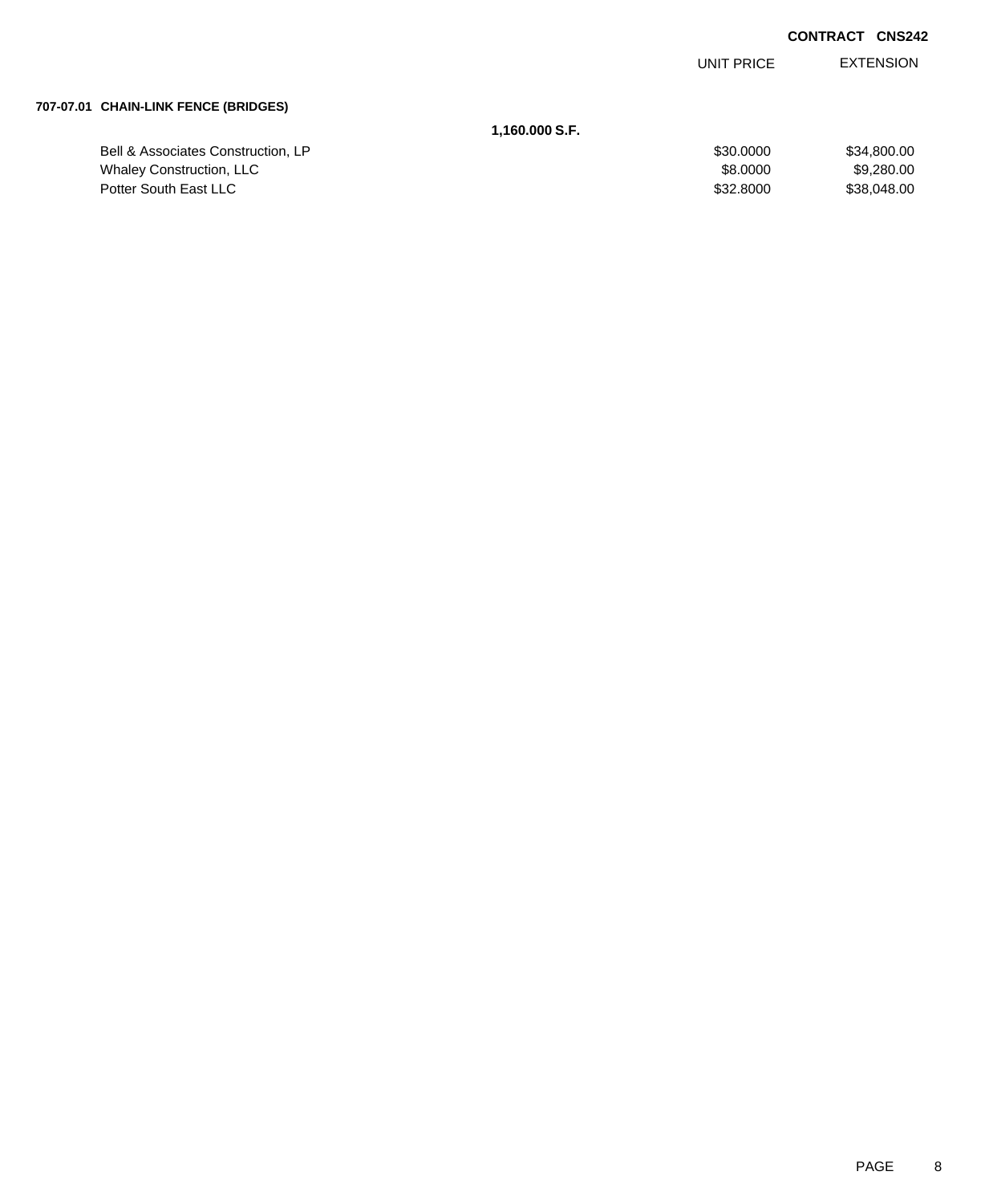**CONTRACT CNS242**

| | | UNIT PRICE | EXTENSION |
|---|---|---|---|
| **707-07.01 CHAIN-LINK FENCE (BRIDGES)** | | | |
| | **1,160.000 S.F.** | | |
| Bell & Associates Construction, LP | | $30.0000 | $34,800.00 |
| Whaley Construction, LLC | | $8.0000 | $9,280.00 |
| Potter South East LLC | | $32.8000 | $38,048.00 |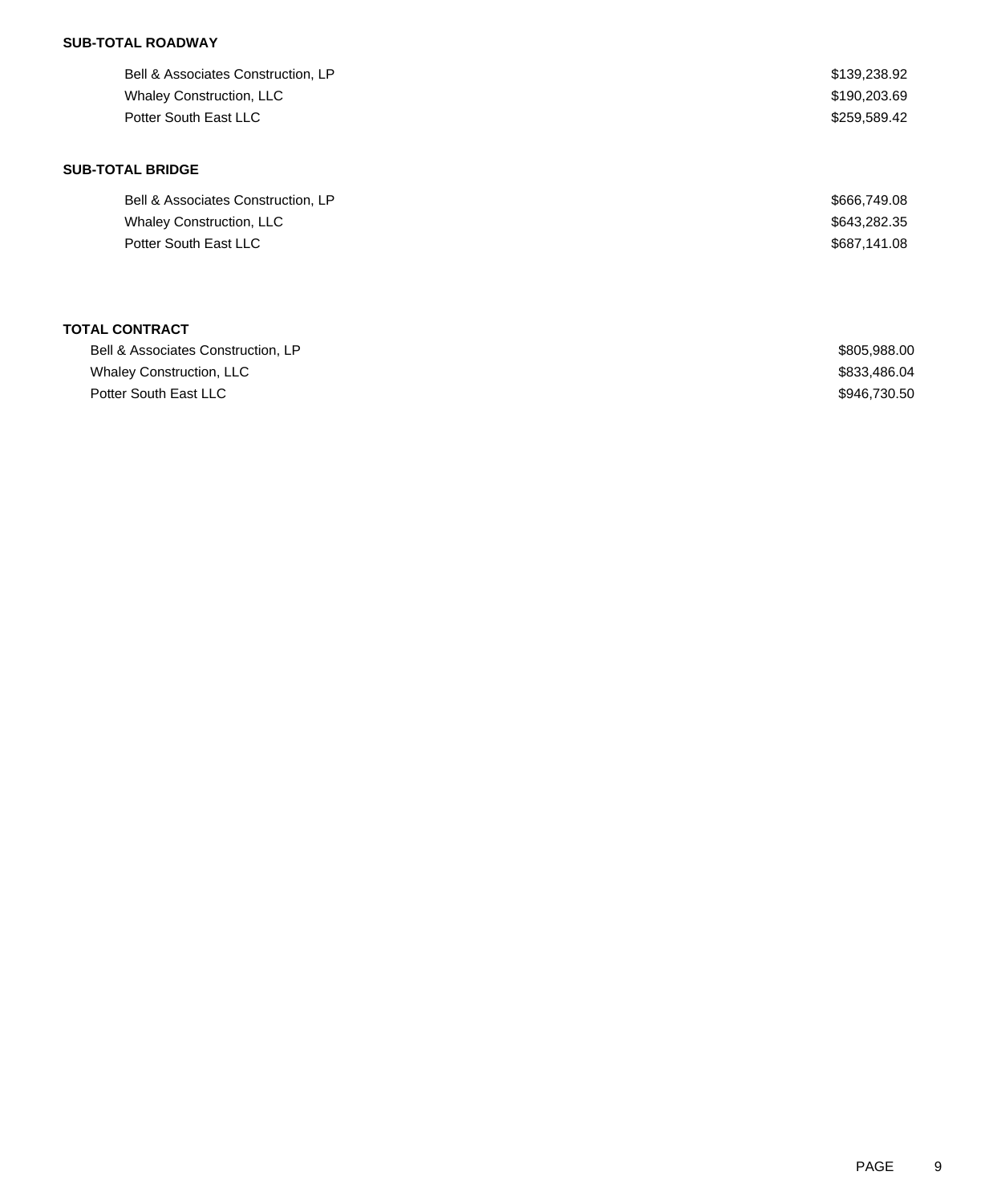**SUB-TOTAL ROADWAY**

| | |
|---|---|
| Bell & Associates Construction, LP | $139,238.92 |
| Whaley Construction, LLC | $190,203.69 |
| Potter South East LLC | $259,589.42 |

**SUB-TOTAL BRIDGE**

| | |
|---|---|
| Bell & Associates Construction, LP | $666,749.08 |
| Whaley Construction, LLC | $643,282.35 |
| Potter South East LLC | $687,141.08 |

**TOTAL CONTRACT**

| | |
|---|---|
| Bell & Associates Construction, LP | $805,988.00 |
| Whaley Construction, LLC | $833,486.04 |
| Potter South East LLC | $946,730.50 |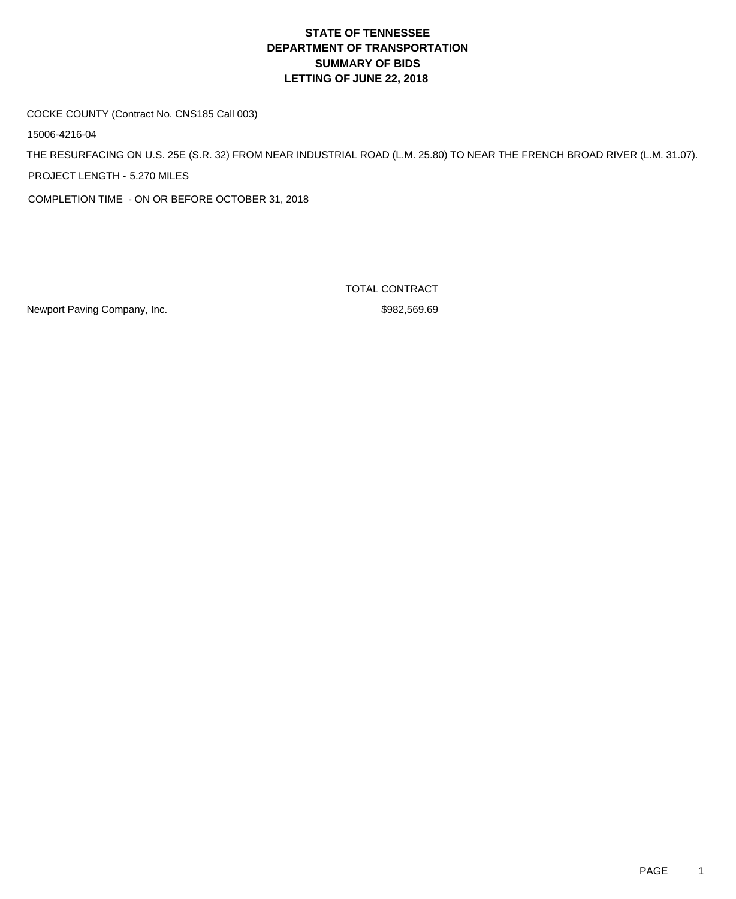# STATE OF TENNESSEE
# DEPARTMENT OF TRANSPORTATION
# SUMMARY OF BIDS
# LETTING OF JUNE 22, 2018

COCKE COUNTY (Contract No. CNS185 Call 003)

15006-4216-04

THE RESURFACING ON U.S. 25E (S.R. 32) FROM NEAR INDUSTRIAL ROAD (L.M. 25.80) TO NEAR THE FRENCH BROAD RIVER (L.M. 31.07).

PROJECT LENGTH - 5.270 MILES

COMPLETION TIME - ON OR BEFORE OCTOBER 31, 2018

| | TOTAL CONTRACT |
|---|---|
| Newport Paving Company, Inc. | $982,569.69 |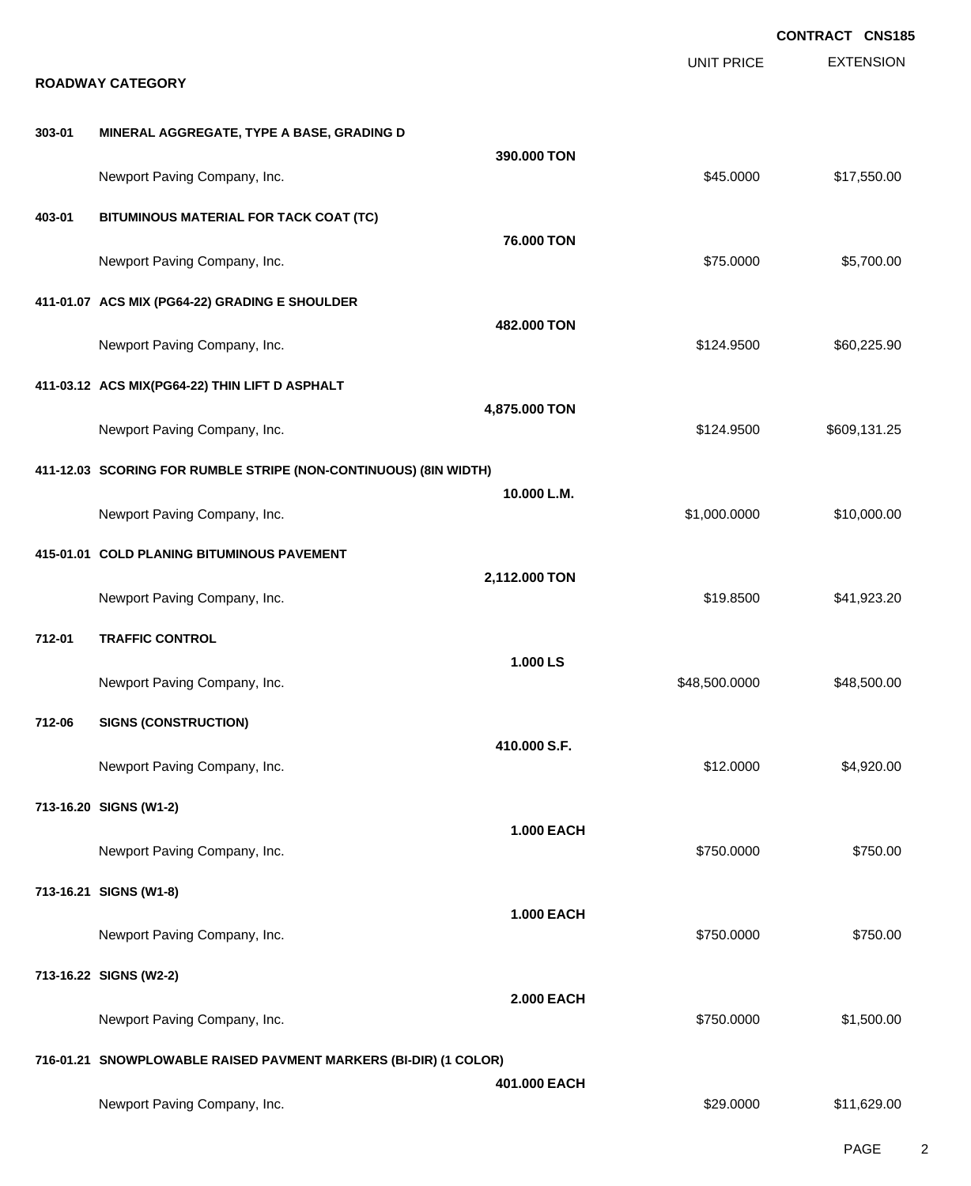**CONTRACT CNS185**

## ROADWAY CATEGORY

| | | | UNIT PRICE | EXTENSION |
|---|---|---|---|---|
| **303-01** | **MINERAL AGGREGATE, TYPE A BASE, GRADING D** | | | |
| | | **390.000 TON** | | |
| | Newport Paving Company, Inc. | | $45.0000 | $17,550.00 |
| **403-01** | **BITUMINOUS MATERIAL FOR TACK COAT (TC)** | | | |
| | | **76.000 TON** | | |
| | Newport Paving Company, Inc. | | $75.0000 | $5,700.00 |
| **411-01.07** | **ACS MIX (PG64-22) GRADING E SHOULDER** | | | |
| | | **482.000 TON** | | |
| | Newport Paving Company, Inc. | | $124.9500 | $60,225.90 |
| **411-03.12** | **ACS MIX(PG64-22) THIN LIFT D ASPHALT** | | | |
| | | **4,875.000 TON** | | |
| | Newport Paving Company, Inc. | | $124.9500 | $609,131.25 |
| **411-12.03** | **SCORING FOR RUMBLE STRIPE (NON-CONTINUOUS) (8IN WIDTH)** | | | |
| | | **10.000 L.M.** | | |
| | Newport Paving Company, Inc. | | $1,000.0000 | $10,000.00 |
| **415-01.01** | **COLD PLANING BITUMINOUS PAVEMENT** | | | |
| | | **2,112.000 TON** | | |
| | Newport Paving Company, Inc. | | $19.8500 | $41,923.20 |
| **712-01** | **TRAFFIC CONTROL** | | | |
| | | **1.000 LS** | | |
| | Newport Paving Company, Inc. | | $48,500.0000 | $48,500.00 |
| **712-06** | **SIGNS (CONSTRUCTION)** | | | |
| | | **410.000 S.F.** | | |
| | Newport Paving Company, Inc. | | $12.0000 | $4,920.00 |
| **713-16.20** | **SIGNS (W1-2)** | | | |
| | | **1.000 EACH** | | |
| | Newport Paving Company, Inc. | | $750.0000 | $750.00 |
| **713-16.21** | **SIGNS (W1-8)** | | | |
| | | **1.000 EACH** | | |
| | Newport Paving Company, Inc. | | $750.0000 | $750.00 |
| **713-16.22** | **SIGNS (W2-2)** | | | |
| | | **2.000 EACH** | | |
| | Newport Paving Company, Inc. | | $750.0000 | $1,500.00 |
| **716-01.21** | **SNOWPLOWABLE RAISED PAVMENT MARKERS (BI-DIR) (1 COLOR)** | | | |
| | | **401.000 EACH** | | |
| | Newport Paving Company, Inc. | | $29.0000 | $11,629.00 |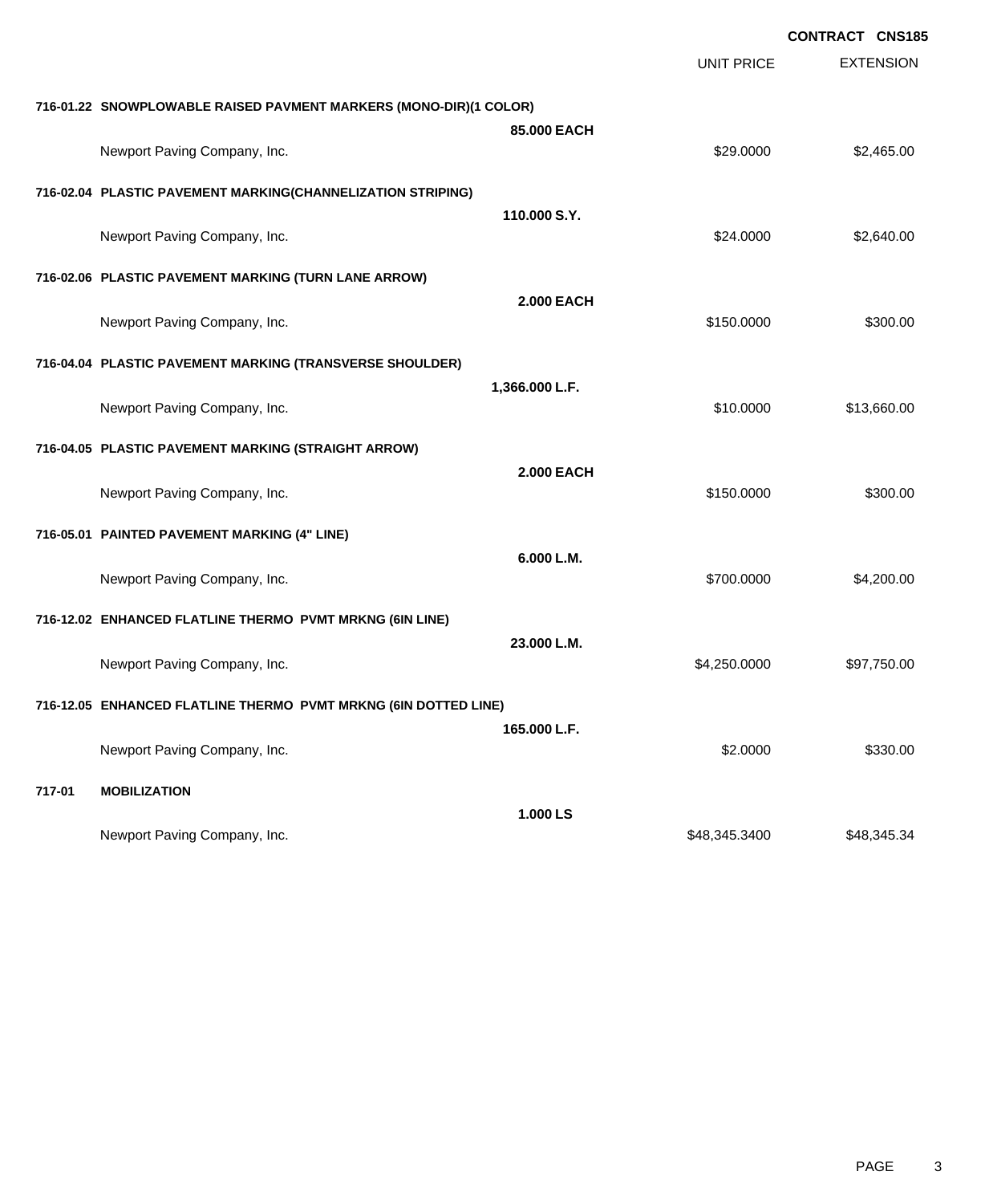**CONTRACT CNS185**

| | | UNIT PRICE | EXTENSION |
|---|---|---|---|
| **716-01.22 SNOWPLOWABLE RAISED PAVMENT MARKERS (MONO-DIR)(1 COLOR)** | | | |
| | **85.000 EACH** | | |
| Newport Paving Company, Inc. | | $29.0000 | $2,465.00 |
| **716-02.04 PLASTIC PAVEMENT MARKING(CHANNELIZATION STRIPING)** | | | |
| | **110.000 S.Y.** | | |
| Newport Paving Company, Inc. | | $24.0000 | $2,640.00 |
| **716-02.06 PLASTIC PAVEMENT MARKING (TURN LANE ARROW)** | | | |
| | **2.000 EACH** | | |
| Newport Paving Company, Inc. | | $150.0000 | $300.00 |
| **716-04.04 PLASTIC PAVEMENT MARKING (TRANSVERSE SHOULDER)** | | | |
| | **1,366.000 L.F.** | | |
| Newport Paving Company, Inc. | | $10.0000 | $13,660.00 |
| **716-04.05 PLASTIC PAVEMENT MARKING (STRAIGHT ARROW)** | | | |
| | **2.000 EACH** | | |
| Newport Paving Company, Inc. | | $150.0000 | $300.00 |
| **716-05.01 PAINTED PAVEMENT MARKING (4" LINE)** | | | |
| | **6.000 L.M.** | | |
| Newport Paving Company, Inc. | | $700.0000 | $4,200.00 |
| **716-12.02 ENHANCED FLATLINE THERMO PVMT MRKNG (6IN LINE)** | | | |
| | **23.000 L.M.** | | |
| Newport Paving Company, Inc. | | $4,250.0000 | $97,750.00 |
| **716-12.05 ENHANCED FLATLINE THERMO PVMT MRKNG (6IN DOTTED LINE)** | | | |
| | **165.000 L.F.** | | |
| Newport Paving Company, Inc. | | $2.0000 | $330.00 |
| **717-01 MOBILIZATION** | | | |
| | **1.000 LS** | | |
| Newport Paving Company, Inc. | | $48,345.3400 | $48,345.34 |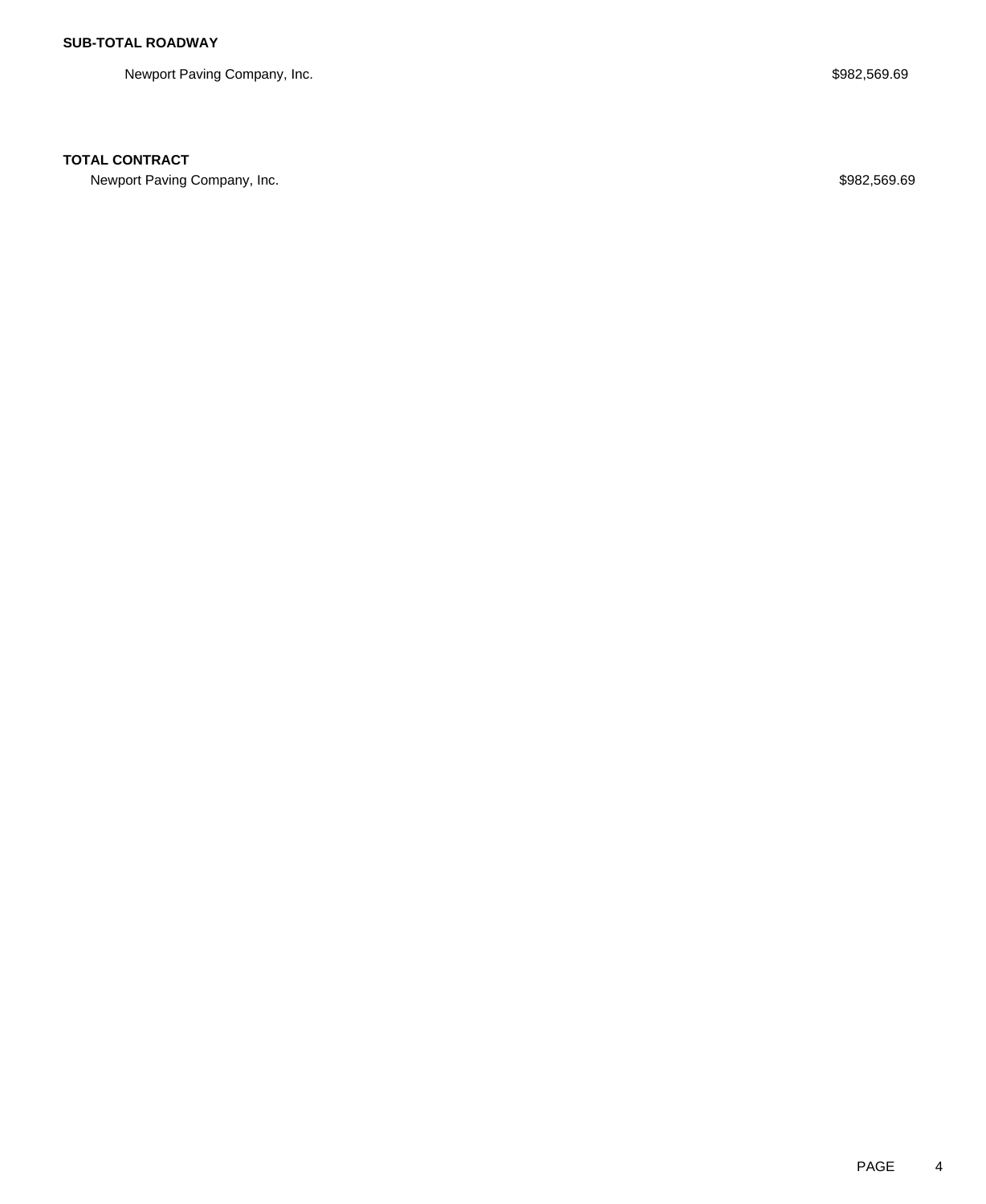**SUB-TOTAL ROADWAY**

| | |
|---|---|
| Newport Paving Company, Inc. | $982,569.69 |

**TOTAL CONTRACT**

| | |
|---|---|
| Newport Paving Company, Inc. | $982,569.69 |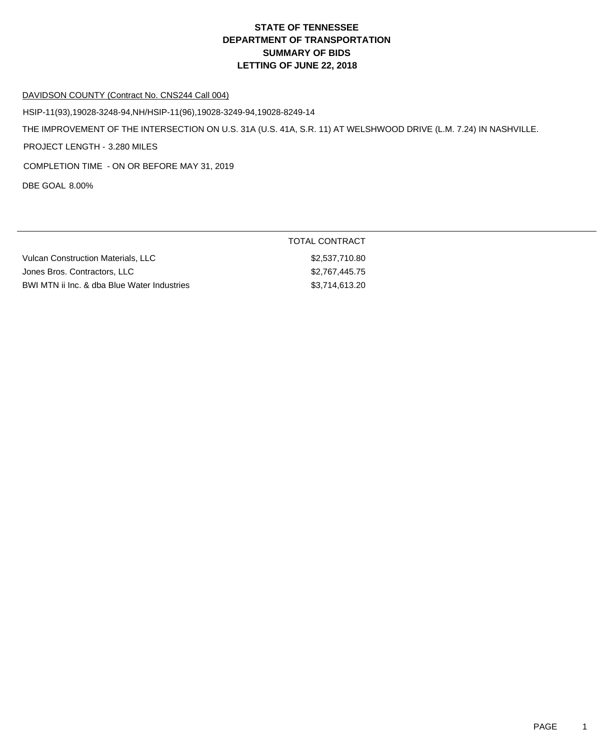# STATE OF TENNESSEE
# DEPARTMENT OF TRANSPORTATION
# SUMMARY OF BIDS
# LETTING OF JUNE 22, 2018

DAVIDSON COUNTY (Contract No. CNS244 Call 004)

HSIP-11(93),19028-3248-94,NH/HSIP-11(96),19028-3249-94,19028-8249-14

THE IMPROVEMENT OF THE INTERSECTION ON U.S. 31A (U.S. 41A, S.R. 11) AT WELSHWOOD DRIVE (L.M. 7.24) IN NASHVILLE.

PROJECT LENGTH - 3.280 MILES

COMPLETION TIME - ON OR BEFORE MAY 31, 2019

DBE GOAL 8.00%

| | TOTAL CONTRACT |
|---|---|
| Vulcan Construction Materials, LLC | $2,537,710.80 |
| Jones Bros. Contractors, LLC | $2,767,445.75 |
| BWI MTN ii Inc. & dba Blue Water Industries | $3,714,613.20 |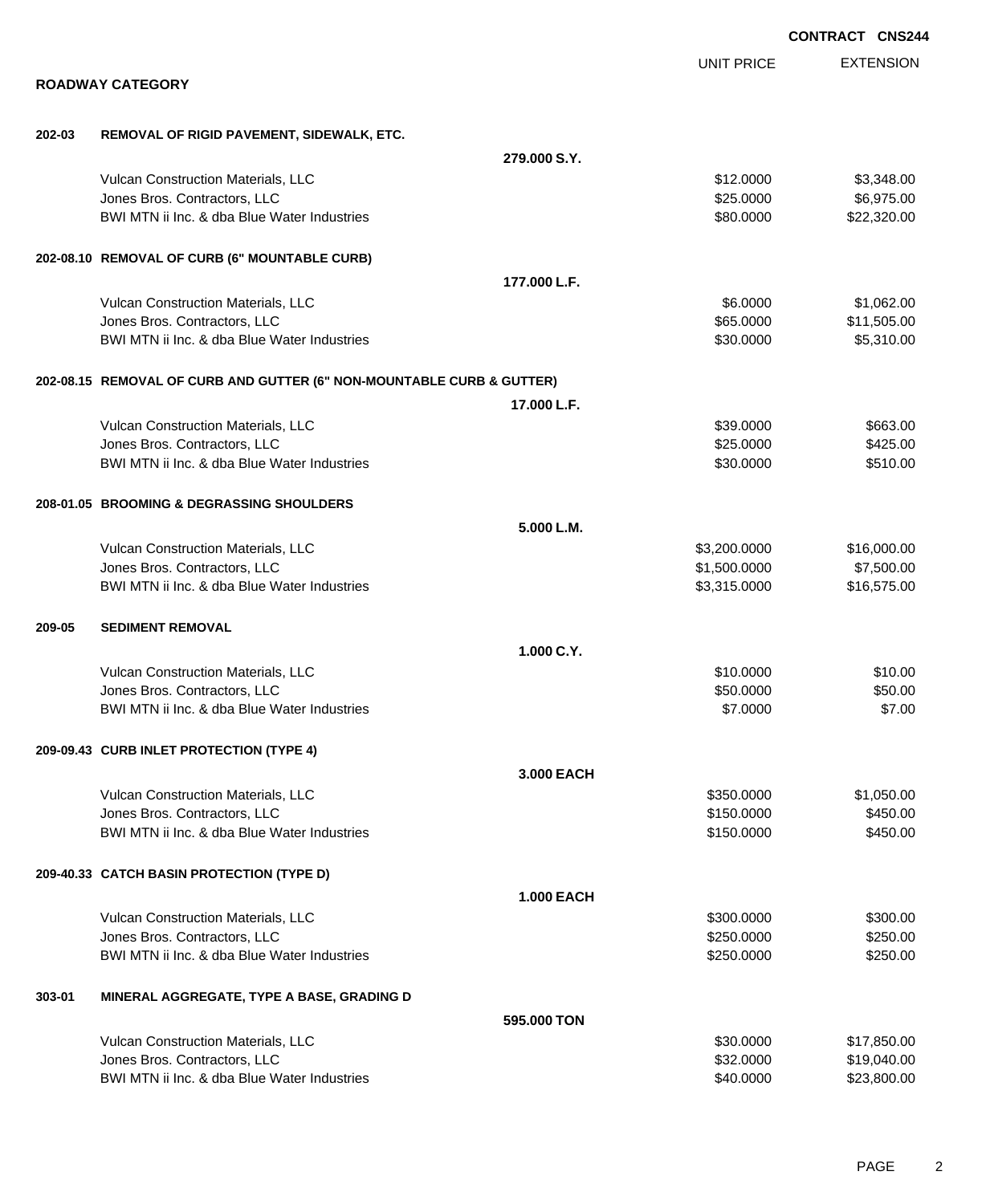**CONTRACT CNS244**

## ROADWAY CATEGORY

| | | | UNIT PRICE | EXTENSION |
|---|---|---|---|---|
| **202-03** | **REMOVAL OF RIGID PAVEMENT, SIDEWALK, ETC.** | | | |
| | | **279.000 S.Y.** | | |
| | Vulcan Construction Materials, LLC | | $12.0000 | $3,348.00 |
| | Jones Bros. Contractors, LLC | | $25.0000 | $6,975.00 |
| | BWI MTN ii Inc. & dba Blue Water Industries | | $80.0000 | $22,320.00 |
| **202-08.10** | **REMOVAL OF CURB (6" MOUNTABLE CURB)** | | | |
| | | **177.000 L.F.** | | |
| | Vulcan Construction Materials, LLC | | $6.0000 | $1,062.00 |
| | Jones Bros. Contractors, LLC | | $65.0000 | $11,505.00 |
| | BWI MTN ii Inc. & dba Blue Water Industries | | $30.0000 | $5,310.00 |
| **202-08.15** | **REMOVAL OF CURB AND GUTTER (6" NON-MOUNTABLE CURB & GUTTER)** | | | |
| | | **17.000 L.F.** | | |
| | Vulcan Construction Materials, LLC | | $39.0000 | $663.00 |
| | Jones Bros. Contractors, LLC | | $25.0000 | $425.00 |
| | BWI MTN ii Inc. & dba Blue Water Industries | | $30.0000 | $510.00 |
| **208-01.05** | **BROOMING & DEGRASSING SHOULDERS** | | | |
| | | **5.000 L.M.** | | |
| | Vulcan Construction Materials, LLC | | $3,200.0000 | $16,000.00 |
| | Jones Bros. Contractors, LLC | | $1,500.0000 | $7,500.00 |
| | BWI MTN ii Inc. & dba Blue Water Industries | | $3,315.0000 | $16,575.00 |
| **209-05** | **SEDIMENT REMOVAL** | | | |
| | | **1.000 C.Y.** | | |
| | Vulcan Construction Materials, LLC | | $10.0000 | $10.00 |
| | Jones Bros. Contractors, LLC | | $50.0000 | $50.00 |
| | BWI MTN ii Inc. & dba Blue Water Industries | | $7.0000 | $7.00 |
| **209-09.43** | **CURB INLET PROTECTION (TYPE 4)** | | | |
| | | **3.000 EACH** | | |
| | Vulcan Construction Materials, LLC | | $350.0000 | $1,050.00 |
| | Jones Bros. Contractors, LLC | | $150.0000 | $450.00 |
| | BWI MTN ii Inc. & dba Blue Water Industries | | $150.0000 | $450.00 |
| **209-40.33** | **CATCH BASIN PROTECTION (TYPE D)** | | | |
| | | **1.000 EACH** | | |
| | Vulcan Construction Materials, LLC | | $300.0000 | $300.00 |
| | Jones Bros. Contractors, LLC | | $250.0000 | $250.00 |
| | BWI MTN ii Inc. & dba Blue Water Industries | | $250.0000 | $250.00 |
| **303-01** | **MINERAL AGGREGATE, TYPE A BASE, GRADING D** | | | |
| | | **595.000 TON** | | |
| | Vulcan Construction Materials, LLC | | $30.0000 | $17,850.00 |
| | Jones Bros. Contractors, LLC | | $32.0000 | $19,040.00 |
| | BWI MTN ii Inc. & dba Blue Water Industries | | $40.0000 | $23,800.00 |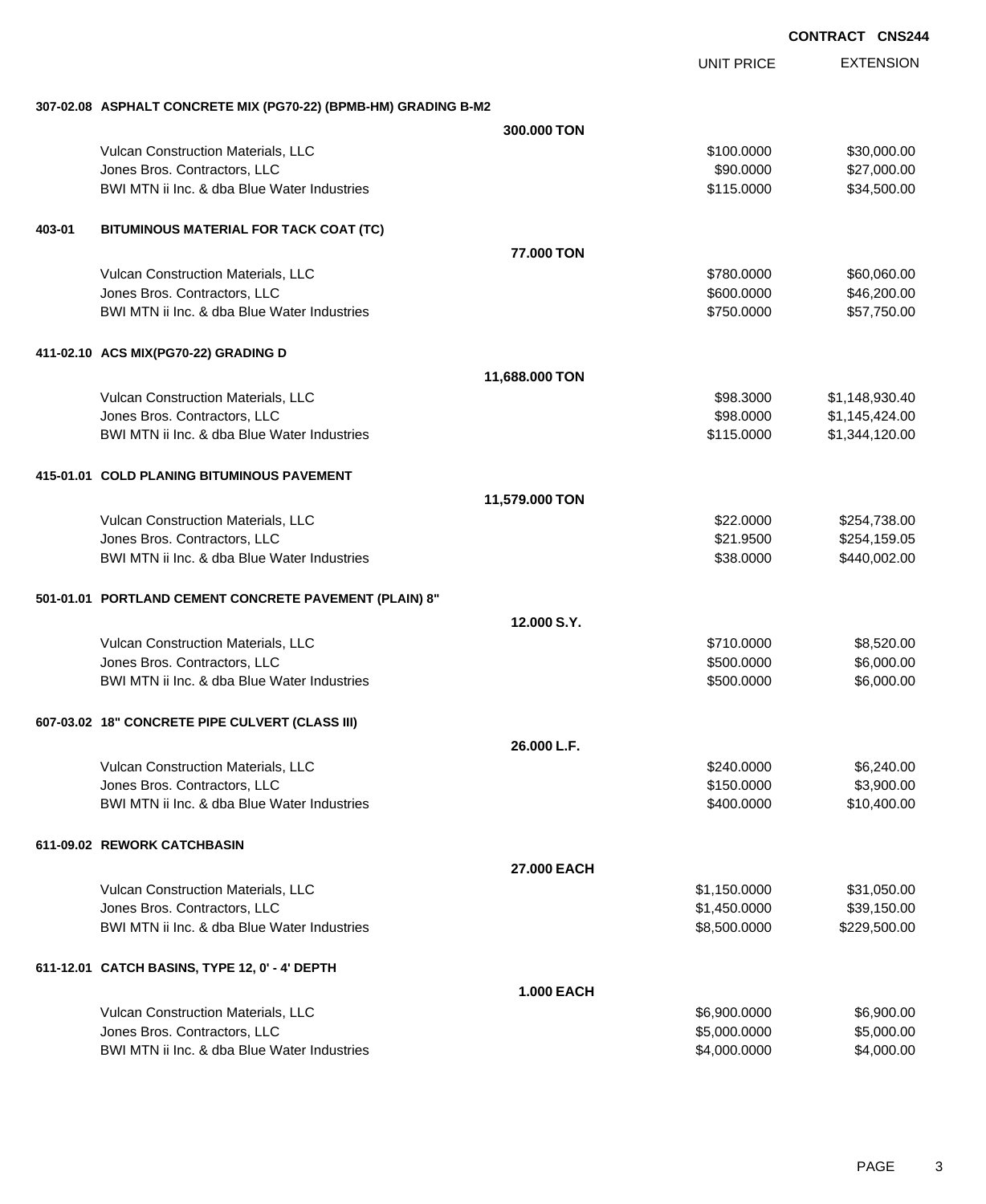**CONTRACT CNS244**

| | | UNIT PRICE | EXTENSION |
|---|---|---|---|
| **307-02.08 ASPHALT CONCRETE MIX (PG70-22) (BPMB-HM) GRADING B-M2** | | | |
| | **300.000 TON** | | |
| Vulcan Construction Materials, LLC | | $100.0000 | $30,000.00 |
| Jones Bros. Contractors, LLC | | $90.0000 | $27,000.00 |
| BWI MTN ii Inc. & dba Blue Water Industries | | $115.0000 | $34,500.00 |
| **403-01 BITUMINOUS MATERIAL FOR TACK COAT (TC)** | | | |
| | **77.000 TON** | | |
| Vulcan Construction Materials, LLC | | $780.0000 | $60,060.00 |
| Jones Bros. Contractors, LLC | | $600.0000 | $46,200.00 |
| BWI MTN ii Inc. & dba Blue Water Industries | | $750.0000 | $57,750.00 |
| **411-02.10 ACS MIX(PG70-22) GRADING D** | | | |
| | **11,688.000 TON** | | |
| Vulcan Construction Materials, LLC | | $98.3000 | $1,148,930.40 |
| Jones Bros. Contractors, LLC | | $98.0000 | $1,145,424.00 |
| BWI MTN ii Inc. & dba Blue Water Industries | | $115.0000 | $1,344,120.00 |
| **415-01.01 COLD PLANING BITUMINOUS PAVEMENT** | | | |
| | **11,579.000 TON** | | |
| Vulcan Construction Materials, LLC | | $22.0000 | $254,738.00 |
| Jones Bros. Contractors, LLC | | $21.9500 | $254,159.05 |
| BWI MTN ii Inc. & dba Blue Water Industries | | $38.0000 | $440,002.00 |
| **501-01.01 PORTLAND CEMENT CONCRETE PAVEMENT (PLAIN) 8"** | | | |
| | **12.000 S.Y.** | | |
| Vulcan Construction Materials, LLC | | $710.0000 | $8,520.00 |
| Jones Bros. Contractors, LLC | | $500.0000 | $6,000.00 |
| BWI MTN ii Inc. & dba Blue Water Industries | | $500.0000 | $6,000.00 |
| **607-03.02 18" CONCRETE PIPE CULVERT (CLASS III)** | | | |
| | **26.000 L.F.** | | |
| Vulcan Construction Materials, LLC | | $240.0000 | $6,240.00 |
| Jones Bros. Contractors, LLC | | $150.0000 | $3,900.00 |
| BWI MTN ii Inc. & dba Blue Water Industries | | $400.0000 | $10,400.00 |
| **611-09.02 REWORK CATCHBASIN** | | | |
| | **27.000 EACH** | | |
| Vulcan Construction Materials, LLC | | $1,150.0000 | $31,050.00 |
| Jones Bros. Contractors, LLC | | $1,450.0000 | $39,150.00 |
| BWI MTN ii Inc. & dba Blue Water Industries | | $8,500.0000 | $229,500.00 |
| **611-12.01 CATCH BASINS, TYPE 12, 0' - 4' DEPTH** | | | |
| | **1.000 EACH** | | |
| Vulcan Construction Materials, LLC | | $6,900.0000 | $6,900.00 |
| Jones Bros. Contractors, LLC | | $5,000.0000 | $5,000.00 |
| BWI MTN ii Inc. & dba Blue Water Industries | | $4,000.0000 | $4,000.00 |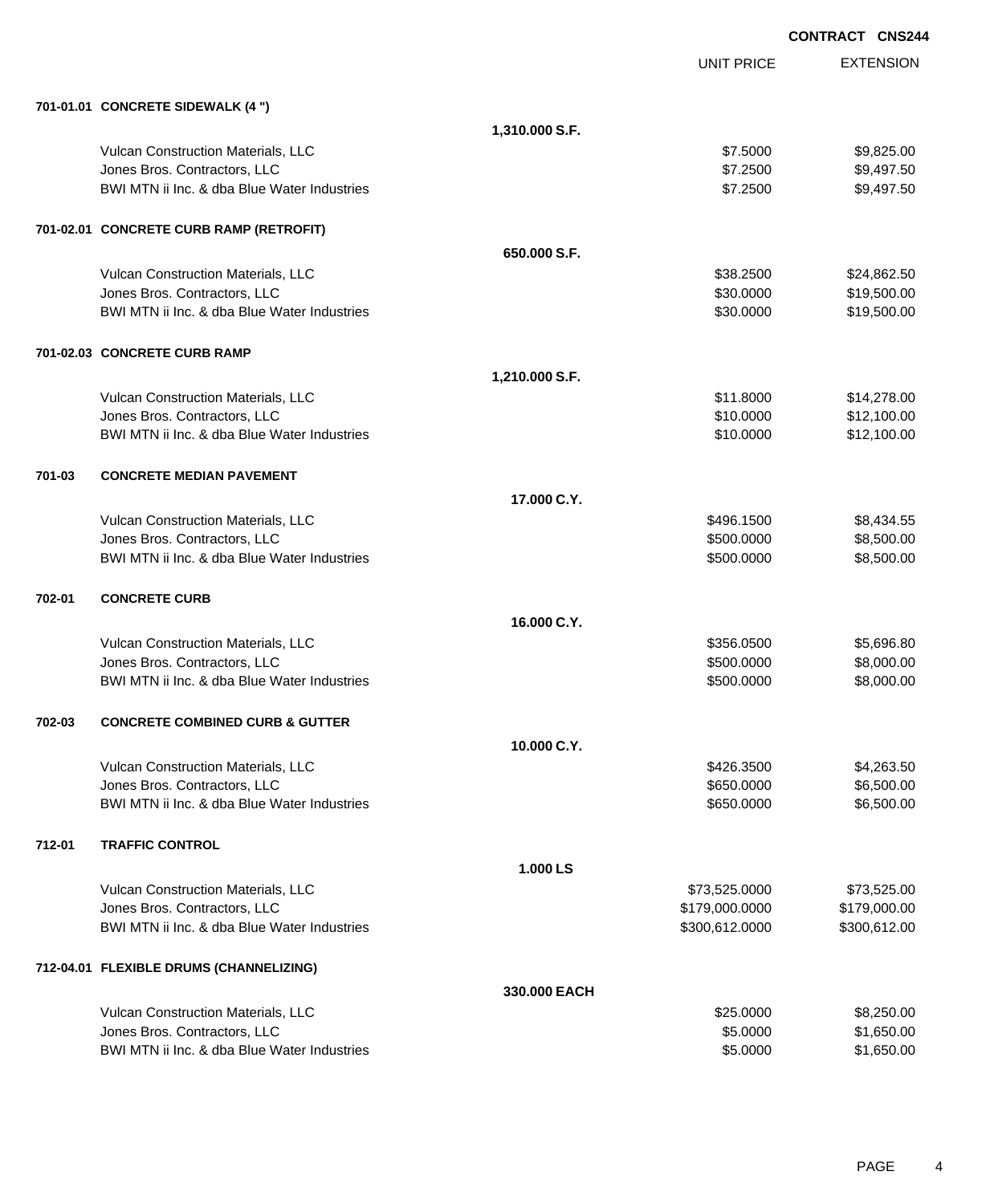CONTRACT CNS244

| | | UNIT PRICE | EXTENSION |
|---|---|---|---|
| **701-01.01 CONCRETE SIDEWALK (4 ")** | | | |
| | **1,310.000 S.F.** | | |
| Vulcan Construction Materials, LLC | | $7.5000 | $9,825.00 |
| Jones Bros. Contractors, LLC | | $7.2500 | $9,497.50 |
| BWI MTN ii Inc. & dba Blue Water Industries | | $7.2500 | $9,497.50 |
| **701-02.01 CONCRETE CURB RAMP (RETROFIT)** | | | |
| | **650.000 S.F.** | | |
| Vulcan Construction Materials, LLC | | $38.2500 | $24,862.50 |
| Jones Bros. Contractors, LLC | | $30.0000 | $19,500.00 |
| BWI MTN ii Inc. & dba Blue Water Industries | | $30.0000 | $19,500.00 |
| **701-02.03 CONCRETE CURB RAMP** | | | |
| | **1,210.000 S.F.** | | |
| Vulcan Construction Materials, LLC | | $11.8000 | $14,278.00 |
| Jones Bros. Contractors, LLC | | $10.0000 | $12,100.00 |
| BWI MTN ii Inc. & dba Blue Water Industries | | $10.0000 | $12,100.00 |
| **701-03 CONCRETE MEDIAN PAVEMENT** | | | |
| | **17.000 C.Y.** | | |
| Vulcan Construction Materials, LLC | | $496.1500 | $8,434.55 |
| Jones Bros. Contractors, LLC | | $500.0000 | $8,500.00 |
| BWI MTN ii Inc. & dba Blue Water Industries | | $500.0000 | $8,500.00 |
| **702-01 CONCRETE CURB** | | | |
| | **16.000 C.Y.** | | |
| Vulcan Construction Materials, LLC | | $356.0500 | $5,696.80 |
| Jones Bros. Contractors, LLC | | $500.0000 | $8,000.00 |
| BWI MTN ii Inc. & dba Blue Water Industries | | $500.0000 | $8,000.00 |
| **702-03 CONCRETE COMBINED CURB & GUTTER** | | | |
| | **10.000 C.Y.** | | |
| Vulcan Construction Materials, LLC | | $426.3500 | $4,263.50 |
| Jones Bros. Contractors, LLC | | $650.0000 | $6,500.00 |
| BWI MTN ii Inc. & dba Blue Water Industries | | $650.0000 | $6,500.00 |
| **712-01 TRAFFIC CONTROL** | | | |
| | **1.000 LS** | | |
| Vulcan Construction Materials, LLC | | $73,525.0000 | $73,525.00 |
| Jones Bros. Contractors, LLC | | $179,000.0000 | $179,000.00 |
| BWI MTN ii Inc. & dba Blue Water Industries | | $300,612.0000 | $300,612.00 |
| **712-04.01 FLEXIBLE DRUMS (CHANNELIZING)** | | | |
| | **330.000 EACH** | | |
| Vulcan Construction Materials, LLC | | $25.0000 | $8,250.00 |
| Jones Bros. Contractors, LLC | | $5.0000 | $1,650.00 |
| BWI MTN ii Inc. & dba Blue Water Industries | | $5.0000 | $1,650.00 |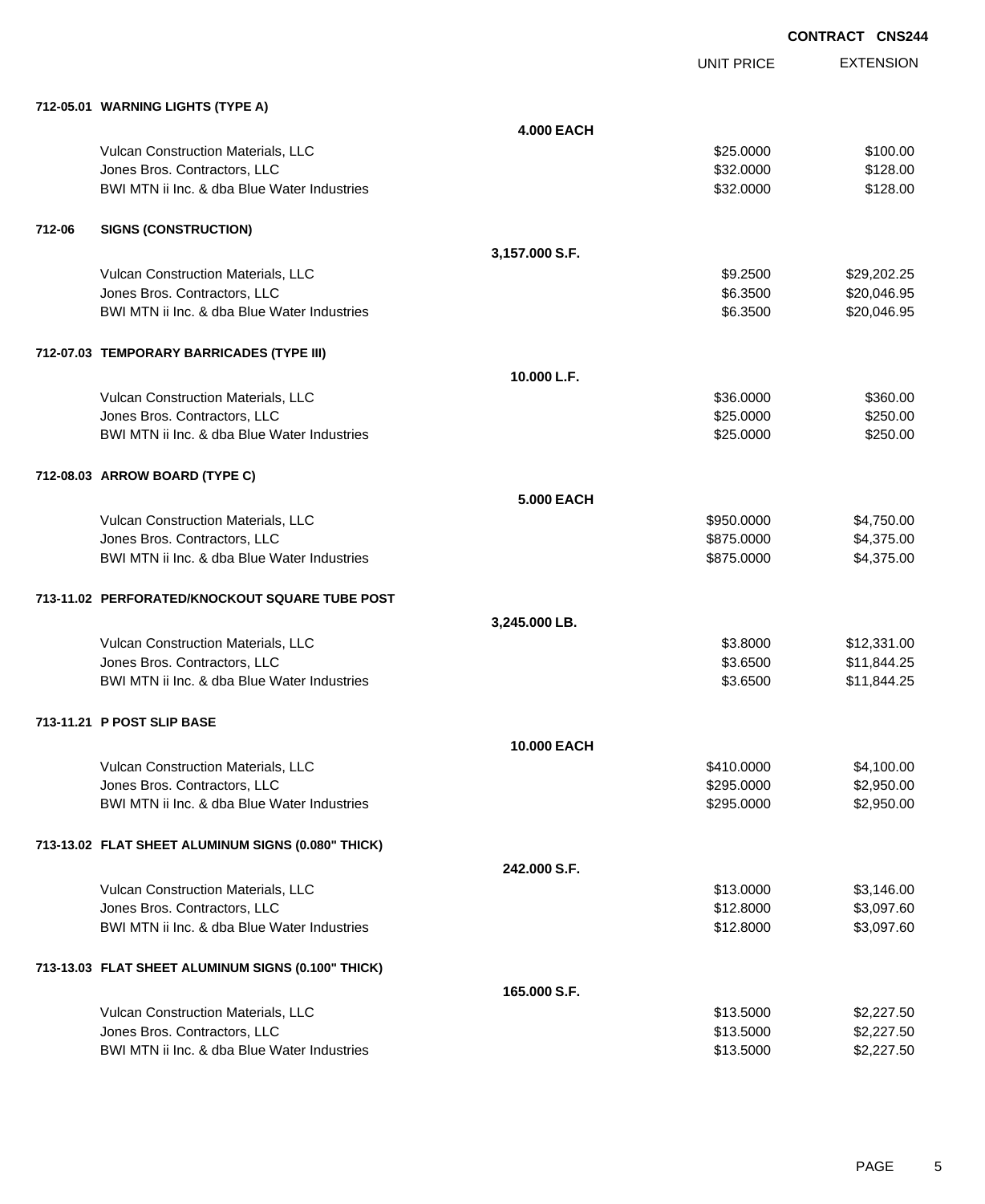**CONTRACT CNS244**

| | | UNIT PRICE | EXTENSION |
|---|---|---|---|
| **712-05.01 WARNING LIGHTS (TYPE A)** | | | |
| | **4.000 EACH** | | |
| Vulcan Construction Materials, LLC | | $25.0000 | $100.00 |
| Jones Bros. Contractors, LLC | | $32.0000 | $128.00 |
| BWI MTN ii Inc. & dba Blue Water Industries | | $32.0000 | $128.00 |
| **712-06 SIGNS (CONSTRUCTION)** | | | |
| | **3,157.000 S.F.** | | |
| Vulcan Construction Materials, LLC | | $9.2500 | $29,202.25 |
| Jones Bros. Contractors, LLC | | $6.3500 | $20,046.95 |
| BWI MTN ii Inc. & dba Blue Water Industries | | $6.3500 | $20,046.95 |
| **712-07.03 TEMPORARY BARRICADES (TYPE III)** | | | |
| | **10.000 L.F.** | | |
| Vulcan Construction Materials, LLC | | $36.0000 | $360.00 |
| Jones Bros. Contractors, LLC | | $25.0000 | $250.00 |
| BWI MTN ii Inc. & dba Blue Water Industries | | $25.0000 | $250.00 |
| **712-08.03 ARROW BOARD (TYPE C)** | | | |
| | **5.000 EACH** | | |
| Vulcan Construction Materials, LLC | | $950.0000 | $4,750.00 |
| Jones Bros. Contractors, LLC | | $875.0000 | $4,375.00 |
| BWI MTN ii Inc. & dba Blue Water Industries | | $875.0000 | $4,375.00 |
| **713-11.02 PERFORATED/KNOCKOUT SQUARE TUBE POST** | | | |
| | **3,245.000 LB.** | | |
| Vulcan Construction Materials, LLC | | $3.8000 | $12,331.00 |
| Jones Bros. Contractors, LLC | | $3.6500 | $11,844.25 |
| BWI MTN ii Inc. & dba Blue Water Industries | | $3.6500 | $11,844.25 |
| **713-11.21 P POST SLIP BASE** | | | |
| | **10.000 EACH** | | |
| Vulcan Construction Materials, LLC | | $410.0000 | $4,100.00 |
| Jones Bros. Contractors, LLC | | $295.0000 | $2,950.00 |
| BWI MTN ii Inc. & dba Blue Water Industries | | $295.0000 | $2,950.00 |
| **713-13.02 FLAT SHEET ALUMINUM SIGNS (0.080" THICK)** | | | |
| | **242.000 S.F.** | | |
| Vulcan Construction Materials, LLC | | $13.0000 | $3,146.00 |
| Jones Bros. Contractors, LLC | | $12.8000 | $3,097.60 |
| BWI MTN ii Inc. & dba Blue Water Industries | | $12.8000 | $3,097.60 |
| **713-13.03 FLAT SHEET ALUMINUM SIGNS (0.100" THICK)** | | | |
| | **165.000 S.F.** | | |
| Vulcan Construction Materials, LLC | | $13.5000 | $2,227.50 |
| Jones Bros. Contractors, LLC | | $13.5000 | $2,227.50 |
| BWI MTN ii Inc. & dba Blue Water Industries | | $13.5000 | $2,227.50 |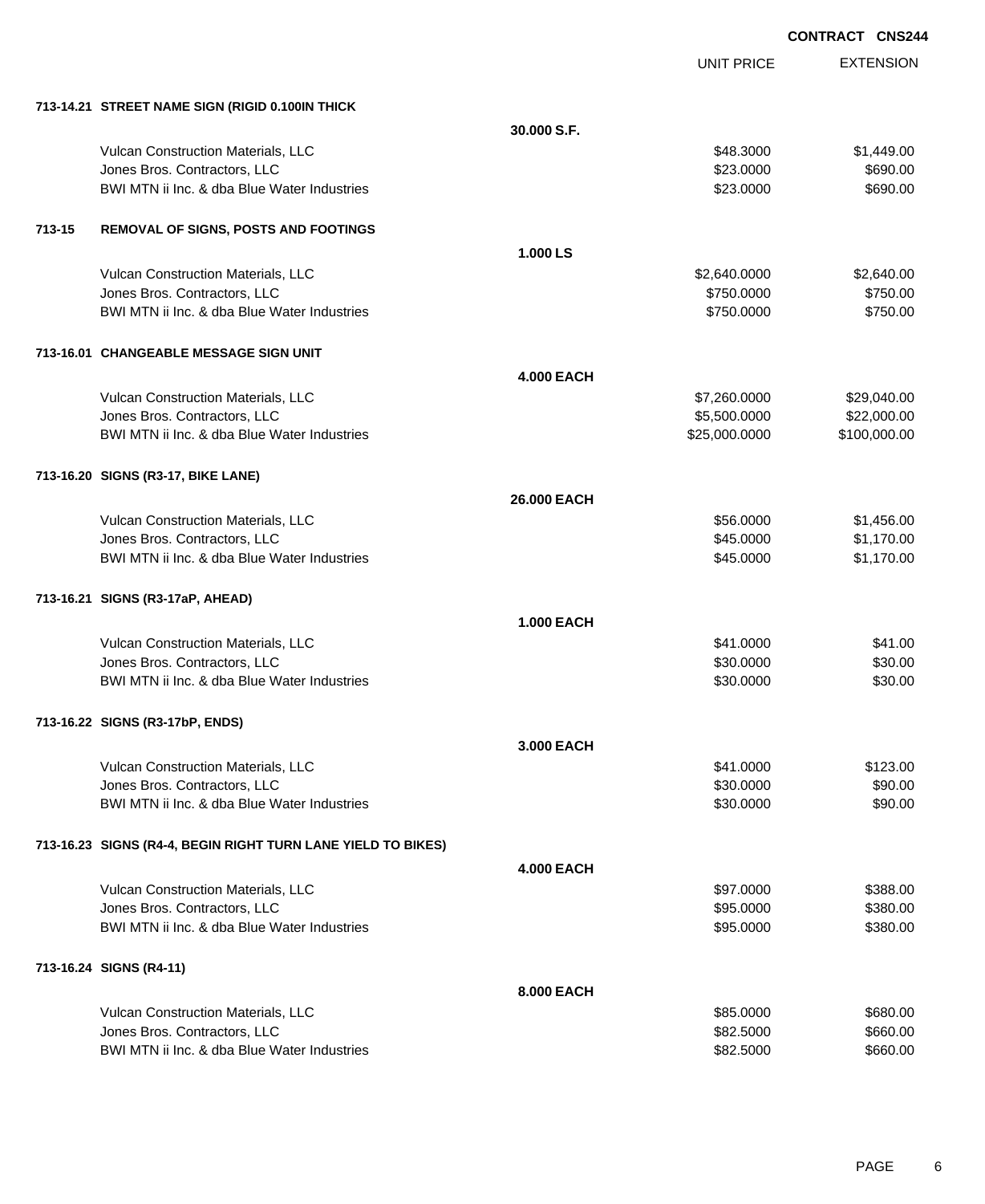**CONTRACT CNS244**

| | | UNIT PRICE | EXTENSION |
|---|---|---|---|
| **713-14.21 STREET NAME SIGN (RIGID 0.100IN THICK** | | | |
| | **30.000 S.F.** | | |
| Vulcan Construction Materials, LLC | | $48.3000 | $1,449.00 |
| Jones Bros. Contractors, LLC | | $23.0000 | $690.00 |
| BWI MTN ii Inc. & dba Blue Water Industries | | $23.0000 | $690.00 |
| **713-15 REMOVAL OF SIGNS, POSTS AND FOOTINGS** | | | |
| | **1.000 LS** | | |
| Vulcan Construction Materials, LLC | | $2,640.0000 | $2,640.00 |
| Jones Bros. Contractors, LLC | | $750.0000 | $750.00 |
| BWI MTN ii Inc. & dba Blue Water Industries | | $750.0000 | $750.00 |
| **713-16.01 CHANGEABLE MESSAGE SIGN UNIT** | | | |
| | **4.000 EACH** | | |
| Vulcan Construction Materials, LLC | | $7,260.0000 | $29,040.00 |
| Jones Bros. Contractors, LLC | | $5,500.0000 | $22,000.00 |
| BWI MTN ii Inc. & dba Blue Water Industries | | $25,000.0000 | $100,000.00 |
| **713-16.20 SIGNS (R3-17, BIKE LANE)** | | | |
| | **26.000 EACH** | | |
| Vulcan Construction Materials, LLC | | $56.0000 | $1,456.00 |
| Jones Bros. Contractors, LLC | | $45.0000 | $1,170.00 |
| BWI MTN ii Inc. & dba Blue Water Industries | | $45.0000 | $1,170.00 |
| **713-16.21 SIGNS (R3-17aP, AHEAD)** | | | |
| | **1.000 EACH** | | |
| Vulcan Construction Materials, LLC | | $41.0000 | $41.00 |
| Jones Bros. Contractors, LLC | | $30.0000 | $30.00 |
| BWI MTN ii Inc. & dba Blue Water Industries | | $30.0000 | $30.00 |
| **713-16.22 SIGNS (R3-17bP, ENDS)** | | | |
| | **3.000 EACH** | | |
| Vulcan Construction Materials, LLC | | $41.0000 | $123.00 |
| Jones Bros. Contractors, LLC | | $30.0000 | $90.00 |
| BWI MTN ii Inc. & dba Blue Water Industries | | $30.0000 | $90.00 |
| **713-16.23 SIGNS (R4-4, BEGIN RIGHT TURN LANE YIELD TO BIKES)** | | | |
| | **4.000 EACH** | | |
| Vulcan Construction Materials, LLC | | $97.0000 | $388.00 |
| Jones Bros. Contractors, LLC | | $95.0000 | $380.00 |
| BWI MTN ii Inc. & dba Blue Water Industries | | $95.0000 | $380.00 |
| **713-16.24 SIGNS (R4-11)** | | | |
| | **8.000 EACH** | | |
| Vulcan Construction Materials, LLC | | $85.0000 | $680.00 |
| Jones Bros. Contractors, LLC | | $82.5000 | $660.00 |
| BWI MTN ii Inc. & dba Blue Water Industries | | $82.5000 | $660.00 |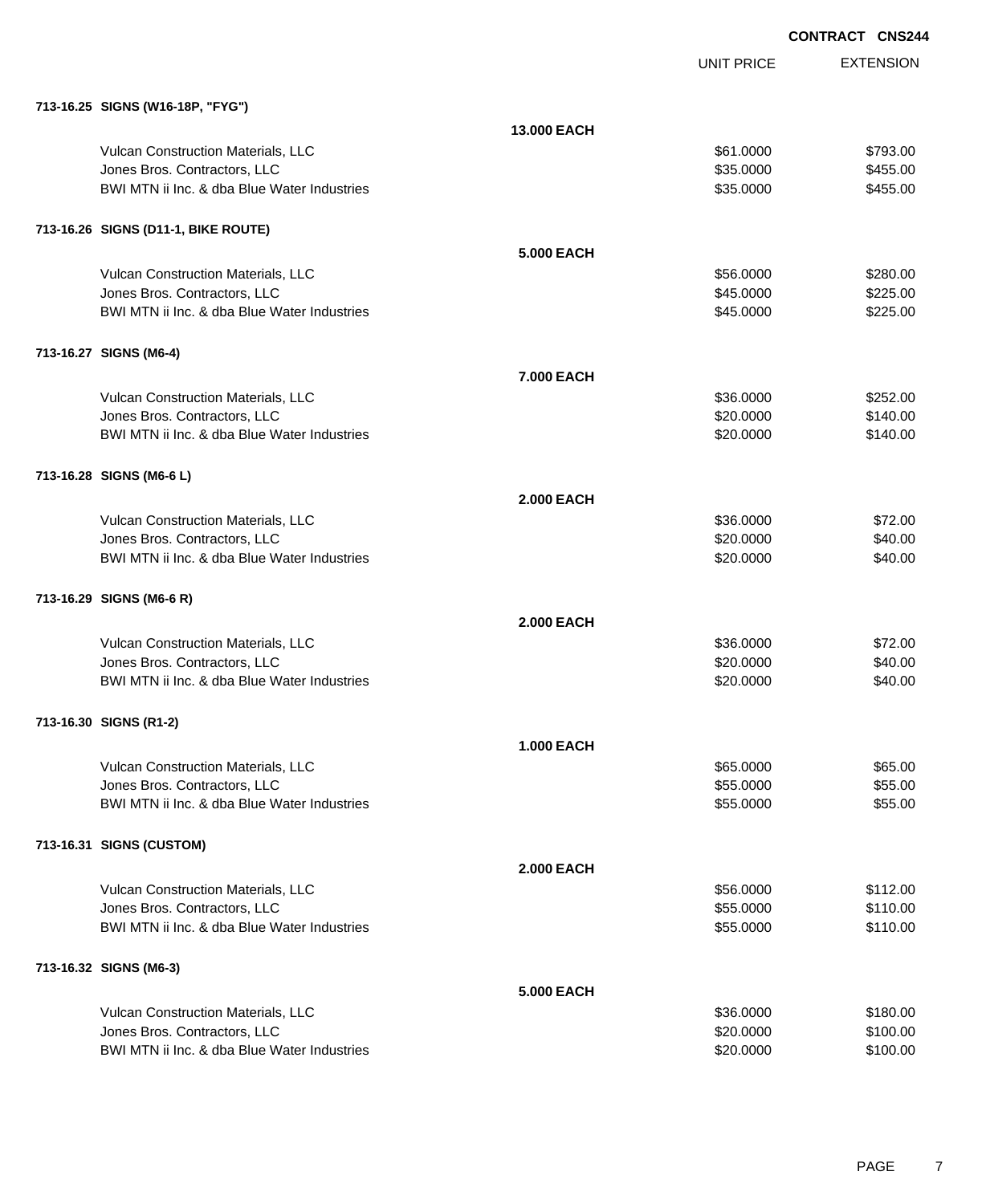**CONTRACT CNS244**

| | | UNIT PRICE | EXTENSION |
|---|---|---|---|
| **713-16.25 SIGNS (W16-18P, "FYG")** | | | |
| | **13.000 EACH** | | |
| Vulcan Construction Materials, LLC | | $61.0000 | $793.00 |
| Jones Bros. Contractors, LLC | | $35.0000 | $455.00 |
| BWI MTN ii Inc. & dba Blue Water Industries | | $35.0000 | $455.00 |
| **713-16.26 SIGNS (D11-1, BIKE ROUTE)** | | | |
| | **5.000 EACH** | | |
| Vulcan Construction Materials, LLC | | $56.0000 | $280.00 |
| Jones Bros. Contractors, LLC | | $45.0000 | $225.00 |
| BWI MTN ii Inc. & dba Blue Water Industries | | $45.0000 | $225.00 |
| **713-16.27 SIGNS (M6-4)** | | | |
| | **7.000 EACH** | | |
| Vulcan Construction Materials, LLC | | $36.0000 | $252.00 |
| Jones Bros. Contractors, LLC | | $20.0000 | $140.00 |
| BWI MTN ii Inc. & dba Blue Water Industries | | $20.0000 | $140.00 |
| **713-16.28 SIGNS (M6-6 L)** | | | |
| | **2.000 EACH** | | |
| Vulcan Construction Materials, LLC | | $36.0000 | $72.00 |
| Jones Bros. Contractors, LLC | | $20.0000 | $40.00 |
| BWI MTN ii Inc. & dba Blue Water Industries | | $20.0000 | $40.00 |
| **713-16.29 SIGNS (M6-6 R)** | | | |
| | **2.000 EACH** | | |
| Vulcan Construction Materials, LLC | | $36.0000 | $72.00 |
| Jones Bros. Contractors, LLC | | $20.0000 | $40.00 |
| BWI MTN ii Inc. & dba Blue Water Industries | | $20.0000 | $40.00 |
| **713-16.30 SIGNS (R1-2)** | | | |
| | **1.000 EACH** | | |
| Vulcan Construction Materials, LLC | | $65.0000 | $65.00 |
| Jones Bros. Contractors, LLC | | $55.0000 | $55.00 |
| BWI MTN ii Inc. & dba Blue Water Industries | | $55.0000 | $55.00 |
| **713-16.31 SIGNS (CUSTOM)** | | | |
| | **2.000 EACH** | | |
| Vulcan Construction Materials, LLC | | $56.0000 | $112.00 |
| Jones Bros. Contractors, LLC | | $55.0000 | $110.00 |
| BWI MTN ii Inc. & dba Blue Water Industries | | $55.0000 | $110.00 |
| **713-16.32 SIGNS (M6-3)** | | | |
| | **5.000 EACH** | | |
| Vulcan Construction Materials, LLC | | $36.0000 | $180.00 |
| Jones Bros. Contractors, LLC | | $20.0000 | $100.00 |
| BWI MTN ii Inc. & dba Blue Water Industries | | $20.0000 | $100.00 |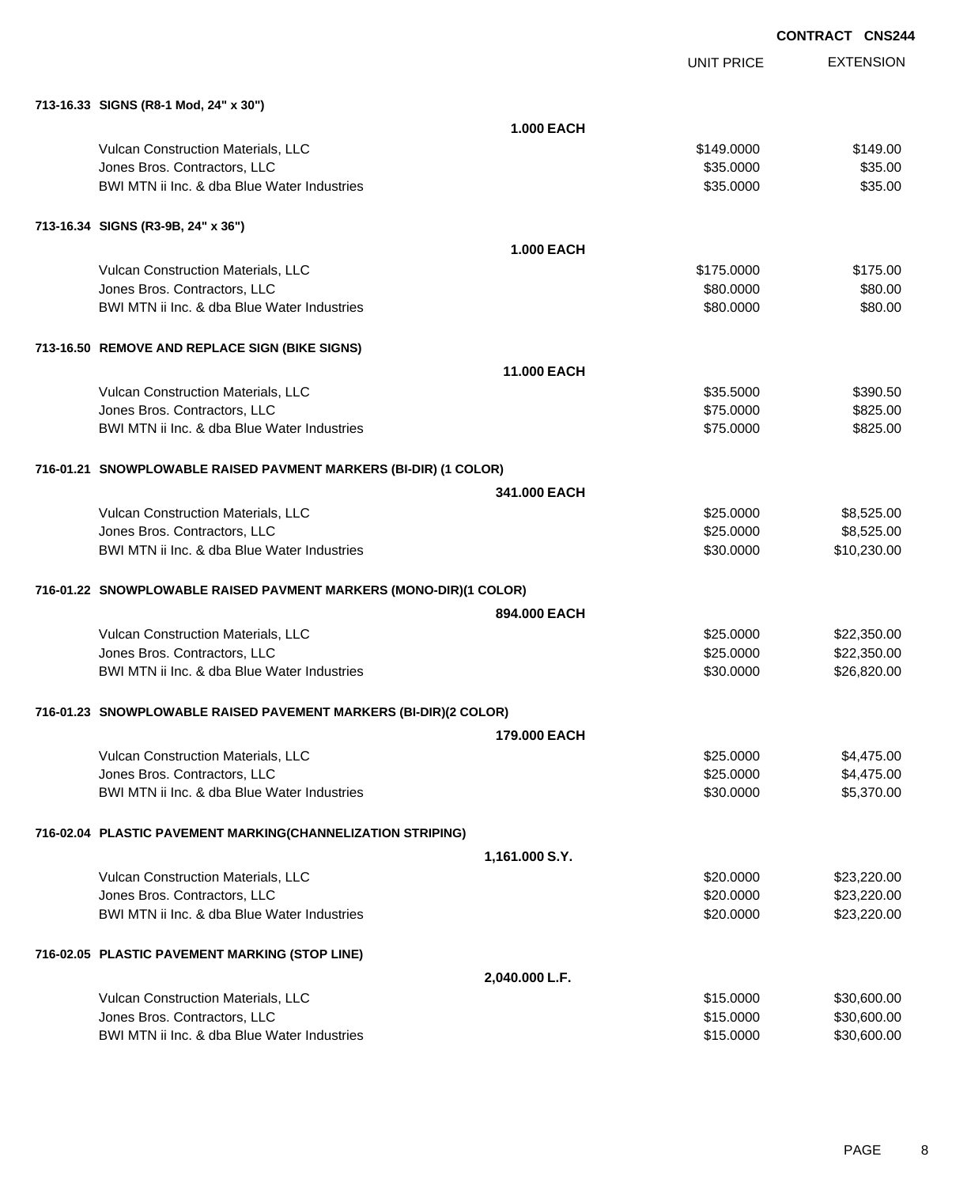**CONTRACT CNS244**

| | | UNIT PRICE | EXTENSION |
|---|---|---|---|
| **713-16.33 SIGNS (R8-1 Mod, 24" x 30")** | | | |
| | **1.000 EACH** | | |
| Vulcan Construction Materials, LLC | | $149.0000 | $149.00 |
| Jones Bros. Contractors, LLC | | $35.0000 | $35.00 |
| BWI MTN ii Inc. & dba Blue Water Industries | | $35.0000 | $35.00 |
| **713-16.34 SIGNS (R3-9B, 24" x 36")** | | | |
| | **1.000 EACH** | | |
| Vulcan Construction Materials, LLC | | $175.0000 | $175.00 |
| Jones Bros. Contractors, LLC | | $80.0000 | $80.00 |
| BWI MTN ii Inc. & dba Blue Water Industries | | $80.0000 | $80.00 |
| **713-16.50 REMOVE AND REPLACE SIGN (BIKE SIGNS)** | | | |
| | **11.000 EACH** | | |
| Vulcan Construction Materials, LLC | | $35.5000 | $390.50 |
| Jones Bros. Contractors, LLC | | $75.0000 | $825.00 |
| BWI MTN ii Inc. & dba Blue Water Industries | | $75.0000 | $825.00 |
| **716-01.21 SNOWPLOWABLE RAISED PAVMENT MARKERS (BI-DIR) (1 COLOR)** | | | |
| | **341.000 EACH** | | |
| Vulcan Construction Materials, LLC | | $25.0000 | $8,525.00 |
| Jones Bros. Contractors, LLC | | $25.0000 | $8,525.00 |
| BWI MTN ii Inc. & dba Blue Water Industries | | $30.0000 | $10,230.00 |
| **716-01.22 SNOWPLOWABLE RAISED PAVMENT MARKERS (MONO-DIR)(1 COLOR)** | | | |
| | **894.000 EACH** | | |
| Vulcan Construction Materials, LLC | | $25.0000 | $22,350.00 |
| Jones Bros. Contractors, LLC | | $25.0000 | $22,350.00 |
| BWI MTN ii Inc. & dba Blue Water Industries | | $30.0000 | $26,820.00 |
| **716-01.23 SNOWPLOWABLE RAISED PAVEMENT MARKERS (BI-DIR)(2 COLOR)** | | | |
| | **179.000 EACH** | | |
| Vulcan Construction Materials, LLC | | $25.0000 | $4,475.00 |
| Jones Bros. Contractors, LLC | | $25.0000 | $4,475.00 |
| BWI MTN ii Inc. & dba Blue Water Industries | | $30.0000 | $5,370.00 |
| **716-02.04 PLASTIC PAVEMENT MARKING(CHANNELIZATION STRIPING)** | | | |
| | **1,161.000 S.Y.** | | |
| Vulcan Construction Materials, LLC | | $20.0000 | $23,220.00 |
| Jones Bros. Contractors, LLC | | $20.0000 | $23,220.00 |
| BWI MTN ii Inc. & dba Blue Water Industries | | $20.0000 | $23,220.00 |
| **716-02.05 PLASTIC PAVEMENT MARKING (STOP LINE)** | | | |
| | **2,040.000 L.F.** | | |
| Vulcan Construction Materials, LLC | | $15.0000 | $30,600.00 |
| Jones Bros. Contractors, LLC | | $15.0000 | $30,600.00 |
| BWI MTN ii Inc. & dba Blue Water Industries | | $15.0000 | $30,600.00 |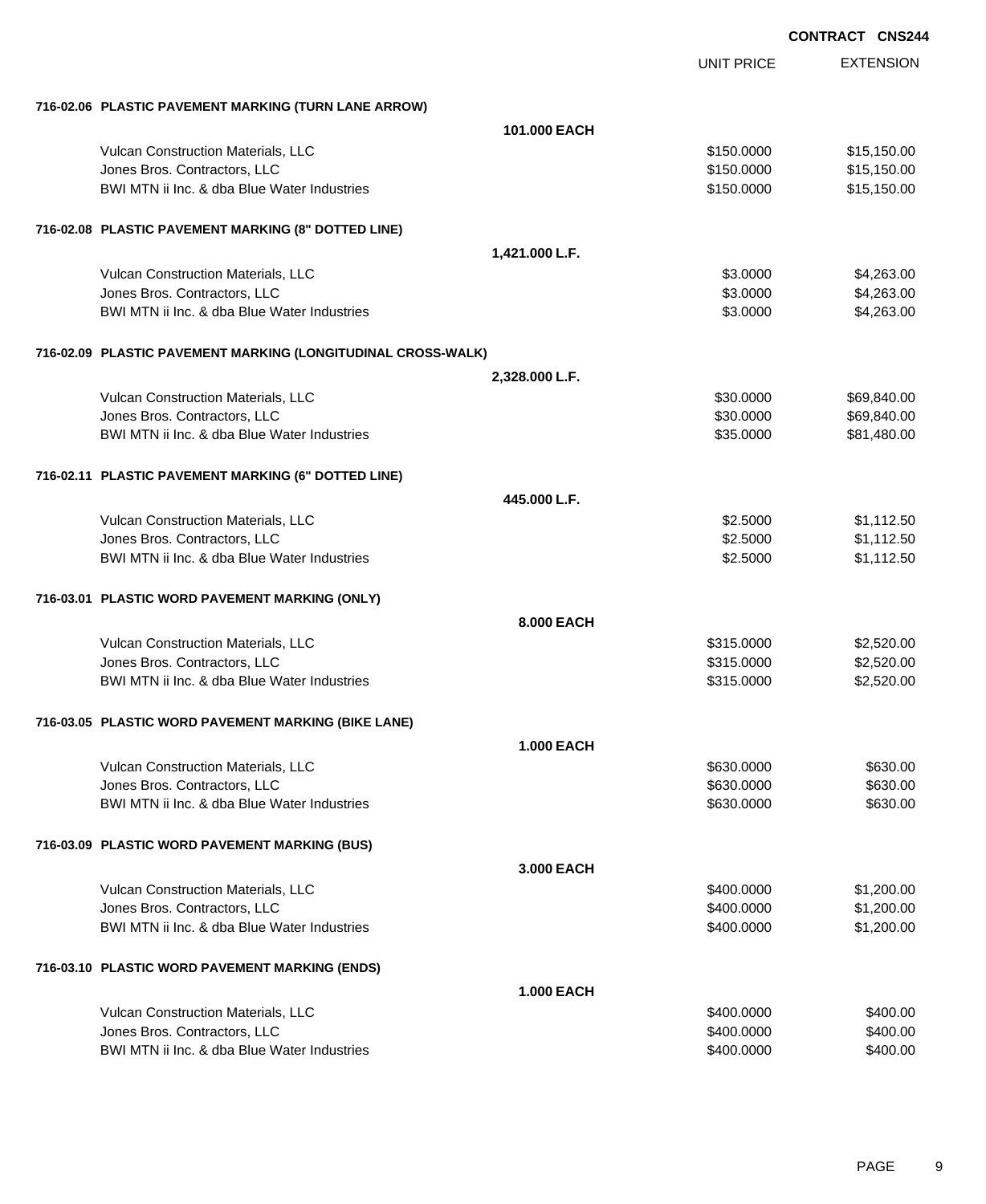CONTRACT CNS244

| | | UNIT PRICE | EXTENSION |
|---|---|---|---|
| **716-02.06 PLASTIC PAVEMENT MARKING (TURN LANE ARROW)** | | | |
| | **101.000 EACH** | | |
| Vulcan Construction Materials, LLC | | $150.0000 | $15,150.00 |
| Jones Bros. Contractors, LLC | | $150.0000 | $15,150.00 |
| BWI MTN ii Inc. & dba Blue Water Industries | | $150.0000 | $15,150.00 |
| **716-02.08 PLASTIC PAVEMENT MARKING (8" DOTTED LINE)** | | | |
| | **1,421.000 L.F.** | | |
| Vulcan Construction Materials, LLC | | $3.0000 | $4,263.00 |
| Jones Bros. Contractors, LLC | | $3.0000 | $4,263.00 |
| BWI MTN ii Inc. & dba Blue Water Industries | | $3.0000 | $4,263.00 |
| **716-02.09 PLASTIC PAVEMENT MARKING (LONGITUDINAL CROSS-WALK)** | | | |
| | **2,328.000 L.F.** | | |
| Vulcan Construction Materials, LLC | | $30.0000 | $69,840.00 |
| Jones Bros. Contractors, LLC | | $30.0000 | $69,840.00 |
| BWI MTN ii Inc. & dba Blue Water Industries | | $35.0000 | $81,480.00 |
| **716-02.11 PLASTIC PAVEMENT MARKING (6" DOTTED LINE)** | | | |
| | **445.000 L.F.** | | |
| Vulcan Construction Materials, LLC | | $2.5000 | $1,112.50 |
| Jones Bros. Contractors, LLC | | $2.5000 | $1,112.50 |
| BWI MTN ii Inc. & dba Blue Water Industries | | $2.5000 | $1,112.50 |
| **716-03.01 PLASTIC WORD PAVEMENT MARKING (ONLY)** | | | |
| | **8.000 EACH** | | |
| Vulcan Construction Materials, LLC | | $315.0000 | $2,520.00 |
| Jones Bros. Contractors, LLC | | $315.0000 | $2,520.00 |
| BWI MTN ii Inc. & dba Blue Water Industries | | $315.0000 | $2,520.00 |
| **716-03.05 PLASTIC WORD PAVEMENT MARKING (BIKE LANE)** | | | |
| | **1.000 EACH** | | |
| Vulcan Construction Materials, LLC | | $630.0000 | $630.00 |
| Jones Bros. Contractors, LLC | | $630.0000 | $630.00 |
| BWI MTN ii Inc. & dba Blue Water Industries | | $630.0000 | $630.00 |
| **716-03.09 PLASTIC WORD PAVEMENT MARKING (BUS)** | | | |
| | **3.000 EACH** | | |
| Vulcan Construction Materials, LLC | | $400.0000 | $1,200.00 |
| Jones Bros. Contractors, LLC | | $400.0000 | $1,200.00 |
| BWI MTN ii Inc. & dba Blue Water Industries | | $400.0000 | $1,200.00 |
| **716-03.10 PLASTIC WORD PAVEMENT MARKING (ENDS)** | | | |
| | **1.000 EACH** | | |
| Vulcan Construction Materials, LLC | | $400.0000 | $400.00 |
| Jones Bros. Contractors, LLC | | $400.0000 | $400.00 |
| BWI MTN ii Inc. & dba Blue Water Industries | | $400.0000 | $400.00 |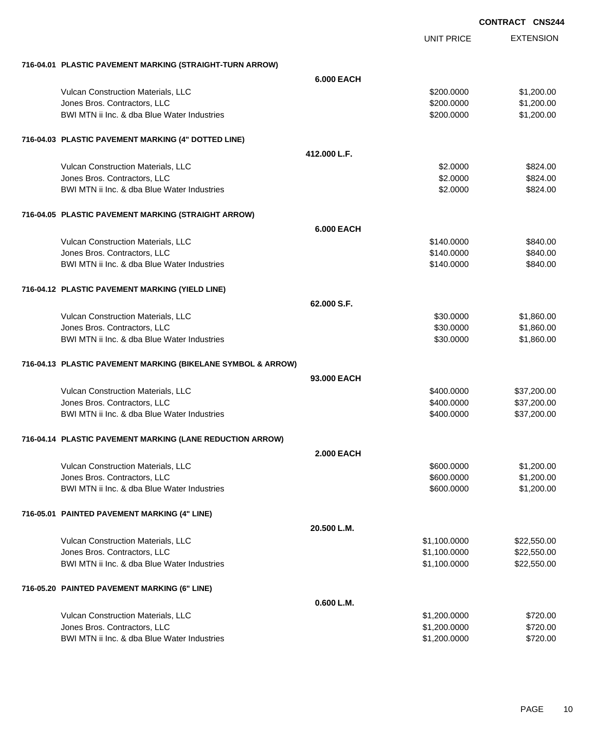CONTRACT CNS244

| | | UNIT PRICE | EXTENSION |
|---|---|---|---|
| **716-04.01 PLASTIC PAVEMENT MARKING (STRAIGHT-TURN ARROW)** | | | |
| | **6.000 EACH** | | |
| Vulcan Construction Materials, LLC | | $200.0000 | $1,200.00 |
| Jones Bros. Contractors, LLC | | $200.0000 | $1,200.00 |
| BWI MTN ii Inc. & dba Blue Water Industries | | $200.0000 | $1,200.00 |
| **716-04.03 PLASTIC PAVEMENT MARKING (4" DOTTED LINE)** | | | |
| | **412.000 L.F.** | | |
| Vulcan Construction Materials, LLC | | $2.0000 | $824.00 |
| Jones Bros. Contractors, LLC | | $2.0000 | $824.00 |
| BWI MTN ii Inc. & dba Blue Water Industries | | $2.0000 | $824.00 |
| **716-04.05 PLASTIC PAVEMENT MARKING (STRAIGHT ARROW)** | | | |
| | **6.000 EACH** | | |
| Vulcan Construction Materials, LLC | | $140.0000 | $840.00 |
| Jones Bros. Contractors, LLC | | $140.0000 | $840.00 |
| BWI MTN ii Inc. & dba Blue Water Industries | | $140.0000 | $840.00 |
| **716-04.12 PLASTIC PAVEMENT MARKING (YIELD LINE)** | | | |
| | **62.000 S.F.** | | |
| Vulcan Construction Materials, LLC | | $30.0000 | $1,860.00 |
| Jones Bros. Contractors, LLC | | $30.0000 | $1,860.00 |
| BWI MTN ii Inc. & dba Blue Water Industries | | $30.0000 | $1,860.00 |
| **716-04.13 PLASTIC PAVEMENT MARKING (BIKELANE SYMBOL & ARROW)** | | | |
| | **93.000 EACH** | | |
| Vulcan Construction Materials, LLC | | $400.0000 | $37,200.00 |
| Jones Bros. Contractors, LLC | | $400.0000 | $37,200.00 |
| BWI MTN ii Inc. & dba Blue Water Industries | | $400.0000 | $37,200.00 |
| **716-04.14 PLASTIC PAVEMENT MARKING (LANE REDUCTION ARROW)** | | | |
| | **2.000 EACH** | | |
| Vulcan Construction Materials, LLC | | $600.0000 | $1,200.00 |
| Jones Bros. Contractors, LLC | | $600.0000 | $1,200.00 |
| BWI MTN ii Inc. & dba Blue Water Industries | | $600.0000 | $1,200.00 |
| **716-05.01 PAINTED PAVEMENT MARKING (4" LINE)** | | | |
| | **20.500 L.M.** | | |
| Vulcan Construction Materials, LLC | | $1,100.0000 | $22,550.00 |
| Jones Bros. Contractors, LLC | | $1,100.0000 | $22,550.00 |
| BWI MTN ii Inc. & dba Blue Water Industries | | $1,100.0000 | $22,550.00 |
| **716-05.20 PAINTED PAVEMENT MARKING (6" LINE)** | | | |
| | **0.600 L.M.** | | |
| Vulcan Construction Materials, LLC | | $1,200.0000 | $720.00 |
| Jones Bros. Contractors, LLC | | $1,200.0000 | $720.00 |
| BWI MTN ii Inc. & dba Blue Water Industries | | $1,200.0000 | $720.00 |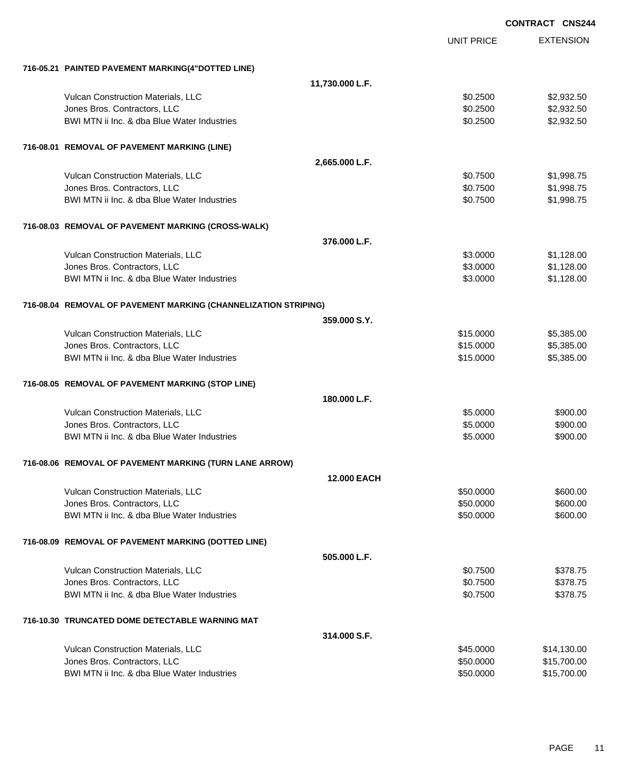**CONTRACT CNS244**

| | | UNIT PRICE | EXTENSION |
|---|---|---|---|
| **716-05.21 PAINTED PAVEMENT MARKING(4"DOTTED LINE)** | | | |
| | **11,730.000 L.F.** | | |
| Vulcan Construction Materials, LLC | | $0.2500 | $2,932.50 |
| Jones Bros. Contractors, LLC | | $0.2500 | $2,932.50 |
| BWI MTN ii Inc. & dba Blue Water Industries | | $0.2500 | $2,932.50 |
| **716-08.01 REMOVAL OF PAVEMENT MARKING (LINE)** | | | |
| | **2,665.000 L.F.** | | |
| Vulcan Construction Materials, LLC | | $0.7500 | $1,998.75 |
| Jones Bros. Contractors, LLC | | $0.7500 | $1,998.75 |
| BWI MTN ii Inc. & dba Blue Water Industries | | $0.7500 | $1,998.75 |
| **716-08.03 REMOVAL OF PAVEMENT MARKING (CROSS-WALK)** | | | |
| | **376.000 L.F.** | | |
| Vulcan Construction Materials, LLC | | $3.0000 | $1,128.00 |
| Jones Bros. Contractors, LLC | | $3.0000 | $1,128.00 |
| BWI MTN ii Inc. & dba Blue Water Industries | | $3.0000 | $1,128.00 |
| **716-08.04 REMOVAL OF PAVEMENT MARKING (CHANNELIZATION STRIPING)** | | | |
| | **359.000 S.Y.** | | |
| Vulcan Construction Materials, LLC | | $15.0000 | $5,385.00 |
| Jones Bros. Contractors, LLC | | $15.0000 | $5,385.00 |
| BWI MTN ii Inc. & dba Blue Water Industries | | $15.0000 | $5,385.00 |
| **716-08.05 REMOVAL OF PAVEMENT MARKING (STOP LINE)** | | | |
| | **180.000 L.F.** | | |
| Vulcan Construction Materials, LLC | | $5.0000 | $900.00 |
| Jones Bros. Contractors, LLC | | $5.0000 | $900.00 |
| BWI MTN ii Inc. & dba Blue Water Industries | | $5.0000 | $900.00 |
| **716-08.06 REMOVAL OF PAVEMENT MARKING (TURN LANE ARROW)** | | | |
| | **12.000 EACH** | | |
| Vulcan Construction Materials, LLC | | $50.0000 | $600.00 |
| Jones Bros. Contractors, LLC | | $50.0000 | $600.00 |
| BWI MTN ii Inc. & dba Blue Water Industries | | $50.0000 | $600.00 |
| **716-08.09 REMOVAL OF PAVEMENT MARKING (DOTTED LINE)** | | | |
| | **505.000 L.F.** | | |
| Vulcan Construction Materials, LLC | | $0.7500 | $378.75 |
| Jones Bros. Contractors, LLC | | $0.7500 | $378.75 |
| BWI MTN ii Inc. & dba Blue Water Industries | | $0.7500 | $378.75 |
| **716-10.30 TRUNCATED DOME DETECTABLE WARNING MAT** | | | |
| | **314.000 S.F.** | | |
| Vulcan Construction Materials, LLC | | $45.0000 | $14,130.00 |
| Jones Bros. Contractors, LLC | | $50.0000 | $15,700.00 |
| BWI MTN ii Inc. & dba Blue Water Industries | | $50.0000 | $15,700.00 |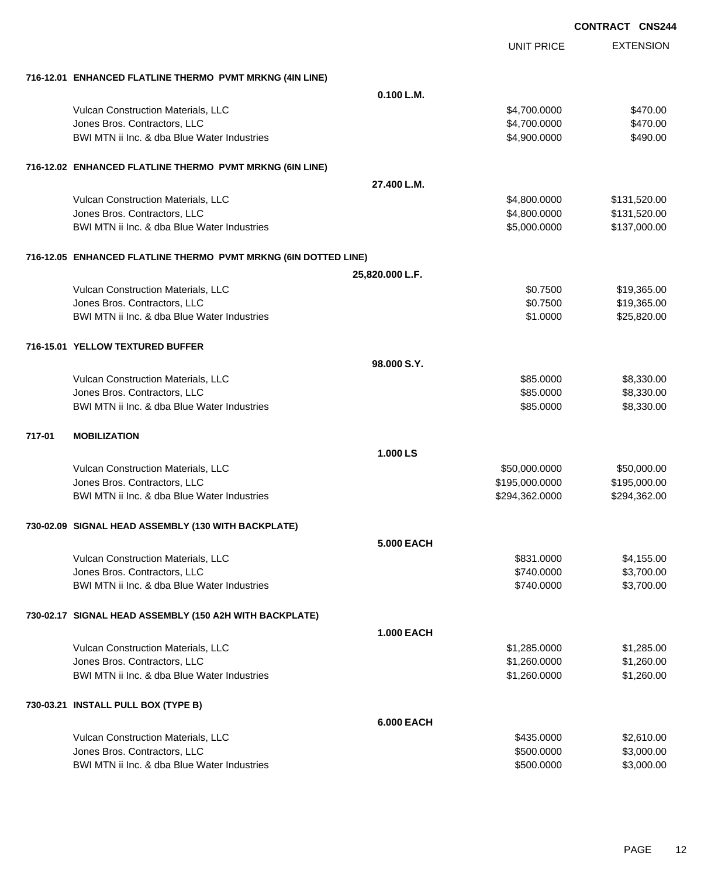**CONTRACT CNS244**

| | | UNIT PRICE | EXTENSION |
|---|---|---|---|
| **716-12.01 ENHANCED FLATLINE THERMO PVMT MRKNG (4IN LINE)** | **0.100 L.M.** | | |
| Vulcan Construction Materials, LLC | | $4,700.0000 | $470.00 |
| Jones Bros. Contractors, LLC | | $4,700.0000 | $470.00 |
| BWI MTN ii Inc. & dba Blue Water Industries | | $4,900.0000 | $490.00 |
| **716-12.02 ENHANCED FLATLINE THERMO PVMT MRKNG (6IN LINE)** | **27.400 L.M.** | | |
| Vulcan Construction Materials, LLC | | $4,800.0000 | $131,520.00 |
| Jones Bros. Contractors, LLC | | $4,800.0000 | $131,520.00 |
| BWI MTN ii Inc. & dba Blue Water Industries | | $5,000.0000 | $137,000.00 |
| **716-12.05 ENHANCED FLATLINE THERMO PVMT MRKNG (6IN DOTTED LINE)** | **25,820.000 L.F.** | | |
| Vulcan Construction Materials, LLC | | $0.7500 | $19,365.00 |
| Jones Bros. Contractors, LLC | | $0.7500 | $19,365.00 |
| BWI MTN ii Inc. & dba Blue Water Industries | | $1.0000 | $25,820.00 |
| **716-15.01 YELLOW TEXTURED BUFFER** | **98.000 S.Y.** | | |
| Vulcan Construction Materials, LLC | | $85.0000 | $8,330.00 |
| Jones Bros. Contractors, LLC | | $85.0000 | $8,330.00 |
| BWI MTN ii Inc. & dba Blue Water Industries | | $85.0000 | $8,330.00 |
| **717-01 MOBILIZATION** | **1.000 LS** | | |
| Vulcan Construction Materials, LLC | | $50,000.0000 | $50,000.00 |
| Jones Bros. Contractors, LLC | | $195,000.0000 | $195,000.00 |
| BWI MTN ii Inc. & dba Blue Water Industries | | $294,362.0000 | $294,362.00 |
| **730-02.09 SIGNAL HEAD ASSEMBLY (130 WITH BACKPLATE)** | **5.000 EACH** | | |
| Vulcan Construction Materials, LLC | | $831.0000 | $4,155.00 |
| Jones Bros. Contractors, LLC | | $740.0000 | $3,700.00 |
| BWI MTN ii Inc. & dba Blue Water Industries | | $740.0000 | $3,700.00 |
| **730-02.17 SIGNAL HEAD ASSEMBLY (150 A2H WITH BACKPLATE)** | **1.000 EACH** | | |
| Vulcan Construction Materials, LLC | | $1,285.0000 | $1,285.00 |
| Jones Bros. Contractors, LLC | | $1,260.0000 | $1,260.00 |
| BWI MTN ii Inc. & dba Blue Water Industries | | $1,260.0000 | $1,260.00 |
| **730-03.21 INSTALL PULL BOX (TYPE B)** | **6.000 EACH** | | |
| Vulcan Construction Materials, LLC | | $435.0000 | $2,610.00 |
| Jones Bros. Contractors, LLC | | $500.0000 | $3,000.00 |
| BWI MTN ii Inc. & dba Blue Water Industries | | $500.0000 | $3,000.00 |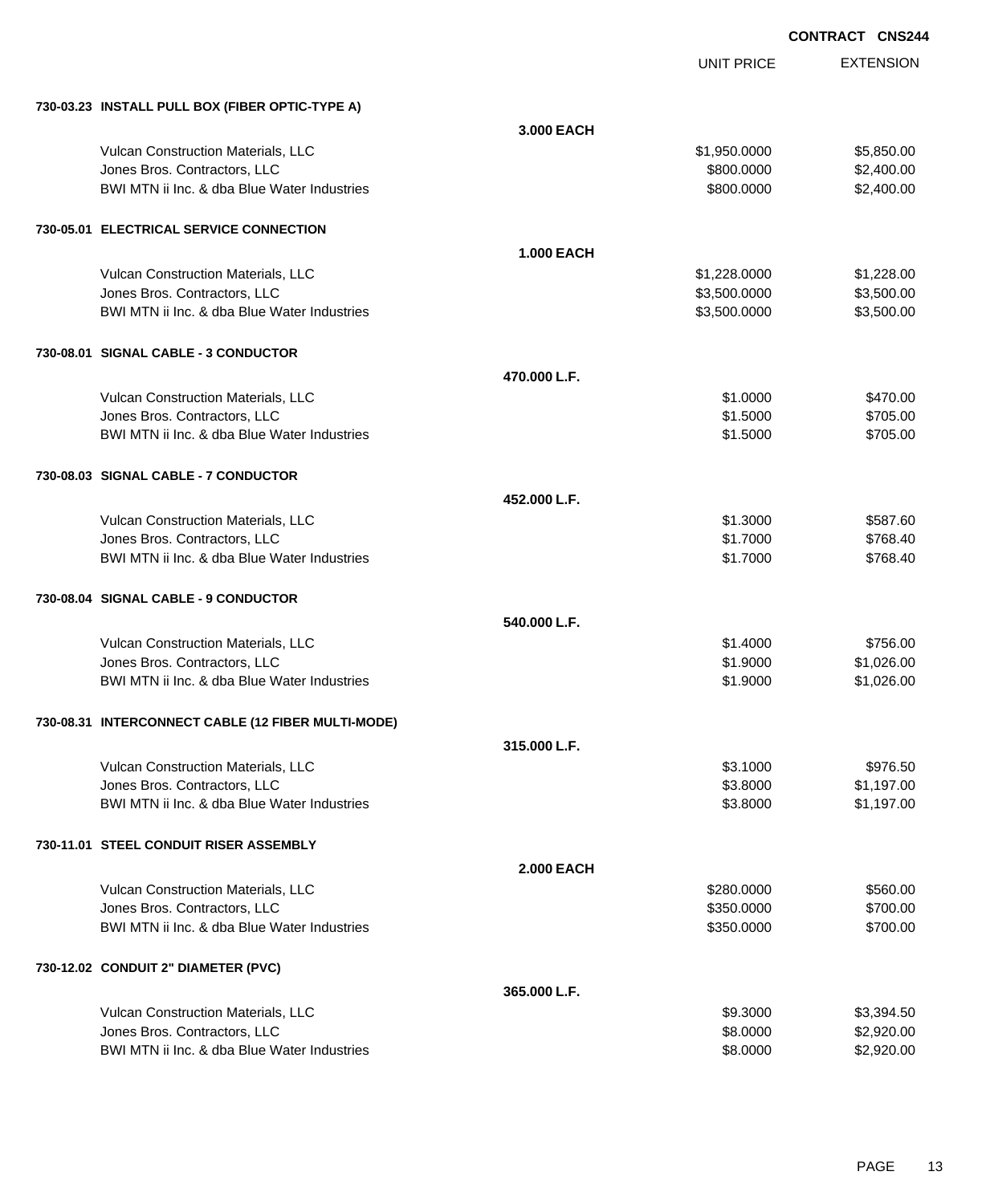**CONTRACT CNS244**

| | | UNIT PRICE | EXTENSION |
|---|---|---|---|
| **730-03.23 INSTALL PULL BOX (FIBER OPTIC-TYPE A)** | | | |
| | **3.000 EACH** | | |
| Vulcan Construction Materials, LLC | | $1,950.0000 | $5,850.00 |
| Jones Bros. Contractors, LLC | | $800.0000 | $2,400.00 |
| BWI MTN ii Inc. & dba Blue Water Industries | | $800.0000 | $2,400.00 |
| **730-05.01 ELECTRICAL SERVICE CONNECTION** | | | |
| | **1.000 EACH** | | |
| Vulcan Construction Materials, LLC | | $1,228.0000 | $1,228.00 |
| Jones Bros. Contractors, LLC | | $3,500.0000 | $3,500.00 |
| BWI MTN ii Inc. & dba Blue Water Industries | | $3,500.0000 | $3,500.00 |
| **730-08.01 SIGNAL CABLE - 3 CONDUCTOR** | | | |
| | **470.000 L.F.** | | |
| Vulcan Construction Materials, LLC | | $1.0000 | $470.00 |
| Jones Bros. Contractors, LLC | | $1.5000 | $705.00 |
| BWI MTN ii Inc. & dba Blue Water Industries | | $1.5000 | $705.00 |
| **730-08.03 SIGNAL CABLE - 7 CONDUCTOR** | | | |
| | **452.000 L.F.** | | |
| Vulcan Construction Materials, LLC | | $1.3000 | $587.60 |
| Jones Bros. Contractors, LLC | | $1.7000 | $768.40 |
| BWI MTN ii Inc. & dba Blue Water Industries | | $1.7000 | $768.40 |
| **730-08.04 SIGNAL CABLE - 9 CONDUCTOR** | | | |
| | **540.000 L.F.** | | |
| Vulcan Construction Materials, LLC | | $1.4000 | $756.00 |
| Jones Bros. Contractors, LLC | | $1.9000 | $1,026.00 |
| BWI MTN ii Inc. & dba Blue Water Industries | | $1.9000 | $1,026.00 |
| **730-08.31 INTERCONNECT CABLE (12 FIBER MULTI-MODE)** | | | |
| | **315.000 L.F.** | | |
| Vulcan Construction Materials, LLC | | $3.1000 | $976.50 |
| Jones Bros. Contractors, LLC | | $3.8000 | $1,197.00 |
| BWI MTN ii Inc. & dba Blue Water Industries | | $3.8000 | $1,197.00 |
| **730-11.01 STEEL CONDUIT RISER ASSEMBLY** | | | |
| | **2.000 EACH** | | |
| Vulcan Construction Materials, LLC | | $280.0000 | $560.00 |
| Jones Bros. Contractors, LLC | | $350.0000 | $700.00 |
| BWI MTN ii Inc. & dba Blue Water Industries | | $350.0000 | $700.00 |
| **730-12.02 CONDUIT 2" DIAMETER (PVC)** | | | |
| | **365.000 L.F.** | | |
| Vulcan Construction Materials, LLC | | $9.3000 | $3,394.50 |
| Jones Bros. Contractors, LLC | | $8.0000 | $2,920.00 |
| BWI MTN ii Inc. & dba Blue Water Industries | | $8.0000 | $2,920.00 |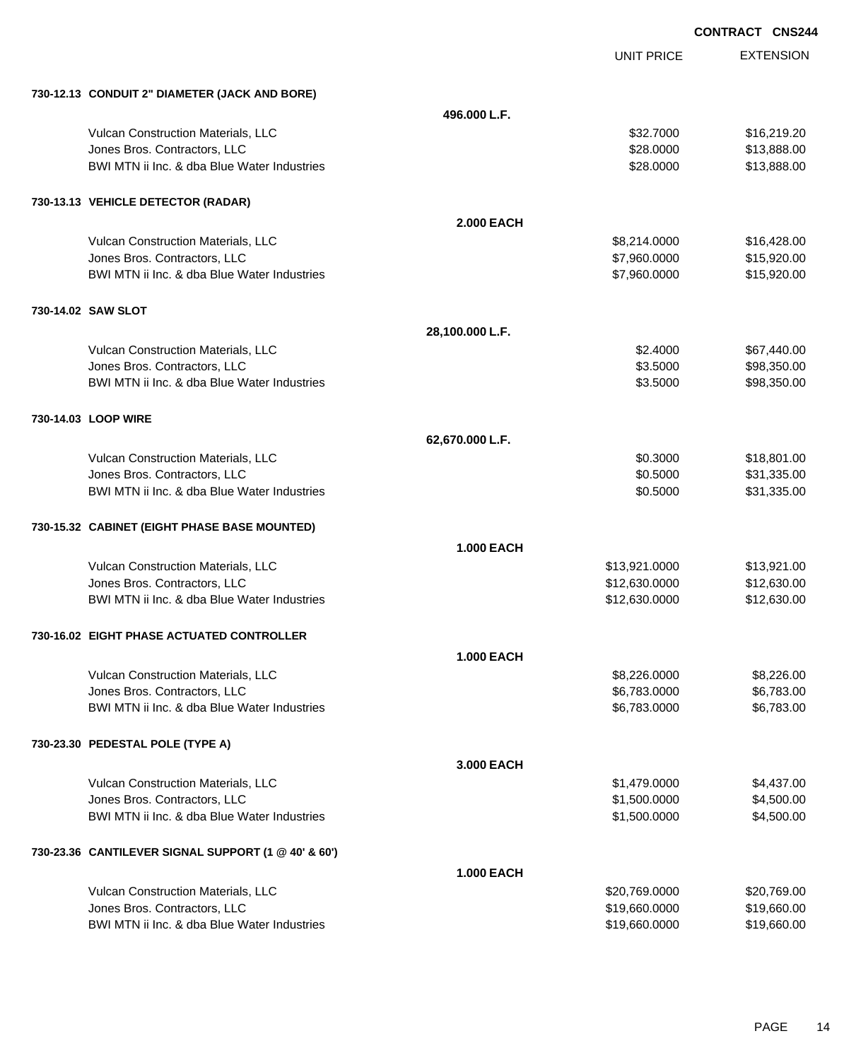**CONTRACT CNS244**

| | | UNIT PRICE | EXTENSION |
|---|---|---|---|
| **730-12.13 CONDUIT 2" DIAMETER (JACK AND BORE)** | | | |
| | **496.000 L.F.** | | |
| Vulcan Construction Materials, LLC | | $32.7000 | $16,219.20 |
| Jones Bros. Contractors, LLC | | $28.0000 | $13,888.00 |
| BWI MTN ii Inc. & dba Blue Water Industries | | $28.0000 | $13,888.00 |
| **730-13.13 VEHICLE DETECTOR (RADAR)** | | | |
| | **2.000 EACH** | | |
| Vulcan Construction Materials, LLC | | $8,214.0000 | $16,428.00 |
| Jones Bros. Contractors, LLC | | $7,960.0000 | $15,920.00 |
| BWI MTN ii Inc. & dba Blue Water Industries | | $7,960.0000 | $15,920.00 |
| **730-14.02 SAW SLOT** | | | |
| | **28,100.000 L.F.** | | |
| Vulcan Construction Materials, LLC | | $2.4000 | $67,440.00 |
| Jones Bros. Contractors, LLC | | $3.5000 | $98,350.00 |
| BWI MTN ii Inc. & dba Blue Water Industries | | $3.5000 | $98,350.00 |
| **730-14.03 LOOP WIRE** | | | |
| | **62,670.000 L.F.** | | |
| Vulcan Construction Materials, LLC | | $0.3000 | $18,801.00 |
| Jones Bros. Contractors, LLC | | $0.5000 | $31,335.00 |
| BWI MTN ii Inc. & dba Blue Water Industries | | $0.5000 | $31,335.00 |
| **730-15.32 CABINET (EIGHT PHASE BASE MOUNTED)** | | | |
| | **1.000 EACH** | | |
| Vulcan Construction Materials, LLC | | $13,921.0000 | $13,921.00 |
| Jones Bros. Contractors, LLC | | $12,630.0000 | $12,630.00 |
| BWI MTN ii Inc. & dba Blue Water Industries | | $12,630.0000 | $12,630.00 |
| **730-16.02 EIGHT PHASE ACTUATED CONTROLLER** | | | |
| | **1.000 EACH** | | |
| Vulcan Construction Materials, LLC | | $8,226.0000 | $8,226.00 |
| Jones Bros. Contractors, LLC | | $6,783.0000 | $6,783.00 |
| BWI MTN ii Inc. & dba Blue Water Industries | | $6,783.0000 | $6,783.00 |
| **730-23.30 PEDESTAL POLE (TYPE A)** | | | |
| | **3.000 EACH** | | |
| Vulcan Construction Materials, LLC | | $1,479.0000 | $4,437.00 |
| Jones Bros. Contractors, LLC | | $1,500.0000 | $4,500.00 |
| BWI MTN ii Inc. & dba Blue Water Industries | | $1,500.0000 | $4,500.00 |
| **730-23.36 CANTILEVER SIGNAL SUPPORT (1 @ 40' & 60')** | | | |
| | **1.000 EACH** | | |
| Vulcan Construction Materials, LLC | | $20,769.0000 | $20,769.00 |
| Jones Bros. Contractors, LLC | | $19,660.0000 | $19,660.00 |
| BWI MTN ii Inc. & dba Blue Water Industries | | $19,660.0000 | $19,660.00 |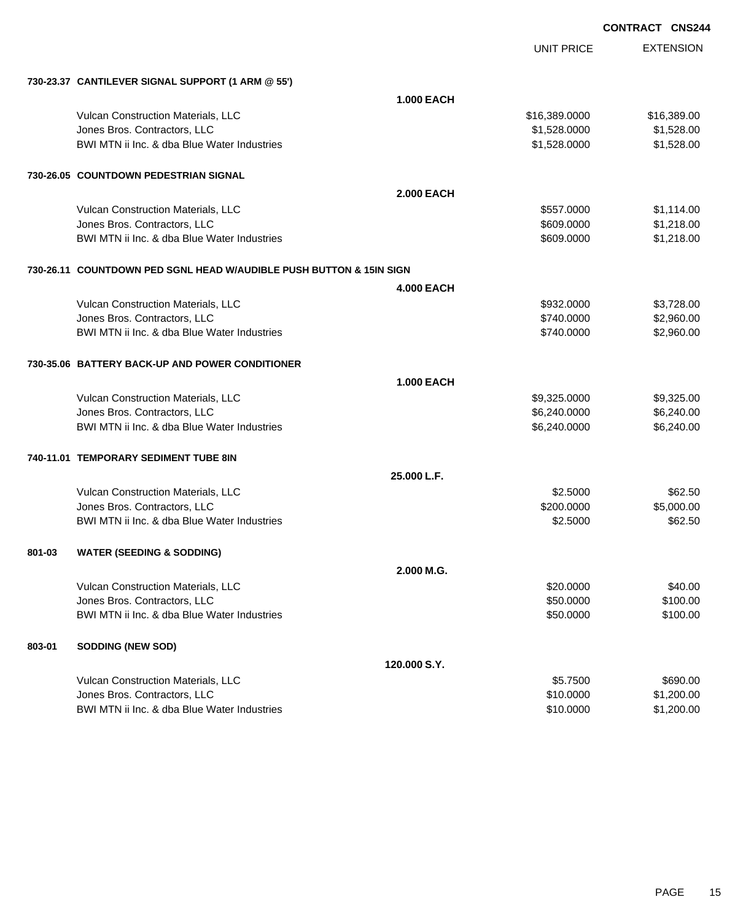**CONTRACT CNS244**

| | | UNIT PRICE | EXTENSION |
|---|---|---|---|
| **730-23.37 CANTILEVER SIGNAL SUPPORT (1 ARM @ 55')** | | | |
| | **1.000 EACH** | | |
| Vulcan Construction Materials, LLC | | $16,389.0000 | $16,389.00 |
| Jones Bros. Contractors, LLC | | $1,528.0000 | $1,528.00 |
| BWI MTN ii Inc. & dba Blue Water Industries | | $1,528.0000 | $1,528.00 |
| **730-26.05 COUNTDOWN PEDESTRIAN SIGNAL** | | | |
| | **2.000 EACH** | | |
| Vulcan Construction Materials, LLC | | $557.0000 | $1,114.00 |
| Jones Bros. Contractors, LLC | | $609.0000 | $1,218.00 |
| BWI MTN ii Inc. & dba Blue Water Industries | | $609.0000 | $1,218.00 |
| **730-26.11 COUNTDOWN PED SGNL HEAD W/AUDIBLE PUSH BUTTON & 15IN SIGN** | | | |
| | **4.000 EACH** | | |
| Vulcan Construction Materials, LLC | | $932.0000 | $3,728.00 |
| Jones Bros. Contractors, LLC | | $740.0000 | $2,960.00 |
| BWI MTN ii Inc. & dba Blue Water Industries | | $740.0000 | $2,960.00 |
| **730-35.06 BATTERY BACK-UP AND POWER CONDITIONER** | | | |
| | **1.000 EACH** | | |
| Vulcan Construction Materials, LLC | | $9,325.0000 | $9,325.00 |
| Jones Bros. Contractors, LLC | | $6,240.0000 | $6,240.00 |
| BWI MTN ii Inc. & dba Blue Water Industries | | $6,240.0000 | $6,240.00 |
| **740-11.01 TEMPORARY SEDIMENT TUBE 8IN** | | | |
| | **25.000 L.F.** | | |
| Vulcan Construction Materials, LLC | | $2.5000 | $62.50 |
| Jones Bros. Contractors, LLC | | $200.0000 | $5,000.00 |
| BWI MTN ii Inc. & dba Blue Water Industries | | $2.5000 | $62.50 |
| **801-03 WATER (SEEDING & SODDING)** | | | |
| | **2.000 M.G.** | | |
| Vulcan Construction Materials, LLC | | $20.0000 | $40.00 |
| Jones Bros. Contractors, LLC | | $50.0000 | $100.00 |
| BWI MTN ii Inc. & dba Blue Water Industries | | $50.0000 | $100.00 |
| **803-01 SODDING (NEW SOD)** | | | |
| | **120.000 S.Y.** | | |
| Vulcan Construction Materials, LLC | | $5.7500 | $690.00 |
| Jones Bros. Contractors, LLC | | $10.0000 | $1,200.00 |
| BWI MTN ii Inc. & dba Blue Water Industries | | $10.0000 | $1,200.00 |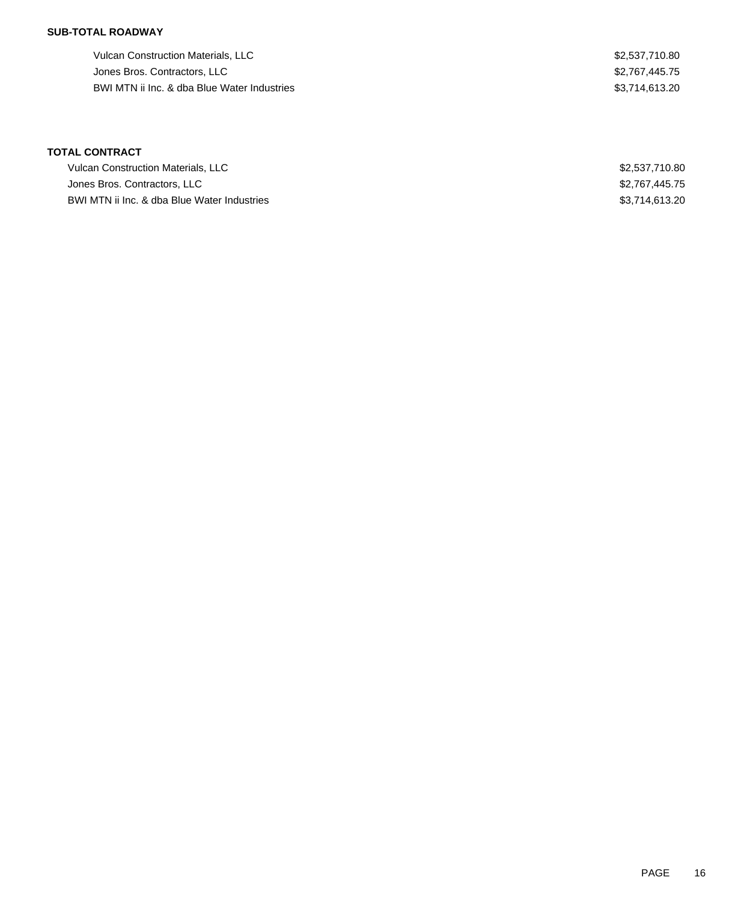**SUB-TOTAL ROADWAY**

| | |
|---|---|
| Vulcan Construction Materials, LLC | $2,537,710.80 |
| Jones Bros. Contractors, LLC | $2,767,445.75 |
| BWI MTN ii Inc. & dba Blue Water Industries | $3,714,613.20 |

**TOTAL CONTRACT**

| | |
|---|---|
| Vulcan Construction Materials, LLC | $2,537,710.80 |
| Jones Bros. Contractors, LLC | $2,767,445.75 |
| BWI MTN ii Inc. & dba Blue Water Industries | $3,714,613.20 |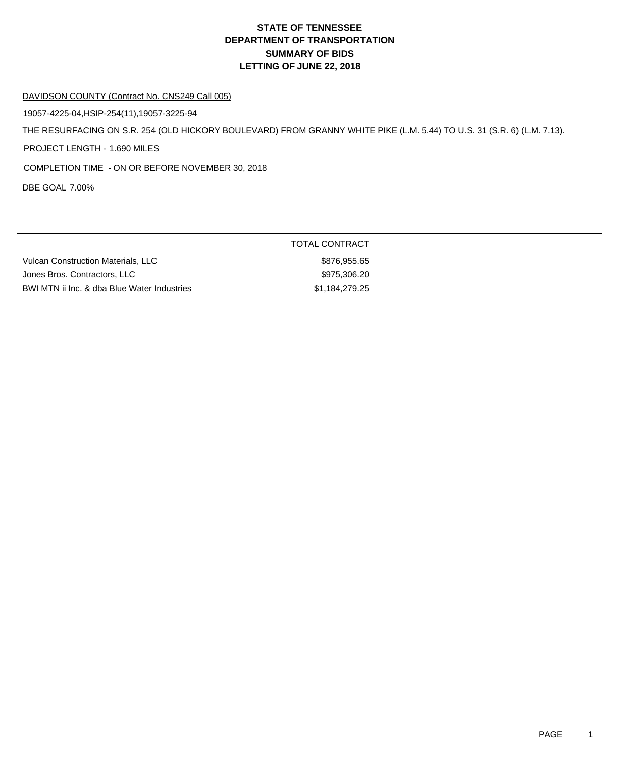# STATE OF TENNESSEE
# DEPARTMENT OF TRANSPORTATION
# SUMMARY OF BIDS
# LETTING OF JUNE 22, 2018

DAVIDSON COUNTY (Contract No. CNS249 Call 005)

19057-4225-04,HSIP-254(11),19057-3225-94

THE RESURFACING ON S.R. 254 (OLD HICKORY BOULEVARD) FROM GRANNY WHITE PIKE (L.M. 5.44) TO U.S. 31 (S.R. 6) (L.M. 7.13).

PROJECT LENGTH - 1.690 MILES

COMPLETION TIME - ON OR BEFORE NOVEMBER 30, 2018

DBE GOAL 7.00%

| | TOTAL CONTRACT |
|---|---|
| Vulcan Construction Materials, LLC | $876,955.65 |
| Jones Bros. Contractors, LLC | $975,306.20 |
| BWI MTN ii Inc. & dba Blue Water Industries | $1,184,279.25 |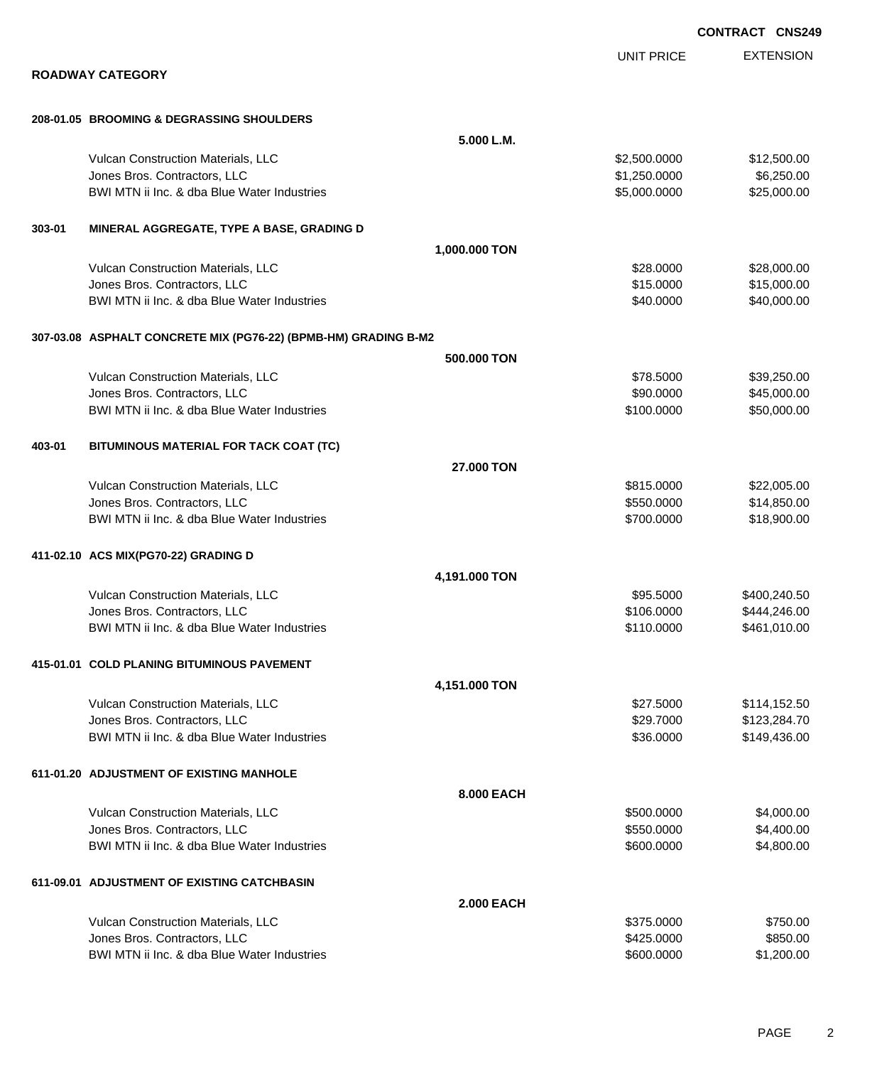**CONTRACT CNS249**

## ROADWAY CATEGORY

| | | UNIT PRICE | EXTENSION |
|---|---|---|---|
| **208-01.05 BROOMING & DEGRASSING SHOULDERS** | | | |
| | **5.000 L.M.** | | |
| Vulcan Construction Materials, LLC | | $2,500.0000 | $12,500.00 |
| Jones Bros. Contractors, LLC | | $1,250.0000 | $6,250.00 |
| BWI MTN ii Inc. & dba Blue Water Industries | | $5,000.0000 | $25,000.00 |
| **303-01 MINERAL AGGREGATE, TYPE A BASE, GRADING D** | | | |
| | **1,000.000 TON** | | |
| Vulcan Construction Materials, LLC | | $28.0000 | $28,000.00 |
| Jones Bros. Contractors, LLC | | $15.0000 | $15,000.00 |
| BWI MTN ii Inc. & dba Blue Water Industries | | $40.0000 | $40,000.00 |
| **307-03.08 ASPHALT CONCRETE MIX (PG76-22) (BPMB-HM) GRADING B-M2** | | | |
| | **500.000 TON** | | |
| Vulcan Construction Materials, LLC | | $78.5000 | $39,250.00 |
| Jones Bros. Contractors, LLC | | $90.0000 | $45,000.00 |
| BWI MTN ii Inc. & dba Blue Water Industries | | $100.0000 | $50,000.00 |
| **403-01 BITUMINOUS MATERIAL FOR TACK COAT (TC)** | | | |
| | **27.000 TON** | | |
| Vulcan Construction Materials, LLC | | $815.0000 | $22,005.00 |
| Jones Bros. Contractors, LLC | | $550.0000 | $14,850.00 |
| BWI MTN ii Inc. & dba Blue Water Industries | | $700.0000 | $18,900.00 |
| **411-02.10 ACS MIX(PG70-22) GRADING D** | | | |
| | **4,191.000 TON** | | |
| Vulcan Construction Materials, LLC | | $95.5000 | $400,240.50 |
| Jones Bros. Contractors, LLC | | $106.0000 | $444,246.00 |
| BWI MTN ii Inc. & dba Blue Water Industries | | $110.0000 | $461,010.00 |
| **415-01.01 COLD PLANING BITUMINOUS PAVEMENT** | | | |
| | **4,151.000 TON** | | |
| Vulcan Construction Materials, LLC | | $27.5000 | $114,152.50 |
| Jones Bros. Contractors, LLC | | $29.7000 | $123,284.70 |
| BWI MTN ii Inc. & dba Blue Water Industries | | $36.0000 | $149,436.00 |
| **611-01.20 ADJUSTMENT OF EXISTING MANHOLE** | | | |
| | **8.000 EACH** | | |
| Vulcan Construction Materials, LLC | | $500.0000 | $4,000.00 |
| Jones Bros. Contractors, LLC | | $550.0000 | $4,400.00 |
| BWI MTN ii Inc. & dba Blue Water Industries | | $600.0000 | $4,800.00 |
| **611-09.01 ADJUSTMENT OF EXISTING CATCHBASIN** | | | |
| | **2.000 EACH** | | |
| Vulcan Construction Materials, LLC | | $375.0000 | $750.00 |
| Jones Bros. Contractors, LLC | | $425.0000 | $850.00 |
| BWI MTN ii Inc. & dba Blue Water Industries | | $600.0000 | $1,200.00 |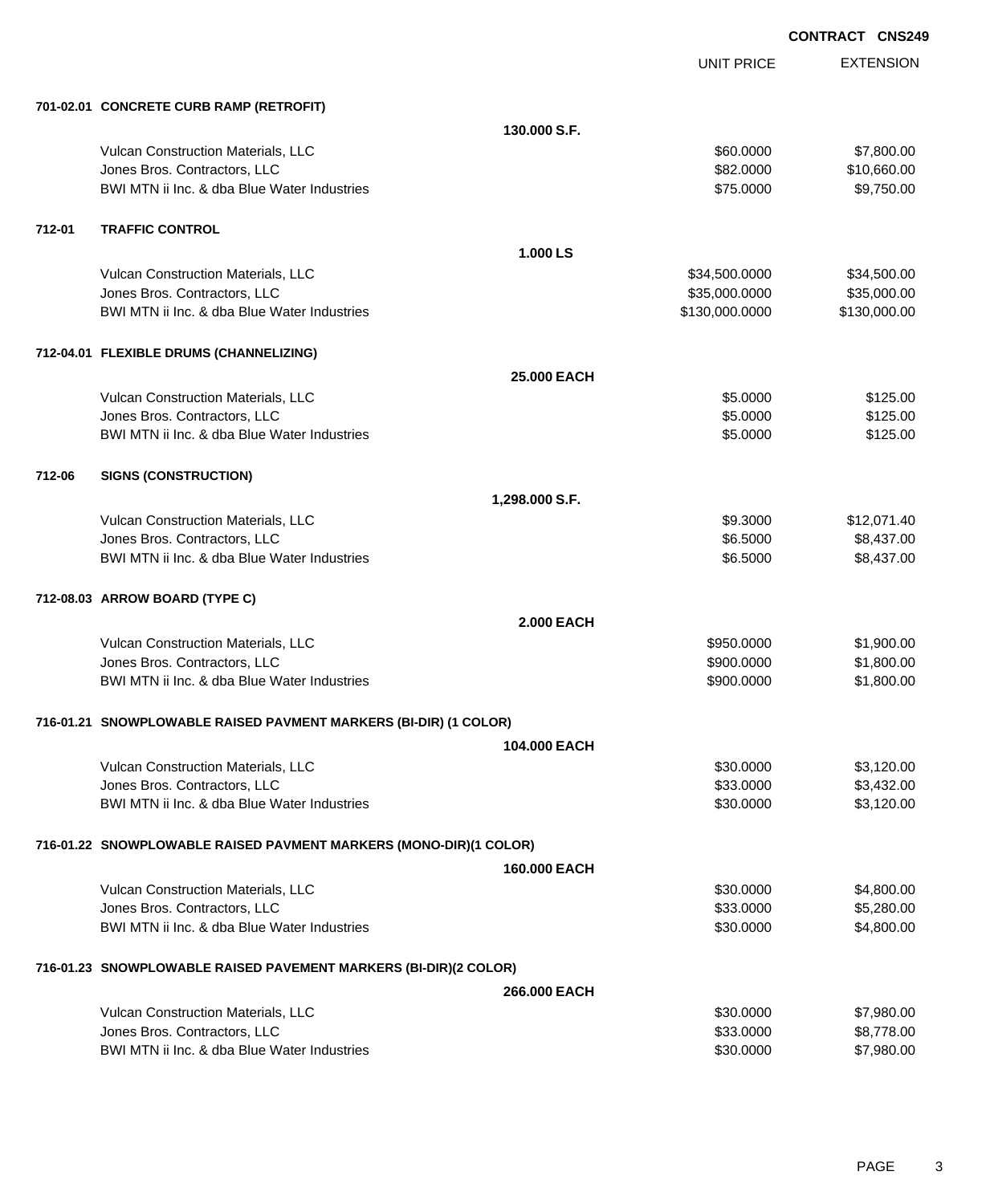**CONTRACT CNS249**

| | | UNIT PRICE | EXTENSION |
|---|---|---|---|
| **701-02.01** | **CONCRETE CURB RAMP (RETROFIT)** | | |
| | **130.000 S.F.** | | |
| | Vulcan Construction Materials, LLC | $60.0000 | $7,800.00 |
| | Jones Bros. Contractors, LLC | $82.0000 | $10,660.00 |
| | BWI MTN ii Inc. & dba Blue Water Industries | $75.0000 | $9,750.00 |
| **712-01** | **TRAFFIC CONTROL** | | |
| | **1.000 LS** | | |
| | Vulcan Construction Materials, LLC | $34,500.0000 | $34,500.00 |
| | Jones Bros. Contractors, LLC | $35,000.0000 | $35,000.00 |
| | BWI MTN ii Inc. & dba Blue Water Industries | $130,000.0000 | $130,000.00 |
| **712-04.01** | **FLEXIBLE DRUMS (CHANNELIZING)** | | |
| | **25.000 EACH** | | |
| | Vulcan Construction Materials, LLC | $5.0000 | $125.00 |
| | Jones Bros. Contractors, LLC | $5.0000 | $125.00 |
| | BWI MTN ii Inc. & dba Blue Water Industries | $5.0000 | $125.00 |
| **712-06** | **SIGNS (CONSTRUCTION)** | | |
| | **1,298.000 S.F.** | | |
| | Vulcan Construction Materials, LLC | $9.3000 | $12,071.40 |
| | Jones Bros. Contractors, LLC | $6.5000 | $8,437.00 |
| | BWI MTN ii Inc. & dba Blue Water Industries | $6.5000 | $8,437.00 |
| **712-08.03** | **ARROW BOARD (TYPE C)** | | |
| | **2.000 EACH** | | |
| | Vulcan Construction Materials, LLC | $950.0000 | $1,900.00 |
| | Jones Bros. Contractors, LLC | $900.0000 | $1,800.00 |
| | BWI MTN ii Inc. & dba Blue Water Industries | $900.0000 | $1,800.00 |
| **716-01.21** | **SNOWPLOWABLE RAISED PAVMENT MARKERS (BI-DIR) (1 COLOR)** | | |
| | **104.000 EACH** | | |
| | Vulcan Construction Materials, LLC | $30.0000 | $3,120.00 |
| | Jones Bros. Contractors, LLC | $33.0000 | $3,432.00 |
| | BWI MTN ii Inc. & dba Blue Water Industries | $30.0000 | $3,120.00 |
| **716-01.22** | **SNOWPLOWABLE RAISED PAVMENT MARKERS (MONO-DIR)(1 COLOR)** | | |
| | **160.000 EACH** | | |
| | Vulcan Construction Materials, LLC | $30.0000 | $4,800.00 |
| | Jones Bros. Contractors, LLC | $33.0000 | $5,280.00 |
| | BWI MTN ii Inc. & dba Blue Water Industries | $30.0000 | $4,800.00 |
| **716-01.23** | **SNOWPLOWABLE RAISED PAVEMENT MARKERS (BI-DIR)(2 COLOR)** | | |
| | **266.000 EACH** | | |
| | Vulcan Construction Materials, LLC | $30.0000 | $7,980.00 |
| | Jones Bros. Contractors, LLC | $33.0000 | $8,778.00 |
| | BWI MTN ii Inc. & dba Blue Water Industries | $30.0000 | $7,980.00 |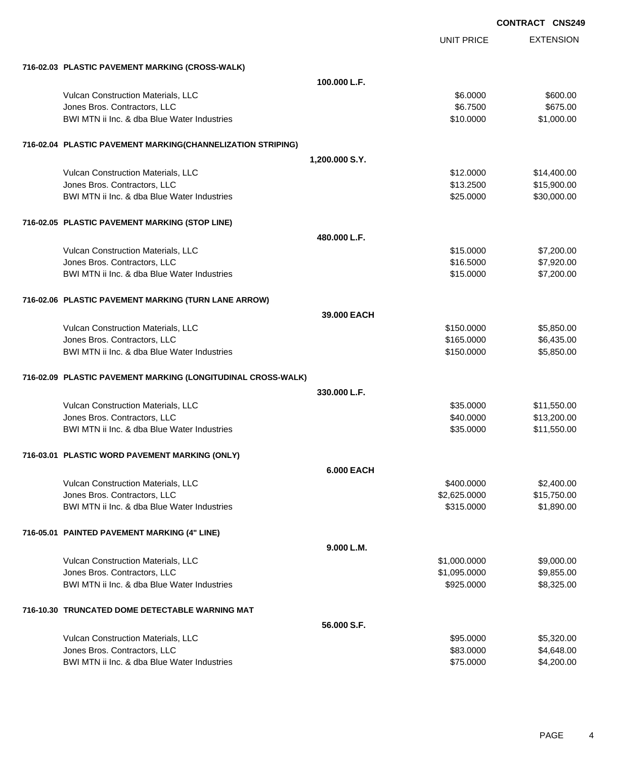**CONTRACT CNS249**

| | | UNIT PRICE | EXTENSION |
|---|---|---|---|
| **716-02.03 PLASTIC PAVEMENT MARKING (CROSS-WALK)** | | | |
| | **100.000 L.F.** | | |
| Vulcan Construction Materials, LLC | | $6.0000 | $600.00 |
| Jones Bros. Contractors, LLC | | $6.7500 | $675.00 |
| BWI MTN ii Inc. & dba Blue Water Industries | | $10.0000 | $1,000.00 |
| **716-02.04 PLASTIC PAVEMENT MARKING(CHANNELIZATION STRIPING)** | | | |
| | **1,200.000 S.Y.** | | |
| Vulcan Construction Materials, LLC | | $12.0000 | $14,400.00 |
| Jones Bros. Contractors, LLC | | $13.2500 | $15,900.00 |
| BWI MTN ii Inc. & dba Blue Water Industries | | $25.0000 | $30,000.00 |
| **716-02.05 PLASTIC PAVEMENT MARKING (STOP LINE)** | | | |
| | **480.000 L.F.** | | |
| Vulcan Construction Materials, LLC | | $15.0000 | $7,200.00 |
| Jones Bros. Contractors, LLC | | $16.5000 | $7,920.00 |
| BWI MTN ii Inc. & dba Blue Water Industries | | $15.0000 | $7,200.00 |
| **716-02.06 PLASTIC PAVEMENT MARKING (TURN LANE ARROW)** | | | |
| | **39.000 EACH** | | |
| Vulcan Construction Materials, LLC | | $150.0000 | $5,850.00 |
| Jones Bros. Contractors, LLC | | $165.0000 | $6,435.00 |
| BWI MTN ii Inc. & dba Blue Water Industries | | $150.0000 | $5,850.00 |
| **716-02.09 PLASTIC PAVEMENT MARKING (LONGITUDINAL CROSS-WALK)** | | | |
| | **330.000 L.F.** | | |
| Vulcan Construction Materials, LLC | | $35.0000 | $11,550.00 |
| Jones Bros. Contractors, LLC | | $40.0000 | $13,200.00 |
| BWI MTN ii Inc. & dba Blue Water Industries | | $35.0000 | $11,550.00 |
| **716-03.01 PLASTIC WORD PAVEMENT MARKING (ONLY)** | | | |
| | **6.000 EACH** | | |
| Vulcan Construction Materials, LLC | | $400.0000 | $2,400.00 |
| Jones Bros. Contractors, LLC | | $2,625.0000 | $15,750.00 |
| BWI MTN ii Inc. & dba Blue Water Industries | | $315.0000 | $1,890.00 |
| **716-05.01 PAINTED PAVEMENT MARKING (4" LINE)** | | | |
| | **9.000 L.M.** | | |
| Vulcan Construction Materials, LLC | | $1,000.0000 | $9,000.00 |
| Jones Bros. Contractors, LLC | | $1,095.0000 | $9,855.00 |
| BWI MTN ii Inc. & dba Blue Water Industries | | $925.0000 | $8,325.00 |
| **716-10.30 TRUNCATED DOME DETECTABLE WARNING MAT** | | | |
| | **56.000 S.F.** | | |
| Vulcan Construction Materials, LLC | | $95.0000 | $5,320.00 |
| Jones Bros. Contractors, LLC | | $83.0000 | $4,648.00 |
| BWI MTN ii Inc. & dba Blue Water Industries | | $75.0000 | $4,200.00 |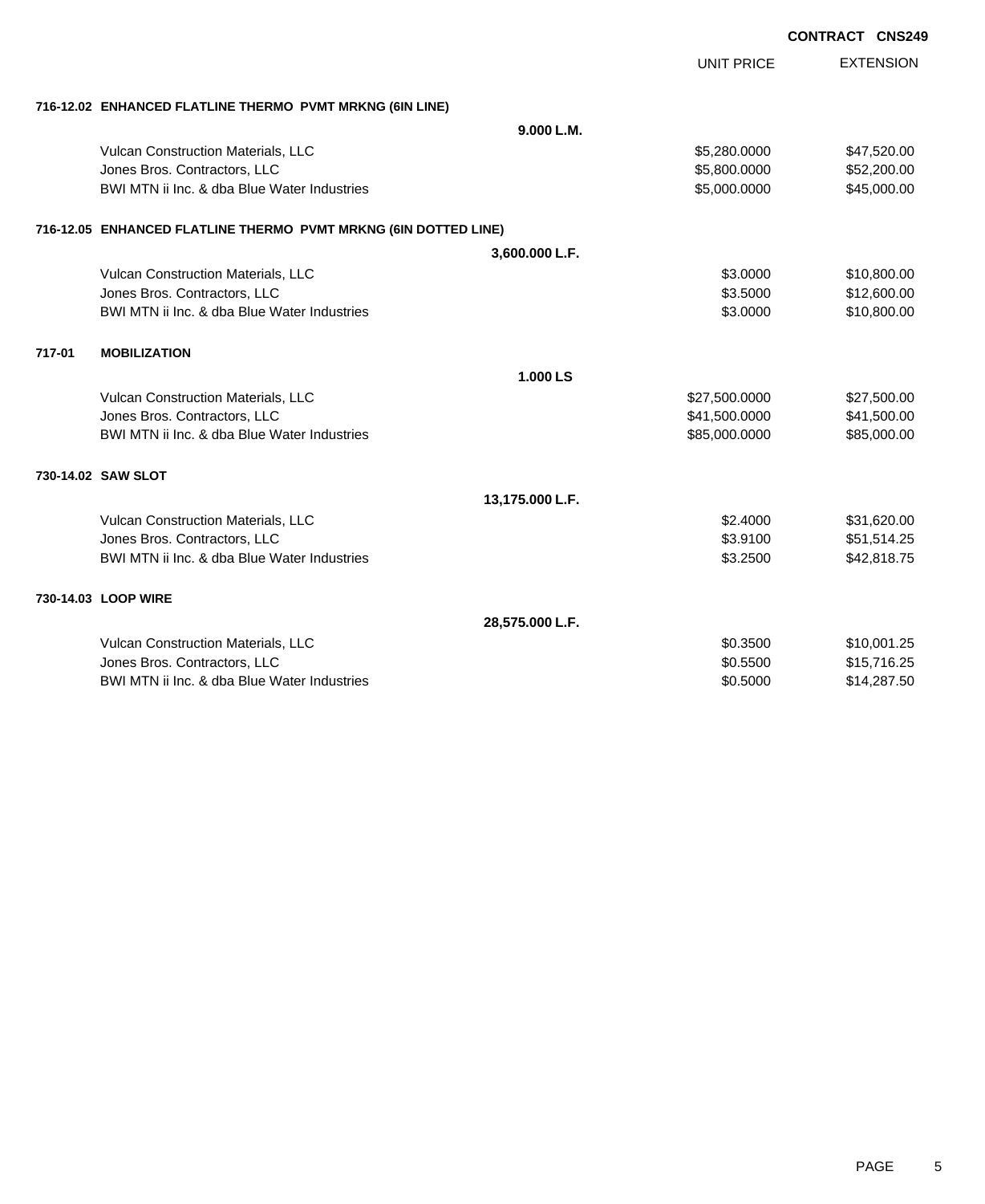**CONTRACT CNS249**

| | | UNIT PRICE | EXTENSION |
|---|---|---|---|
| **716-12.02 ENHANCED FLATLINE THERMO PVMT MRKNG (6IN LINE)** | | | |
| | **9.000 L.M.** | | |
| Vulcan Construction Materials, LLC | | $5,280.0000 | $47,520.00 |
| Jones Bros. Contractors, LLC | | $5,800.0000 | $52,200.00 |
| BWI MTN ii Inc. & dba Blue Water Industries | | $5,000.0000 | $45,000.00 |
| **716-12.05 ENHANCED FLATLINE THERMO PVMT MRKNG (6IN DOTTED LINE)** | | | |
| | **3,600.000 L.F.** | | |
| Vulcan Construction Materials, LLC | | $3.0000 | $10,800.00 |
| Jones Bros. Contractors, LLC | | $3.5000 | $12,600.00 |
| BWI MTN ii Inc. & dba Blue Water Industries | | $3.0000 | $10,800.00 |
| **717-01 MOBILIZATION** | | | |
| | **1.000 LS** | | |
| Vulcan Construction Materials, LLC | | $27,500.0000 | $27,500.00 |
| Jones Bros. Contractors, LLC | | $41,500.0000 | $41,500.00 |
| BWI MTN ii Inc. & dba Blue Water Industries | | $85,000.0000 | $85,000.00 |
| **730-14.02 SAW SLOT** | | | |
| | **13,175.000 L.F.** | | |
| Vulcan Construction Materials, LLC | | $2.4000 | $31,620.00 |
| Jones Bros. Contractors, LLC | | $3.9100 | $51,514.25 |
| BWI MTN ii Inc. & dba Blue Water Industries | | $3.2500 | $42,818.75 |
| **730-14.03 LOOP WIRE** | | | |
| | **28,575.000 L.F.** | | |
| Vulcan Construction Materials, LLC | | $0.3500 | $10,001.25 |
| Jones Bros. Contractors, LLC | | $0.5500 | $15,716.25 |
| BWI MTN ii Inc. & dba Blue Water Industries | | $0.5000 | $14,287.50 |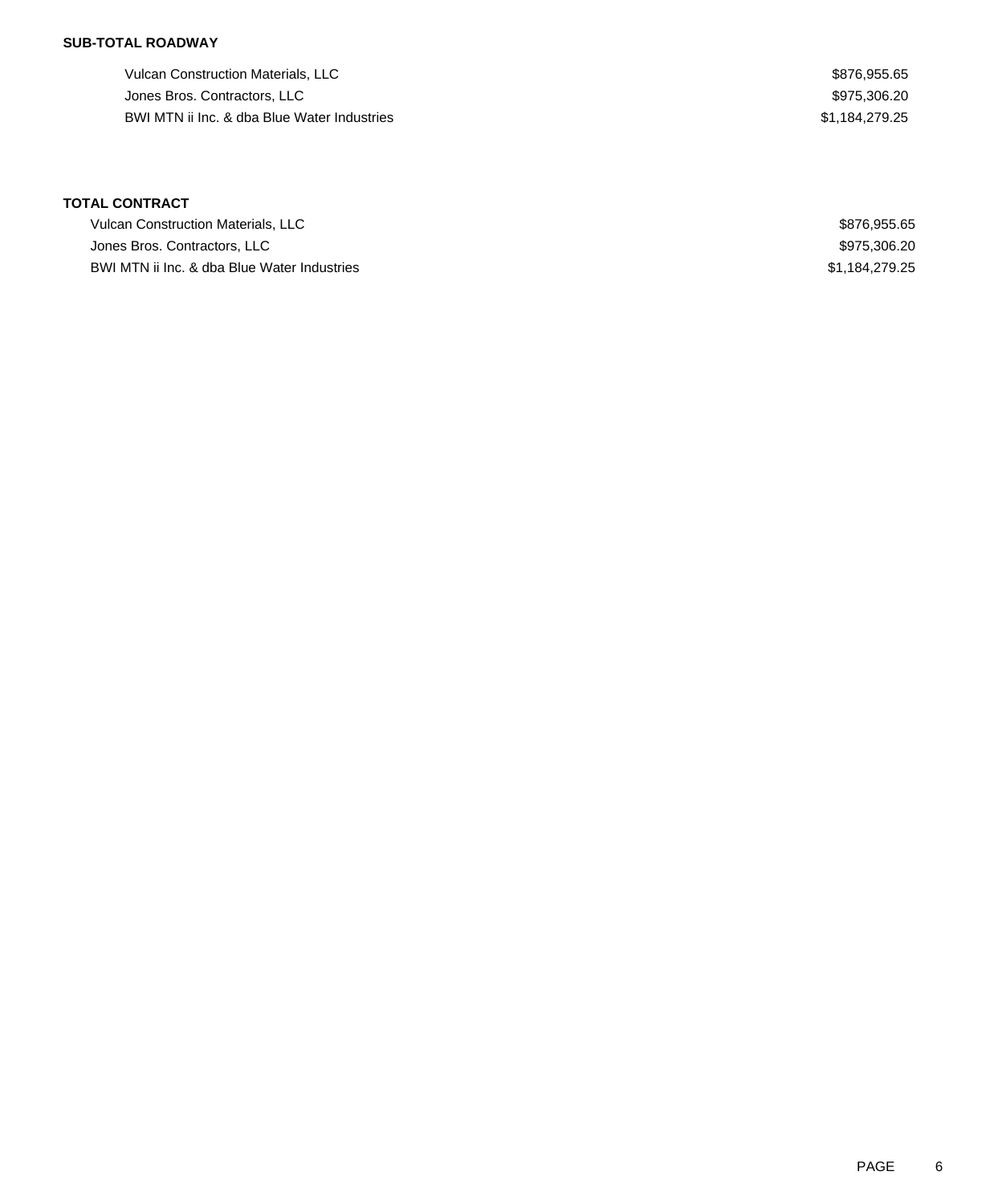**SUB-TOTAL ROADWAY**

| | |
|---|---|
| Vulcan Construction Materials, LLC | $876,955.65 |
| Jones Bros. Contractors, LLC | $975,306.20 |
| BWI MTN ii Inc. & dba Blue Water Industries | $1,184,279.25 |

**TOTAL CONTRACT**

| | |
|---|---|
| Vulcan Construction Materials, LLC | $876,955.65 |
| Jones Bros. Contractors, LLC | $975,306.20 |
| BWI MTN ii Inc. & dba Blue Water Industries | $1,184,279.25 |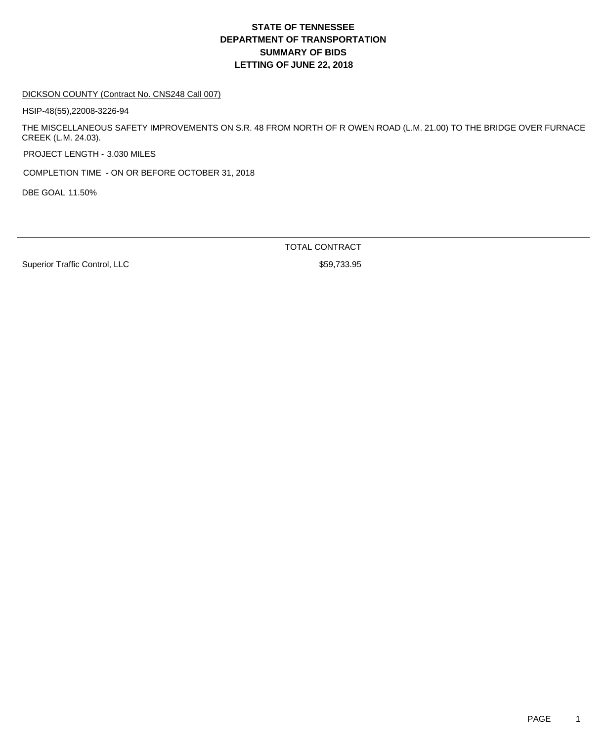# STATE OF TENNESSEE
# DEPARTMENT OF TRANSPORTATION
# SUMMARY OF BIDS
# LETTING OF JUNE 22, 2018

DICKSON COUNTY (Contract No. CNS248 Call 007)

HSIP-48(55),22008-3226-94

THE MISCELLANEOUS SAFETY IMPROVEMENTS ON S.R. 48 FROM NORTH OF R OWEN ROAD (L.M. 21.00) TO THE BRIDGE OVER FURNACE CREEK (L.M. 24.03).

PROJECT LENGTH - 3.030 MILES

COMPLETION TIME - ON OR BEFORE OCTOBER 31, 2018

DBE GOAL 11.50%

| | TOTAL CONTRACT |
|---|---|
| Superior Traffic Control, LLC | $59,733.95 |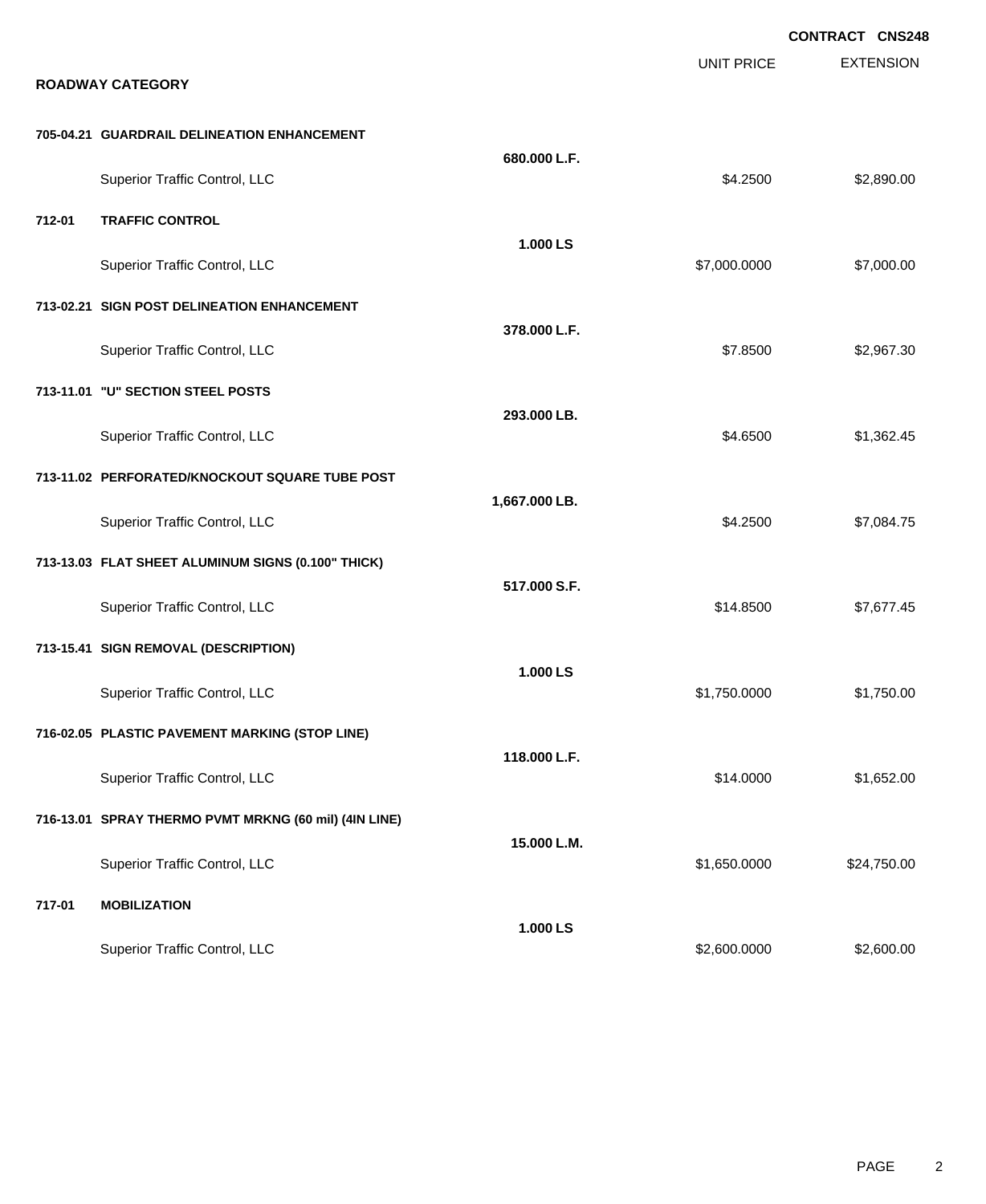**CONTRACT CNS248**

| | | | UNIT PRICE | EXTENSION |
|---|---|---|---|---|
| **ROADWAY CATEGORY** | | | | |
| **705-04.21** | **GUARDRAIL DELINEATION ENHANCEMENT** | **680.000 L.F.** | | |
| | Superior Traffic Control, LLC | | $4.2500 | $2,890.00 |
| **712-01** | **TRAFFIC CONTROL** | **1.000 LS** | | |
| | Superior Traffic Control, LLC | | $7,000.0000 | $7,000.00 |
| **713-02.21** | **SIGN POST DELINEATION ENHANCEMENT** | **378.000 L.F.** | | |
| | Superior Traffic Control, LLC | | $7.8500 | $2,967.30 |
| **713-11.01** | **"U" SECTION STEEL POSTS** | **293.000 LB.** | | |
| | Superior Traffic Control, LLC | | $4.6500 | $1,362.45 |
| **713-11.02** | **PERFORATED/KNOCKOUT SQUARE TUBE POST** | **1,667.000 LB.** | | |
| | Superior Traffic Control, LLC | | $4.2500 | $7,084.75 |
| **713-13.03** | **FLAT SHEET ALUMINUM SIGNS (0.100" THICK)** | **517.000 S.F.** | | |
| | Superior Traffic Control, LLC | | $14.8500 | $7,677.45 |
| **713-15.41** | **SIGN REMOVAL (DESCRIPTION)** | **1.000 LS** | | |
| | Superior Traffic Control, LLC | | $1,750.0000 | $1,750.00 |
| **716-02.05** | **PLASTIC PAVEMENT MARKING (STOP LINE)** | **118.000 L.F.** | | |
| | Superior Traffic Control, LLC | | $14.0000 | $1,652.00 |
| **716-13.01** | **SPRAY THERMO PVMT MRKNG (60 mil) (4IN LINE)** | **15.000 L.M.** | | |
| | Superior Traffic Control, LLC | | $1,650.0000 | $24,750.00 |
| **717-01** | **MOBILIZATION** | **1.000 LS** | | |
| | Superior Traffic Control, LLC | | $2,600.0000 | $2,600.00 |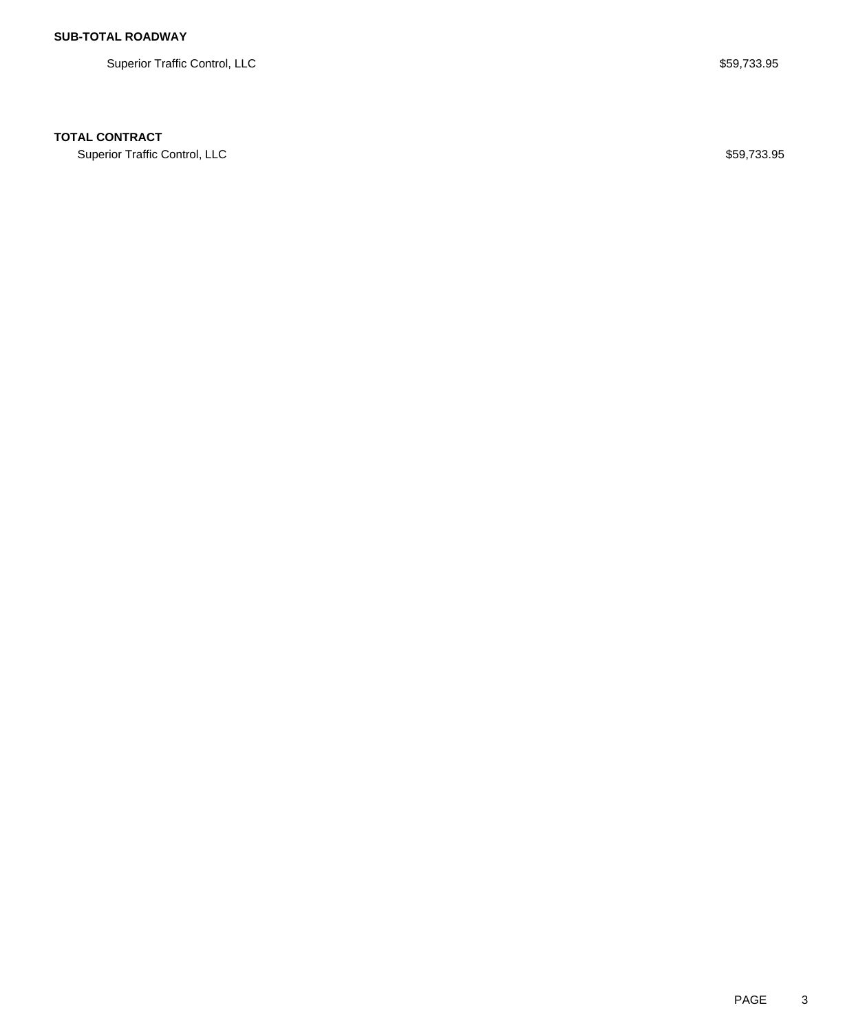**SUB-TOTAL ROADWAY**

| | |
|---|---|
| Superior Traffic Control, LLC | $59,733.95 |

**TOTAL CONTRACT**

| | |
|---|---|
| Superior Traffic Control, LLC | $59,733.95 |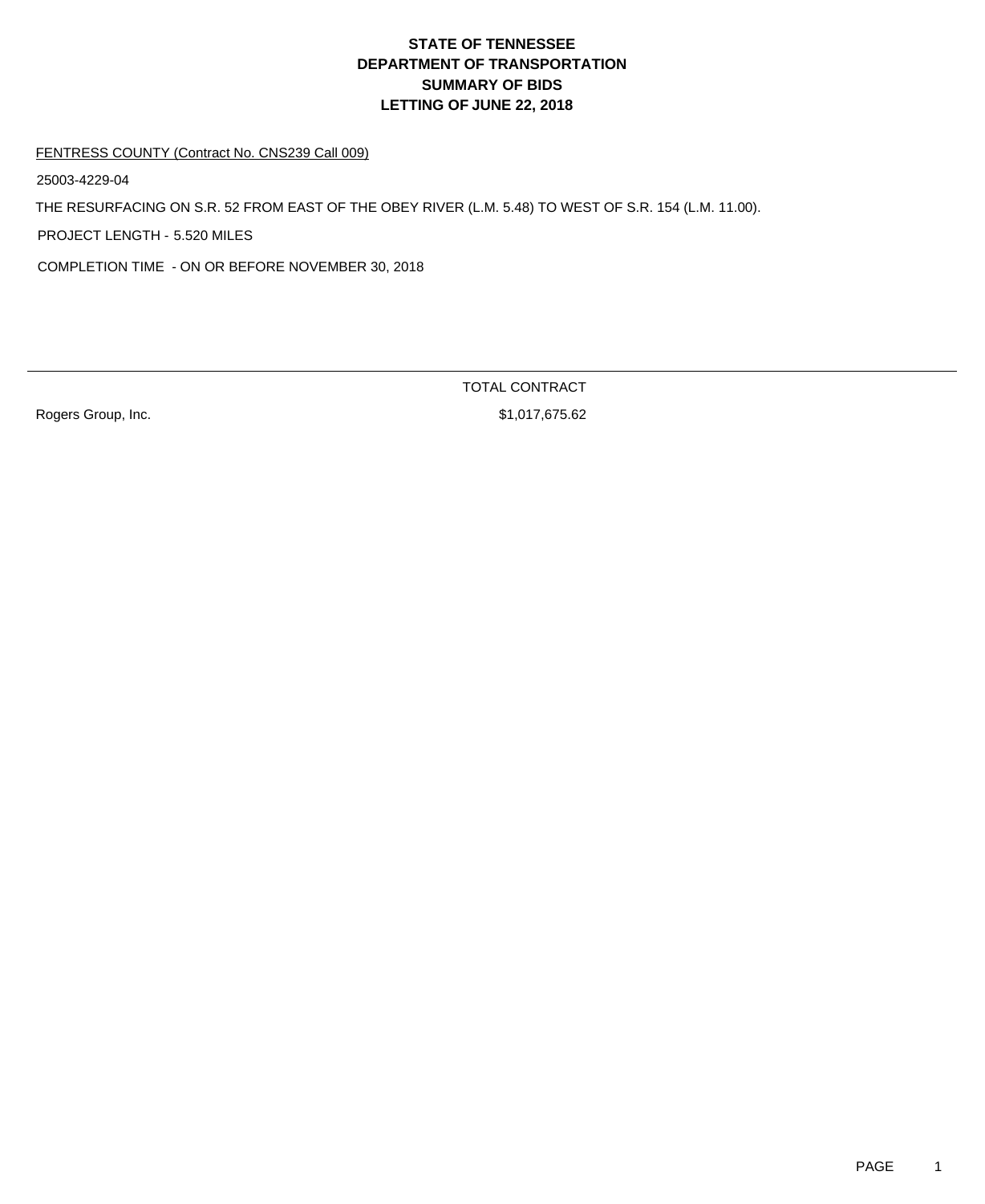# STATE OF TENNESSEE
# DEPARTMENT OF TRANSPORTATION
# SUMMARY OF BIDS
# LETTING OF JUNE 22, 2018

FENTRESS COUNTY (Contract No. CNS239 Call 009)

25003-4229-04

THE RESURFACING ON S.R. 52 FROM EAST OF THE OBEY RIVER (L.M. 5.48) TO WEST OF S.R. 154 (L.M. 11.00).

PROJECT LENGTH - 5.520 MILES

COMPLETION TIME - ON OR BEFORE NOVEMBER 30, 2018

| | TOTAL CONTRACT |
|---|---|
| Rogers Group, Inc. | $1,017,675.62 |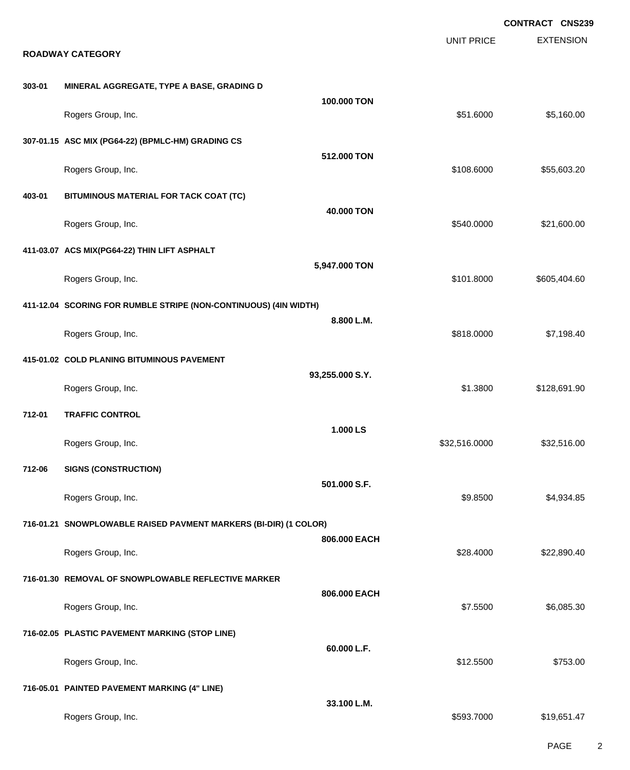CONTRACT CNS239

| | | UNIT PRICE | EXTENSION |
|---|---|---|---|
| **ROADWAY CATEGORY** | | | |
| **303-01** | **MINERAL AGGREGATE, TYPE A BASE, GRADING D** | | |
| | **100.000 TON** | | |
| | Rogers Group, Inc. | $51.6000 | $5,160.00 |
| **307-01.15** | **ASC MIX (PG64-22) (BPMLC-HM) GRADING CS** | | |
| | **512.000 TON** | | |
| | Rogers Group, Inc. | $108.6000 | $55,603.20 |
| **403-01** | **BITUMINOUS MATERIAL FOR TACK COAT (TC)** | | |
| | **40.000 TON** | | |
| | Rogers Group, Inc. | $540.0000 | $21,600.00 |
| **411-03.07** | **ACS MIX(PG64-22) THIN LIFT ASPHALT** | | |
| | **5,947.000 TON** | | |
| | Rogers Group, Inc. | $101.8000 | $605,404.60 |
| **411-12.04** | **SCORING FOR RUMBLE STRIPE (NON-CONTINUOUS) (4IN WIDTH)** | | |
| | **8.800 L.M.** | | |
| | Rogers Group, Inc. | $818.0000 | $7,198.40 |
| **415-01.02** | **COLD PLANING BITUMINOUS PAVEMENT** | | |
| | **93,255.000 S.Y.** | | |
| | Rogers Group, Inc. | $1.3800 | $128,691.90 |
| **712-01** | **TRAFFIC CONTROL** | | |
| | **1.000 LS** | | |
| | Rogers Group, Inc. | $32,516.0000 | $32,516.00 |
| **712-06** | **SIGNS (CONSTRUCTION)** | | |
| | **501.000 S.F.** | | |
| | Rogers Group, Inc. | $9.8500 | $4,934.85 |
| **716-01.21** | **SNOWPLOWABLE RAISED PAVMENT MARKERS (BI-DIR) (1 COLOR)** | | |
| | **806.000 EACH** | | |
| | Rogers Group, Inc. | $28.4000 | $22,890.40 |
| **716-01.30** | **REMOVAL OF SNOWPLOWABLE REFLECTIVE MARKER** | | |
| | **806.000 EACH** | | |
| | Rogers Group, Inc. | $7.5500 | $6,085.30 |
| **716-02.05** | **PLASTIC PAVEMENT MARKING (STOP LINE)** | | |
| | **60.000 L.F.** | | |
| | Rogers Group, Inc. | $12.5500 | $753.00 |
| **716-05.01** | **PAINTED PAVEMENT MARKING (4" LINE)** | | |
| | **33.100 L.M.** | | |
| | Rogers Group, Inc. | $593.7000 | $19,651.47 |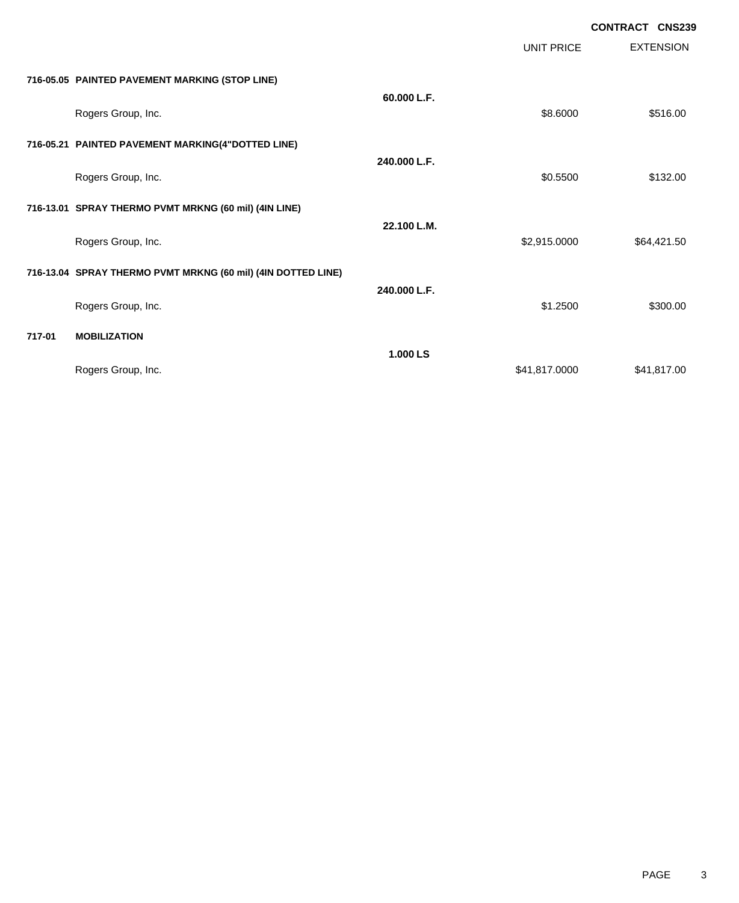**CONTRACT CNS239**

| | | | UNIT PRICE | EXTENSION |
|---|---|---|---|---|
| **716-05.05** | **PAINTED PAVEMENT MARKING (STOP LINE)** | | | |
| | | **60.000 L.F.** | | |
| | Rogers Group, Inc. | | $8.6000 | $516.00 |
| **716-05.21** | **PAINTED PAVEMENT MARKING(4"DOTTED LINE)** | | | |
| | | **240.000 L.F.** | | |
| | Rogers Group, Inc. | | $0.5500 | $132.00 |
| **716-13.01** | **SPRAY THERMO PVMT MRKNG (60 mil) (4IN LINE)** | | | |
| | | **22.100 L.M.** | | |
| | Rogers Group, Inc. | | $2,915.0000 | $64,421.50 |
| **716-13.04** | **SPRAY THERMO PVMT MRKNG (60 mil) (4IN DOTTED LINE)** | | | |
| | | **240.000 L.F.** | | |
| | Rogers Group, Inc. | | $1.2500 | $300.00 |
| **717-01** | **MOBILIZATION** | | | |
| | | **1.000 LS** | | |
| | Rogers Group, Inc. | | $41,817.0000 | $41,817.00 |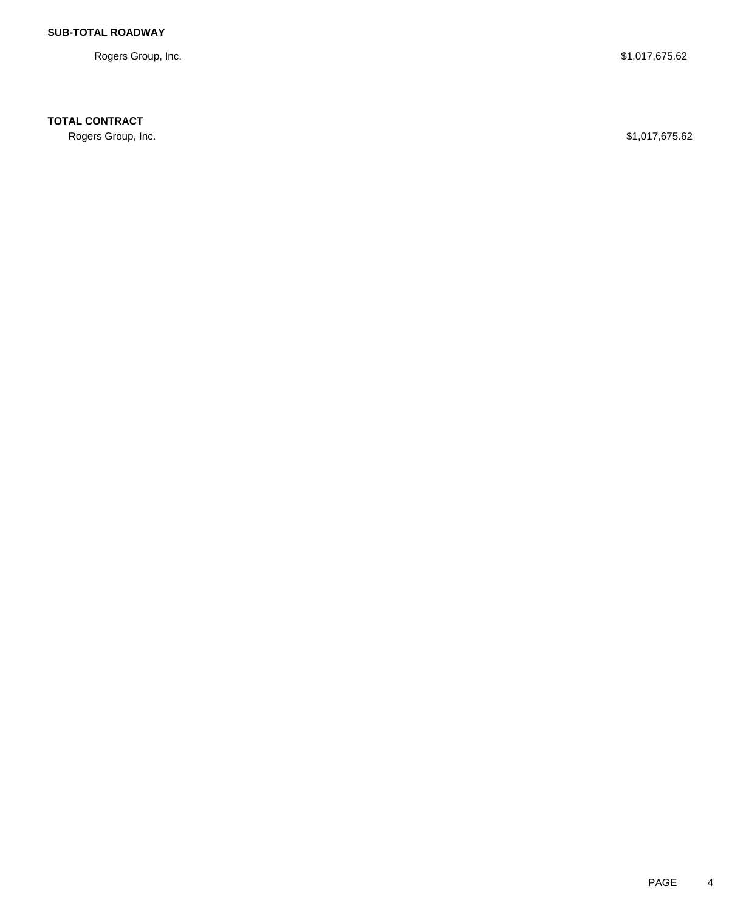**SUB-TOTAL ROADWAY**

| | |
|---|---|
| Rogers Group, Inc. | $1,017,675.62 |

**TOTAL CONTRACT**

| | |
|---|---|
| Rogers Group, Inc. | $1,017,675.62 |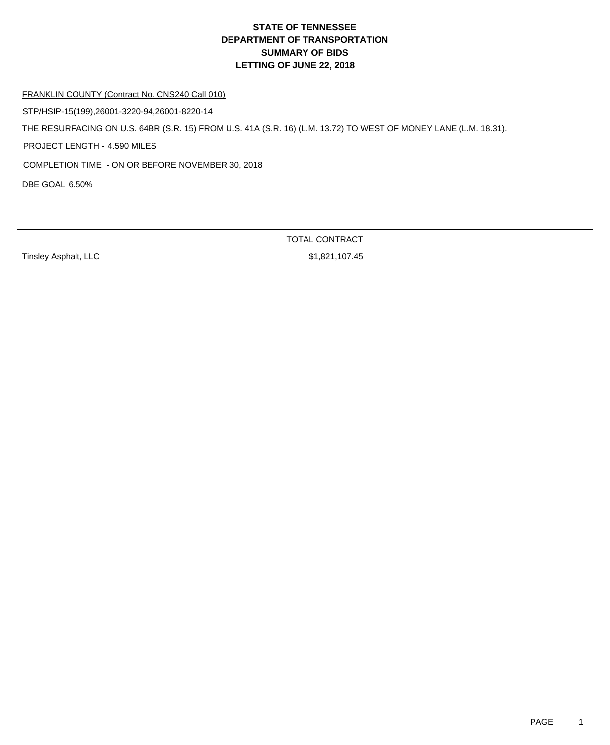# STATE OF TENNESSEE
# DEPARTMENT OF TRANSPORTATION
# SUMMARY OF BIDS
# LETTING OF JUNE 22, 2018

FRANKLIN COUNTY (Contract No. CNS240 Call 010)

STP/HSIP-15(199),26001-3220-94,26001-8220-14

THE RESURFACING ON U.S. 64BR (S.R. 15) FROM U.S. 41A (S.R. 16) (L.M. 13.72) TO WEST OF MONEY LANE (L.M. 18.31).

PROJECT LENGTH - 4.590 MILES

COMPLETION TIME - ON OR BEFORE NOVEMBER 30, 2018

DBE GOAL 6.50%

| | TOTAL CONTRACT |
|---|---|
| Tinsley Asphalt, LLC | $1,821,107.45 |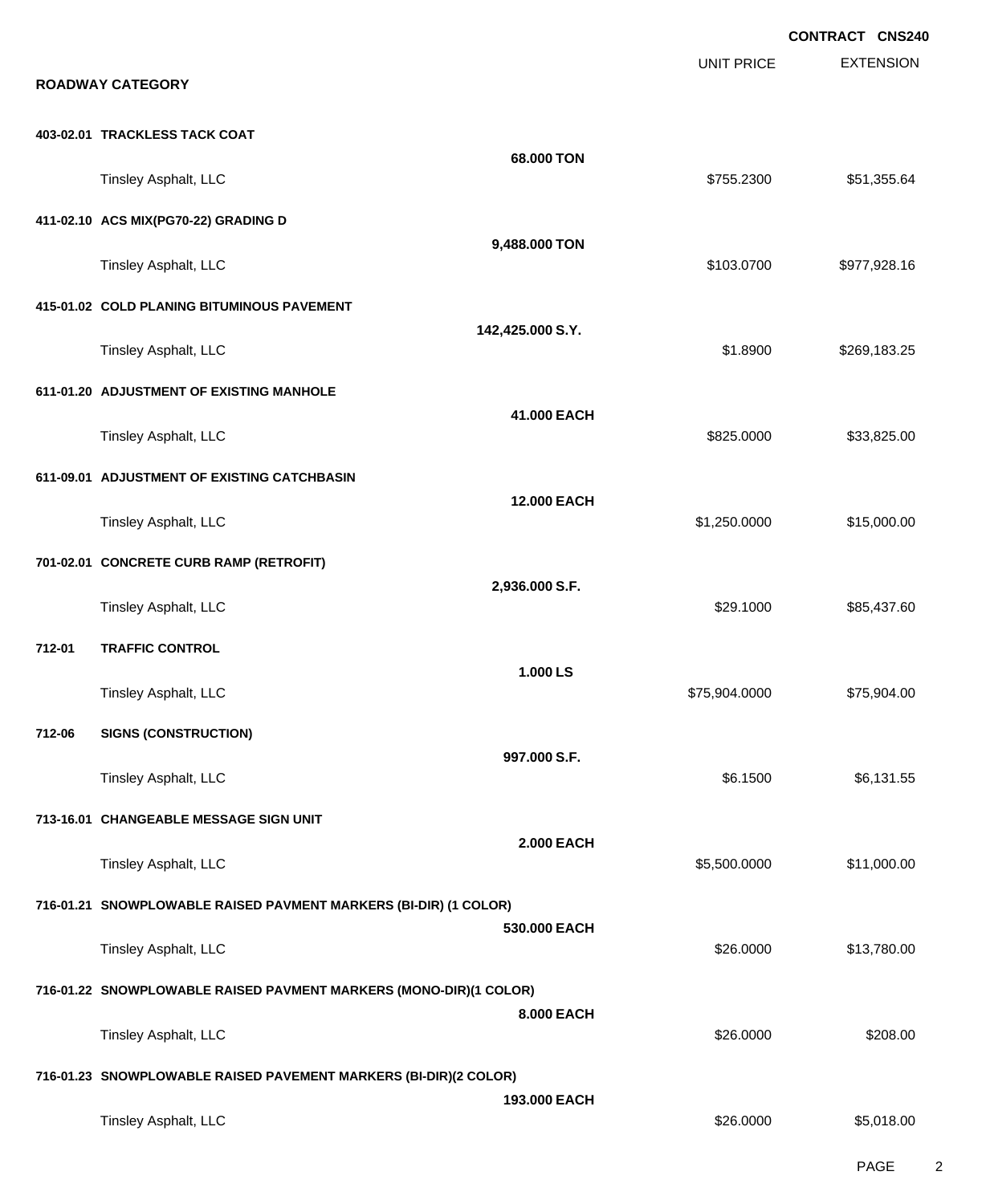**CONTRACT CNS240**

**ROADWAY CATEGORY**

| | | UNIT PRICE | EXTENSION |
|---|---|---|---|
| **403-02.01 TRACKLESS TACK COAT** | | | |
| | **68.000 TON** | | |
| Tinsley Asphalt, LLC | | $755.2300 | $51,355.64 |
| **411-02.10 ACS MIX(PG70-22) GRADING D** | | | |
| | **9,488.000 TON** | | |
| Tinsley Asphalt, LLC | | $103.0700 | $977,928.16 |
| **415-01.02 COLD PLANING BITUMINOUS PAVEMENT** | | | |
| | **142,425.000 S.Y.** | | |
| Tinsley Asphalt, LLC | | $1.8900 | $269,183.25 |
| **611-01.20 ADJUSTMENT OF EXISTING MANHOLE** | | | |
| | **41.000 EACH** | | |
| Tinsley Asphalt, LLC | | $825.0000 | $33,825.00 |
| **611-09.01 ADJUSTMENT OF EXISTING CATCHBASIN** | | | |
| | **12.000 EACH** | | |
| Tinsley Asphalt, LLC | | $1,250.0000 | $15,000.00 |
| **701-02.01 CONCRETE CURB RAMP (RETROFIT)** | | | |
| | **2,936.000 S.F.** | | |
| Tinsley Asphalt, LLC | | $29.1000 | $85,437.60 |
| **712-01 TRAFFIC CONTROL** | | | |
| | **1.000 LS** | | |
| Tinsley Asphalt, LLC | | $75,904.0000 | $75,904.00 |
| **712-06 SIGNS (CONSTRUCTION)** | | | |
| | **997.000 S.F.** | | |
| Tinsley Asphalt, LLC | | $6.1500 | $6,131.55 |
| **713-16.01 CHANGEABLE MESSAGE SIGN UNIT** | | | |
| | **2.000 EACH** | | |
| Tinsley Asphalt, LLC | | $5,500.0000 | $11,000.00 |
| **716-01.21 SNOWPLOWABLE RAISED PAVMENT MARKERS (BI-DIR) (1 COLOR)** | | | |
| | **530.000 EACH** | | |
| Tinsley Asphalt, LLC | | $26.0000 | $13,780.00 |
| **716-01.22 SNOWPLOWABLE RAISED PAVMENT MARKERS (MONO-DIR)(1 COLOR)** | | | |
| | **8.000 EACH** | | |
| Tinsley Asphalt, LLC | | $26.0000 | $208.00 |
| **716-01.23 SNOWPLOWABLE RAISED PAVEMENT MARKERS (BI-DIR)(2 COLOR)** | | | |
| | **193.000 EACH** | | |
| Tinsley Asphalt, LLC | | $26.0000 | $5,018.00 |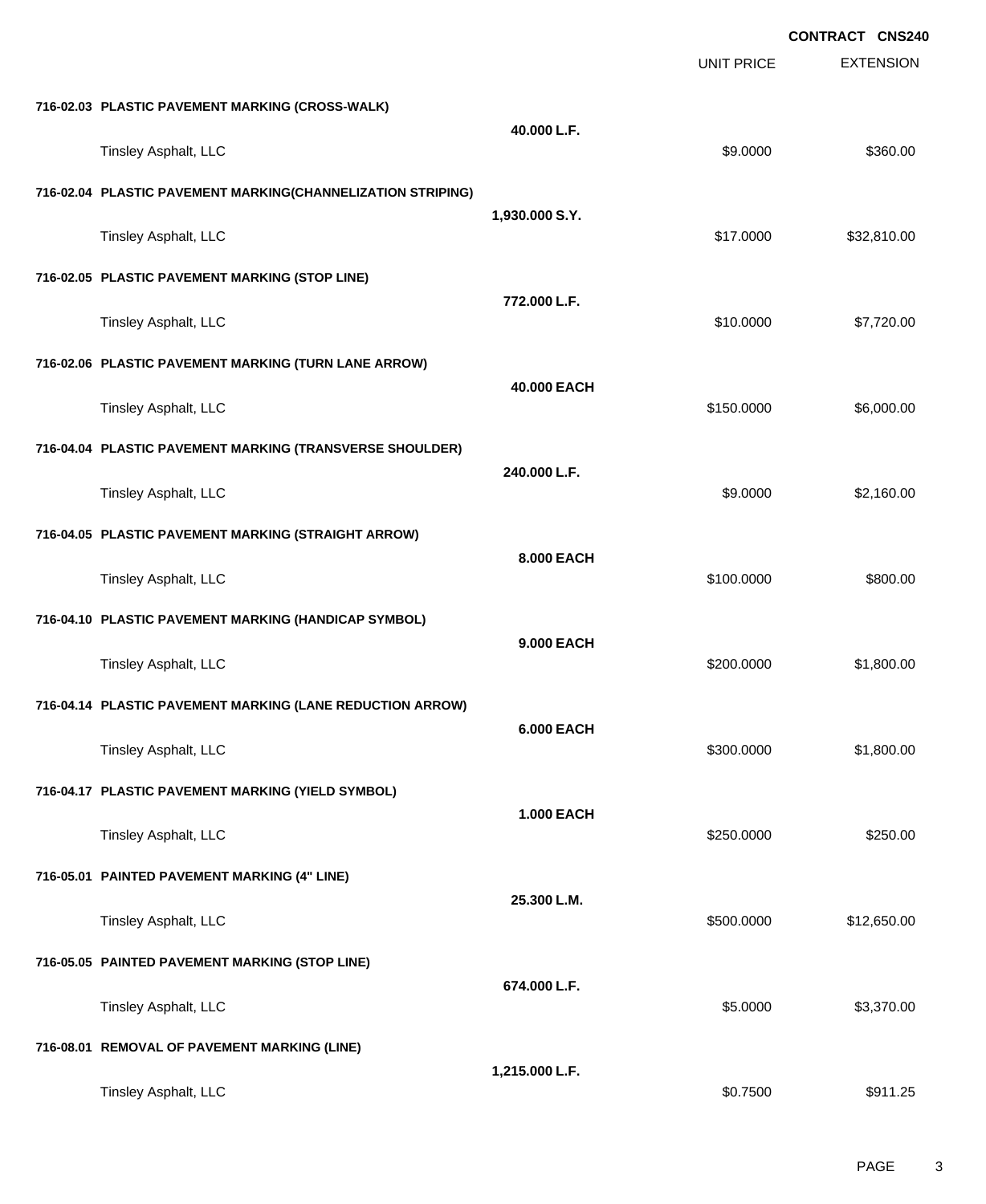**CONTRACT CNS240**

| | | UNIT PRICE | EXTENSION |
|---|---|---|---|
| **716-02.03 PLASTIC PAVEMENT MARKING (CROSS-WALK)** | **40.000 L.F.** | | |
| Tinsley Asphalt, LLC | | $9.0000 | $360.00 |
| **716-02.04 PLASTIC PAVEMENT MARKING(CHANNELIZATION STRIPING)** | **1,930.000 S.Y.** | | |
| Tinsley Asphalt, LLC | | $17.0000 | $32,810.00 |
| **716-02.05 PLASTIC PAVEMENT MARKING (STOP LINE)** | **772.000 L.F.** | | |
| Tinsley Asphalt, LLC | | $10.0000 | $7,720.00 |
| **716-02.06 PLASTIC PAVEMENT MARKING (TURN LANE ARROW)** | **40.000 EACH** | | |
| Tinsley Asphalt, LLC | | $150.0000 | $6,000.00 |
| **716-04.04 PLASTIC PAVEMENT MARKING (TRANSVERSE SHOULDER)** | **240.000 L.F.** | | |
| Tinsley Asphalt, LLC | | $9.0000 | $2,160.00 |
| **716-04.05 PLASTIC PAVEMENT MARKING (STRAIGHT ARROW)** | **8.000 EACH** | | |
| Tinsley Asphalt, LLC | | $100.0000 | $800.00 |
| **716-04.10 PLASTIC PAVEMENT MARKING (HANDICAP SYMBOL)** | **9.000 EACH** | | |
| Tinsley Asphalt, LLC | | $200.0000 | $1,800.00 |
| **716-04.14 PLASTIC PAVEMENT MARKING (LANE REDUCTION ARROW)** | **6.000 EACH** | | |
| Tinsley Asphalt, LLC | | $300.0000 | $1,800.00 |
| **716-04.17 PLASTIC PAVEMENT MARKING (YIELD SYMBOL)** | **1.000 EACH** | | |
| Tinsley Asphalt, LLC | | $250.0000 | $250.00 |
| **716-05.01 PAINTED PAVEMENT MARKING (4" LINE)** | **25.300 L.M.** | | |
| Tinsley Asphalt, LLC | | $500.0000 | $12,650.00 |
| **716-05.05 PAINTED PAVEMENT MARKING (STOP LINE)** | **674.000 L.F.** | | |
| Tinsley Asphalt, LLC | | $5.0000 | $3,370.00 |
| **716-08.01 REMOVAL OF PAVEMENT MARKING (LINE)** | **1,215.000 L.F.** | | |
| Tinsley Asphalt, LLC | | $0.7500 | $911.25 |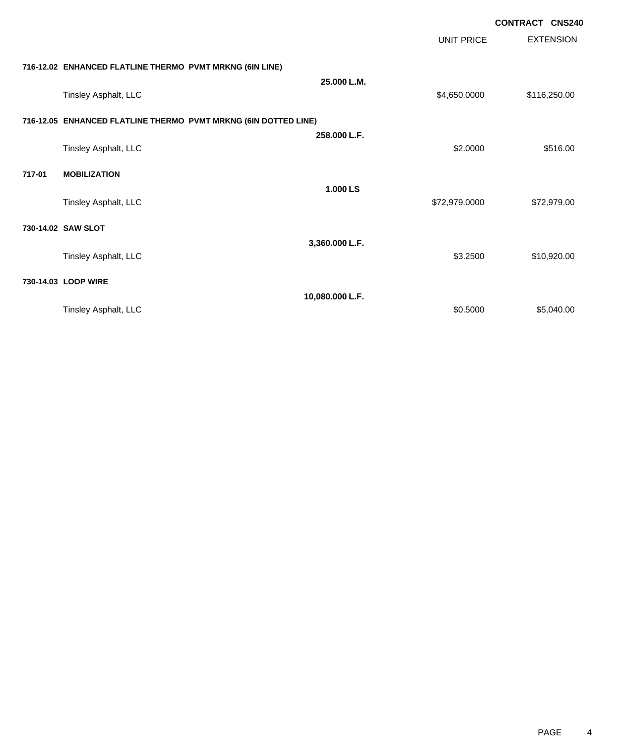**CONTRACT CNS240**

| | | | UNIT PRICE | EXTENSION |
|---|---|---|---|---|
| **716-12.02** | **ENHANCED FLATLINE THERMO PVMT MRKNG (6IN LINE)** | | | |
| | | **25.000 L.M.** | | |
| | Tinsley Asphalt, LLC | | $4,650.0000 | $116,250.00 |
| **716-12.05** | **ENHANCED FLATLINE THERMO PVMT MRKNG (6IN DOTTED LINE)** | | | |
| | | **258.000 L.F.** | | |
| | Tinsley Asphalt, LLC | | $2.0000 | $516.00 |
| **717-01** | **MOBILIZATION** | | | |
| | | **1.000 LS** | | |
| | Tinsley Asphalt, LLC | | $72,979.0000 | $72,979.00 |
| **730-14.02** | **SAW SLOT** | | | |
| | | **3,360.000 L.F.** | | |
| | Tinsley Asphalt, LLC | | $3.2500 | $10,920.00 |
| **730-14.03** | **LOOP WIRE** | | | |
| | | **10,080.000 L.F.** | | |
| | Tinsley Asphalt, LLC | | $0.5000 | $5,040.00 |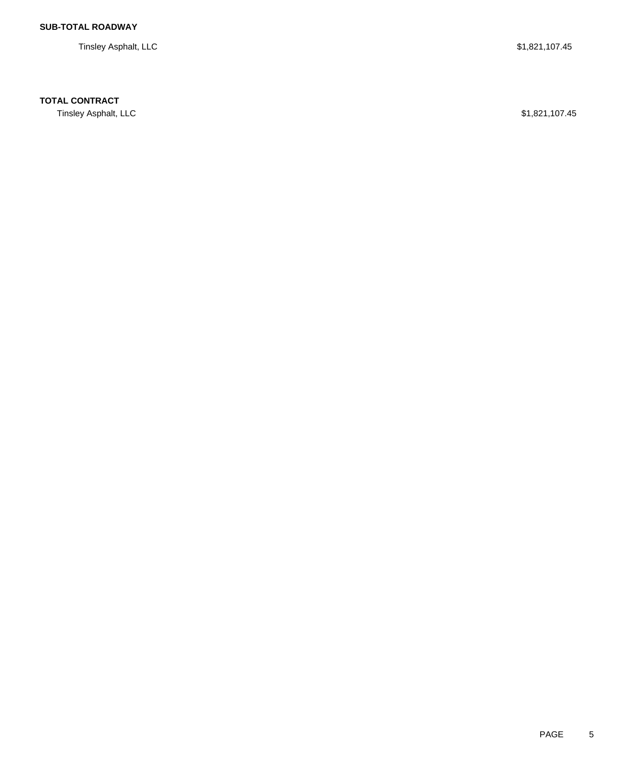**SUB-TOTAL ROADWAY**

| | |
|---|---|
| Tinsley Asphalt, LLC | $1,821,107.45 |

**TOTAL CONTRACT**

| | |
|---|---|
| Tinsley Asphalt, LLC | $1,821,107.45 |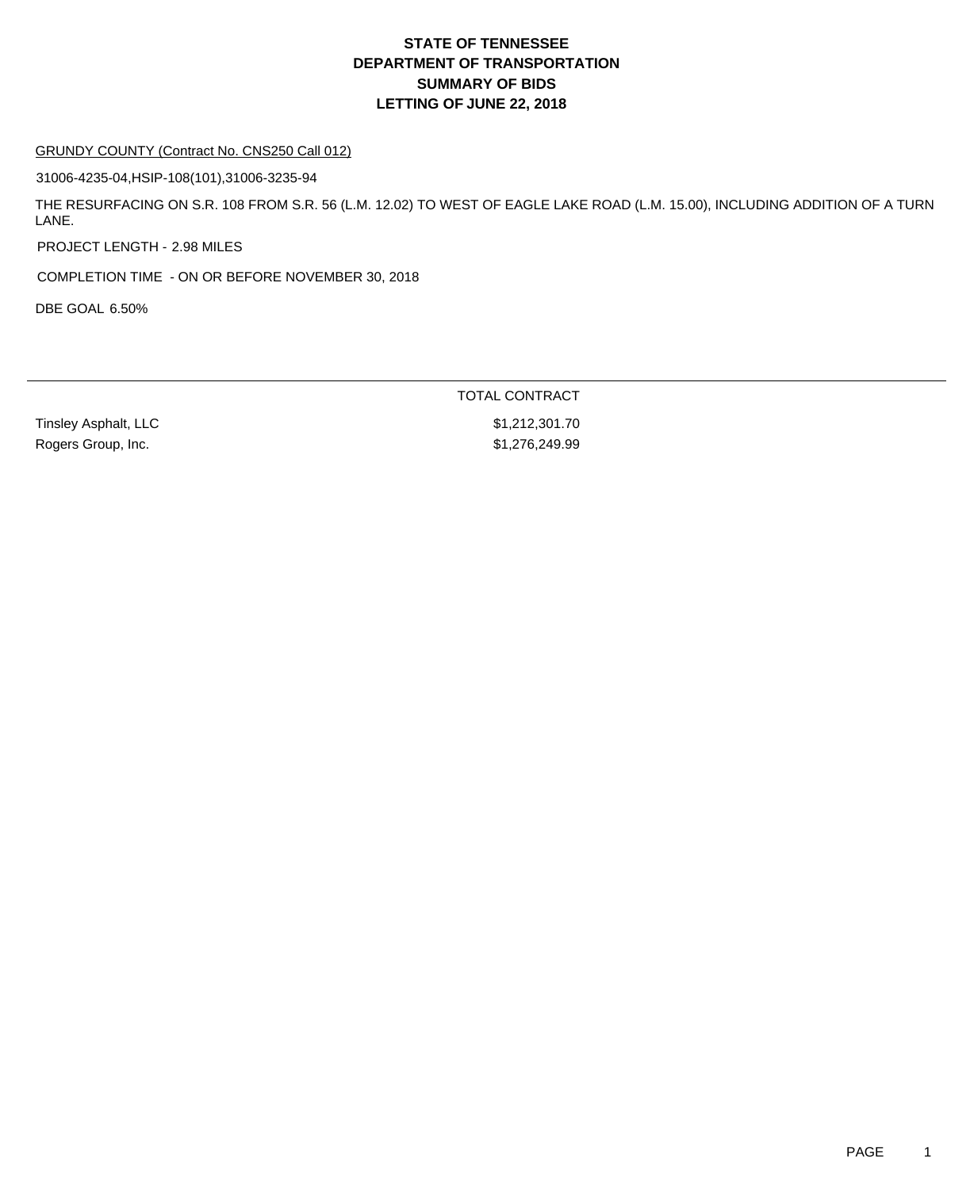# STATE OF TENNESSEE
# DEPARTMENT OF TRANSPORTATION
# SUMMARY OF BIDS
# LETTING OF JUNE 22, 2018

GRUNDY COUNTY (Contract No. CNS250 Call 012)

31006-4235-04,HSIP-108(101),31006-3235-94

THE RESURFACING ON S.R. 108 FROM S.R. 56 (L.M. 12.02) TO WEST OF EAGLE LAKE ROAD (L.M. 15.00), INCLUDING ADDITION OF A TURN LANE.

PROJECT LENGTH - 2.98 MILES

COMPLETION TIME - ON OR BEFORE NOVEMBER 30, 2018

DBE GOAL 6.50%

| | TOTAL CONTRACT |
|---|---|
| Tinsley Asphalt, LLC | $1,212,301.70 |
| Rogers Group, Inc. | $1,276,249.99 |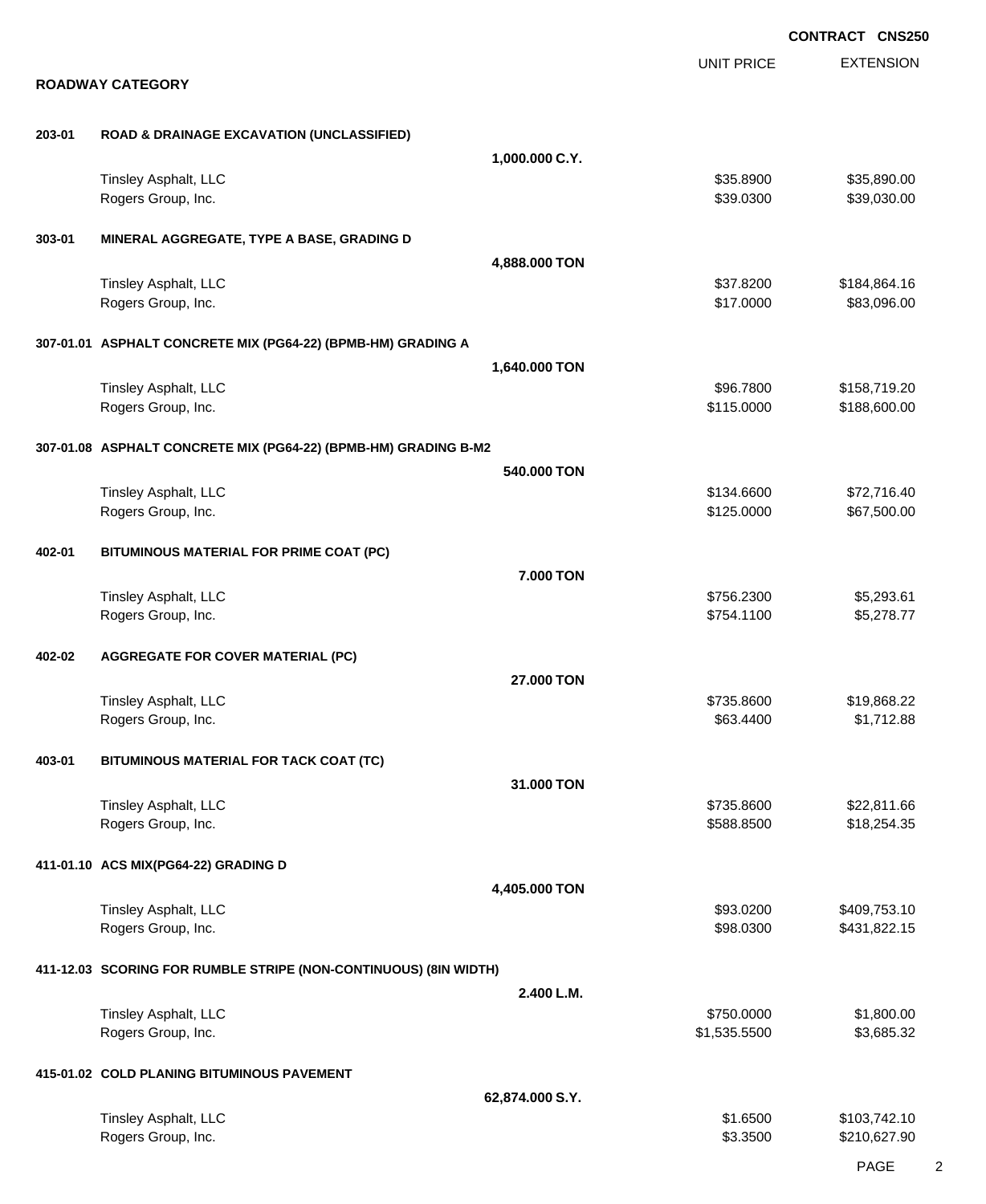**CONTRACT CNS250**

## ROADWAY CATEGORY

| | | | UNIT PRICE | EXTENSION |
|---|---|---|---|---|
| **203-01** | **ROAD & DRAINAGE EXCAVATION (UNCLASSIFIED)** | | | |
| | | **1,000.000 C.Y.** | | |
| | Tinsley Asphalt, LLC | | $35.8900 | $35,890.00 |
| | Rogers Group, Inc. | | $39.0300 | $39,030.00 |
| **303-01** | **MINERAL AGGREGATE, TYPE A BASE, GRADING D** | | | |
| | | **4,888.000 TON** | | |
| | Tinsley Asphalt, LLC | | $37.8200 | $184,864.16 |
| | Rogers Group, Inc. | | $17.0000 | $83,096.00 |
| **307-01.01** | **ASPHALT CONCRETE MIX (PG64-22) (BPMB-HM) GRADING A** | | | |
| | | **1,640.000 TON** | | |
| | Tinsley Asphalt, LLC | | $96.7800 | $158,719.20 |
| | Rogers Group, Inc. | | $115.0000 | $188,600.00 |
| **307-01.08** | **ASPHALT CONCRETE MIX (PG64-22) (BPMB-HM) GRADING B-M2** | | | |
| | | **540.000 TON** | | |
| | Tinsley Asphalt, LLC | | $134.6600 | $72,716.40 |
| | Rogers Group, Inc. | | $125.0000 | $67,500.00 |
| **402-01** | **BITUMINOUS MATERIAL FOR PRIME COAT (PC)** | | | |
| | | **7.000 TON** | | |
| | Tinsley Asphalt, LLC | | $756.2300 | $5,293.61 |
| | Rogers Group, Inc. | | $754.1100 | $5,278.77 |
| **402-02** | **AGGREGATE FOR COVER MATERIAL (PC)** | | | |
| | | **27.000 TON** | | |
| | Tinsley Asphalt, LLC | | $735.8600 | $19,868.22 |
| | Rogers Group, Inc. | | $63.4400 | $1,712.88 |
| **403-01** | **BITUMINOUS MATERIAL FOR TACK COAT (TC)** | | | |
| | | **31.000 TON** | | |
| | Tinsley Asphalt, LLC | | $735.8600 | $22,811.66 |
| | Rogers Group, Inc. | | $588.8500 | $18,254.35 |
| **411-01.10** | **ACS MIX(PG64-22) GRADING D** | | | |
| | | **4,405.000 TON** | | |
| | Tinsley Asphalt, LLC | | $93.0200 | $409,753.10 |
| | Rogers Group, Inc. | | $98.0300 | $431,822.15 |
| **411-12.03** | **SCORING FOR RUMBLE STRIPE (NON-CONTINUOUS) (8IN WIDTH)** | | | |
| | | **2.400 L.M.** | | |
| | Tinsley Asphalt, LLC | | $750.0000 | $1,800.00 |
| | Rogers Group, Inc. | | $1,535.5500 | $3,685.32 |
| **415-01.02** | **COLD PLANING BITUMINOUS PAVEMENT** | | | |
| | | **62,874.000 S.Y.** | | |
| | Tinsley Asphalt, LLC | | $1.6500 | $103,742.10 |
| | Rogers Group, Inc. | | $3.3500 | $210,627.90 |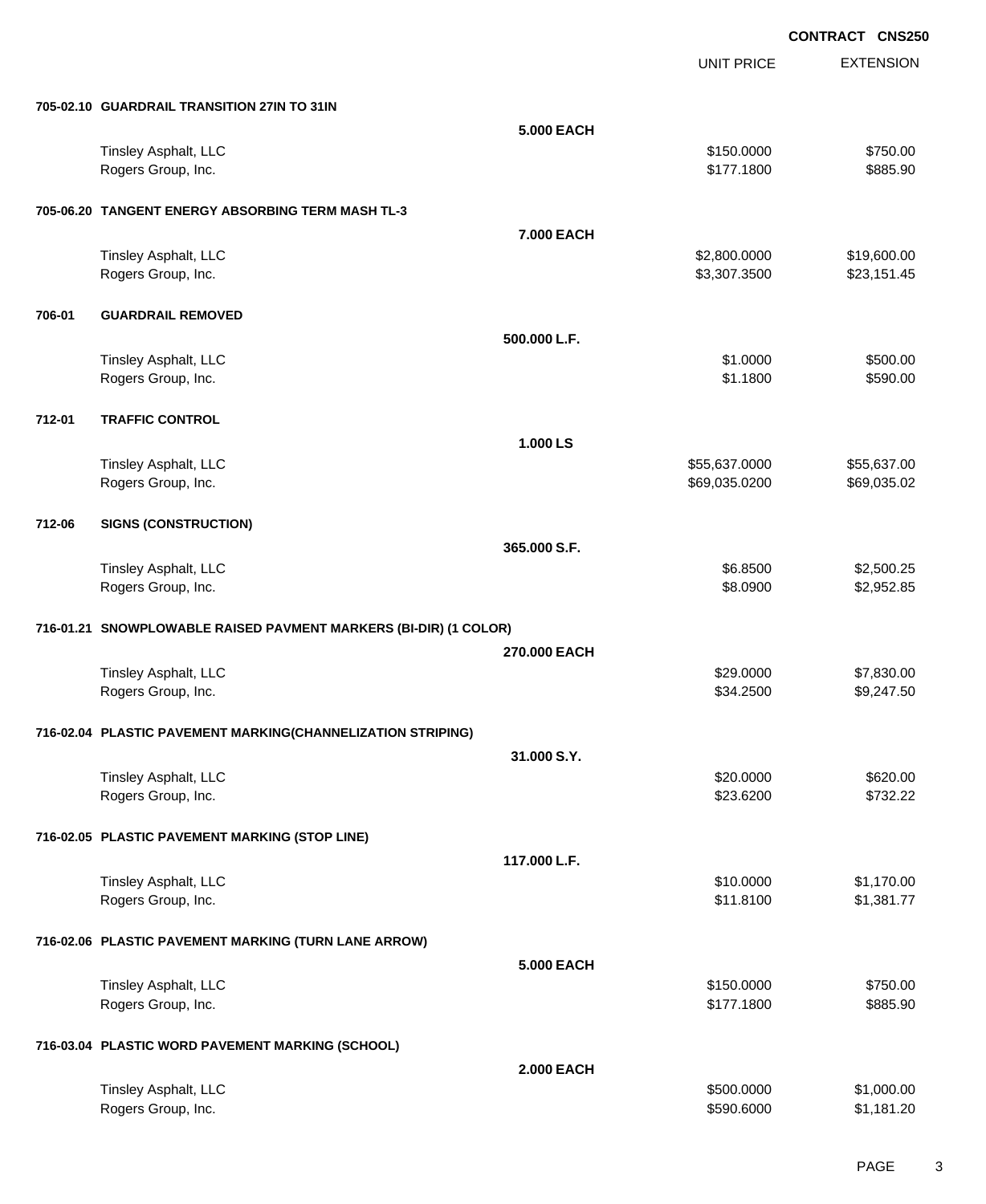**CONTRACT CNS250**

| | | | UNIT PRICE | EXTENSION |
|---|---|---|---|---|
| **705-02.10** | **GUARDRAIL TRANSITION 27IN TO 31IN** | | | |
| | | **5.000 EACH** | | |
| | Tinsley Asphalt, LLC | | $150.0000 | $750.00 |
| | Rogers Group, Inc. | | $177.1800 | $885.90 |
| **705-06.20** | **TANGENT ENERGY ABSORBING TERM MASH TL-3** | | | |
| | | **7.000 EACH** | | |
| | Tinsley Asphalt, LLC | | $2,800.0000 | $19,600.00 |
| | Rogers Group, Inc. | | $3,307.3500 | $23,151.45 |
| **706-01** | **GUARDRAIL REMOVED** | | | |
| | | **500.000 L.F.** | | |
| | Tinsley Asphalt, LLC | | $1.0000 | $500.00 |
| | Rogers Group, Inc. | | $1.1800 | $590.00 |
| **712-01** | **TRAFFIC CONTROL** | | | |
| | | **1.000 LS** | | |
| | Tinsley Asphalt, LLC | | $55,637.0000 | $55,637.00 |
| | Rogers Group, Inc. | | $69,035.0200 | $69,035.02 |
| **712-06** | **SIGNS (CONSTRUCTION)** | | | |
| | | **365.000 S.F.** | | |
| | Tinsley Asphalt, LLC | | $6.8500 | $2,500.25 |
| | Rogers Group, Inc. | | $8.0900 | $2,952.85 |
| **716-01.21** | **SNOWPLOWABLE RAISED PAVMENT MARKERS (BI-DIR) (1 COLOR)** | | | |
| | | **270.000 EACH** | | |
| | Tinsley Asphalt, LLC | | $29.0000 | $7,830.00 |
| | Rogers Group, Inc. | | $34.2500 | $9,247.50 |
| **716-02.04** | **PLASTIC PAVEMENT MARKING(CHANNELIZATION STRIPING)** | | | |
| | | **31.000 S.Y.** | | |
| | Tinsley Asphalt, LLC | | $20.0000 | $620.00 |
| | Rogers Group, Inc. | | $23.6200 | $732.22 |
| **716-02.05** | **PLASTIC PAVEMENT MARKING (STOP LINE)** | | | |
| | | **117.000 L.F.** | | |
| | Tinsley Asphalt, LLC | | $10.0000 | $1,170.00 |
| | Rogers Group, Inc. | | $11.8100 | $1,381.77 |
| **716-02.06** | **PLASTIC PAVEMENT MARKING (TURN LANE ARROW)** | | | |
| | | **5.000 EACH** | | |
| | Tinsley Asphalt, LLC | | $150.0000 | $750.00 |
| | Rogers Group, Inc. | | $177.1800 | $885.90 |
| **716-03.04** | **PLASTIC WORD PAVEMENT MARKING (SCHOOL)** | | | |
| | | **2.000 EACH** | | |
| | Tinsley Asphalt, LLC | | $500.0000 | $1,000.00 |
| | Rogers Group, Inc. | | $590.6000 | $1,181.20 |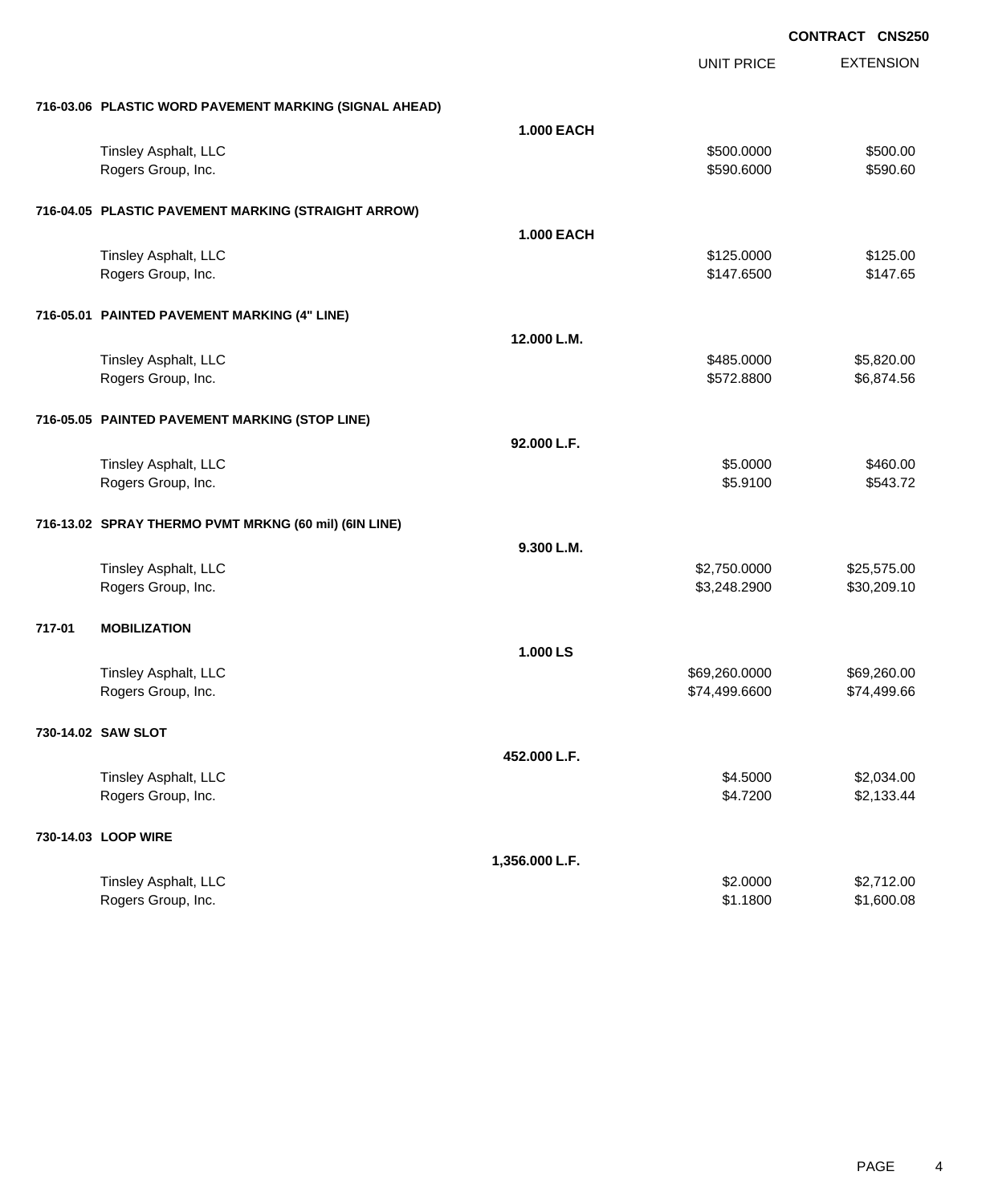CONTRACT CNS250

| | | UNIT PRICE | EXTENSION |
|---|---|---|---|
| **716-03.06 PLASTIC WORD PAVEMENT MARKING (SIGNAL AHEAD)** | | | |
| | **1.000 EACH** | | |
| Tinsley Asphalt, LLC | | $500.0000 | $500.00 |
| Rogers Group, Inc. | | $590.6000 | $590.60 |
| **716-04.05 PLASTIC PAVEMENT MARKING (STRAIGHT ARROW)** | | | |
| | **1.000 EACH** | | |
| Tinsley Asphalt, LLC | | $125.0000 | $125.00 |
| Rogers Group, Inc. | | $147.6500 | $147.65 |
| **716-05.01 PAINTED PAVEMENT MARKING (4" LINE)** | | | |
| | **12.000 L.M.** | | |
| Tinsley Asphalt, LLC | | $485.0000 | $5,820.00 |
| Rogers Group, Inc. | | $572.8800 | $6,874.56 |
| **716-05.05 PAINTED PAVEMENT MARKING (STOP LINE)** | | | |
| | **92.000 L.F.** | | |
| Tinsley Asphalt, LLC | | $5.0000 | $460.00 |
| Rogers Group, Inc. | | $5.9100 | $543.72 |
| **716-13.02 SPRAY THERMO PVMT MRKNG (60 mil) (6IN LINE)** | | | |
| | **9.300 L.M.** | | |
| Tinsley Asphalt, LLC | | $2,750.0000 | $25,575.00 |
| Rogers Group, Inc. | | $3,248.2900 | $30,209.10 |
| **717-01 MOBILIZATION** | | | |
| | **1.000 LS** | | |
| Tinsley Asphalt, LLC | | $69,260.0000 | $69,260.00 |
| Rogers Group, Inc. | | $74,499.6600 | $74,499.66 |
| **730-14.02 SAW SLOT** | | | |
| | **452.000 L.F.** | | |
| Tinsley Asphalt, LLC | | $4.5000 | $2,034.00 |
| Rogers Group, Inc. | | $4.7200 | $2,133.44 |
| **730-14.03 LOOP WIRE** | | | |
| | **1,356.000 L.F.** | | |
| Tinsley Asphalt, LLC | | $2.0000 | $2,712.00 |
| Rogers Group, Inc. | | $1.1800 | $1,600.08 |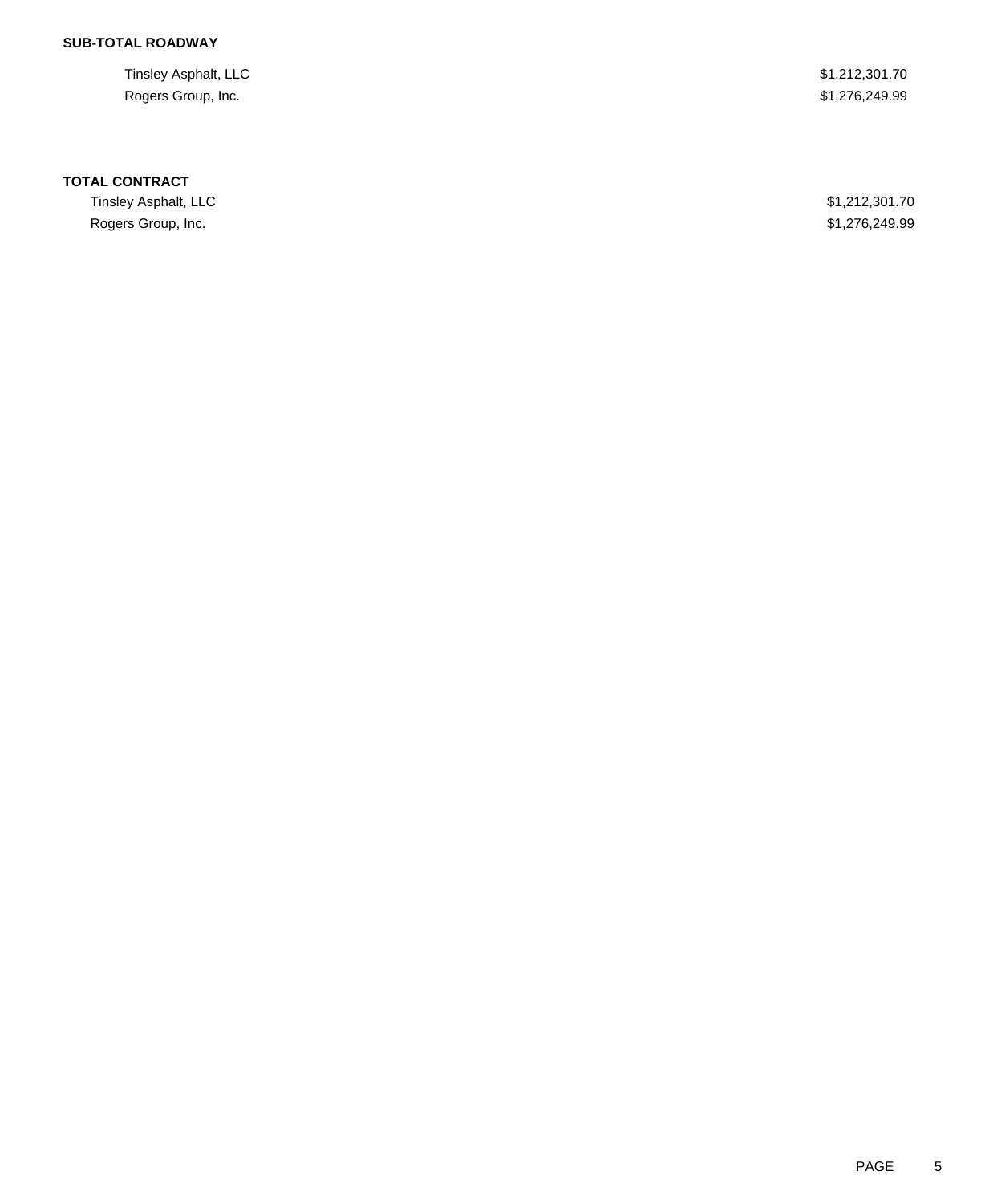**SUB-TOTAL ROADWAY**

| | |
|---|---|
| Tinsley Asphalt, LLC | $1,212,301.70 |
| Rogers Group, Inc. | $1,276,249.99 |

**TOTAL CONTRACT**

| | |
|---|---|
| Tinsley Asphalt, LLC | $1,212,301.70 |
| Rogers Group, Inc. | $1,276,249.99 |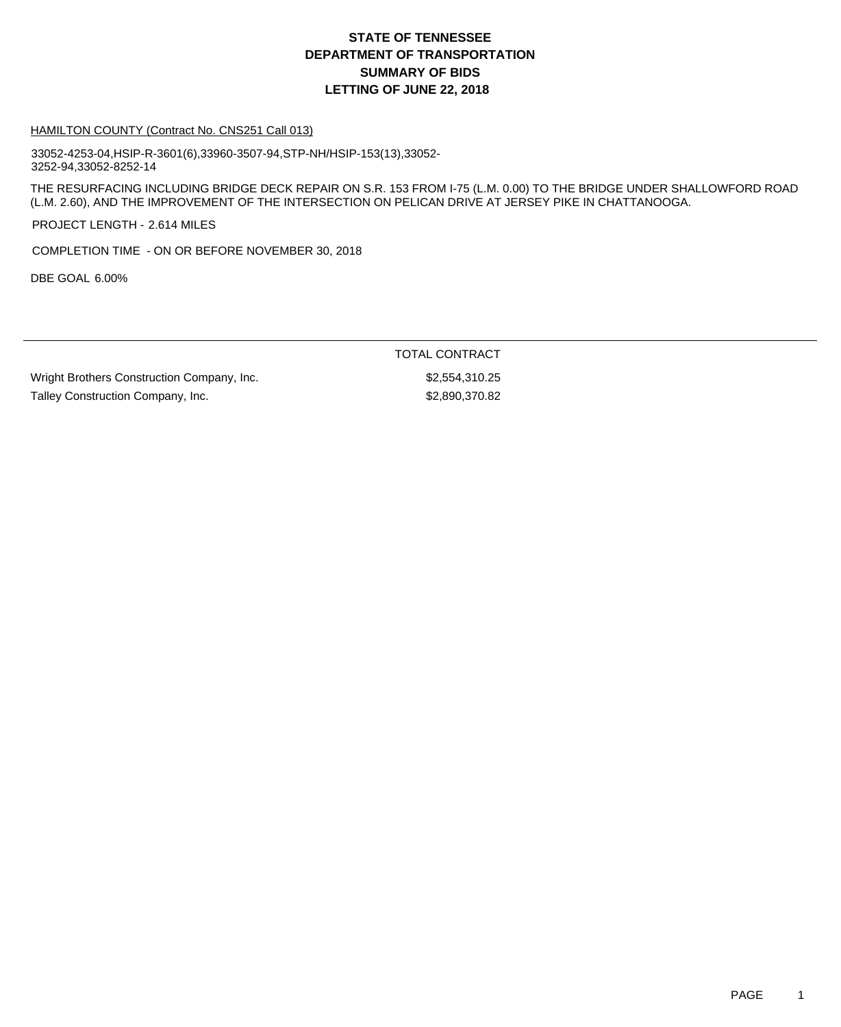# STATE OF TENNESSEE
# DEPARTMENT OF TRANSPORTATION
# SUMMARY OF BIDS
# LETTING OF JUNE 22, 2018

HAMILTON COUNTY (Contract No. CNS251 Call 013)

33052-4253-04,HSIP-R-3601(6),33960-3507-94,STP-NH/HSIP-153(13),33052-3252-94,33052-8252-14

THE RESURFACING INCLUDING BRIDGE DECK REPAIR ON S.R. 153 FROM I-75 (L.M. 0.00) TO THE BRIDGE UNDER SHALLOWFORD ROAD (L.M. 2.60), AND THE IMPROVEMENT OF THE INTERSECTION ON PELICAN DRIVE AT JERSEY PIKE IN CHATTANOOGA.

PROJECT LENGTH - 2.614 MILES

COMPLETION TIME - ON OR BEFORE NOVEMBER 30, 2018

DBE GOAL 6.00%

| | TOTAL CONTRACT |
|---|---|
| Wright Brothers Construction Company, Inc. | $2,554,310.25 |
| Talley Construction Company, Inc. | $2,890,370.82 |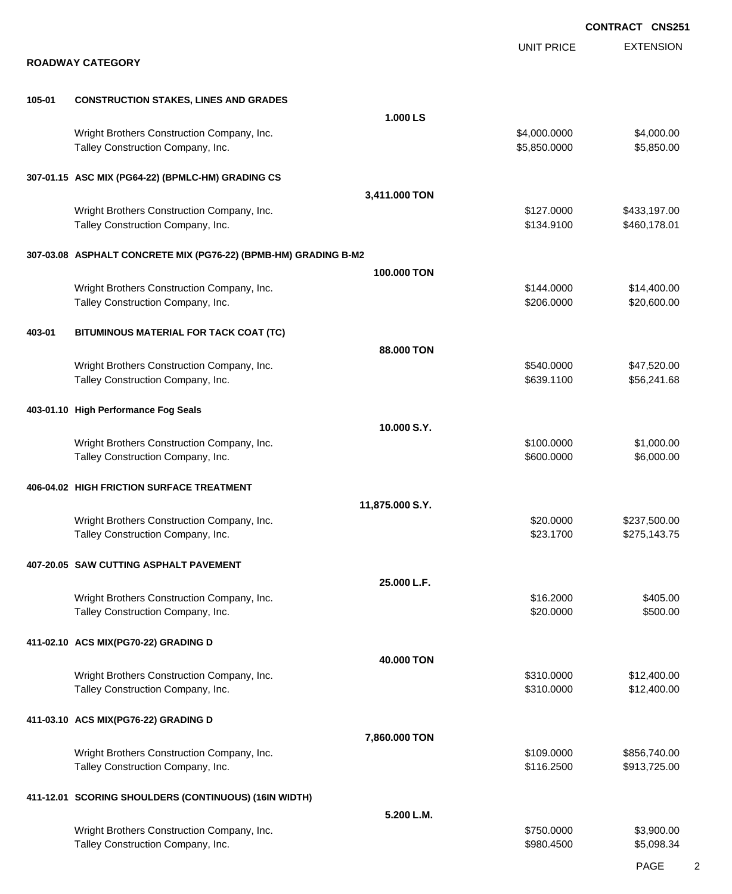**CONTRACT CNS251**

**ROADWAY CATEGORY**

| | | UNIT PRICE | EXTENSION |
|---|---|---|---|
| **105-01** | **CONSTRUCTION STAKES, LINES AND GRADES** | | |
| | **1.000 LS** | | |
| | Wright Brothers Construction Company, Inc. | $4,000.0000 | $4,000.00 |
| | Talley Construction Company, Inc. | $5,850.0000 | $5,850.00 |
| **307-01.15** | **ASC MIX (PG64-22) (BPMLC-HM) GRADING CS** | | |
| | **3,411.000 TON** | | |
| | Wright Brothers Construction Company, Inc. | $127.0000 | $433,197.00 |
| | Talley Construction Company, Inc. | $134.9100 | $460,178.01 |
| **307-03.08** | **ASPHALT CONCRETE MIX (PG76-22) (BPMB-HM) GRADING B-M2** | | |
| | **100.000 TON** | | |
| | Wright Brothers Construction Company, Inc. | $144.0000 | $14,400.00 |
| | Talley Construction Company, Inc. | $206.0000 | $20,600.00 |
| **403-01** | **BITUMINOUS MATERIAL FOR TACK COAT (TC)** | | |
| | **88.000 TON** | | |
| | Wright Brothers Construction Company, Inc. | $540.0000 | $47,520.00 |
| | Talley Construction Company, Inc. | $639.1100 | $56,241.68 |
| **403-01.10** | **High Performance Fog Seals** | | |
| | **10.000 S.Y.** | | |
| | Wright Brothers Construction Company, Inc. | $100.0000 | $1,000.00 |
| | Talley Construction Company, Inc. | $600.0000 | $6,000.00 |
| **406-04.02** | **HIGH FRICTION SURFACE TREATMENT** | | |
| | **11,875.000 S.Y.** | | |
| | Wright Brothers Construction Company, Inc. | $20.0000 | $237,500.00 |
| | Talley Construction Company, Inc. | $23.1700 | $275,143.75 |
| **407-20.05** | **SAW CUTTING ASPHALT PAVEMENT** | | |
| | **25.000 L.F.** | | |
| | Wright Brothers Construction Company, Inc. | $16.2000 | $405.00 |
| | Talley Construction Company, Inc. | $20.0000 | $500.00 |
| **411-02.10** | **ACS MIX(PG70-22) GRADING D** | | |
| | **40.000 TON** | | |
| | Wright Brothers Construction Company, Inc. | $310.0000 | $12,400.00 |
| | Talley Construction Company, Inc. | $310.0000 | $12,400.00 |
| **411-03.10** | **ACS MIX(PG76-22) GRADING D** | | |
| | **7,860.000 TON** | | |
| | Wright Brothers Construction Company, Inc. | $109.0000 | $856,740.00 |
| | Talley Construction Company, Inc. | $116.2500 | $913,725.00 |
| **411-12.01** | **SCORING SHOULDERS (CONTINUOUS) (16IN WIDTH)** | | |
| | **5.200 L.M.** | | |
| | Wright Brothers Construction Company, Inc. | $750.0000 | $3,900.00 |
| | Talley Construction Company, Inc. | $980.4500 | $5,098.34 |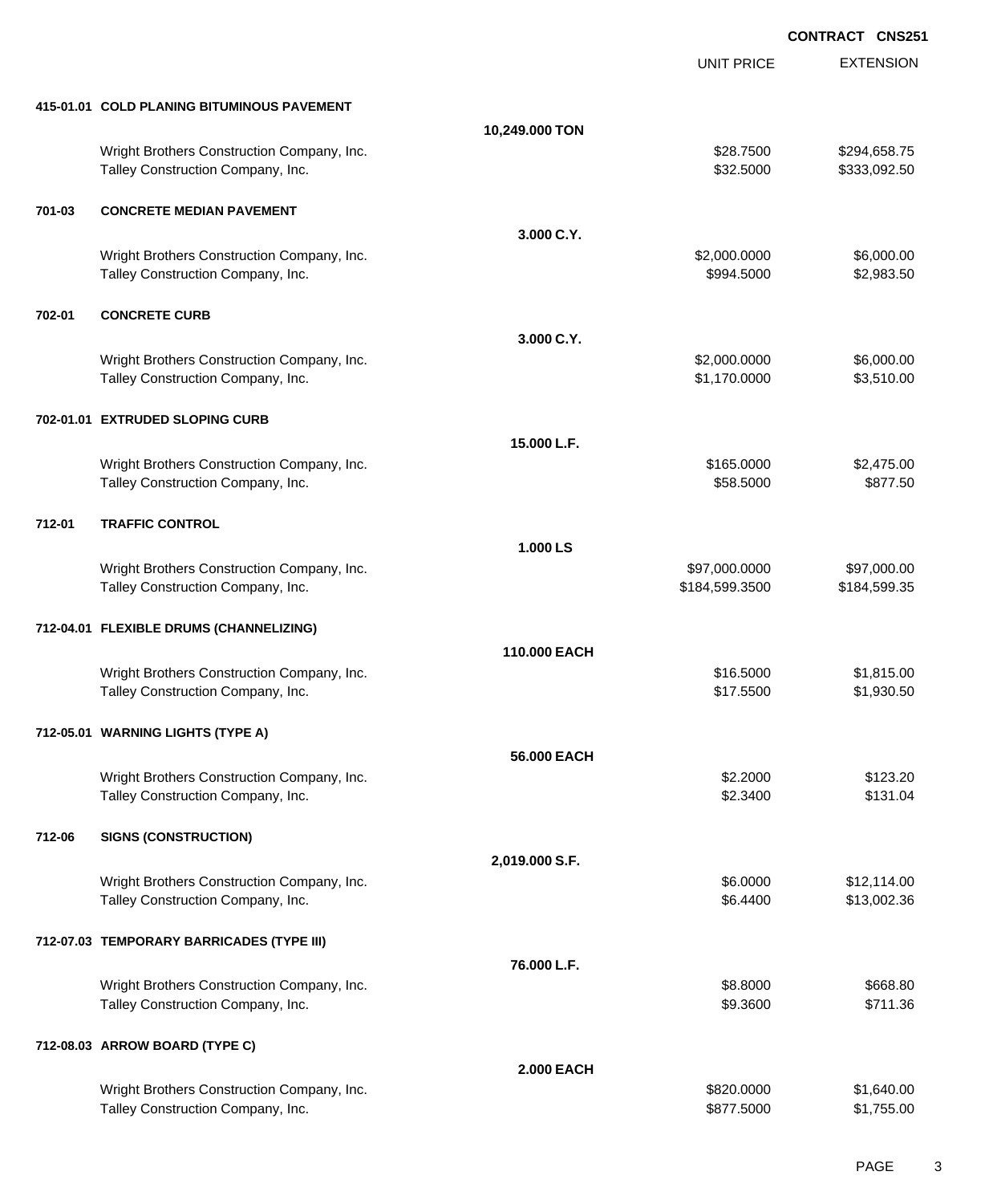CONTRACT CNS251

| | | | UNIT PRICE | EXTENSION |
|---|---|---|---|---|
| **415-01.01** | **COLD PLANING BITUMINOUS PAVEMENT** | | | |
| | | **10,249.000 TON** | | |
| | Wright Brothers Construction Company, Inc. | | $28.7500 | $294,658.75 |
| | Talley Construction Company, Inc. | | $32.5000 | $333,092.50 |
| **701-03** | **CONCRETE MEDIAN PAVEMENT** | | | |
| | | **3.000 C.Y.** | | |
| | Wright Brothers Construction Company, Inc. | | $2,000.0000 | $6,000.00 |
| | Talley Construction Company, Inc. | | $994.5000 | $2,983.50 |
| **702-01** | **CONCRETE CURB** | | | |
| | | **3.000 C.Y.** | | |
| | Wright Brothers Construction Company, Inc. | | $2,000.0000 | $6,000.00 |
| | Talley Construction Company, Inc. | | $1,170.0000 | $3,510.00 |
| **702-01.01** | **EXTRUDED SLOPING CURB** | | | |
| | | **15.000 L.F.** | | |
| | Wright Brothers Construction Company, Inc. | | $165.0000 | $2,475.00 |
| | Talley Construction Company, Inc. | | $58.5000 | $877.50 |
| **712-01** | **TRAFFIC CONTROL** | | | |
| | | **1.000 LS** | | |
| | Wright Brothers Construction Company, Inc. | | $97,000.0000 | $97,000.00 |
| | Talley Construction Company, Inc. | | $184,599.3500 | $184,599.35 |
| **712-04.01** | **FLEXIBLE DRUMS (CHANNELIZING)** | | | |
| | | **110.000 EACH** | | |
| | Wright Brothers Construction Company, Inc. | | $16.5000 | $1,815.00 |
| | Talley Construction Company, Inc. | | $17.5500 | $1,930.50 |
| **712-05.01** | **WARNING LIGHTS (TYPE A)** | | | |
| | | **56.000 EACH** | | |
| | Wright Brothers Construction Company, Inc. | | $2.2000 | $123.20 |
| | Talley Construction Company, Inc. | | $2.3400 | $131.04 |
| **712-06** | **SIGNS (CONSTRUCTION)** | | | |
| | | **2,019.000 S.F.** | | |
| | Wright Brothers Construction Company, Inc. | | $6.0000 | $12,114.00 |
| | Talley Construction Company, Inc. | | $6.4400 | $13,002.36 |
| **712-07.03** | **TEMPORARY BARRICADES (TYPE III)** | | | |
| | | **76.000 L.F.** | | |
| | Wright Brothers Construction Company, Inc. | | $8.8000 | $668.80 |
| | Talley Construction Company, Inc. | | $9.3600 | $711.36 |
| **712-08.03** | **ARROW BOARD (TYPE C)** | | | |
| | | **2.000 EACH** | | |
| | Wright Brothers Construction Company, Inc. | | $820.0000 | $1,640.00 |
| | Talley Construction Company, Inc. | | $877.5000 | $1,755.00 |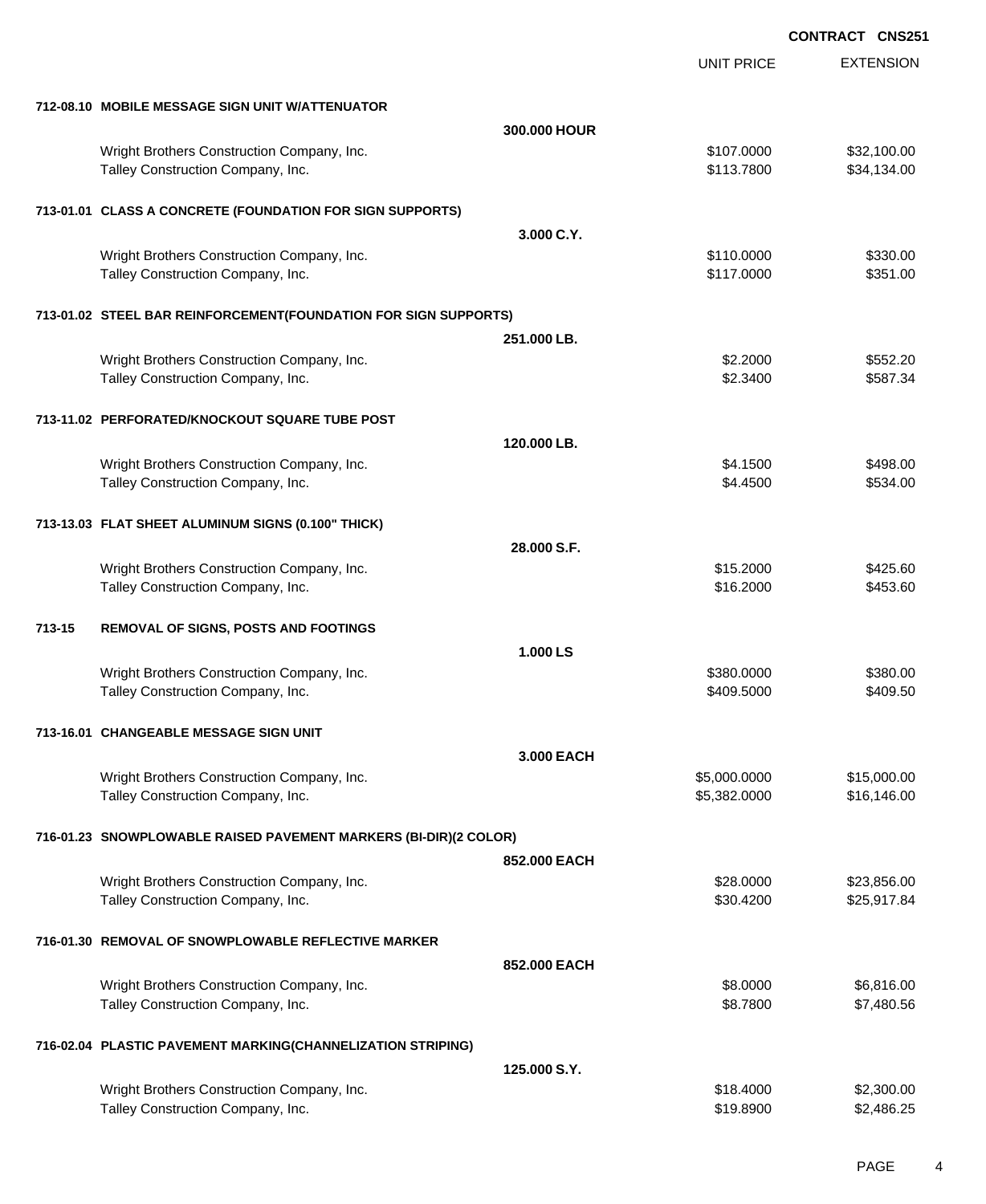**CONTRACT CNS251**

| | | | UNIT PRICE | EXTENSION |
|---|---|---|---|---|
| **712-08.10** | **MOBILE MESSAGE SIGN UNIT W/ATTENUATOR** | | | |
| | | **300.000 HOUR** | | |
| | Wright Brothers Construction Company, Inc. | | $107.0000 | $32,100.00 |
| | Talley Construction Company, Inc. | | $113.7800 | $34,134.00 |
| **713-01.01** | **CLASS A CONCRETE (FOUNDATION FOR SIGN SUPPORTS)** | | | |
| | | **3.000 C.Y.** | | |
| | Wright Brothers Construction Company, Inc. | | $110.0000 | $330.00 |
| | Talley Construction Company, Inc. | | $117.0000 | $351.00 |
| **713-01.02** | **STEEL BAR REINFORCEMENT(FOUNDATION FOR SIGN SUPPORTS)** | | | |
| | | **251.000 LB.** | | |
| | Wright Brothers Construction Company, Inc. | | $2.2000 | $552.20 |
| | Talley Construction Company, Inc. | | $2.3400 | $587.34 |
| **713-11.02** | **PERFORATED/KNOCKOUT SQUARE TUBE POST** | | | |
| | | **120.000 LB.** | | |
| | Wright Brothers Construction Company, Inc. | | $4.1500 | $498.00 |
| | Talley Construction Company, Inc. | | $4.4500 | $534.00 |
| **713-13.03** | **FLAT SHEET ALUMINUM SIGNS (0.100" THICK)** | | | |
| | | **28.000 S.F.** | | |
| | Wright Brothers Construction Company, Inc. | | $15.2000 | $425.60 |
| | Talley Construction Company, Inc. | | $16.2000 | $453.60 |
| **713-15** | **REMOVAL OF SIGNS, POSTS AND FOOTINGS** | | | |
| | | **1.000 LS** | | |
| | Wright Brothers Construction Company, Inc. | | $380.0000 | $380.00 |
| | Talley Construction Company, Inc. | | $409.5000 | $409.50 |
| **713-16.01** | **CHANGEABLE MESSAGE SIGN UNIT** | | | |
| | | **3.000 EACH** | | |
| | Wright Brothers Construction Company, Inc. | | $5,000.0000 | $15,000.00 |
| | Talley Construction Company, Inc. | | $5,382.0000 | $16,146.00 |
| **716-01.23** | **SNOWPLOWABLE RAISED PAVEMENT MARKERS (BI-DIR)(2 COLOR)** | | | |
| | | **852.000 EACH** | | |
| | Wright Brothers Construction Company, Inc. | | $28.0000 | $23,856.00 |
| | Talley Construction Company, Inc. | | $30.4200 | $25,917.84 |
| **716-01.30** | **REMOVAL OF SNOWPLOWABLE REFLECTIVE MARKER** | | | |
| | | **852.000 EACH** | | |
| | Wright Brothers Construction Company, Inc. | | $8.0000 | $6,816.00 |
| | Talley Construction Company, Inc. | | $8.7800 | $7,480.56 |
| **716-02.04** | **PLASTIC PAVEMENT MARKING(CHANNELIZATION STRIPING)** | | | |
| | | **125.000 S.Y.** | | |
| | Wright Brothers Construction Company, Inc. | | $18.4000 | $2,300.00 |
| | Talley Construction Company, Inc. | | $19.8900 | $2,486.25 |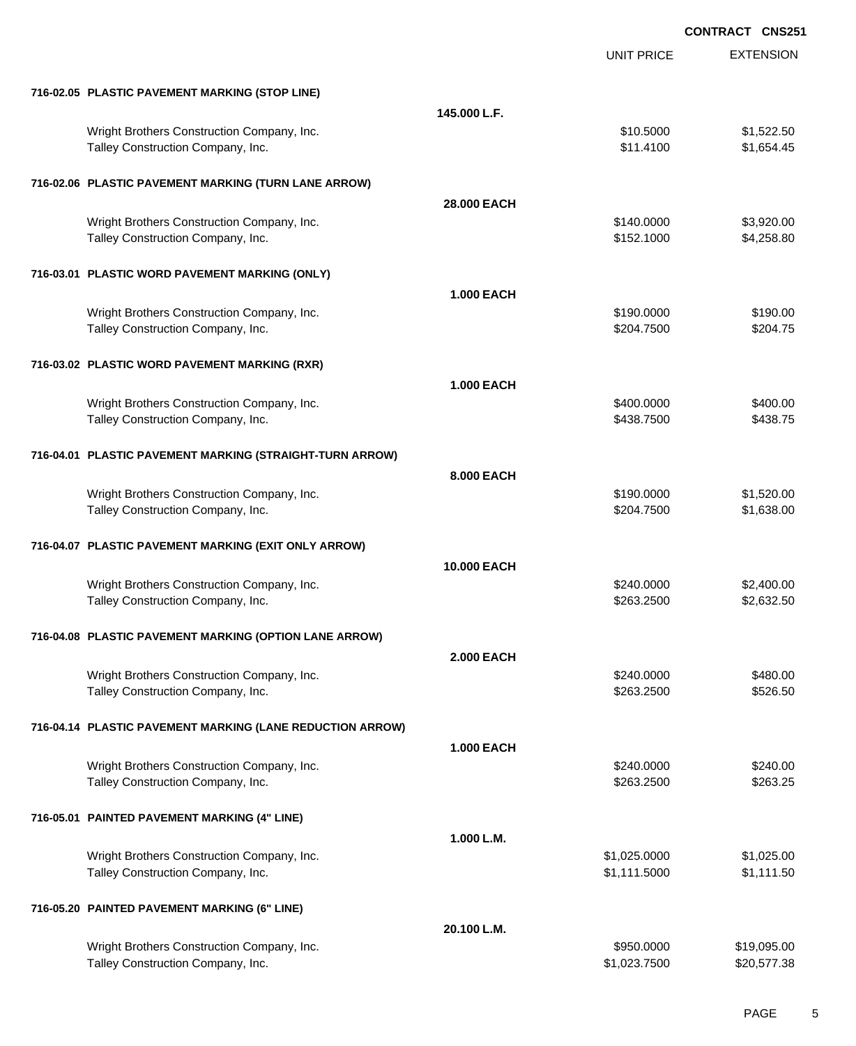CONTRACT CNS251

| | | UNIT PRICE | EXTENSION |
|---|---|---|---|
| **716-02.05 PLASTIC PAVEMENT MARKING (STOP LINE)** | | | |
| | **145.000 L.F.** | | |
| Wright Brothers Construction Company, Inc. | | $10.5000 | $1,522.50 |
| Talley Construction Company, Inc. | | $11.4100 | $1,654.45 |
| **716-02.06 PLASTIC PAVEMENT MARKING (TURN LANE ARROW)** | | | |
| | **28.000 EACH** | | |
| Wright Brothers Construction Company, Inc. | | $140.0000 | $3,920.00 |
| Talley Construction Company, Inc. | | $152.1000 | $4,258.80 |
| **716-03.01 PLASTIC WORD PAVEMENT MARKING (ONLY)** | | | |
| | **1.000 EACH** | | |
| Wright Brothers Construction Company, Inc. | | $190.0000 | $190.00 |
| Talley Construction Company, Inc. | | $204.7500 | $204.75 |
| **716-03.02 PLASTIC WORD PAVEMENT MARKING (RXR)** | | | |
| | **1.000 EACH** | | |
| Wright Brothers Construction Company, Inc. | | $400.0000 | $400.00 |
| Talley Construction Company, Inc. | | $438.7500 | $438.75 |
| **716-04.01 PLASTIC PAVEMENT MARKING (STRAIGHT-TURN ARROW)** | | | |
| | **8.000 EACH** | | |
| Wright Brothers Construction Company, Inc. | | $190.0000 | $1,520.00 |
| Talley Construction Company, Inc. | | $204.7500 | $1,638.00 |
| **716-04.07 PLASTIC PAVEMENT MARKING (EXIT ONLY ARROW)** | | | |
| | **10.000 EACH** | | |
| Wright Brothers Construction Company, Inc. | | $240.0000 | $2,400.00 |
| Talley Construction Company, Inc. | | $263.2500 | $2,632.50 |
| **716-04.08 PLASTIC PAVEMENT MARKING (OPTION LANE ARROW)** | | | |
| | **2.000 EACH** | | |
| Wright Brothers Construction Company, Inc. | | $240.0000 | $480.00 |
| Talley Construction Company, Inc. | | $263.2500 | $526.50 |
| **716-04.14 PLASTIC PAVEMENT MARKING (LANE REDUCTION ARROW)** | | | |
| | **1.000 EACH** | | |
| Wright Brothers Construction Company, Inc. | | $240.0000 | $240.00 |
| Talley Construction Company, Inc. | | $263.2500 | $263.25 |
| **716-05.01 PAINTED PAVEMENT MARKING (4" LINE)** | | | |
| | **1.000 L.M.** | | |
| Wright Brothers Construction Company, Inc. | | $1,025.0000 | $1,025.00 |
| Talley Construction Company, Inc. | | $1,111.5000 | $1,111.50 |
| **716-05.20 PAINTED PAVEMENT MARKING (6" LINE)** | | | |
| | **20.100 L.M.** | | |
| Wright Brothers Construction Company, Inc. | | $950.0000 | $19,095.00 |
| Talley Construction Company, Inc. | | $1,023.7500 | $20,577.38 |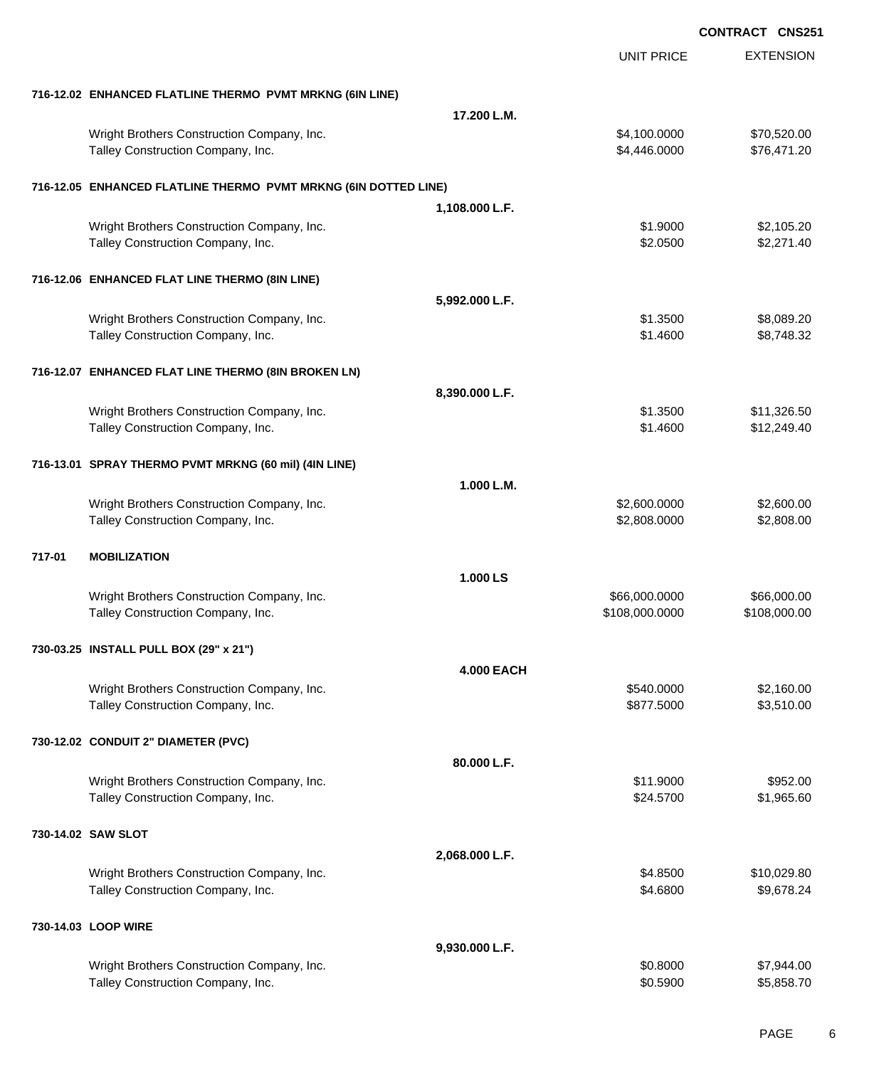CONTRACT CNS251

| | | UNIT PRICE | EXTENSION |
|---|---|---|---|
| **716-12.02 ENHANCED FLATLINE THERMO PVMT MRKNG (6IN LINE)** | | | |
| | **17.200 L.M.** | | |
| Wright Brothers Construction Company, Inc. | | $4,100.0000 | $70,520.00 |
| Talley Construction Company, Inc. | | $4,446.0000 | $76,471.20 |
| **716-12.05 ENHANCED FLATLINE THERMO PVMT MRKNG (6IN DOTTED LINE)** | | | |
| | **1,108.000 L.F.** | | |
| Wright Brothers Construction Company, Inc. | | $1.9000 | $2,105.20 |
| Talley Construction Company, Inc. | | $2.0500 | $2,271.40 |
| **716-12.06 ENHANCED FLAT LINE THERMO (8IN LINE)** | | | |
| | **5,992.000 L.F.** | | |
| Wright Brothers Construction Company, Inc. | | $1.3500 | $8,089.20 |
| Talley Construction Company, Inc. | | $1.4600 | $8,748.32 |
| **716-12.07 ENHANCED FLAT LINE THERMO (8IN BROKEN LN)** | | | |
| | **8,390.000 L.F.** | | |
| Wright Brothers Construction Company, Inc. | | $1.3500 | $11,326.50 |
| Talley Construction Company, Inc. | | $1.4600 | $12,249.40 |
| **716-13.01 SPRAY THERMO PVMT MRKNG (60 mil) (4IN LINE)** | | | |
| | **1.000 L.M.** | | |
| Wright Brothers Construction Company, Inc. | | $2,600.0000 | $2,600.00 |
| Talley Construction Company, Inc. | | $2,808.0000 | $2,808.00 |
| **717-01 MOBILIZATION** | | | |
| | **1.000 LS** | | |
| Wright Brothers Construction Company, Inc. | | $66,000.0000 | $66,000.00 |
| Talley Construction Company, Inc. | | $108,000.0000 | $108,000.00 |
| **730-03.25 INSTALL PULL BOX (29" x 21")** | | | |
| | **4.000 EACH** | | |
| Wright Brothers Construction Company, Inc. | | $540.0000 | $2,160.00 |
| Talley Construction Company, Inc. | | $877.5000 | $3,510.00 |
| **730-12.02 CONDUIT 2" DIAMETER (PVC)** | | | |
| | **80.000 L.F.** | | |
| Wright Brothers Construction Company, Inc. | | $11.9000 | $952.00 |
| Talley Construction Company, Inc. | | $24.5700 | $1,965.60 |
| **730-14.02 SAW SLOT** | | | |
| | **2,068.000 L.F.** | | |
| Wright Brothers Construction Company, Inc. | | $4.8500 | $10,029.80 |
| Talley Construction Company, Inc. | | $4.6800 | $9,678.24 |
| **730-14.03 LOOP WIRE** | | | |
| | **9,930.000 L.F.** | | |
| Wright Brothers Construction Company, Inc. | | $0.8000 | $7,944.00 |
| Talley Construction Company, Inc. | | $0.5900 | $5,858.70 |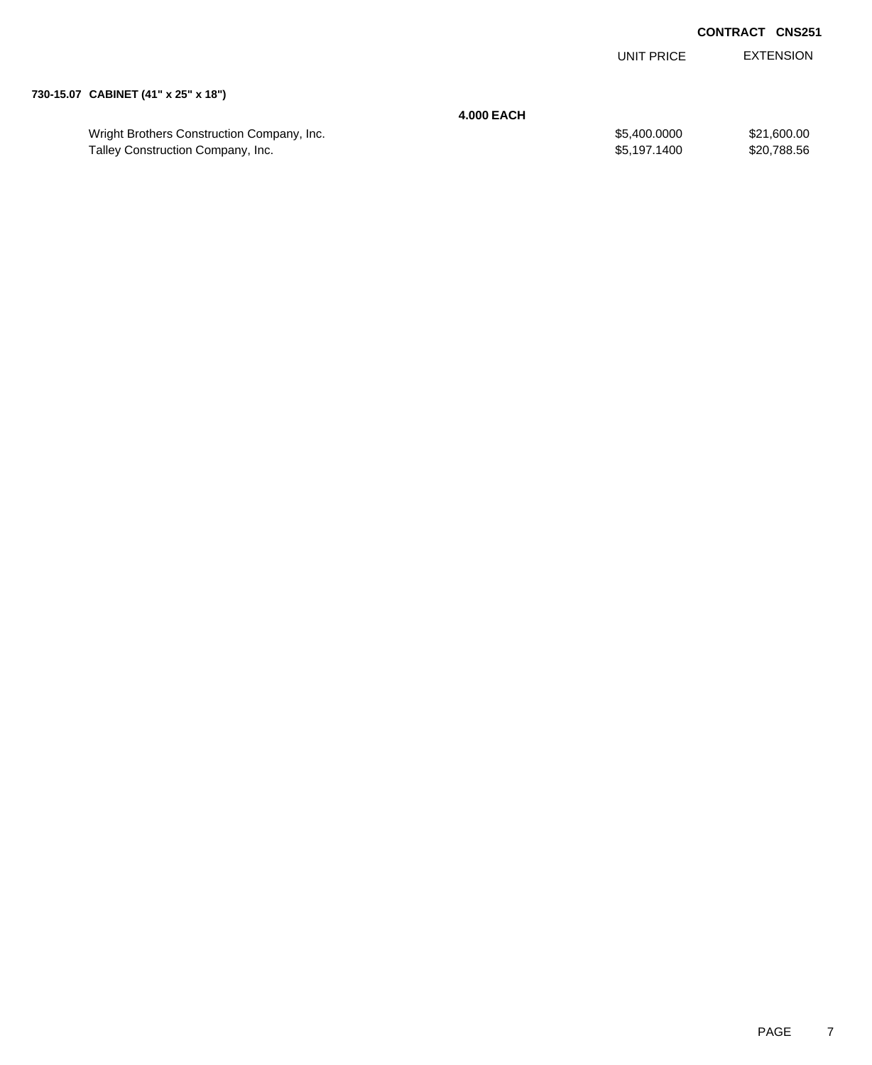**CONTRACT CNS251**

**730-15.07 CABINET (41" x 25" x 18")**

**4.000 EACH**

| | UNIT PRICE | EXTENSION |
|---|---|---|
| Wright Brothers Construction Company, Inc. | $5,400.0000 | $21,600.00 |
| Talley Construction Company, Inc. | $5,197.1400 | $20,788.56 |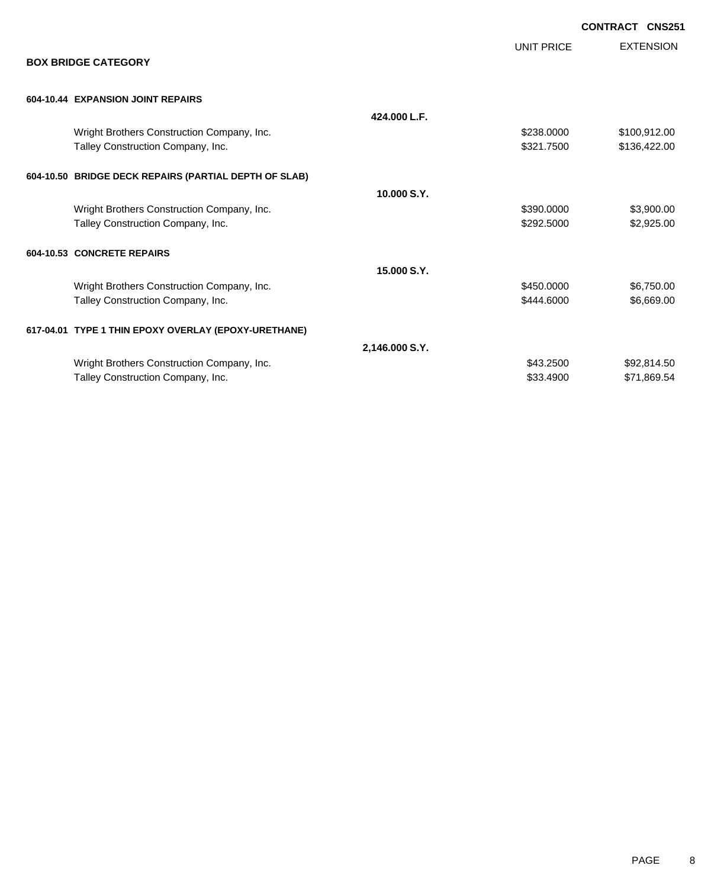CONTRACT CNS251

## BOX BRIDGE CATEGORY

| | | UNIT PRICE | EXTENSION |
|---|---|---|---|
| **604-10.44 EXPANSION JOINT REPAIRS** | | | |
| | **424.000 L.F.** | | |
| Wright Brothers Construction Company, Inc. | | \$238.0000 | \$100,912.00 |
| Talley Construction Company, Inc. | | \$321.7500 | \$136,422.00 |
| **604-10.50 BRIDGE DECK REPAIRS (PARTIAL DEPTH OF SLAB)** | | | |
| | **10.000 S.Y.** | | |
| Wright Brothers Construction Company, Inc. | | \$390.0000 | \$3,900.00 |
| Talley Construction Company, Inc. | | \$292.5000 | \$2,925.00 |
| **604-10.53 CONCRETE REPAIRS** | | | |
| | **15.000 S.Y.** | | |
| Wright Brothers Construction Company, Inc. | | \$450.0000 | \$6,750.00 |
| Talley Construction Company, Inc. | | \$444.6000 | \$6,669.00 |
| **617-04.01 TYPE 1 THIN EPOXY OVERLAY (EPOXY-URETHANE)** | | | |
| | **2,146.000 S.Y.** | | |
| Wright Brothers Construction Company, Inc. | | \$43.2500 | \$92,814.50 |
| Talley Construction Company, Inc. | | \$33.4900 | \$71,869.54 |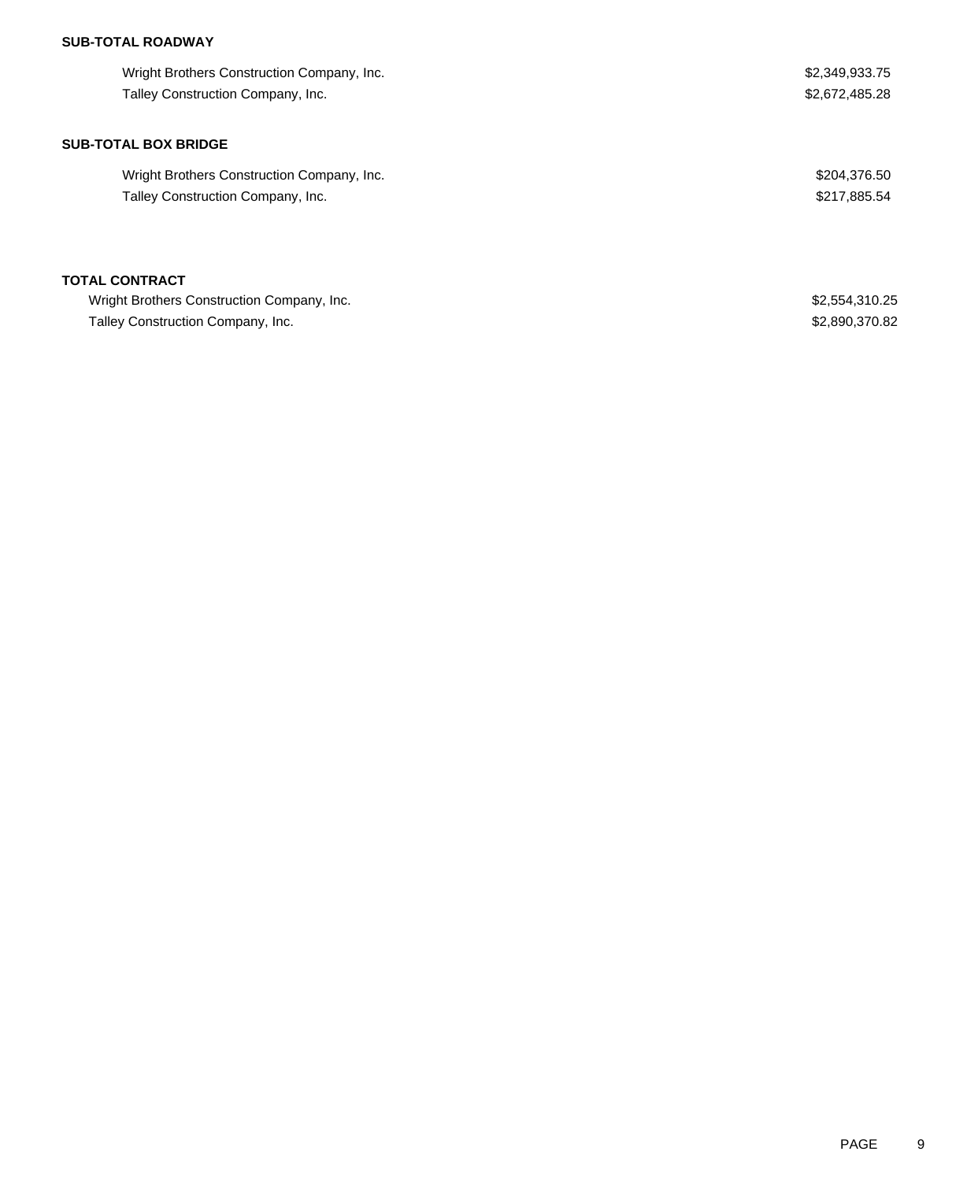**SUB-TOTAL ROADWAY**

| | |
|---|---|
| Wright Brothers Construction Company, Inc. | $2,349,933.75 |
| Talley Construction Company, Inc. | $2,672,485.28 |

**SUB-TOTAL BOX BRIDGE**

| | |
|---|---|
| Wright Brothers Construction Company, Inc. | $204,376.50 |
| Talley Construction Company, Inc. | $217,885.54 |

**TOTAL CONTRACT**

| | |
|---|---|
| Wright Brothers Construction Company, Inc. | $2,554,310.25 |
| Talley Construction Company, Inc. | $2,890,370.82 |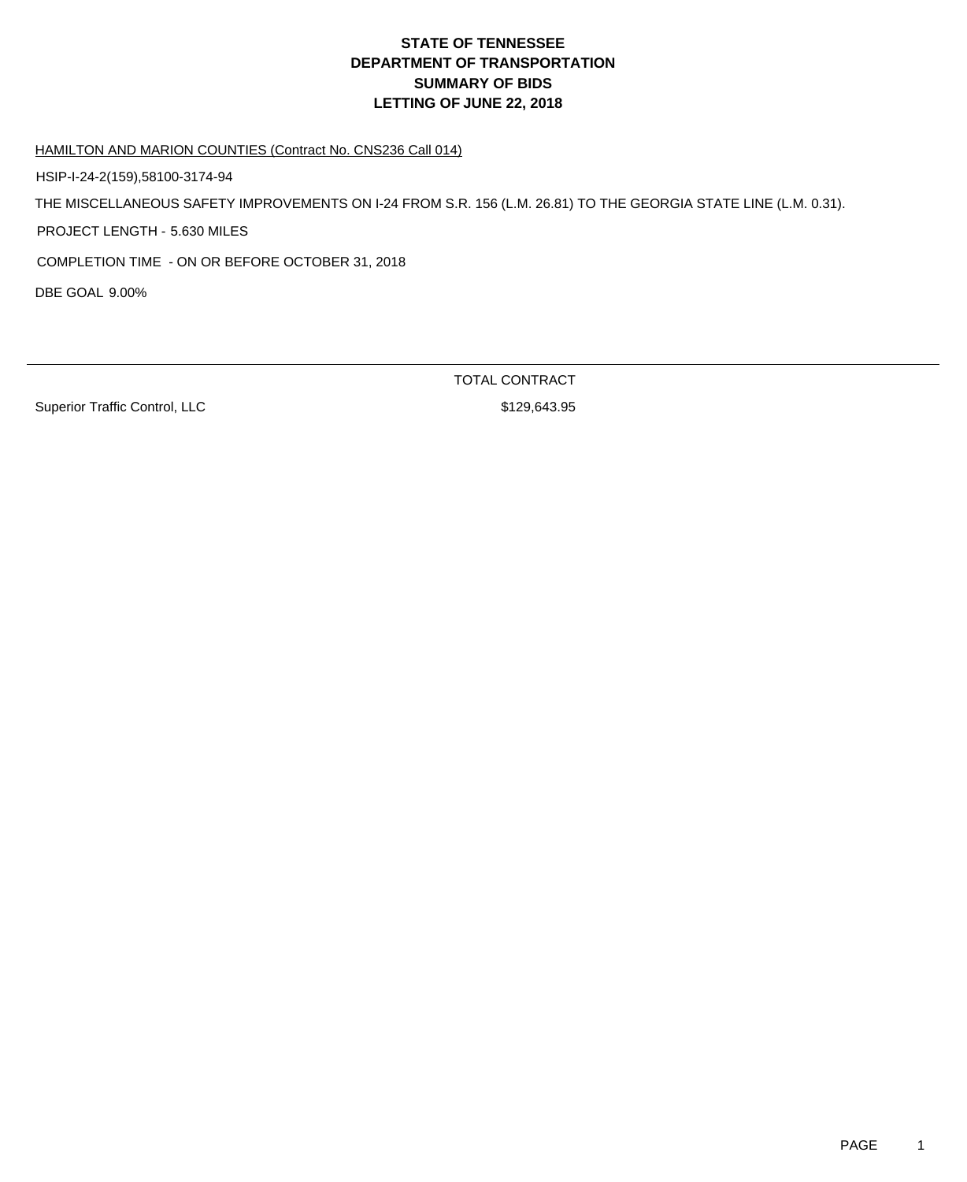# STATE OF TENNESSEE
# DEPARTMENT OF TRANSPORTATION
# SUMMARY OF BIDS
# LETTING OF JUNE 22, 2018

HAMILTON AND MARION COUNTIES (Contract No. CNS236 Call 014)

HSIP-I-24-2(159),58100-3174-94

THE MISCELLANEOUS SAFETY IMPROVEMENTS ON I-24 FROM S.R. 156 (L.M. 26.81) TO THE GEORGIA STATE LINE (L.M. 0.31).

PROJECT LENGTH - 5.630 MILES

COMPLETION TIME - ON OR BEFORE OCTOBER 31, 2018

DBE GOAL 9.00%

| | TOTAL CONTRACT |
|---|---|
| Superior Traffic Control, LLC | $129,643.95 |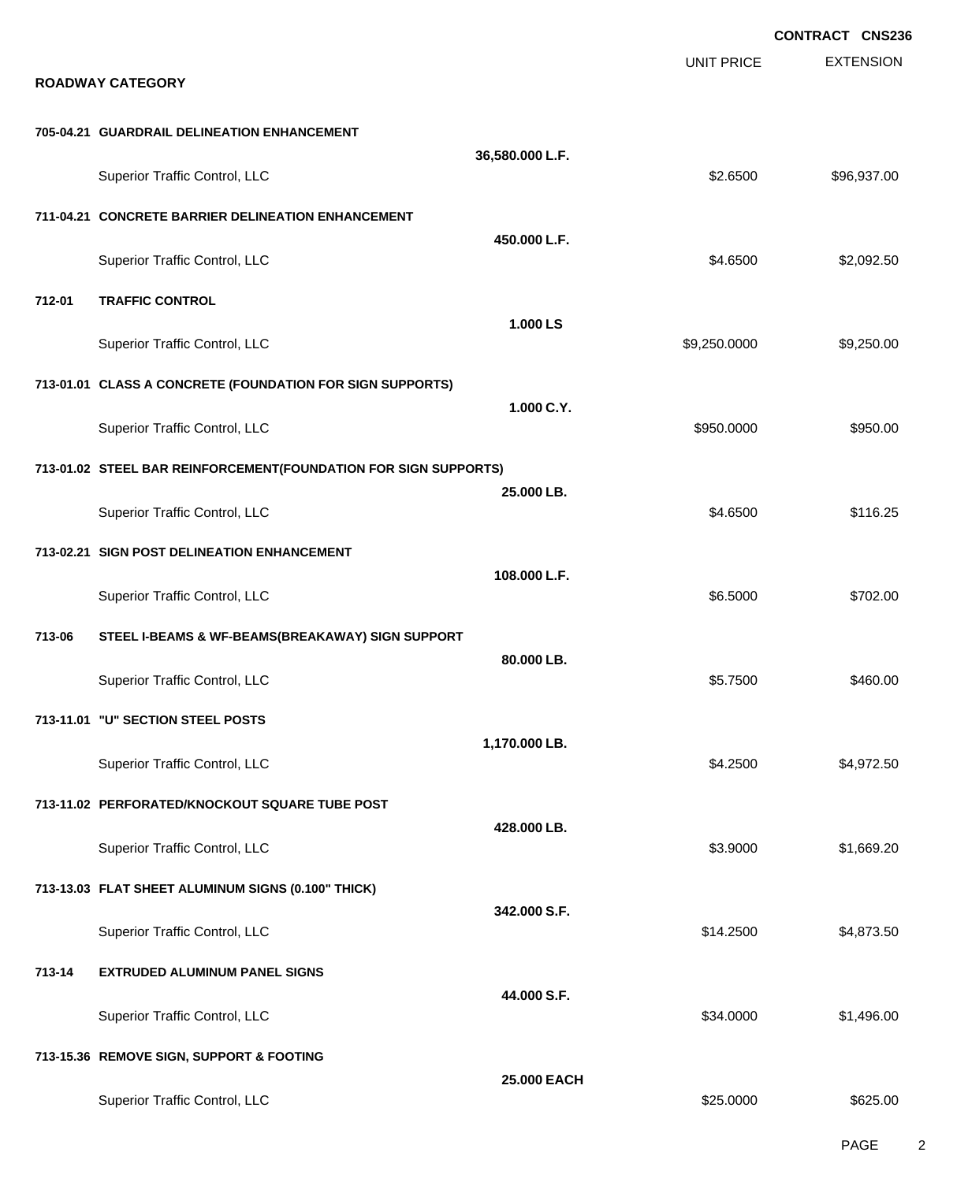**CONTRACT CNS236**

## ROADWAY CATEGORY

| | | | UNIT PRICE | EXTENSION |
|---|---|---|---|---|
| **705-04.21** | **GUARDRAIL DELINEATION ENHANCEMENT** | **36,580.000 L.F.** | | |
| | Superior Traffic Control, LLC | | $2.6500 | $96,937.00 |
| **711-04.21** | **CONCRETE BARRIER DELINEATION ENHANCEMENT** | **450.000 L.F.** | | |
| | Superior Traffic Control, LLC | | $4.6500 | $2,092.50 |
| **712-01** | **TRAFFIC CONTROL** | **1.000 LS** | | |
| | Superior Traffic Control, LLC | | $9,250.0000 | $9,250.00 |
| **713-01.01** | **CLASS A CONCRETE (FOUNDATION FOR SIGN SUPPORTS)** | **1.000 C.Y.** | | |
| | Superior Traffic Control, LLC | | $950.0000 | $950.00 |
| **713-01.02** | **STEEL BAR REINFORCEMENT(FOUNDATION FOR SIGN SUPPORTS)** | **25.000 LB.** | | |
| | Superior Traffic Control, LLC | | $4.6500 | $116.25 |
| **713-02.21** | **SIGN POST DELINEATION ENHANCEMENT** | **108.000 L.F.** | | |
| | Superior Traffic Control, LLC | | $6.5000 | $702.00 |
| **713-06** | **STEEL I-BEAMS & WF-BEAMS(BREAKAWAY) SIGN SUPPORT** | **80.000 LB.** | | |
| | Superior Traffic Control, LLC | | $5.7500 | $460.00 |
| **713-11.01** | **"U" SECTION STEEL POSTS** | **1,170.000 LB.** | | |
| | Superior Traffic Control, LLC | | $4.2500 | $4,972.50 |
| **713-11.02** | **PERFORATED/KNOCKOUT SQUARE TUBE POST** | **428.000 LB.** | | |
| | Superior Traffic Control, LLC | | $3.9000 | $1,669.20 |
| **713-13.03** | **FLAT SHEET ALUMINUM SIGNS (0.100" THICK)** | **342.000 S.F.** | | |
| | Superior Traffic Control, LLC | | $14.2500 | $4,873.50 |
| **713-14** | **EXTRUDED ALUMINUM PANEL SIGNS** | **44.000 S.F.** | | |
| | Superior Traffic Control, LLC | | $34.0000 | $1,496.00 |
| **713-15.36** | **REMOVE SIGN, SUPPORT & FOOTING** | **25.000 EACH** | | |
| | Superior Traffic Control, LLC | | $25.0000 | $625.00 |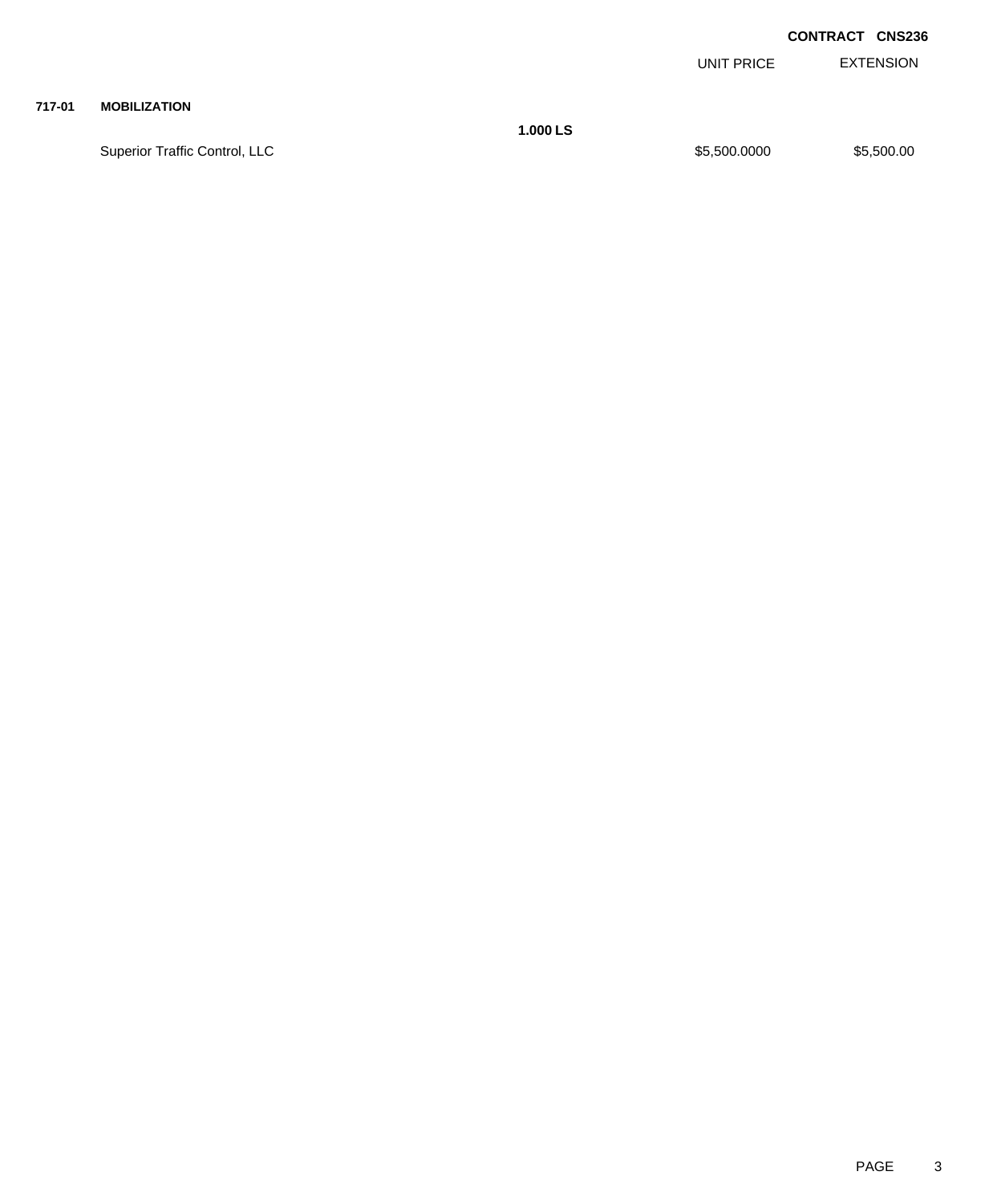**CONTRACT CNS236**

| | | | UNIT PRICE | EXTENSION |
|---|---|---|---|---|
| **717-01** | **MOBILIZATION** | | | |
| | | **1.000 LS** | | |
| | Superior Traffic Control, LLC | | $5,500.0000 | $5,500.00 |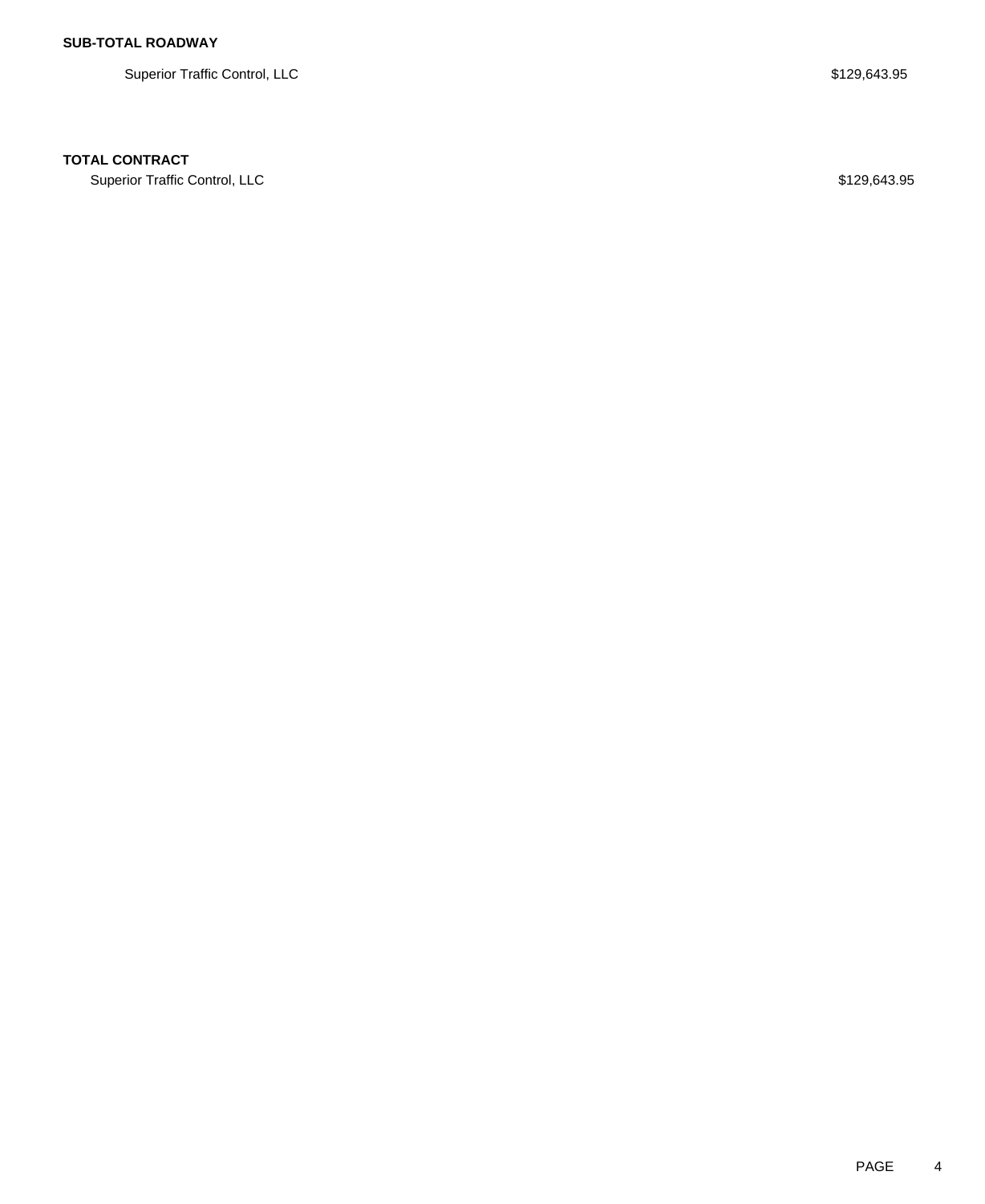**SUB-TOTAL ROADWAY**

| | |
|---|---|
| Superior Traffic Control, LLC | $129,643.95 |

**TOTAL CONTRACT**

| | |
|---|---|
| Superior Traffic Control, LLC | $129,643.95 |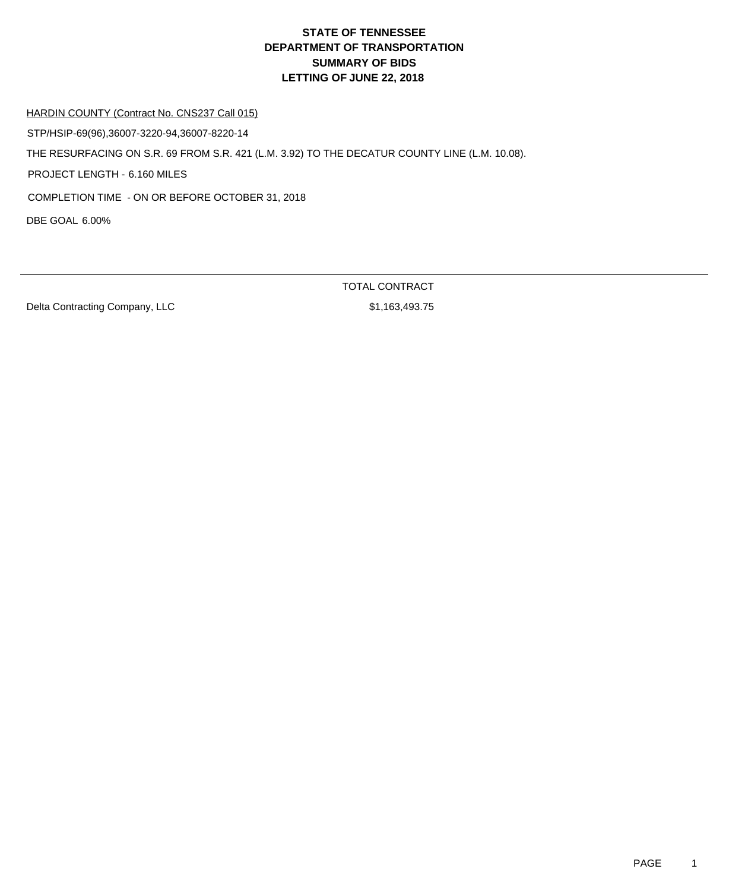# STATE OF TENNESSEE
# DEPARTMENT OF TRANSPORTATION
# SUMMARY OF BIDS
# LETTING OF JUNE 22, 2018

HARDIN COUNTY (Contract No. CNS237 Call 015)

STP/HSIP-69(96),36007-3220-94,36007-8220-14

THE RESURFACING ON S.R. 69 FROM S.R. 421 (L.M. 3.92) TO THE DECATUR COUNTY LINE (L.M. 10.08).

PROJECT LENGTH - 6.160 MILES

COMPLETION TIME - ON OR BEFORE OCTOBER 31, 2018

DBE GOAL 6.00%

| | TOTAL CONTRACT |
|---|---|
| Delta Contracting Company, LLC | $1,163,493.75 |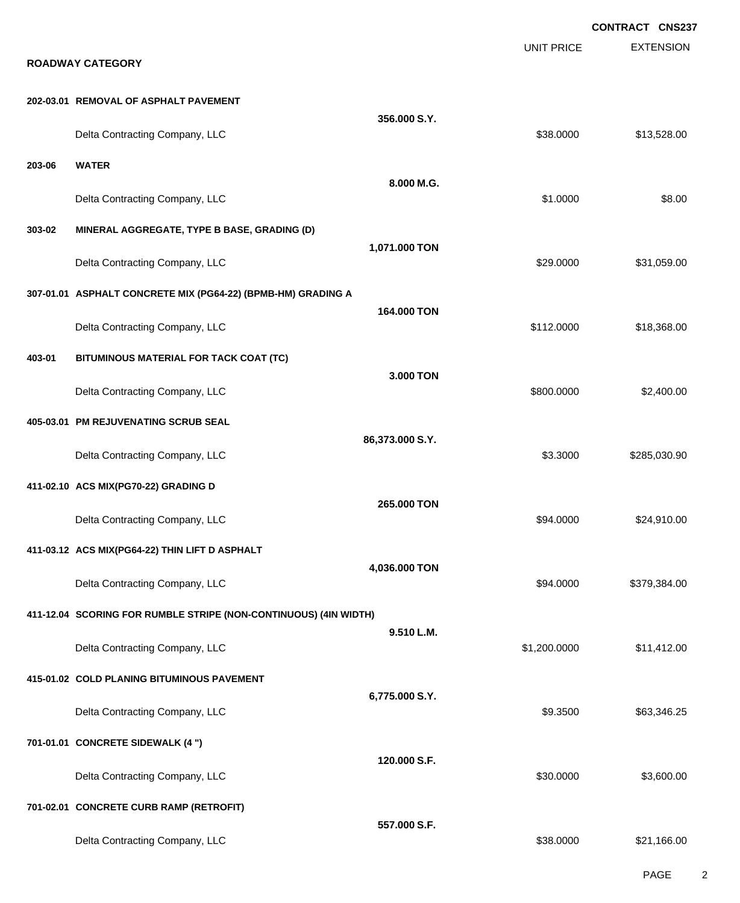**CONTRACT CNS237**

**ROADWAY CATEGORY**

| | | | UNIT PRICE | EXTENSION |
|---|---|---|---|---|
| **202-03.01** | **REMOVAL OF ASPHALT PAVEMENT** | | | |
| | | **356.000 S.Y.** | | |
| | Delta Contracting Company, LLC | | $38.0000 | $13,528.00 |
| **203-06** | **WATER** | | | |
| | | **8.000 M.G.** | | |
| | Delta Contracting Company, LLC | | $1.0000 | $8.00 |
| **303-02** | **MINERAL AGGREGATE, TYPE B BASE, GRADING (D)** | | | |
| | | **1,071.000 TON** | | |
| | Delta Contracting Company, LLC | | $29.0000 | $31,059.00 |
| **307-01.01** | **ASPHALT CONCRETE MIX (PG64-22) (BPMB-HM) GRADING A** | | | |
| | | **164.000 TON** | | |
| | Delta Contracting Company, LLC | | $112.0000 | $18,368.00 |
| **403-01** | **BITUMINOUS MATERIAL FOR TACK COAT (TC)** | | | |
| | | **3.000 TON** | | |
| | Delta Contracting Company, LLC | | $800.0000 | $2,400.00 |
| **405-03.01** | **PM REJUVENATING SCRUB SEAL** | | | |
| | | **86,373.000 S.Y.** | | |
| | Delta Contracting Company, LLC | | $3.3000 | $285,030.90 |
| **411-02.10** | **ACS MIX(PG70-22) GRADING D** | | | |
| | | **265.000 TON** | | |
| | Delta Contracting Company, LLC | | $94.0000 | $24,910.00 |
| **411-03.12** | **ACS MIX(PG64-22) THIN LIFT D ASPHALT** | | | |
| | | **4,036.000 TON** | | |
| | Delta Contracting Company, LLC | | $94.0000 | $379,384.00 |
| **411-12.04** | **SCORING FOR RUMBLE STRIPE (NON-CONTINUOUS) (4IN WIDTH)** | | | |
| | | **9.510 L.M.** | | |
| | Delta Contracting Company, LLC | | $1,200.0000 | $11,412.00 |
| **415-01.02** | **COLD PLANING BITUMINOUS PAVEMENT** | | | |
| | | **6,775.000 S.Y.** | | |
| | Delta Contracting Company, LLC | | $9.3500 | $63,346.25 |
| **701-01.01** | **CONCRETE SIDEWALK (4 ")** | | | |
| | | **120.000 S.F.** | | |
| | Delta Contracting Company, LLC | | $30.0000 | $3,600.00 |
| **701-02.01** | **CONCRETE CURB RAMP (RETROFIT)** | | | |
| | | **557.000 S.F.** | | |
| | Delta Contracting Company, LLC | | $38.0000 | $21,166.00 |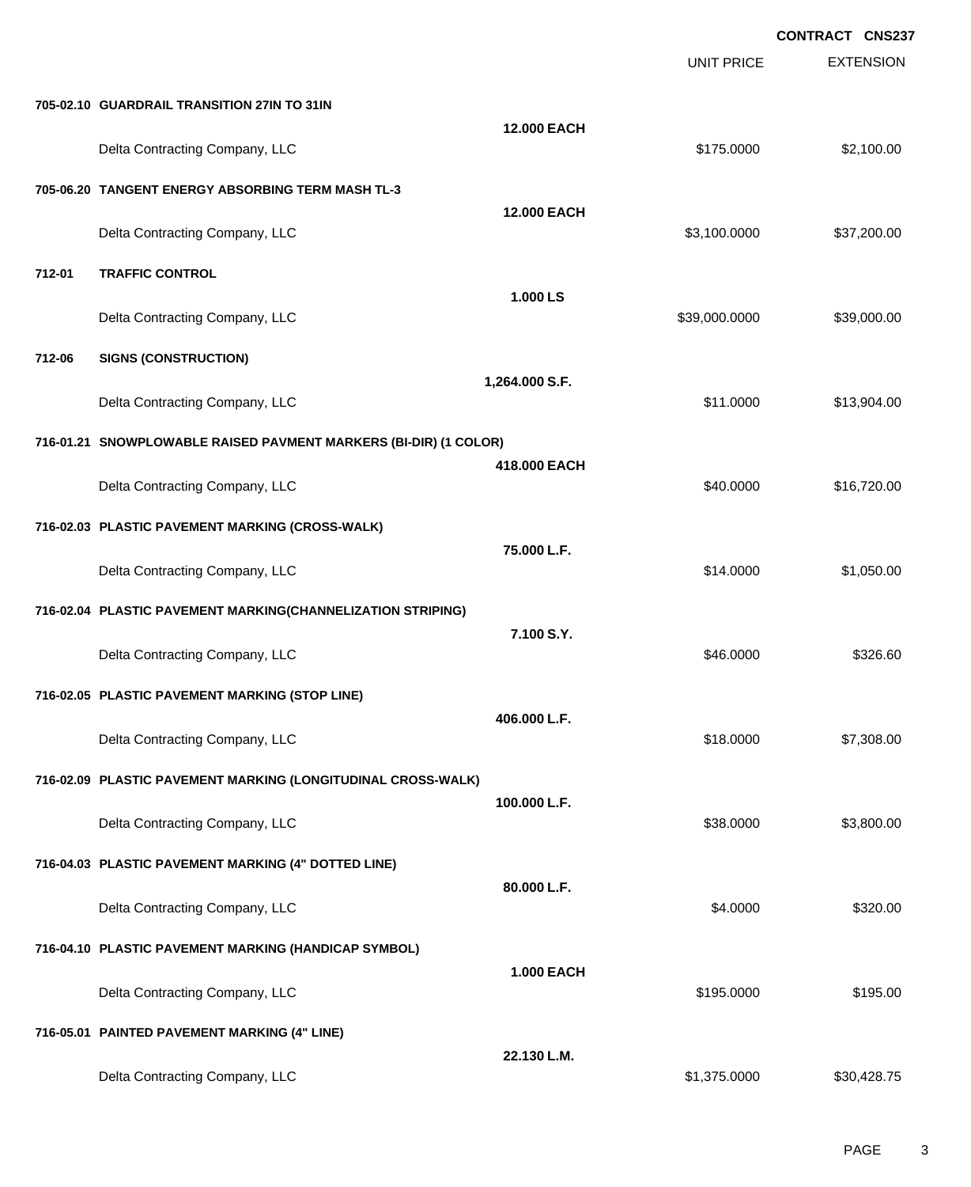**CONTRACT CNS237**

| | | | UNIT PRICE | EXTENSION |
|---|---|---|---|---|
| **705-02.10** | **GUARDRAIL TRANSITION 27IN TO 31IN** | | | |
| | | **12.000 EACH** | | |
| | Delta Contracting Company, LLC | | $175.0000 | $2,100.00 |
| **705-06.20** | **TANGENT ENERGY ABSORBING TERM MASH TL-3** | | | |
| | | **12.000 EACH** | | |
| | Delta Contracting Company, LLC | | $3,100.0000 | $37,200.00 |
| **712-01** | **TRAFFIC CONTROL** | | | |
| | | **1.000 LS** | | |
| | Delta Contracting Company, LLC | | $39,000.0000 | $39,000.00 |
| **712-06** | **SIGNS (CONSTRUCTION)** | | | |
| | | **1,264.000 S.F.** | | |
| | Delta Contracting Company, LLC | | $11.0000 | $13,904.00 |
| **716-01.21** | **SNOWPLOWABLE RAISED PAVMENT MARKERS (BI-DIR) (1 COLOR)** | | | |
| | | **418.000 EACH** | | |
| | Delta Contracting Company, LLC | | $40.0000 | $16,720.00 |
| **716-02.03** | **PLASTIC PAVEMENT MARKING (CROSS-WALK)** | | | |
| | | **75.000 L.F.** | | |
| | Delta Contracting Company, LLC | | $14.0000 | $1,050.00 |
| **716-02.04** | **PLASTIC PAVEMENT MARKING(CHANNELIZATION STRIPING)** | | | |
| | | **7.100 S.Y.** | | |
| | Delta Contracting Company, LLC | | $46.0000 | $326.60 |
| **716-02.05** | **PLASTIC PAVEMENT MARKING (STOP LINE)** | | | |
| | | **406.000 L.F.** | | |
| | Delta Contracting Company, LLC | | $18.0000 | $7,308.00 |
| **716-02.09** | **PLASTIC PAVEMENT MARKING (LONGITUDINAL CROSS-WALK)** | | | |
| | | **100.000 L.F.** | | |
| | Delta Contracting Company, LLC | | $38.0000 | $3,800.00 |
| **716-04.03** | **PLASTIC PAVEMENT MARKING (4" DOTTED LINE)** | | | |
| | | **80.000 L.F.** | | |
| | Delta Contracting Company, LLC | | $4.0000 | $320.00 |
| **716-04.10** | **PLASTIC PAVEMENT MARKING (HANDICAP SYMBOL)** | | | |
| | | **1.000 EACH** | | |
| | Delta Contracting Company, LLC | | $195.0000 | $195.00 |
| **716-05.01** | **PAINTED PAVEMENT MARKING (4" LINE)** | | | |
| | | **22.130 L.M.** | | |
| | Delta Contracting Company, LLC | | $1,375.0000 | $30,428.75 |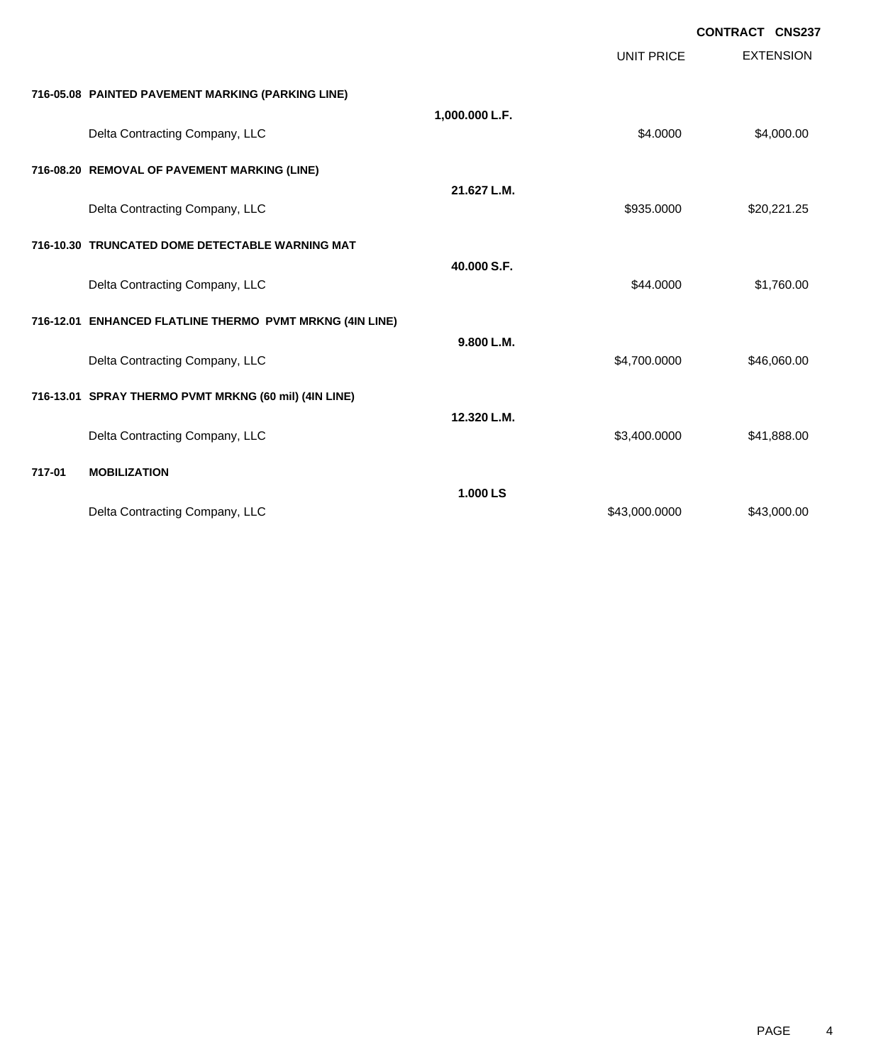**CONTRACT CNS237**

| | | | UNIT PRICE | EXTENSION |
|---|---|---|---|---|
| **716-05.08** | **PAINTED PAVEMENT MARKING (PARKING LINE)** | **1,000.000 L.F.** | | |
| | Delta Contracting Company, LLC | | $4.0000 | $4,000.00 |
| **716-08.20** | **REMOVAL OF PAVEMENT MARKING (LINE)** | **21.627 L.M.** | | |
| | Delta Contracting Company, LLC | | $935.0000 | $20,221.25 |
| **716-10.30** | **TRUNCATED DOME DETECTABLE WARNING MAT** | **40.000 S.F.** | | |
| | Delta Contracting Company, LLC | | $44.0000 | $1,760.00 |
| **716-12.01** | **ENHANCED FLATLINE THERMO PVMT MRKNG (4IN LINE)** | **9.800 L.M.** | | |
| | Delta Contracting Company, LLC | | $4,700.0000 | $46,060.00 |
| **716-13.01** | **SPRAY THERMO PVMT MRKNG (60 mil) (4IN LINE)** | **12.320 L.M.** | | |
| | Delta Contracting Company, LLC | | $3,400.0000 | $41,888.00 |
| **717-01** | **MOBILIZATION** | **1.000 LS** | | |
| | Delta Contracting Company, LLC | | $43,000.0000 | $43,000.00 |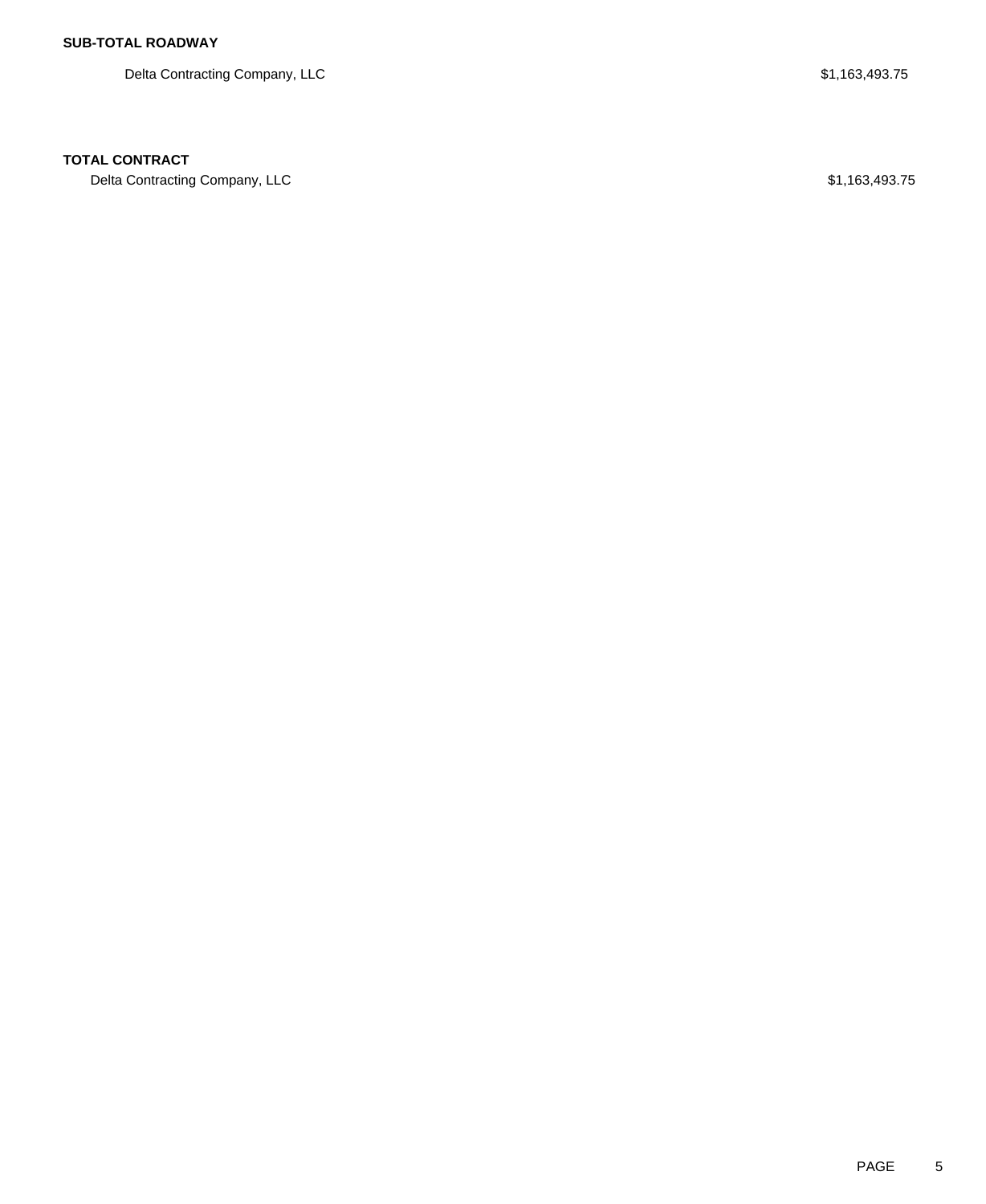**SUB-TOTAL ROADWAY**

| | |
|---|---|
| Delta Contracting Company, LLC | $1,163,493.75 |

**TOTAL CONTRACT**

| | |
|---|---|
| Delta Contracting Company, LLC | $1,163,493.75 |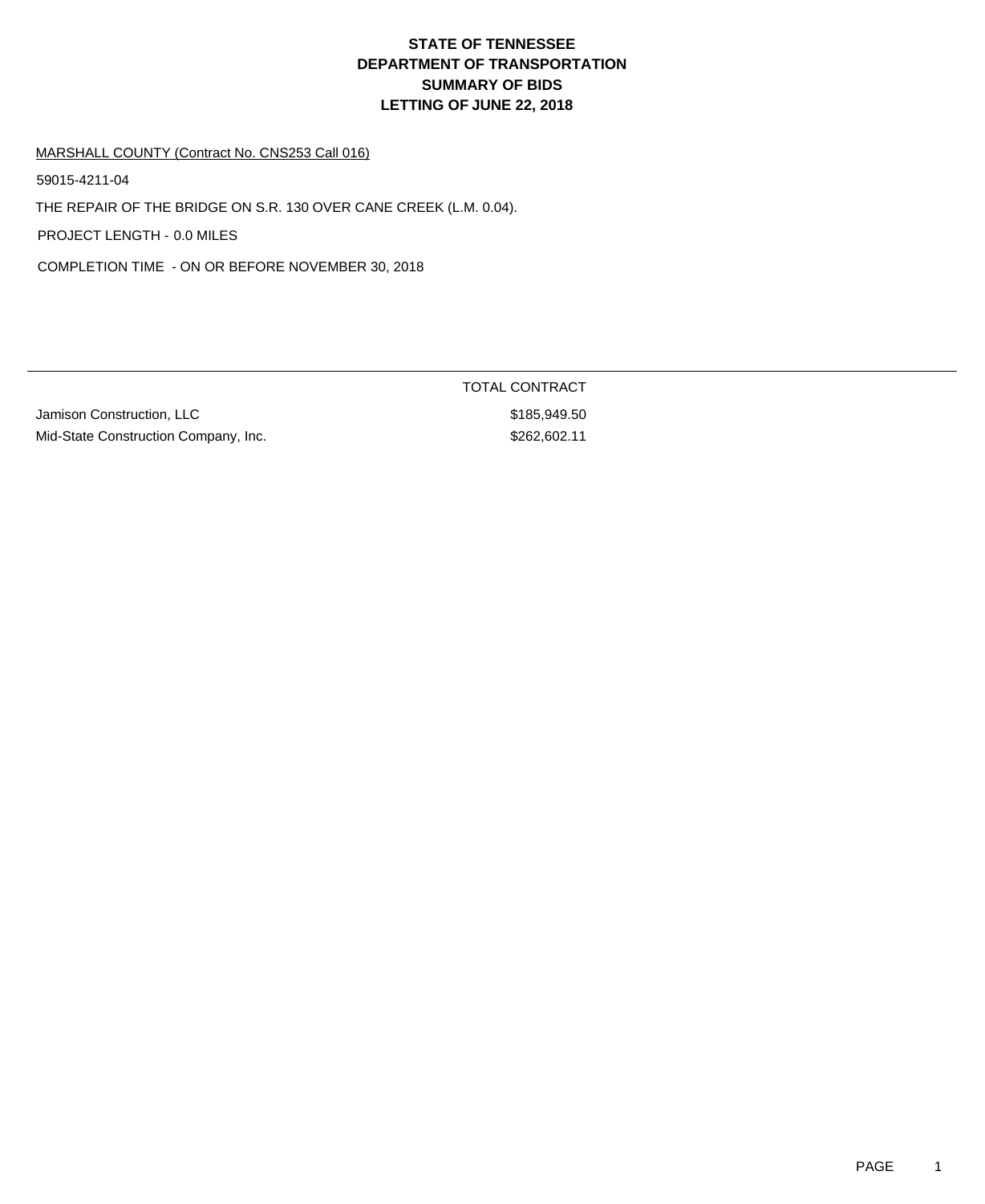# STATE OF TENNESSEE
# DEPARTMENT OF TRANSPORTATION
# SUMMARY OF BIDS
# LETTING OF JUNE 22, 2018

MARSHALL COUNTY (Contract No. CNS253 Call 016)

59015-4211-04

THE REPAIR OF THE BRIDGE ON S.R. 130 OVER CANE CREEK (L.M. 0.04).

PROJECT LENGTH - 0.0 MILES

COMPLETION TIME - ON OR BEFORE NOVEMBER 30, 2018

| | TOTAL CONTRACT |
|---|---|
| Jamison Construction, LLC | \$185,949.50 |
| Mid-State Construction Company, Inc. | \$262,602.11 |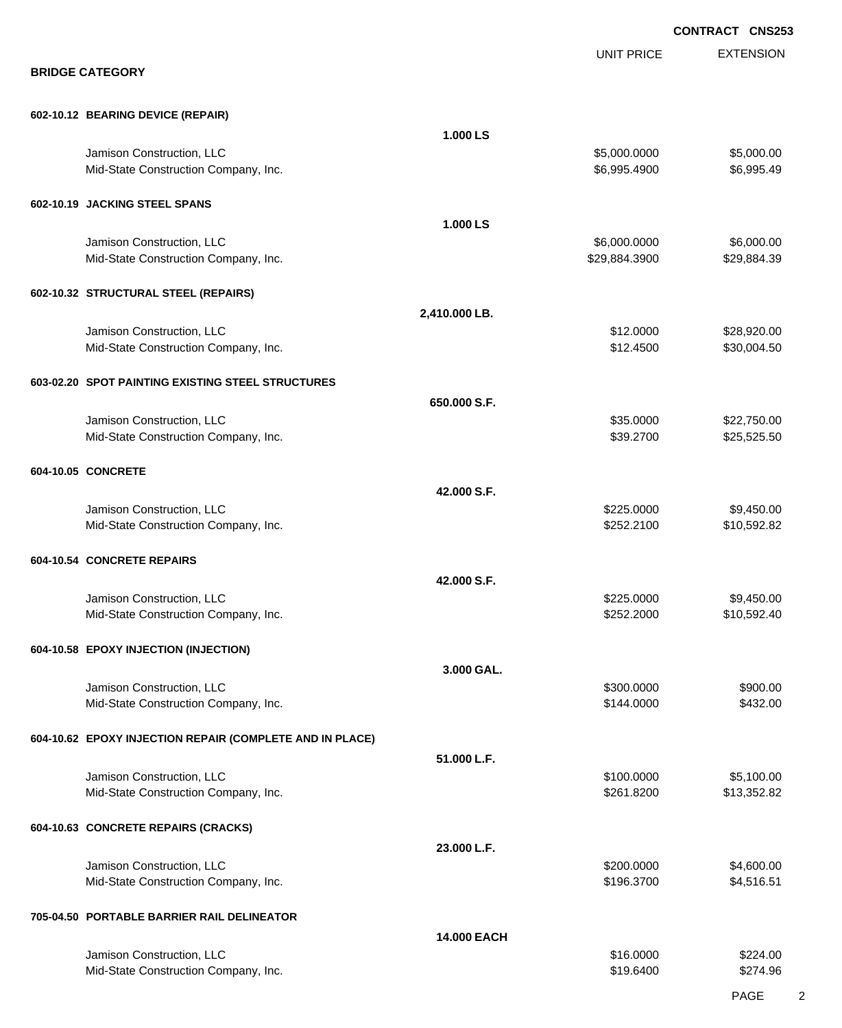**CONTRACT CNS253**

## BRIDGE CATEGORY

| | | UNIT PRICE | EXTENSION |
|---|---|---|---|
| **602-10.12 BEARING DEVICE (REPAIR)** | | | |
| | **1.000 LS** | | |
| Jamison Construction, LLC | | $5,000.0000 | $5,000.00 |
| Mid-State Construction Company, Inc. | | $6,995.4900 | $6,995.49 |
| **602-10.19 JACKING STEEL SPANS** | | | |
| | **1.000 LS** | | |
| Jamison Construction, LLC | | $6,000.0000 | $6,000.00 |
| Mid-State Construction Company, Inc. | | $29,884.3900 | $29,884.39 |
| **602-10.32 STRUCTURAL STEEL (REPAIRS)** | | | |
| | **2,410.000 LB.** | | |
| Jamison Construction, LLC | | $12.0000 | $28,920.00 |
| Mid-State Construction Company, Inc. | | $12.4500 | $30,004.50 |
| **603-02.20 SPOT PAINTING EXISTING STEEL STRUCTURES** | | | |
| | **650.000 S.F.** | | |
| Jamison Construction, LLC | | $35.0000 | $22,750.00 |
| Mid-State Construction Company, Inc. | | $39.2700 | $25,525.50 |
| **604-10.05 CONCRETE** | | | |
| | **42.000 S.F.** | | |
| Jamison Construction, LLC | | $225.0000 | $9,450.00 |
| Mid-State Construction Company, Inc. | | $252.2100 | $10,592.82 |
| **604-10.54 CONCRETE REPAIRS** | | | |
| | **42.000 S.F.** | | |
| Jamison Construction, LLC | | $225.0000 | $9,450.00 |
| Mid-State Construction Company, Inc. | | $252.2000 | $10,592.40 |
| **604-10.58 EPOXY INJECTION (INJECTION)** | | | |
| | **3.000 GAL.** | | |
| Jamison Construction, LLC | | $300.0000 | $900.00 |
| Mid-State Construction Company, Inc. | | $144.0000 | $432.00 |
| **604-10.62 EPOXY INJECTION REPAIR (COMPLETE AND IN PLACE)** | | | |
| | **51.000 L.F.** | | |
| Jamison Construction, LLC | | $100.0000 | $5,100.00 |
| Mid-State Construction Company, Inc. | | $261.8200 | $13,352.82 |
| **604-10.63 CONCRETE REPAIRS (CRACKS)** | | | |
| | **23.000 L.F.** | | |
| Jamison Construction, LLC | | $200.0000 | $4,600.00 |
| Mid-State Construction Company, Inc. | | $196.3700 | $4,516.51 |
| **705-04.50 PORTABLE BARRIER RAIL DELINEATOR** | | | |
| | **14.000 EACH** | | |
| Jamison Construction, LLC | | $16.0000 | $224.00 |
| Mid-State Construction Company, Inc. | | $19.6400 | $274.96 |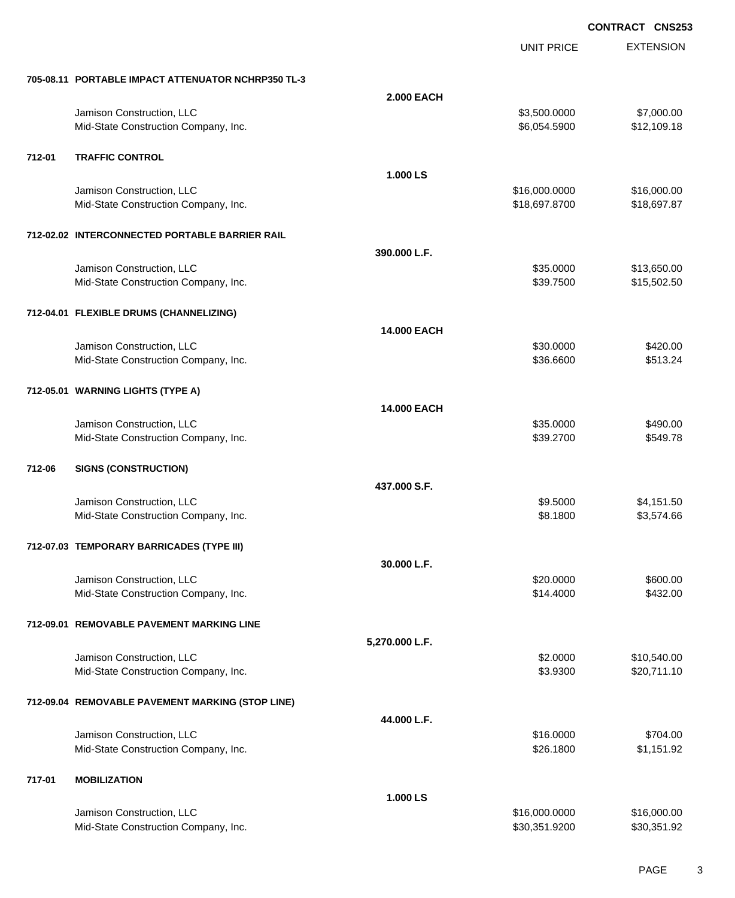**CONTRACT CNS253**

| | | | UNIT PRICE | EXTENSION |
|---|---|---|---|---|
| **705-08.11** | **PORTABLE IMPACT ATTENUATOR NCHRP350 TL-3** | | | |
| | | **2.000 EACH** | | |
| | Jamison Construction, LLC | | $3,500.0000 | $7,000.00 |
| | Mid-State Construction Company, Inc. | | $6,054.5900 | $12,109.18 |
| **712-01** | **TRAFFIC CONTROL** | | | |
| | | **1.000 LS** | | |
| | Jamison Construction, LLC | | $16,000.0000 | $16,000.00 |
| | Mid-State Construction Company, Inc. | | $18,697.8700 | $18,697.87 |
| **712-02.02** | **INTERCONNECTED PORTABLE BARRIER RAIL** | | | |
| | | **390.000 L.F.** | | |
| | Jamison Construction, LLC | | $35.0000 | $13,650.00 |
| | Mid-State Construction Company, Inc. | | $39.7500 | $15,502.50 |
| **712-04.01** | **FLEXIBLE DRUMS (CHANNELIZING)** | | | |
| | | **14.000 EACH** | | |
| | Jamison Construction, LLC | | $30.0000 | $420.00 |
| | Mid-State Construction Company, Inc. | | $36.6600 | $513.24 |
| **712-05.01** | **WARNING LIGHTS (TYPE A)** | | | |
| | | **14.000 EACH** | | |
| | Jamison Construction, LLC | | $35.0000 | $490.00 |
| | Mid-State Construction Company, Inc. | | $39.2700 | $549.78 |
| **712-06** | **SIGNS (CONSTRUCTION)** | | | |
| | | **437.000 S.F.** | | |
| | Jamison Construction, LLC | | $9.5000 | $4,151.50 |
| | Mid-State Construction Company, Inc. | | $8.1800 | $3,574.66 |
| **712-07.03** | **TEMPORARY BARRICADES (TYPE III)** | | | |
| | | **30.000 L.F.** | | |
| | Jamison Construction, LLC | | $20.0000 | $600.00 |
| | Mid-State Construction Company, Inc. | | $14.4000 | $432.00 |
| **712-09.01** | **REMOVABLE PAVEMENT MARKING LINE** | | | |
| | | **5,270.000 L.F.** | | |
| | Jamison Construction, LLC | | $2.0000 | $10,540.00 |
| | Mid-State Construction Company, Inc. | | $3.9300 | $20,711.10 |
| **712-09.04** | **REMOVABLE PAVEMENT MARKING (STOP LINE)** | | | |
| | | **44.000 L.F.** | | |
| | Jamison Construction, LLC | | $16.0000 | $704.00 |
| | Mid-State Construction Company, Inc. | | $26.1800 | $1,151.92 |
| **717-01** | **MOBILIZATION** | | | |
| | | **1.000 LS** | | |
| | Jamison Construction, LLC | | $16,000.0000 | $16,000.00 |
| | Mid-State Construction Company, Inc. | | $30,351.9200 | $30,351.92 |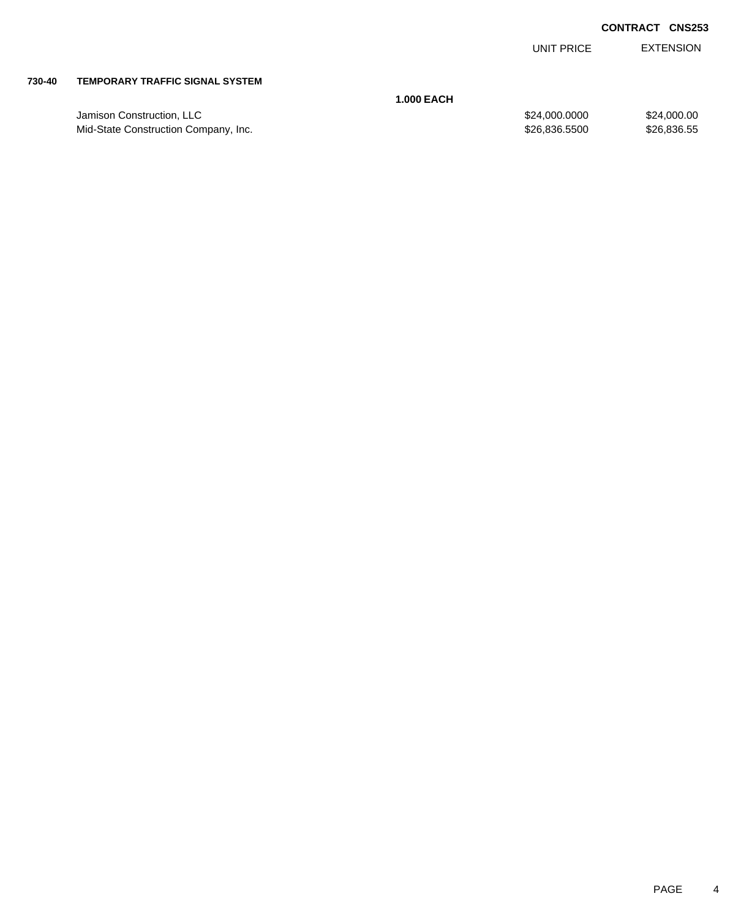**CONTRACT CNS253**

| | | | UNIT PRICE | EXTENSION |
|---|---|---|---|---|
| **730-40** | **TEMPORARY TRAFFIC SIGNAL SYSTEM** | | | |
| | | **1.000 EACH** | | |
| | Jamison Construction, LLC | | $24,000.0000 | $24,000.00 |
| | Mid-State Construction Company, Inc. | | $26,836.5500 | $26,836.55 |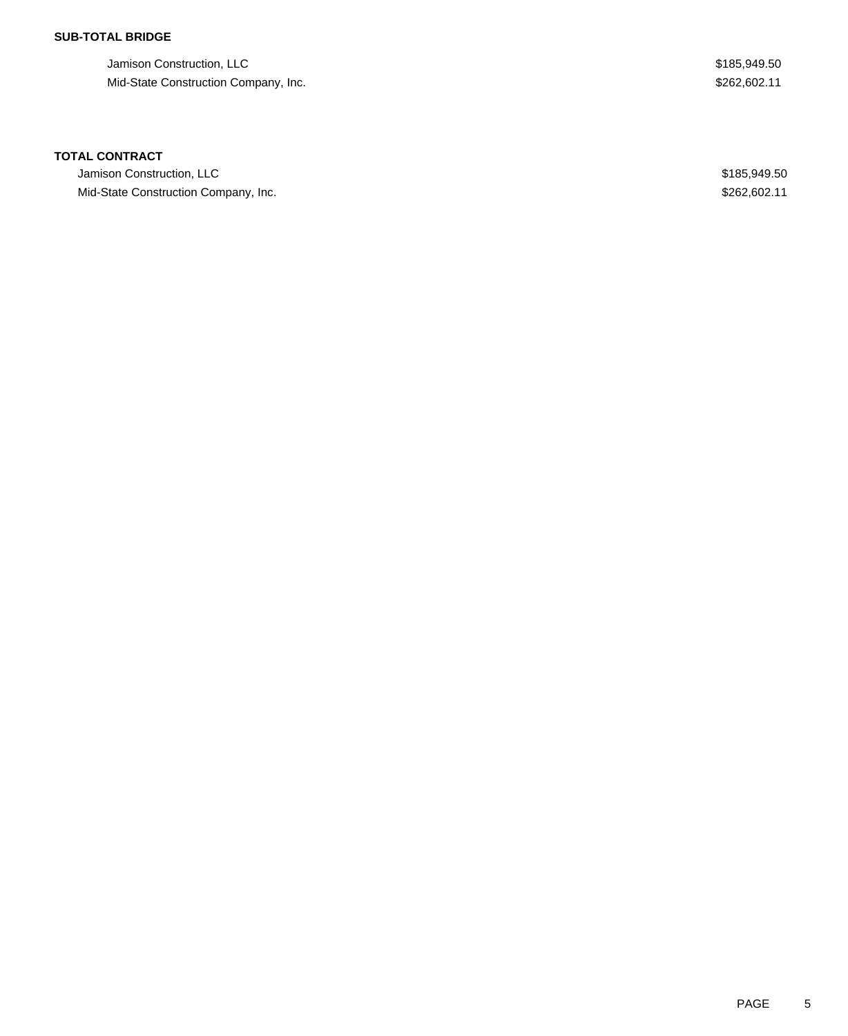**SUB-TOTAL BRIDGE**

| | |
|---|---|
| Jamison Construction, LLC | $185,949.50 |
| Mid-State Construction Company, Inc. | $262,602.11 |

**TOTAL CONTRACT**

| | |
|---|---|
| Jamison Construction, LLC | $185,949.50 |
| Mid-State Construction Company, Inc. | $262,602.11 |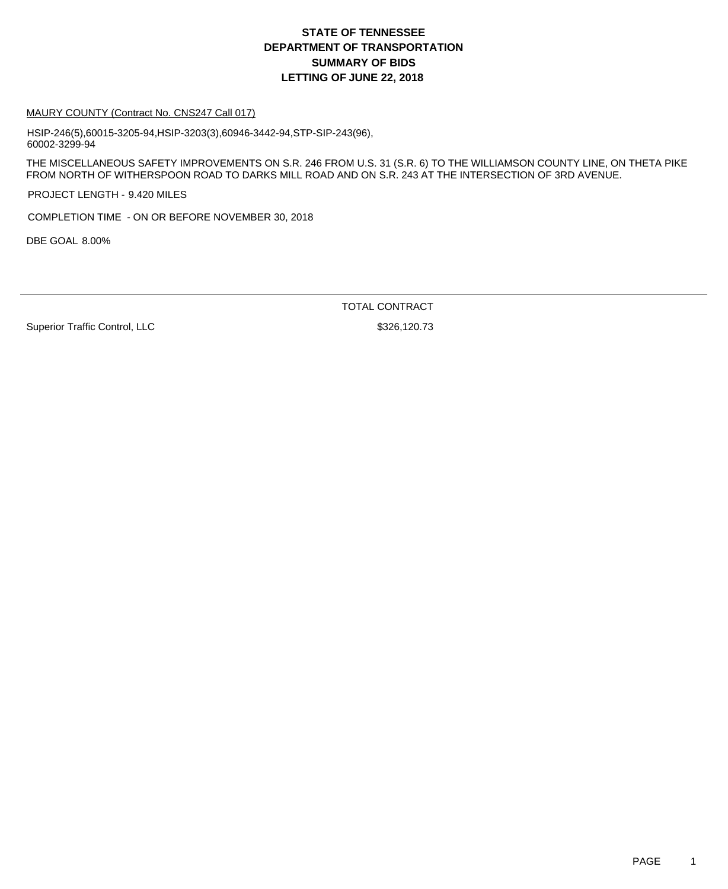# STATE OF TENNESSEE
# DEPARTMENT OF TRANSPORTATION
# SUMMARY OF BIDS
# LETTING OF JUNE 22, 2018

MAURY COUNTY (Contract No. CNS247 Call 017)

HSIP-246(5),60015-3205-94,HSIP-3203(3),60946-3442-94,STP-SIP-243(96),
60002-3299-94

THE MISCELLANEOUS SAFETY IMPROVEMENTS ON S.R. 246 FROM U.S. 31 (S.R. 6) TO THE WILLIAMSON COUNTY LINE, ON THETA PIKE FROM NORTH OF WITHERSPOON ROAD TO DARKS MILL ROAD AND ON S.R. 243 AT THE INTERSECTION OF 3RD AVENUE.

PROJECT LENGTH - 9.420 MILES

COMPLETION TIME - ON OR BEFORE NOVEMBER 30, 2018

DBE GOAL 8.00%

| | TOTAL CONTRACT |
|---|---|
| Superior Traffic Control, LLC | $326,120.73 |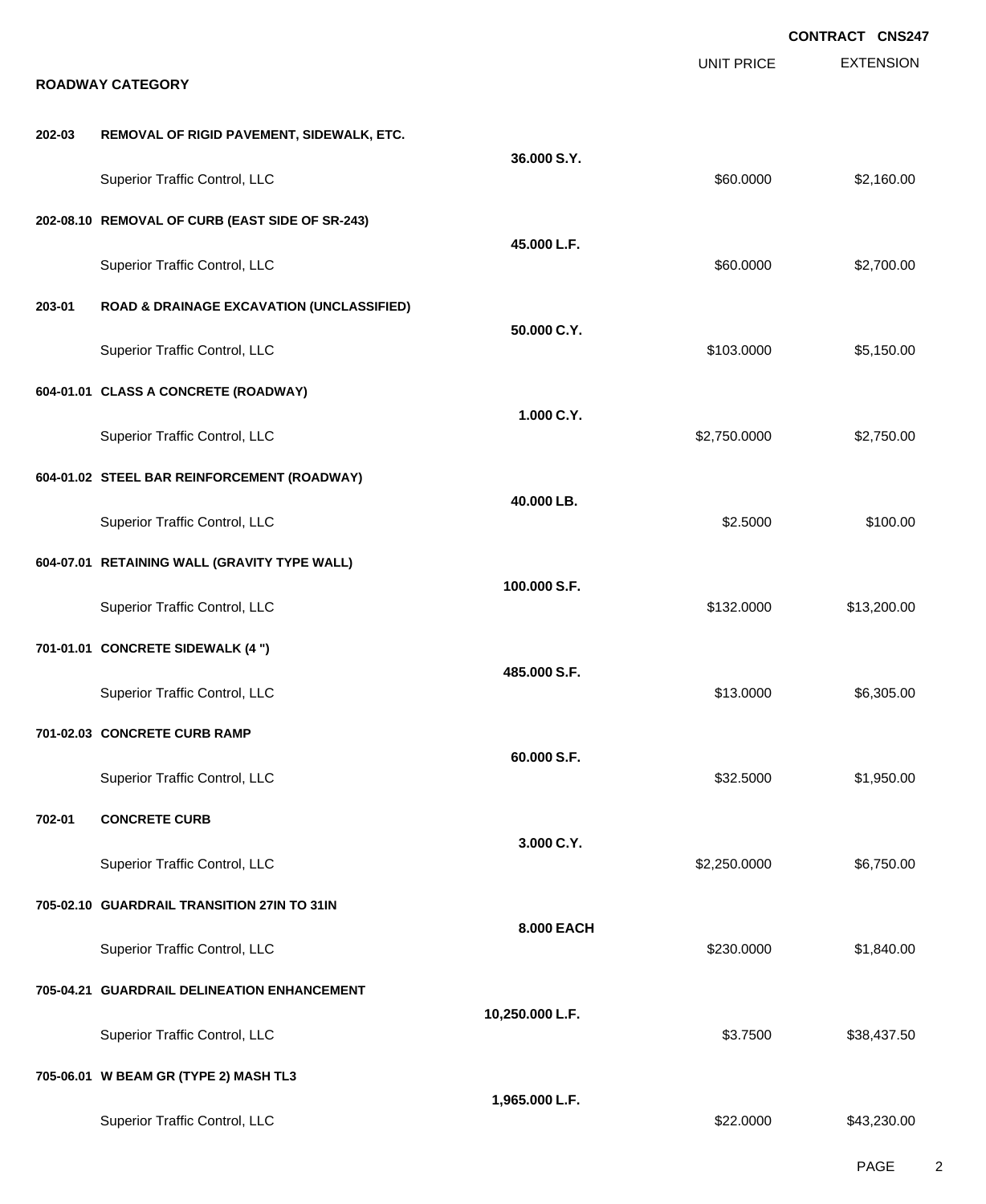**CONTRACT CNS247**

| | | | UNIT PRICE | EXTENSION |
|---|---|---|---|---|
| **ROADWAY CATEGORY** | | | | |
| **202-03** | **REMOVAL OF RIGID PAVEMENT, SIDEWALK, ETC.** | **36.000 S.Y.** | | |
| | Superior Traffic Control, LLC | | $60.0000 | $2,160.00 |
| **202-08.10** | **REMOVAL OF CURB (EAST SIDE OF SR-243)** | **45.000 L.F.** | | |
| | Superior Traffic Control, LLC | | $60.0000 | $2,700.00 |
| **203-01** | **ROAD & DRAINAGE EXCAVATION (UNCLASSIFIED)** | **50.000 C.Y.** | | |
| | Superior Traffic Control, LLC | | $103.0000 | $5,150.00 |
| **604-01.01** | **CLASS A CONCRETE (ROADWAY)** | **1.000 C.Y.** | | |
| | Superior Traffic Control, LLC | | $2,750.0000 | $2,750.00 |
| **604-01.02** | **STEEL BAR REINFORCEMENT (ROADWAY)** | **40.000 LB.** | | |
| | Superior Traffic Control, LLC | | $2.5000 | $100.00 |
| **604-07.01** | **RETAINING WALL (GRAVITY TYPE WALL)** | **100.000 S.F.** | | |
| | Superior Traffic Control, LLC | | $132.0000 | $13,200.00 |
| **701-01.01** | **CONCRETE SIDEWALK (4 ")** | **485.000 S.F.** | | |
| | Superior Traffic Control, LLC | | $13.0000 | $6,305.00 |
| **701-02.03** | **CONCRETE CURB RAMP** | **60.000 S.F.** | | |
| | Superior Traffic Control, LLC | | $32.5000 | $1,950.00 |
| **702-01** | **CONCRETE CURB** | **3.000 C.Y.** | | |
| | Superior Traffic Control, LLC | | $2,250.0000 | $6,750.00 |
| **705-02.10** | **GUARDRAIL TRANSITION 27IN TO 31IN** | **8.000 EACH** | | |
| | Superior Traffic Control, LLC | | $230.0000 | $1,840.00 |
| **705-04.21** | **GUARDRAIL DELINEATION ENHANCEMENT** | **10,250.000 L.F.** | | |
| | Superior Traffic Control, LLC | | $3.7500 | $38,437.50 |
| **705-06.01** | **W BEAM GR (TYPE 2) MASH TL3** | **1,965.000 L.F.** | | |
| | Superior Traffic Control, LLC | | $22.0000 | $43,230.00 |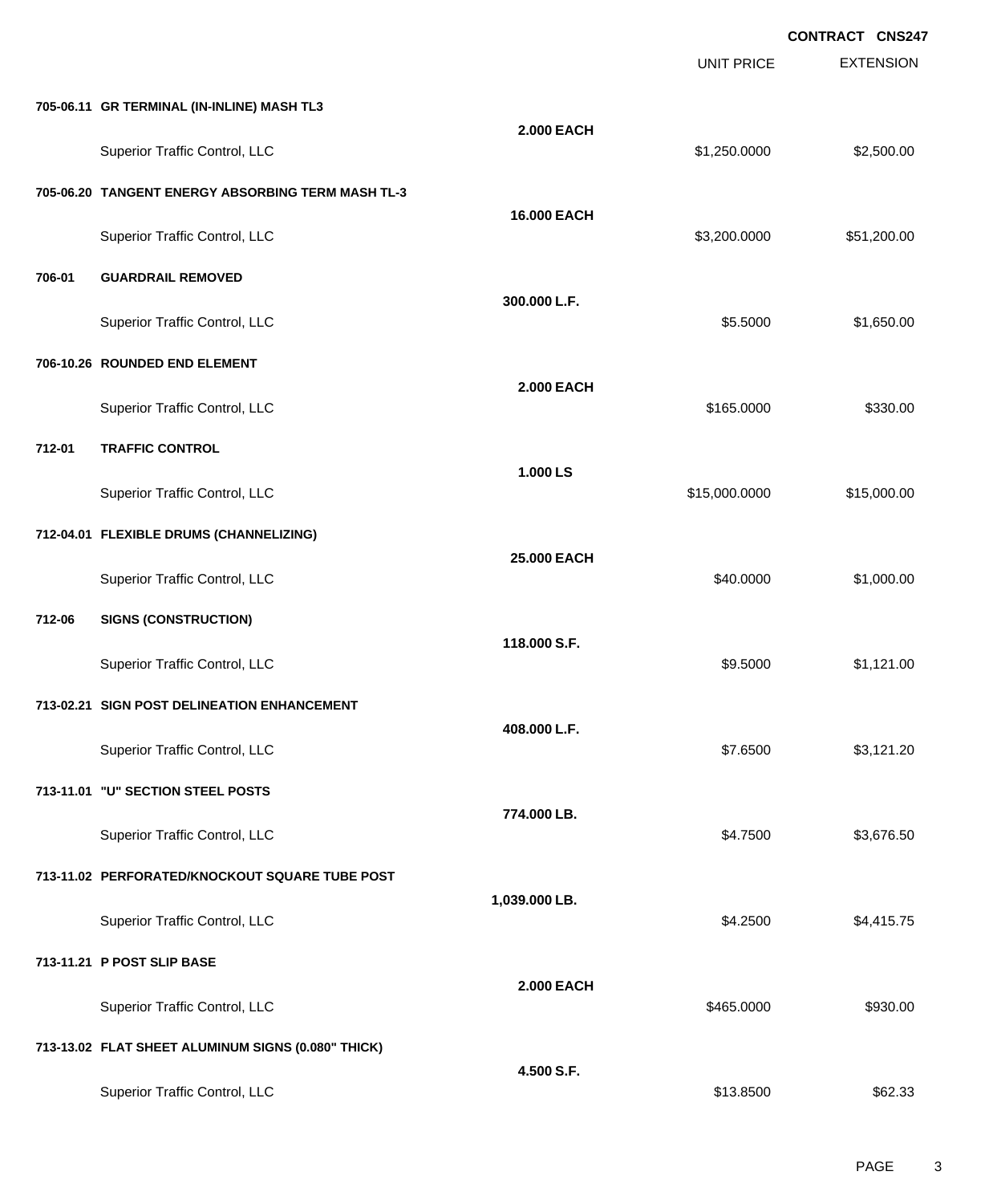**CONTRACT CNS247**

| | | | UNIT PRICE | EXTENSION |
|---|---|---|---|---|
| **705-06.11** | **GR TERMINAL (IN-INLINE) MASH TL3** | | | |
| | | **2.000 EACH** | | |
| | Superior Traffic Control, LLC | | $1,250.0000 | $2,500.00 |
| **705-06.20** | **TANGENT ENERGY ABSORBING TERM MASH TL-3** | | | |
| | | **16.000 EACH** | | |
| | Superior Traffic Control, LLC | | $3,200.0000 | $51,200.00 |
| **706-01** | **GUARDRAIL REMOVED** | | | |
| | | **300.000 L.F.** | | |
| | Superior Traffic Control, LLC | | $5.5000 | $1,650.00 |
| **706-10.26** | **ROUNDED END ELEMENT** | | | |
| | | **2.000 EACH** | | |
| | Superior Traffic Control, LLC | | $165.0000 | $330.00 |
| **712-01** | **TRAFFIC CONTROL** | | | |
| | | **1.000 LS** | | |
| | Superior Traffic Control, LLC | | $15,000.0000 | $15,000.00 |
| **712-04.01** | **FLEXIBLE DRUMS (CHANNELIZING)** | | | |
| | | **25.000 EACH** | | |
| | Superior Traffic Control, LLC | | $40.0000 | $1,000.00 |
| **712-06** | **SIGNS (CONSTRUCTION)** | | | |
| | | **118.000 S.F.** | | |
| | Superior Traffic Control, LLC | | $9.5000 | $1,121.00 |
| **713-02.21** | **SIGN POST DELINEATION ENHANCEMENT** | | | |
| | | **408.000 L.F.** | | |
| | Superior Traffic Control, LLC | | $7.6500 | $3,121.20 |
| **713-11.01** | **"U" SECTION STEEL POSTS** | | | |
| | | **774.000 LB.** | | |
| | Superior Traffic Control, LLC | | $4.7500 | $3,676.50 |
| **713-11.02** | **PERFORATED/KNOCKOUT SQUARE TUBE POST** | | | |
| | | **1,039.000 LB.** | | |
| | Superior Traffic Control, LLC | | $4.2500 | $4,415.75 |
| **713-11.21** | **P POST SLIP BASE** | | | |
| | | **2.000 EACH** | | |
| | Superior Traffic Control, LLC | | $465.0000 | $930.00 |
| **713-13.02** | **FLAT SHEET ALUMINUM SIGNS (0.080" THICK)** | | | |
| | | **4.500 S.F.** | | |
| | Superior Traffic Control, LLC | | $13.8500 | $62.33 |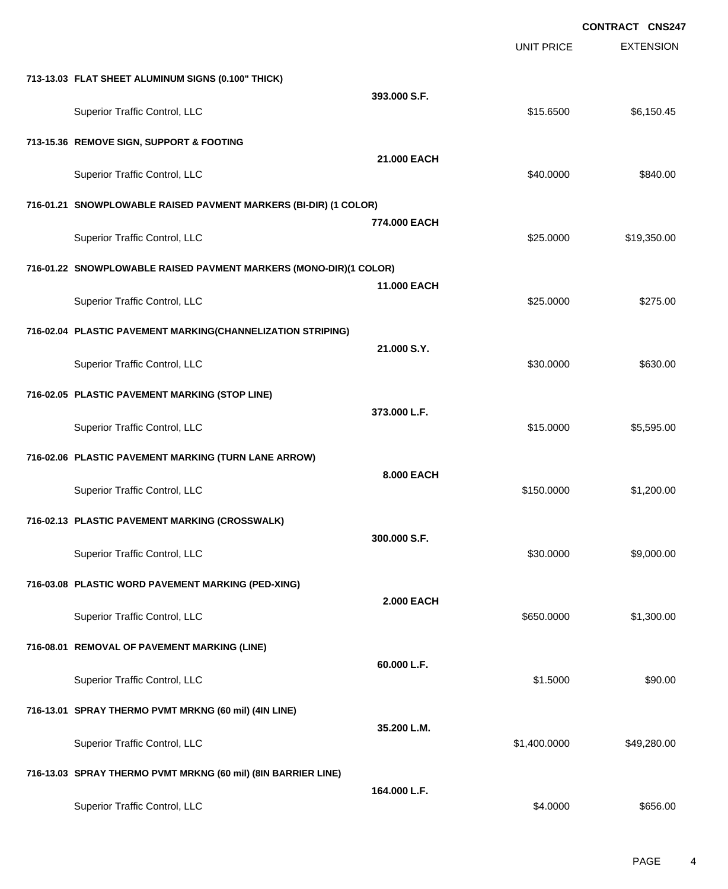**CONTRACT CNS247**

| | | UNIT PRICE | EXTENSION |
|---|---|---|---|
| **713-13.03 FLAT SHEET ALUMINUM SIGNS (0.100" THICK)** | | | |
| | **393.000 S.F.** | | |
| Superior Traffic Control, LLC | | $15.6500 | $6,150.45 |
| **713-15.36 REMOVE SIGN, SUPPORT & FOOTING** | | | |
| | **21.000 EACH** | | |
| Superior Traffic Control, LLC | | $40.0000 | $840.00 |
| **716-01.21 SNOWPLOWABLE RAISED PAVMENT MARKERS (BI-DIR) (1 COLOR)** | | | |
| | **774.000 EACH** | | |
| Superior Traffic Control, LLC | | $25.0000 | $19,350.00 |
| **716-01.22 SNOWPLOWABLE RAISED PAVMENT MARKERS (MONO-DIR)(1 COLOR)** | | | |
| | **11.000 EACH** | | |
| Superior Traffic Control, LLC | | $25.0000 | $275.00 |
| **716-02.04 PLASTIC PAVEMENT MARKING(CHANNELIZATION STRIPING)** | | | |
| | **21.000 S.Y.** | | |
| Superior Traffic Control, LLC | | $30.0000 | $630.00 |
| **716-02.05 PLASTIC PAVEMENT MARKING (STOP LINE)** | | | |
| | **373.000 L.F.** | | |
| Superior Traffic Control, LLC | | $15.0000 | $5,595.00 |
| **716-02.06 PLASTIC PAVEMENT MARKING (TURN LANE ARROW)** | | | |
| | **8.000 EACH** | | |
| Superior Traffic Control, LLC | | $150.0000 | $1,200.00 |
| **716-02.13 PLASTIC PAVEMENT MARKING (CROSSWALK)** | | | |
| | **300.000 S.F.** | | |
| Superior Traffic Control, LLC | | $30.0000 | $9,000.00 |
| **716-03.08 PLASTIC WORD PAVEMENT MARKING (PED-XING)** | | | |
| | **2.000 EACH** | | |
| Superior Traffic Control, LLC | | $650.0000 | $1,300.00 |
| **716-08.01 REMOVAL OF PAVEMENT MARKING (LINE)** | | | |
| | **60.000 L.F.** | | |
| Superior Traffic Control, LLC | | $1.5000 | $90.00 |
| **716-13.01 SPRAY THERMO PVMT MRKNG (60 mil) (4IN LINE)** | | | |
| | **35.200 L.M.** | | |
| Superior Traffic Control, LLC | | $1,400.0000 | $49,280.00 |
| **716-13.03 SPRAY THERMO PVMT MRKNG (60 mil) (8IN BARRIER LINE)** | | | |
| | **164.000 L.F.** | | |
| Superior Traffic Control, LLC | | $4.0000 | $656.00 |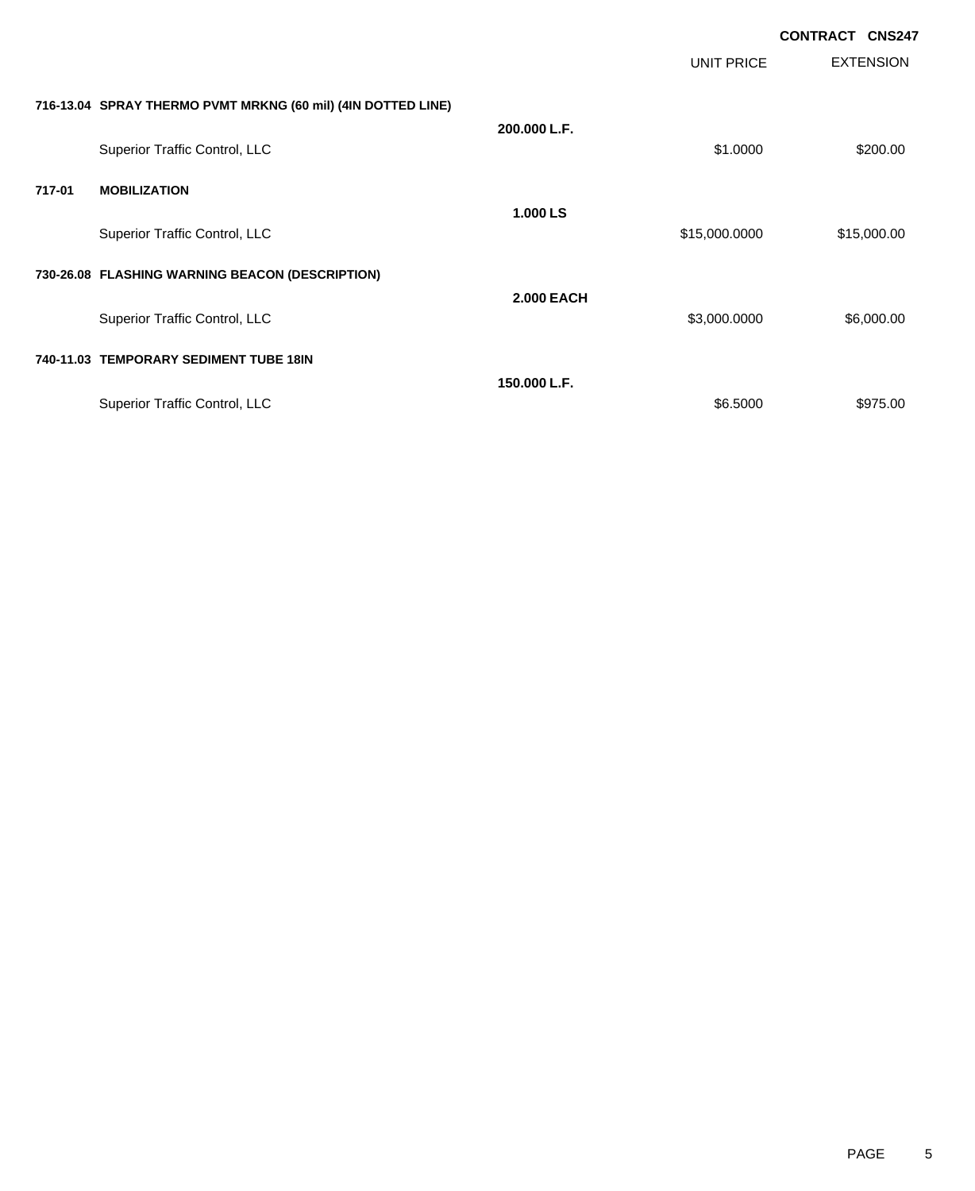CONTRACT CNS247

| | | UNIT PRICE | EXTENSION |
|---|---|---|---|
| **716-13.04** | **SPRAY THERMO PVMT MRKNG (60 mil) (4IN DOTTED LINE)** | | |
| | **200.000 L.F.** | | |
| | Superior Traffic Control, LLC | $1.0000 | $200.00 |
| **717-01** | **MOBILIZATION** | | |
| | **1.000 LS** | | |
| | Superior Traffic Control, LLC | $15,000.0000 | $15,000.00 |
| **730-26.08** | **FLASHING WARNING BEACON (DESCRIPTION)** | | |
| | **2.000 EACH** | | |
| | Superior Traffic Control, LLC | $3,000.0000 | $6,000.00 |
| **740-11.03** | **TEMPORARY SEDIMENT TUBE 18IN** | | |
| | **150.000 L.F.** | | |
| | Superior Traffic Control, LLC | $6.5000 | $975.00 |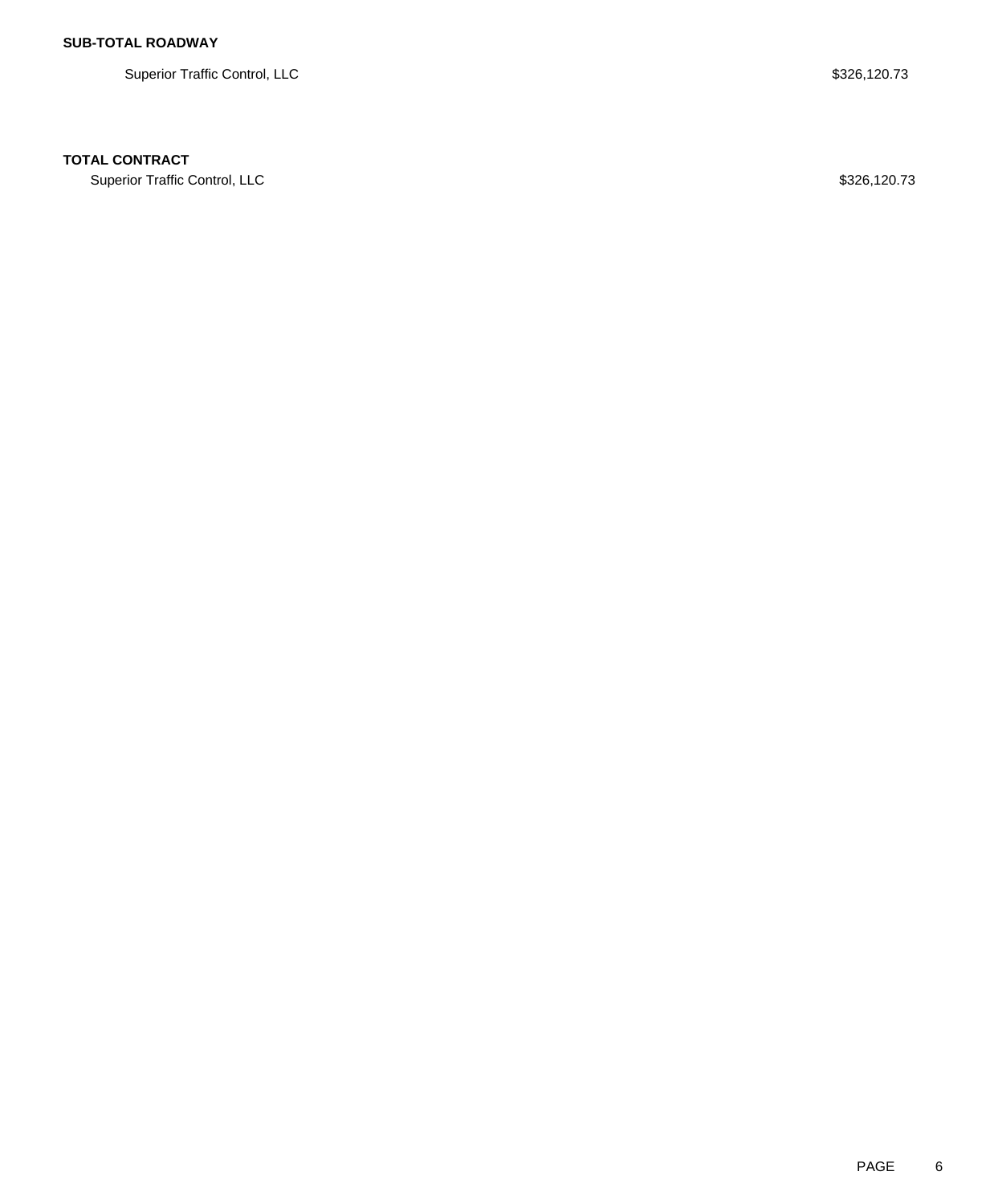**SUB-TOTAL ROADWAY**

| | |
|---|---|
| Superior Traffic Control, LLC | $326,120.73 |

**TOTAL CONTRACT**

| | |
|---|---|
| Superior Traffic Control, LLC | $326,120.73 |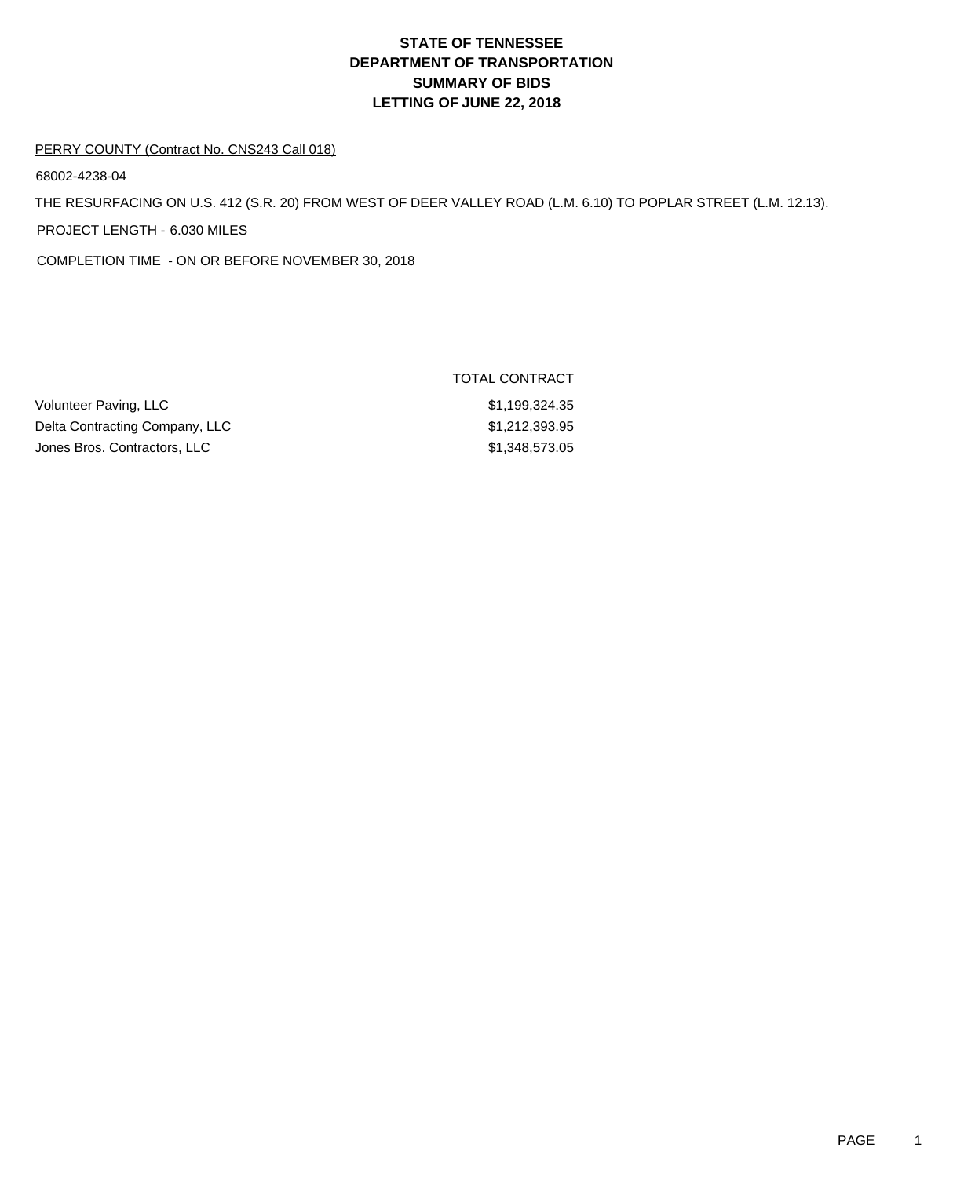# STATE OF TENNESSEE
# DEPARTMENT OF TRANSPORTATION
# SUMMARY OF BIDS
# LETTING OF JUNE 22, 2018

PERRY COUNTY (Contract No. CNS243 Call 018)

68002-4238-04

THE RESURFACING ON U.S. 412 (S.R. 20) FROM WEST OF DEER VALLEY ROAD (L.M. 6.10) TO POPLAR STREET (L.M. 12.13).

PROJECT LENGTH - 6.030 MILES

COMPLETION TIME - ON OR BEFORE NOVEMBER 30, 2018

| | TOTAL CONTRACT |
|---|---|
| Volunteer Paving, LLC | $1,199,324.35 |
| Delta Contracting Company, LLC | $1,212,393.95 |
| Jones Bros. Contractors, LLC | $1,348,573.05 |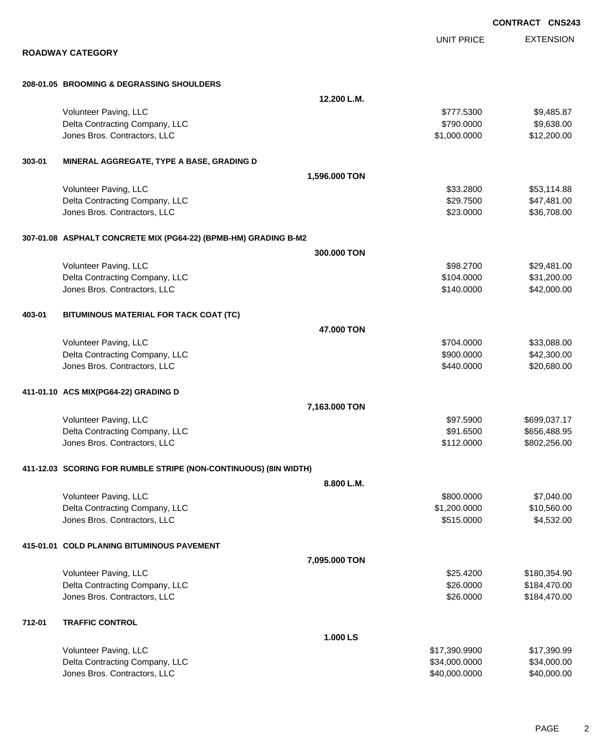**CONTRACT CNS243**

## ROADWAY CATEGORY

| | | UNIT PRICE | EXTENSION |
|---|---|---|---|
| **208-01.05 BROOMING & DEGRASSING SHOULDERS** | **12.200 L.M.** | | |
| Volunteer Paving, LLC | | $777.5300 | $9,485.87 |
| Delta Contracting Company, LLC | | $790.0000 | $9,638.00 |
| Jones Bros. Contractors, LLC | | $1,000.0000 | $12,200.00 |
| **303-01 MINERAL AGGREGATE, TYPE A BASE, GRADING D** | **1,596.000 TON** | | |
| Volunteer Paving, LLC | | $33.2800 | $53,114.88 |
| Delta Contracting Company, LLC | | $29.7500 | $47,481.00 |
| Jones Bros. Contractors, LLC | | $23.0000 | $36,708.00 |
| **307-01.08 ASPHALT CONCRETE MIX (PG64-22) (BPMB-HM) GRADING B-M2** | **300.000 TON** | | |
| Volunteer Paving, LLC | | $98.2700 | $29,481.00 |
| Delta Contracting Company, LLC | | $104.0000 | $31,200.00 |
| Jones Bros. Contractors, LLC | | $140.0000 | $42,000.00 |
| **403-01 BITUMINOUS MATERIAL FOR TACK COAT (TC)** | **47.000 TON** | | |
| Volunteer Paving, LLC | | $704.0000 | $33,088.00 |
| Delta Contracting Company, LLC | | $900.0000 | $42,300.00 |
| Jones Bros. Contractors, LLC | | $440.0000 | $20,680.00 |
| **411-01.10 ACS MIX(PG64-22) GRADING D** | **7,163.000 TON** | | |
| Volunteer Paving, LLC | | $97.5900 | $699,037.17 |
| Delta Contracting Company, LLC | | $91.6500 | $656,488.95 |
| Jones Bros. Contractors, LLC | | $112.0000 | $802,256.00 |
| **411-12.03 SCORING FOR RUMBLE STRIPE (NON-CONTINUOUS) (8IN WIDTH)** | **8.800 L.M.** | | |
| Volunteer Paving, LLC | | $800.0000 | $7,040.00 |
| Delta Contracting Company, LLC | | $1,200.0000 | $10,560.00 |
| Jones Bros. Contractors, LLC | | $515.0000 | $4,532.00 |
| **415-01.01 COLD PLANING BITUMINOUS PAVEMENT** | **7,095.000 TON** | | |
| Volunteer Paving, LLC | | $25.4200 | $180,354.90 |
| Delta Contracting Company, LLC | | $26.0000 | $184,470.00 |
| Jones Bros. Contractors, LLC | | $26.0000 | $184,470.00 |
| **712-01 TRAFFIC CONTROL** | **1.000 LS** | | |
| Volunteer Paving, LLC | | $17,390.9900 | $17,390.99 |
| Delta Contracting Company, LLC | | $34,000.0000 | $34,000.00 |
| Jones Bros. Contractors, LLC | | $40,000.0000 | $40,000.00 |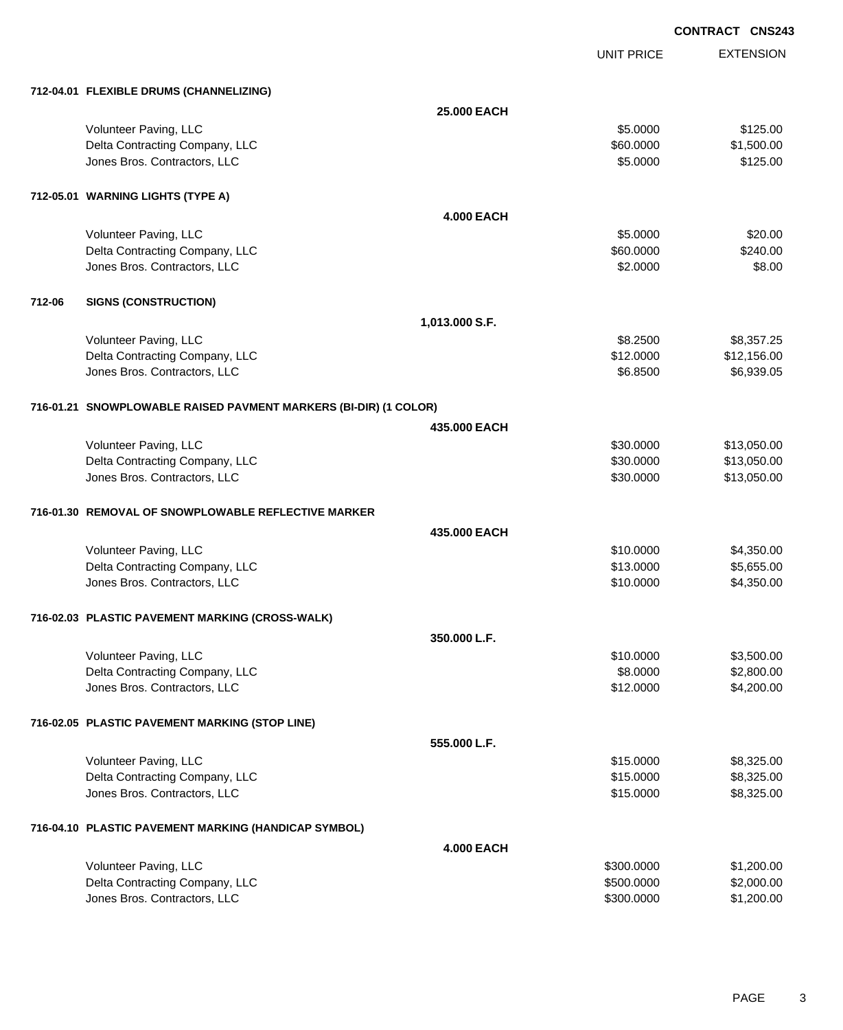**CONTRACT CNS243**

| | UNIT PRICE | EXTENSION |
|---|---|---|
| **712-04.01 FLEXIBLE DRUMS (CHANNELIZING)** | | |
| **25.000 EACH** | | |
| Volunteer Paving, LLC | $5.0000 | $125.00 |
| Delta Contracting Company, LLC | $60.0000 | $1,500.00 |
| Jones Bros. Contractors, LLC | $5.0000 | $125.00 |
| **712-05.01 WARNING LIGHTS (TYPE A)** | | |
| **4.000 EACH** | | |
| Volunteer Paving, LLC | $5.0000 | $20.00 |
| Delta Contracting Company, LLC | $60.0000 | $240.00 |
| Jones Bros. Contractors, LLC | $2.0000 | $8.00 |
| **712-06 SIGNS (CONSTRUCTION)** | | |
| **1,013.000 S.F.** | | |
| Volunteer Paving, LLC | $8.2500 | $8,357.25 |
| Delta Contracting Company, LLC | $12.0000 | $12,156.00 |
| Jones Bros. Contractors, LLC | $6.8500 | $6,939.05 |
| **716-01.21 SNOWPLOWABLE RAISED PAVMENT MARKERS (BI-DIR) (1 COLOR)** | | |
| **435.000 EACH** | | |
| Volunteer Paving, LLC | $30.0000 | $13,050.00 |
| Delta Contracting Company, LLC | $30.0000 | $13,050.00 |
| Jones Bros. Contractors, LLC | $30.0000 | $13,050.00 |
| **716-01.30 REMOVAL OF SNOWPLOWABLE REFLECTIVE MARKER** | | |
| **435.000 EACH** | | |
| Volunteer Paving, LLC | $10.0000 | $4,350.00 |
| Delta Contracting Company, LLC | $13.0000 | $5,655.00 |
| Jones Bros. Contractors, LLC | $10.0000 | $4,350.00 |
| **716-02.03 PLASTIC PAVEMENT MARKING (CROSS-WALK)** | | |
| **350.000 L.F.** | | |
| Volunteer Paving, LLC | $10.0000 | $3,500.00 |
| Delta Contracting Company, LLC | $8.0000 | $2,800.00 |
| Jones Bros. Contractors, LLC | $12.0000 | $4,200.00 |
| **716-02.05 PLASTIC PAVEMENT MARKING (STOP LINE)** | | |
| **555.000 L.F.** | | |
| Volunteer Paving, LLC | $15.0000 | $8,325.00 |
| Delta Contracting Company, LLC | $15.0000 | $8,325.00 |
| Jones Bros. Contractors, LLC | $15.0000 | $8,325.00 |
| **716-04.10 PLASTIC PAVEMENT MARKING (HANDICAP SYMBOL)** | | |
| **4.000 EACH** | | |
| Volunteer Paving, LLC | $300.0000 | $1,200.00 |
| Delta Contracting Company, LLC | $500.0000 | $2,000.00 |
| Jones Bros. Contractors, LLC | $300.0000 | $1,200.00 |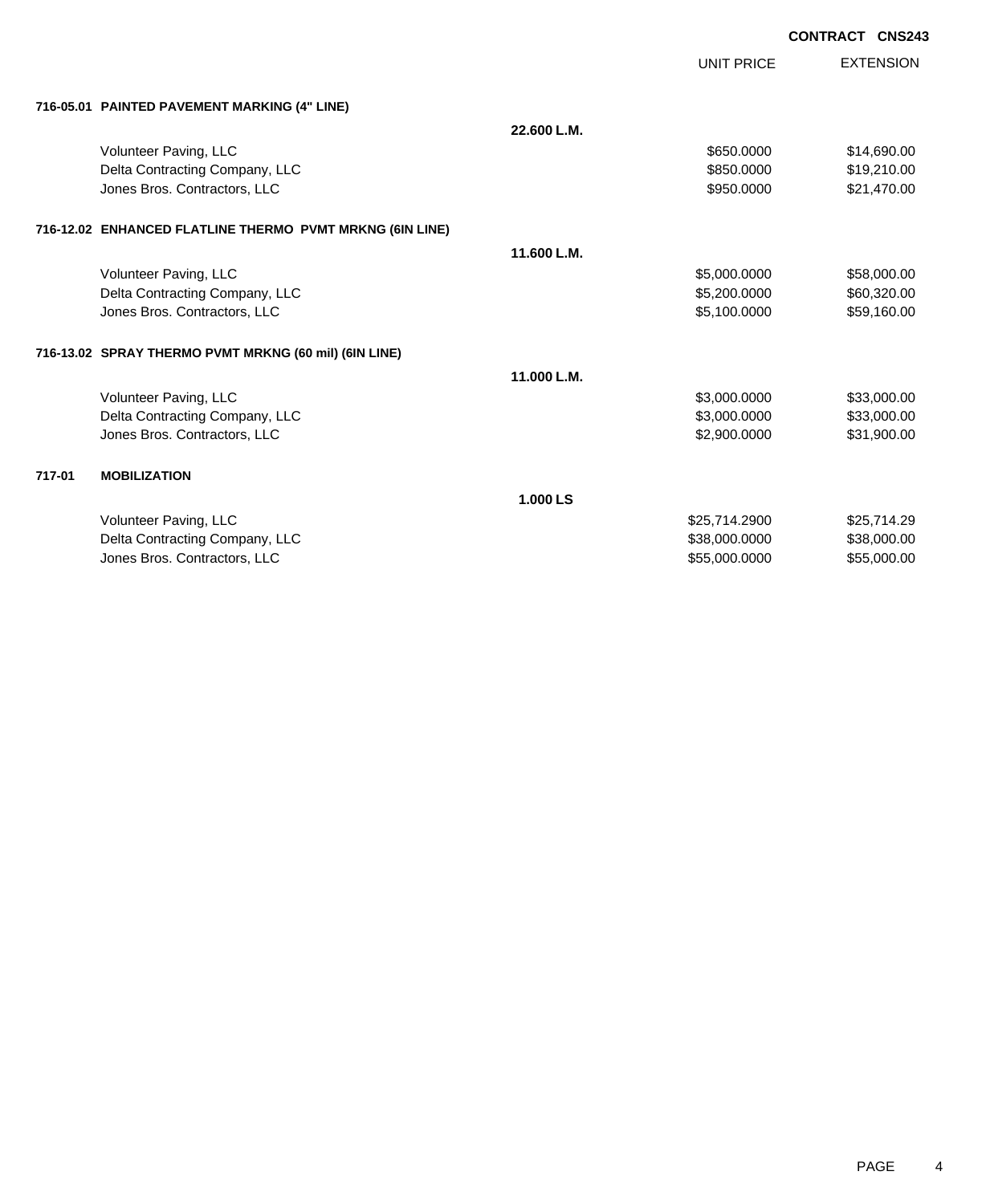**CONTRACT CNS243**

| | | | UNIT PRICE | EXTENSION |
|---|---|---|---|---|
| **716-05.01** | **PAINTED PAVEMENT MARKING (4" LINE)** | | | |
| | | **22.600 L.M.** | | |
| | Volunteer Paving, LLC | | $650.0000 | $14,690.00 |
| | Delta Contracting Company, LLC | | $850.0000 | $19,210.00 |
| | Jones Bros. Contractors, LLC | | $950.0000 | $21,470.00 |
| **716-12.02** | **ENHANCED FLATLINE THERMO PVMT MRKNG (6IN LINE)** | | | |
| | | **11.600 L.M.** | | |
| | Volunteer Paving, LLC | | $5,000.0000 | $58,000.00 |
| | Delta Contracting Company, LLC | | $5,200.0000 | $60,320.00 |
| | Jones Bros. Contractors, LLC | | $5,100.0000 | $59,160.00 |
| **716-13.02** | **SPRAY THERMO PVMT MRKNG (60 mil) (6IN LINE)** | | | |
| | | **11.000 L.M.** | | |
| | Volunteer Paving, LLC | | $3,000.0000 | $33,000.00 |
| | Delta Contracting Company, LLC | | $3,000.0000 | $33,000.00 |
| | Jones Bros. Contractors, LLC | | $2,900.0000 | $31,900.00 |
| **717-01** | **MOBILIZATION** | | | |
| | | **1.000 LS** | | |
| | Volunteer Paving, LLC | | $25,714.2900 | $25,714.29 |
| | Delta Contracting Company, LLC | | $38,000.0000 | $38,000.00 |
| | Jones Bros. Contractors, LLC | | $55,000.0000 | $55,000.00 |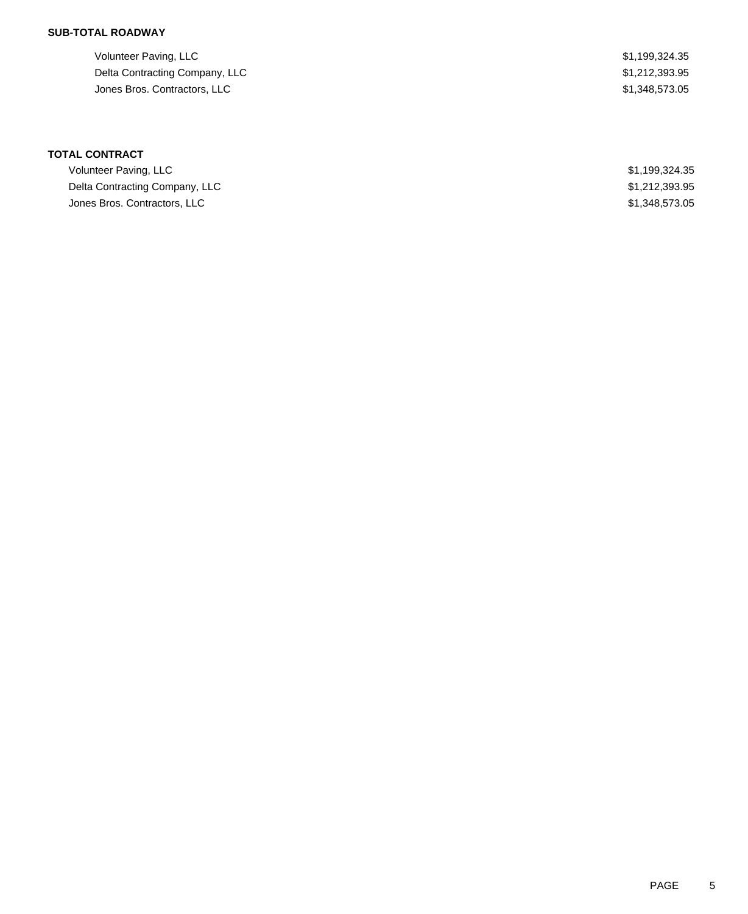**SUB-TOTAL ROADWAY**

| | |
|---|---|
| Volunteer Paving, LLC | $1,199,324.35 |
| Delta Contracting Company, LLC | $1,212,393.95 |
| Jones Bros. Contractors, LLC | $1,348,573.05 |

**TOTAL CONTRACT**

| | |
|---|---|
| Volunteer Paving, LLC | $1,199,324.35 |
| Delta Contracting Company, LLC | $1,212,393.95 |
| Jones Bros. Contractors, LLC | $1,348,573.05 |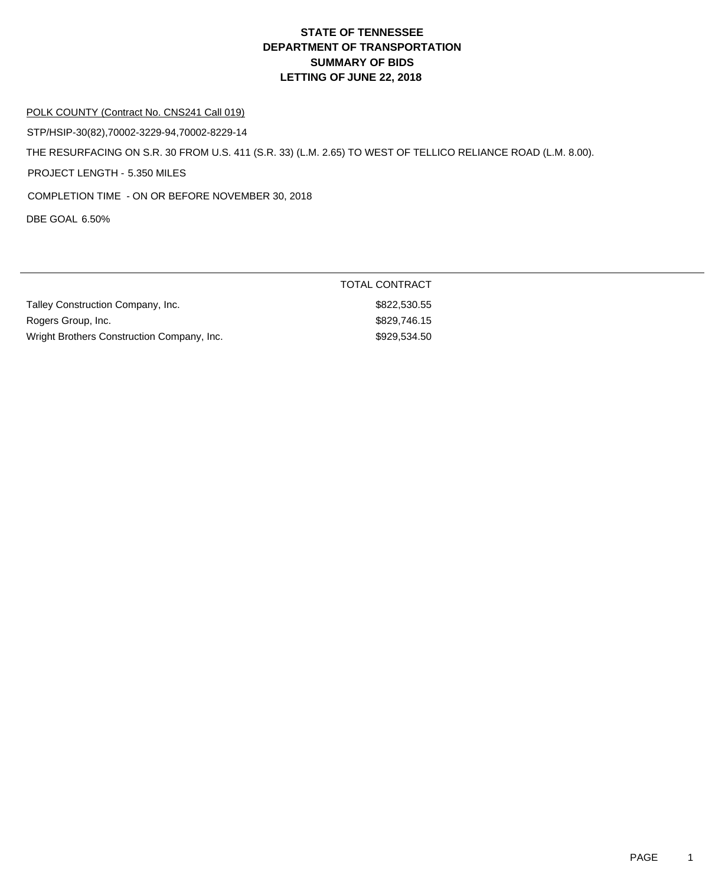# STATE OF TENNESSEE
# DEPARTMENT OF TRANSPORTATION
# SUMMARY OF BIDS
# LETTING OF JUNE 22, 2018

POLK COUNTY (Contract No. CNS241 Call 019)

STP/HSIP-30(82),70002-3229-94,70002-8229-14

THE RESURFACING ON S.R. 30 FROM U.S. 411 (S.R. 33) (L.M. 2.65) TO WEST OF TELLICO RELIANCE ROAD (L.M. 8.00).

PROJECT LENGTH - 5.350 MILES

COMPLETION TIME - ON OR BEFORE NOVEMBER 30, 2018

DBE GOAL 6.50%

| | TOTAL CONTRACT |
|---|---|
| Talley Construction Company, Inc. | $822,530.55 |
| Rogers Group, Inc. | $829,746.15 |
| Wright Brothers Construction Company, Inc. | $929,534.50 |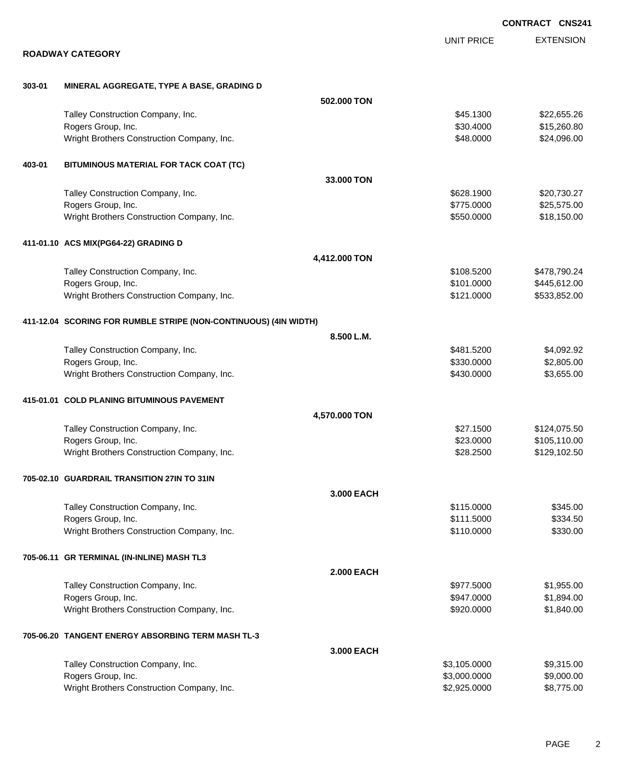**CONTRACT CNS241**

## ROADWAY CATEGORY

| | | | UNIT PRICE | EXTENSION |
|---|---|---|---|---|
| **303-01** | **MINERAL AGGREGATE, TYPE A BASE, GRADING D** | | | |
| | | **502.000 TON** | | |
| | Talley Construction Company, Inc. | | $45.1300 | $22,655.26 |
| | Rogers Group, Inc. | | $30.4000 | $15,260.80 |
| | Wright Brothers Construction Company, Inc. | | $48.0000 | $24,096.00 |
| **403-01** | **BITUMINOUS MATERIAL FOR TACK COAT (TC)** | | | |
| | | **33.000 TON** | | |
| | Talley Construction Company, Inc. | | $628.1900 | $20,730.27 |
| | Rogers Group, Inc. | | $775.0000 | $25,575.00 |
| | Wright Brothers Construction Company, Inc. | | $550.0000 | $18,150.00 |
| **411-01.10** | **ACS MIX(PG64-22) GRADING D** | | | |
| | | **4,412.000 TON** | | |
| | Talley Construction Company, Inc. | | $108.5200 | $478,790.24 |
| | Rogers Group, Inc. | | $101.0000 | $445,612.00 |
| | Wright Brothers Construction Company, Inc. | | $121.0000 | $533,852.00 |
| **411-12.04** | **SCORING FOR RUMBLE STRIPE (NON-CONTINUOUS) (4IN WIDTH)** | | | |
| | | **8.500 L.M.** | | |
| | Talley Construction Company, Inc. | | $481.5200 | $4,092.92 |
| | Rogers Group, Inc. | | $330.0000 | $2,805.00 |
| | Wright Brothers Construction Company, Inc. | | $430.0000 | $3,655.00 |
| **415-01.01** | **COLD PLANING BITUMINOUS PAVEMENT** | | | |
| | | **4,570.000 TON** | | |
| | Talley Construction Company, Inc. | | $27.1500 | $124,075.50 |
| | Rogers Group, Inc. | | $23.0000 | $105,110.00 |
| | Wright Brothers Construction Company, Inc. | | $28.2500 | $129,102.50 |
| **705-02.10** | **GUARDRAIL TRANSITION 27IN TO 31IN** | | | |
| | | **3.000 EACH** | | |
| | Talley Construction Company, Inc. | | $115.0000 | $345.00 |
| | Rogers Group, Inc. | | $111.5000 | $334.50 |
| | Wright Brothers Construction Company, Inc. | | $110.0000 | $330.00 |
| **705-06.11** | **GR TERMINAL (IN-INLINE) MASH TL3** | | | |
| | | **2.000 EACH** | | |
| | Talley Construction Company, Inc. | | $977.5000 | $1,955.00 |
| | Rogers Group, Inc. | | $947.0000 | $1,894.00 |
| | Wright Brothers Construction Company, Inc. | | $920.0000 | $1,840.00 |
| **705-06.20** | **TANGENT ENERGY ABSORBING TERM MASH TL-3** | | | |
| | | **3.000 EACH** | | |
| | Talley Construction Company, Inc. | | $3,105.0000 | $9,315.00 |
| | Rogers Group, Inc. | | $3,000.0000 | $9,000.00 |
| | Wright Brothers Construction Company, Inc. | | $2,925.0000 | $8,775.00 |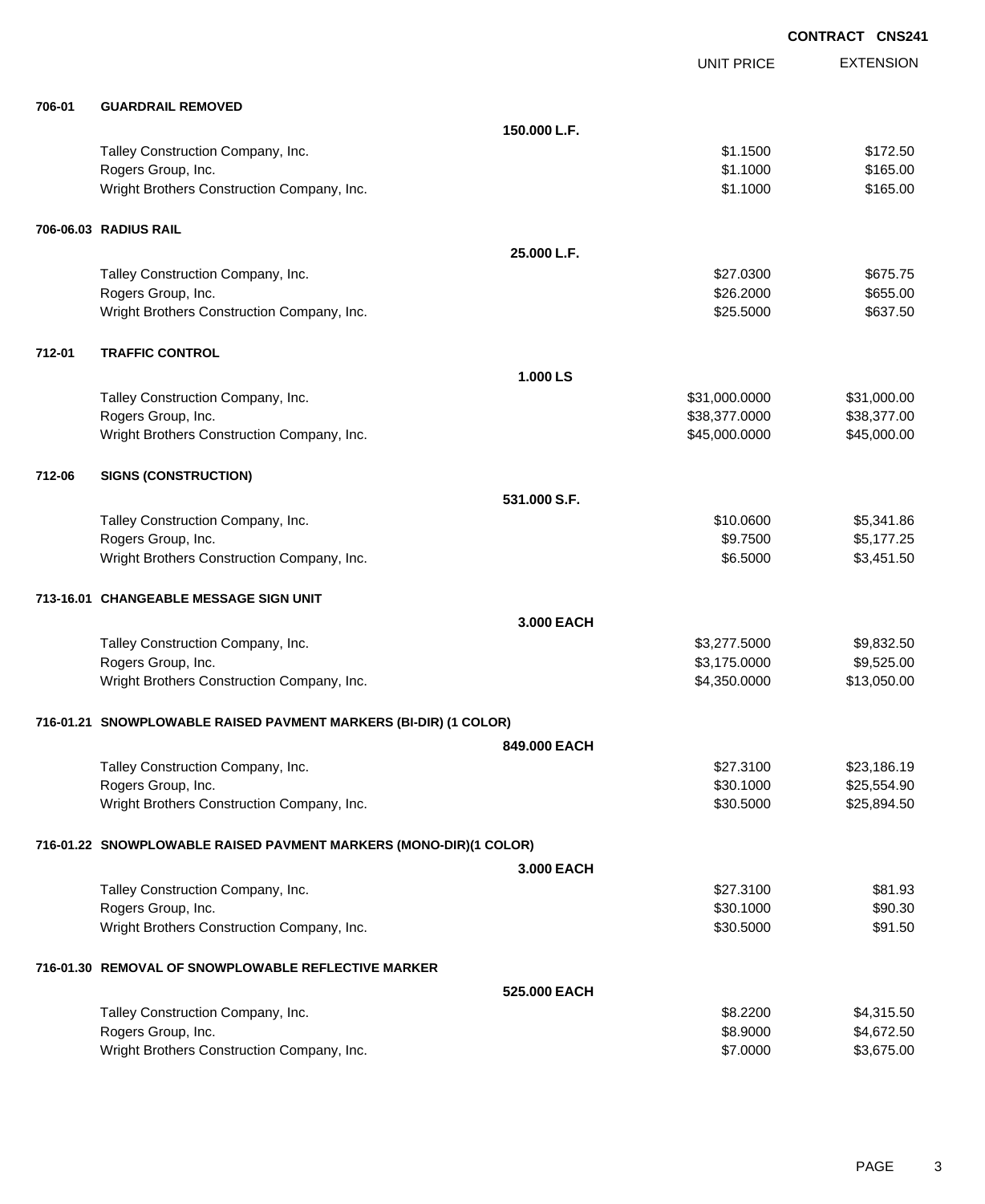**CONTRACT CNS241**

| | | | UNIT PRICE | EXTENSION |
|---|---|---|---|---|
| **706-01** | **GUARDRAIL REMOVED** | | | |
| | | **150.000 L.F.** | | |
| | Talley Construction Company, Inc. | | $1.1500 | $172.50 |
| | Rogers Group, Inc. | | $1.1000 | $165.00 |
| | Wright Brothers Construction Company, Inc. | | $1.1000 | $165.00 |
| **706-06.03** | **RADIUS RAIL** | | | |
| | | **25.000 L.F.** | | |
| | Talley Construction Company, Inc. | | $27.0300 | $675.75 |
| | Rogers Group, Inc. | | $26.2000 | $655.00 |
| | Wright Brothers Construction Company, Inc. | | $25.5000 | $637.50 |
| **712-01** | **TRAFFIC CONTROL** | | | |
| | | **1.000 LS** | | |
| | Talley Construction Company, Inc. | | $31,000.0000 | $31,000.00 |
| | Rogers Group, Inc. | | $38,377.0000 | $38,377.00 |
| | Wright Brothers Construction Company, Inc. | | $45,000.0000 | $45,000.00 |
| **712-06** | **SIGNS (CONSTRUCTION)** | | | |
| | | **531.000 S.F.** | | |
| | Talley Construction Company, Inc. | | $10.0600 | $5,341.86 |
| | Rogers Group, Inc. | | $9.7500 | $5,177.25 |
| | Wright Brothers Construction Company, Inc. | | $6.5000 | $3,451.50 |
| **713-16.01** | **CHANGEABLE MESSAGE SIGN UNIT** | | | |
| | | **3.000 EACH** | | |
| | Talley Construction Company, Inc. | | $3,277.5000 | $9,832.50 |
| | Rogers Group, Inc. | | $3,175.0000 | $9,525.00 |
| | Wright Brothers Construction Company, Inc. | | $4,350.0000 | $13,050.00 |
| **716-01.21** | **SNOWPLOWABLE RAISED PAVMENT MARKERS (BI-DIR) (1 COLOR)** | | | |
| | | **849.000 EACH** | | |
| | Talley Construction Company, Inc. | | $27.3100 | $23,186.19 |
| | Rogers Group, Inc. | | $30.1000 | $25,554.90 |
| | Wright Brothers Construction Company, Inc. | | $30.5000 | $25,894.50 |
| **716-01.22** | **SNOWPLOWABLE RAISED PAVMENT MARKERS (MONO-DIR)(1 COLOR)** | | | |
| | | **3.000 EACH** | | |
| | Talley Construction Company, Inc. | | $27.3100 | $81.93 |
| | Rogers Group, Inc. | | $30.1000 | $90.30 |
| | Wright Brothers Construction Company, Inc. | | $30.5000 | $91.50 |
| **716-01.30** | **REMOVAL OF SNOWPLOWABLE REFLECTIVE MARKER** | | | |
| | | **525.000 EACH** | | |
| | Talley Construction Company, Inc. | | $8.2200 | $4,315.50 |
| | Rogers Group, Inc. | | $8.9000 | $4,672.50 |
| | Wright Brothers Construction Company, Inc. | | $7.0000 | $3,675.00 |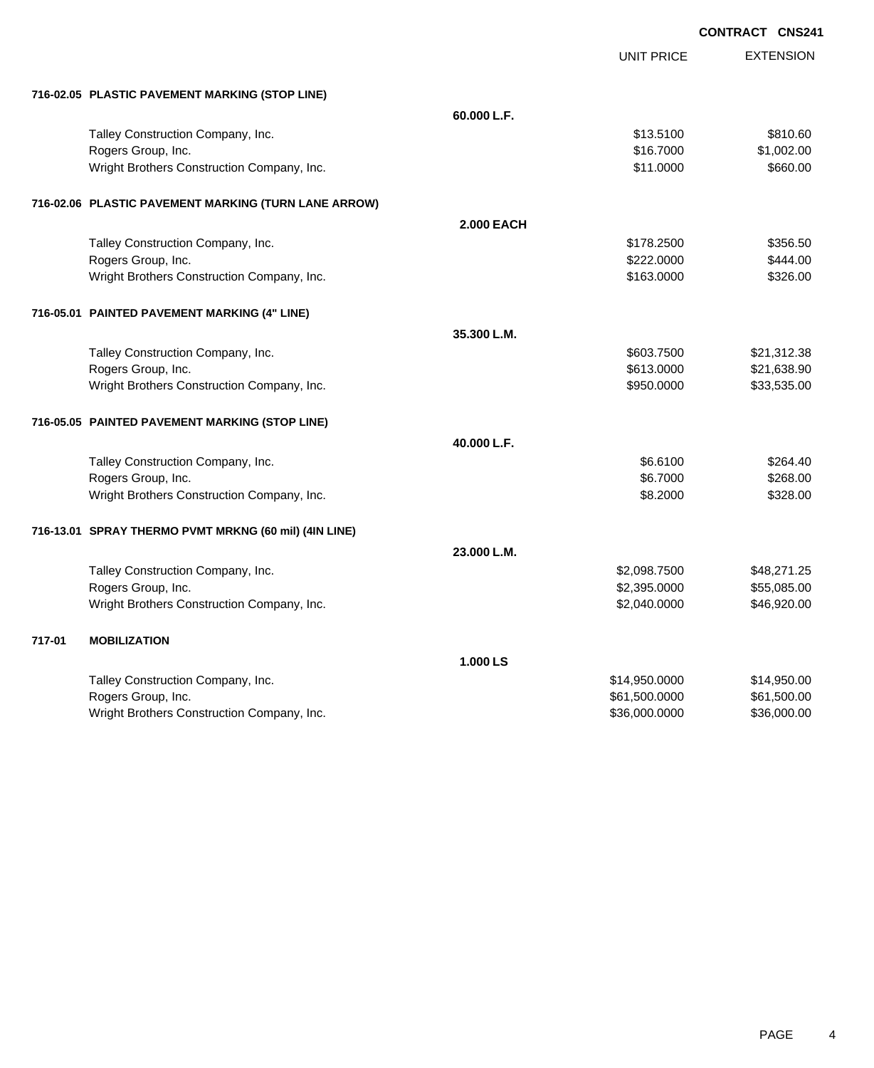**CONTRACT CNS241**

| | | UNIT PRICE | EXTENSION |
|---|---|---|---|
| **716-02.05 PLASTIC PAVEMENT MARKING (STOP LINE)** | | | |
| | **60.000 L.F.** | | |
| Talley Construction Company, Inc. | | $13.5100 | $810.60 |
| Rogers Group, Inc. | | $16.7000 | $1,002.00 |
| Wright Brothers Construction Company, Inc. | | $11.0000 | $660.00 |
| **716-02.06 PLASTIC PAVEMENT MARKING (TURN LANE ARROW)** | | | |
| | **2.000 EACH** | | |
| Talley Construction Company, Inc. | | $178.2500 | $356.50 |
| Rogers Group, Inc. | | $222.0000 | $444.00 |
| Wright Brothers Construction Company, Inc. | | $163.0000 | $326.00 |
| **716-05.01 PAINTED PAVEMENT MARKING (4" LINE)** | | | |
| | **35.300 L.M.** | | |
| Talley Construction Company, Inc. | | $603.7500 | $21,312.38 |
| Rogers Group, Inc. | | $613.0000 | $21,638.90 |
| Wright Brothers Construction Company, Inc. | | $950.0000 | $33,535.00 |
| **716-05.05 PAINTED PAVEMENT MARKING (STOP LINE)** | | | |
| | **40.000 L.F.** | | |
| Talley Construction Company, Inc. | | $6.6100 | $264.40 |
| Rogers Group, Inc. | | $6.7000 | $268.00 |
| Wright Brothers Construction Company, Inc. | | $8.2000 | $328.00 |
| **716-13.01 SPRAY THERMO PVMT MRKNG (60 mil) (4IN LINE)** | | | |
| | **23.000 L.M.** | | |
| Talley Construction Company, Inc. | | $2,098.7500 | $48,271.25 |
| Rogers Group, Inc. | | $2,395.0000 | $55,085.00 |
| Wright Brothers Construction Company, Inc. | | $2,040.0000 | $46,920.00 |
| **717-01 MOBILIZATION** | | | |
| | **1.000 LS** | | |
| Talley Construction Company, Inc. | | $14,950.0000 | $14,950.00 |
| Rogers Group, Inc. | | $61,500.0000 | $61,500.00 |
| Wright Brothers Construction Company, Inc. | | $36,000.0000 | $36,000.00 |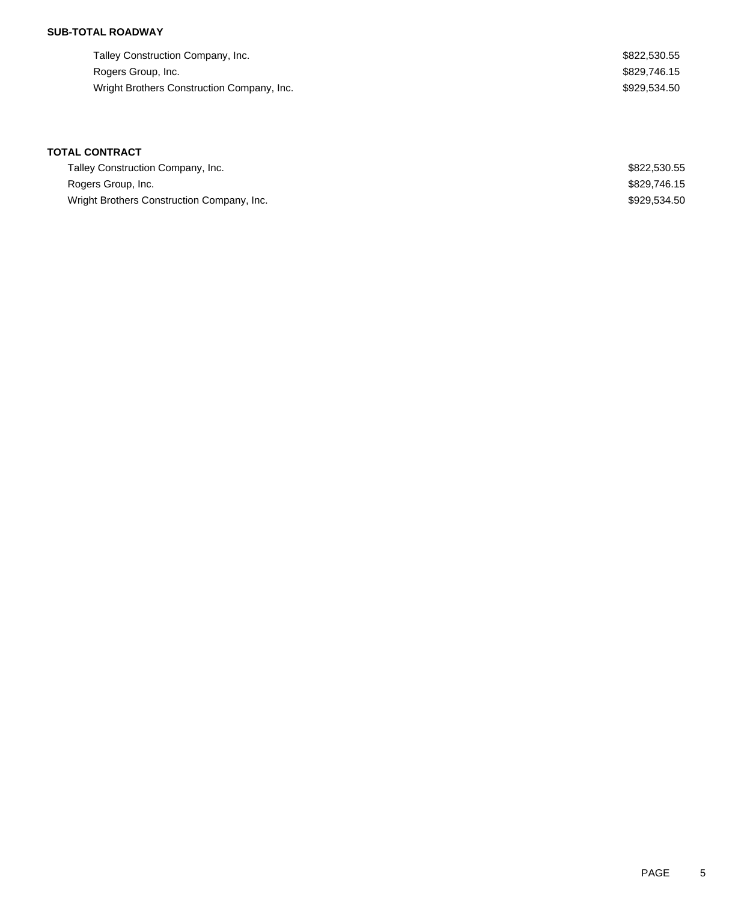**SUB-TOTAL ROADWAY**

| | |
|---|---|
| Talley Construction Company, Inc. | $822,530.55 |
| Rogers Group, Inc. | $829,746.15 |
| Wright Brothers Construction Company, Inc. | $929,534.50 |

**TOTAL CONTRACT**

| | |
|---|---|
| Talley Construction Company, Inc. | $822,530.55 |
| Rogers Group, Inc. | $829,746.15 |
| Wright Brothers Construction Company, Inc. | $929,534.50 |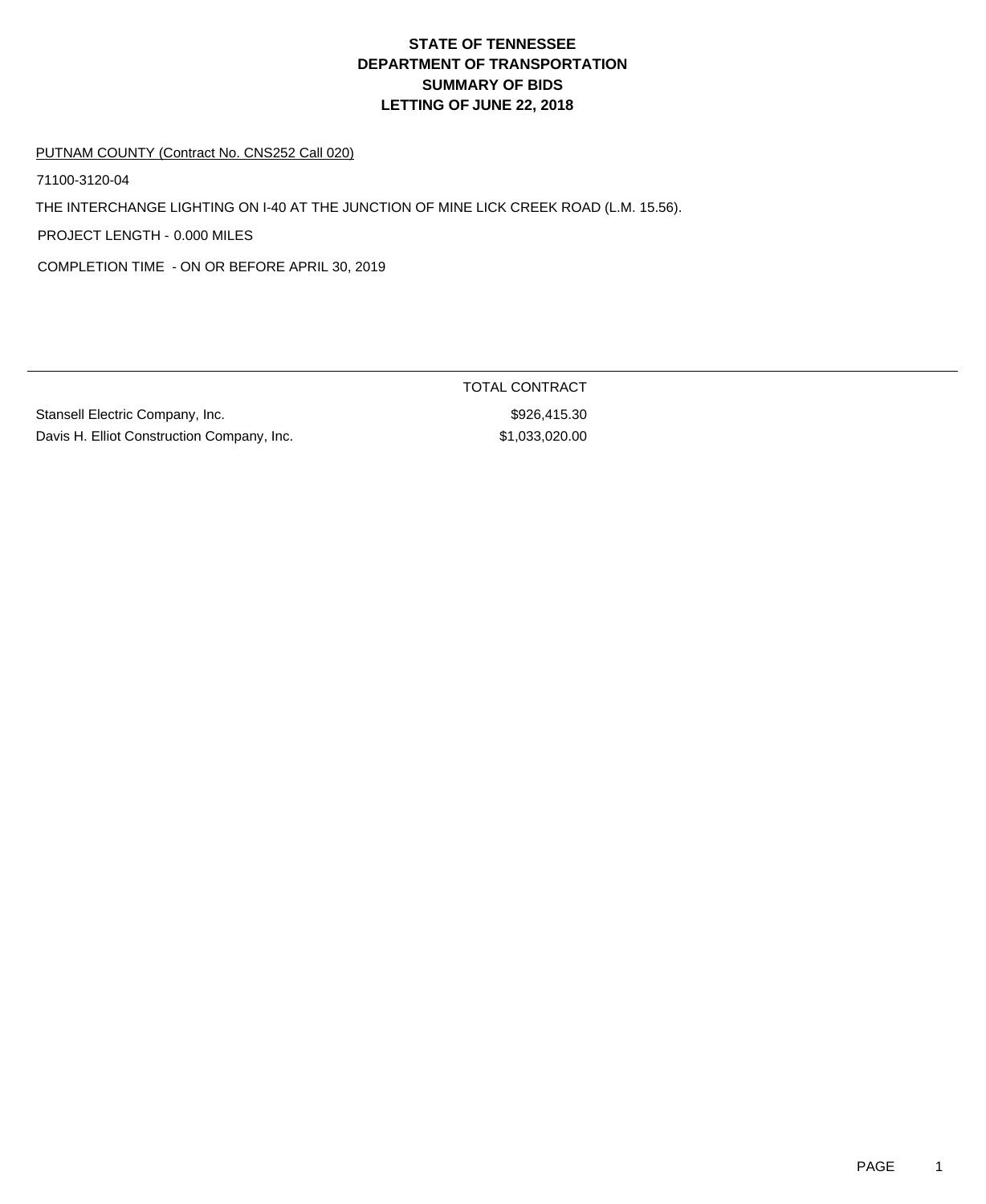# STATE OF TENNESSEE
# DEPARTMENT OF TRANSPORTATION
# SUMMARY OF BIDS
# LETTING OF JUNE 22, 2018

PUTNAM COUNTY (Contract No. CNS252 Call 020)

71100-3120-04

THE INTERCHANGE LIGHTING ON I-40 AT THE JUNCTION OF MINE LICK CREEK ROAD (L.M. 15.56).

PROJECT LENGTH - 0.000 MILES

COMPLETION TIME - ON OR BEFORE APRIL 30, 2019

| | TOTAL CONTRACT |
|---|---|
| Stansell Electric Company, Inc. | $926,415.30 |
| Davis H. Elliot Construction Company, Inc. | $1,033,020.00 |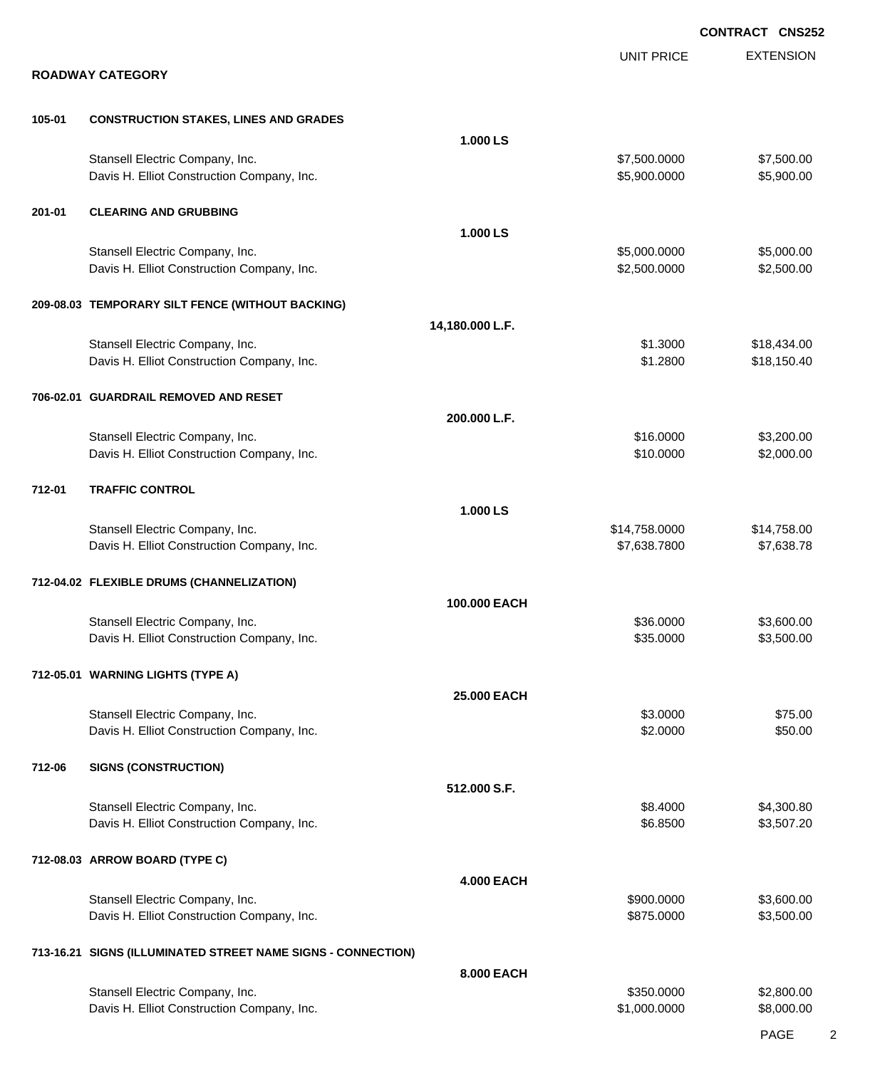CONTRACT CNS252

## ROADWAY CATEGORY

| | | | UNIT PRICE | EXTENSION |
|---|---|---|---|---|
| **105-01** | **CONSTRUCTION STAKES, LINES AND GRADES** | | | |
| | | **1.000 LS** | | |
| | Stansell Electric Company, Inc. | | $7,500.0000 | $7,500.00 |
| | Davis H. Elliot Construction Company, Inc. | | $5,900.0000 | $5,900.00 |
| **201-01** | **CLEARING AND GRUBBING** | | | |
| | | **1.000 LS** | | |
| | Stansell Electric Company, Inc. | | $5,000.0000 | $5,000.00 |
| | Davis H. Elliot Construction Company, Inc. | | $2,500.0000 | $2,500.00 |
| **209-08.03** | **TEMPORARY SILT FENCE (WITHOUT BACKING)** | | | |
| | | **14,180.000 L.F.** | | |
| | Stansell Electric Company, Inc. | | $1.3000 | $18,434.00 |
| | Davis H. Elliot Construction Company, Inc. | | $1.2800 | $18,150.40 |
| **706-02.01** | **GUARDRAIL REMOVED AND RESET** | | | |
| | | **200.000 L.F.** | | |
| | Stansell Electric Company, Inc. | | $16.0000 | $3,200.00 |
| | Davis H. Elliot Construction Company, Inc. | | $10.0000 | $2,000.00 |
| **712-01** | **TRAFFIC CONTROL** | | | |
| | | **1.000 LS** | | |
| | Stansell Electric Company, Inc. | | $14,758.0000 | $14,758.00 |
| | Davis H. Elliot Construction Company, Inc. | | $7,638.7800 | $7,638.78 |
| **712-04.02** | **FLEXIBLE DRUMS (CHANNELIZATION)** | | | |
| | | **100.000 EACH** | | |
| | Stansell Electric Company, Inc. | | $36.0000 | $3,600.00 |
| | Davis H. Elliot Construction Company, Inc. | | $35.0000 | $3,500.00 |
| **712-05.01** | **WARNING LIGHTS (TYPE A)** | | | |
| | | **25.000 EACH** | | |
| | Stansell Electric Company, Inc. | | $3.0000 | $75.00 |
| | Davis H. Elliot Construction Company, Inc. | | $2.0000 | $50.00 |
| **712-06** | **SIGNS (CONSTRUCTION)** | | | |
| | | **512.000 S.F.** | | |
| | Stansell Electric Company, Inc. | | $8.4000 | $4,300.80 |
| | Davis H. Elliot Construction Company, Inc. | | $6.8500 | $3,507.20 |
| **712-08.03** | **ARROW BOARD (TYPE C)** | | | |
| | | **4.000 EACH** | | |
| | Stansell Electric Company, Inc. | | $900.0000 | $3,600.00 |
| | Davis H. Elliot Construction Company, Inc. | | $875.0000 | $3,500.00 |
| **713-16.21** | **SIGNS (ILLUMINATED STREET NAME SIGNS - CONNECTION)** | | | |
| | | **8.000 EACH** | | |
| | Stansell Electric Company, Inc. | | $350.0000 | $2,800.00 |
| | Davis H. Elliot Construction Company, Inc. | | $1,000.0000 | $8,000.00 |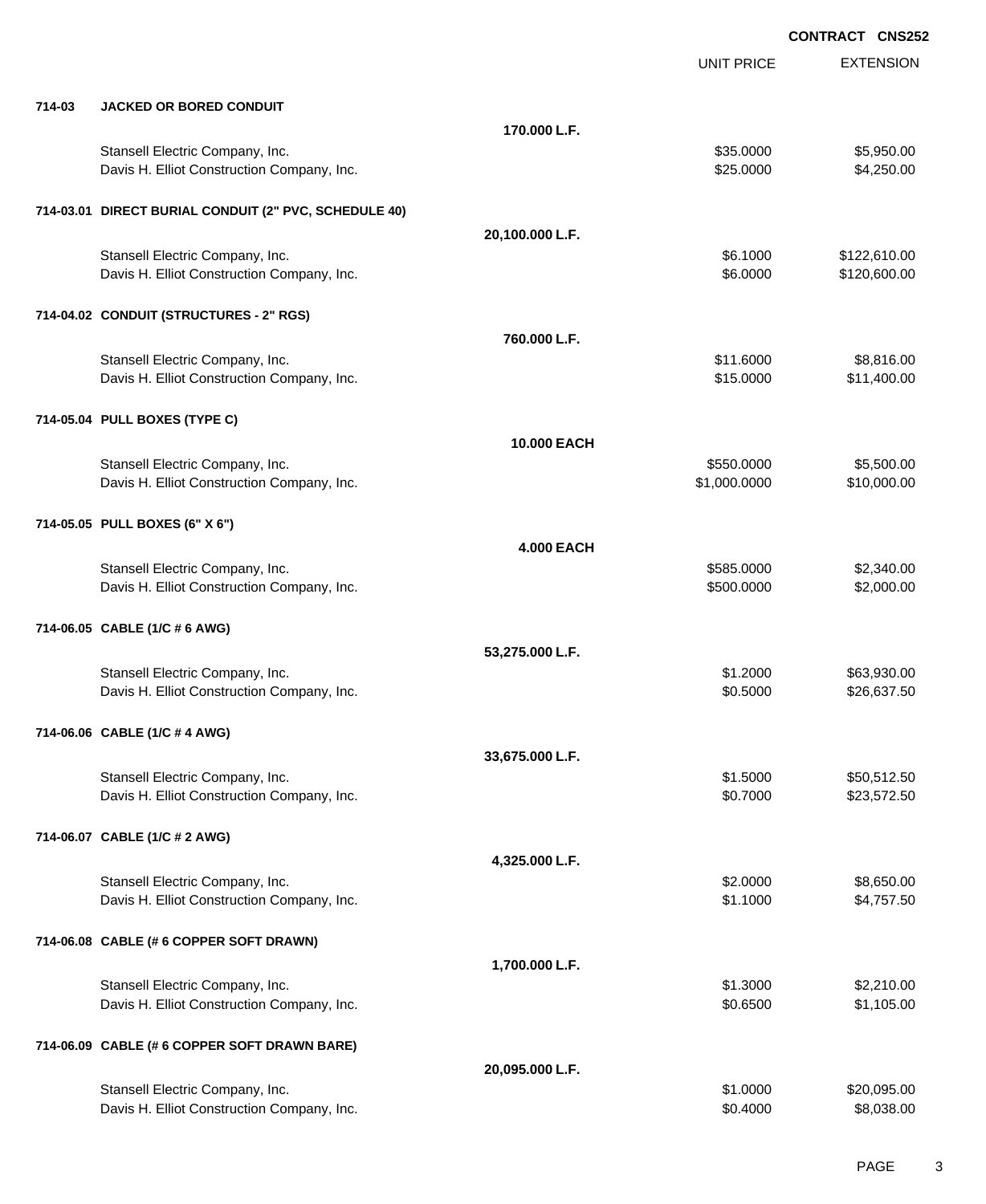**CONTRACT CNS252**

| | | | UNIT PRICE | EXTENSION |
|---|---|---|---|---|
| **714-03** | **JACKED OR BORED CONDUIT** | | | |
| | | **170.000 L.F.** | | |
| | Stansell Electric Company, Inc. | | $35.0000 | $5,950.00 |
| | Davis H. Elliot Construction Company, Inc. | | $25.0000 | $4,250.00 |
| **714-03.01** | **DIRECT BURIAL CONDUIT (2" PVC, SCHEDULE 40)** | | | |
| | | **20,100.000 L.F.** | | |
| | Stansell Electric Company, Inc. | | $6.1000 | $122,610.00 |
| | Davis H. Elliot Construction Company, Inc. | | $6.0000 | $120,600.00 |
| **714-04.02** | **CONDUIT (STRUCTURES - 2" RGS)** | | | |
| | | **760.000 L.F.** | | |
| | Stansell Electric Company, Inc. | | $11.6000 | $8,816.00 |
| | Davis H. Elliot Construction Company, Inc. | | $15.0000 | $11,400.00 |
| **714-05.04** | **PULL BOXES (TYPE C)** | | | |
| | | **10.000 EACH** | | |
| | Stansell Electric Company, Inc. | | $550.0000 | $5,500.00 |
| | Davis H. Elliot Construction Company, Inc. | | $1,000.0000 | $10,000.00 |
| **714-05.05** | **PULL BOXES (6" X 6")** | | | |
| | | **4.000 EACH** | | |
| | Stansell Electric Company, Inc. | | $585.0000 | $2,340.00 |
| | Davis H. Elliot Construction Company, Inc. | | $500.0000 | $2,000.00 |
| **714-06.05** | **CABLE (1/C # 6 AWG)** | | | |
| | | **53,275.000 L.F.** | | |
| | Stansell Electric Company, Inc. | | $1.2000 | $63,930.00 |
| | Davis H. Elliot Construction Company, Inc. | | $0.5000 | $26,637.50 |
| **714-06.06** | **CABLE (1/C # 4 AWG)** | | | |
| | | **33,675.000 L.F.** | | |
| | Stansell Electric Company, Inc. | | $1.5000 | $50,512.50 |
| | Davis H. Elliot Construction Company, Inc. | | $0.7000 | $23,572.50 |
| **714-06.07** | **CABLE (1/C # 2 AWG)** | | | |
| | | **4,325.000 L.F.** | | |
| | Stansell Electric Company, Inc. | | $2.0000 | $8,650.00 |
| | Davis H. Elliot Construction Company, Inc. | | $1.1000 | $4,757.50 |
| **714-06.08** | **CABLE (# 6 COPPER SOFT DRAWN)** | | | |
| | | **1,700.000 L.F.** | | |
| | Stansell Electric Company, Inc. | | $1.3000 | $2,210.00 |
| | Davis H. Elliot Construction Company, Inc. | | $0.6500 | $1,105.00 |
| **714-06.09** | **CABLE (# 6 COPPER SOFT DRAWN BARE)** | | | |
| | | **20,095.000 L.F.** | | |
| | Stansell Electric Company, Inc. | | $1.0000 | $20,095.00 |
| | Davis H. Elliot Construction Company, Inc. | | $0.4000 | $8,038.00 |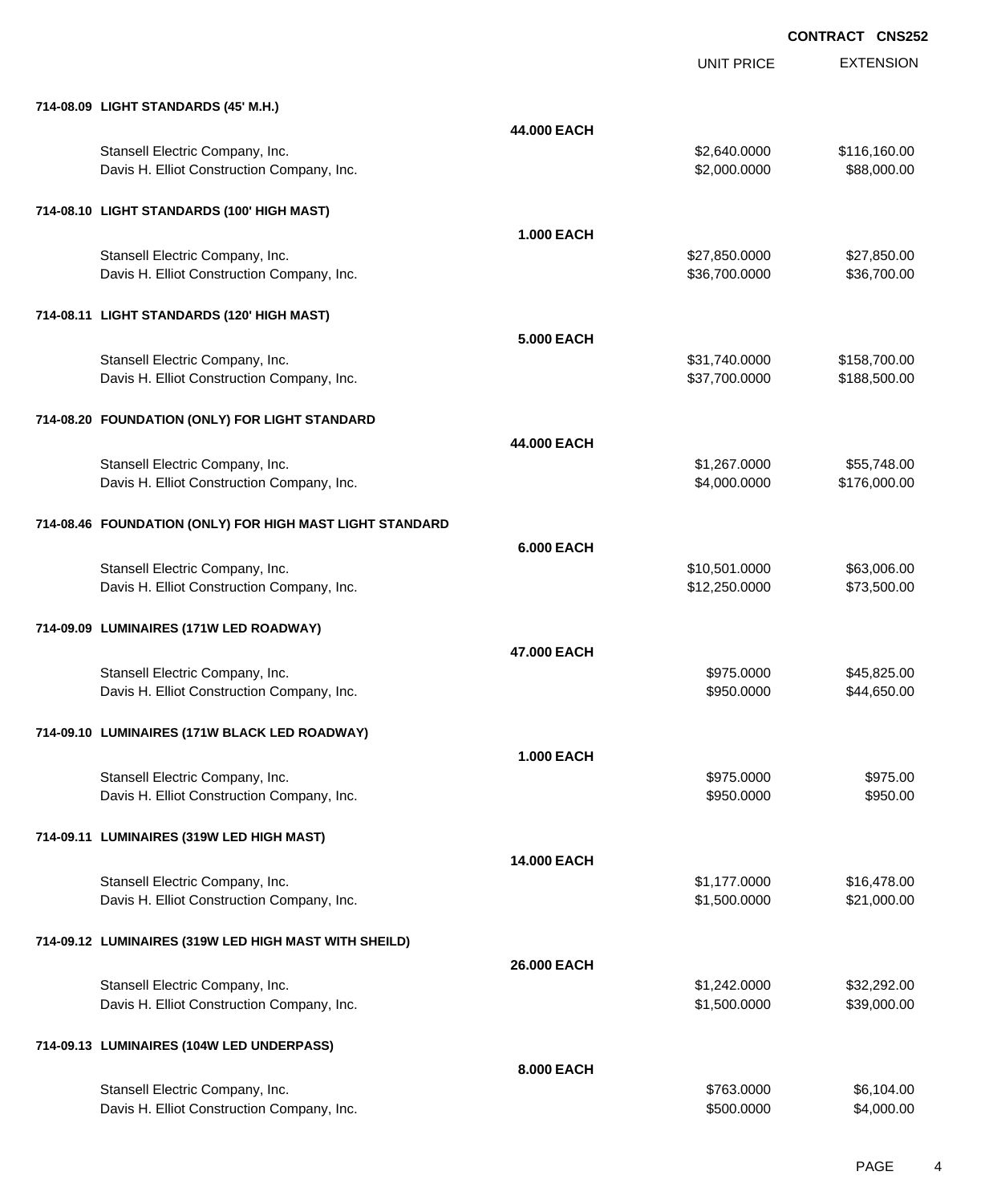CONTRACT CNS252

| | | UNIT PRICE | EXTENSION |
|---|---|---|---|
| **714-08.09 LIGHT STANDARDS (45' M.H.)** | | | |
| | **44.000 EACH** | | |
| Stansell Electric Company, Inc. | | $2,640.0000 | $116,160.00 |
| Davis H. Elliot Construction Company, Inc. | | $2,000.0000 | $88,000.00 |
| **714-08.10 LIGHT STANDARDS (100' HIGH MAST)** | | | |
| | **1.000 EACH** | | |
| Stansell Electric Company, Inc. | | $27,850.0000 | $27,850.00 |
| Davis H. Elliot Construction Company, Inc. | | $36,700.0000 | $36,700.00 |
| **714-08.11 LIGHT STANDARDS (120' HIGH MAST)** | | | |
| | **5.000 EACH** | | |
| Stansell Electric Company, Inc. | | $31,740.0000 | $158,700.00 |
| Davis H. Elliot Construction Company, Inc. | | $37,700.0000 | $188,500.00 |
| **714-08.20 FOUNDATION (ONLY) FOR LIGHT STANDARD** | | | |
| | **44.000 EACH** | | |
| Stansell Electric Company, Inc. | | $1,267.0000 | $55,748.00 |
| Davis H. Elliot Construction Company, Inc. | | $4,000.0000 | $176,000.00 |
| **714-08.46 FOUNDATION (ONLY) FOR HIGH MAST LIGHT STANDARD** | | | |
| | **6.000 EACH** | | |
| Stansell Electric Company, Inc. | | $10,501.0000 | $63,006.00 |
| Davis H. Elliot Construction Company, Inc. | | $12,250.0000 | $73,500.00 |
| **714-09.09 LUMINAIRES (171W LED ROADWAY)** | | | |
| | **47.000 EACH** | | |
| Stansell Electric Company, Inc. | | $975.0000 | $45,825.00 |
| Davis H. Elliot Construction Company, Inc. | | $950.0000 | $44,650.00 |
| **714-09.10 LUMINAIRES (171W BLACK LED ROADWAY)** | | | |
| | **1.000 EACH** | | |
| Stansell Electric Company, Inc. | | $975.0000 | $975.00 |
| Davis H. Elliot Construction Company, Inc. | | $950.0000 | $950.00 |
| **714-09.11 LUMINAIRES (319W LED HIGH MAST)** | | | |
| | **14.000 EACH** | | |
| Stansell Electric Company, Inc. | | $1,177.0000 | $16,478.00 |
| Davis H. Elliot Construction Company, Inc. | | $1,500.0000 | $21,000.00 |
| **714-09.12 LUMINAIRES (319W LED HIGH MAST WITH SHEILD)** | | | |
| | **26.000 EACH** | | |
| Stansell Electric Company, Inc. | | $1,242.0000 | $32,292.00 |
| Davis H. Elliot Construction Company, Inc. | | $1,500.0000 | $39,000.00 |
| **714-09.13 LUMINAIRES (104W LED UNDERPASS)** | | | |
| | **8.000 EACH** | | |
| Stansell Electric Company, Inc. | | $763.0000 | $6,104.00 |
| Davis H. Elliot Construction Company, Inc. | | $500.0000 | $4,000.00 |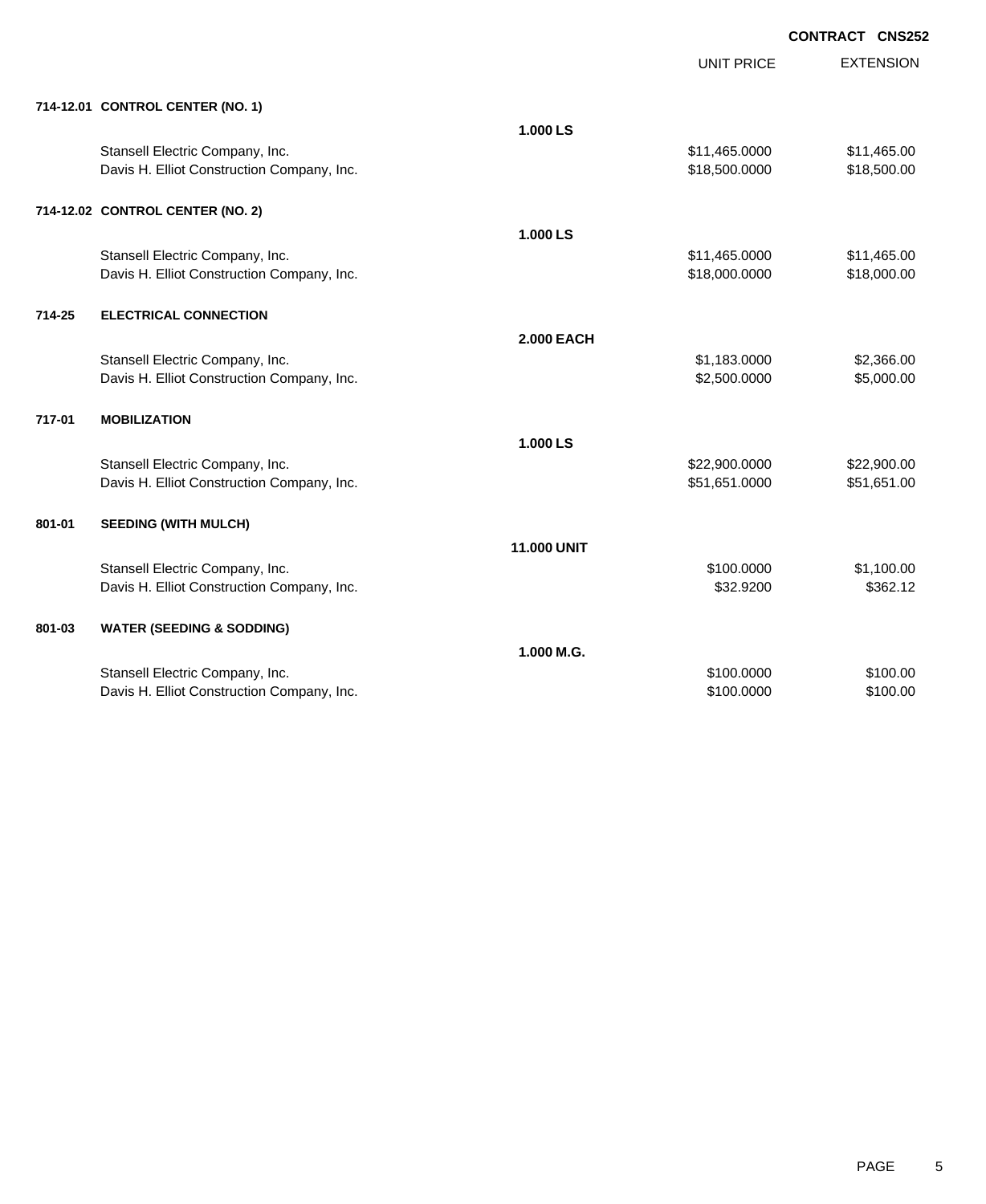**CONTRACT CNS252**

| | | | UNIT PRICE | EXTENSION |
|---|---|---|---|---|
| **714-12.01** | **CONTROL CENTER (NO. 1)** | | | |
| | | **1.000 LS** | | |
| | Stansell Electric Company, Inc. | | $11,465.0000 | $11,465.00 |
| | Davis H. Elliot Construction Company, Inc. | | $18,500.0000 | $18,500.00 |
| **714-12.02** | **CONTROL CENTER (NO. 2)** | | | |
| | | **1.000 LS** | | |
| | Stansell Electric Company, Inc. | | $11,465.0000 | $11,465.00 |
| | Davis H. Elliot Construction Company, Inc. | | $18,000.0000 | $18,000.00 |
| **714-25** | **ELECTRICAL CONNECTION** | | | |
| | | **2.000 EACH** | | |
| | Stansell Electric Company, Inc. | | $1,183.0000 | $2,366.00 |
| | Davis H. Elliot Construction Company, Inc. | | $2,500.0000 | $5,000.00 |
| **717-01** | **MOBILIZATION** | | | |
| | | **1.000 LS** | | |
| | Stansell Electric Company, Inc. | | $22,900.0000 | $22,900.00 |
| | Davis H. Elliot Construction Company, Inc. | | $51,651.0000 | $51,651.00 |
| **801-01** | **SEEDING (WITH MULCH)** | | | |
| | | **11.000 UNIT** | | |
| | Stansell Electric Company, Inc. | | $100.0000 | $1,100.00 |
| | Davis H. Elliot Construction Company, Inc. | | $32.9200 | $362.12 |
| **801-03** | **WATER (SEEDING & SODDING)** | | | |
| | | **1.000 M.G.** | | |
| | Stansell Electric Company, Inc. | | $100.0000 | $100.00 |
| | Davis H. Elliot Construction Company, Inc. | | $100.0000 | $100.00 |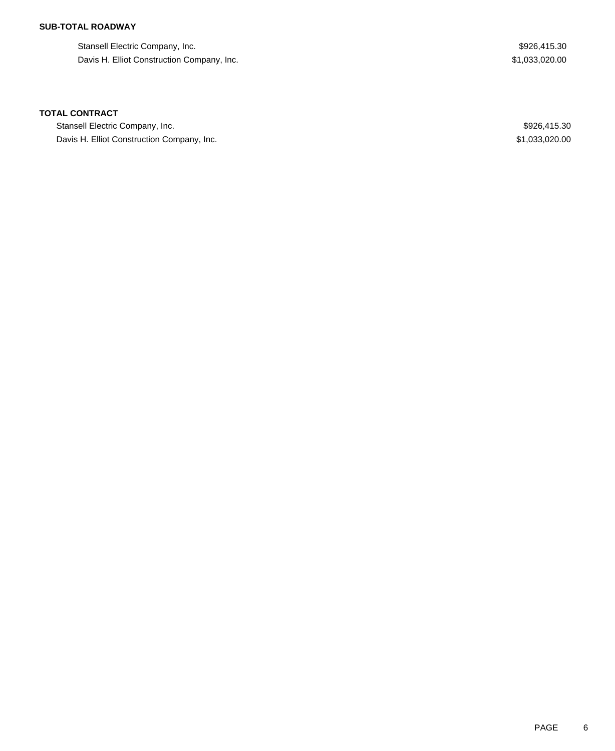**SUB-TOTAL ROADWAY**

| | |
|---|---|
| Stansell Electric Company, Inc. | $926,415.30 |
| Davis H. Elliot Construction Company, Inc. | $1,033,020.00 |

**TOTAL CONTRACT**

| | |
|---|---|
| Stansell Electric Company, Inc. | $926,415.30 |
| Davis H. Elliot Construction Company, Inc. | $1,033,020.00 |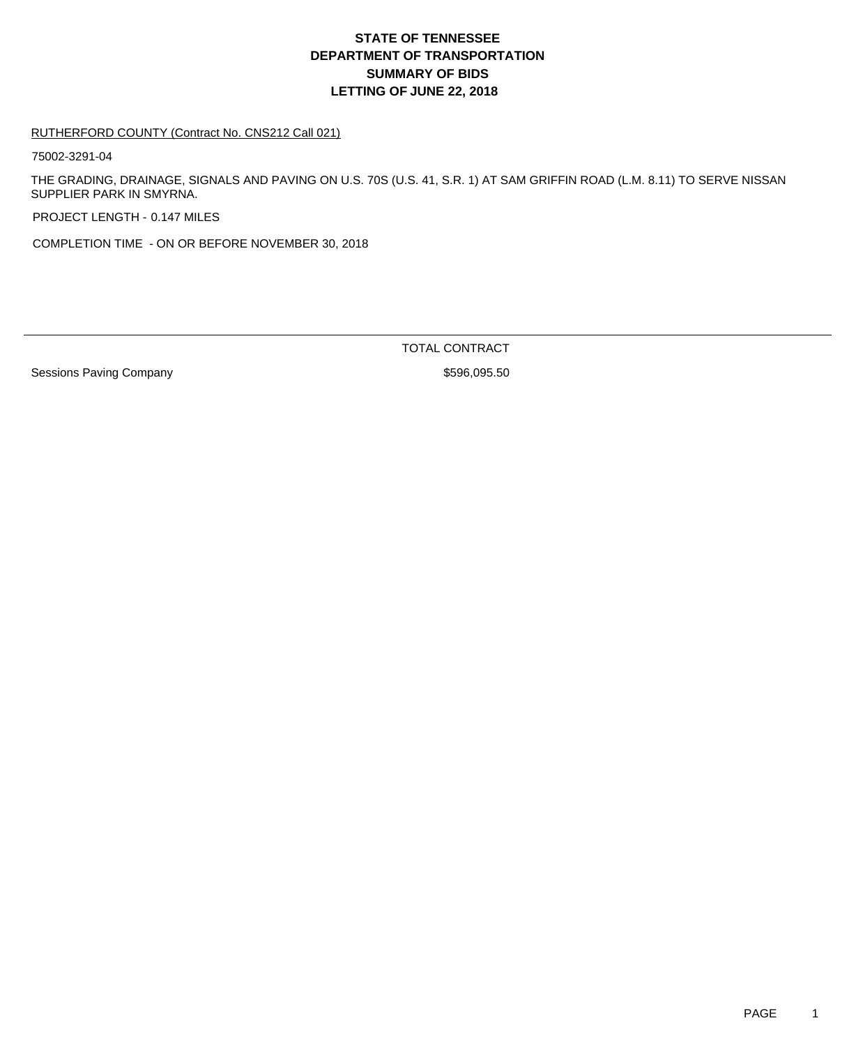# STATE OF TENNESSEE
# DEPARTMENT OF TRANSPORTATION
# SUMMARY OF BIDS
# LETTING OF JUNE 22, 2018

RUTHERFORD COUNTY (Contract No. CNS212 Call 021)

75002-3291-04

THE GRADING, DRAINAGE, SIGNALS AND PAVING ON U.S. 70S (U.S. 41, S.R. 1) AT SAM GRIFFIN ROAD (L.M. 8.11) TO SERVE NISSAN SUPPLIER PARK IN SMYRNA.

PROJECT LENGTH - 0.147 MILES

COMPLETION TIME - ON OR BEFORE NOVEMBER 30, 2018

| | TOTAL CONTRACT |
|---|---|
| Sessions Paving Company | $596,095.50 |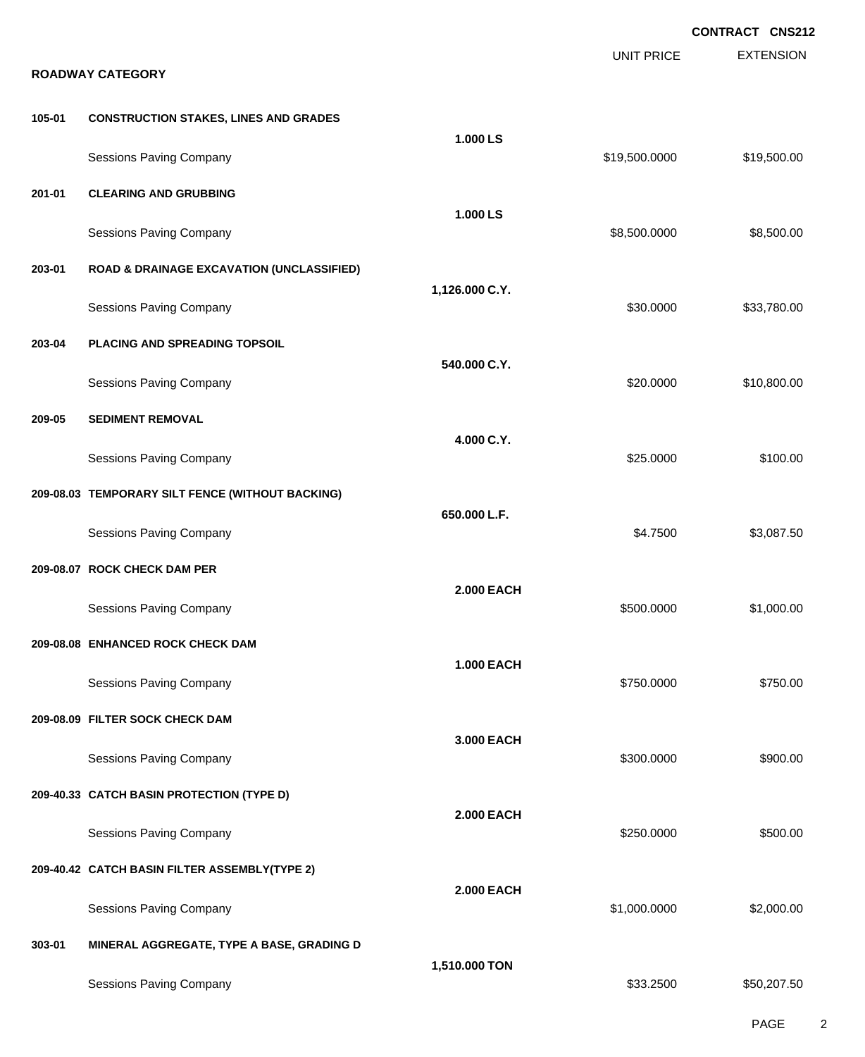**CONTRACT CNS212**

## ROADWAY CATEGORY

| | | Quantity | UNIT PRICE | EXTENSION |
|---|---|---|---|---|
| **105-01** | **CONSTRUCTION STAKES, LINES AND GRADES** | **1.000 LS** | | |
| | Sessions Paving Company | | $19,500.0000 | $19,500.00 |
| **201-01** | **CLEARING AND GRUBBING** | **1.000 LS** | | |
| | Sessions Paving Company | | $8,500.0000 | $8,500.00 |
| **203-01** | **ROAD & DRAINAGE EXCAVATION (UNCLASSIFIED)** | **1,126.000 C.Y.** | | |
| | Sessions Paving Company | | $30.0000 | $33,780.00 |
| **203-04** | **PLACING AND SPREADING TOPSOIL** | **540.000 C.Y.** | | |
| | Sessions Paving Company | | $20.0000 | $10,800.00 |
| **209-05** | **SEDIMENT REMOVAL** | **4.000 C.Y.** | | |
| | Sessions Paving Company | | $25.0000 | $100.00 |
| **209-08.03** | **TEMPORARY SILT FENCE (WITHOUT BACKING)** | **650.000 L.F.** | | |
| | Sessions Paving Company | | $4.7500 | $3,087.50 |
| **209-08.07** | **ROCK CHECK DAM PER** | **2.000 EACH** | | |
| | Sessions Paving Company | | $500.0000 | $1,000.00 |
| **209-08.08** | **ENHANCED ROCK CHECK DAM** | **1.000 EACH** | | |
| | Sessions Paving Company | | $750.0000 | $750.00 |
| **209-08.09** | **FILTER SOCK CHECK DAM** | **3.000 EACH** | | |
| | Sessions Paving Company | | $300.0000 | $900.00 |
| **209-40.33** | **CATCH BASIN PROTECTION (TYPE D)** | **2.000 EACH** | | |
| | Sessions Paving Company | | $250.0000 | $500.00 |
| **209-40.42** | **CATCH BASIN FILTER ASSEMBLY(TYPE 2)** | **2.000 EACH** | | |
| | Sessions Paving Company | | $1,000.0000 | $2,000.00 |
| **303-01** | **MINERAL AGGREGATE, TYPE A BASE, GRADING D** | **1,510.000 TON** | | |
| | Sessions Paving Company | | $33.2500 | $50,207.50 |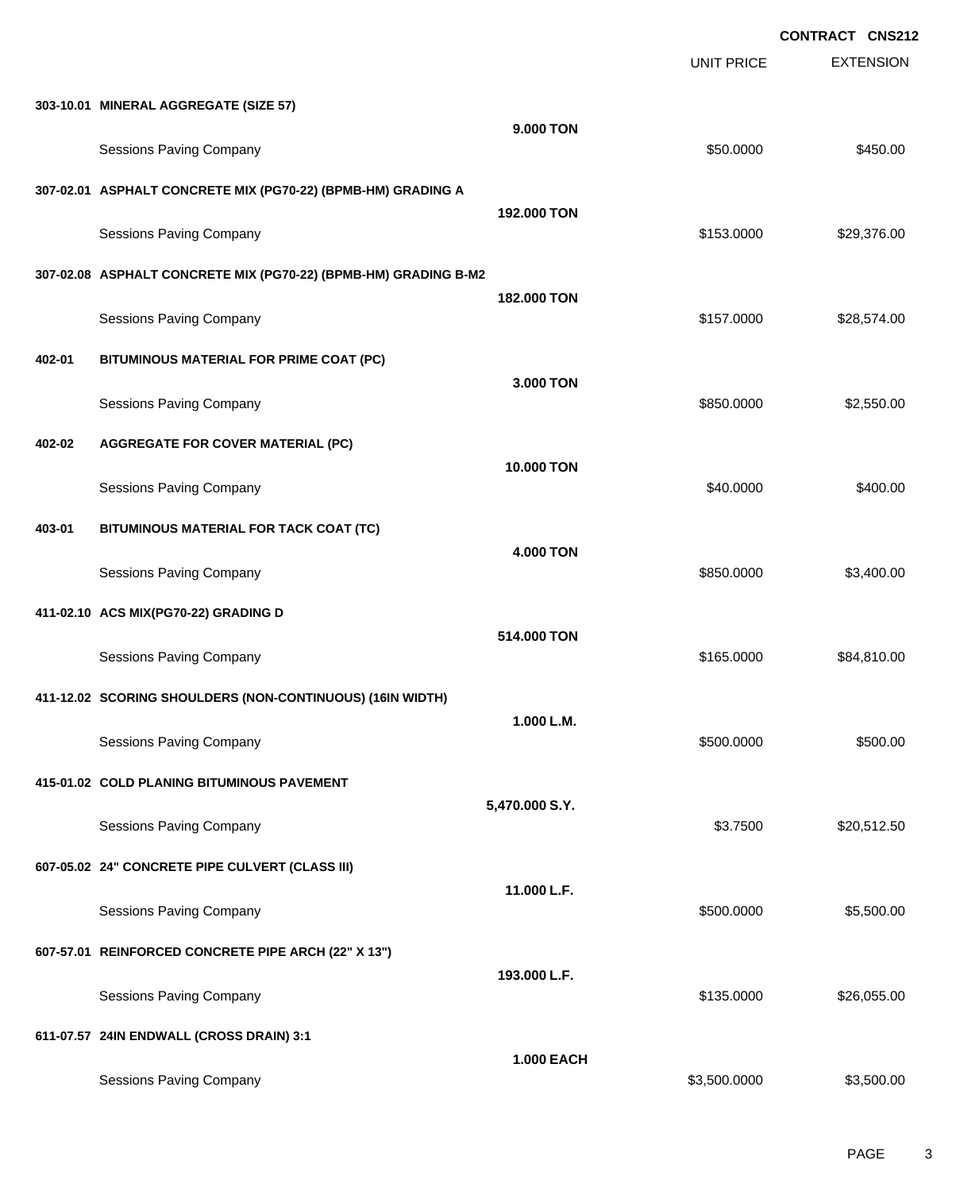**CONTRACT CNS212**

| | | UNIT PRICE | EXTENSION |
|---|---|---|---|
| **303-10.01 MINERAL AGGREGATE (SIZE 57)** | | | |
| | **9.000 TON** | | |
| Sessions Paving Company | | $50.0000 | $450.00 |
| **307-02.01 ASPHALT CONCRETE MIX (PG70-22) (BPMB-HM) GRADING A** | | | |
| | **192.000 TON** | | |
| Sessions Paving Company | | $153.0000 | $29,376.00 |
| **307-02.08 ASPHALT CONCRETE MIX (PG70-22) (BPMB-HM) GRADING B-M2** | | | |
| | **182.000 TON** | | |
| Sessions Paving Company | | $157.0000 | $28,574.00 |
| **402-01 BITUMINOUS MATERIAL FOR PRIME COAT (PC)** | | | |
| | **3.000 TON** | | |
| Sessions Paving Company | | $850.0000 | $2,550.00 |
| **402-02 AGGREGATE FOR COVER MATERIAL (PC)** | | | |
| | **10.000 TON** | | |
| Sessions Paving Company | | $40.0000 | $400.00 |
| **403-01 BITUMINOUS MATERIAL FOR TACK COAT (TC)** | | | |
| | **4.000 TON** | | |
| Sessions Paving Company | | $850.0000 | $3,400.00 |
| **411-02.10 ACS MIX(PG70-22) GRADING D** | | | |
| | **514.000 TON** | | |
| Sessions Paving Company | | $165.0000 | $84,810.00 |
| **411-12.02 SCORING SHOULDERS (NON-CONTINUOUS) (16IN WIDTH)** | | | |
| | **1.000 L.M.** | | |
| Sessions Paving Company | | $500.0000 | $500.00 |
| **415-01.02 COLD PLANING BITUMINOUS PAVEMENT** | | | |
| | **5,470.000 S.Y.** | | |
| Sessions Paving Company | | $3.7500 | $20,512.50 |
| **607-05.02 24" CONCRETE PIPE CULVERT (CLASS III)** | | | |
| | **11.000 L.F.** | | |
| Sessions Paving Company | | $500.0000 | $5,500.00 |
| **607-57.01 REINFORCED CONCRETE PIPE ARCH (22" X 13")** | | | |
| | **193.000 L.F.** | | |
| Sessions Paving Company | | $135.0000 | $26,055.00 |
| **611-07.57 24IN ENDWALL (CROSS DRAIN) 3:1** | | | |
| | **1.000 EACH** | | |
| Sessions Paving Company | | $3,500.0000 | $3,500.00 |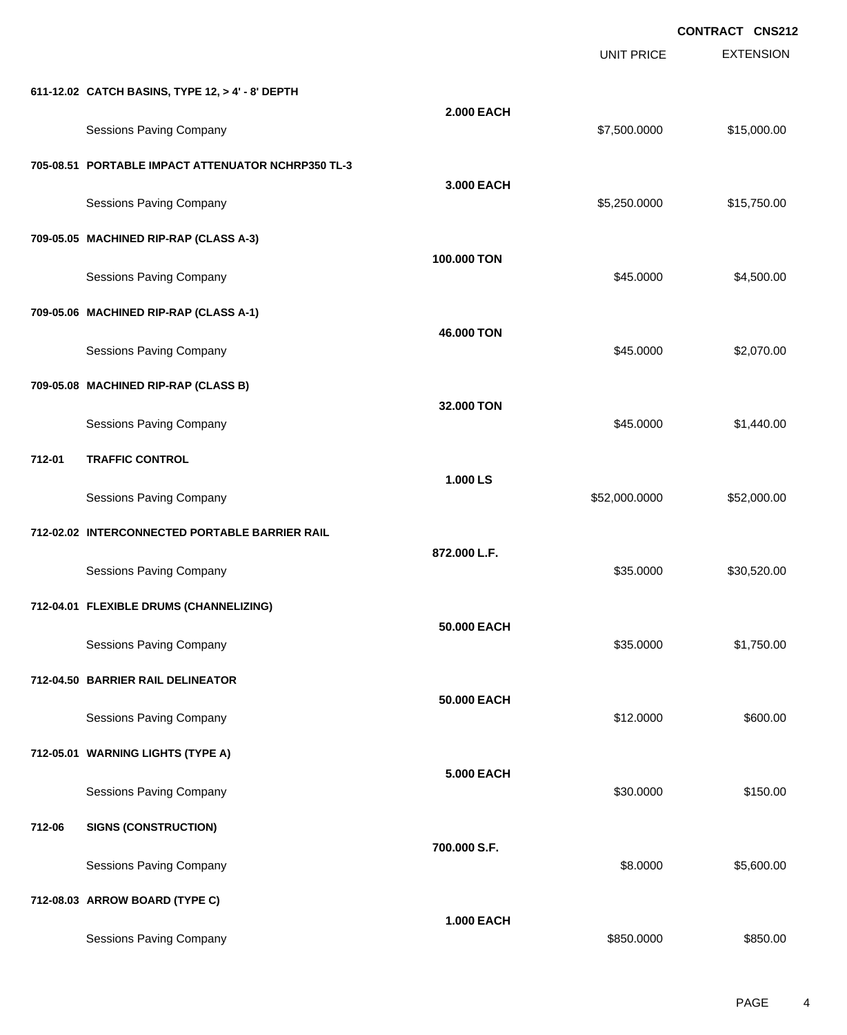**CONTRACT CNS212**

| | | UNIT PRICE | EXTENSION |
|---|---|---|---|
| **611-12.02 CATCH BASINS, TYPE 12, > 4' - 8' DEPTH** | | | |
| | **2.000 EACH** | | |
| Sessions Paving Company | | $7,500.0000 | $15,000.00 |
| **705-08.51 PORTABLE IMPACT ATTENUATOR NCHRP350 TL-3** | | | |
| | **3.000 EACH** | | |
| Sessions Paving Company | | $5,250.0000 | $15,750.00 |
| **709-05.05 MACHINED RIP-RAP (CLASS A-3)** | | | |
| | **100.000 TON** | | |
| Sessions Paving Company | | $45.0000 | $4,500.00 |
| **709-05.06 MACHINED RIP-RAP (CLASS A-1)** | | | |
| | **46.000 TON** | | |
| Sessions Paving Company | | $45.0000 | $2,070.00 |
| **709-05.08 MACHINED RIP-RAP (CLASS B)** | | | |
| | **32.000 TON** | | |
| Sessions Paving Company | | $45.0000 | $1,440.00 |
| **712-01 TRAFFIC CONTROL** | | | |
| | **1.000 LS** | | |
| Sessions Paving Company | | $52,000.0000 | $52,000.00 |
| **712-02.02 INTERCONNECTED PORTABLE BARRIER RAIL** | | | |
| | **872.000 L.F.** | | |
| Sessions Paving Company | | $35.0000 | $30,520.00 |
| **712-04.01 FLEXIBLE DRUMS (CHANNELIZING)** | | | |
| | **50.000 EACH** | | |
| Sessions Paving Company | | $35.0000 | $1,750.00 |
| **712-04.50 BARRIER RAIL DELINEATOR** | | | |
| | **50.000 EACH** | | |
| Sessions Paving Company | | $12.0000 | $600.00 |
| **712-05.01 WARNING LIGHTS (TYPE A)** | | | |
| | **5.000 EACH** | | |
| Sessions Paving Company | | $30.0000 | $150.00 |
| **712-06 SIGNS (CONSTRUCTION)** | | | |
| | **700.000 S.F.** | | |
| Sessions Paving Company | | $8.0000 | $5,600.00 |
| **712-08.03 ARROW BOARD (TYPE C)** | | | |
| | **1.000 EACH** | | |
| Sessions Paving Company | | $850.0000 | $850.00 |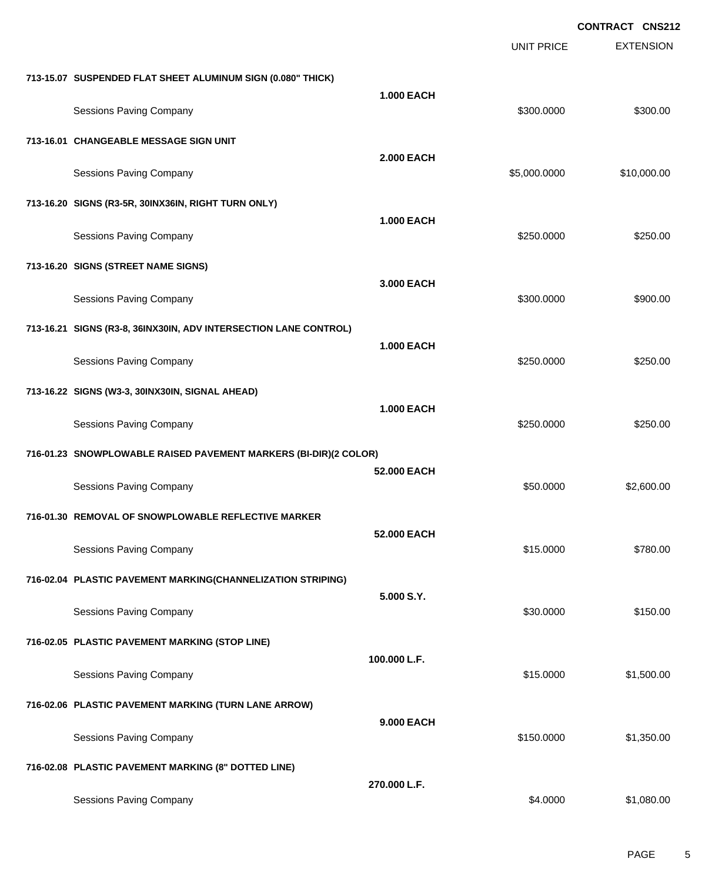**CONTRACT CNS212**

| | | UNIT PRICE | EXTENSION |
|---|---|---|---|
| **713-15.07 SUSPENDED FLAT SHEET ALUMINUM SIGN (0.080" THICK)** | **1.000 EACH** | | |
| Sessions Paving Company | | $300.0000 | $300.00 |
| **713-16.01 CHANGEABLE MESSAGE SIGN UNIT** | **2.000 EACH** | | |
| Sessions Paving Company | | $5,000.0000 | $10,000.00 |
| **713-16.20 SIGNS (R3-5R, 30INX36IN, RIGHT TURN ONLY)** | **1.000 EACH** | | |
| Sessions Paving Company | | $250.0000 | $250.00 |
| **713-16.20 SIGNS (STREET NAME SIGNS)** | **3.000 EACH** | | |
| Sessions Paving Company | | $300.0000 | $900.00 |
| **713-16.21 SIGNS (R3-8, 36INX30IN, ADV INTERSECTION LANE CONTROL)** | **1.000 EACH** | | |
| Sessions Paving Company | | $250.0000 | $250.00 |
| **713-16.22 SIGNS (W3-3, 30INX30IN, SIGNAL AHEAD)** | **1.000 EACH** | | |
| Sessions Paving Company | | $250.0000 | $250.00 |
| **716-01.23 SNOWPLOWABLE RAISED PAVEMENT MARKERS (BI-DIR)(2 COLOR)** | **52.000 EACH** | | |
| Sessions Paving Company | | $50.0000 | $2,600.00 |
| **716-01.30 REMOVAL OF SNOWPLOWABLE REFLECTIVE MARKER** | **52.000 EACH** | | |
| Sessions Paving Company | | $15.0000 | $780.00 |
| **716-02.04 PLASTIC PAVEMENT MARKING(CHANNELIZATION STRIPING)** | **5.000 S.Y.** | | |
| Sessions Paving Company | | $30.0000 | $150.00 |
| **716-02.05 PLASTIC PAVEMENT MARKING (STOP LINE)** | **100.000 L.F.** | | |
| Sessions Paving Company | | $15.0000 | $1,500.00 |
| **716-02.06 PLASTIC PAVEMENT MARKING (TURN LANE ARROW)** | **9.000 EACH** | | |
| Sessions Paving Company | | $150.0000 | $1,350.00 |
| **716-02.08 PLASTIC PAVEMENT MARKING (8" DOTTED LINE)** | **270.000 L.F.** | | |
| Sessions Paving Company | | $4.0000 | $1,080.00 |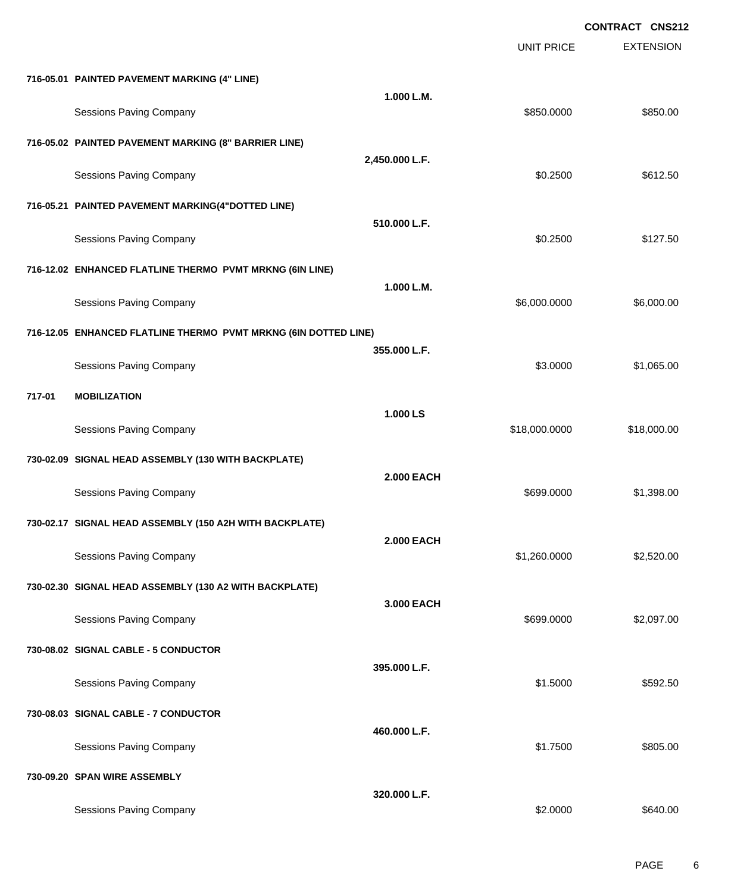**CONTRACT CNS212**

| | | | UNIT PRICE | EXTENSION |
|---|---|---|---|---|
| **716-05.01** | **PAINTED PAVEMENT MARKING (4" LINE)** | **1.000 L.M.** | | |
| | Sessions Paving Company | | $850.0000 | $850.00 |
| **716-05.02** | **PAINTED PAVEMENT MARKING (8" BARRIER LINE)** | **2,450.000 L.F.** | | |
| | Sessions Paving Company | | $0.2500 | $612.50 |
| **716-05.21** | **PAINTED PAVEMENT MARKING(4"DOTTED LINE)** | **510.000 L.F.** | | |
| | Sessions Paving Company | | $0.2500 | $127.50 |
| **716-12.02** | **ENHANCED FLATLINE THERMO PVMT MRKNG (6IN LINE)** | **1.000 L.M.** | | |
| | Sessions Paving Company | | $6,000.0000 | $6,000.00 |
| **716-12.05** | **ENHANCED FLATLINE THERMO PVMT MRKNG (6IN DOTTED LINE)** | **355.000 L.F.** | | |
| | Sessions Paving Company | | $3.0000 | $1,065.00 |
| **717-01** | **MOBILIZATION** | **1.000 LS** | | |
| | Sessions Paving Company | | $18,000.0000 | $18,000.00 |
| **730-02.09** | **SIGNAL HEAD ASSEMBLY (130 WITH BACKPLATE)** | **2.000 EACH** | | |
| | Sessions Paving Company | | $699.0000 | $1,398.00 |
| **730-02.17** | **SIGNAL HEAD ASSEMBLY (150 A2H WITH BACKPLATE)** | **2.000 EACH** | | |
| | Sessions Paving Company | | $1,260.0000 | $2,520.00 |
| **730-02.30** | **SIGNAL HEAD ASSEMBLY (130 A2 WITH BACKPLATE)** | **3.000 EACH** | | |
| | Sessions Paving Company | | $699.0000 | $2,097.00 |
| **730-08.02** | **SIGNAL CABLE - 5 CONDUCTOR** | **395.000 L.F.** | | |
| | Sessions Paving Company | | $1.5000 | $592.50 |
| **730-08.03** | **SIGNAL CABLE - 7 CONDUCTOR** | **460.000 L.F.** | | |
| | Sessions Paving Company | | $1.7500 | $805.00 |
| **730-09.20** | **SPAN WIRE ASSEMBLY** | **320.000 L.F.** | | |
| | Sessions Paving Company | | $2.0000 | $640.00 |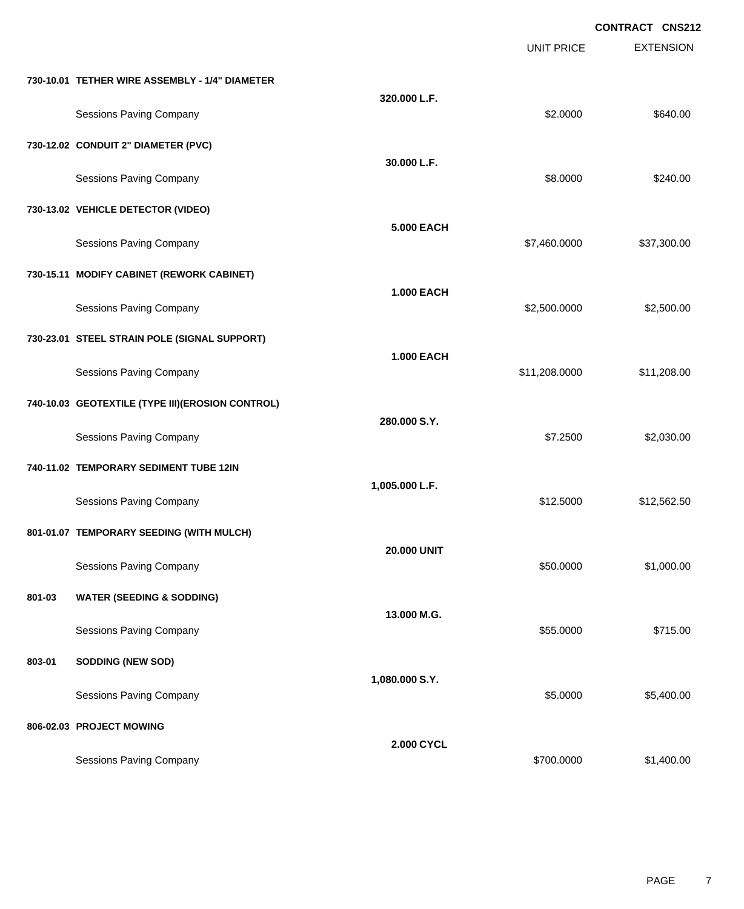**CONTRACT CNS212**

| | | UNIT PRICE | EXTENSION |
|---|---|---|---|
| **730-10.01 TETHER WIRE ASSEMBLY - 1/4" DIAMETER** | | | |
| | **320.000 L.F.** | | |
| Sessions Paving Company | | $2.0000 | $640.00 |
| **730-12.02 CONDUIT 2" DIAMETER (PVC)** | | | |
| | **30.000 L.F.** | | |
| Sessions Paving Company | | $8.0000 | $240.00 |
| **730-13.02 VEHICLE DETECTOR (VIDEO)** | | | |
| | **5.000 EACH** | | |
| Sessions Paving Company | | $7,460.0000 | $37,300.00 |
| **730-15.11 MODIFY CABINET (REWORK CABINET)** | | | |
| | **1.000 EACH** | | |
| Sessions Paving Company | | $2,500.0000 | $2,500.00 |
| **730-23.01 STEEL STRAIN POLE (SIGNAL SUPPORT)** | | | |
| | **1.000 EACH** | | |
| Sessions Paving Company | | $11,208.0000 | $11,208.00 |
| **740-10.03 GEOTEXTILE (TYPE III)(EROSION CONTROL)** | | | |
| | **280.000 S.Y.** | | |
| Sessions Paving Company | | $7.2500 | $2,030.00 |
| **740-11.02 TEMPORARY SEDIMENT TUBE 12IN** | | | |
| | **1,005.000 L.F.** | | |
| Sessions Paving Company | | $12.5000 | $12,562.50 |
| **801-01.07 TEMPORARY SEEDING (WITH MULCH)** | | | |
| | **20.000 UNIT** | | |
| Sessions Paving Company | | $50.0000 | $1,000.00 |
| **801-03 WATER (SEEDING & SODDING)** | | | |
| | **13.000 M.G.** | | |
| Sessions Paving Company | | $55.0000 | $715.00 |
| **803-01 SODDING (NEW SOD)** | | | |
| | **1,080.000 S.Y.** | | |
| Sessions Paving Company | | $5.0000 | $5,400.00 |
| **806-02.03 PROJECT MOWING** | | | |
| | **2.000 CYCL** | | |
| Sessions Paving Company | | $700.0000 | $1,400.00 |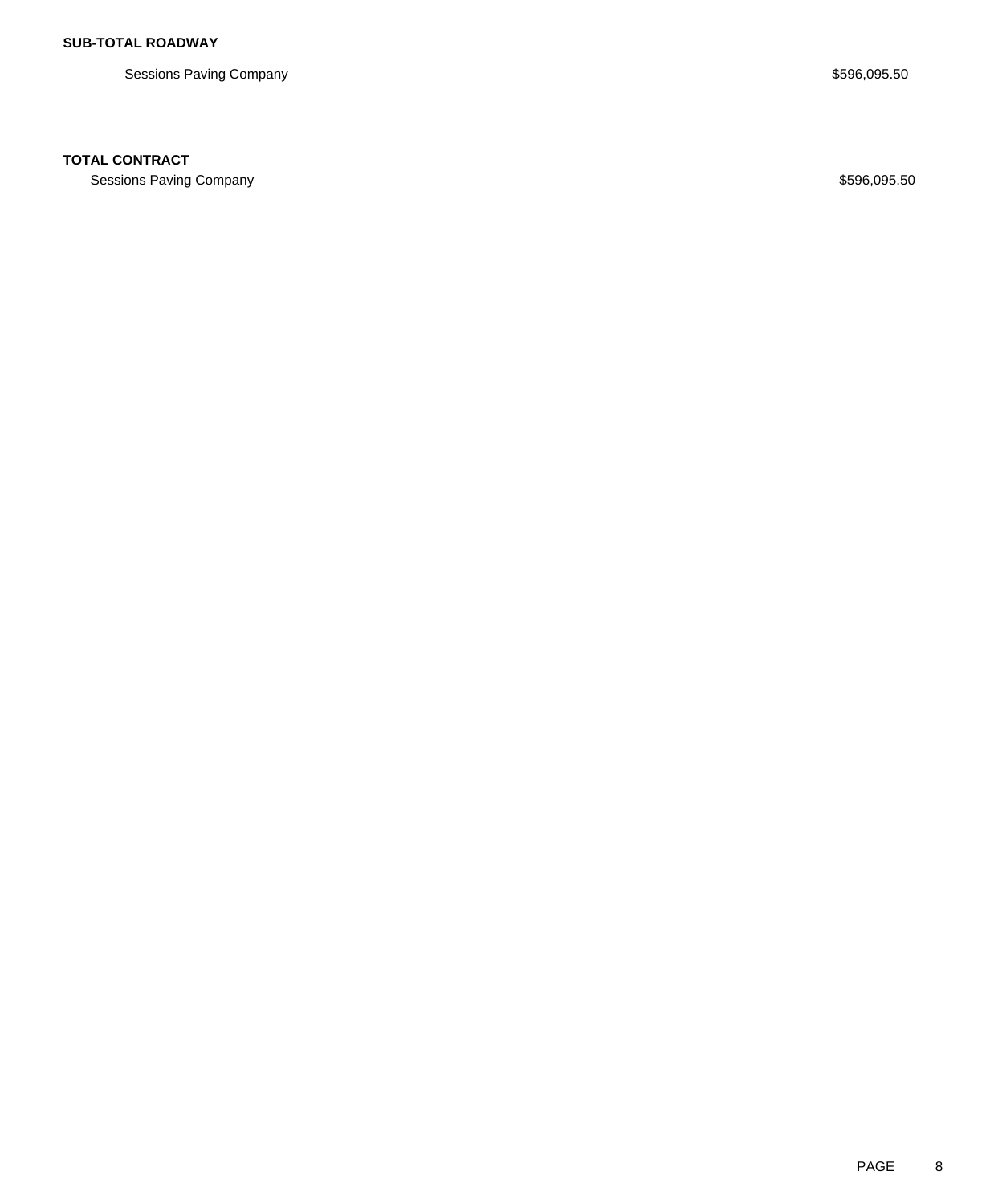**SUB-TOTAL ROADWAY**

| | |
|---|---|
| Sessions Paving Company | $596,095.50 |

**TOTAL CONTRACT**

| | |
|---|---|
| Sessions Paving Company | $596,095.50 |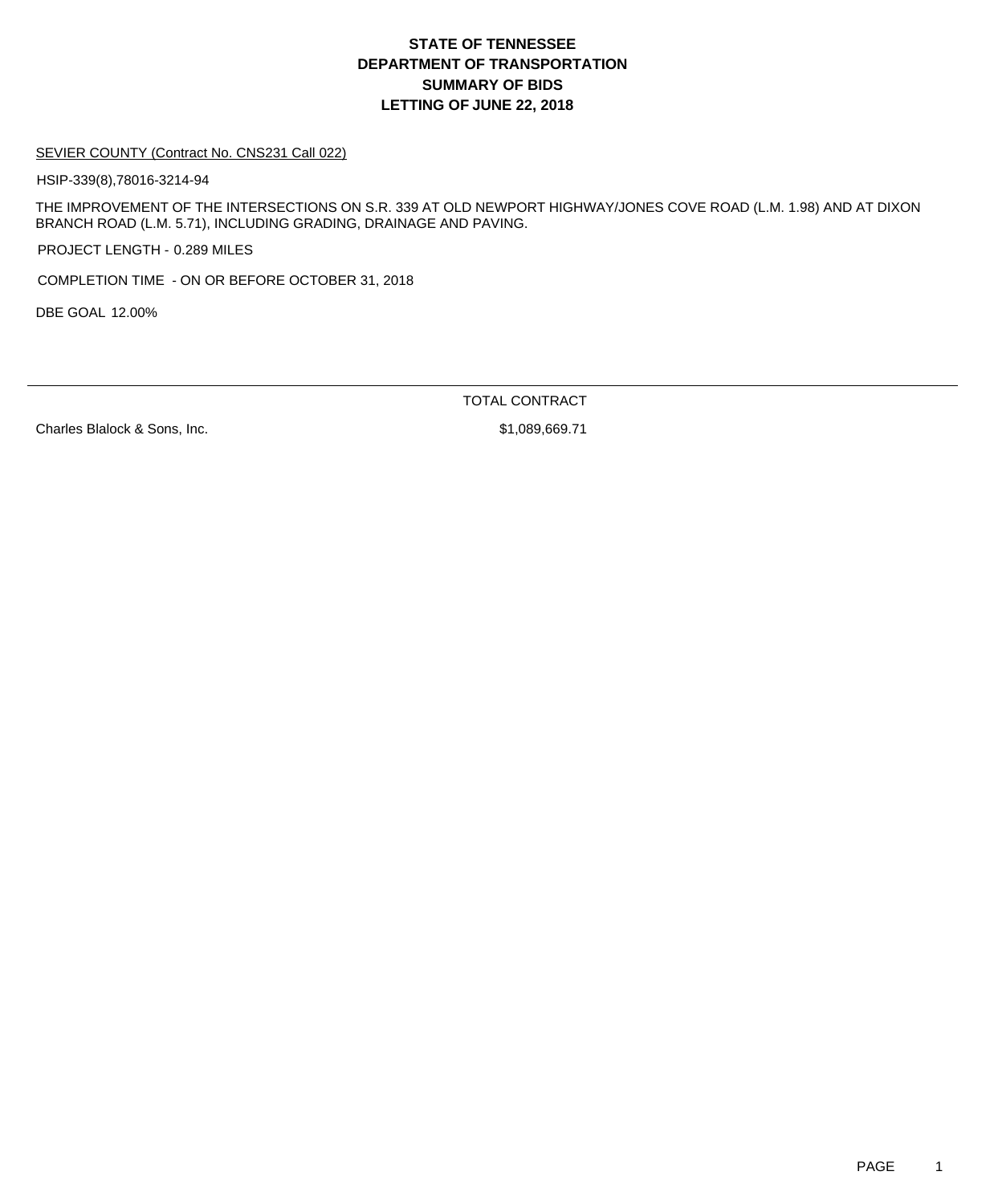# STATE OF TENNESSEE
# DEPARTMENT OF TRANSPORTATION
# SUMMARY OF BIDS
# LETTING OF JUNE 22, 2018

SEVIER COUNTY (Contract No. CNS231 Call 022)

HSIP-339(8),78016-3214-94

THE IMPROVEMENT OF THE INTERSECTIONS ON S.R. 339 AT OLD NEWPORT HIGHWAY/JONES COVE ROAD (L.M. 1.98) AND AT DIXON BRANCH ROAD (L.M. 5.71), INCLUDING GRADING, DRAINAGE AND PAVING.

PROJECT LENGTH - 0.289 MILES

COMPLETION TIME - ON OR BEFORE OCTOBER 31, 2018

DBE GOAL 12.00%

| | TOTAL CONTRACT |
|---|---|
| Charles Blalock & Sons, Inc. | $1,089,669.71 |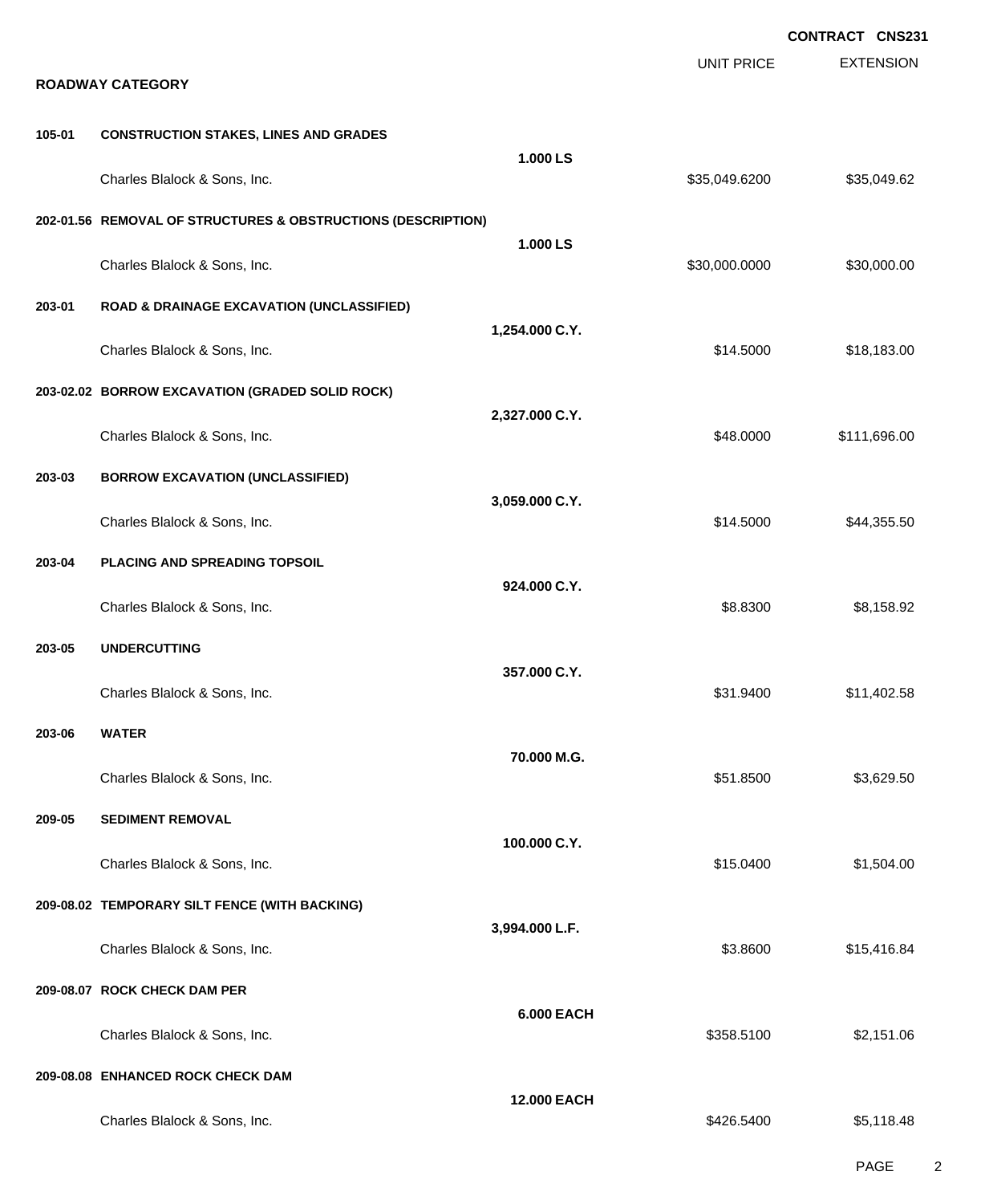**CONTRACT CNS231**

**ROADWAY CATEGORY**

| | | | UNIT PRICE | EXTENSION |
|---|---|---|---|---|
| **105-01** | **CONSTRUCTION STAKES, LINES AND GRADES** | **1.000 LS** | | |
| | Charles Blalock & Sons, Inc. | | $35,049.6200 | $35,049.62 |
| **202-01.56** | **REMOVAL OF STRUCTURES & OBSTRUCTIONS (DESCRIPTION)** | **1.000 LS** | | |
| | Charles Blalock & Sons, Inc. | | $30,000.0000 | $30,000.00 |
| **203-01** | **ROAD & DRAINAGE EXCAVATION (UNCLASSIFIED)** | **1,254.000 C.Y.** | | |
| | Charles Blalock & Sons, Inc. | | $14.5000 | $18,183.00 |
| **203-02.02** | **BORROW EXCAVATION (GRADED SOLID ROCK)** | **2,327.000 C.Y.** | | |
| | Charles Blalock & Sons, Inc. | | $48.0000 | $111,696.00 |
| **203-03** | **BORROW EXCAVATION (UNCLASSIFIED)** | **3,059.000 C.Y.** | | |
| | Charles Blalock & Sons, Inc. | | $14.5000 | $44,355.50 |
| **203-04** | **PLACING AND SPREADING TOPSOIL** | **924.000 C.Y.** | | |
| | Charles Blalock & Sons, Inc. | | $8.8300 | $8,158.92 |
| **203-05** | **UNDERCUTTING** | **357.000 C.Y.** | | |
| | Charles Blalock & Sons, Inc. | | $31.9400 | $11,402.58 |
| **203-06** | **WATER** | **70.000 M.G.** | | |
| | Charles Blalock & Sons, Inc. | | $51.8500 | $3,629.50 |
| **209-05** | **SEDIMENT REMOVAL** | **100.000 C.Y.** | | |
| | Charles Blalock & Sons, Inc. | | $15.0400 | $1,504.00 |
| **209-08.02** | **TEMPORARY SILT FENCE (WITH BACKING)** | **3,994.000 L.F.** | | |
| | Charles Blalock & Sons, Inc. | | $3.8600 | $15,416.84 |
| **209-08.07** | **ROCK CHECK DAM PER** | **6.000 EACH** | | |
| | Charles Blalock & Sons, Inc. | | $358.5100 | $2,151.06 |
| **209-08.08** | **ENHANCED ROCK CHECK DAM** | **12.000 EACH** | | |
| | Charles Blalock & Sons, Inc. | | $426.5400 | $5,118.48 |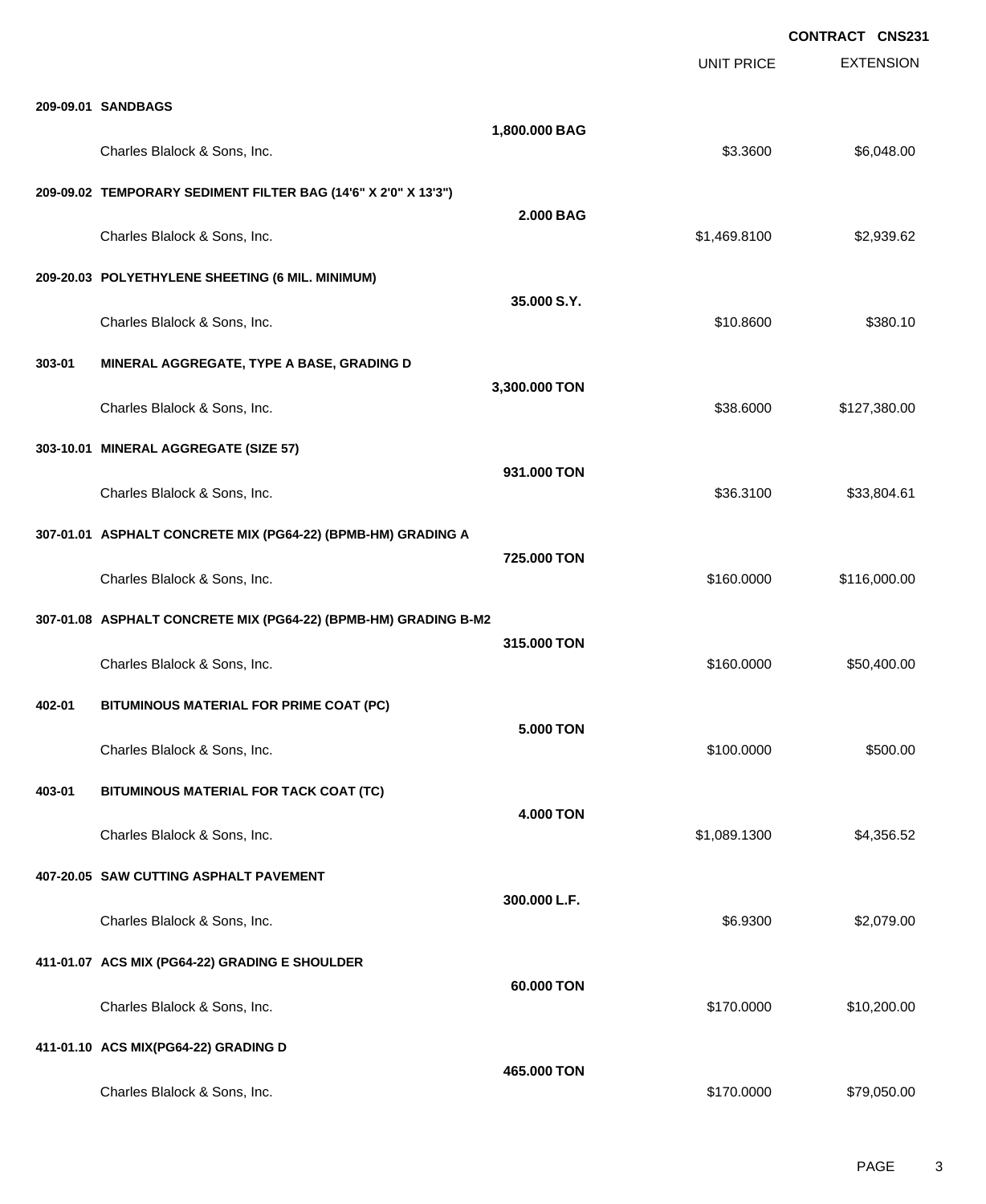CONTRACT CNS231

| | | UNIT PRICE | EXTENSION |
|---|---|---|---|
| **209-09.01 SANDBAGS** | | | |
| | **1,800.000 BAG** | | |
| Charles Blalock & Sons, Inc. | | $3.3600 | $6,048.00 |
| **209-09.02 TEMPORARY SEDIMENT FILTER BAG (14'6" X 2'0" X 13'3")** | | | |
| | **2.000 BAG** | | |
| Charles Blalock & Sons, Inc. | | $1,469.8100 | $2,939.62 |
| **209-20.03 POLYETHYLENE SHEETING (6 MIL. MINIMUM)** | | | |
| | **35.000 S.Y.** | | |
| Charles Blalock & Sons, Inc. | | $10.8600 | $380.10 |
| **303-01 MINERAL AGGREGATE, TYPE A BASE, GRADING D** | | | |
| | **3,300.000 TON** | | |
| Charles Blalock & Sons, Inc. | | $38.6000 | $127,380.00 |
| **303-10.01 MINERAL AGGREGATE (SIZE 57)** | | | |
| | **931.000 TON** | | |
| Charles Blalock & Sons, Inc. | | $36.3100 | $33,804.61 |
| **307-01.01 ASPHALT CONCRETE MIX (PG64-22) (BPMB-HM) GRADING A** | | | |
| | **725.000 TON** | | |
| Charles Blalock & Sons, Inc. | | $160.0000 | $116,000.00 |
| **307-01.08 ASPHALT CONCRETE MIX (PG64-22) (BPMB-HM) GRADING B-M2** | | | |
| | **315.000 TON** | | |
| Charles Blalock & Sons, Inc. | | $160.0000 | $50,400.00 |
| **402-01 BITUMINOUS MATERIAL FOR PRIME COAT (PC)** | | | |
| | **5.000 TON** | | |
| Charles Blalock & Sons, Inc. | | $100.0000 | $500.00 |
| **403-01 BITUMINOUS MATERIAL FOR TACK COAT (TC)** | | | |
| | **4.000 TON** | | |
| Charles Blalock & Sons, Inc. | | $1,089.1300 | $4,356.52 |
| **407-20.05 SAW CUTTING ASPHALT PAVEMENT** | | | |
| | **300.000 L.F.** | | |
| Charles Blalock & Sons, Inc. | | $6.9300 | $2,079.00 |
| **411-01.07 ACS MIX (PG64-22) GRADING E SHOULDER** | | | |
| | **60.000 TON** | | |
| Charles Blalock & Sons, Inc. | | $170.0000 | $10,200.00 |
| **411-01.10 ACS MIX(PG64-22) GRADING D** | | | |
| | **465.000 TON** | | |
| Charles Blalock & Sons, Inc. | | $170.0000 | $79,050.00 |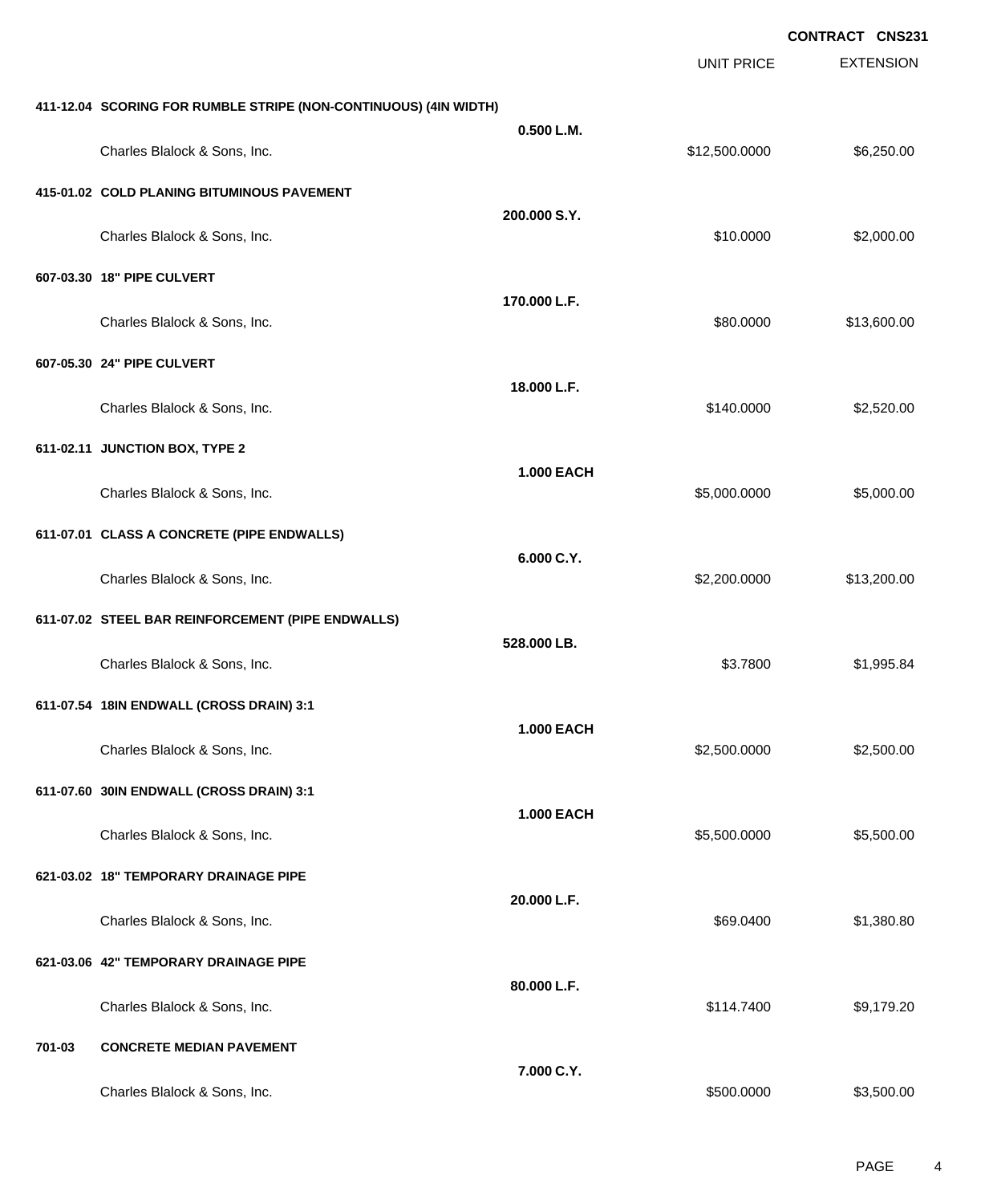CONTRACT CNS231

| | | | UNIT PRICE | EXTENSION |
|---|---|---|---|---|
| 411-12.04 | SCORING FOR RUMBLE STRIPE (NON-CONTINUOUS) (4IN WIDTH) | 0.500 L.M. | | |
| | Charles Blalock & Sons, Inc. | | $12,500.0000 | $6,250.00 |
| 415-01.02 | COLD PLANING BITUMINOUS PAVEMENT | 200.000 S.Y. | | |
| | Charles Blalock & Sons, Inc. | | $10.0000 | $2,000.00 |
| 607-03.30 | 18" PIPE CULVERT | 170.000 L.F. | | |
| | Charles Blalock & Sons, Inc. | | $80.0000 | $13,600.00 |
| 607-05.30 | 24" PIPE CULVERT | 18.000 L.F. | | |
| | Charles Blalock & Sons, Inc. | | $140.0000 | $2,520.00 |
| 611-02.11 | JUNCTION BOX, TYPE 2 | 1.000 EACH | | |
| | Charles Blalock & Sons, Inc. | | $5,000.0000 | $5,000.00 |
| 611-07.01 | CLASS A CONCRETE (PIPE ENDWALLS) | 6.000 C.Y. | | |
| | Charles Blalock & Sons, Inc. | | $2,200.0000 | $13,200.00 |
| 611-07.02 | STEEL BAR REINFORCEMENT (PIPE ENDWALLS) | 528.000 LB. | | |
| | Charles Blalock & Sons, Inc. | | $3.7800 | $1,995.84 |
| 611-07.54 | 18IN ENDWALL (CROSS DRAIN) 3:1 | 1.000 EACH | | |
| | Charles Blalock & Sons, Inc. | | $2,500.0000 | $2,500.00 |
| 611-07.60 | 30IN ENDWALL (CROSS DRAIN) 3:1 | 1.000 EACH | | |
| | Charles Blalock & Sons, Inc. | | $5,500.0000 | $5,500.00 |
| 621-03.02 | 18" TEMPORARY DRAINAGE PIPE | 20.000 L.F. | | |
| | Charles Blalock & Sons, Inc. | | $69.0400 | $1,380.80 |
| 621-03.06 | 42" TEMPORARY DRAINAGE PIPE | 80.000 L.F. | | |
| | Charles Blalock & Sons, Inc. | | $114.7400 | $9,179.20 |
| 701-03 | CONCRETE MEDIAN PAVEMENT | 7.000 C.Y. | | |
| | Charles Blalock & Sons, Inc. | | $500.0000 | $3,500.00 |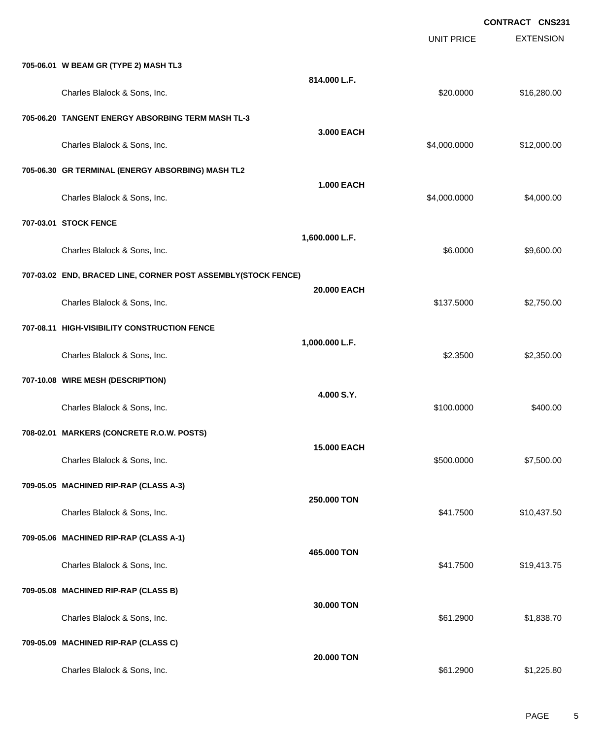**CONTRACT CNS231**

| | | UNIT PRICE | EXTENSION |
|---|---|---|---|
| **705-06.01 W BEAM GR (TYPE 2) MASH TL3** | | | |
| | **814.000 L.F.** | | |
| Charles Blalock & Sons, Inc. | | $20.0000 | $16,280.00 |
| **705-06.20 TANGENT ENERGY ABSORBING TERM MASH TL-3** | | | |
| | **3.000 EACH** | | |
| Charles Blalock & Sons, Inc. | | $4,000.0000 | $12,000.00 |
| **705-06.30 GR TERMINAL (ENERGY ABSORBING) MASH TL2** | | | |
| | **1.000 EACH** | | |
| Charles Blalock & Sons, Inc. | | $4,000.0000 | $4,000.00 |
| **707-03.01 STOCK FENCE** | | | |
| | **1,600.000 L.F.** | | |
| Charles Blalock & Sons, Inc. | | $6.0000 | $9,600.00 |
| **707-03.02 END, BRACED LINE, CORNER POST ASSEMBLY(STOCK FENCE)** | | | |
| | **20.000 EACH** | | |
| Charles Blalock & Sons, Inc. | | $137.5000 | $2,750.00 |
| **707-08.11 HIGH-VISIBILITY CONSTRUCTION FENCE** | | | |
| | **1,000.000 L.F.** | | |
| Charles Blalock & Sons, Inc. | | $2.3500 | $2,350.00 |
| **707-10.08 WIRE MESH (DESCRIPTION)** | | | |
| | **4.000 S.Y.** | | |
| Charles Blalock & Sons, Inc. | | $100.0000 | $400.00 |
| **708-02.01 MARKERS (CONCRETE R.O.W. POSTS)** | | | |
| | **15.000 EACH** | | |
| Charles Blalock & Sons, Inc. | | $500.0000 | $7,500.00 |
| **709-05.05 MACHINED RIP-RAP (CLASS A-3)** | | | |
| | **250.000 TON** | | |
| Charles Blalock & Sons, Inc. | | $41.7500 | $10,437.50 |
| **709-05.06 MACHINED RIP-RAP (CLASS A-1)** | | | |
| | **465.000 TON** | | |
| Charles Blalock & Sons, Inc. | | $41.7500 | $19,413.75 |
| **709-05.08 MACHINED RIP-RAP (CLASS B)** | | | |
| | **30.000 TON** | | |
| Charles Blalock & Sons, Inc. | | $61.2900 | $1,838.70 |
| **709-05.09 MACHINED RIP-RAP (CLASS C)** | | | |
| | **20.000 TON** | | |
| Charles Blalock & Sons, Inc. | | $61.2900 | $1,225.80 |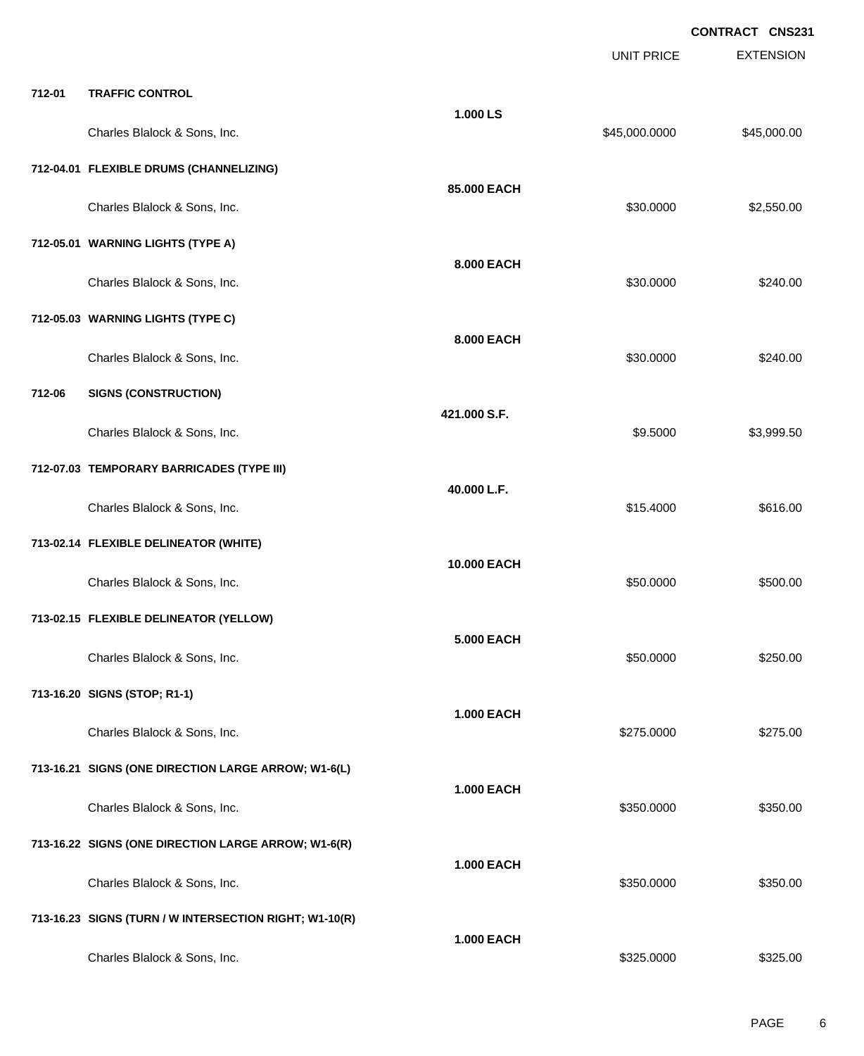CONTRACT CNS231

| | | | UNIT PRICE | EXTENSION |
|---|---|---|---|---|
| **712-01** | **TRAFFIC CONTROL** | | | |
| | | **1.000 LS** | | |
| | Charles Blalock & Sons, Inc. | | $45,000.0000 | $45,000.00 |
| **712-04.01** | **FLEXIBLE DRUMS (CHANNELIZING)** | | | |
| | | **85.000 EACH** | | |
| | Charles Blalock & Sons, Inc. | | $30.0000 | $2,550.00 |
| **712-05.01** | **WARNING LIGHTS (TYPE A)** | | | |
| | | **8.000 EACH** | | |
| | Charles Blalock & Sons, Inc. | | $30.0000 | $240.00 |
| **712-05.03** | **WARNING LIGHTS (TYPE C)** | | | |
| | | **8.000 EACH** | | |
| | Charles Blalock & Sons, Inc. | | $30.0000 | $240.00 |
| **712-06** | **SIGNS (CONSTRUCTION)** | | | |
| | | **421.000 S.F.** | | |
| | Charles Blalock & Sons, Inc. | | $9.5000 | $3,999.50 |
| **712-07.03** | **TEMPORARY BARRICADES (TYPE III)** | | | |
| | | **40.000 L.F.** | | |
| | Charles Blalock & Sons, Inc. | | $15.4000 | $616.00 |
| **713-02.14** | **FLEXIBLE DELINEATOR (WHITE)** | | | |
| | | **10.000 EACH** | | |
| | Charles Blalock & Sons, Inc. | | $50.0000 | $500.00 |
| **713-02.15** | **FLEXIBLE DELINEATOR (YELLOW)** | | | |
| | | **5.000 EACH** | | |
| | Charles Blalock & Sons, Inc. | | $50.0000 | $250.00 |
| **713-16.20** | **SIGNS (STOP; R1-1)** | | | |
| | | **1.000 EACH** | | |
| | Charles Blalock & Sons, Inc. | | $275.0000 | $275.00 |
| **713-16.21** | **SIGNS (ONE DIRECTION LARGE ARROW; W1-6(L)** | | | |
| | | **1.000 EACH** | | |
| | Charles Blalock & Sons, Inc. | | $350.0000 | $350.00 |
| **713-16.22** | **SIGNS (ONE DIRECTION LARGE ARROW; W1-6(R)** | | | |
| | | **1.000 EACH** | | |
| | Charles Blalock & Sons, Inc. | | $350.0000 | $350.00 |
| **713-16.23** | **SIGNS (TURN / W INTERSECTION RIGHT; W1-10(R)** | | | |
| | | **1.000 EACH** | | |
| | Charles Blalock & Sons, Inc. | | $325.0000 | $325.00 |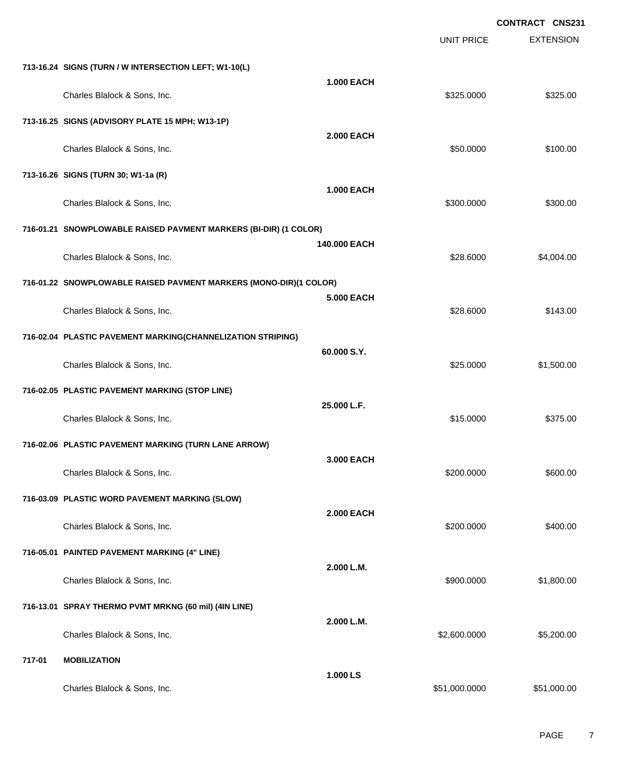**CONTRACT CNS231**

| | | | UNIT PRICE | EXTENSION |
|---|---|---|---|---|
| **713-16.24** | **SIGNS (TURN / W INTERSECTION LEFT; W1-10(L)** | | | |
| | | **1.000 EACH** | | |
| | Charles Blalock & Sons, Inc. | | $325.0000 | $325.00 |
| **713-16.25** | **SIGNS (ADVISORY PLATE 15 MPH; W13-1P)** | | | |
| | | **2.000 EACH** | | |
| | Charles Blalock & Sons, Inc. | | $50.0000 | $100.00 |
| **713-16.26** | **SIGNS (TURN 30; W1-1a (R)** | | | |
| | | **1.000 EACH** | | |
| | Charles Blalock & Sons, Inc. | | $300.0000 | $300.00 |
| **716-01.21** | **SNOWPLOWABLE RAISED PAVMENT MARKERS (BI-DIR) (1 COLOR)** | | | |
| | | **140.000 EACH** | | |
| | Charles Blalock & Sons, Inc. | | $28.6000 | $4,004.00 |
| **716-01.22** | **SNOWPLOWABLE RAISED PAVMENT MARKERS (MONO-DIR)(1 COLOR)** | | | |
| | | **5.000 EACH** | | |
| | Charles Blalock & Sons, Inc. | | $28.6000 | $143.00 |
| **716-02.04** | **PLASTIC PAVEMENT MARKING(CHANNELIZATION STRIPING)** | | | |
| | | **60.000 S.Y.** | | |
| | Charles Blalock & Sons, Inc. | | $25.0000 | $1,500.00 |
| **716-02.05** | **PLASTIC PAVEMENT MARKING (STOP LINE)** | | | |
| | | **25.000 L.F.** | | |
| | Charles Blalock & Sons, Inc. | | $15.0000 | $375.00 |
| **716-02.06** | **PLASTIC PAVEMENT MARKING (TURN LANE ARROW)** | | | |
| | | **3.000 EACH** | | |
| | Charles Blalock & Sons, Inc. | | $200.0000 | $600.00 |
| **716-03.09** | **PLASTIC WORD PAVEMENT MARKING (SLOW)** | | | |
| | | **2.000 EACH** | | |
| | Charles Blalock & Sons, Inc. | | $200.0000 | $400.00 |
| **716-05.01** | **PAINTED PAVEMENT MARKING (4" LINE)** | | | |
| | | **2.000 L.M.** | | |
| | Charles Blalock & Sons, Inc. | | $900.0000 | $1,800.00 |
| **716-13.01** | **SPRAY THERMO PVMT MRKNG (60 mil) (4IN LINE)** | | | |
| | | **2.000 L.M.** | | |
| | Charles Blalock & Sons, Inc. | | $2,600.0000 | $5,200.00 |
| **717-01** | **MOBILIZATION** | | | |
| | | **1.000 LS** | | |
| | Charles Blalock & Sons, Inc. | | $51,000.0000 | $51,000.00 |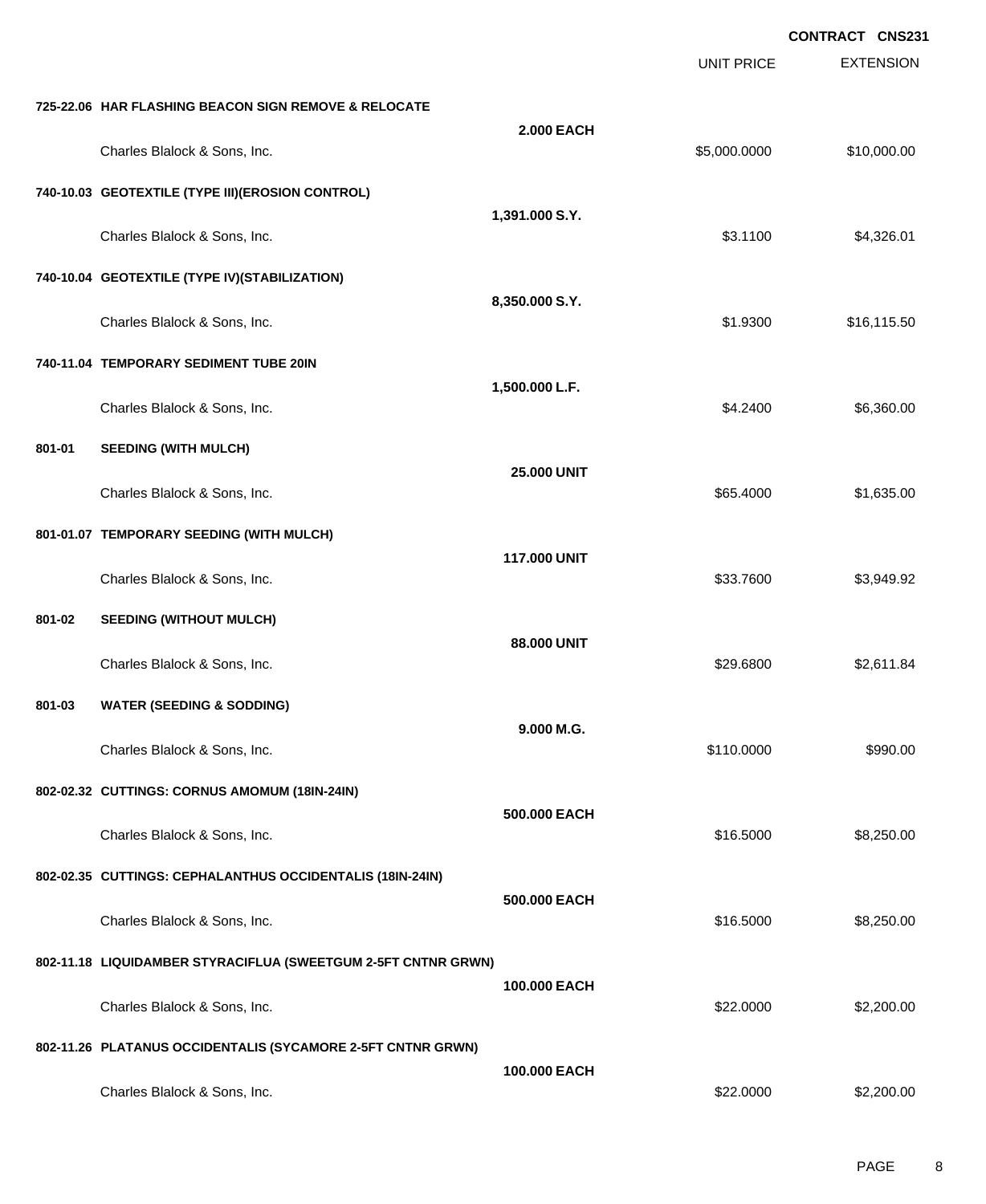CONTRACT CNS231

| | | UNIT PRICE | EXTENSION |
|---|---|---|---|
| **725-22.06 HAR FLASHING BEACON SIGN REMOVE & RELOCATE** | | | |
| | **2.000 EACH** | | |
| Charles Blalock & Sons, Inc. | | $5,000.0000 | $10,000.00 |
| **740-10.03 GEOTEXTILE (TYPE III)(EROSION CONTROL)** | | | |
| | **1,391.000 S.Y.** | | |
| Charles Blalock & Sons, Inc. | | $3.1100 | $4,326.01 |
| **740-10.04 GEOTEXTILE (TYPE IV)(STABILIZATION)** | | | |
| | **8,350.000 S.Y.** | | |
| Charles Blalock & Sons, Inc. | | $1.9300 | $16,115.50 |
| **740-11.04 TEMPORARY SEDIMENT TUBE 20IN** | | | |
| | **1,500.000 L.F.** | | |
| Charles Blalock & Sons, Inc. | | $4.2400 | $6,360.00 |
| **801-01 SEEDING (WITH MULCH)** | | | |
| | **25.000 UNIT** | | |
| Charles Blalock & Sons, Inc. | | $65.4000 | $1,635.00 |
| **801-01.07 TEMPORARY SEEDING (WITH MULCH)** | | | |
| | **117.000 UNIT** | | |
| Charles Blalock & Sons, Inc. | | $33.7600 | $3,949.92 |
| **801-02 SEEDING (WITHOUT MULCH)** | | | |
| | **88.000 UNIT** | | |
| Charles Blalock & Sons, Inc. | | $29.6800 | $2,611.84 |
| **801-03 WATER (SEEDING & SODDING)** | | | |
| | **9.000 M.G.** | | |
| Charles Blalock & Sons, Inc. | | $110.0000 | $990.00 |
| **802-02.32 CUTTINGS: CORNUS AMOMUM (18IN-24IN)** | | | |
| | **500.000 EACH** | | |
| Charles Blalock & Sons, Inc. | | $16.5000 | $8,250.00 |
| **802-02.35 CUTTINGS: CEPHALANTHUS OCCIDENTALIS (18IN-24IN)** | | | |
| | **500.000 EACH** | | |
| Charles Blalock & Sons, Inc. | | $16.5000 | $8,250.00 |
| **802-11.18 LIQUIDAMBER STYRACIFLUA (SWEETGUM 2-5FT CNTNR GRWN)** | | | |
| | **100.000 EACH** | | |
| Charles Blalock & Sons, Inc. | | $22.0000 | $2,200.00 |
| **802-11.26 PLATANUS OCCIDENTALIS (SYCAMORE 2-5FT CNTNR GRWN)** | | | |
| | **100.000 EACH** | | |
| Charles Blalock & Sons, Inc. | | $22.0000 | $2,200.00 |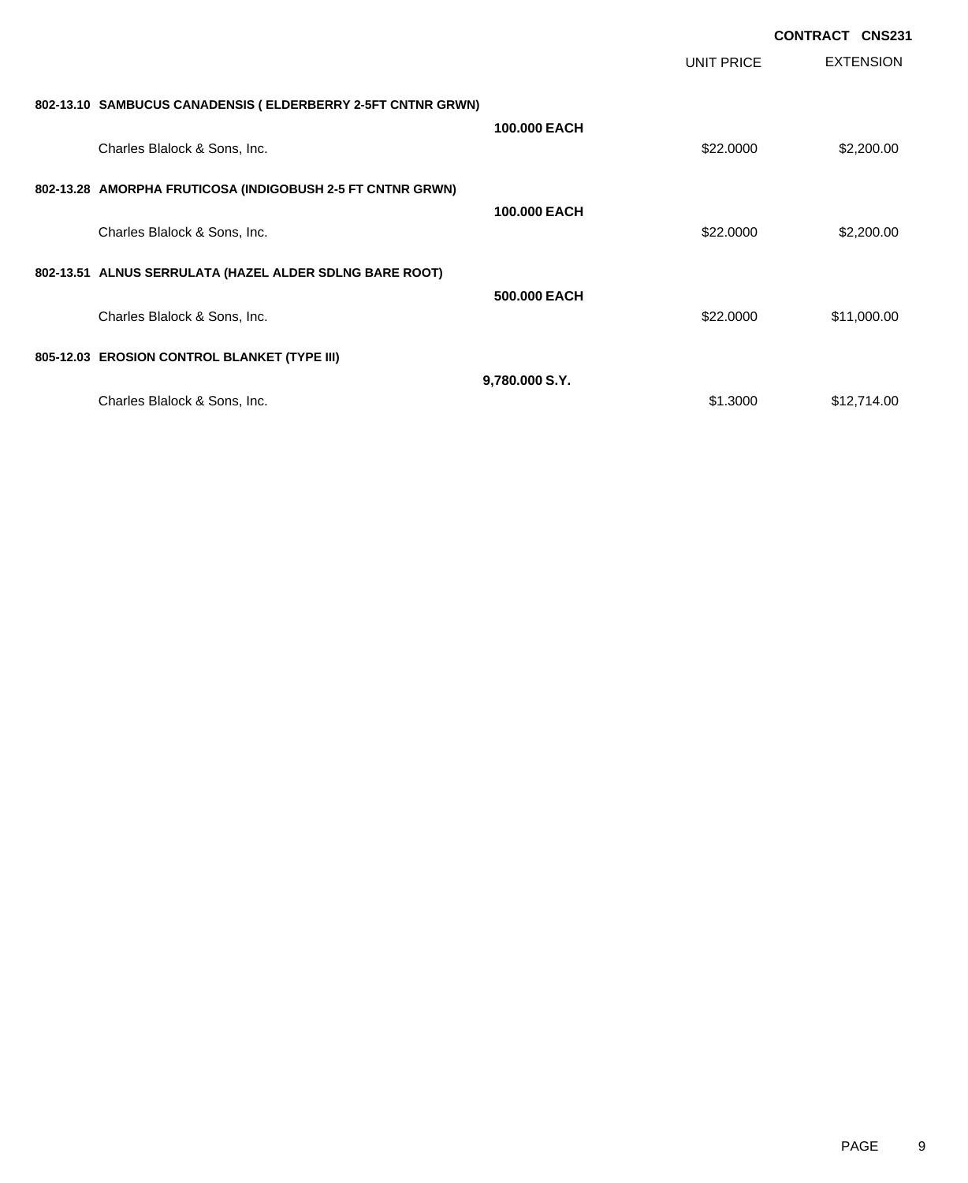CONTRACT CNS231

| | | UNIT PRICE | EXTENSION |
|---|---|---|---|
| **802-13.10 SAMBUCUS CANADENSIS ( ELDERBERRY 2-5FT CNTNR GRWN)** | **100.000 EACH** | | |
| Charles Blalock & Sons, Inc. | | $22.0000 | $2,200.00 |
| **802-13.28 AMORPHA FRUTICOSA (INDIGOBUSH 2-5 FT CNTNR GRWN)** | **100.000 EACH** | | |
| Charles Blalock & Sons, Inc. | | $22.0000 | $2,200.00 |
| **802-13.51 ALNUS SERRULATA (HAZEL ALDER SDLNG BARE ROOT)** | **500.000 EACH** | | |
| Charles Blalock & Sons, Inc. | | $22.0000 | $11,000.00 |
| **805-12.03 EROSION CONTROL BLANKET (TYPE III)** | **9,780.000 S.Y.** | | |
| Charles Blalock & Sons, Inc. | | $1.3000 | $12,714.00 |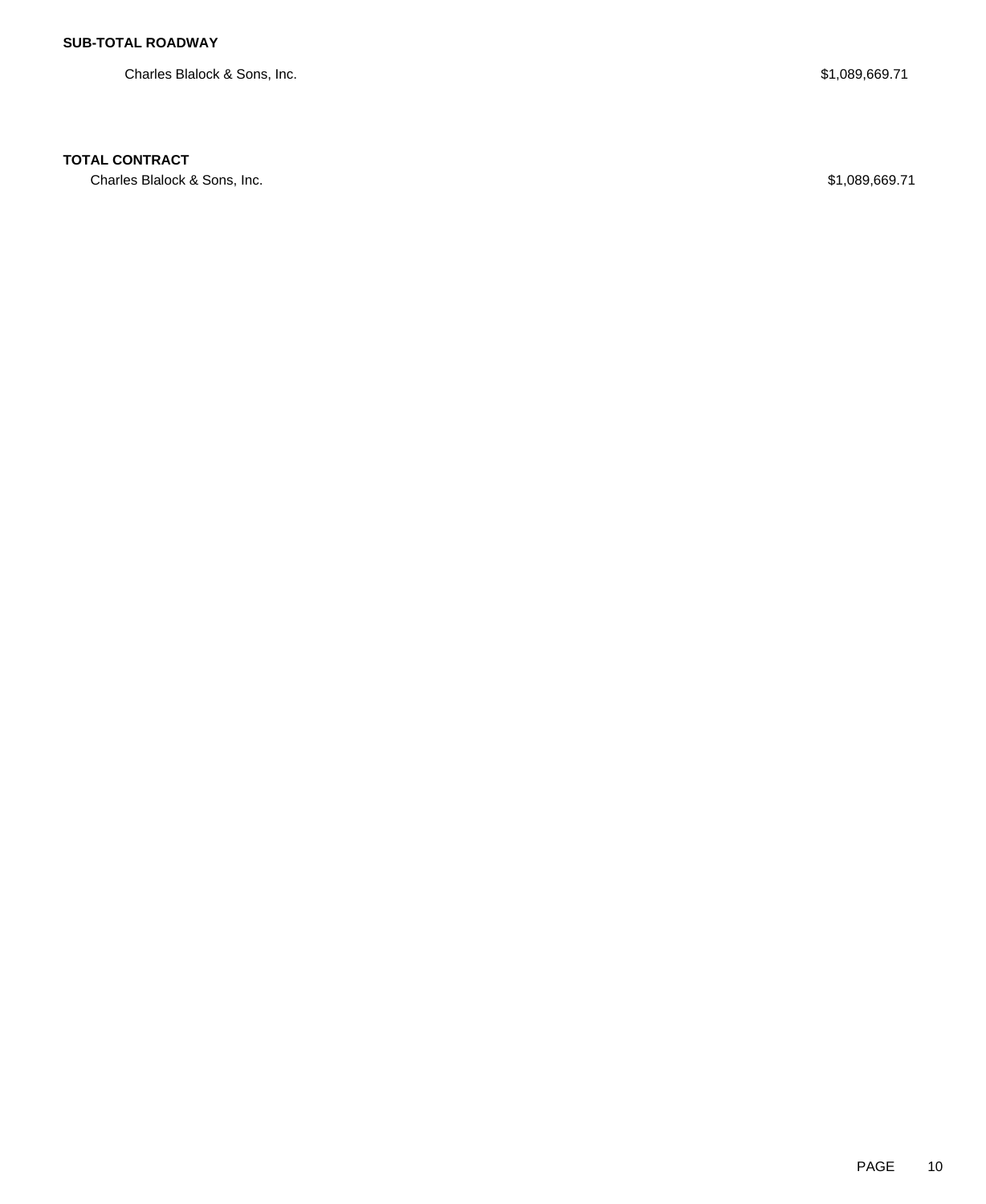**SUB-TOTAL ROADWAY**

| | |
|---|---|
| Charles Blalock & Sons, Inc. | $1,089,669.71 |

**TOTAL CONTRACT**

| | |
|---|---|
| Charles Blalock & Sons, Inc. | $1,089,669.71 |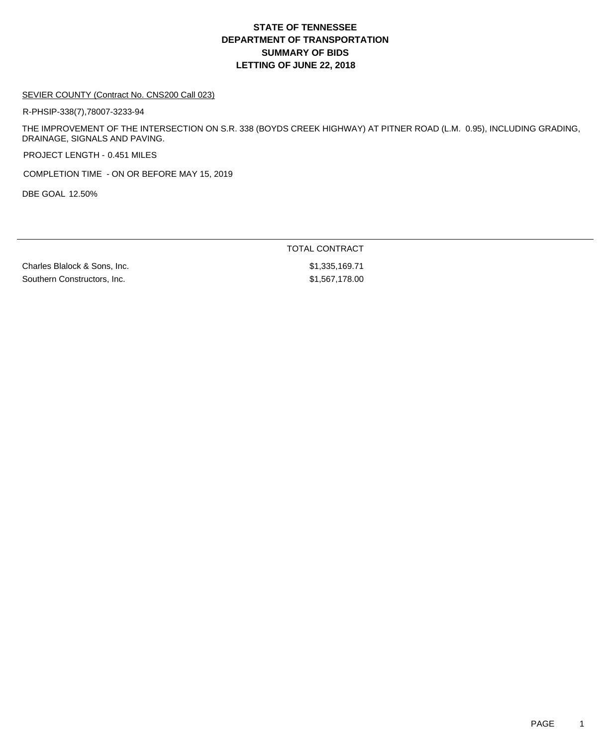# STATE OF TENNESSEE
# DEPARTMENT OF TRANSPORTATION
# SUMMARY OF BIDS
# LETTING OF JUNE 22, 2018

SEVIER COUNTY (Contract No. CNS200 Call 023)

R-PHSIP-338(7),78007-3233-94

THE IMPROVEMENT OF THE INTERSECTION ON S.R. 338 (BOYDS CREEK HIGHWAY) AT PITNER ROAD (L.M. 0.95), INCLUDING GRADING, DRAINAGE, SIGNALS AND PAVING.

PROJECT LENGTH - 0.451 MILES

COMPLETION TIME - ON OR BEFORE MAY 15, 2019

DBE GOAL 12.50%

| | TOTAL CONTRACT |
|---|---|
| Charles Blalock & Sons, Inc. | $1,335,169.71 |
| Southern Constructors, Inc. | $1,567,178.00 |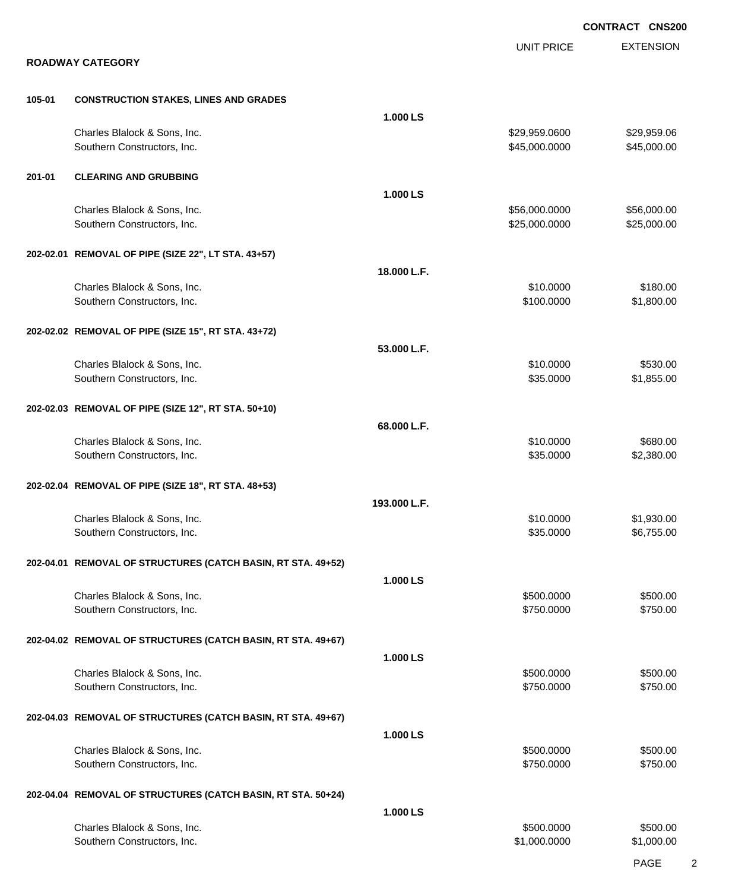CONTRACT CNS200

## ROADWAY CATEGORY

| | | | UNIT PRICE | EXTENSION |
|---|---|---|---|---|
| **105-01** | **CONSTRUCTION STAKES, LINES AND GRADES** | | | |
| | | **1.000 LS** | | |
| | Charles Blalock & Sons, Inc. | | $29,959.0600 | $29,959.06 |
| | Southern Constructors, Inc. | | $45,000.0000 | $45,000.00 |
| **201-01** | **CLEARING AND GRUBBING** | | | |
| | | **1.000 LS** | | |
| | Charles Blalock & Sons, Inc. | | $56,000.0000 | $56,000.00 |
| | Southern Constructors, Inc. | | $25,000.0000 | $25,000.00 |
| **202-02.01** | **REMOVAL OF PIPE (SIZE 22", LT STA. 43+57)** | | | |
| | | **18.000 L.F.** | | |
| | Charles Blalock & Sons, Inc. | | $10.0000 | $180.00 |
| | Southern Constructors, Inc. | | $100.0000 | $1,800.00 |
| **202-02.02** | **REMOVAL OF PIPE (SIZE 15", RT STA. 43+72)** | | | |
| | | **53.000 L.F.** | | |
| | Charles Blalock & Sons, Inc. | | $10.0000 | $530.00 |
| | Southern Constructors, Inc. | | $35.0000 | $1,855.00 |
| **202-02.03** | **REMOVAL OF PIPE (SIZE 12", RT STA. 50+10)** | | | |
| | | **68.000 L.F.** | | |
| | Charles Blalock & Sons, Inc. | | $10.0000 | $680.00 |
| | Southern Constructors, Inc. | | $35.0000 | $2,380.00 |
| **202-02.04** | **REMOVAL OF PIPE (SIZE 18", RT STA. 48+53)** | | | |
| | | **193.000 L.F.** | | |
| | Charles Blalock & Sons, Inc. | | $10.0000 | $1,930.00 |
| | Southern Constructors, Inc. | | $35.0000 | $6,755.00 |
| **202-04.01** | **REMOVAL OF STRUCTURES (CATCH BASIN, RT STA. 49+52)** | | | |
| | | **1.000 LS** | | |
| | Charles Blalock & Sons, Inc. | | $500.0000 | $500.00 |
| | Southern Constructors, Inc. | | $750.0000 | $750.00 |
| **202-04.02** | **REMOVAL OF STRUCTURES (CATCH BASIN, RT STA. 49+67)** | | | |
| | | **1.000 LS** | | |
| | Charles Blalock & Sons, Inc. | | $500.0000 | $500.00 |
| | Southern Constructors, Inc. | | $750.0000 | $750.00 |
| **202-04.03** | **REMOVAL OF STRUCTURES (CATCH BASIN, RT STA. 49+67)** | | | |
| | | **1.000 LS** | | |
| | Charles Blalock & Sons, Inc. | | $500.0000 | $500.00 |
| | Southern Constructors, Inc. | | $750.0000 | $750.00 |
| **202-04.04** | **REMOVAL OF STRUCTURES (CATCH BASIN, RT STA. 50+24)** | | | |
| | | **1.000 LS** | | |
| | Charles Blalock & Sons, Inc. | | $500.0000 | $500.00 |
| | Southern Constructors, Inc. | | $1,000.0000 | $1,000.00 |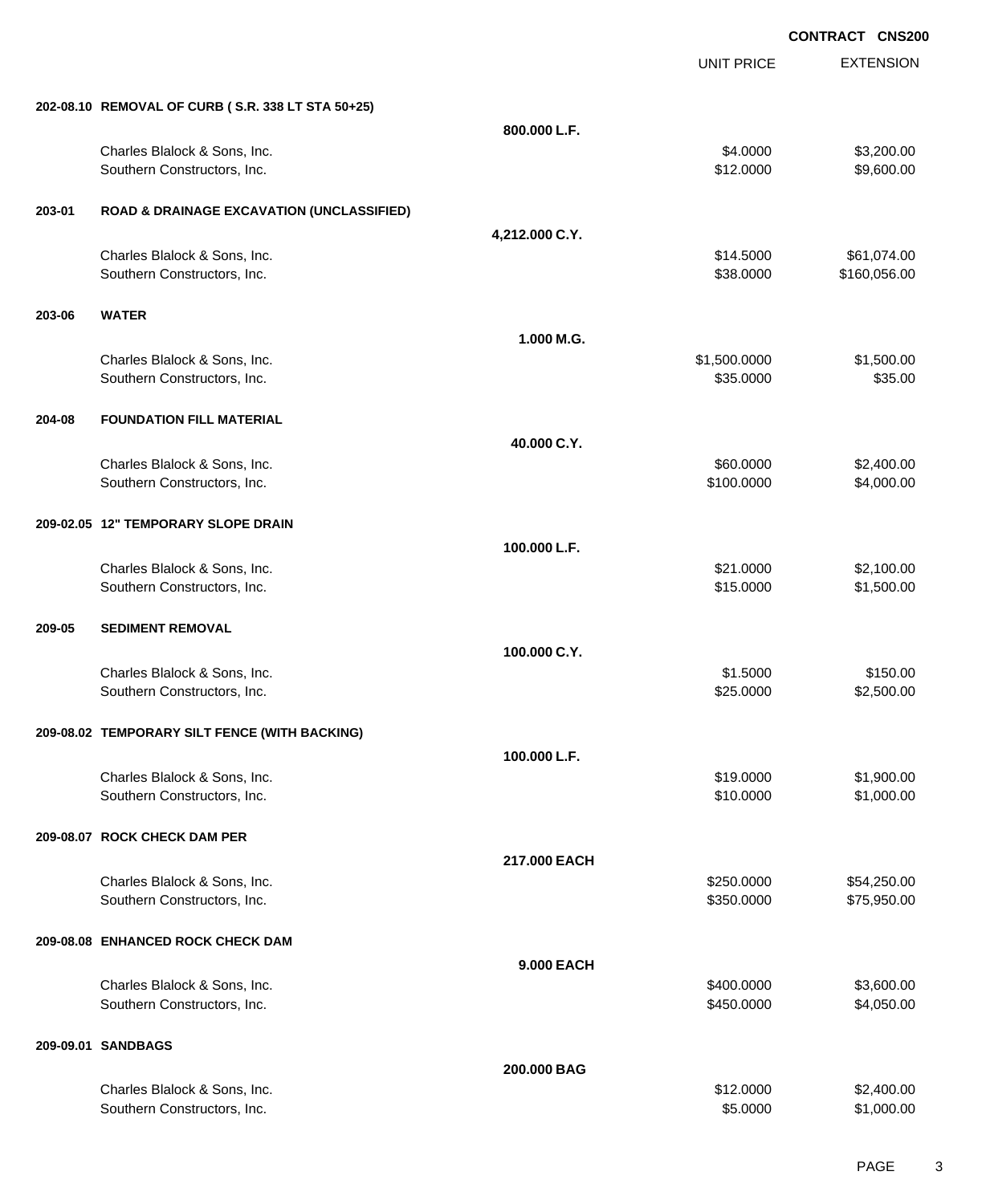**CONTRACT CNS200**

| | | | UNIT PRICE | EXTENSION |
|---|---|---|---|---|
| **202-08.10** | **REMOVAL OF CURB ( S.R. 338 LT STA 50+25)** | | | |
| | | **800.000 L.F.** | | |
| | Charles Blalock & Sons, Inc. | | $4.0000 | $3,200.00 |
| | Southern Constructors, Inc. | | $12.0000 | $9,600.00 |
| **203-01** | **ROAD & DRAINAGE EXCAVATION (UNCLASSIFIED)** | | | |
| | | **4,212.000 C.Y.** | | |
| | Charles Blalock & Sons, Inc. | | $14.5000 | $61,074.00 |
| | Southern Constructors, Inc. | | $38.0000 | $160,056.00 |
| **203-06** | **WATER** | | | |
| | | **1.000 M.G.** | | |
| | Charles Blalock & Sons, Inc. | | $1,500.0000 | $1,500.00 |
| | Southern Constructors, Inc. | | $35.0000 | $35.00 |
| **204-08** | **FOUNDATION FILL MATERIAL** | | | |
| | | **40.000 C.Y.** | | |
| | Charles Blalock & Sons, Inc. | | $60.0000 | $2,400.00 |
| | Southern Constructors, Inc. | | $100.0000 | $4,000.00 |
| **209-02.05** | **12" TEMPORARY SLOPE DRAIN** | | | |
| | | **100.000 L.F.** | | |
| | Charles Blalock & Sons, Inc. | | $21.0000 | $2,100.00 |
| | Southern Constructors, Inc. | | $15.0000 | $1,500.00 |
| **209-05** | **SEDIMENT REMOVAL** | | | |
| | | **100.000 C.Y.** | | |
| | Charles Blalock & Sons, Inc. | | $1.5000 | $150.00 |
| | Southern Constructors, Inc. | | $25.0000 | $2,500.00 |
| **209-08.02** | **TEMPORARY SILT FENCE (WITH BACKING)** | | | |
| | | **100.000 L.F.** | | |
| | Charles Blalock & Sons, Inc. | | $19.0000 | $1,900.00 |
| | Southern Constructors, Inc. | | $10.0000 | $1,000.00 |
| **209-08.07** | **ROCK CHECK DAM PER** | | | |
| | | **217.000 EACH** | | |
| | Charles Blalock & Sons, Inc. | | $250.0000 | $54,250.00 |
| | Southern Constructors, Inc. | | $350.0000 | $75,950.00 |
| **209-08.08** | **ENHANCED ROCK CHECK DAM** | | | |
| | | **9.000 EACH** | | |
| | Charles Blalock & Sons, Inc. | | $400.0000 | $3,600.00 |
| | Southern Constructors, Inc. | | $450.0000 | $4,050.00 |
| **209-09.01** | **SANDBAGS** | | | |
| | | **200.000 BAG** | | |
| | Charles Blalock & Sons, Inc. | | $12.0000 | $2,400.00 |
| | Southern Constructors, Inc. | | $5.0000 | $1,000.00 |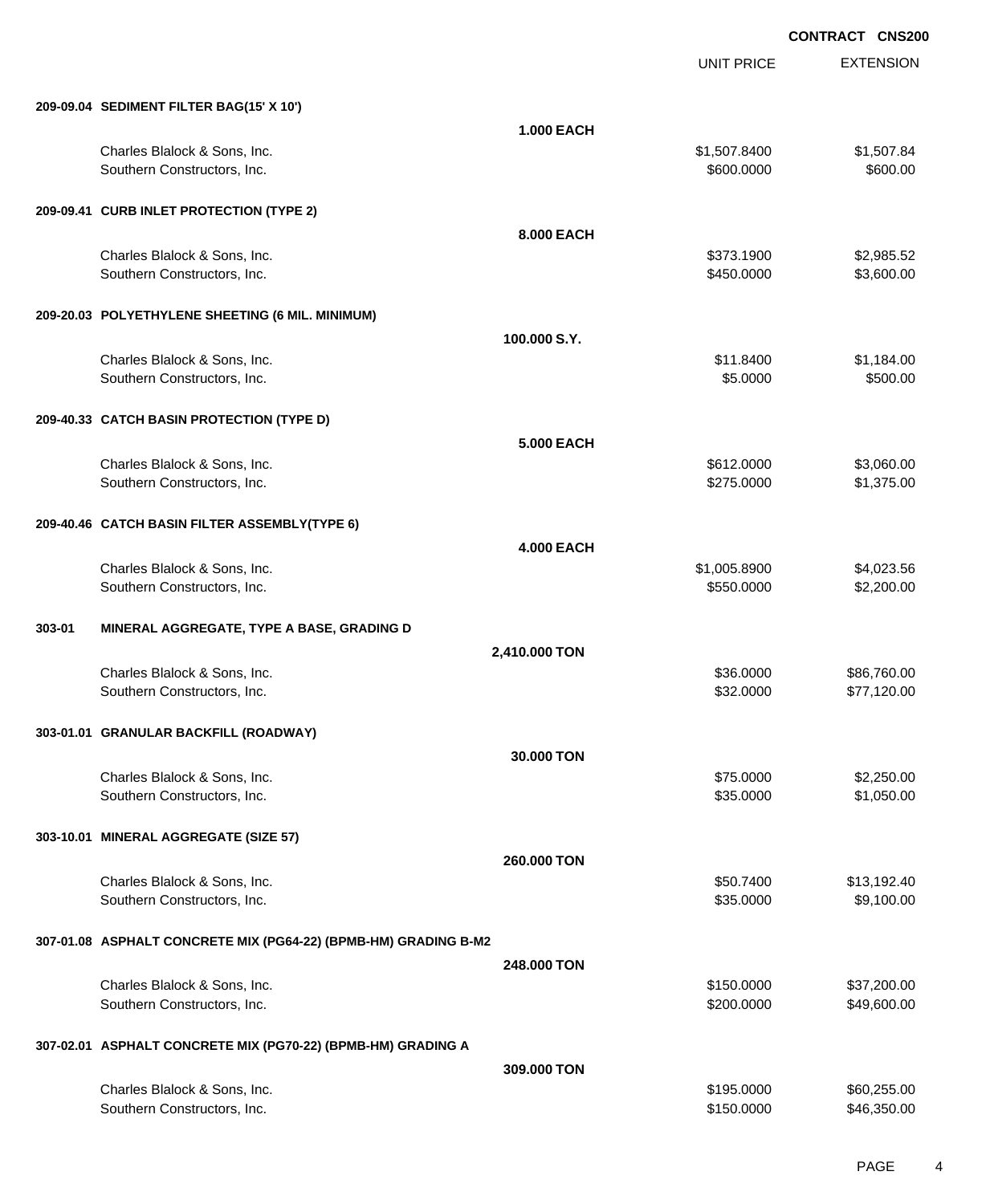**CONTRACT CNS200**

| | | | UNIT PRICE | EXTENSION |
|---|---|---|---|---|
| **209-09.04** | **SEDIMENT FILTER BAG(15' X 10')** | | | |
| | | **1.000 EACH** | | |
| | Charles Blalock & Sons, Inc. | | $1,507.8400 | $1,507.84 |
| | Southern Constructors, Inc. | | $600.0000 | $600.00 |
| **209-09.41** | **CURB INLET PROTECTION (TYPE 2)** | | | |
| | | **8.000 EACH** | | |
| | Charles Blalock & Sons, Inc. | | $373.1900 | $2,985.52 |
| | Southern Constructors, Inc. | | $450.0000 | $3,600.00 |
| **209-20.03** | **POLYETHYLENE SHEETING (6 MIL. MINIMUM)** | | | |
| | | **100.000 S.Y.** | | |
| | Charles Blalock & Sons, Inc. | | $11.8400 | $1,184.00 |
| | Southern Constructors, Inc. | | $5.0000 | $500.00 |
| **209-40.33** | **CATCH BASIN PROTECTION (TYPE D)** | | | |
| | | **5.000 EACH** | | |
| | Charles Blalock & Sons, Inc. | | $612.0000 | $3,060.00 |
| | Southern Constructors, Inc. | | $275.0000 | $1,375.00 |
| **209-40.46** | **CATCH BASIN FILTER ASSEMBLY(TYPE 6)** | | | |
| | | **4.000 EACH** | | |
| | Charles Blalock & Sons, Inc. | | $1,005.8900 | $4,023.56 |
| | Southern Constructors, Inc. | | $550.0000 | $2,200.00 |
| **303-01** | **MINERAL AGGREGATE, TYPE A BASE, GRADING D** | | | |
| | | **2,410.000 TON** | | |
| | Charles Blalock & Sons, Inc. | | $36.0000 | $86,760.00 |
| | Southern Constructors, Inc. | | $32.0000 | $77,120.00 |
| **303-01.01** | **GRANULAR BACKFILL (ROADWAY)** | | | |
| | | **30.000 TON** | | |
| | Charles Blalock & Sons, Inc. | | $75.0000 | $2,250.00 |
| | Southern Constructors, Inc. | | $35.0000 | $1,050.00 |
| **303-10.01** | **MINERAL AGGREGATE (SIZE 57)** | | | |
| | | **260.000 TON** | | |
| | Charles Blalock & Sons, Inc. | | $50.7400 | $13,192.40 |
| | Southern Constructors, Inc. | | $35.0000 | $9,100.00 |
| **307-01.08** | **ASPHALT CONCRETE MIX (PG64-22) (BPMB-HM) GRADING B-M2** | | | |
| | | **248.000 TON** | | |
| | Charles Blalock & Sons, Inc. | | $150.0000 | $37,200.00 |
| | Southern Constructors, Inc. | | $200.0000 | $49,600.00 |
| **307-02.01** | **ASPHALT CONCRETE MIX (PG70-22) (BPMB-HM) GRADING A** | | | |
| | | **309.000 TON** | | |
| | Charles Blalock & Sons, Inc. | | $195.0000 | $60,255.00 |
| | Southern Constructors, Inc. | | $150.0000 | $46,350.00 |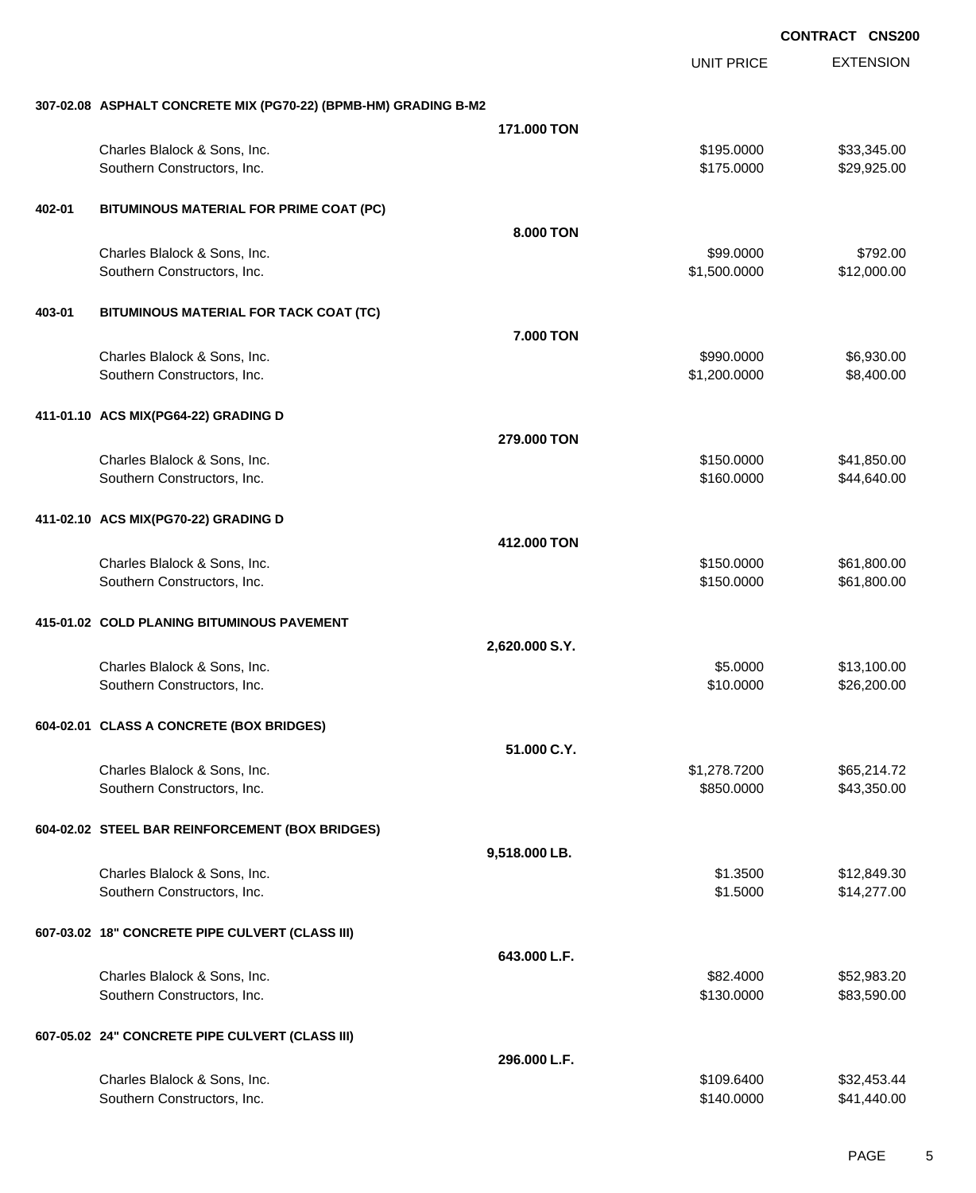CONTRACT CNS200

| | | UNIT PRICE | EXTENSION |
|---|---|---|---|
| **307-02.08 ASPHALT CONCRETE MIX (PG70-22) (BPMB-HM) GRADING B-M2** | | | |
| | **171.000 TON** | | |
| Charles Blalock & Sons, Inc. | | $195.0000 | $33,345.00 |
| Southern Constructors, Inc. | | $175.0000 | $29,925.00 |
| **402-01 BITUMINOUS MATERIAL FOR PRIME COAT (PC)** | | | |
| | **8.000 TON** | | |
| Charles Blalock & Sons, Inc. | | $99.0000 | $792.00 |
| Southern Constructors, Inc. | | $1,500.0000 | $12,000.00 |
| **403-01 BITUMINOUS MATERIAL FOR TACK COAT (TC)** | | | |
| | **7.000 TON** | | |
| Charles Blalock & Sons, Inc. | | $990.0000 | $6,930.00 |
| Southern Constructors, Inc. | | $1,200.0000 | $8,400.00 |
| **411-01.10 ACS MIX(PG64-22) GRADING D** | | | |
| | **279.000 TON** | | |
| Charles Blalock & Sons, Inc. | | $150.0000 | $41,850.00 |
| Southern Constructors, Inc. | | $160.0000 | $44,640.00 |
| **411-02.10 ACS MIX(PG70-22) GRADING D** | | | |
| | **412.000 TON** | | |
| Charles Blalock & Sons, Inc. | | $150.0000 | $61,800.00 |
| Southern Constructors, Inc. | | $150.0000 | $61,800.00 |
| **415-01.02 COLD PLANING BITUMINOUS PAVEMENT** | | | |
| | **2,620.000 S.Y.** | | |
| Charles Blalock & Sons, Inc. | | $5.0000 | $13,100.00 |
| Southern Constructors, Inc. | | $10.0000 | $26,200.00 |
| **604-02.01 CLASS A CONCRETE (BOX BRIDGES)** | | | |
| | **51.000 C.Y.** | | |
| Charles Blalock & Sons, Inc. | | $1,278.7200 | $65,214.72 |
| Southern Constructors, Inc. | | $850.0000 | $43,350.00 |
| **604-02.02 STEEL BAR REINFORCEMENT (BOX BRIDGES)** | | | |
| | **9,518.000 LB.** | | |
| Charles Blalock & Sons, Inc. | | $1.3500 | $12,849.30 |
| Southern Constructors, Inc. | | $1.5000 | $14,277.00 |
| **607-03.02 18" CONCRETE PIPE CULVERT (CLASS III)** | | | |
| | **643.000 L.F.** | | |
| Charles Blalock & Sons, Inc. | | $82.4000 | $52,983.20 |
| Southern Constructors, Inc. | | $130.0000 | $83,590.00 |
| **607-05.02 24" CONCRETE PIPE CULVERT (CLASS III)** | | | |
| | **296.000 L.F.** | | |
| Charles Blalock & Sons, Inc. | | $109.6400 | $32,453.44 |
| Southern Constructors, Inc. | | $140.0000 | $41,440.00 |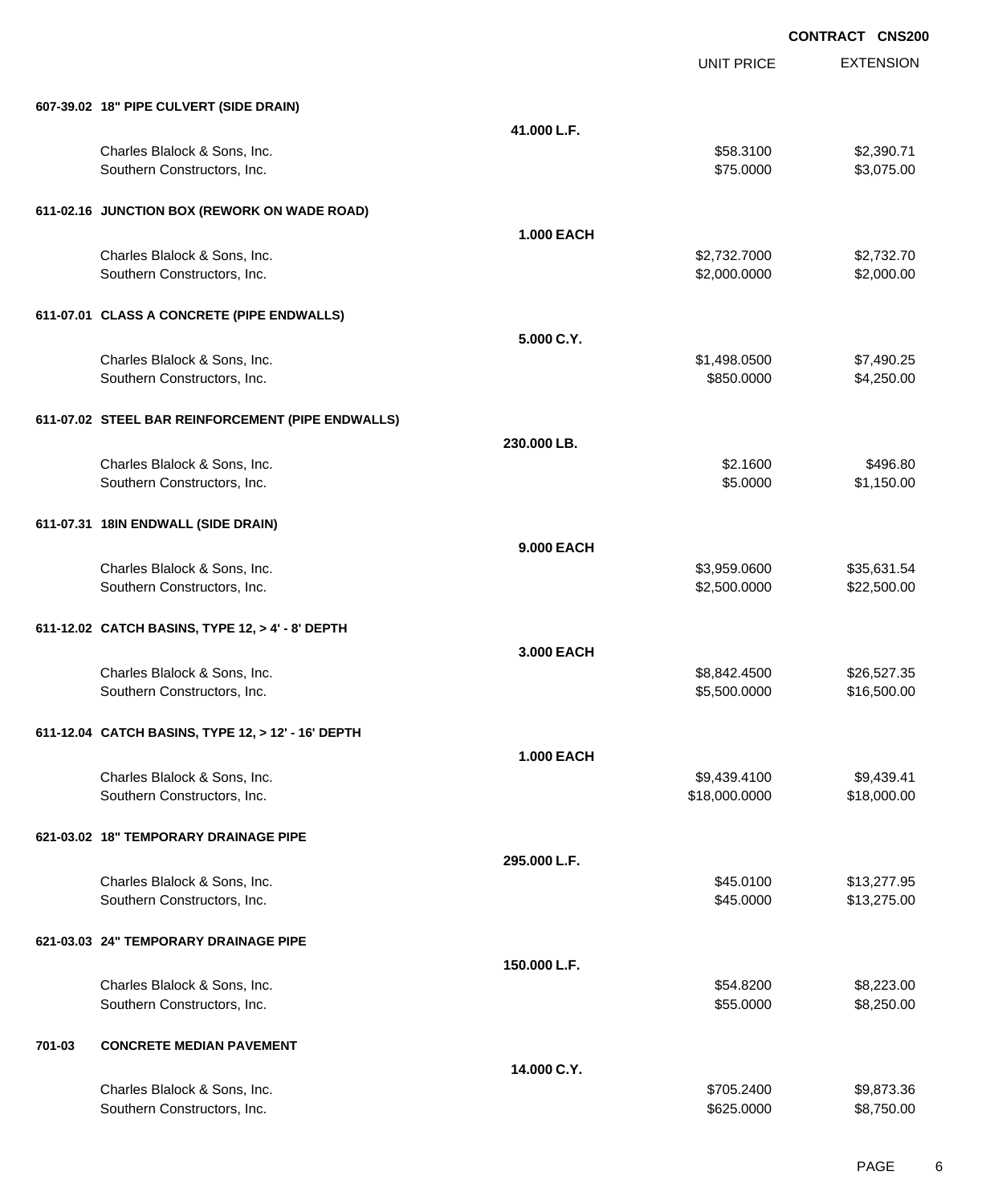**CONTRACT CNS200**

| | | UNIT PRICE | EXTENSION |
|---|---|---|---|
| **607-39.02 18" PIPE CULVERT (SIDE DRAIN)** | | | |
| | **41.000 L.F.** | | |
| Charles Blalock & Sons, Inc. | | $58.3100 | $2,390.71 |
| Southern Constructors, Inc. | | $75.0000 | $3,075.00 |
| **611-02.16 JUNCTION BOX (REWORK ON WADE ROAD)** | | | |
| | **1.000 EACH** | | |
| Charles Blalock & Sons, Inc. | | $2,732.7000 | $2,732.70 |
| Southern Constructors, Inc. | | $2,000.0000 | $2,000.00 |
| **611-07.01 CLASS A CONCRETE (PIPE ENDWALLS)** | | | |
| | **5.000 C.Y.** | | |
| Charles Blalock & Sons, Inc. | | $1,498.0500 | $7,490.25 |
| Southern Constructors, Inc. | | $850.0000 | $4,250.00 |
| **611-07.02 STEEL BAR REINFORCEMENT (PIPE ENDWALLS)** | | | |
| | **230.000 LB.** | | |
| Charles Blalock & Sons, Inc. | | $2.1600 | $496.80 |
| Southern Constructors, Inc. | | $5.0000 | $1,150.00 |
| **611-07.31 18IN ENDWALL (SIDE DRAIN)** | | | |
| | **9.000 EACH** | | |
| Charles Blalock & Sons, Inc. | | $3,959.0600 | $35,631.54 |
| Southern Constructors, Inc. | | $2,500.0000 | $22,500.00 |
| **611-12.02 CATCH BASINS, TYPE 12, > 4' - 8' DEPTH** | | | |
| | **3.000 EACH** | | |
| Charles Blalock & Sons, Inc. | | $8,842.4500 | $26,527.35 |
| Southern Constructors, Inc. | | $5,500.0000 | $16,500.00 |
| **611-12.04 CATCH BASINS, TYPE 12, > 12' - 16' DEPTH** | | | |
| | **1.000 EACH** | | |
| Charles Blalock & Sons, Inc. | | $9,439.4100 | $9,439.41 |
| Southern Constructors, Inc. | | $18,000.0000 | $18,000.00 |
| **621-03.02 18" TEMPORARY DRAINAGE PIPE** | | | |
| | **295.000 L.F.** | | |
| Charles Blalock & Sons, Inc. | | $45.0100 | $13,277.95 |
| Southern Constructors, Inc. | | $45.0000 | $13,275.00 |
| **621-03.03 24" TEMPORARY DRAINAGE PIPE** | | | |
| | **150.000 L.F.** | | |
| Charles Blalock & Sons, Inc. | | $54.8200 | $8,223.00 |
| Southern Constructors, Inc. | | $55.0000 | $8,250.00 |
| **701-03 CONCRETE MEDIAN PAVEMENT** | | | |
| | **14.000 C.Y.** | | |
| Charles Blalock & Sons, Inc. | | $705.2400 | $9,873.36 |
| Southern Constructors, Inc. | | $625.0000 | $8,750.00 |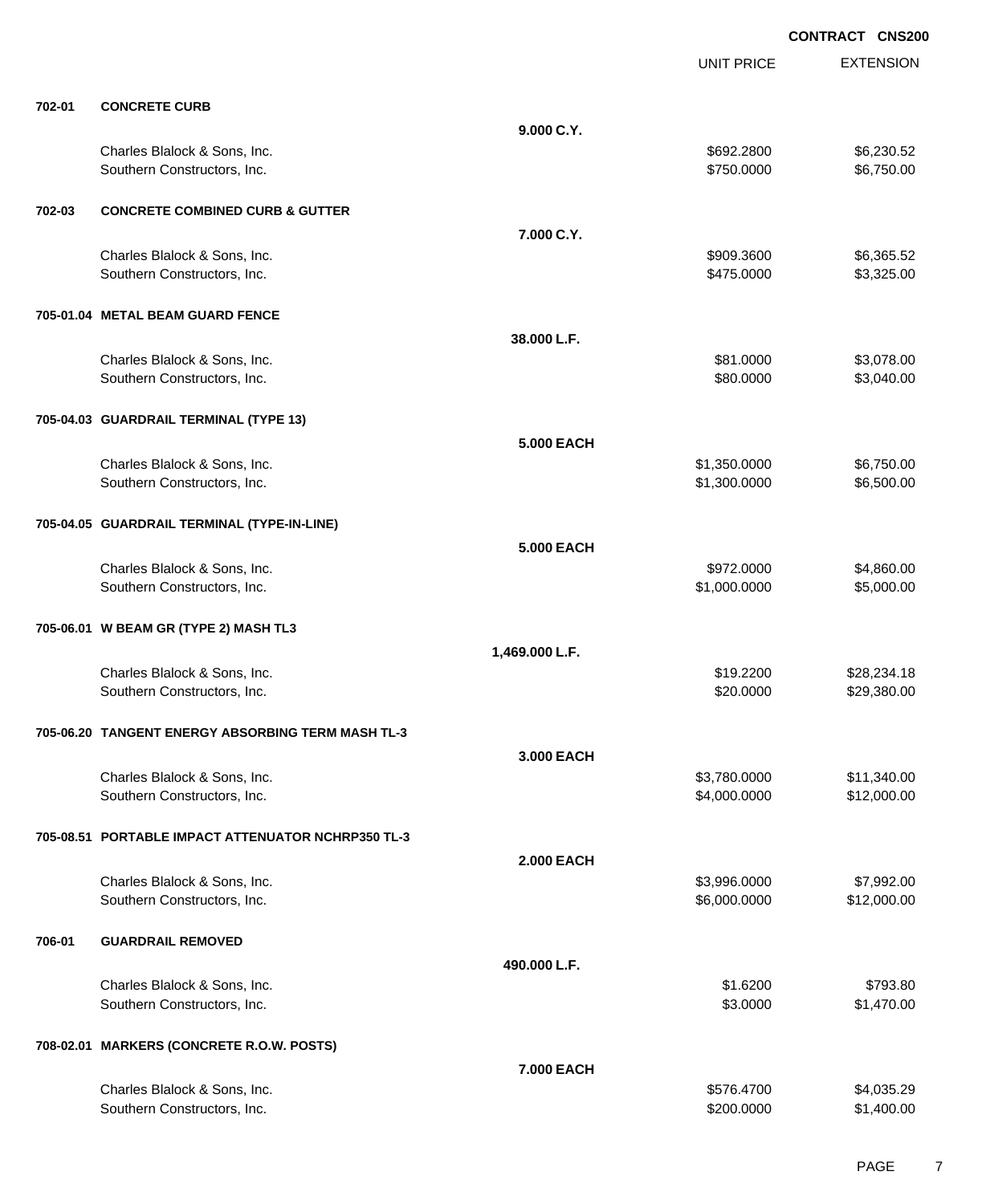CONTRACT CNS200

| | | | UNIT PRICE | EXTENSION |
|---|---|---|---|---|
| **702-01** | **CONCRETE CURB** | | | |
| | | **9.000 C.Y.** | | |
| | Charles Blalock & Sons, Inc. | | $692.2800 | $6,230.52 |
| | Southern Constructors, Inc. | | $750.0000 | $6,750.00 |
| **702-03** | **CONCRETE COMBINED CURB & GUTTER** | | | |
| | | **7.000 C.Y.** | | |
| | Charles Blalock & Sons, Inc. | | $909.3600 | $6,365.52 |
| | Southern Constructors, Inc. | | $475.0000 | $3,325.00 |
| **705-01.04** | **METAL BEAM GUARD FENCE** | | | |
| | | **38.000 L.F.** | | |
| | Charles Blalock & Sons, Inc. | | $81.0000 | $3,078.00 |
| | Southern Constructors, Inc. | | $80.0000 | $3,040.00 |
| **705-04.03** | **GUARDRAIL TERMINAL (TYPE 13)** | | | |
| | | **5.000 EACH** | | |
| | Charles Blalock & Sons, Inc. | | $1,350.0000 | $6,750.00 |
| | Southern Constructors, Inc. | | $1,300.0000 | $6,500.00 |
| **705-04.05** | **GUARDRAIL TERMINAL (TYPE-IN-LINE)** | | | |
| | | **5.000 EACH** | | |
| | Charles Blalock & Sons, Inc. | | $972.0000 | $4,860.00 |
| | Southern Constructors, Inc. | | $1,000.0000 | $5,000.00 |
| **705-06.01** | **W BEAM GR (TYPE 2) MASH TL3** | | | |
| | | **1,469.000 L.F.** | | |
| | Charles Blalock & Sons, Inc. | | $19.2200 | $28,234.18 |
| | Southern Constructors, Inc. | | $20.0000 | $29,380.00 |
| **705-06.20** | **TANGENT ENERGY ABSORBING TERM MASH TL-3** | | | |
| | | **3.000 EACH** | | |
| | Charles Blalock & Sons, Inc. | | $3,780.0000 | $11,340.00 |
| | Southern Constructors, Inc. | | $4,000.0000 | $12,000.00 |
| **705-08.51** | **PORTABLE IMPACT ATTENUATOR NCHRP350 TL-3** | | | |
| | | **2.000 EACH** | | |
| | Charles Blalock & Sons, Inc. | | $3,996.0000 | $7,992.00 |
| | Southern Constructors, Inc. | | $6,000.0000 | $12,000.00 |
| **706-01** | **GUARDRAIL REMOVED** | | | |
| | | **490.000 L.F.** | | |
| | Charles Blalock & Sons, Inc. | | $1.6200 | $793.80 |
| | Southern Constructors, Inc. | | $3.0000 | $1,470.00 |
| **708-02.01** | **MARKERS (CONCRETE R.O.W. POSTS)** | | | |
| | | **7.000 EACH** | | |
| | Charles Blalock & Sons, Inc. | | $576.4700 | $4,035.29 |
| | Southern Constructors, Inc. | | $200.0000 | $1,400.00 |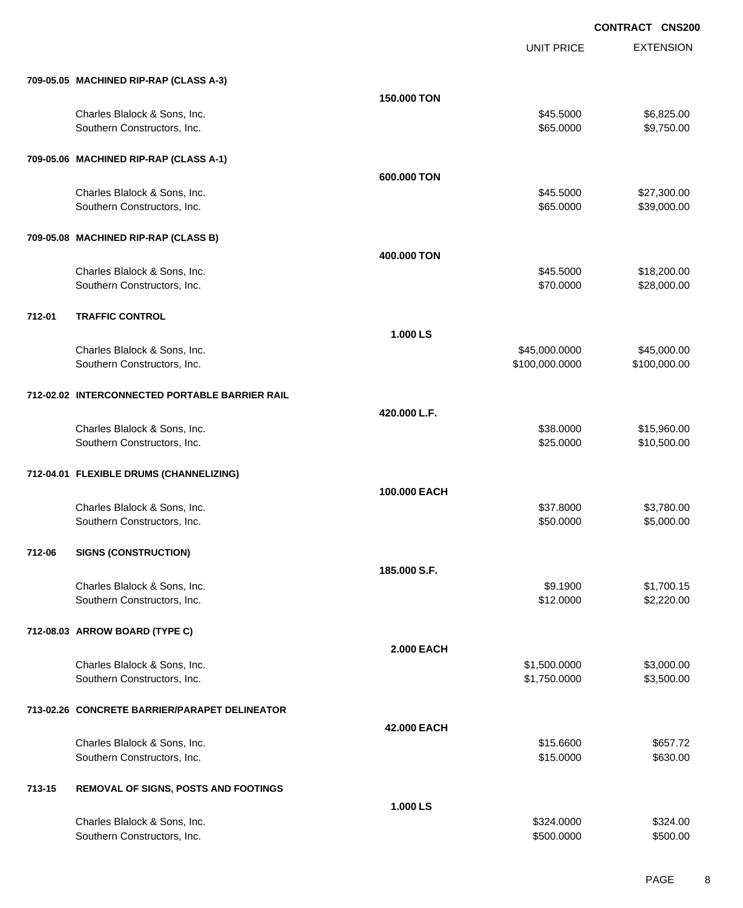**CONTRACT CNS200**

| | | | UNIT PRICE | EXTENSION |
|---|---|---|---|---|
| **709-05.05** | **MACHINED RIP-RAP (CLASS A-3)** | | | |
| | | **150.000 TON** | | |
| | Charles Blalock & Sons, Inc. | | $45.5000 | $6,825.00 |
| | Southern Constructors, Inc. | | $65.0000 | $9,750.00 |
| **709-05.06** | **MACHINED RIP-RAP (CLASS A-1)** | | | |
| | | **600.000 TON** | | |
| | Charles Blalock & Sons, Inc. | | $45.5000 | $27,300.00 |
| | Southern Constructors, Inc. | | $65.0000 | $39,000.00 |
| **709-05.08** | **MACHINED RIP-RAP (CLASS B)** | | | |
| | | **400.000 TON** | | |
| | Charles Blalock & Sons, Inc. | | $45.5000 | $18,200.00 |
| | Southern Constructors, Inc. | | $70.0000 | $28,000.00 |
| **712-01** | **TRAFFIC CONTROL** | | | |
| | | **1.000 LS** | | |
| | Charles Blalock & Sons, Inc. | | $45,000.0000 | $45,000.00 |
| | Southern Constructors, Inc. | | $100,000.0000 | $100,000.00 |
| **712-02.02** | **INTERCONNECTED PORTABLE BARRIER RAIL** | | | |
| | | **420.000 L.F.** | | |
| | Charles Blalock & Sons, Inc. | | $38.0000 | $15,960.00 |
| | Southern Constructors, Inc. | | $25.0000 | $10,500.00 |
| **712-04.01** | **FLEXIBLE DRUMS (CHANNELIZING)** | | | |
| | | **100.000 EACH** | | |
| | Charles Blalock & Sons, Inc. | | $37.8000 | $3,780.00 |
| | Southern Constructors, Inc. | | $50.0000 | $5,000.00 |
| **712-06** | **SIGNS (CONSTRUCTION)** | | | |
| | | **185.000 S.F.** | | |
| | Charles Blalock & Sons, Inc. | | $9.1900 | $1,700.15 |
| | Southern Constructors, Inc. | | $12.0000 | $2,220.00 |
| **712-08.03** | **ARROW BOARD (TYPE C)** | | | |
| | | **2.000 EACH** | | |
| | Charles Blalock & Sons, Inc. | | $1,500.0000 | $3,000.00 |
| | Southern Constructors, Inc. | | $1,750.0000 | $3,500.00 |
| **713-02.26** | **CONCRETE BARRIER/PARAPET DELINEATOR** | | | |
| | | **42.000 EACH** | | |
| | Charles Blalock & Sons, Inc. | | $15.6600 | $657.72 |
| | Southern Constructors, Inc. | | $15.0000 | $630.00 |
| **713-15** | **REMOVAL OF SIGNS, POSTS AND FOOTINGS** | | | |
| | | **1.000 LS** | | |
| | Charles Blalock & Sons, Inc. | | $324.0000 | $324.00 |
| | Southern Constructors, Inc. | | $500.0000 | $500.00 |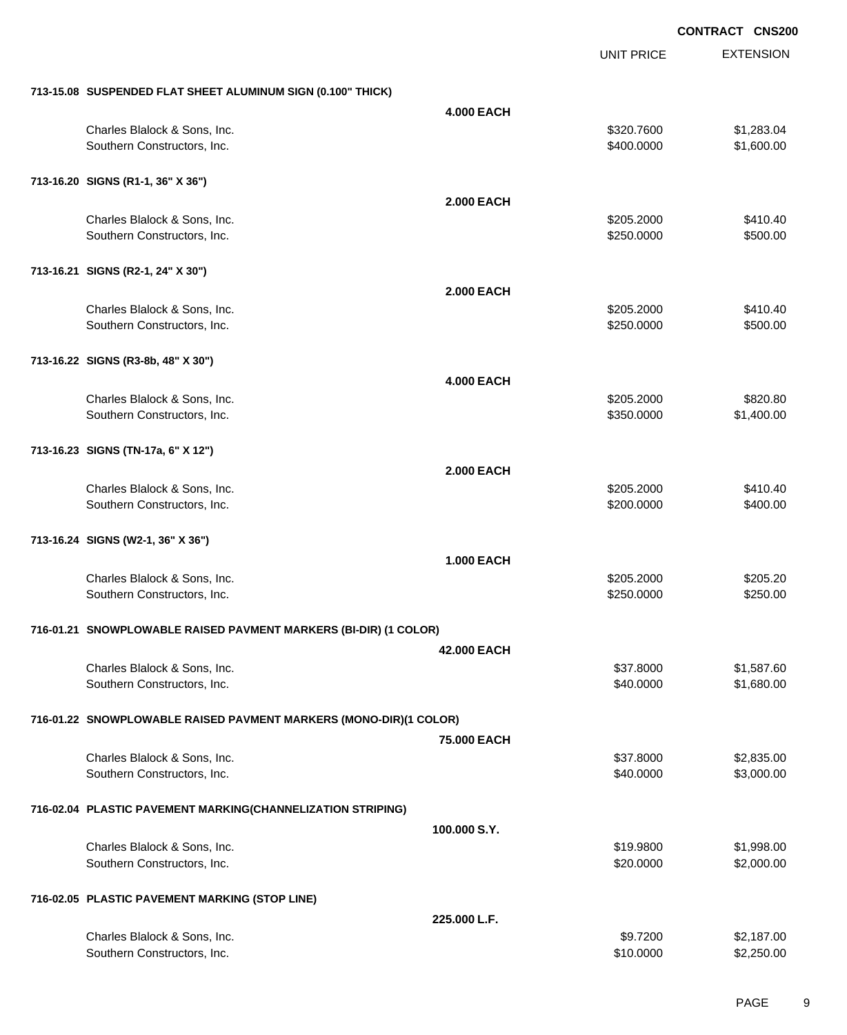CONTRACT CNS200

| | | UNIT PRICE | EXTENSION |
|---|---|---|---|
| **713-15.08 SUSPENDED FLAT SHEET ALUMINUM SIGN (0.100" THICK)** | | | |
| | **4.000 EACH** | | |
| Charles Blalock & Sons, Inc. | | $320.7600 | $1,283.04 |
| Southern Constructors, Inc. | | $400.0000 | $1,600.00 |
| **713-16.20 SIGNS (R1-1, 36" X 36")** | | | |
| | **2.000 EACH** | | |
| Charles Blalock & Sons, Inc. | | $205.2000 | $410.40 |
| Southern Constructors, Inc. | | $250.0000 | $500.00 |
| **713-16.21 SIGNS (R2-1, 24" X 30")** | | | |
| | **2.000 EACH** | | |
| Charles Blalock & Sons, Inc. | | $205.2000 | $410.40 |
| Southern Constructors, Inc. | | $250.0000 | $500.00 |
| **713-16.22 SIGNS (R3-8b, 48" X 30")** | | | |
| | **4.000 EACH** | | |
| Charles Blalock & Sons, Inc. | | $205.2000 | $820.80 |
| Southern Constructors, Inc. | | $350.0000 | $1,400.00 |
| **713-16.23 SIGNS (TN-17a, 6" X 12")** | | | |
| | **2.000 EACH** | | |
| Charles Blalock & Sons, Inc. | | $205.2000 | $410.40 |
| Southern Constructors, Inc. | | $200.0000 | $400.00 |
| **713-16.24 SIGNS (W2-1, 36" X 36")** | | | |
| | **1.000 EACH** | | |
| Charles Blalock & Sons, Inc. | | $205.2000 | $205.20 |
| Southern Constructors, Inc. | | $250.0000 | $250.00 |
| **716-01.21 SNOWPLOWABLE RAISED PAVMENT MARKERS (BI-DIR) (1 COLOR)** | | | |
| | **42.000 EACH** | | |
| Charles Blalock & Sons, Inc. | | $37.8000 | $1,587.60 |
| Southern Constructors, Inc. | | $40.0000 | $1,680.00 |
| **716-01.22 SNOWPLOWABLE RAISED PAVMENT MARKERS (MONO-DIR)(1 COLOR)** | | | |
| | **75.000 EACH** | | |
| Charles Blalock & Sons, Inc. | | $37.8000 | $2,835.00 |
| Southern Constructors, Inc. | | $40.0000 | $3,000.00 |
| **716-02.04 PLASTIC PAVEMENT MARKING(CHANNELIZATION STRIPING)** | | | |
| | **100.000 S.Y.** | | |
| Charles Blalock & Sons, Inc. | | $19.9800 | $1,998.00 |
| Southern Constructors, Inc. | | $20.0000 | $2,000.00 |
| **716-02.05 PLASTIC PAVEMENT MARKING (STOP LINE)** | | | |
| | **225.000 L.F.** | | |
| Charles Blalock & Sons, Inc. | | $9.7200 | $2,187.00 |
| Southern Constructors, Inc. | | $10.0000 | $2,250.00 |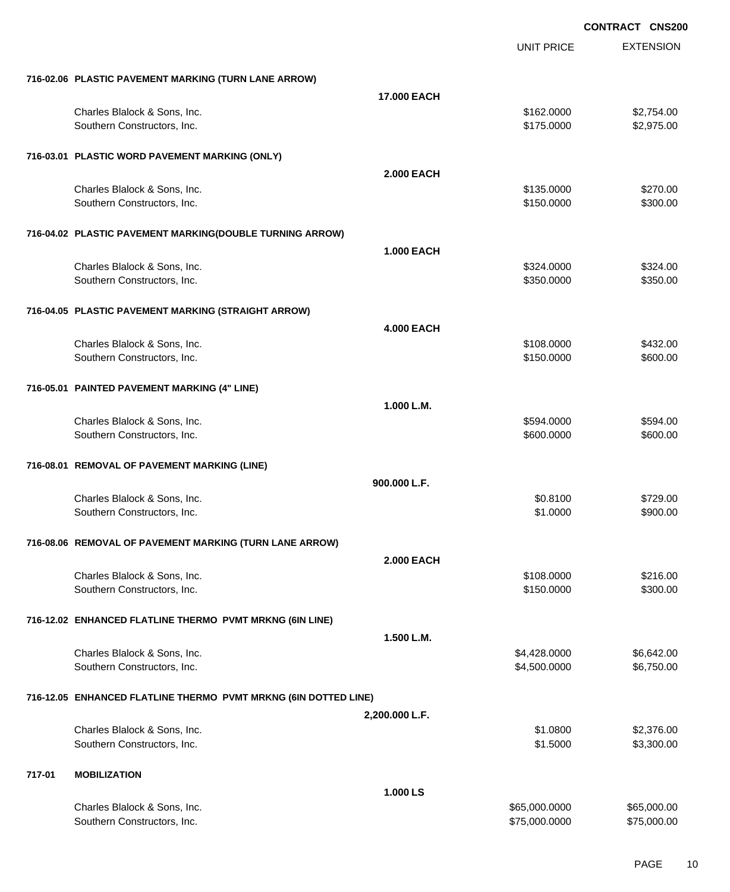**CONTRACT CNS200**

| | | UNIT PRICE | EXTENSION |
|---|---|---|---|
| **716-02.06 PLASTIC PAVEMENT MARKING (TURN LANE ARROW)** | | | |
| | **17.000 EACH** | | |
| Charles Blalock & Sons, Inc. | | $162.0000 | $2,754.00 |
| Southern Constructors, Inc. | | $175.0000 | $2,975.00 |
| **716-03.01 PLASTIC WORD PAVEMENT MARKING (ONLY)** | | | |
| | **2.000 EACH** | | |
| Charles Blalock & Sons, Inc. | | $135.0000 | $270.00 |
| Southern Constructors, Inc. | | $150.0000 | $300.00 |
| **716-04.02 PLASTIC PAVEMENT MARKING(DOUBLE TURNING ARROW)** | | | |
| | **1.000 EACH** | | |
| Charles Blalock & Sons, Inc. | | $324.0000 | $324.00 |
| Southern Constructors, Inc. | | $350.0000 | $350.00 |
| **716-04.05 PLASTIC PAVEMENT MARKING (STRAIGHT ARROW)** | | | |
| | **4.000 EACH** | | |
| Charles Blalock & Sons, Inc. | | $108.0000 | $432.00 |
| Southern Constructors, Inc. | | $150.0000 | $600.00 |
| **716-05.01 PAINTED PAVEMENT MARKING (4" LINE)** | | | |
| | **1.000 L.M.** | | |
| Charles Blalock & Sons, Inc. | | $594.0000 | $594.00 |
| Southern Constructors, Inc. | | $600.0000 | $600.00 |
| **716-08.01 REMOVAL OF PAVEMENT MARKING (LINE)** | | | |
| | **900.000 L.F.** | | |
| Charles Blalock & Sons, Inc. | | $0.8100 | $729.00 |
| Southern Constructors, Inc. | | $1.0000 | $900.00 |
| **716-08.06 REMOVAL OF PAVEMENT MARKING (TURN LANE ARROW)** | | | |
| | **2.000 EACH** | | |
| Charles Blalock & Sons, Inc. | | $108.0000 | $216.00 |
| Southern Constructors, Inc. | | $150.0000 | $300.00 |
| **716-12.02 ENHANCED FLATLINE THERMO PVMT MRKNG (6IN LINE)** | | | |
| | **1.500 L.M.** | | |
| Charles Blalock & Sons, Inc. | | $4,428.0000 | $6,642.00 |
| Southern Constructors, Inc. | | $4,500.0000 | $6,750.00 |
| **716-12.05 ENHANCED FLATLINE THERMO PVMT MRKNG (6IN DOTTED LINE)** | | | |
| | **2,200.000 L.F.** | | |
| Charles Blalock & Sons, Inc. | | $1.0800 | $2,376.00 |
| Southern Constructors, Inc. | | $1.5000 | $3,300.00 |
| **717-01 MOBILIZATION** | | | |
| | **1.000 LS** | | |
| Charles Blalock & Sons, Inc. | | $65,000.0000 | $65,000.00 |
| Southern Constructors, Inc. | | $75,000.0000 | $75,000.00 |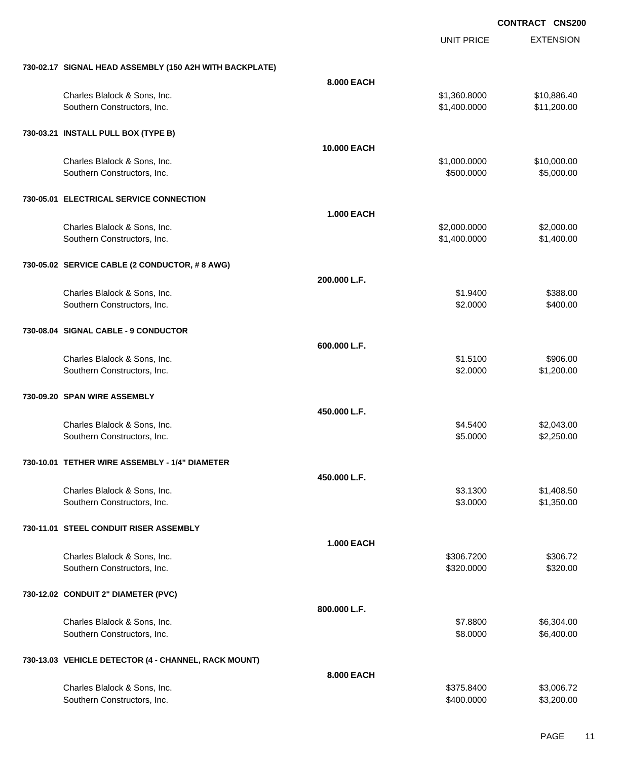**CONTRACT CNS200**

| | | UNIT PRICE | EXTENSION |
|---|---|---|---|
| **730-02.17 SIGNAL HEAD ASSEMBLY (150 A2H WITH BACKPLATE)** | | | |
| | **8.000 EACH** | | |
| Charles Blalock & Sons, Inc. | | $1,360.8000 | $10,886.40 |
| Southern Constructors, Inc. | | $1,400.0000 | $11,200.00 |
| **730-03.21 INSTALL PULL BOX (TYPE B)** | | | |
| | **10.000 EACH** | | |
| Charles Blalock & Sons, Inc. | | $1,000.0000 | $10,000.00 |
| Southern Constructors, Inc. | | $500.0000 | $5,000.00 |
| **730-05.01 ELECTRICAL SERVICE CONNECTION** | | | |
| | **1.000 EACH** | | |
| Charles Blalock & Sons, Inc. | | $2,000.0000 | $2,000.00 |
| Southern Constructors, Inc. | | $1,400.0000 | $1,400.00 |
| **730-05.02 SERVICE CABLE (2 CONDUCTOR, # 8 AWG)** | | | |
| | **200.000 L.F.** | | |
| Charles Blalock & Sons, Inc. | | $1.9400 | $388.00 |
| Southern Constructors, Inc. | | $2.0000 | $400.00 |
| **730-08.04 SIGNAL CABLE - 9 CONDUCTOR** | | | |
| | **600.000 L.F.** | | |
| Charles Blalock & Sons, Inc. | | $1.5100 | $906.00 |
| Southern Constructors, Inc. | | $2.0000 | $1,200.00 |
| **730-09.20 SPAN WIRE ASSEMBLY** | | | |
| | **450.000 L.F.** | | |
| Charles Blalock & Sons, Inc. | | $4.5400 | $2,043.00 |
| Southern Constructors, Inc. | | $5.0000 | $2,250.00 |
| **730-10.01 TETHER WIRE ASSEMBLY - 1/4" DIAMETER** | | | |
| | **450.000 L.F.** | | |
| Charles Blalock & Sons, Inc. | | $3.1300 | $1,408.50 |
| Southern Constructors, Inc. | | $3.0000 | $1,350.00 |
| **730-11.01 STEEL CONDUIT RISER ASSEMBLY** | | | |
| | **1.000 EACH** | | |
| Charles Blalock & Sons, Inc. | | $306.7200 | $306.72 |
| Southern Constructors, Inc. | | $320.0000 | $320.00 |
| **730-12.02 CONDUIT 2" DIAMETER (PVC)** | | | |
| | **800.000 L.F.** | | |
| Charles Blalock & Sons, Inc. | | $7.8800 | $6,304.00 |
| Southern Constructors, Inc. | | $8.0000 | $6,400.00 |
| **730-13.03 VEHICLE DETECTOR (4 - CHANNEL, RACK MOUNT)** | | | |
| | **8.000 EACH** | | |
| Charles Blalock & Sons, Inc. | | $375.8400 | $3,006.72 |
| Southern Constructors, Inc. | | $400.0000 | $3,200.00 |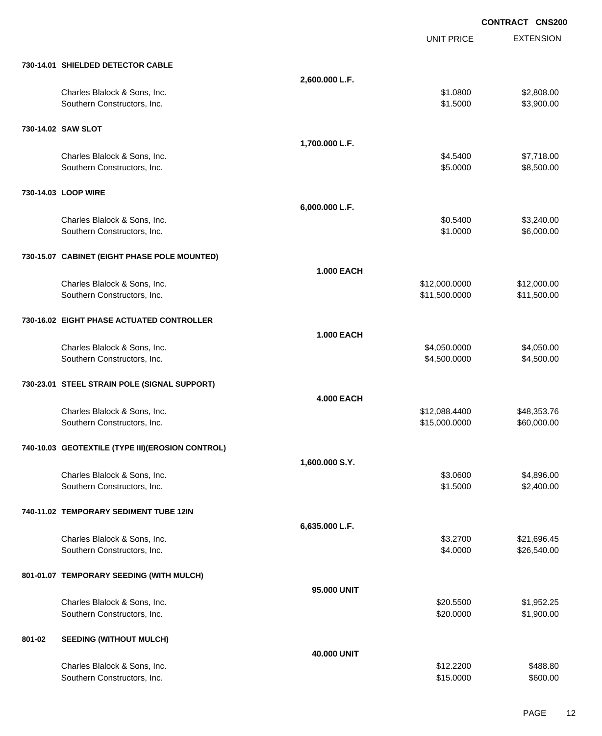**CONTRACT CNS200**

| | | UNIT PRICE | EXTENSION |
|---|---|---|---|
| **730-14.01 SHIELDED DETECTOR CABLE** | | | |
| | **2,600.000 L.F.** | | |
| Charles Blalock & Sons, Inc. | | $1.0800 | $2,808.00 |
| Southern Constructors, Inc. | | $1.5000 | $3,900.00 |
| **730-14.02 SAW SLOT** | | | |
| | **1,700.000 L.F.** | | |
| Charles Blalock & Sons, Inc. | | $4.5400 | $7,718.00 |
| Southern Constructors, Inc. | | $5.0000 | $8,500.00 |
| **730-14.03 LOOP WIRE** | | | |
| | **6,000.000 L.F.** | | |
| Charles Blalock & Sons, Inc. | | $0.5400 | $3,240.00 |
| Southern Constructors, Inc. | | $1.0000 | $6,000.00 |
| **730-15.07 CABINET (EIGHT PHASE POLE MOUNTED)** | | | |
| | **1.000 EACH** | | |
| Charles Blalock & Sons, Inc. | | $12,000.0000 | $12,000.00 |
| Southern Constructors, Inc. | | $11,500.0000 | $11,500.00 |
| **730-16.02 EIGHT PHASE ACTUATED CONTROLLER** | | | |
| | **1.000 EACH** | | |
| Charles Blalock & Sons, Inc. | | $4,050.0000 | $4,050.00 |
| Southern Constructors, Inc. | | $4,500.0000 | $4,500.00 |
| **730-23.01 STEEL STRAIN POLE (SIGNAL SUPPORT)** | | | |
| | **4.000 EACH** | | |
| Charles Blalock & Sons, Inc. | | $12,088.4400 | $48,353.76 |
| Southern Constructors, Inc. | | $15,000.0000 | $60,000.00 |
| **740-10.03 GEOTEXTILE (TYPE III)(EROSION CONTROL)** | | | |
| | **1,600.000 S.Y.** | | |
| Charles Blalock & Sons, Inc. | | $3.0600 | $4,896.00 |
| Southern Constructors, Inc. | | $1.5000 | $2,400.00 |
| **740-11.02 TEMPORARY SEDIMENT TUBE 12IN** | | | |
| | **6,635.000 L.F.** | | |
| Charles Blalock & Sons, Inc. | | $3.2700 | $21,696.45 |
| Southern Constructors, Inc. | | $4.0000 | $26,540.00 |
| **801-01.07 TEMPORARY SEEDING (WITH MULCH)** | | | |
| | **95.000 UNIT** | | |
| Charles Blalock & Sons, Inc. | | $20.5500 | $1,952.25 |
| Southern Constructors, Inc. | | $20.0000 | $1,900.00 |
| **801-02 SEEDING (WITHOUT MULCH)** | | | |
| | **40.000 UNIT** | | |
| Charles Blalock & Sons, Inc. | | $12.2200 | $488.80 |
| Southern Constructors, Inc. | | $15.0000 | $600.00 |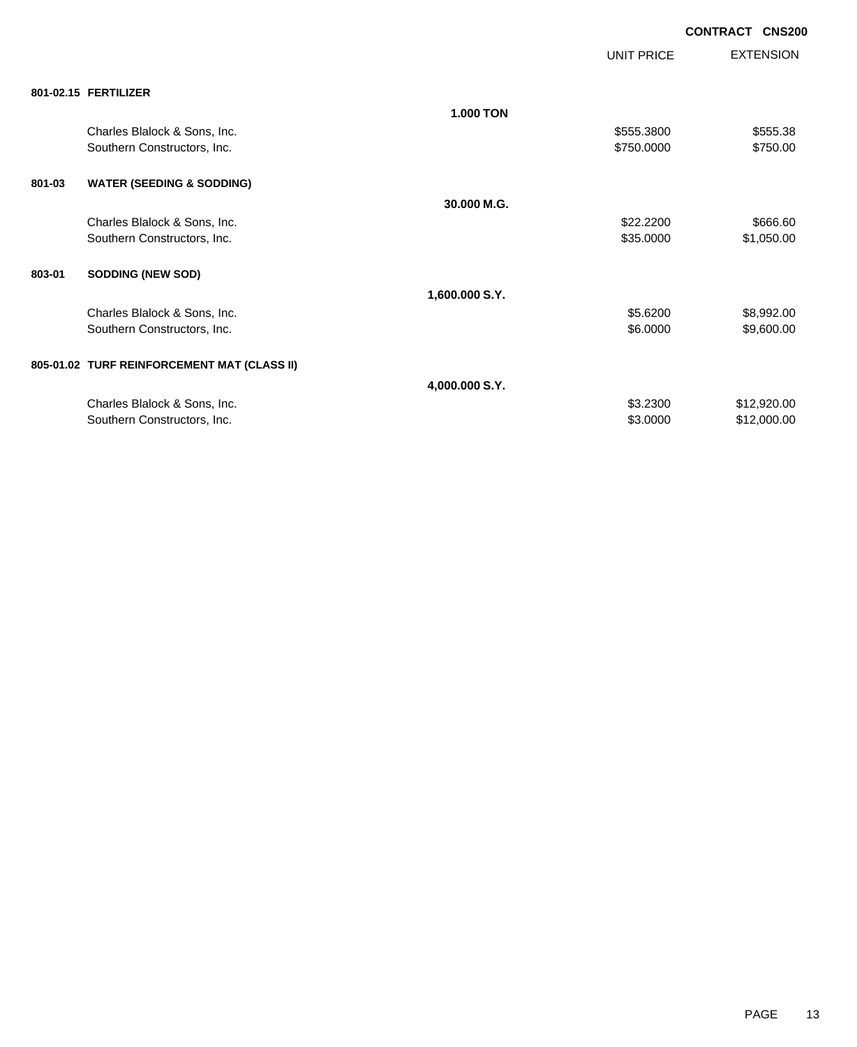**CONTRACT CNS200**

| | | | UNIT PRICE | EXTENSION |
|---|---|---|---|---|
| **801-02.15** | **FERTILIZER** | | | |
| | | **1.000 TON** | | |
| | Charles Blalock & Sons, Inc. | | $555.3800 | $555.38 |
| | Southern Constructors, Inc. | | $750.0000 | $750.00 |
| **801-03** | **WATER (SEEDING & SODDING)** | | | |
| | | **30.000 M.G.** | | |
| | Charles Blalock & Sons, Inc. | | $22.2200 | $666.60 |
| | Southern Constructors, Inc. | | $35.0000 | $1,050.00 |
| **803-01** | **SODDING (NEW SOD)** | | | |
| | | **1,600.000 S.Y.** | | |
| | Charles Blalock & Sons, Inc. | | $5.6200 | $8,992.00 |
| | Southern Constructors, Inc. | | $6.0000 | $9,600.00 |
| **805-01.02** | **TURF REINFORCEMENT MAT (CLASS II)** | | | |
| | | **4,000.000 S.Y.** | | |
| | Charles Blalock & Sons, Inc. | | $3.2300 | $12,920.00 |
| | Southern Constructors, Inc. | | $3.0000 | $12,000.00 |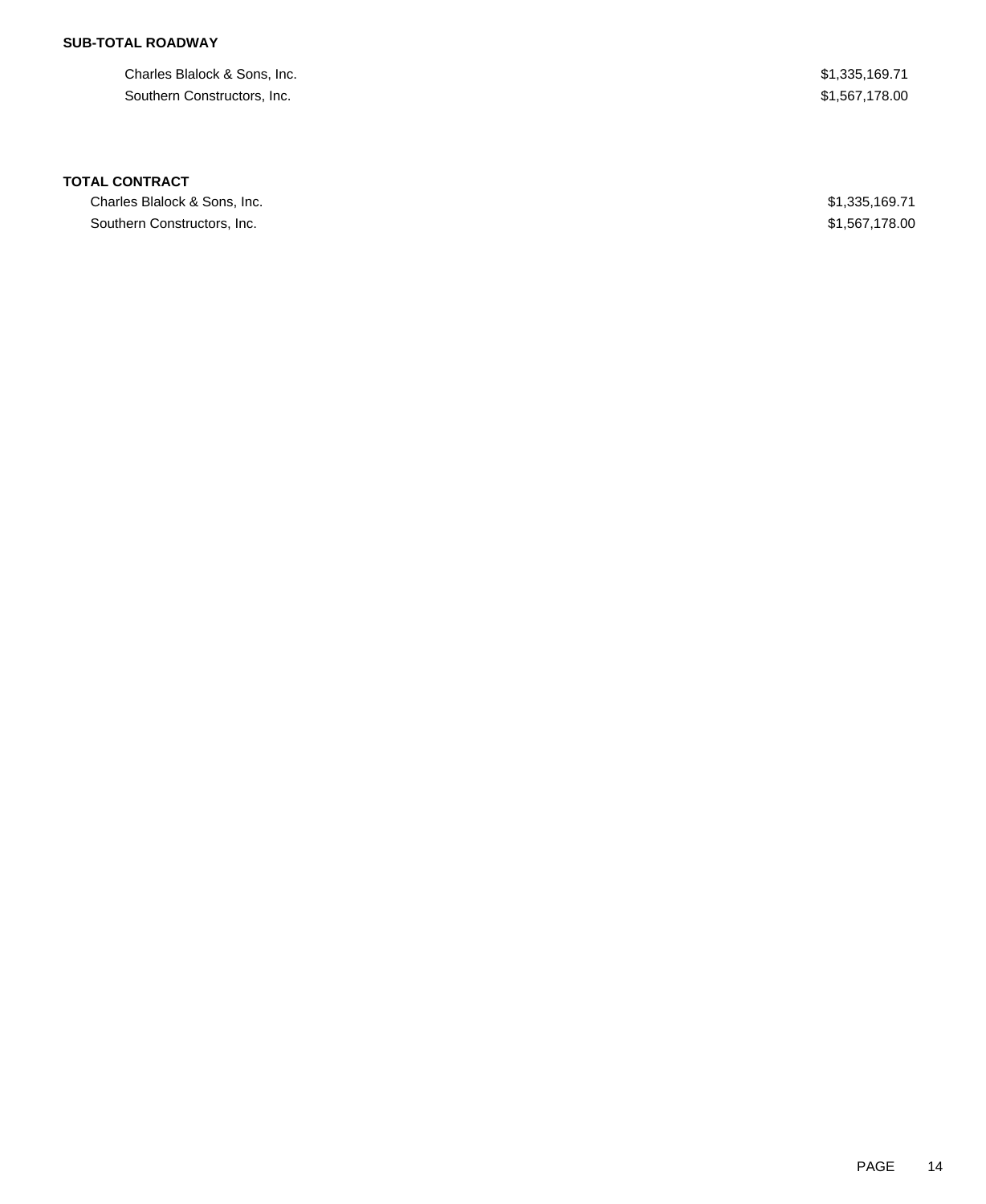**SUB-TOTAL ROADWAY**

| | |
|---|---|
| Charles Blalock & Sons, Inc. | $1,335,169.71 |
| Southern Constructors, Inc. | $1,567,178.00 |

**TOTAL CONTRACT**

| | |
|---|---|
| Charles Blalock & Sons, Inc. | $1,335,169.71 |
| Southern Constructors, Inc. | $1,567,178.00 |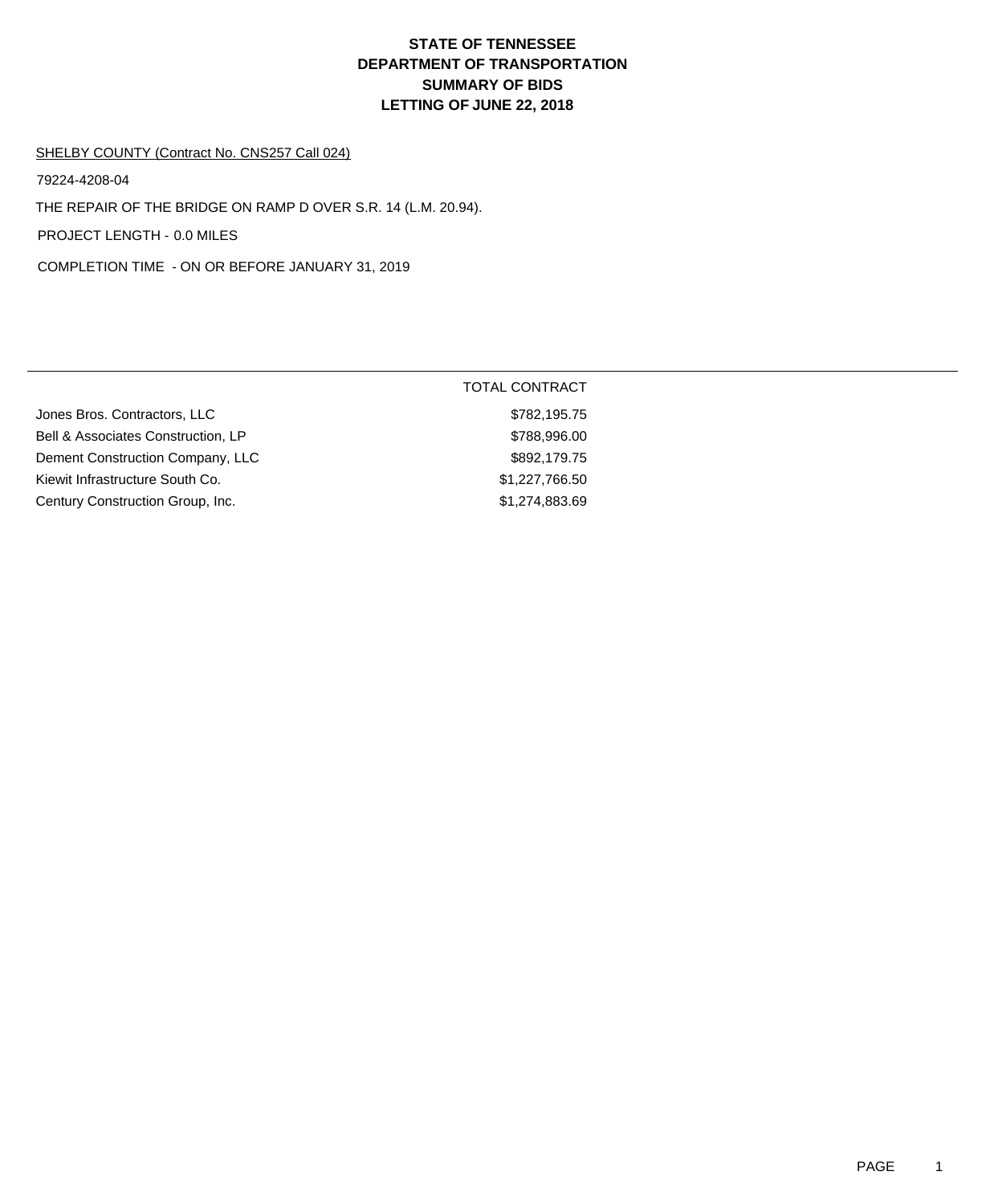# STATE OF TENNESSEE
# DEPARTMENT OF TRANSPORTATION
# SUMMARY OF BIDS
# LETTING OF JUNE 22, 2018

SHELBY COUNTY (Contract No. CNS257 Call 024)

79224-4208-04

THE REPAIR OF THE BRIDGE ON RAMP D OVER S.R. 14 (L.M. 20.94).

PROJECT LENGTH - 0.0 MILES

COMPLETION TIME - ON OR BEFORE JANUARY 31, 2019

| | TOTAL CONTRACT |
|---|---|
| Jones Bros. Contractors, LLC | $782,195.75 |
| Bell & Associates Construction, LP | $788,996.00 |
| Dement Construction Company, LLC | $892,179.75 |
| Kiewit Infrastructure South Co. | $1,227,766.50 |
| Century Construction Group, Inc. | $1,274,883.69 |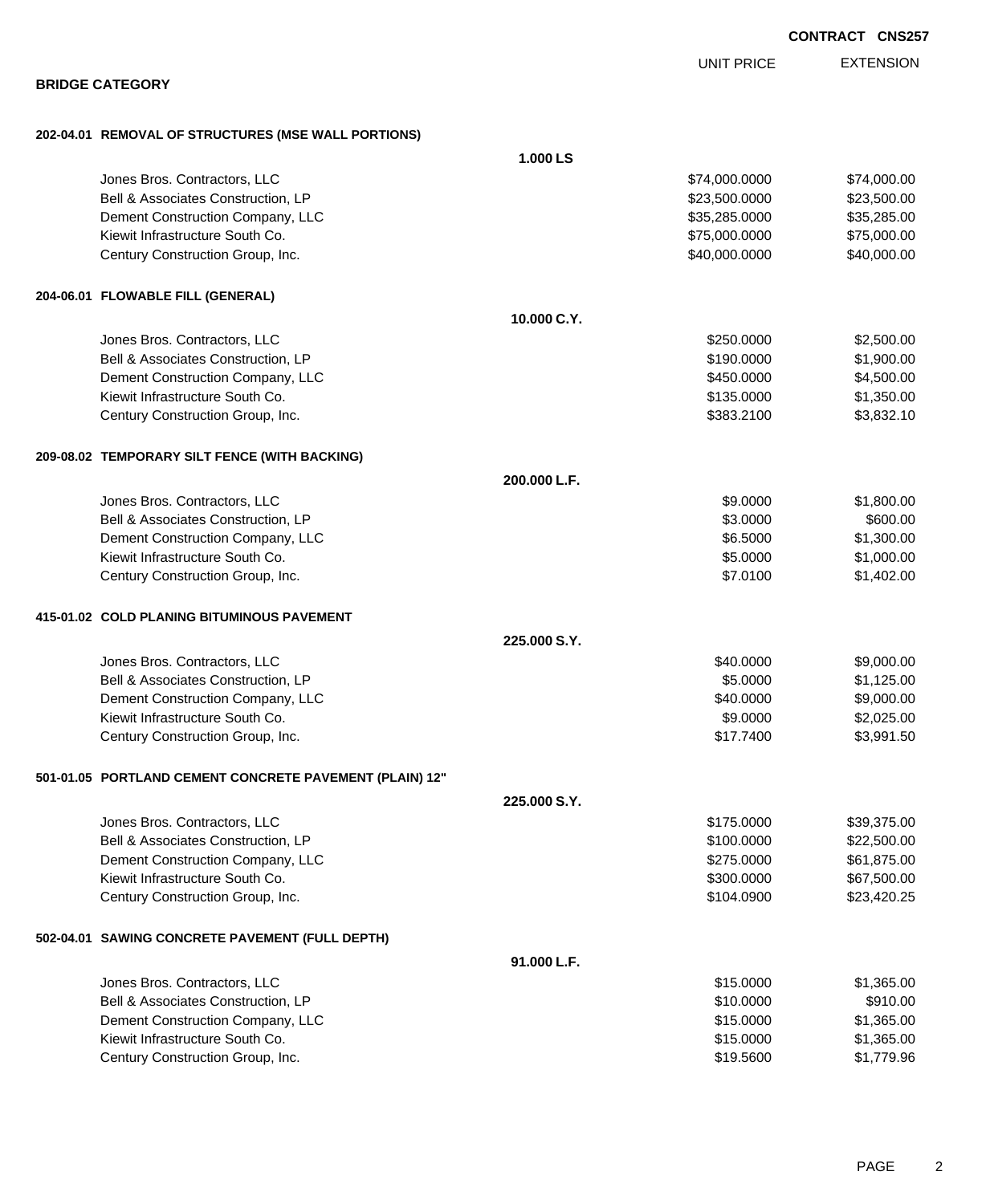CONTRACT CNS257

## BRIDGE CATEGORY

### 202-04.01 REMOVAL OF STRUCTURES (MSE WALL PORTIONS)

1.000 LS

| | UNIT PRICE | EXTENSION |
|---|---|---|
| Jones Bros. Contractors, LLC | $74,000.0000 | $74,000.00 |
| Bell & Associates Construction, LP | $23,500.0000 | $23,500.00 |
| Dement Construction Company, LLC | $35,285.0000 | $35,285.00 |
| Kiewit Infrastructure South Co. | $75,000.0000 | $75,000.00 |
| Century Construction Group, Inc. | $40,000.0000 | $40,000.00 |

### 204-06.01 FLOWABLE FILL (GENERAL)

10.000 C.Y.

| | UNIT PRICE | EXTENSION |
|---|---|---|
| Jones Bros. Contractors, LLC | $250.0000 | $2,500.00 |
| Bell & Associates Construction, LP | $190.0000 | $1,900.00 |
| Dement Construction Company, LLC | $450.0000 | $4,500.00 |
| Kiewit Infrastructure South Co. | $135.0000 | $1,350.00 |
| Century Construction Group, Inc. | $383.2100 | $3,832.10 |

### 209-08.02 TEMPORARY SILT FENCE (WITH BACKING)

200.000 L.F.

| | UNIT PRICE | EXTENSION |
|---|---|---|
| Jones Bros. Contractors, LLC | $9.0000 | $1,800.00 |
| Bell & Associates Construction, LP | $3.0000 | $600.00 |
| Dement Construction Company, LLC | $6.5000 | $1,300.00 |
| Kiewit Infrastructure South Co. | $5.0000 | $1,000.00 |
| Century Construction Group, Inc. | $7.0100 | $1,402.00 |

### 415-01.02 COLD PLANING BITUMINOUS PAVEMENT

225.000 S.Y.

| | UNIT PRICE | EXTENSION |
|---|---|---|
| Jones Bros. Contractors, LLC | $40.0000 | $9,000.00 |
| Bell & Associates Construction, LP | $5.0000 | $1,125.00 |
| Dement Construction Company, LLC | $40.0000 | $9,000.00 |
| Kiewit Infrastructure South Co. | $9.0000 | $2,025.00 |
| Century Construction Group, Inc. | $17.7400 | $3,991.50 |

### 501-01.05 PORTLAND CEMENT CONCRETE PAVEMENT (PLAIN) 12"

225.000 S.Y.

| | UNIT PRICE | EXTENSION |
|---|---|---|
| Jones Bros. Contractors, LLC | $175.0000 | $39,375.00 |
| Bell & Associates Construction, LP | $100.0000 | $22,500.00 |
| Dement Construction Company, LLC | $275.0000 | $61,875.00 |
| Kiewit Infrastructure South Co. | $300.0000 | $67,500.00 |
| Century Construction Group, Inc. | $104.0900 | $23,420.25 |

### 502-04.01 SAWING CONCRETE PAVEMENT (FULL DEPTH)

91.000 L.F.

| | UNIT PRICE | EXTENSION |
|---|---|---|
| Jones Bros. Contractors, LLC | $15.0000 | $1,365.00 |
| Bell & Associates Construction, LP | $10.0000 | $910.00 |
| Dement Construction Company, LLC | $15.0000 | $1,365.00 |
| Kiewit Infrastructure South Co. | $15.0000 | $1,365.00 |
| Century Construction Group, Inc. | $19.5600 | $1,779.96 |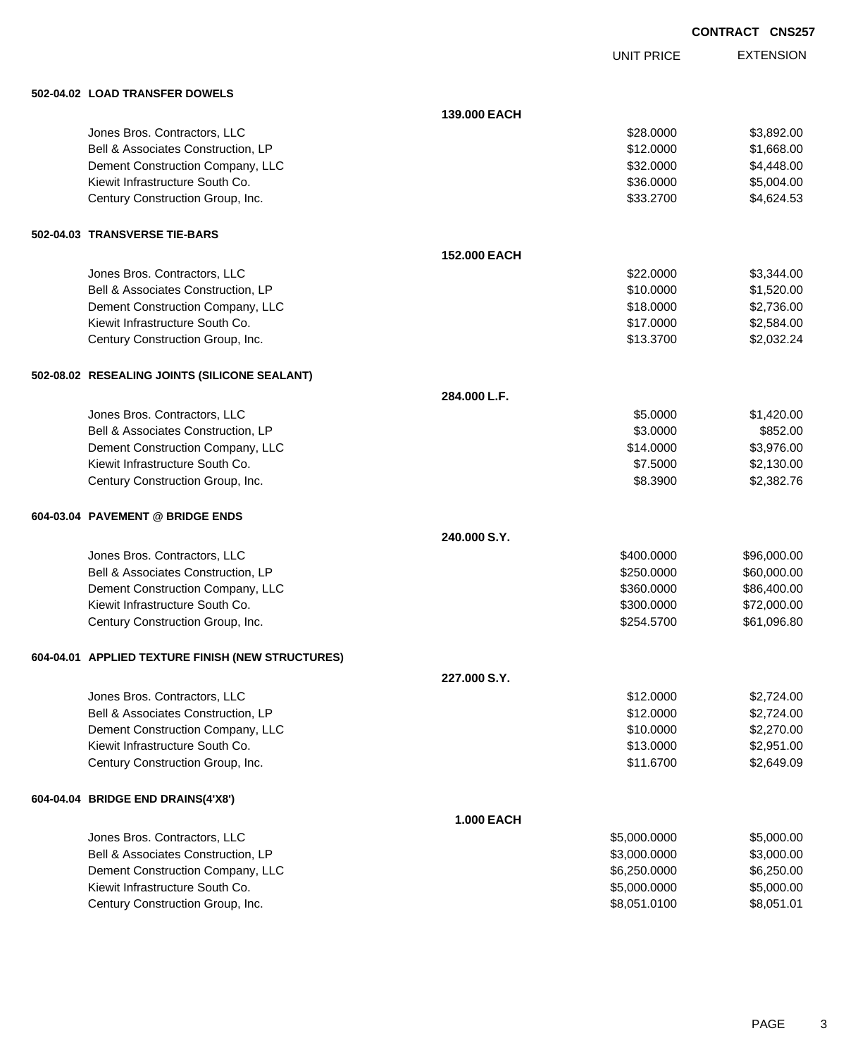**CONTRACT CNS257**

| | | UNIT PRICE | EXTENSION |
|---|---|---|---|
| **502-04.02 LOAD TRANSFER DOWELS** | | | |
| | **139.000 EACH** | | |
| Jones Bros. Contractors, LLC | | $28.0000 | $3,892.00 |
| Bell & Associates Construction, LP | | $12.0000 | $1,668.00 |
| Dement Construction Company, LLC | | $32.0000 | $4,448.00 |
| Kiewit Infrastructure South Co. | | $36.0000 | $5,004.00 |
| Century Construction Group, Inc. | | $33.2700 | $4,624.53 |
| **502-04.03 TRANSVERSE TIE-BARS** | | | |
| | **152.000 EACH** | | |
| Jones Bros. Contractors, LLC | | $22.0000 | $3,344.00 |
| Bell & Associates Construction, LP | | $10.0000 | $1,520.00 |
| Dement Construction Company, LLC | | $18.0000 | $2,736.00 |
| Kiewit Infrastructure South Co. | | $17.0000 | $2,584.00 |
| Century Construction Group, Inc. | | $13.3700 | $2,032.24 |
| **502-08.02 RESEALING JOINTS (SILICONE SEALANT)** | | | |
| | **284.000 L.F.** | | |
| Jones Bros. Contractors, LLC | | $5.0000 | $1,420.00 |
| Bell & Associates Construction, LP | | $3.0000 | $852.00 |
| Dement Construction Company, LLC | | $14.0000 | $3,976.00 |
| Kiewit Infrastructure South Co. | | $7.5000 | $2,130.00 |
| Century Construction Group, Inc. | | $8.3900 | $2,382.76 |
| **604-03.04 PAVEMENT @ BRIDGE ENDS** | | | |
| | **240.000 S.Y.** | | |
| Jones Bros. Contractors, LLC | | $400.0000 | $96,000.00 |
| Bell & Associates Construction, LP | | $250.0000 | $60,000.00 |
| Dement Construction Company, LLC | | $360.0000 | $86,400.00 |
| Kiewit Infrastructure South Co. | | $300.0000 | $72,000.00 |
| Century Construction Group, Inc. | | $254.5700 | $61,096.80 |
| **604-04.01 APPLIED TEXTURE FINISH (NEW STRUCTURES)** | | | |
| | **227.000 S.Y.** | | |
| Jones Bros. Contractors, LLC | | $12.0000 | $2,724.00 |
| Bell & Associates Construction, LP | | $12.0000 | $2,724.00 |
| Dement Construction Company, LLC | | $10.0000 | $2,270.00 |
| Kiewit Infrastructure South Co. | | $13.0000 | $2,951.00 |
| Century Construction Group, Inc. | | $11.6700 | $2,649.09 |
| **604-04.04 BRIDGE END DRAINS(4'X8')** | | | |
| | **1.000 EACH** | | |
| Jones Bros. Contractors, LLC | | $5,000.0000 | $5,000.00 |
| Bell & Associates Construction, LP | | $3,000.0000 | $3,000.00 |
| Dement Construction Company, LLC | | $6,250.0000 | $6,250.00 |
| Kiewit Infrastructure South Co. | | $5,000.0000 | $5,000.00 |
| Century Construction Group, Inc. | | $8,051.0100 | $8,051.01 |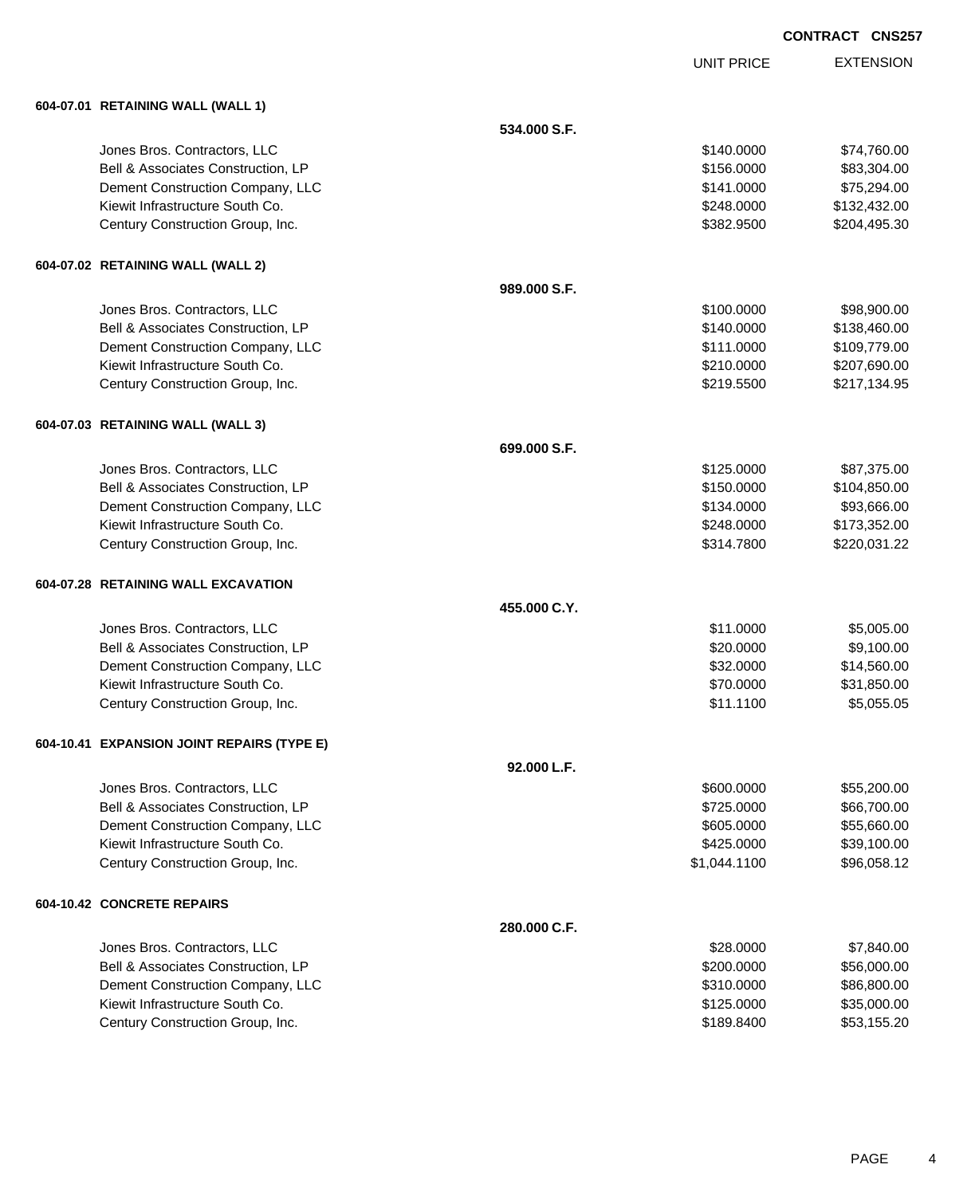**CONTRACT CNS257**

| | | UNIT PRICE | EXTENSION |
|---|---|---|---|
| **604-07.01 RETAINING WALL (WALL 1)** | | | |
| | **534.000 S.F.** | | |
| Jones Bros. Contractors, LLC | | $140.0000 | $74,760.00 |
| Bell & Associates Construction, LP | | $156.0000 | $83,304.00 |
| Dement Construction Company, LLC | | $141.0000 | $75,294.00 |
| Kiewit Infrastructure South Co. | | $248.0000 | $132,432.00 |
| Century Construction Group, Inc. | | $382.9500 | $204,495.30 |
| **604-07.02 RETAINING WALL (WALL 2)** | | | |
| | **989.000 S.F.** | | |
| Jones Bros. Contractors, LLC | | $100.0000 | $98,900.00 |
| Bell & Associates Construction, LP | | $140.0000 | $138,460.00 |
| Dement Construction Company, LLC | | $111.0000 | $109,779.00 |
| Kiewit Infrastructure South Co. | | $210.0000 | $207,690.00 |
| Century Construction Group, Inc. | | $219.5500 | $217,134.95 |
| **604-07.03 RETAINING WALL (WALL 3)** | | | |
| | **699.000 S.F.** | | |
| Jones Bros. Contractors, LLC | | $125.0000 | $87,375.00 |
| Bell & Associates Construction, LP | | $150.0000 | $104,850.00 |
| Dement Construction Company, LLC | | $134.0000 | $93,666.00 |
| Kiewit Infrastructure South Co. | | $248.0000 | $173,352.00 |
| Century Construction Group, Inc. | | $314.7800 | $220,031.22 |
| **604-07.28 RETAINING WALL EXCAVATION** | | | |
| | **455.000 C.Y.** | | |
| Jones Bros. Contractors, LLC | | $11.0000 | $5,005.00 |
| Bell & Associates Construction, LP | | $20.0000 | $9,100.00 |
| Dement Construction Company, LLC | | $32.0000 | $14,560.00 |
| Kiewit Infrastructure South Co. | | $70.0000 | $31,850.00 |
| Century Construction Group, Inc. | | $11.1100 | $5,055.05 |
| **604-10.41 EXPANSION JOINT REPAIRS (TYPE E)** | | | |
| | **92.000 L.F.** | | |
| Jones Bros. Contractors, LLC | | $600.0000 | $55,200.00 |
| Bell & Associates Construction, LP | | $725.0000 | $66,700.00 |
| Dement Construction Company, LLC | | $605.0000 | $55,660.00 |
| Kiewit Infrastructure South Co. | | $425.0000 | $39,100.00 |
| Century Construction Group, Inc. | | $1,044.1100 | $96,058.12 |
| **604-10.42 CONCRETE REPAIRS** | | | |
| | **280.000 C.F.** | | |
| Jones Bros. Contractors, LLC | | $28.0000 | $7,840.00 |
| Bell & Associates Construction, LP | | $200.0000 | $56,000.00 |
| Dement Construction Company, LLC | | $310.0000 | $86,800.00 |
| Kiewit Infrastructure South Co. | | $125.0000 | $35,000.00 |
| Century Construction Group, Inc. | | $189.8400 | $53,155.20 |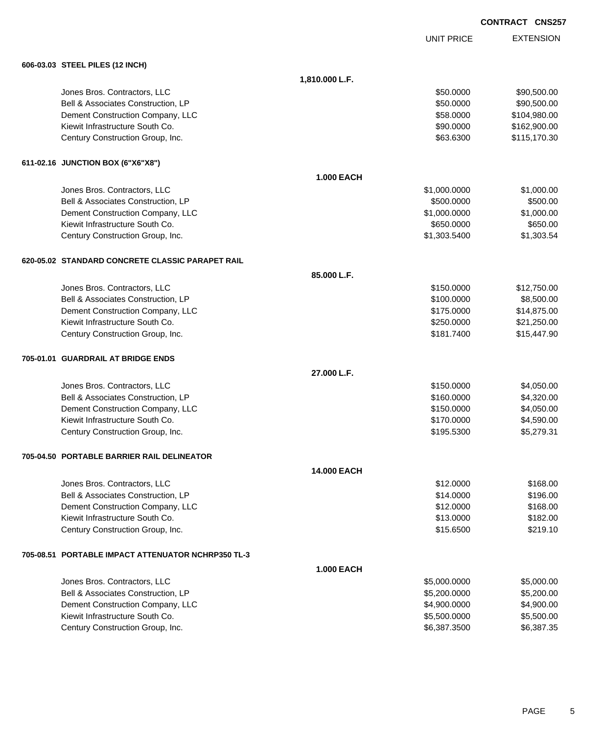**CONTRACT CNS257**

| | | UNIT PRICE | EXTENSION |
|---|---|---|---|
| **606-03.03 STEEL PILES (12 INCH)** | | | |
| | **1,810.000 L.F.** | | |
| Jones Bros. Contractors, LLC | | $50.0000 | $90,500.00 |
| Bell & Associates Construction, LP | | $50.0000 | $90,500.00 |
| Dement Construction Company, LLC | | $58.0000 | $104,980.00 |
| Kiewit Infrastructure South Co. | | $90.0000 | $162,900.00 |
| Century Construction Group, Inc. | | $63.6300 | $115,170.30 |
| **611-02.16 JUNCTION BOX (6"X6"X8")** | | | |
| | **1.000 EACH** | | |
| Jones Bros. Contractors, LLC | | $1,000.0000 | $1,000.00 |
| Bell & Associates Construction, LP | | $500.0000 | $500.00 |
| Dement Construction Company, LLC | | $1,000.0000 | $1,000.00 |
| Kiewit Infrastructure South Co. | | $650.0000 | $650.00 |
| Century Construction Group, Inc. | | $1,303.5400 | $1,303.54 |
| **620-05.02 STANDARD CONCRETE CLASSIC PARAPET RAIL** | | | |
| | **85.000 L.F.** | | |
| Jones Bros. Contractors, LLC | | $150.0000 | $12,750.00 |
| Bell & Associates Construction, LP | | $100.0000 | $8,500.00 |
| Dement Construction Company, LLC | | $175.0000 | $14,875.00 |
| Kiewit Infrastructure South Co. | | $250.0000 | $21,250.00 |
| Century Construction Group, Inc. | | $181.7400 | $15,447.90 |
| **705-01.01 GUARDRAIL AT BRIDGE ENDS** | | | |
| | **27.000 L.F.** | | |
| Jones Bros. Contractors, LLC | | $150.0000 | $4,050.00 |
| Bell & Associates Construction, LP | | $160.0000 | $4,320.00 |
| Dement Construction Company, LLC | | $150.0000 | $4,050.00 |
| Kiewit Infrastructure South Co. | | $170.0000 | $4,590.00 |
| Century Construction Group, Inc. | | $195.5300 | $5,279.31 |
| **705-04.50 PORTABLE BARRIER RAIL DELINEATOR** | | | |
| | **14.000 EACH** | | |
| Jones Bros. Contractors, LLC | | $12.0000 | $168.00 |
| Bell & Associates Construction, LP | | $14.0000 | $196.00 |
| Dement Construction Company, LLC | | $12.0000 | $168.00 |
| Kiewit Infrastructure South Co. | | $13.0000 | $182.00 |
| Century Construction Group, Inc. | | $15.6500 | $219.10 |
| **705-08.51 PORTABLE IMPACT ATTENUATOR NCHRP350 TL-3** | | | |
| | **1.000 EACH** | | |
| Jones Bros. Contractors, LLC | | $5,000.0000 | $5,000.00 |
| Bell & Associates Construction, LP | | $5,200.0000 | $5,200.00 |
| Dement Construction Company, LLC | | $4,900.0000 | $4,900.00 |
| Kiewit Infrastructure South Co. | | $5,500.0000 | $5,500.00 |
| Century Construction Group, Inc. | | $6,387.3500 | $6,387.35 |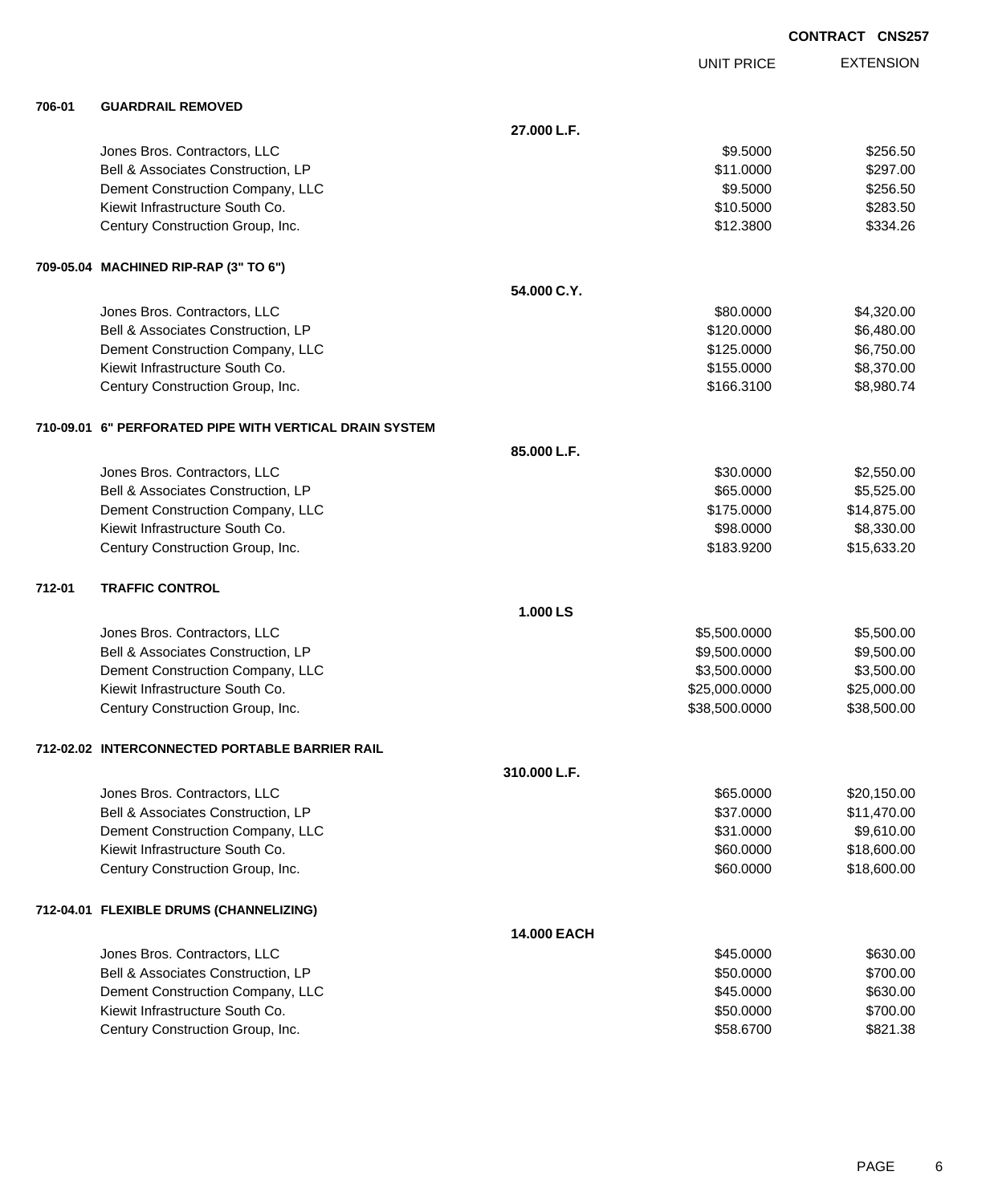CONTRACT CNS257

| | | UNIT PRICE | EXTENSION |
|---|---|---|---|
| **706-01** | **GUARDRAIL REMOVED** | | |
| | **27.000 L.F.** | | |
| | Jones Bros. Contractors, LLC | $9.5000 | $256.50 |
| | Bell & Associates Construction, LP | $11.0000 | $297.00 |
| | Dement Construction Company, LLC | $9.5000 | $256.50 |
| | Kiewit Infrastructure South Co. | $10.5000 | $283.50 |
| | Century Construction Group, Inc. | $12.3800 | $334.26 |
| **709-05.04** | **MACHINED RIP-RAP (3" TO 6")** | | |
| | **54.000 C.Y.** | | |
| | Jones Bros. Contractors, LLC | $80.0000 | $4,320.00 |
| | Bell & Associates Construction, LP | $120.0000 | $6,480.00 |
| | Dement Construction Company, LLC | $125.0000 | $6,750.00 |
| | Kiewit Infrastructure South Co. | $155.0000 | $8,370.00 |
| | Century Construction Group, Inc. | $166.3100 | $8,980.74 |
| **710-09.01** | **6" PERFORATED PIPE WITH VERTICAL DRAIN SYSTEM** | | |
| | **85.000 L.F.** | | |
| | Jones Bros. Contractors, LLC | $30.0000 | $2,550.00 |
| | Bell & Associates Construction, LP | $65.0000 | $5,525.00 |
| | Dement Construction Company, LLC | $175.0000 | $14,875.00 |
| | Kiewit Infrastructure South Co. | $98.0000 | $8,330.00 |
| | Century Construction Group, Inc. | $183.9200 | $15,633.20 |
| **712-01** | **TRAFFIC CONTROL** | | |
| | **1.000 LS** | | |
| | Jones Bros. Contractors, LLC | $5,500.0000 | $5,500.00 |
| | Bell & Associates Construction, LP | $9,500.0000 | $9,500.00 |
| | Dement Construction Company, LLC | $3,500.0000 | $3,500.00 |
| | Kiewit Infrastructure South Co. | $25,000.0000 | $25,000.00 |
| | Century Construction Group, Inc. | $38,500.0000 | $38,500.00 |
| **712-02.02** | **INTERCONNECTED PORTABLE BARRIER RAIL** | | |
| | **310.000 L.F.** | | |
| | Jones Bros. Contractors, LLC | $65.0000 | $20,150.00 |
| | Bell & Associates Construction, LP | $37.0000 | $11,470.00 |
| | Dement Construction Company, LLC | $31.0000 | $9,610.00 |
| | Kiewit Infrastructure South Co. | $60.0000 | $18,600.00 |
| | Century Construction Group, Inc. | $60.0000 | $18,600.00 |
| **712-04.01** | **FLEXIBLE DRUMS (CHANNELIZING)** | | |
| | **14.000 EACH** | | |
| | Jones Bros. Contractors, LLC | $45.0000 | $630.00 |
| | Bell & Associates Construction, LP | $50.0000 | $700.00 |
| | Dement Construction Company, LLC | $45.0000 | $630.00 |
| | Kiewit Infrastructure South Co. | $50.0000 | $700.00 |
| | Century Construction Group, Inc. | $58.6700 | $821.38 |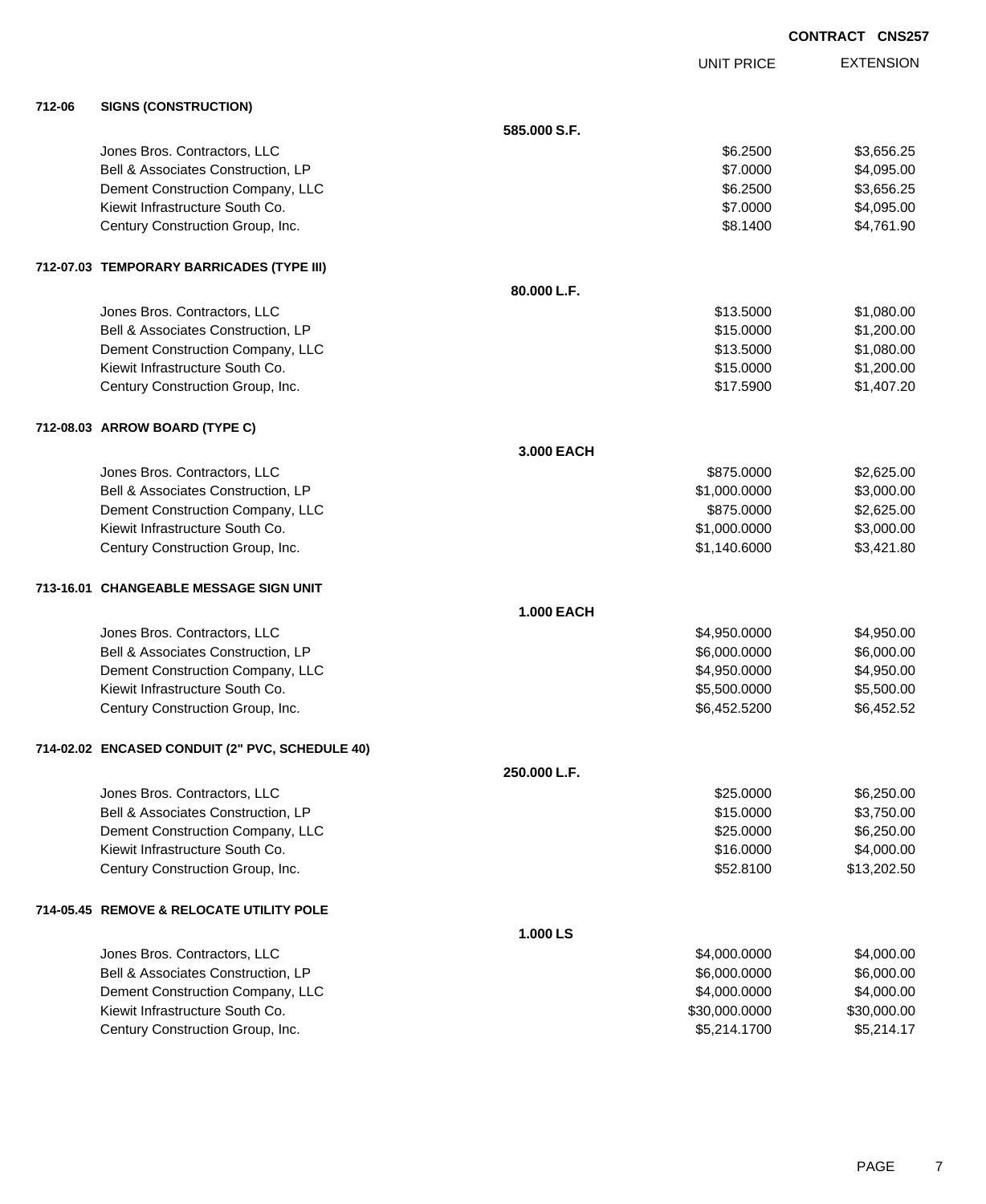**CONTRACT CNS257**

| | | UNIT PRICE | EXTENSION |
|---|---|---|---|
| **712-06** | **SIGNS (CONSTRUCTION)** | | |
| | **585.000 S.F.** | | |
| | Jones Bros. Contractors, LLC | $6.2500 | $3,656.25 |
| | Bell & Associates Construction, LP | $7.0000 | $4,095.00 |
| | Dement Construction Company, LLC | $6.2500 | $3,656.25 |
| | Kiewit Infrastructure South Co. | $7.0000 | $4,095.00 |
| | Century Construction Group, Inc. | $8.1400 | $4,761.90 |
| **712-07.03** | **TEMPORARY BARRICADES (TYPE III)** | | |
| | **80.000 L.F.** | | |
| | Jones Bros. Contractors, LLC | $13.5000 | $1,080.00 |
| | Bell & Associates Construction, LP | $15.0000 | $1,200.00 |
| | Dement Construction Company, LLC | $13.5000 | $1,080.00 |
| | Kiewit Infrastructure South Co. | $15.0000 | $1,200.00 |
| | Century Construction Group, Inc. | $17.5900 | $1,407.20 |
| **712-08.03** | **ARROW BOARD (TYPE C)** | | |
| | **3.000 EACH** | | |
| | Jones Bros. Contractors, LLC | $875.0000 | $2,625.00 |
| | Bell & Associates Construction, LP | $1,000.0000 | $3,000.00 |
| | Dement Construction Company, LLC | $875.0000 | $2,625.00 |
| | Kiewit Infrastructure South Co. | $1,000.0000 | $3,000.00 |
| | Century Construction Group, Inc. | $1,140.6000 | $3,421.80 |
| **713-16.01** | **CHANGEABLE MESSAGE SIGN UNIT** | | |
| | **1.000 EACH** | | |
| | Jones Bros. Contractors, LLC | $4,950.0000 | $4,950.00 |
| | Bell & Associates Construction, LP | $6,000.0000 | $6,000.00 |
| | Dement Construction Company, LLC | $4,950.0000 | $4,950.00 |
| | Kiewit Infrastructure South Co. | $5,500.0000 | $5,500.00 |
| | Century Construction Group, Inc. | $6,452.5200 | $6,452.52 |
| **714-02.02** | **ENCASED CONDUIT (2" PVC, SCHEDULE 40)** | | |
| | **250.000 L.F.** | | |
| | Jones Bros. Contractors, LLC | $25.0000 | $6,250.00 |
| | Bell & Associates Construction, LP | $15.0000 | $3,750.00 |
| | Dement Construction Company, LLC | $25.0000 | $6,250.00 |
| | Kiewit Infrastructure South Co. | $16.0000 | $4,000.00 |
| | Century Construction Group, Inc. | $52.8100 | $13,202.50 |
| **714-05.45** | **REMOVE & RELOCATE UTILITY POLE** | | |
| | **1.000 LS** | | |
| | Jones Bros. Contractors, LLC | $4,000.0000 | $4,000.00 |
| | Bell & Associates Construction, LP | $6,000.0000 | $6,000.00 |
| | Dement Construction Company, LLC | $4,000.0000 | $4,000.00 |
| | Kiewit Infrastructure South Co. | $30,000.0000 | $30,000.00 |
| | Century Construction Group, Inc. | $5,214.1700 | $5,214.17 |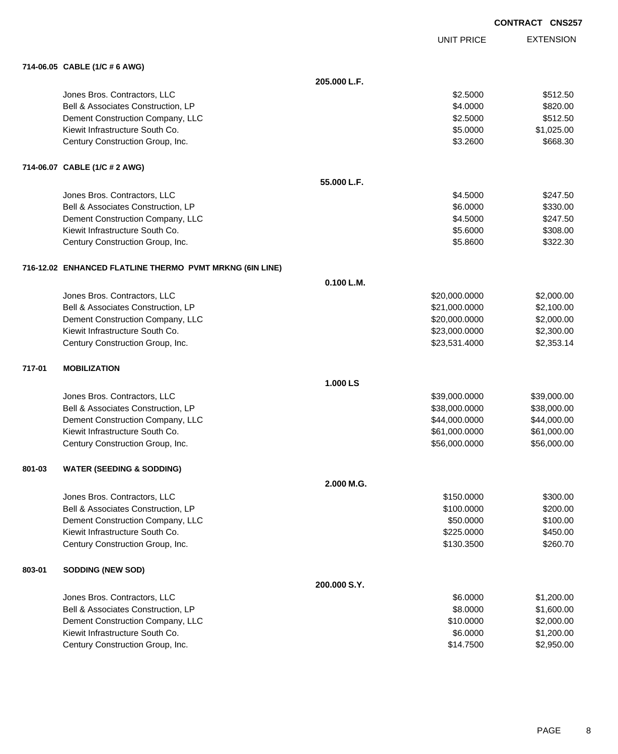**CONTRACT CNS257**

| | | | UNIT PRICE | EXTENSION |
|---|---|---|---|---|
| **714-06.05** | **CABLE (1/C # 6 AWG)** | | | |
| | | **205.000 L.F.** | | |
| | Jones Bros. Contractors, LLC | | $2.5000 | $512.50 |
| | Bell & Associates Construction, LP | | $4.0000 | $820.00 |
| | Dement Construction Company, LLC | | $2.5000 | $512.50 |
| | Kiewit Infrastructure South Co. | | $5.0000 | $1,025.00 |
| | Century Construction Group, Inc. | | $3.2600 | $668.30 |
| **714-06.07** | **CABLE (1/C # 2 AWG)** | | | |
| | | **55.000 L.F.** | | |
| | Jones Bros. Contractors, LLC | | $4.5000 | $247.50 |
| | Bell & Associates Construction, LP | | $6.0000 | $330.00 |
| | Dement Construction Company, LLC | | $4.5000 | $247.50 |
| | Kiewit Infrastructure South Co. | | $5.6000 | $308.00 |
| | Century Construction Group, Inc. | | $5.8600 | $322.30 |
| **716-12.02** | **ENHANCED FLATLINE THERMO PVMT MRKNG (6IN LINE)** | | | |
| | | **0.100 L.M.** | | |
| | Jones Bros. Contractors, LLC | | $20,000.0000 | $2,000.00 |
| | Bell & Associates Construction, LP | | $21,000.0000 | $2,100.00 |
| | Dement Construction Company, LLC | | $20,000.0000 | $2,000.00 |
| | Kiewit Infrastructure South Co. | | $23,000.0000 | $2,300.00 |
| | Century Construction Group, Inc. | | $23,531.4000 | $2,353.14 |
| **717-01** | **MOBILIZATION** | | | |
| | | **1.000 LS** | | |
| | Jones Bros. Contractors, LLC | | $39,000.0000 | $39,000.00 |
| | Bell & Associates Construction, LP | | $38,000.0000 | $38,000.00 |
| | Dement Construction Company, LLC | | $44,000.0000 | $44,000.00 |
| | Kiewit Infrastructure South Co. | | $61,000.0000 | $61,000.00 |
| | Century Construction Group, Inc. | | $56,000.0000 | $56,000.00 |
| **801-03** | **WATER (SEEDING & SODDING)** | | | |
| | | **2.000 M.G.** | | |
| | Jones Bros. Contractors, LLC | | $150.0000 | $300.00 |
| | Bell & Associates Construction, LP | | $100.0000 | $200.00 |
| | Dement Construction Company, LLC | | $50.0000 | $100.00 |
| | Kiewit Infrastructure South Co. | | $225.0000 | $450.00 |
| | Century Construction Group, Inc. | | $130.3500 | $260.70 |
| **803-01** | **SODDING (NEW SOD)** | | | |
| | | **200.000 S.Y.** | | |
| | Jones Bros. Contractors, LLC | | $6.0000 | $1,200.00 |
| | Bell & Associates Construction, LP | | $8.0000 | $1,600.00 |
| | Dement Construction Company, LLC | | $10.0000 | $2,000.00 |
| | Kiewit Infrastructure South Co. | | $6.0000 | $1,200.00 |
| | Century Construction Group, Inc. | | $14.7500 | $2,950.00 |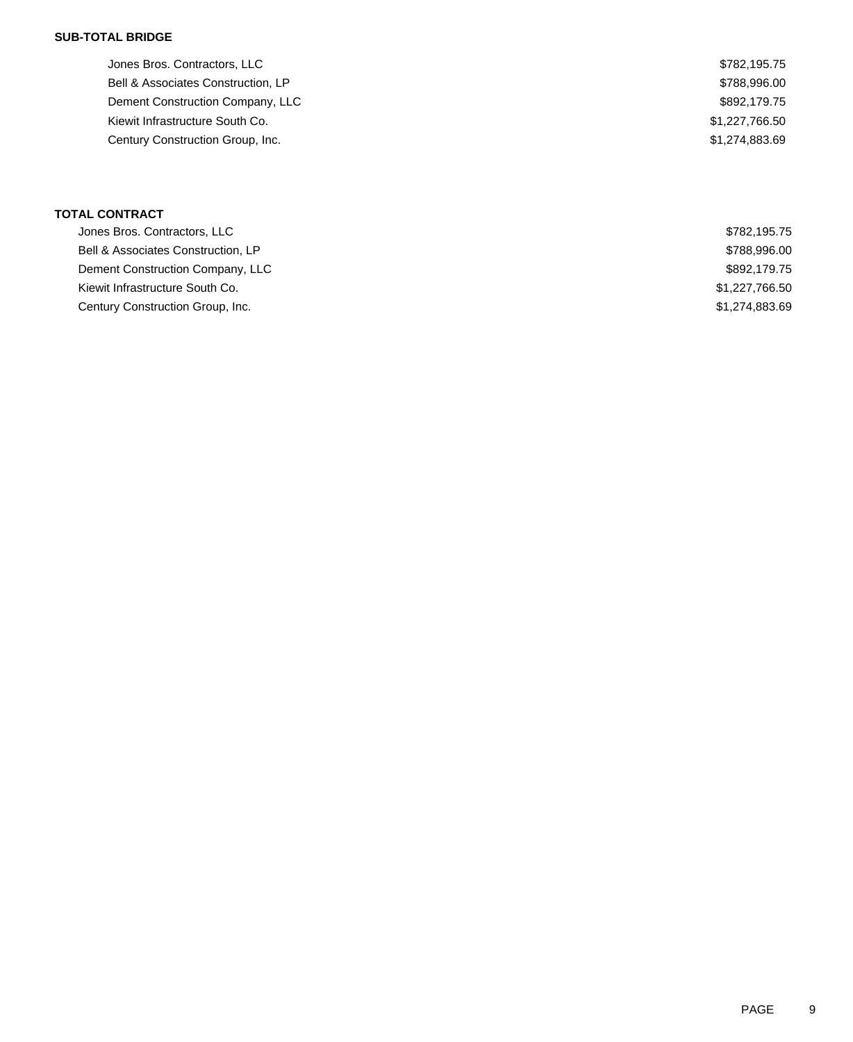**SUB-TOTAL BRIDGE**

| | |
|---|---|
| Jones Bros. Contractors, LLC | $782,195.75 |
| Bell & Associates Construction, LP | $788,996.00 |
| Dement Construction Company, LLC | $892,179.75 |
| Kiewit Infrastructure South Co. | $1,227,766.50 |
| Century Construction Group, Inc. | $1,274,883.69 |

**TOTAL CONTRACT**

| | |
|---|---|
| Jones Bros. Contractors, LLC | $782,195.75 |
| Bell & Associates Construction, LP | $788,996.00 |
| Dement Construction Company, LLC | $892,179.75 |
| Kiewit Infrastructure South Co. | $1,227,766.50 |
| Century Construction Group, Inc. | $1,274,883.69 |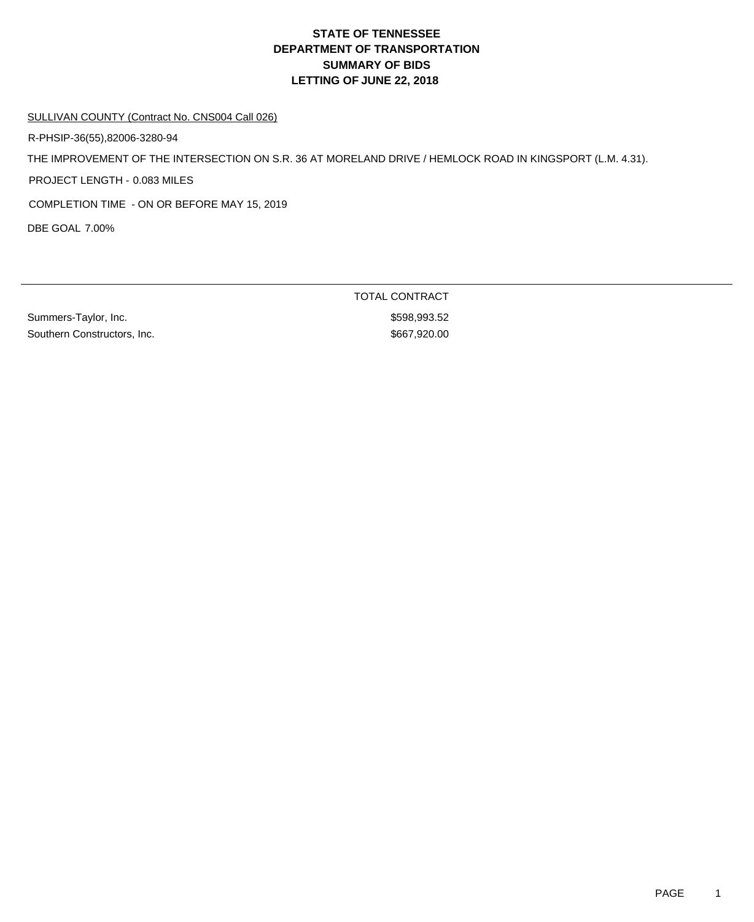# STATE OF TENNESSEE
# DEPARTMENT OF TRANSPORTATION
# SUMMARY OF BIDS
# LETTING OF JUNE 22, 2018

SULLIVAN COUNTY (Contract No. CNS004 Call 026)

R-PHSIP-36(55),82006-3280-94

THE IMPROVEMENT OF THE INTERSECTION ON S.R. 36 AT MORELAND DRIVE / HEMLOCK ROAD IN KINGSPORT (L.M. 4.31).

PROJECT LENGTH - 0.083 MILES

COMPLETION TIME - ON OR BEFORE MAY 15, 2019

DBE GOAL 7.00%

| | TOTAL CONTRACT |
|---|---|
| Summers-Taylor, Inc. | $598,993.52 |
| Southern Constructors, Inc. | $667,920.00 |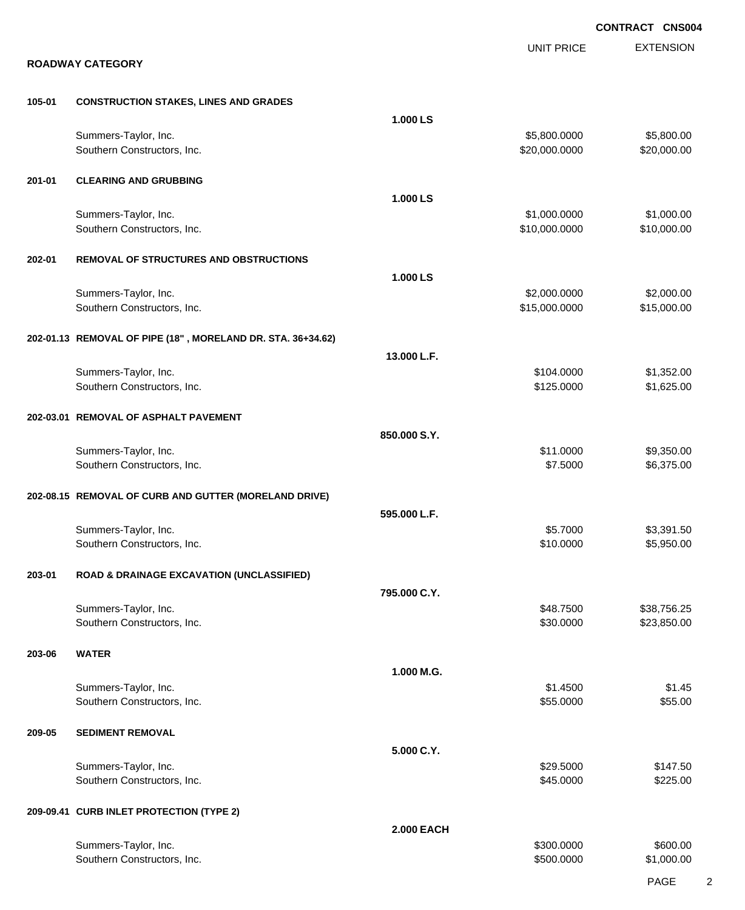**CONTRACT CNS004**

## ROADWAY CATEGORY

| | | | UNIT PRICE | EXTENSION |
|---|---|---|---|---|
| **105-01** | **CONSTRUCTION STAKES, LINES AND GRADES** | | | |
| | | **1.000 LS** | | |
| | Summers-Taylor, Inc. | | $5,800.0000 | $5,800.00 |
| | Southern Constructors, Inc. | | $20,000.0000 | $20,000.00 |
| **201-01** | **CLEARING AND GRUBBING** | | | |
| | | **1.000 LS** | | |
| | Summers-Taylor, Inc. | | $1,000.0000 | $1,000.00 |
| | Southern Constructors, Inc. | | $10,000.0000 | $10,000.00 |
| **202-01** | **REMOVAL OF STRUCTURES AND OBSTRUCTIONS** | | | |
| | | **1.000 LS** | | |
| | Summers-Taylor, Inc. | | $2,000.0000 | $2,000.00 |
| | Southern Constructors, Inc. | | $15,000.0000 | $15,000.00 |
| **202-01.13** | **REMOVAL OF PIPE (18" , MORELAND DR. STA. 36+34.62)** | | | |
| | | **13.000 L.F.** | | |
| | Summers-Taylor, Inc. | | $104.0000 | $1,352.00 |
| | Southern Constructors, Inc. | | $125.0000 | $1,625.00 |
| **202-03.01** | **REMOVAL OF ASPHALT PAVEMENT** | | | |
| | | **850.000 S.Y.** | | |
| | Summers-Taylor, Inc. | | $11.0000 | $9,350.00 |
| | Southern Constructors, Inc. | | $7.5000 | $6,375.00 |
| **202-08.15** | **REMOVAL OF CURB AND GUTTER (MORELAND DRIVE)** | | | |
| | | **595.000 L.F.** | | |
| | Summers-Taylor, Inc. | | $5.7000 | $3,391.50 |
| | Southern Constructors, Inc. | | $10.0000 | $5,950.00 |
| **203-01** | **ROAD & DRAINAGE EXCAVATION (UNCLASSIFIED)** | | | |
| | | **795.000 C.Y.** | | |
| | Summers-Taylor, Inc. | | $48.7500 | $38,756.25 |
| | Southern Constructors, Inc. | | $30.0000 | $23,850.00 |
| **203-06** | **WATER** | | | |
| | | **1.000 M.G.** | | |
| | Summers-Taylor, Inc. | | $1.4500 | $1.45 |
| | Southern Constructors, Inc. | | $55.0000 | $55.00 |
| **209-05** | **SEDIMENT REMOVAL** | | | |
| | | **5.000 C.Y.** | | |
| | Summers-Taylor, Inc. | | $29.5000 | $147.50 |
| | Southern Constructors, Inc. | | $45.0000 | $225.00 |
| **209-09.41** | **CURB INLET PROTECTION (TYPE 2)** | | | |
| | | **2.000 EACH** | | |
| | Summers-Taylor, Inc. | | $300.0000 | $600.00 |
| | Southern Constructors, Inc. | | $500.0000 | $1,000.00 |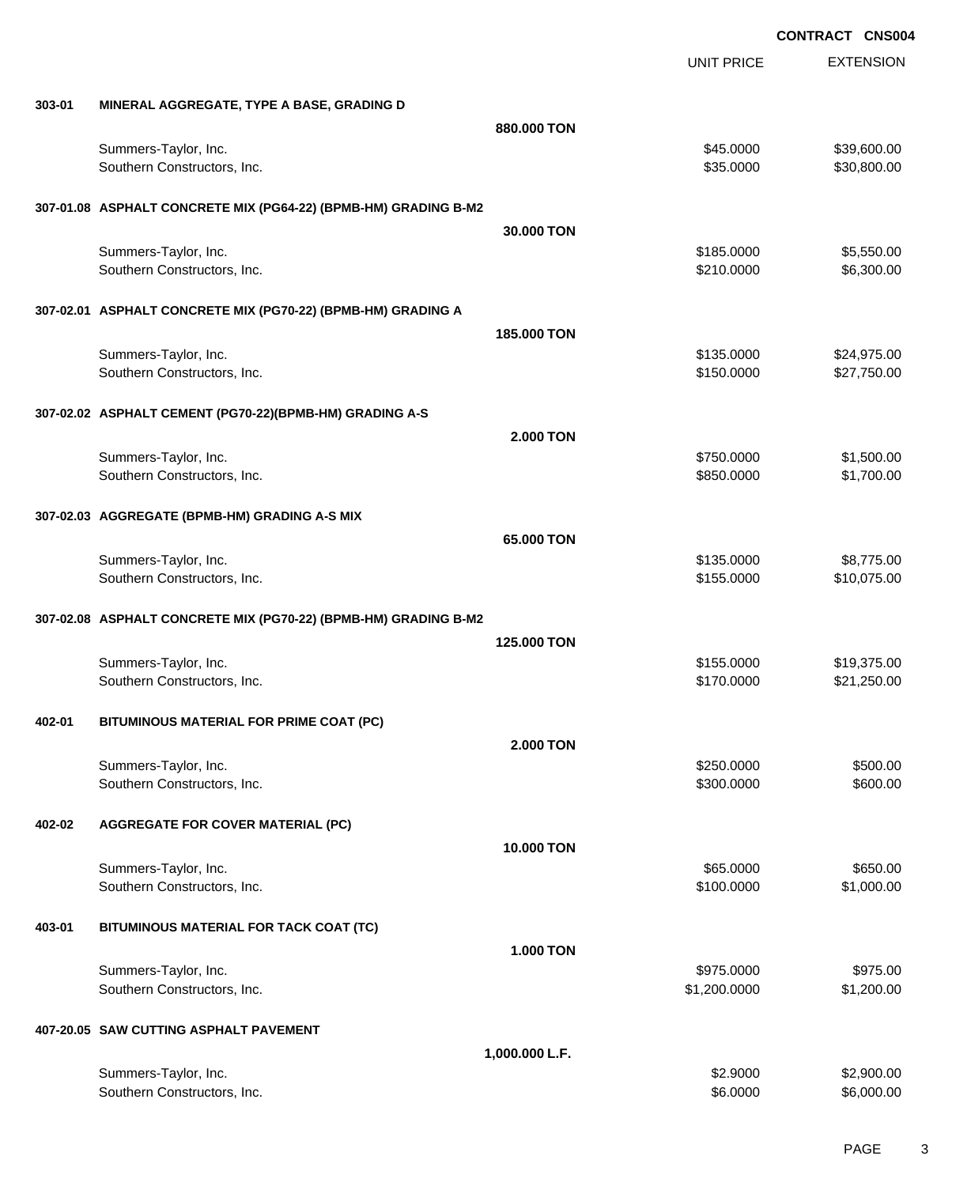**CONTRACT CNS004**

| | | | UNIT PRICE | EXTENSION |
|---|---|---|---|---|
| **303-01** | **MINERAL AGGREGATE, TYPE A BASE, GRADING D** | | | |
| | | **880.000 TON** | | |
| | Summers-Taylor, Inc. | | $45.0000 | $39,600.00 |
| | Southern Constructors, Inc. | | $35.0000 | $30,800.00 |
| **307-01.08** | **ASPHALT CONCRETE MIX (PG64-22) (BPMB-HM) GRADING B-M2** | | | |
| | | **30.000 TON** | | |
| | Summers-Taylor, Inc. | | $185.0000 | $5,550.00 |
| | Southern Constructors, Inc. | | $210.0000 | $6,300.00 |
| **307-02.01** | **ASPHALT CONCRETE MIX (PG70-22) (BPMB-HM) GRADING A** | | | |
| | | **185.000 TON** | | |
| | Summers-Taylor, Inc. | | $135.0000 | $24,975.00 |
| | Southern Constructors, Inc. | | $150.0000 | $27,750.00 |
| **307-02.02** | **ASPHALT CEMENT (PG70-22)(BPMB-HM) GRADING A-S** | | | |
| | | **2.000 TON** | | |
| | Summers-Taylor, Inc. | | $750.0000 | $1,500.00 |
| | Southern Constructors, Inc. | | $850.0000 | $1,700.00 |
| **307-02.03** | **AGGREGATE (BPMB-HM) GRADING A-S MIX** | | | |
| | | **65.000 TON** | | |
| | Summers-Taylor, Inc. | | $135.0000 | $8,775.00 |
| | Southern Constructors, Inc. | | $155.0000 | $10,075.00 |
| **307-02.08** | **ASPHALT CONCRETE MIX (PG70-22) (BPMB-HM) GRADING B-M2** | | | |
| | | **125.000 TON** | | |
| | Summers-Taylor, Inc. | | $155.0000 | $19,375.00 |
| | Southern Constructors, Inc. | | $170.0000 | $21,250.00 |
| **402-01** | **BITUMINOUS MATERIAL FOR PRIME COAT (PC)** | | | |
| | | **2.000 TON** | | |
| | Summers-Taylor, Inc. | | $250.0000 | $500.00 |
| | Southern Constructors, Inc. | | $300.0000 | $600.00 |
| **402-02** | **AGGREGATE FOR COVER MATERIAL (PC)** | | | |
| | | **10.000 TON** | | |
| | Summers-Taylor, Inc. | | $65.0000 | $650.00 |
| | Southern Constructors, Inc. | | $100.0000 | $1,000.00 |
| **403-01** | **BITUMINOUS MATERIAL FOR TACK COAT (TC)** | | | |
| | | **1.000 TON** | | |
| | Summers-Taylor, Inc. | | $975.0000 | $975.00 |
| | Southern Constructors, Inc. | | $1,200.0000 | $1,200.00 |
| **407-20.05** | **SAW CUTTING ASPHALT PAVEMENT** | | | |
| | | **1,000.000 L.F.** | | |
| | Summers-Taylor, Inc. | | $2.9000 | $2,900.00 |
| | Southern Constructors, Inc. | | $6.0000 | $6,000.00 |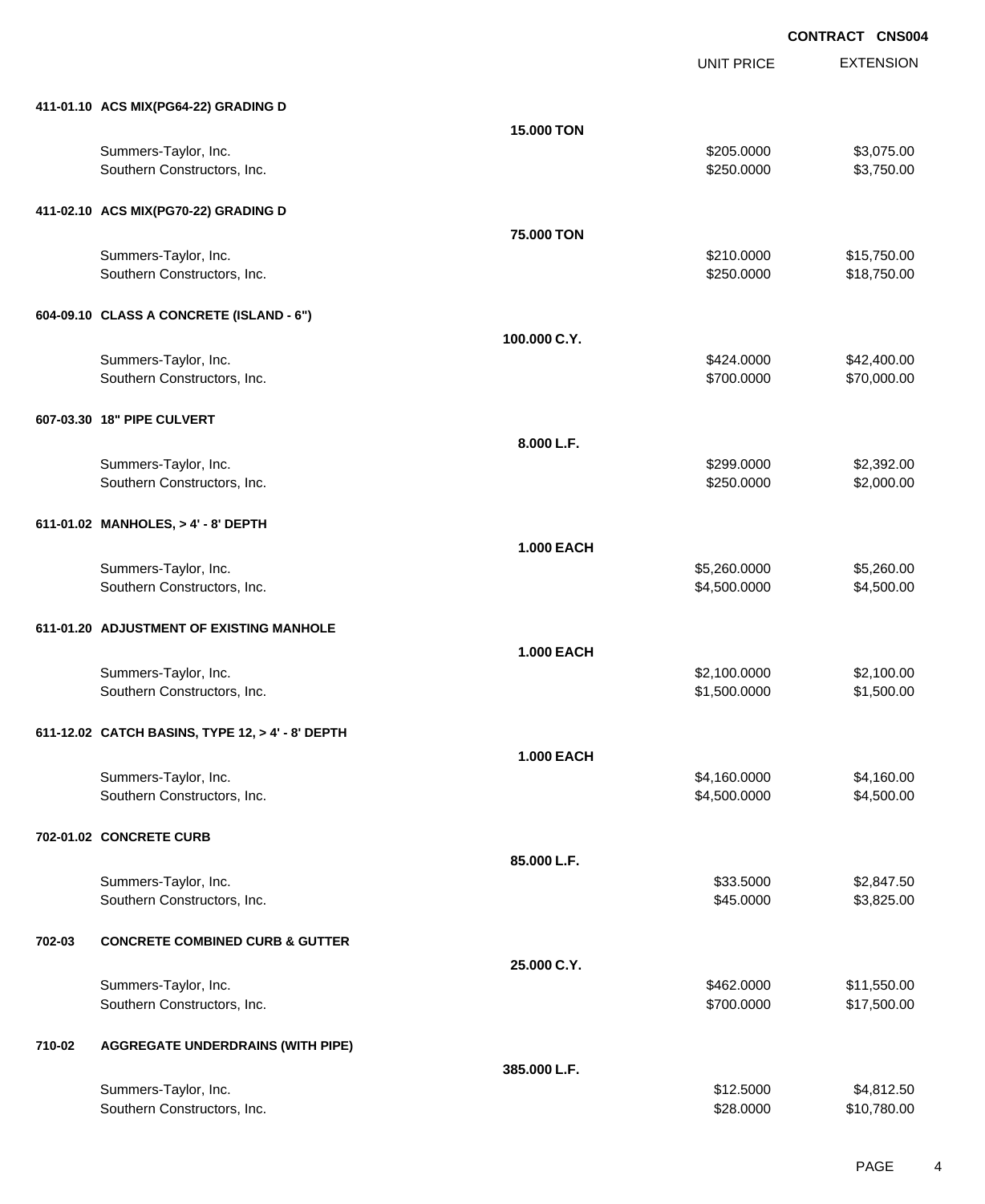**CONTRACT CNS004**

| | | UNIT PRICE | EXTENSION |
|---|---|---|---|
| **411-01.10 ACS MIX(PG64-22) GRADING D** | | | |
| | **15.000 TON** | | |
| Summers-Taylor, Inc. | | $205.0000 | $3,075.00 |
| Southern Constructors, Inc. | | $250.0000 | $3,750.00 |
| **411-02.10 ACS MIX(PG70-22) GRADING D** | | | |
| | **75.000 TON** | | |
| Summers-Taylor, Inc. | | $210.0000 | $15,750.00 |
| Southern Constructors, Inc. | | $250.0000 | $18,750.00 |
| **604-09.10 CLASS A CONCRETE (ISLAND - 6")** | | | |
| | **100.000 C.Y.** | | |
| Summers-Taylor, Inc. | | $424.0000 | $42,400.00 |
| Southern Constructors, Inc. | | $700.0000 | $70,000.00 |
| **607-03.30 18" PIPE CULVERT** | | | |
| | **8.000 L.F.** | | |
| Summers-Taylor, Inc. | | $299.0000 | $2,392.00 |
| Southern Constructors, Inc. | | $250.0000 | $2,000.00 |
| **611-01.02 MANHOLES, > 4' - 8' DEPTH** | | | |
| | **1.000 EACH** | | |
| Summers-Taylor, Inc. | | $5,260.0000 | $5,260.00 |
| Southern Constructors, Inc. | | $4,500.0000 | $4,500.00 |
| **611-01.20 ADJUSTMENT OF EXISTING MANHOLE** | | | |
| | **1.000 EACH** | | |
| Summers-Taylor, Inc. | | $2,100.0000 | $2,100.00 |
| Southern Constructors, Inc. | | $1,500.0000 | $1,500.00 |
| **611-12.02 CATCH BASINS, TYPE 12, > 4' - 8' DEPTH** | | | |
| | **1.000 EACH** | | |
| Summers-Taylor, Inc. | | $4,160.0000 | $4,160.00 |
| Southern Constructors, Inc. | | $4,500.0000 | $4,500.00 |
| **702-01.02 CONCRETE CURB** | | | |
| | **85.000 L.F.** | | |
| Summers-Taylor, Inc. | | $33.5000 | $2,847.50 |
| Southern Constructors, Inc. | | $45.0000 | $3,825.00 |
| **702-03 CONCRETE COMBINED CURB & GUTTER** | | | |
| | **25.000 C.Y.** | | |
| Summers-Taylor, Inc. | | $462.0000 | $11,550.00 |
| Southern Constructors, Inc. | | $700.0000 | $17,500.00 |
| **710-02 AGGREGATE UNDERDRAINS (WITH PIPE)** | | | |
| | **385.000 L.F.** | | |
| Summers-Taylor, Inc. | | $12.5000 | $4,812.50 |
| Southern Constructors, Inc. | | $28.0000 | $10,780.00 |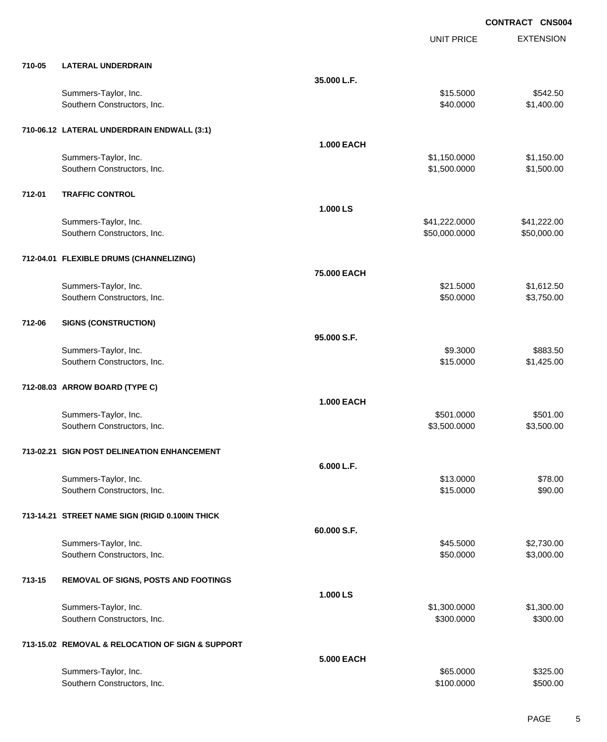**CONTRACT CNS004**

| | | | UNIT PRICE | EXTENSION |
|---|---|---|---|---|
| **710-05** | **LATERAL UNDERDRAIN** | | | |
| | | **35.000 L.F.** | | |
| | Summers-Taylor, Inc. | | $15.5000 | $542.50 |
| | Southern Constructors, Inc. | | $40.0000 | $1,400.00 |
| **710-06.12** | **LATERAL UNDERDRAIN ENDWALL (3:1)** | | | |
| | | **1.000 EACH** | | |
| | Summers-Taylor, Inc. | | $1,150.0000 | $1,150.00 |
| | Southern Constructors, Inc. | | $1,500.0000 | $1,500.00 |
| **712-01** | **TRAFFIC CONTROL** | | | |
| | | **1.000 LS** | | |
| | Summers-Taylor, Inc. | | $41,222.0000 | $41,222.00 |
| | Southern Constructors, Inc. | | $50,000.0000 | $50,000.00 |
| **712-04.01** | **FLEXIBLE DRUMS (CHANNELIZING)** | | | |
| | | **75.000 EACH** | | |
| | Summers-Taylor, Inc. | | $21.5000 | $1,612.50 |
| | Southern Constructors, Inc. | | $50.0000 | $3,750.00 |
| **712-06** | **SIGNS (CONSTRUCTION)** | | | |
| | | **95.000 S.F.** | | |
| | Summers-Taylor, Inc. | | $9.3000 | $883.50 |
| | Southern Constructors, Inc. | | $15.0000 | $1,425.00 |
| **712-08.03** | **ARROW BOARD (TYPE C)** | | | |
| | | **1.000 EACH** | | |
| | Summers-Taylor, Inc. | | $501.0000 | $501.00 |
| | Southern Constructors, Inc. | | $3,500.0000 | $3,500.00 |
| **713-02.21** | **SIGN POST DELINEATION ENHANCEMENT** | | | |
| | | **6.000 L.F.** | | |
| | Summers-Taylor, Inc. | | $13.0000 | $78.00 |
| | Southern Constructors, Inc. | | $15.0000 | $90.00 |
| **713-14.21** | **STREET NAME SIGN (RIGID 0.100IN THICK** | | | |
| | | **60.000 S.F.** | | |
| | Summers-Taylor, Inc. | | $45.5000 | $2,730.00 |
| | Southern Constructors, Inc. | | $50.0000 | $3,000.00 |
| **713-15** | **REMOVAL OF SIGNS, POSTS AND FOOTINGS** | | | |
| | | **1.000 LS** | | |
| | Summers-Taylor, Inc. | | $1,300.0000 | $1,300.00 |
| | Southern Constructors, Inc. | | $300.0000 | $300.00 |
| **713-15.02** | **REMOVAL & RELOCATION OF SIGN & SUPPORT** | | | |
| | | **5.000 EACH** | | |
| | Summers-Taylor, Inc. | | $65.0000 | $325.00 |
| | Southern Constructors, Inc. | | $100.0000 | $500.00 |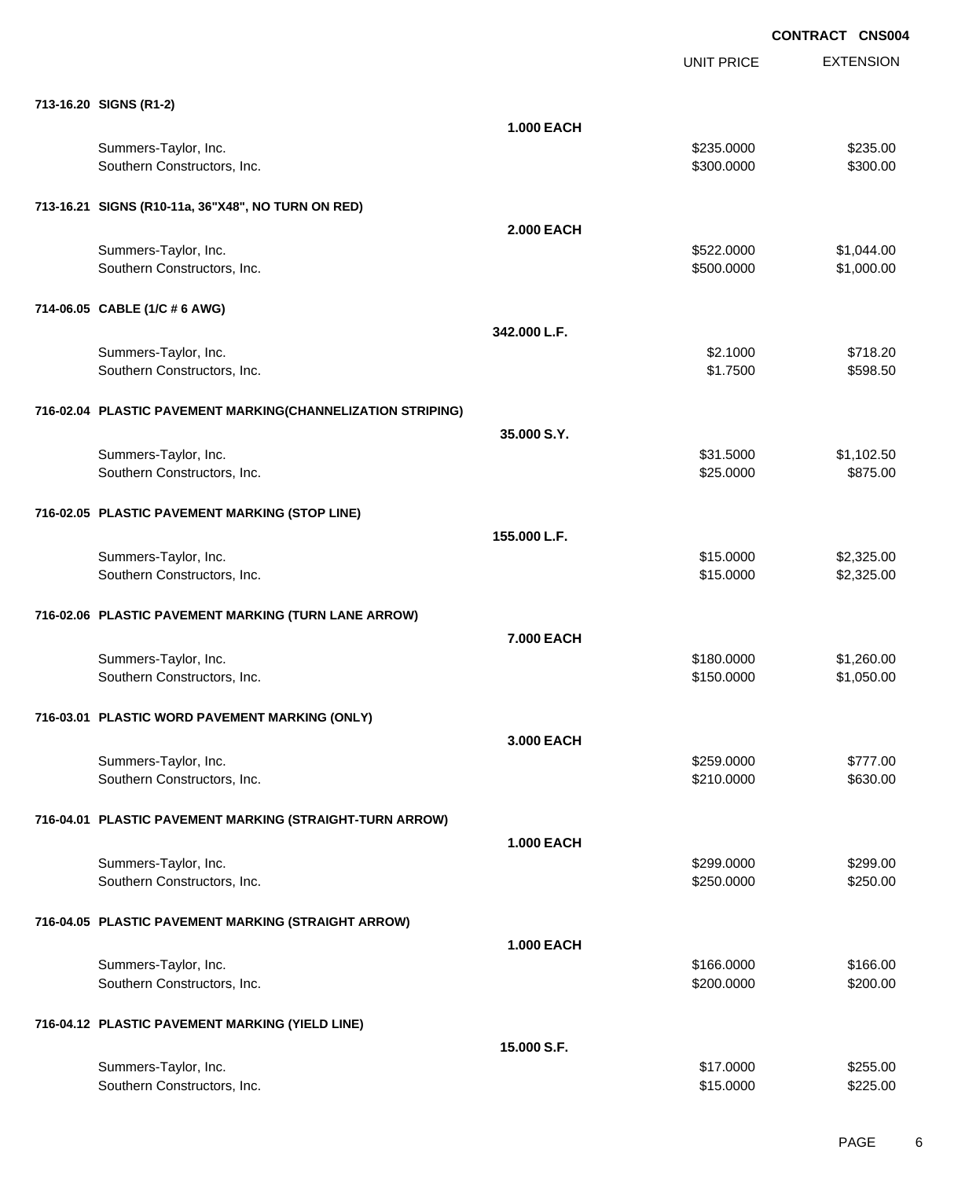**CONTRACT CNS004**

| | | UNIT PRICE | EXTENSION |
|---|---|---|---|
| **713-16.20 SIGNS (R1-2)** | | | |
| | **1.000 EACH** | | |
| Summers-Taylor, Inc. | | $235.0000 | $235.00 |
| Southern Constructors, Inc. | | $300.0000 | $300.00 |
| **713-16.21 SIGNS (R10-11a, 36"X48", NO TURN ON RED)** | | | |
| | **2.000 EACH** | | |
| Summers-Taylor, Inc. | | $522.0000 | $1,044.00 |
| Southern Constructors, Inc. | | $500.0000 | $1,000.00 |
| **714-06.05 CABLE (1/C # 6 AWG)** | | | |
| | **342.000 L.F.** | | |
| Summers-Taylor, Inc. | | $2.1000 | $718.20 |
| Southern Constructors, Inc. | | $1.7500 | $598.50 |
| **716-02.04 PLASTIC PAVEMENT MARKING(CHANNELIZATION STRIPING)** | | | |
| | **35.000 S.Y.** | | |
| Summers-Taylor, Inc. | | $31.5000 | $1,102.50 |
| Southern Constructors, Inc. | | $25.0000 | $875.00 |
| **716-02.05 PLASTIC PAVEMENT MARKING (STOP LINE)** | | | |
| | **155.000 L.F.** | | |
| Summers-Taylor, Inc. | | $15.0000 | $2,325.00 |
| Southern Constructors, Inc. | | $15.0000 | $2,325.00 |
| **716-02.06 PLASTIC PAVEMENT MARKING (TURN LANE ARROW)** | | | |
| | **7.000 EACH** | | |
| Summers-Taylor, Inc. | | $180.0000 | $1,260.00 |
| Southern Constructors, Inc. | | $150.0000 | $1,050.00 |
| **716-03.01 PLASTIC WORD PAVEMENT MARKING (ONLY)** | | | |
| | **3.000 EACH** | | |
| Summers-Taylor, Inc. | | $259.0000 | $777.00 |
| Southern Constructors, Inc. | | $210.0000 | $630.00 |
| **716-04.01 PLASTIC PAVEMENT MARKING (STRAIGHT-TURN ARROW)** | | | |
| | **1.000 EACH** | | |
| Summers-Taylor, Inc. | | $299.0000 | $299.00 |
| Southern Constructors, Inc. | | $250.0000 | $250.00 |
| **716-04.05 PLASTIC PAVEMENT MARKING (STRAIGHT ARROW)** | | | |
| | **1.000 EACH** | | |
| Summers-Taylor, Inc. | | $166.0000 | $166.00 |
| Southern Constructors, Inc. | | $200.0000 | $200.00 |
| **716-04.12 PLASTIC PAVEMENT MARKING (YIELD LINE)** | | | |
| | **15.000 S.F.** | | |
| Summers-Taylor, Inc. | | $17.0000 | $255.00 |
| Southern Constructors, Inc. | | $15.0000 | $225.00 |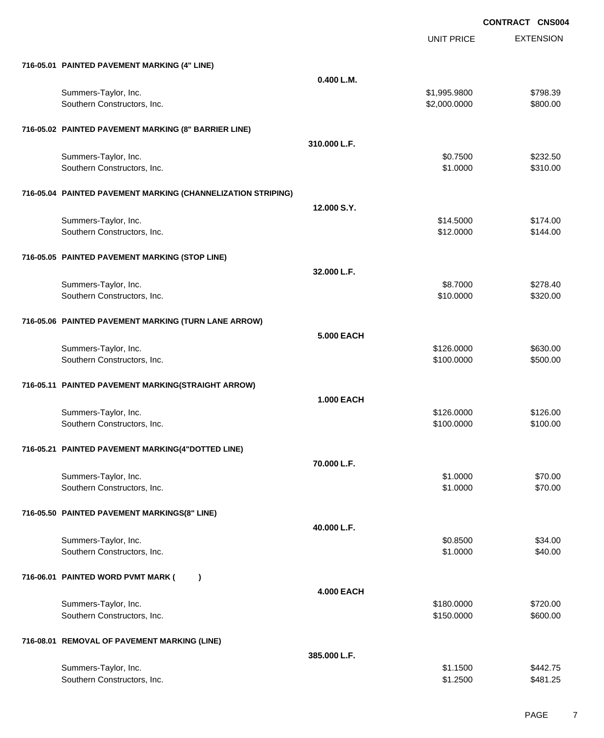CONTRACT CNS004

| | | UNIT PRICE | EXTENSION |
|---|---|---|---|
| **716-05.01 PAINTED PAVEMENT MARKING (4" LINE)** | | | |
| | **0.400 L.M.** | | |
| Summers-Taylor, Inc. | | $1,995.9800 | $798.39 |
| Southern Constructors, Inc. | | $2,000.0000 | $800.00 |
| **716-05.02 PAINTED PAVEMENT MARKING (8" BARRIER LINE)** | | | |
| | **310.000 L.F.** | | |
| Summers-Taylor, Inc. | | $0.7500 | $232.50 |
| Southern Constructors, Inc. | | $1.0000 | $310.00 |
| **716-05.04 PAINTED PAVEMENT MARKING (CHANNELIZATION STRIPING)** | | | |
| | **12.000 S.Y.** | | |
| Summers-Taylor, Inc. | | $14.5000 | $174.00 |
| Southern Constructors, Inc. | | $12.0000 | $144.00 |
| **716-05.05 PAINTED PAVEMENT MARKING (STOP LINE)** | | | |
| | **32.000 L.F.** | | |
| Summers-Taylor, Inc. | | $8.7000 | $278.40 |
| Southern Constructors, Inc. | | $10.0000 | $320.00 |
| **716-05.06 PAINTED PAVEMENT MARKING (TURN LANE ARROW)** | | | |
| | **5.000 EACH** | | |
| Summers-Taylor, Inc. | | $126.0000 | $630.00 |
| Southern Constructors, Inc. | | $100.0000 | $500.00 |
| **716-05.11 PAINTED PAVEMENT MARKING(STRAIGHT ARROW)** | | | |
| | **1.000 EACH** | | |
| Summers-Taylor, Inc. | | $126.0000 | $126.00 |
| Southern Constructors, Inc. | | $100.0000 | $100.00 |
| **716-05.21 PAINTED PAVEMENT MARKING(4"DOTTED LINE)** | | | |
| | **70.000 L.F.** | | |
| Summers-Taylor, Inc. | | $1.0000 | $70.00 |
| Southern Constructors, Inc. | | $1.0000 | $70.00 |
| **716-05.50 PAINTED PAVEMENT MARKINGS(8" LINE)** | | | |
| | **40.000 L.F.** | | |
| Summers-Taylor, Inc. | | $0.8500 | $34.00 |
| Southern Constructors, Inc. | | $1.0000 | $40.00 |
| **716-06.01 PAINTED WORD PVMT MARK ( )** | | | |
| | **4.000 EACH** | | |
| Summers-Taylor, Inc. | | $180.0000 | $720.00 |
| Southern Constructors, Inc. | | $150.0000 | $600.00 |
| **716-08.01 REMOVAL OF PAVEMENT MARKING (LINE)** | | | |
| | **385.000 L.F.** | | |
| Summers-Taylor, Inc. | | $1.1500 | $442.75 |
| Southern Constructors, Inc. | | $1.2500 | $481.25 |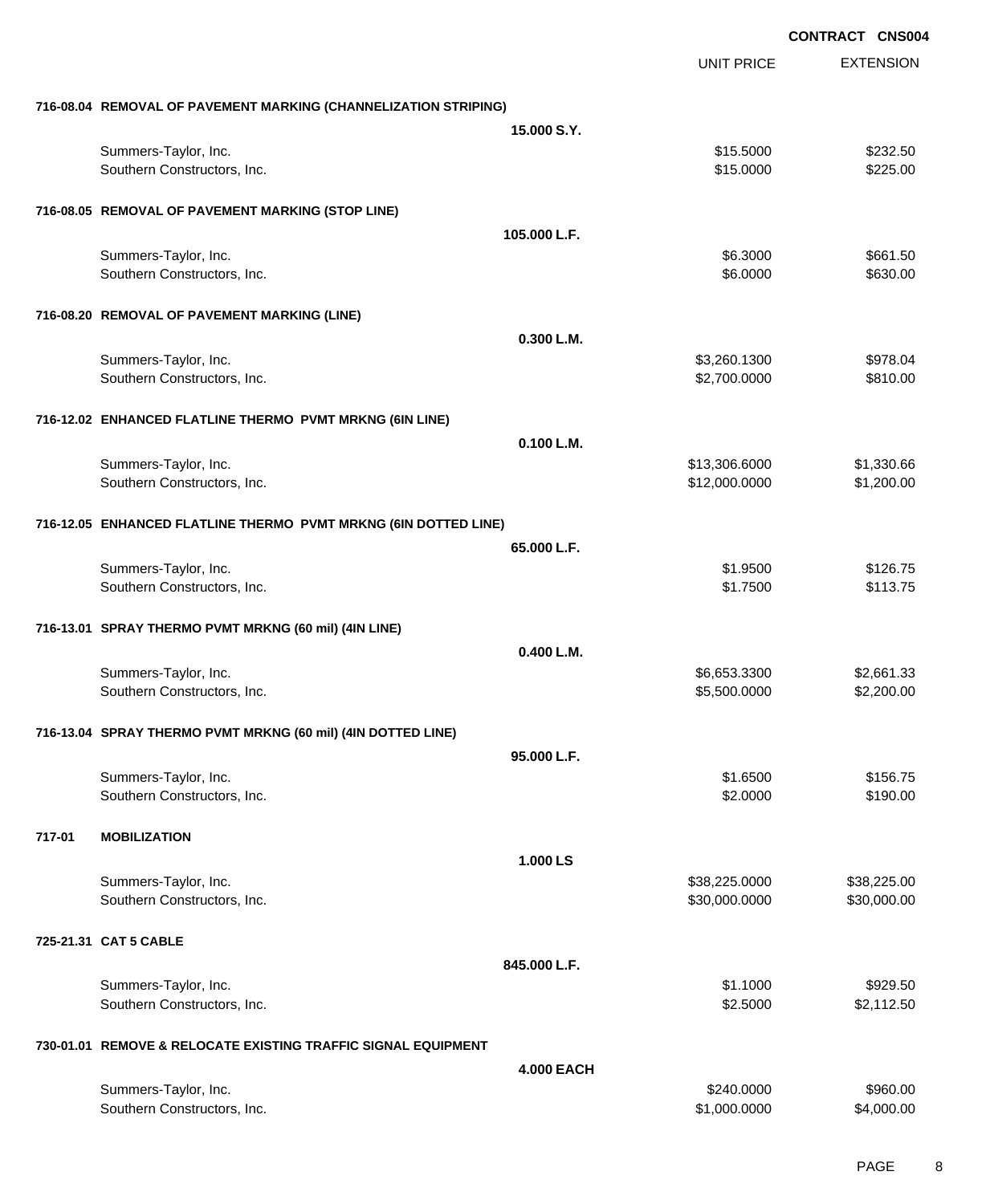**CONTRACT CNS004**

| | | UNIT PRICE | EXTENSION |
|---|---|---|---|
| **716-08.04 REMOVAL OF PAVEMENT MARKING (CHANNELIZATION STRIPING)** | | | |
| | **15.000 S.Y.** | | |
| Summers-Taylor, Inc. | | $15.5000 | $232.50 |
| Southern Constructors, Inc. | | $15.0000 | $225.00 |
| **716-08.05 REMOVAL OF PAVEMENT MARKING (STOP LINE)** | | | |
| | **105.000 L.F.** | | |
| Summers-Taylor, Inc. | | $6.3000 | $661.50 |
| Southern Constructors, Inc. | | $6.0000 | $630.00 |
| **716-08.20 REMOVAL OF PAVEMENT MARKING (LINE)** | | | |
| | **0.300 L.M.** | | |
| Summers-Taylor, Inc. | | $3,260.1300 | $978.04 |
| Southern Constructors, Inc. | | $2,700.0000 | $810.00 |
| **716-12.02 ENHANCED FLATLINE THERMO PVMT MRKNG (6IN LINE)** | | | |
| | **0.100 L.M.** | | |
| Summers-Taylor, Inc. | | $13,306.6000 | $1,330.66 |
| Southern Constructors, Inc. | | $12,000.0000 | $1,200.00 |
| **716-12.05 ENHANCED FLATLINE THERMO PVMT MRKNG (6IN DOTTED LINE)** | | | |
| | **65.000 L.F.** | | |
| Summers-Taylor, Inc. | | $1.9500 | $126.75 |
| Southern Constructors, Inc. | | $1.7500 | $113.75 |
| **716-13.01 SPRAY THERMO PVMT MRKNG (60 mil) (4IN LINE)** | | | |
| | **0.400 L.M.** | | |
| Summers-Taylor, Inc. | | $6,653.3300 | $2,661.33 |
| Southern Constructors, Inc. | | $5,500.0000 | $2,200.00 |
| **716-13.04 SPRAY THERMO PVMT MRKNG (60 mil) (4IN DOTTED LINE)** | | | |
| | **95.000 L.F.** | | |
| Summers-Taylor, Inc. | | $1.6500 | $156.75 |
| Southern Constructors, Inc. | | $2.0000 | $190.00 |
| **717-01 MOBILIZATION** | | | |
| | **1.000 LS** | | |
| Summers-Taylor, Inc. | | $38,225.0000 | $38,225.00 |
| Southern Constructors, Inc. | | $30,000.0000 | $30,000.00 |
| **725-21.31 CAT 5 CABLE** | | | |
| | **845.000 L.F.** | | |
| Summers-Taylor, Inc. | | $1.1000 | $929.50 |
| Southern Constructors, Inc. | | $2.5000 | $2,112.50 |
| **730-01.01 REMOVE & RELOCATE EXISTING TRAFFIC SIGNAL EQUIPMENT** | | | |
| | **4.000 EACH** | | |
| Summers-Taylor, Inc. | | $240.0000 | $960.00 |
| Southern Constructors, Inc. | | $1,000.0000 | $4,000.00 |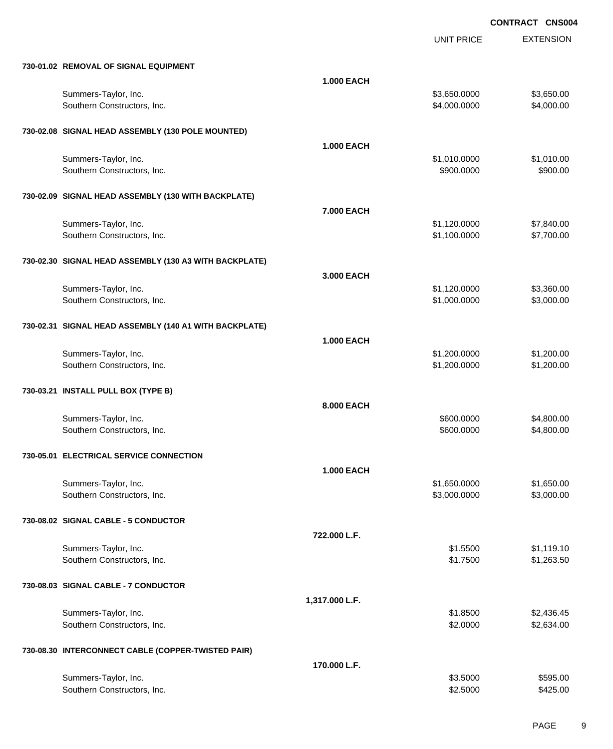**CONTRACT CNS004**

| | | UNIT PRICE | EXTENSION |
|---|---|---|---|
| **730-01.02 REMOVAL OF SIGNAL EQUIPMENT** | | | |
| | **1.000 EACH** | | |
| Summers-Taylor, Inc. | | $3,650.0000 | $3,650.00 |
| Southern Constructors, Inc. | | $4,000.0000 | $4,000.00 |
| **730-02.08 SIGNAL HEAD ASSEMBLY (130 POLE MOUNTED)** | | | |
| | **1.000 EACH** | | |
| Summers-Taylor, Inc. | | $1,010.0000 | $1,010.00 |
| Southern Constructors, Inc. | | $900.0000 | $900.00 |
| **730-02.09 SIGNAL HEAD ASSEMBLY (130 WITH BACKPLATE)** | | | |
| | **7.000 EACH** | | |
| Summers-Taylor, Inc. | | $1,120.0000 | $7,840.00 |
| Southern Constructors, Inc. | | $1,100.0000 | $7,700.00 |
| **730-02.30 SIGNAL HEAD ASSEMBLY (130 A3 WITH BACKPLATE)** | | | |
| | **3.000 EACH** | | |
| Summers-Taylor, Inc. | | $1,120.0000 | $3,360.00 |
| Southern Constructors, Inc. | | $1,000.0000 | $3,000.00 |
| **730-02.31 SIGNAL HEAD ASSEMBLY (140 A1 WITH BACKPLATE)** | | | |
| | **1.000 EACH** | | |
| Summers-Taylor, Inc. | | $1,200.0000 | $1,200.00 |
| Southern Constructors, Inc. | | $1,200.0000 | $1,200.00 |
| **730-03.21 INSTALL PULL BOX (TYPE B)** | | | |
| | **8.000 EACH** | | |
| Summers-Taylor, Inc. | | $600.0000 | $4,800.00 |
| Southern Constructors, Inc. | | $600.0000 | $4,800.00 |
| **730-05.01 ELECTRICAL SERVICE CONNECTION** | | | |
| | **1.000 EACH** | | |
| Summers-Taylor, Inc. | | $1,650.0000 | $1,650.00 |
| Southern Constructors, Inc. | | $3,000.0000 | $3,000.00 |
| **730-08.02 SIGNAL CABLE - 5 CONDUCTOR** | | | |
| | **722.000 L.F.** | | |
| Summers-Taylor, Inc. | | $1.5500 | $1,119.10 |
| Southern Constructors, Inc. | | $1.7500 | $1,263.50 |
| **730-08.03 SIGNAL CABLE - 7 CONDUCTOR** | | | |
| | **1,317.000 L.F.** | | |
| Summers-Taylor, Inc. | | $1.8500 | $2,436.45 |
| Southern Constructors, Inc. | | $2.0000 | $2,634.00 |
| **730-08.30 INTERCONNECT CABLE (COPPER-TWISTED PAIR)** | | | |
| | **170.000 L.F.** | | |
| Summers-Taylor, Inc. | | $3.5000 | $595.00 |
| Southern Constructors, Inc. | | $2.5000 | $425.00 |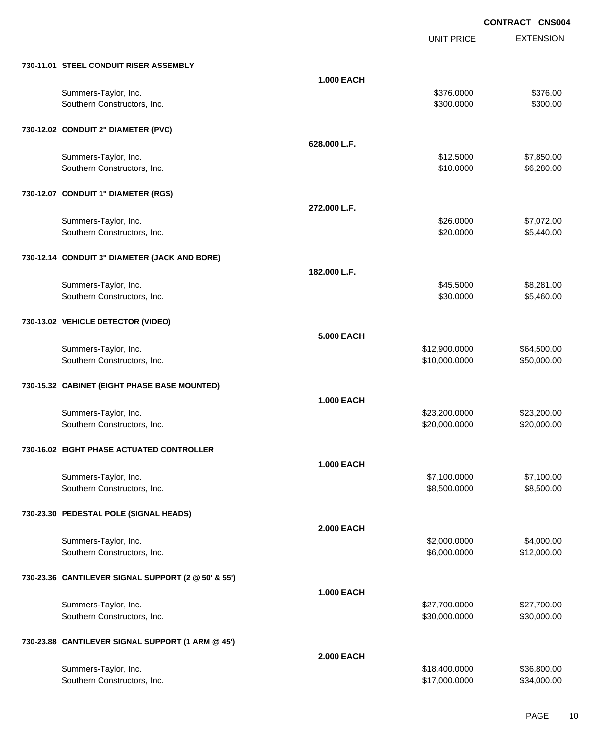**CONTRACT CNS004**

| | | UNIT PRICE | EXTENSION |
|---|---|---|---|
| **730-11.01 STEEL CONDUIT RISER ASSEMBLY** | | | |
| | **1.000 EACH** | | |
| Summers-Taylor, Inc. | | $376.0000 | $376.00 |
| Southern Constructors, Inc. | | $300.0000 | $300.00 |
| **730-12.02 CONDUIT 2" DIAMETER (PVC)** | | | |
| | **628.000 L.F.** | | |
| Summers-Taylor, Inc. | | $12.5000 | $7,850.00 |
| Southern Constructors, Inc. | | $10.0000 | $6,280.00 |
| **730-12.07 CONDUIT 1" DIAMETER (RGS)** | | | |
| | **272.000 L.F.** | | |
| Summers-Taylor, Inc. | | $26.0000 | $7,072.00 |
| Southern Constructors, Inc. | | $20.0000 | $5,440.00 |
| **730-12.14 CONDUIT 3" DIAMETER (JACK AND BORE)** | | | |
| | **182.000 L.F.** | | |
| Summers-Taylor, Inc. | | $45.5000 | $8,281.00 |
| Southern Constructors, Inc. | | $30.0000 | $5,460.00 |
| **730-13.02 VEHICLE DETECTOR (VIDEO)** | | | |
| | **5.000 EACH** | | |
| Summers-Taylor, Inc. | | $12,900.0000 | $64,500.00 |
| Southern Constructors, Inc. | | $10,000.0000 | $50,000.00 |
| **730-15.32 CABINET (EIGHT PHASE BASE MOUNTED)** | | | |
| | **1.000 EACH** | | |
| Summers-Taylor, Inc. | | $23,200.0000 | $23,200.00 |
| Southern Constructors, Inc. | | $20,000.0000 | $20,000.00 |
| **730-16.02 EIGHT PHASE ACTUATED CONTROLLER** | | | |
| | **1.000 EACH** | | |
| Summers-Taylor, Inc. | | $7,100.0000 | $7,100.00 |
| Southern Constructors, Inc. | | $8,500.0000 | $8,500.00 |
| **730-23.30 PEDESTAL POLE (SIGNAL HEADS)** | | | |
| | **2.000 EACH** | | |
| Summers-Taylor, Inc. | | $2,000.0000 | $4,000.00 |
| Southern Constructors, Inc. | | $6,000.0000 | $12,000.00 |
| **730-23.36 CANTILEVER SIGNAL SUPPORT (2 @ 50' & 55')** | | | |
| | **1.000 EACH** | | |
| Summers-Taylor, Inc. | | $27,700.0000 | $27,700.00 |
| Southern Constructors, Inc. | | $30,000.0000 | $30,000.00 |
| **730-23.88 CANTILEVER SIGNAL SUPPORT (1 ARM @ 45')** | | | |
| | **2.000 EACH** | | |
| Summers-Taylor, Inc. | | $18,400.0000 | $36,800.00 |
| Southern Constructors, Inc. | | $17,000.0000 | $34,000.00 |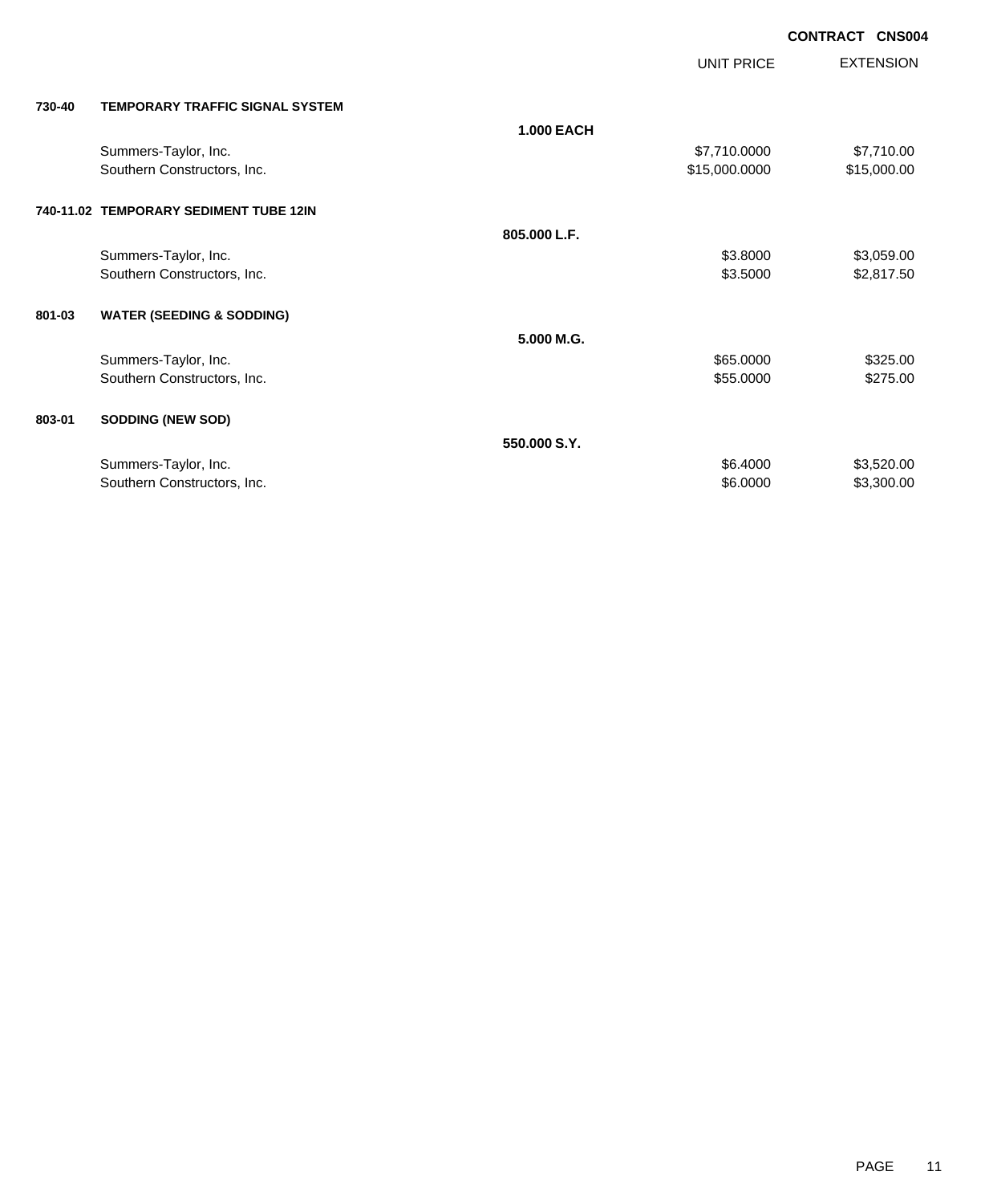**CONTRACT CNS004**

| | | | UNIT PRICE | EXTENSION |
|---|---|---|---|---|
| **730-40** | **TEMPORARY TRAFFIC SIGNAL SYSTEM** | | | |
| | | **1.000 EACH** | | |
| | Summers-Taylor, Inc. | | $7,710.0000 | $7,710.00 |
| | Southern Constructors, Inc. | | $15,000.0000 | $15,000.00 |
| **740-11.02** | **TEMPORARY SEDIMENT TUBE 12IN** | | | |
| | | **805.000 L.F.** | | |
| | Summers-Taylor, Inc. | | $3.8000 | $3,059.00 |
| | Southern Constructors, Inc. | | $3.5000 | $2,817.50 |
| **801-03** | **WATER (SEEDING & SODDING)** | | | |
| | | **5.000 M.G.** | | |
| | Summers-Taylor, Inc. | | $65.0000 | $325.00 |
| | Southern Constructors, Inc. | | $55.0000 | $275.00 |
| **803-01** | **SODDING (NEW SOD)** | | | |
| | | **550.000 S.Y.** | | |
| | Summers-Taylor, Inc. | | $6.4000 | $3,520.00 |
| | Southern Constructors, Inc. | | $6.0000 | $3,300.00 |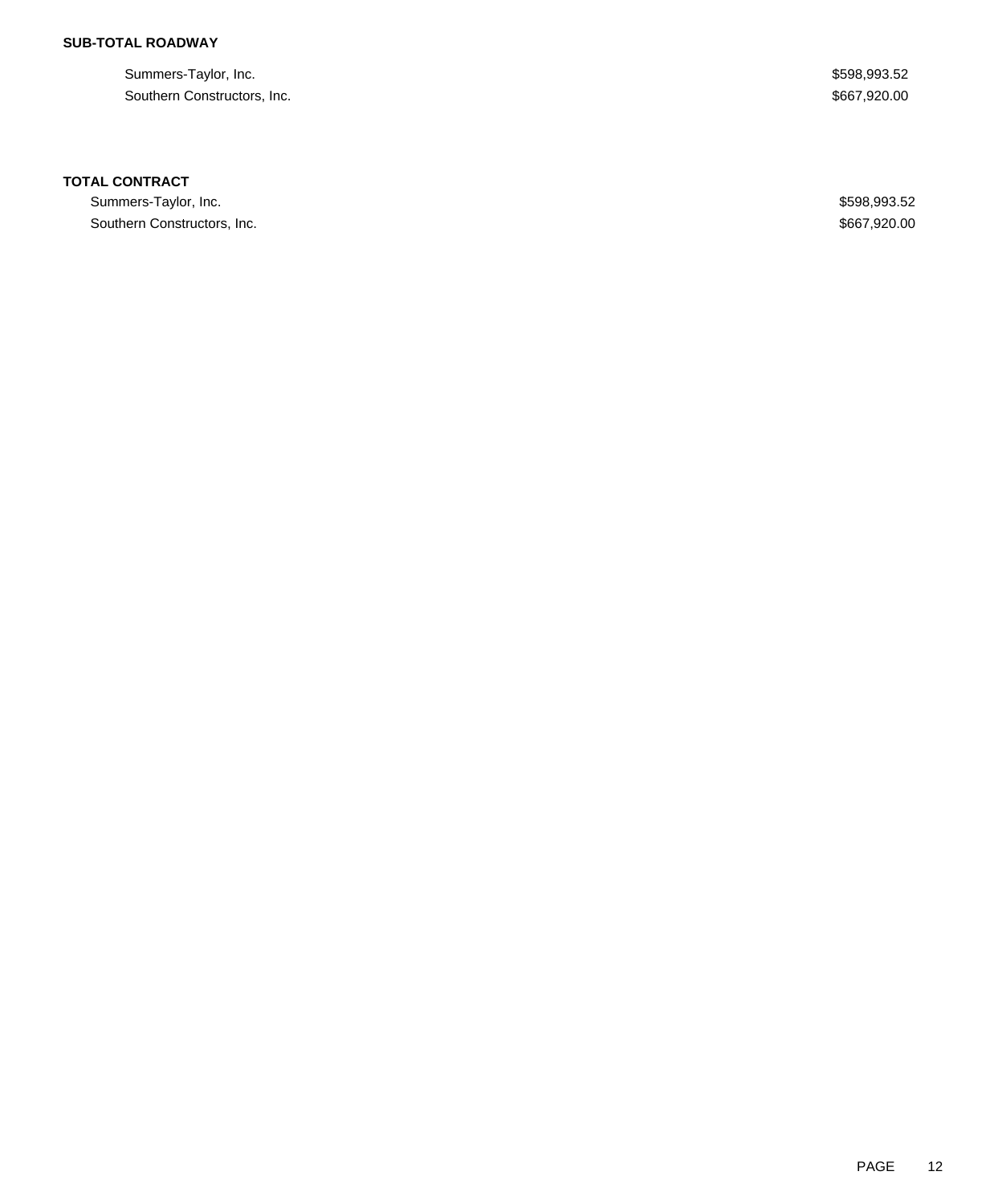**SUB-TOTAL ROADWAY**

| | |
|---|---|
| Summers-Taylor, Inc. | $598,993.52 |
| Southern Constructors, Inc. | $667,920.00 |

**TOTAL CONTRACT**

| | |
|---|---|
| Summers-Taylor, Inc. | $598,993.52 |
| Southern Constructors, Inc. | $667,920.00 |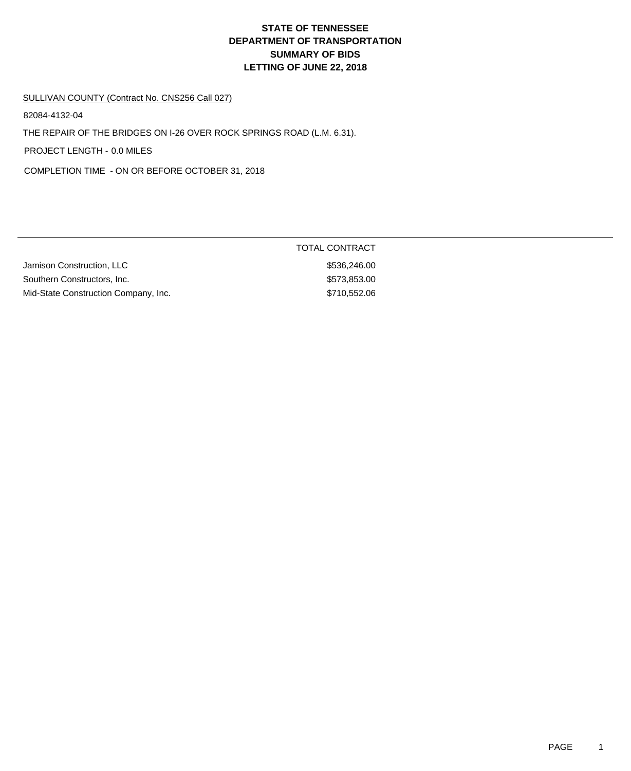# STATE OF TENNESSEE
# DEPARTMENT OF TRANSPORTATION
# SUMMARY OF BIDS
# LETTING OF JUNE 22, 2018

SULLIVAN COUNTY (Contract No. CNS256 Call 027)

82084-4132-04

THE REPAIR OF THE BRIDGES ON I-26 OVER ROCK SPRINGS ROAD (L.M. 6.31).

PROJECT LENGTH - 0.0 MILES

COMPLETION TIME - ON OR BEFORE OCTOBER 31, 2018

| | TOTAL CONTRACT |
|---|---|
| Jamison Construction, LLC | $536,246.00 |
| Southern Constructors, Inc. | $573,853.00 |
| Mid-State Construction Company, Inc. | $710,552.06 |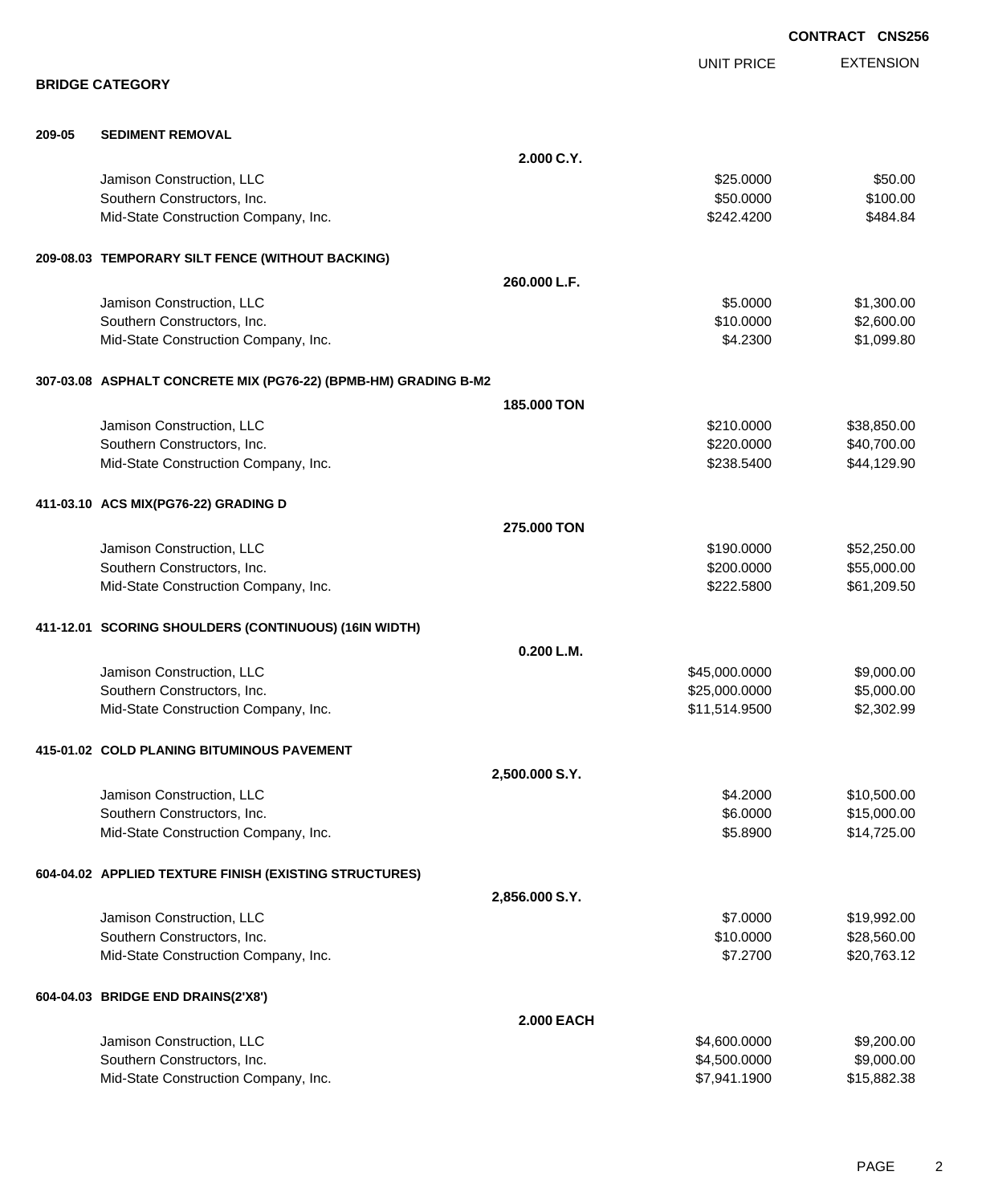**CONTRACT CNS256**

## BRIDGE CATEGORY

| | | | UNIT PRICE | EXTENSION |
|---|---|---|---|---|
| **209-05** | **SEDIMENT REMOVAL** | | | |
| | | **2.000 C.Y.** | | |
| | Jamison Construction, LLC | | $25.0000 | $50.00 |
| | Southern Constructors, Inc. | | $50.0000 | $100.00 |
| | Mid-State Construction Company, Inc. | | $242.4200 | $484.84 |
| **209-08.03** | **TEMPORARY SILT FENCE (WITHOUT BACKING)** | | | |
| | | **260.000 L.F.** | | |
| | Jamison Construction, LLC | | $5.0000 | $1,300.00 |
| | Southern Constructors, Inc. | | $10.0000 | $2,600.00 |
| | Mid-State Construction Company, Inc. | | $4.2300 | $1,099.80 |
| **307-03.08** | **ASPHALT CONCRETE MIX (PG76-22) (BPMB-HM) GRADING B-M2** | | | |
| | | **185.000 TON** | | |
| | Jamison Construction, LLC | | $210.0000 | $38,850.00 |
| | Southern Constructors, Inc. | | $220.0000 | $40,700.00 |
| | Mid-State Construction Company, Inc. | | $238.5400 | $44,129.90 |
| **411-03.10** | **ACS MIX(PG76-22) GRADING D** | | | |
| | | **275.000 TON** | | |
| | Jamison Construction, LLC | | $190.0000 | $52,250.00 |
| | Southern Constructors, Inc. | | $200.0000 | $55,000.00 |
| | Mid-State Construction Company, Inc. | | $222.5800 | $61,209.50 |
| **411-12.01** | **SCORING SHOULDERS (CONTINUOUS) (16IN WIDTH)** | | | |
| | | **0.200 L.M.** | | |
| | Jamison Construction, LLC | | $45,000.0000 | $9,000.00 |
| | Southern Constructors, Inc. | | $25,000.0000 | $5,000.00 |
| | Mid-State Construction Company, Inc. | | $11,514.9500 | $2,302.99 |
| **415-01.02** | **COLD PLANING BITUMINOUS PAVEMENT** | | | |
| | | **2,500.000 S.Y.** | | |
| | Jamison Construction, LLC | | $4.2000 | $10,500.00 |
| | Southern Constructors, Inc. | | $6.0000 | $15,000.00 |
| | Mid-State Construction Company, Inc. | | $5.8900 | $14,725.00 |
| **604-04.02** | **APPLIED TEXTURE FINISH (EXISTING STRUCTURES)** | | | |
| | | **2,856.000 S.Y.** | | |
| | Jamison Construction, LLC | | $7.0000 | $19,992.00 |
| | Southern Constructors, Inc. | | $10.0000 | $28,560.00 |
| | Mid-State Construction Company, Inc. | | $7.2700 | $20,763.12 |
| **604-04.03** | **BRIDGE END DRAINS(2'X8')** | | | |
| | | **2.000 EACH** | | |
| | Jamison Construction, LLC | | $4,600.0000 | $9,200.00 |
| | Southern Constructors, Inc. | | $4,500.0000 | $9,000.00 |
| | Mid-State Construction Company, Inc. | | $7,941.1900 | $15,882.38 |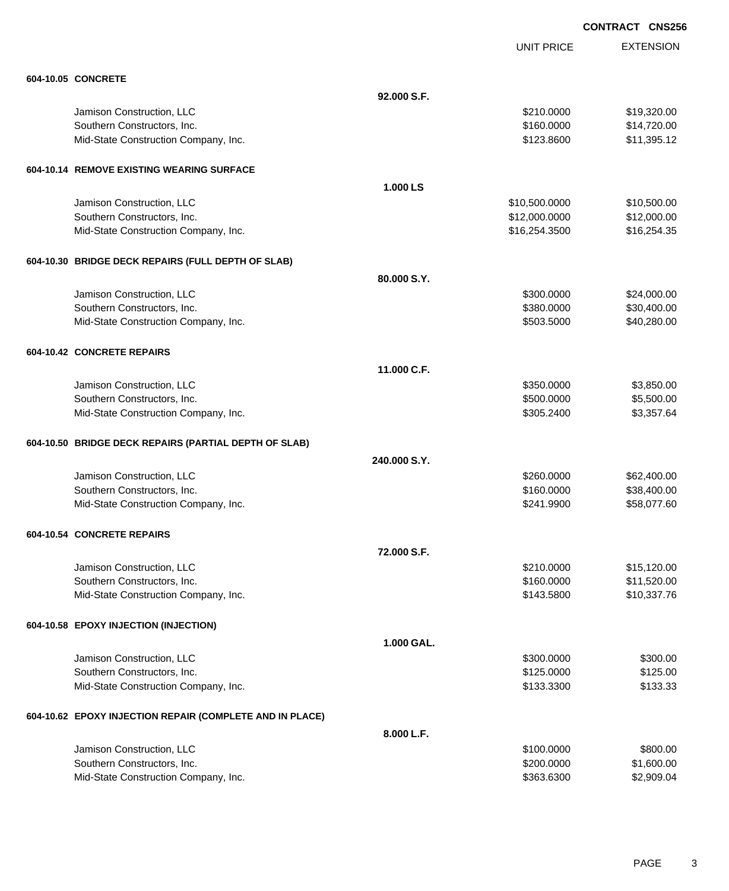**CONTRACT CNS256**

| | | UNIT PRICE | EXTENSION |
|---|---|---|---|
| **604-10.05 CONCRETE** | | | |
| | **92.000 S.F.** | | |
| Jamison Construction, LLC | | $210.0000 | $19,320.00 |
| Southern Constructors, Inc. | | $160.0000 | $14,720.00 |
| Mid-State Construction Company, Inc. | | $123.8600 | $11,395.12 |
| **604-10.14 REMOVE EXISTING WEARING SURFACE** | | | |
| | **1.000 LS** | | |
| Jamison Construction, LLC | | $10,500.0000 | $10,500.00 |
| Southern Constructors, Inc. | | $12,000.0000 | $12,000.00 |
| Mid-State Construction Company, Inc. | | $16,254.3500 | $16,254.35 |
| **604-10.30 BRIDGE DECK REPAIRS (FULL DEPTH OF SLAB)** | | | |
| | **80.000 S.Y.** | | |
| Jamison Construction, LLC | | $300.0000 | $24,000.00 |
| Southern Constructors, Inc. | | $380.0000 | $30,400.00 |
| Mid-State Construction Company, Inc. | | $503.5000 | $40,280.00 |
| **604-10.42 CONCRETE REPAIRS** | | | |
| | **11.000 C.F.** | | |
| Jamison Construction, LLC | | $350.0000 | $3,850.00 |
| Southern Constructors, Inc. | | $500.0000 | $5,500.00 |
| Mid-State Construction Company, Inc. | | $305.2400 | $3,357.64 |
| **604-10.50 BRIDGE DECK REPAIRS (PARTIAL DEPTH OF SLAB)** | | | |
| | **240.000 S.Y.** | | |
| Jamison Construction, LLC | | $260.0000 | $62,400.00 |
| Southern Constructors, Inc. | | $160.0000 | $38,400.00 |
| Mid-State Construction Company, Inc. | | $241.9900 | $58,077.60 |
| **604-10.54 CONCRETE REPAIRS** | | | |
| | **72.000 S.F.** | | |
| Jamison Construction, LLC | | $210.0000 | $15,120.00 |
| Southern Constructors, Inc. | | $160.0000 | $11,520.00 |
| Mid-State Construction Company, Inc. | | $143.5800 | $10,337.76 |
| **604-10.58 EPOXY INJECTION (INJECTION)** | | | |
| | **1.000 GAL.** | | |
| Jamison Construction, LLC | | $300.0000 | $300.00 |
| Southern Constructors, Inc. | | $125.0000 | $125.00 |
| Mid-State Construction Company, Inc. | | $133.3300 | $133.33 |
| **604-10.62 EPOXY INJECTION REPAIR (COMPLETE AND IN PLACE)** | | | |
| | **8.000 L.F.** | | |
| Jamison Construction, LLC | | $100.0000 | $800.00 |
| Southern Constructors, Inc. | | $200.0000 | $1,600.00 |
| Mid-State Construction Company, Inc. | | $363.6300 | $2,909.04 |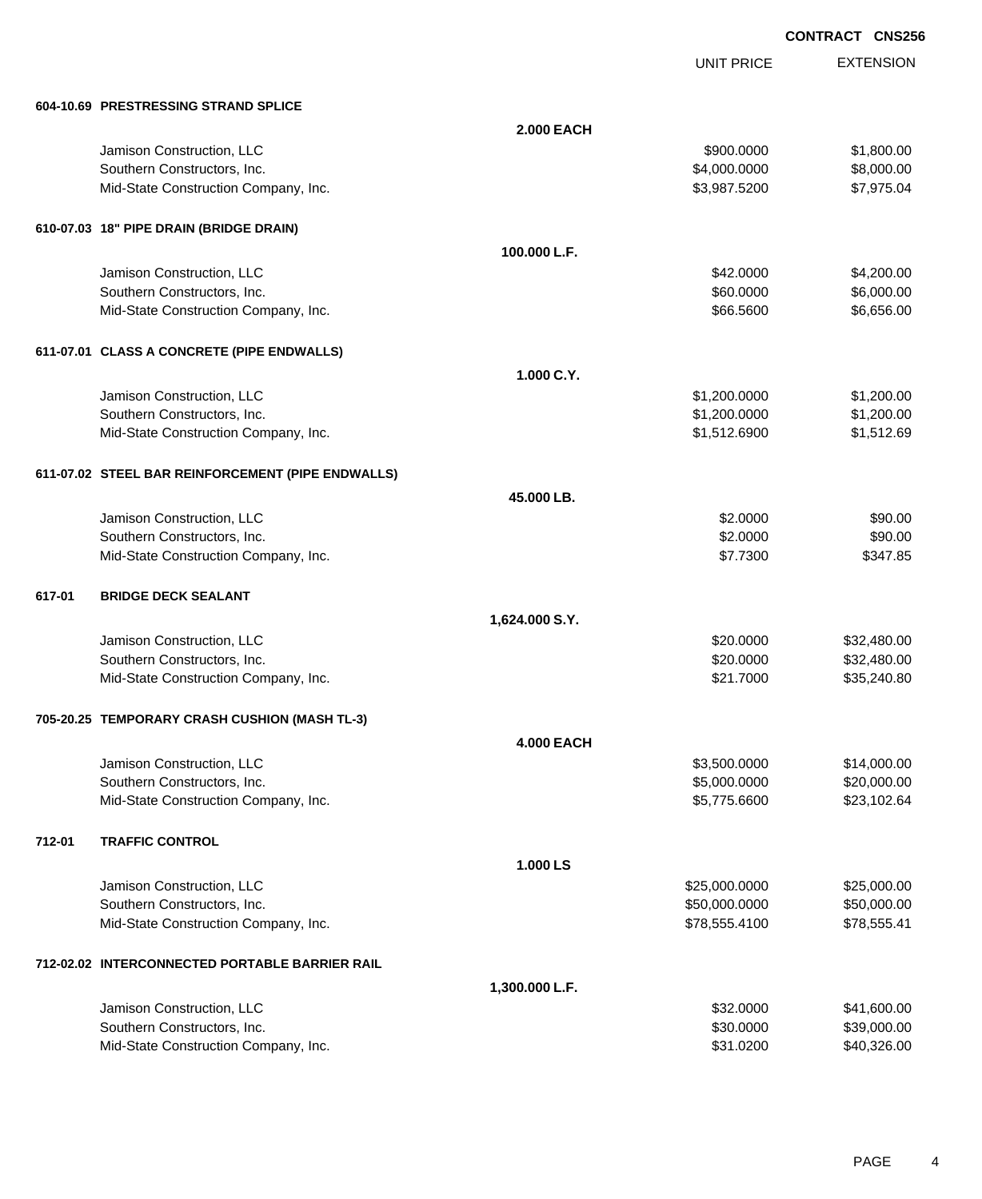CONTRACT CNS256

| | | UNIT PRICE | EXTENSION |
|---|---|---|---|
| **604-10.69 PRESTRESSING STRAND SPLICE** | | | |
| | **2.000 EACH** | | |
| Jamison Construction, LLC | | $900.0000 | $1,800.00 |
| Southern Constructors, Inc. | | $4,000.0000 | $8,000.00 |
| Mid-State Construction Company, Inc. | | $3,987.5200 | $7,975.04 |
| **610-07.03 18" PIPE DRAIN (BRIDGE DRAIN)** | | | |
| | **100.000 L.F.** | | |
| Jamison Construction, LLC | | $42.0000 | $4,200.00 |
| Southern Constructors, Inc. | | $60.0000 | $6,000.00 |
| Mid-State Construction Company, Inc. | | $66.5600 | $6,656.00 |
| **611-07.01 CLASS A CONCRETE (PIPE ENDWALLS)** | | | |
| | **1.000 C.Y.** | | |
| Jamison Construction, LLC | | $1,200.0000 | $1,200.00 |
| Southern Constructors, Inc. | | $1,200.0000 | $1,200.00 |
| Mid-State Construction Company, Inc. | | $1,512.6900 | $1,512.69 |
| **611-07.02 STEEL BAR REINFORCEMENT (PIPE ENDWALLS)** | | | |
| | **45.000 LB.** | | |
| Jamison Construction, LLC | | $2.0000 | $90.00 |
| Southern Constructors, Inc. | | $2.0000 | $90.00 |
| Mid-State Construction Company, Inc. | | $7.7300 | $347.85 |
| **617-01 BRIDGE DECK SEALANT** | | | |
| | **1,624.000 S.Y.** | | |
| Jamison Construction, LLC | | $20.0000 | $32,480.00 |
| Southern Constructors, Inc. | | $20.0000 | $32,480.00 |
| Mid-State Construction Company, Inc. | | $21.7000 | $35,240.80 |
| **705-20.25 TEMPORARY CRASH CUSHION (MASH TL-3)** | | | |
| | **4.000 EACH** | | |
| Jamison Construction, LLC | | $3,500.0000 | $14,000.00 |
| Southern Constructors, Inc. | | $5,000.0000 | $20,000.00 |
| Mid-State Construction Company, Inc. | | $5,775.6600 | $23,102.64 |
| **712-01 TRAFFIC CONTROL** | | | |
| | **1.000 LS** | | |
| Jamison Construction, LLC | | $25,000.0000 | $25,000.00 |
| Southern Constructors, Inc. | | $50,000.0000 | $50,000.00 |
| Mid-State Construction Company, Inc. | | $78,555.4100 | $78,555.41 |
| **712-02.02 INTERCONNECTED PORTABLE BARRIER RAIL** | | | |
| | **1,300.000 L.F.** | | |
| Jamison Construction, LLC | | $32.0000 | $41,600.00 |
| Southern Constructors, Inc. | | $30.0000 | $39,000.00 |
| Mid-State Construction Company, Inc. | | $31.0200 | $40,326.00 |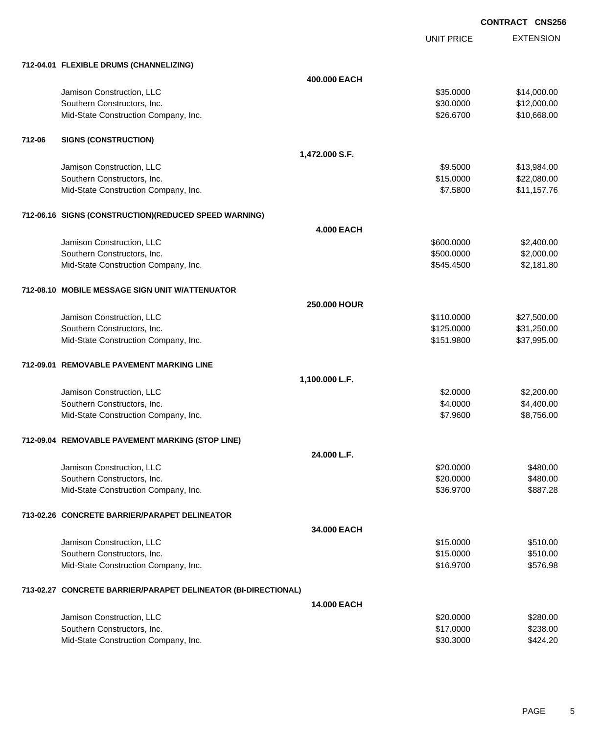**CONTRACT CNS256**

| | | UNIT PRICE | EXTENSION |
|---|---|---|---|
| **712-04.01 FLEXIBLE DRUMS (CHANNELIZING)** | | | |
| | **400.000 EACH** | | |
| Jamison Construction, LLC | | $35.0000 | $14,000.00 |
| Southern Constructors, Inc. | | $30.0000 | $12,000.00 |
| Mid-State Construction Company, Inc. | | $26.6700 | $10,668.00 |
| **712-06 SIGNS (CONSTRUCTION)** | | | |
| | **1,472.000 S.F.** | | |
| Jamison Construction, LLC | | $9.5000 | $13,984.00 |
| Southern Constructors, Inc. | | $15.0000 | $22,080.00 |
| Mid-State Construction Company, Inc. | | $7.5800 | $11,157.76 |
| **712-06.16 SIGNS (CONSTRUCTION)(REDUCED SPEED WARNING)** | | | |
| | **4.000 EACH** | | |
| Jamison Construction, LLC | | $600.0000 | $2,400.00 |
| Southern Constructors, Inc. | | $500.0000 | $2,000.00 |
| Mid-State Construction Company, Inc. | | $545.4500 | $2,181.80 |
| **712-08.10 MOBILE MESSAGE SIGN UNIT W/ATTENUATOR** | | | |
| | **250.000 HOUR** | | |
| Jamison Construction, LLC | | $110.0000 | $27,500.00 |
| Southern Constructors, Inc. | | $125.0000 | $31,250.00 |
| Mid-State Construction Company, Inc. | | $151.9800 | $37,995.00 |
| **712-09.01 REMOVABLE PAVEMENT MARKING LINE** | | | |
| | **1,100.000 L.F.** | | |
| Jamison Construction, LLC | | $2.0000 | $2,200.00 |
| Southern Constructors, Inc. | | $4.0000 | $4,400.00 |
| Mid-State Construction Company, Inc. | | $7.9600 | $8,756.00 |
| **712-09.04 REMOVABLE PAVEMENT MARKING (STOP LINE)** | | | |
| | **24.000 L.F.** | | |
| Jamison Construction, LLC | | $20.0000 | $480.00 |
| Southern Constructors, Inc. | | $20.0000 | $480.00 |
| Mid-State Construction Company, Inc. | | $36.9700 | $887.28 |
| **713-02.26 CONCRETE BARRIER/PARAPET DELINEATOR** | | | |
| | **34.000 EACH** | | |
| Jamison Construction, LLC | | $15.0000 | $510.00 |
| Southern Constructors, Inc. | | $15.0000 | $510.00 |
| Mid-State Construction Company, Inc. | | $16.9700 | $576.98 |
| **713-02.27 CONCRETE BARRIER/PARAPET DELINEATOR (BI-DIRECTIONAL)** | | | |
| | **14.000 EACH** | | |
| Jamison Construction, LLC | | $20.0000 | $280.00 |
| Southern Constructors, Inc. | | $17.0000 | $238.00 |
| Mid-State Construction Company, Inc. | | $30.3000 | $424.20 |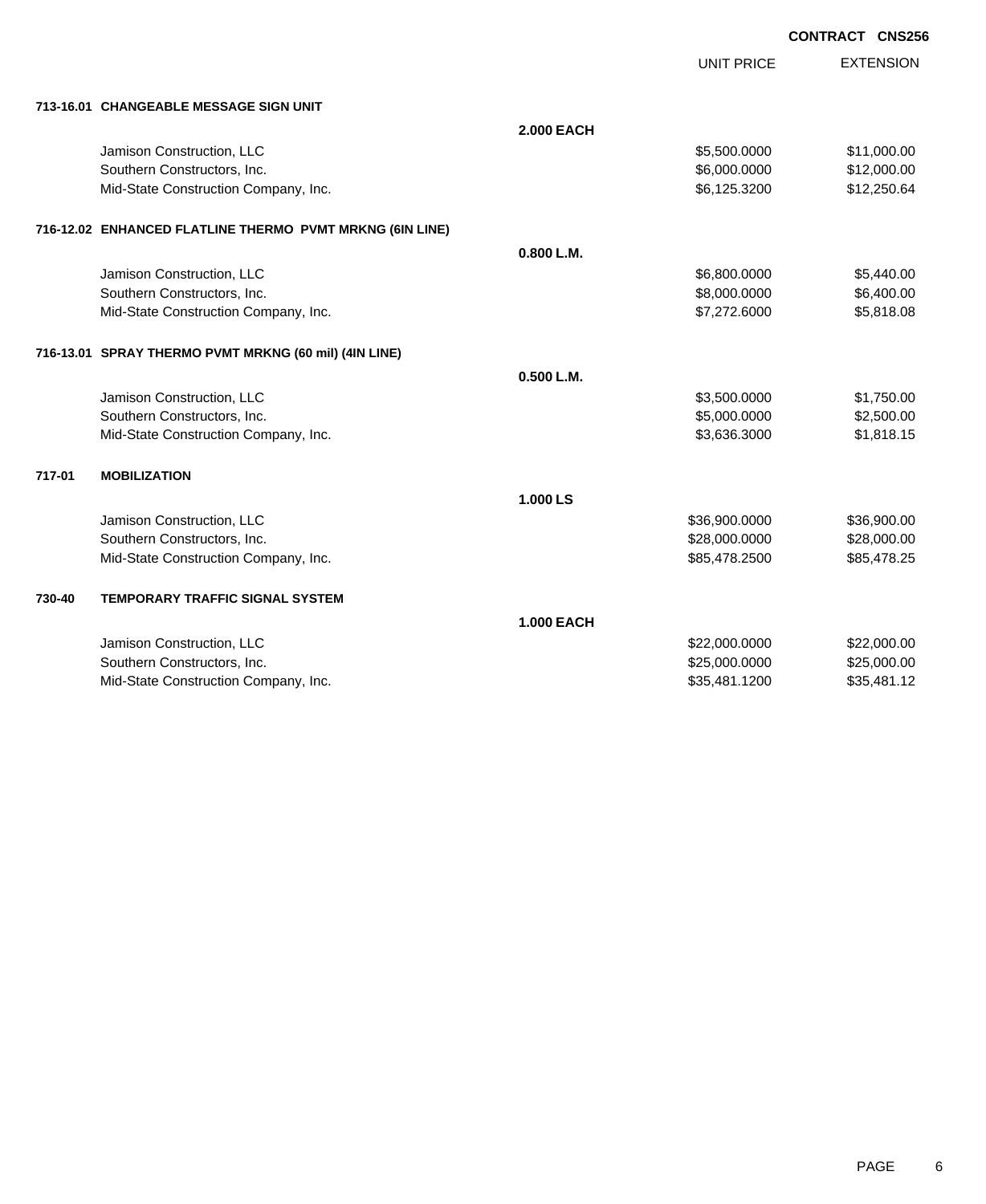**CONTRACT CNS256**

| | | | UNIT PRICE | EXTENSION |
|---|---|---|---|---|
| **713-16.01** | **CHANGEABLE MESSAGE SIGN UNIT** | | | |
| | | **2.000 EACH** | | |
| | Jamison Construction, LLC | | $5,500.0000 | $11,000.00 |
| | Southern Constructors, Inc. | | $6,000.0000 | $12,000.00 |
| | Mid-State Construction Company, Inc. | | $6,125.3200 | $12,250.64 |
| **716-12.02** | **ENHANCED FLATLINE THERMO PVMT MRKNG (6IN LINE)** | | | |
| | | **0.800 L.M.** | | |
| | Jamison Construction, LLC | | $6,800.0000 | $5,440.00 |
| | Southern Constructors, Inc. | | $8,000.0000 | $6,400.00 |
| | Mid-State Construction Company, Inc. | | $7,272.6000 | $5,818.08 |
| **716-13.01** | **SPRAY THERMO PVMT MRKNG (60 mil) (4IN LINE)** | | | |
| | | **0.500 L.M.** | | |
| | Jamison Construction, LLC | | $3,500.0000 | $1,750.00 |
| | Southern Constructors, Inc. | | $5,000.0000 | $2,500.00 |
| | Mid-State Construction Company, Inc. | | $3,636.3000 | $1,818.15 |
| **717-01** | **MOBILIZATION** | | | |
| | | **1.000 LS** | | |
| | Jamison Construction, LLC | | $36,900.0000 | $36,900.00 |
| | Southern Constructors, Inc. | | $28,000.0000 | $28,000.00 |
| | Mid-State Construction Company, Inc. | | $85,478.2500 | $85,478.25 |
| **730-40** | **TEMPORARY TRAFFIC SIGNAL SYSTEM** | | | |
| | | **1.000 EACH** | | |
| | Jamison Construction, LLC | | $22,000.0000 | $22,000.00 |
| | Southern Constructors, Inc. | | $25,000.0000 | $25,000.00 |
| | Mid-State Construction Company, Inc. | | $35,481.1200 | $35,481.12 |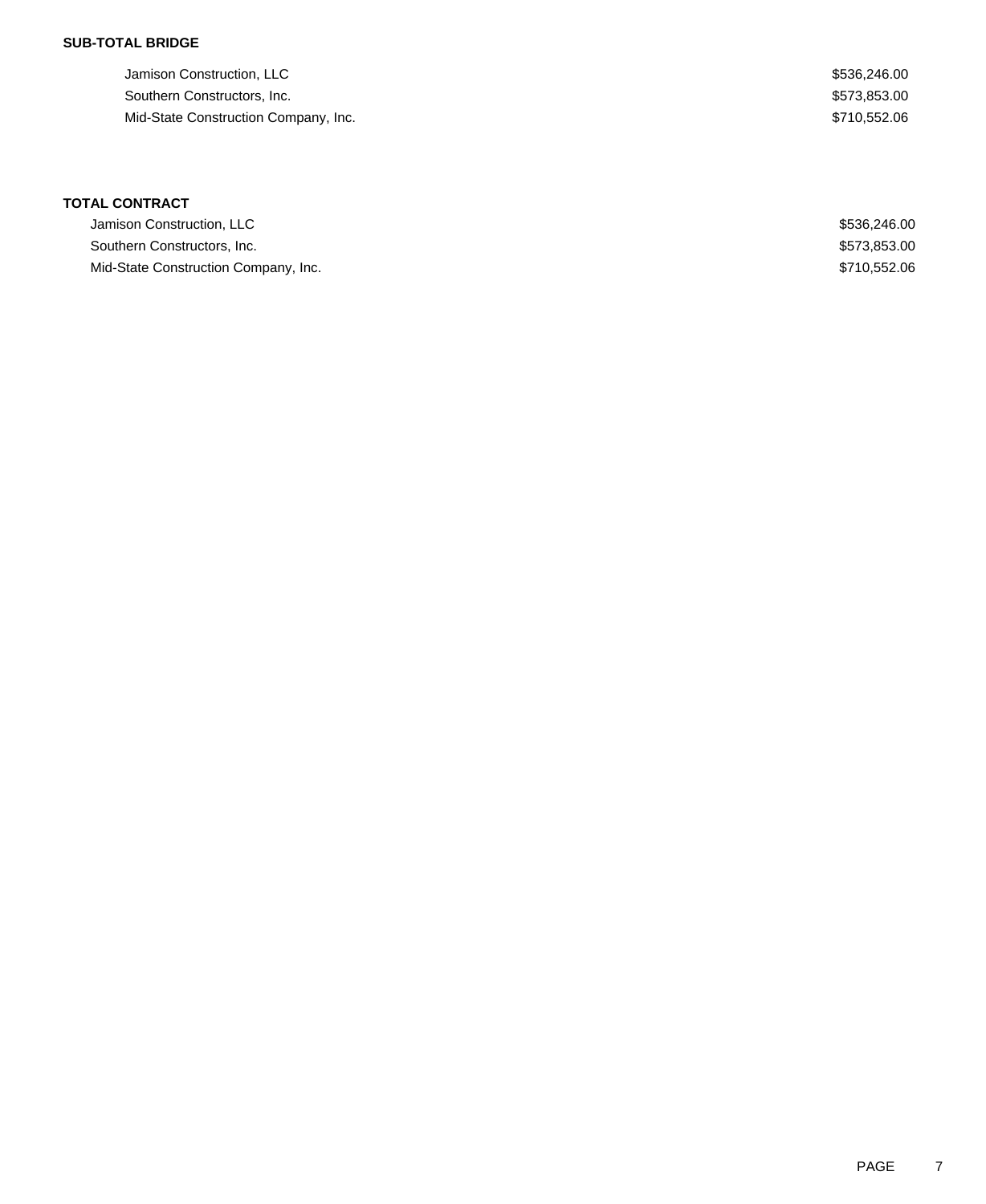**SUB-TOTAL BRIDGE**

| | |
|---|---|
| Jamison Construction, LLC | $536,246.00 |
| Southern Constructors, Inc. | $573,853.00 |
| Mid-State Construction Company, Inc. | $710,552.06 |

**TOTAL CONTRACT**

| | |
|---|---|
| Jamison Construction, LLC | $536,246.00 |
| Southern Constructors, Inc. | $573,853.00 |
| Mid-State Construction Company, Inc. | $710,552.06 |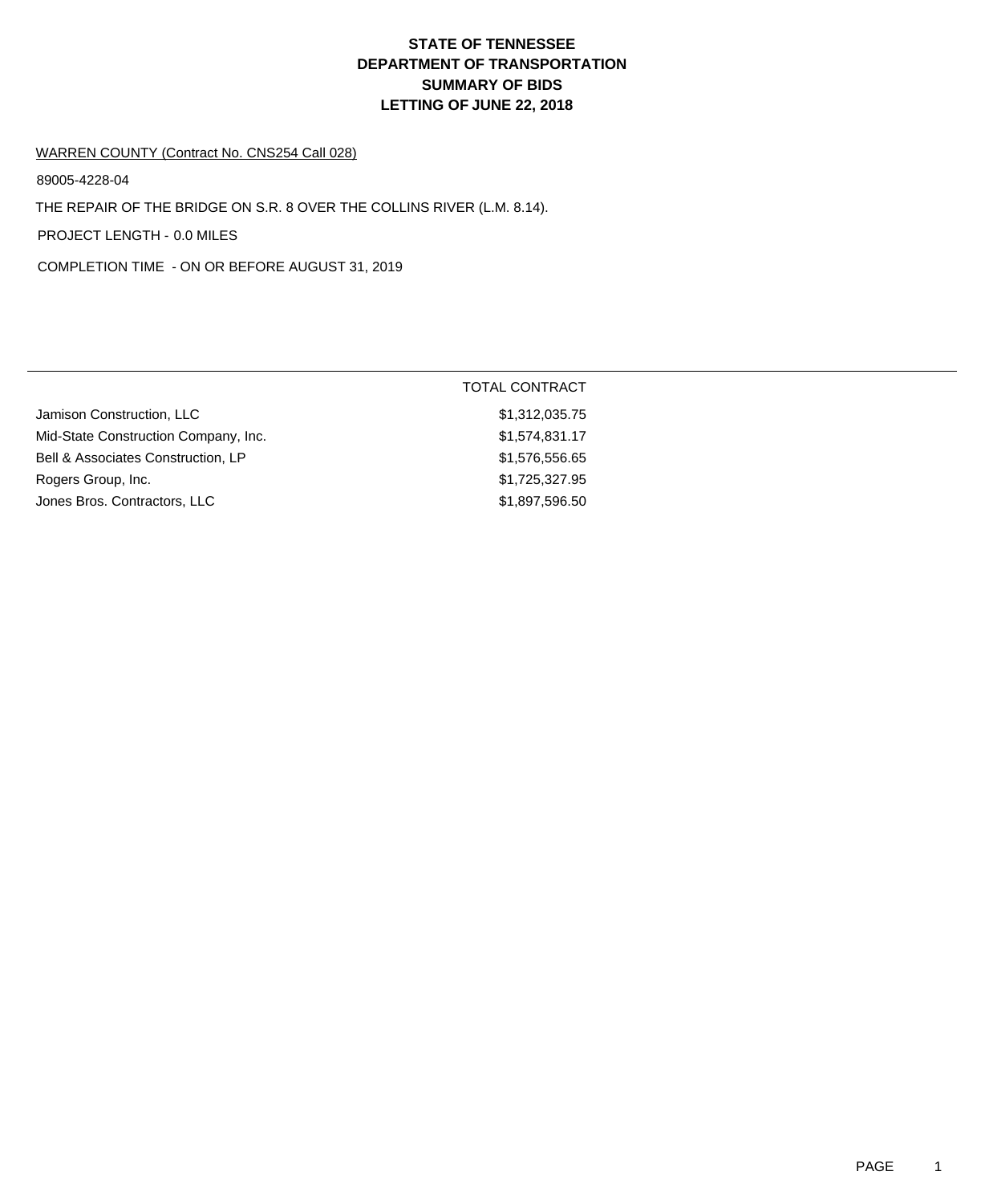# STATE OF TENNESSEE
# DEPARTMENT OF TRANSPORTATION
# SUMMARY OF BIDS
# LETTING OF JUNE 22, 2018

WARREN COUNTY (Contract No. CNS254 Call 028)

89005-4228-04

THE REPAIR OF THE BRIDGE ON S.R. 8 OVER THE COLLINS RIVER (L.M. 8.14).

PROJECT LENGTH - 0.0 MILES

COMPLETION TIME - ON OR BEFORE AUGUST 31, 2019

| | TOTAL CONTRACT |
|---|---|
| Jamison Construction, LLC | $1,312,035.75 |
| Mid-State Construction Company, Inc. | $1,574,831.17 |
| Bell & Associates Construction, LP | $1,576,556.65 |
| Rogers Group, Inc. | $1,725,327.95 |
| Jones Bros. Contractors, LLC | $1,897,596.50 |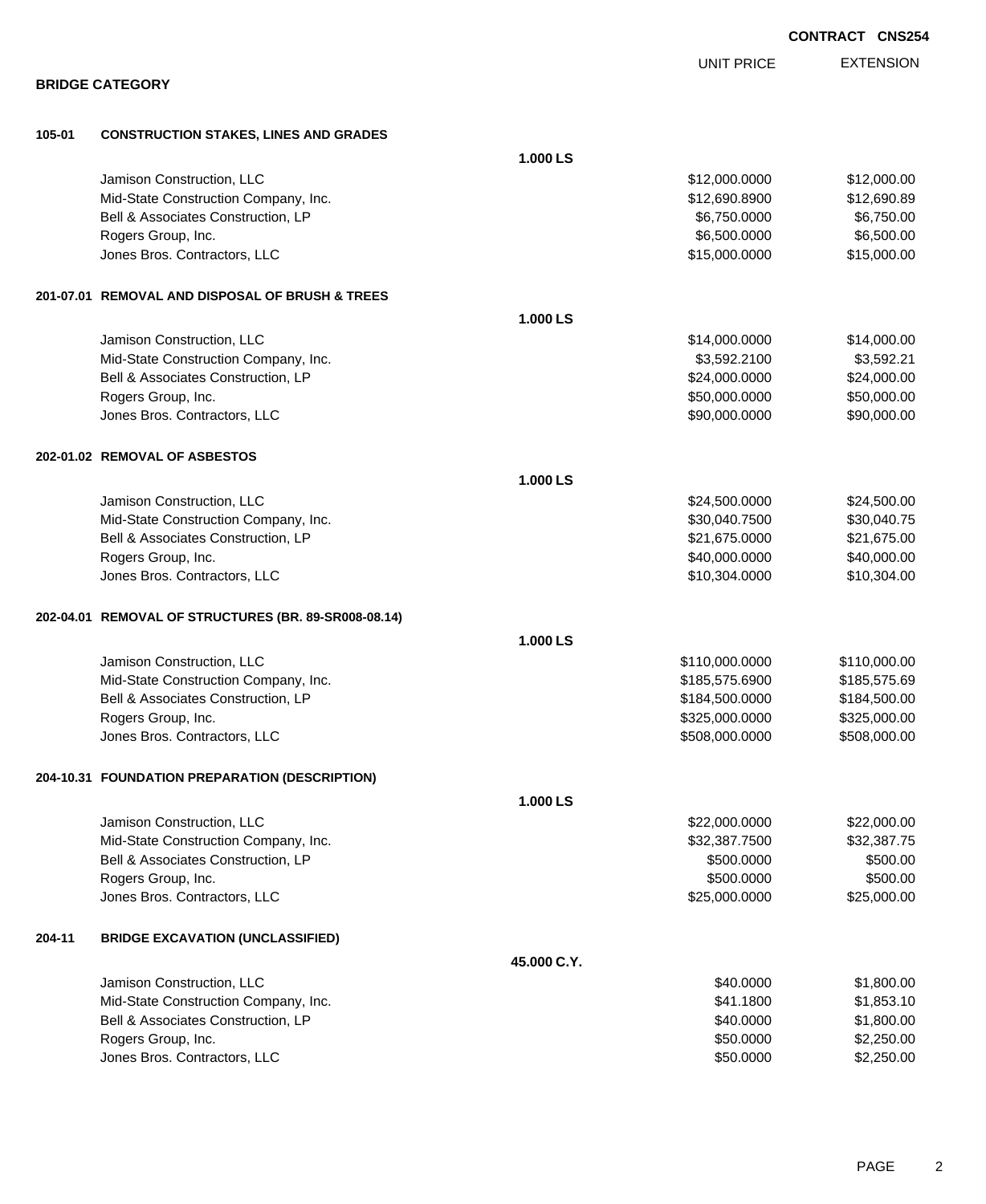CONTRACT CNS254

## BRIDGE CATEGORY

| | | | UNIT PRICE | EXTENSION |
|---|---|---|---|---|
| **105-01** | **CONSTRUCTION STAKES, LINES AND GRADES** | | | |
| | | **1.000 LS** | | |
| | Jamison Construction, LLC | | $12,000.0000 | $12,000.00 |
| | Mid-State Construction Company, Inc. | | $12,690.8900 | $12,690.89 |
| | Bell & Associates Construction, LP | | $6,750.0000 | $6,750.00 |
| | Rogers Group, Inc. | | $6,500.0000 | $6,500.00 |
| | Jones Bros. Contractors, LLC | | $15,000.0000 | $15,000.00 |
| **201-07.01** | **REMOVAL AND DISPOSAL OF BRUSH & TREES** | | | |
| | | **1.000 LS** | | |
| | Jamison Construction, LLC | | $14,000.0000 | $14,000.00 |
| | Mid-State Construction Company, Inc. | | $3,592.2100 | $3,592.21 |
| | Bell & Associates Construction, LP | | $24,000.0000 | $24,000.00 |
| | Rogers Group, Inc. | | $50,000.0000 | $50,000.00 |
| | Jones Bros. Contractors, LLC | | $90,000.0000 | $90,000.00 |
| **202-01.02** | **REMOVAL OF ASBESTOS** | | | |
| | | **1.000 LS** | | |
| | Jamison Construction, LLC | | $24,500.0000 | $24,500.00 |
| | Mid-State Construction Company, Inc. | | $30,040.7500 | $30,040.75 |
| | Bell & Associates Construction, LP | | $21,675.0000 | $21,675.00 |
| | Rogers Group, Inc. | | $40,000.0000 | $40,000.00 |
| | Jones Bros. Contractors, LLC | | $10,304.0000 | $10,304.00 |
| **202-04.01** | **REMOVAL OF STRUCTURES (BR. 89-SR008-08.14)** | | | |
| | | **1.000 LS** | | |
| | Jamison Construction, LLC | | $110,000.0000 | $110,000.00 |
| | Mid-State Construction Company, Inc. | | $185,575.6900 | $185,575.69 |
| | Bell & Associates Construction, LP | | $184,500.0000 | $184,500.00 |
| | Rogers Group, Inc. | | $325,000.0000 | $325,000.00 |
| | Jones Bros. Contractors, LLC | | $508,000.0000 | $508,000.00 |
| **204-10.31** | **FOUNDATION PREPARATION (DESCRIPTION)** | | | |
| | | **1.000 LS** | | |
| | Jamison Construction, LLC | | $22,000.0000 | $22,000.00 |
| | Mid-State Construction Company, Inc. | | $32,387.7500 | $32,387.75 |
| | Bell & Associates Construction, LP | | $500.0000 | $500.00 |
| | Rogers Group, Inc. | | $500.0000 | $500.00 |
| | Jones Bros. Contractors, LLC | | $25,000.0000 | $25,000.00 |
| **204-11** | **BRIDGE EXCAVATION (UNCLASSIFIED)** | | | |
| | | **45.000 C.Y.** | | |
| | Jamison Construction, LLC | | $40.0000 | $1,800.00 |
| | Mid-State Construction Company, Inc. | | $41.1800 | $1,853.10 |
| | Bell & Associates Construction, LP | | $40.0000 | $1,800.00 |
| | Rogers Group, Inc. | | $50.0000 | $2,250.00 |
| | Jones Bros. Contractors, LLC | | $50.0000 | $2,250.00 |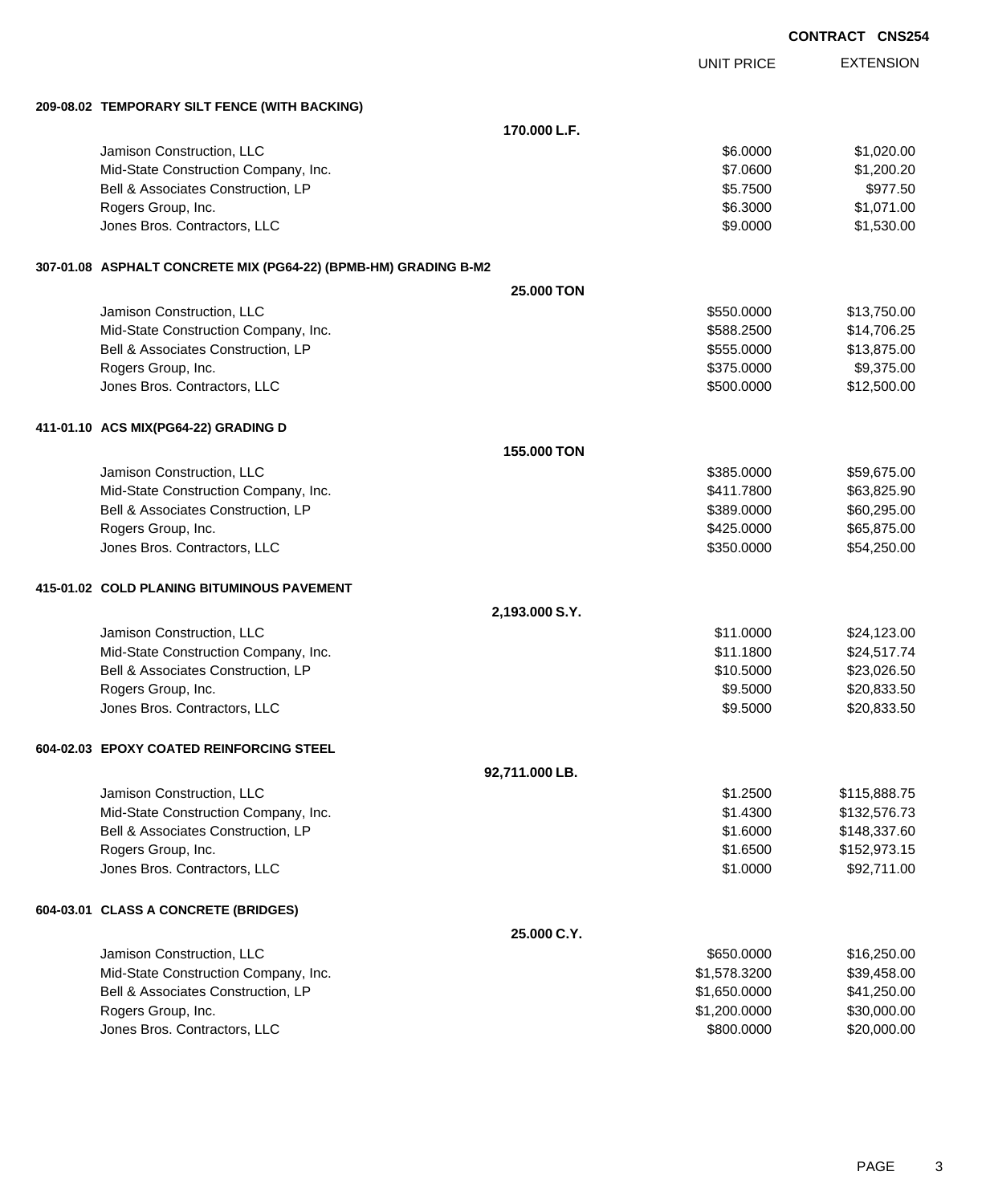**CONTRACT CNS254**

| | | UNIT PRICE | EXTENSION |
|---|---|---|---|
| **209-08.02 TEMPORARY SILT FENCE (WITH BACKING)** | | | |
| | **170.000 L.F.** | | |
| Jamison Construction, LLC | | $6.0000 | $1,020.00 |
| Mid-State Construction Company, Inc. | | $7.0600 | $1,200.20 |
| Bell & Associates Construction, LP | | $5.7500 | $977.50 |
| Rogers Group, Inc. | | $6.3000 | $1,071.00 |
| Jones Bros. Contractors, LLC | | $9.0000 | $1,530.00 |
| **307-01.08 ASPHALT CONCRETE MIX (PG64-22) (BPMB-HM) GRADING B-M2** | | | |
| | **25.000 TON** | | |
| Jamison Construction, LLC | | $550.0000 | $13,750.00 |
| Mid-State Construction Company, Inc. | | $588.2500 | $14,706.25 |
| Bell & Associates Construction, LP | | $555.0000 | $13,875.00 |
| Rogers Group, Inc. | | $375.0000 | $9,375.00 |
| Jones Bros. Contractors, LLC | | $500.0000 | $12,500.00 |
| **411-01.10 ACS MIX(PG64-22) GRADING D** | | | |
| | **155.000 TON** | | |
| Jamison Construction, LLC | | $385.0000 | $59,675.00 |
| Mid-State Construction Company, Inc. | | $411.7800 | $63,825.90 |
| Bell & Associates Construction, LP | | $389.0000 | $60,295.00 |
| Rogers Group, Inc. | | $425.0000 | $65,875.00 |
| Jones Bros. Contractors, LLC | | $350.0000 | $54,250.00 |
| **415-01.02 COLD PLANING BITUMINOUS PAVEMENT** | | | |
| | **2,193.000 S.Y.** | | |
| Jamison Construction, LLC | | $11.0000 | $24,123.00 |
| Mid-State Construction Company, Inc. | | $11.1800 | $24,517.74 |
| Bell & Associates Construction, LP | | $10.5000 | $23,026.50 |
| Rogers Group, Inc. | | $9.5000 | $20,833.50 |
| Jones Bros. Contractors, LLC | | $9.5000 | $20,833.50 |
| **604-02.03 EPOXY COATED REINFORCING STEEL** | | | |
| | **92,711.000 LB.** | | |
| Jamison Construction, LLC | | $1.2500 | $115,888.75 |
| Mid-State Construction Company, Inc. | | $1.4300 | $132,576.73 |
| Bell & Associates Construction, LP | | $1.6000 | $148,337.60 |
| Rogers Group, Inc. | | $1.6500 | $152,973.15 |
| Jones Bros. Contractors, LLC | | $1.0000 | $92,711.00 |
| **604-03.01 CLASS A CONCRETE (BRIDGES)** | | | |
| | **25.000 C.Y.** | | |
| Jamison Construction, LLC | | $650.0000 | $16,250.00 |
| Mid-State Construction Company, Inc. | | $1,578.3200 | $39,458.00 |
| Bell & Associates Construction, LP | | $1,650.0000 | $41,250.00 |
| Rogers Group, Inc. | | $1,200.0000 | $30,000.00 |
| Jones Bros. Contractors, LLC | | $800.0000 | $20,000.00 |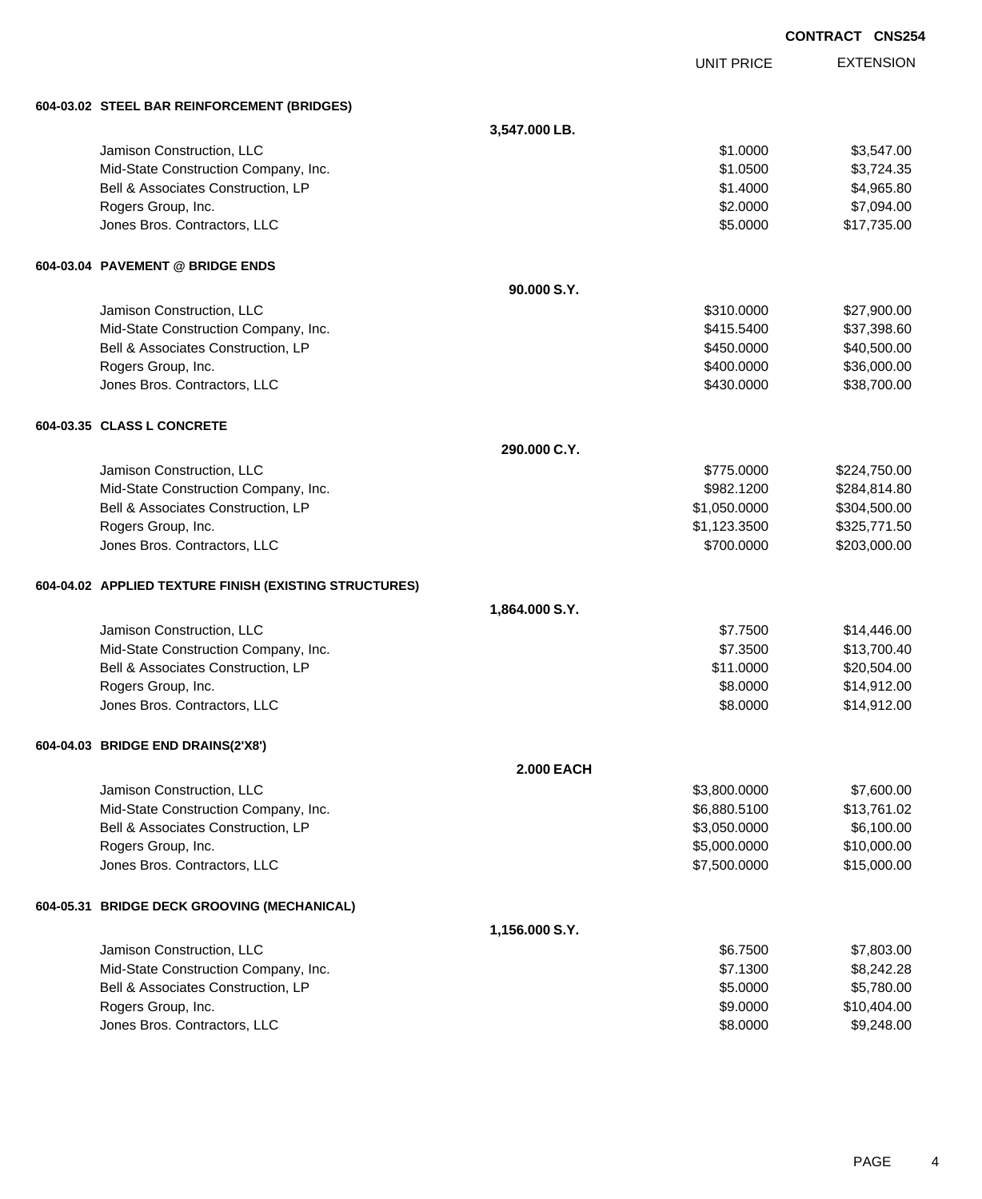CONTRACT CNS254

| | | UNIT PRICE | EXTENSION |
|---|---|---|---|
| **604-03.02 STEEL BAR REINFORCEMENT (BRIDGES)** | | | |
| | **3,547.000 LB.** | | |
| Jamison Construction, LLC | | $1.0000 | $3,547.00 |
| Mid-State Construction Company, Inc. | | $1.0500 | $3,724.35 |
| Bell & Associates Construction, LP | | $1.4000 | $4,965.80 |
| Rogers Group, Inc. | | $2.0000 | $7,094.00 |
| Jones Bros. Contractors, LLC | | $5.0000 | $17,735.00 |
| **604-03.04 PAVEMENT @ BRIDGE ENDS** | | | |
| | **90.000 S.Y.** | | |
| Jamison Construction, LLC | | $310.0000 | $27,900.00 |
| Mid-State Construction Company, Inc. | | $415.5400 | $37,398.60 |
| Bell & Associates Construction, LP | | $450.0000 | $40,500.00 |
| Rogers Group, Inc. | | $400.0000 | $36,000.00 |
| Jones Bros. Contractors, LLC | | $430.0000 | $38,700.00 |
| **604-03.35 CLASS L CONCRETE** | | | |
| | **290.000 C.Y.** | | |
| Jamison Construction, LLC | | $775.0000 | $224,750.00 |
| Mid-State Construction Company, Inc. | | $982.1200 | $284,814.80 |
| Bell & Associates Construction, LP | | $1,050.0000 | $304,500.00 |
| Rogers Group, Inc. | | $1,123.3500 | $325,771.50 |
| Jones Bros. Contractors, LLC | | $700.0000 | $203,000.00 |
| **604-04.02 APPLIED TEXTURE FINISH (EXISTING STRUCTURES)** | | | |
| | **1,864.000 S.Y.** | | |
| Jamison Construction, LLC | | $7.7500 | $14,446.00 |
| Mid-State Construction Company, Inc. | | $7.3500 | $13,700.40 |
| Bell & Associates Construction, LP | | $11.0000 | $20,504.00 |
| Rogers Group, Inc. | | $8.0000 | $14,912.00 |
| Jones Bros. Contractors, LLC | | $8.0000 | $14,912.00 |
| **604-04.03 BRIDGE END DRAINS(2'X8')** | | | |
| | **2.000 EACH** | | |
| Jamison Construction, LLC | | $3,800.0000 | $7,600.00 |
| Mid-State Construction Company, Inc. | | $6,880.5100 | $13,761.02 |
| Bell & Associates Construction, LP | | $3,050.0000 | $6,100.00 |
| Rogers Group, Inc. | | $5,000.0000 | $10,000.00 |
| Jones Bros. Contractors, LLC | | $7,500.0000 | $15,000.00 |
| **604-05.31 BRIDGE DECK GROOVING (MECHANICAL)** | | | |
| | **1,156.000 S.Y.** | | |
| Jamison Construction, LLC | | $6.7500 | $7,803.00 |
| Mid-State Construction Company, Inc. | | $7.1300 | $8,242.28 |
| Bell & Associates Construction, LP | | $5.0000 | $5,780.00 |
| Rogers Group, Inc. | | $9.0000 | $10,404.00 |
| Jones Bros. Contractors, LLC | | $8.0000 | $9,248.00 |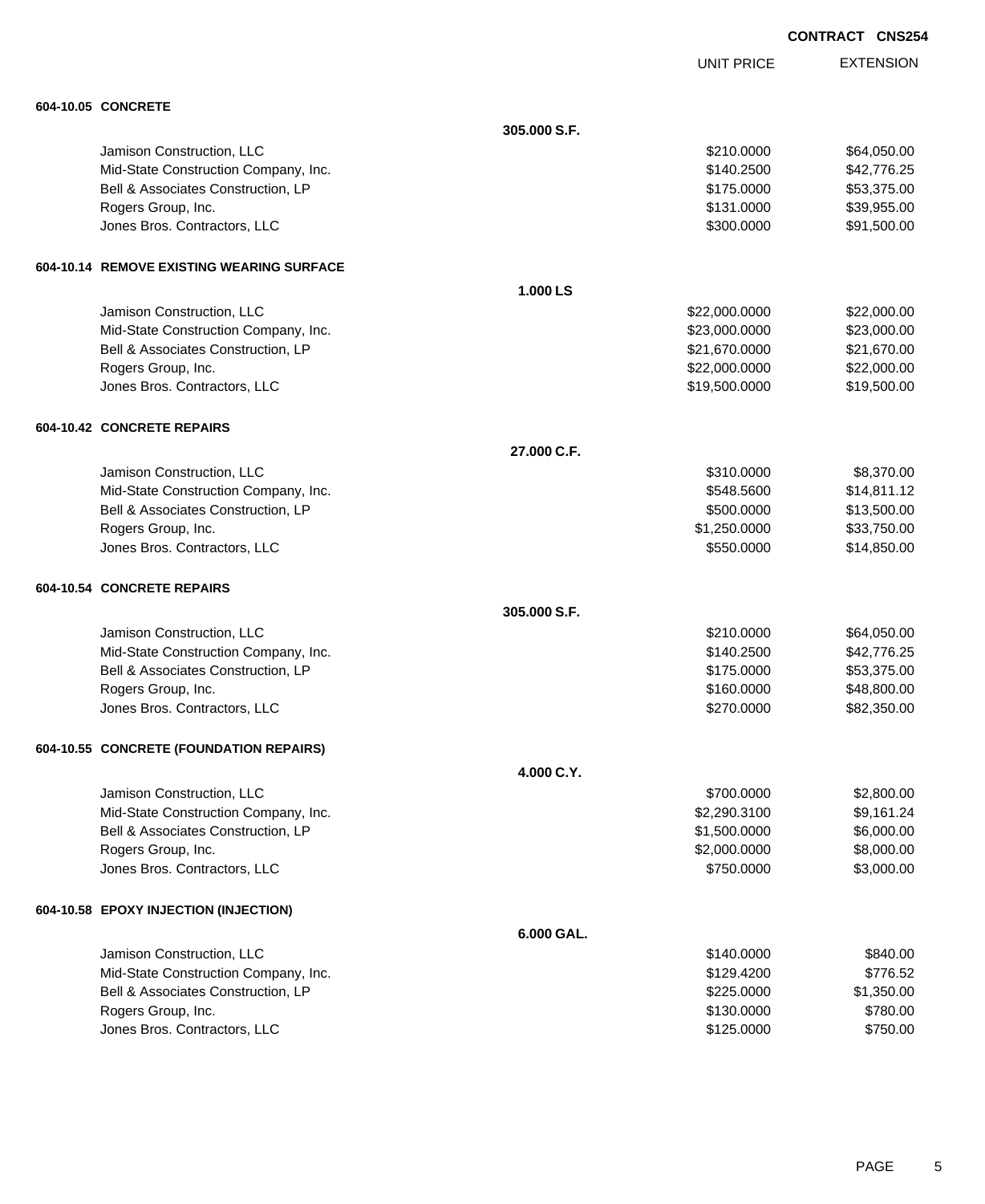CONTRACT CNS254

| | | UNIT PRICE | EXTENSION |
|---|---|---|---|
| **604-10.05 CONCRETE** | | | |
| | **305.000 S.F.** | | |
| Jamison Construction, LLC | | $210.0000 | $64,050.00 |
| Mid-State Construction Company, Inc. | | $140.2500 | $42,776.25 |
| Bell & Associates Construction, LP | | $175.0000 | $53,375.00 |
| Rogers Group, Inc. | | $131.0000 | $39,955.00 |
| Jones Bros. Contractors, LLC | | $300.0000 | $91,500.00 |
| **604-10.14 REMOVE EXISTING WEARING SURFACE** | | | |
| | **1.000 LS** | | |
| Jamison Construction, LLC | | $22,000.0000 | $22,000.00 |
| Mid-State Construction Company, Inc. | | $23,000.0000 | $23,000.00 |
| Bell & Associates Construction, LP | | $21,670.0000 | $21,670.00 |
| Rogers Group, Inc. | | $22,000.0000 | $22,000.00 |
| Jones Bros. Contractors, LLC | | $19,500.0000 | $19,500.00 |
| **604-10.42 CONCRETE REPAIRS** | | | |
| | **27.000 C.F.** | | |
| Jamison Construction, LLC | | $310.0000 | $8,370.00 |
| Mid-State Construction Company, Inc. | | $548.5600 | $14,811.12 |
| Bell & Associates Construction, LP | | $500.0000 | $13,500.00 |
| Rogers Group, Inc. | | $1,250.0000 | $33,750.00 |
| Jones Bros. Contractors, LLC | | $550.0000 | $14,850.00 |
| **604-10.54 CONCRETE REPAIRS** | | | |
| | **305.000 S.F.** | | |
| Jamison Construction, LLC | | $210.0000 | $64,050.00 |
| Mid-State Construction Company, Inc. | | $140.2500 | $42,776.25 |
| Bell & Associates Construction, LP | | $175.0000 | $53,375.00 |
| Rogers Group, Inc. | | $160.0000 | $48,800.00 |
| Jones Bros. Contractors, LLC | | $270.0000 | $82,350.00 |
| **604-10.55 CONCRETE (FOUNDATION REPAIRS)** | | | |
| | **4.000 C.Y.** | | |
| Jamison Construction, LLC | | $700.0000 | $2,800.00 |
| Mid-State Construction Company, Inc. | | $2,290.3100 | $9,161.24 |
| Bell & Associates Construction, LP | | $1,500.0000 | $6,000.00 |
| Rogers Group, Inc. | | $2,000.0000 | $8,000.00 |
| Jones Bros. Contractors, LLC | | $750.0000 | $3,000.00 |
| **604-10.58 EPOXY INJECTION (INJECTION)** | | | |
| | **6.000 GAL.** | | |
| Jamison Construction, LLC | | $140.0000 | $840.00 |
| Mid-State Construction Company, Inc. | | $129.4200 | $776.52 |
| Bell & Associates Construction, LP | | $225.0000 | $1,350.00 |
| Rogers Group, Inc. | | $130.0000 | $780.00 |
| Jones Bros. Contractors, LLC | | $125.0000 | $750.00 |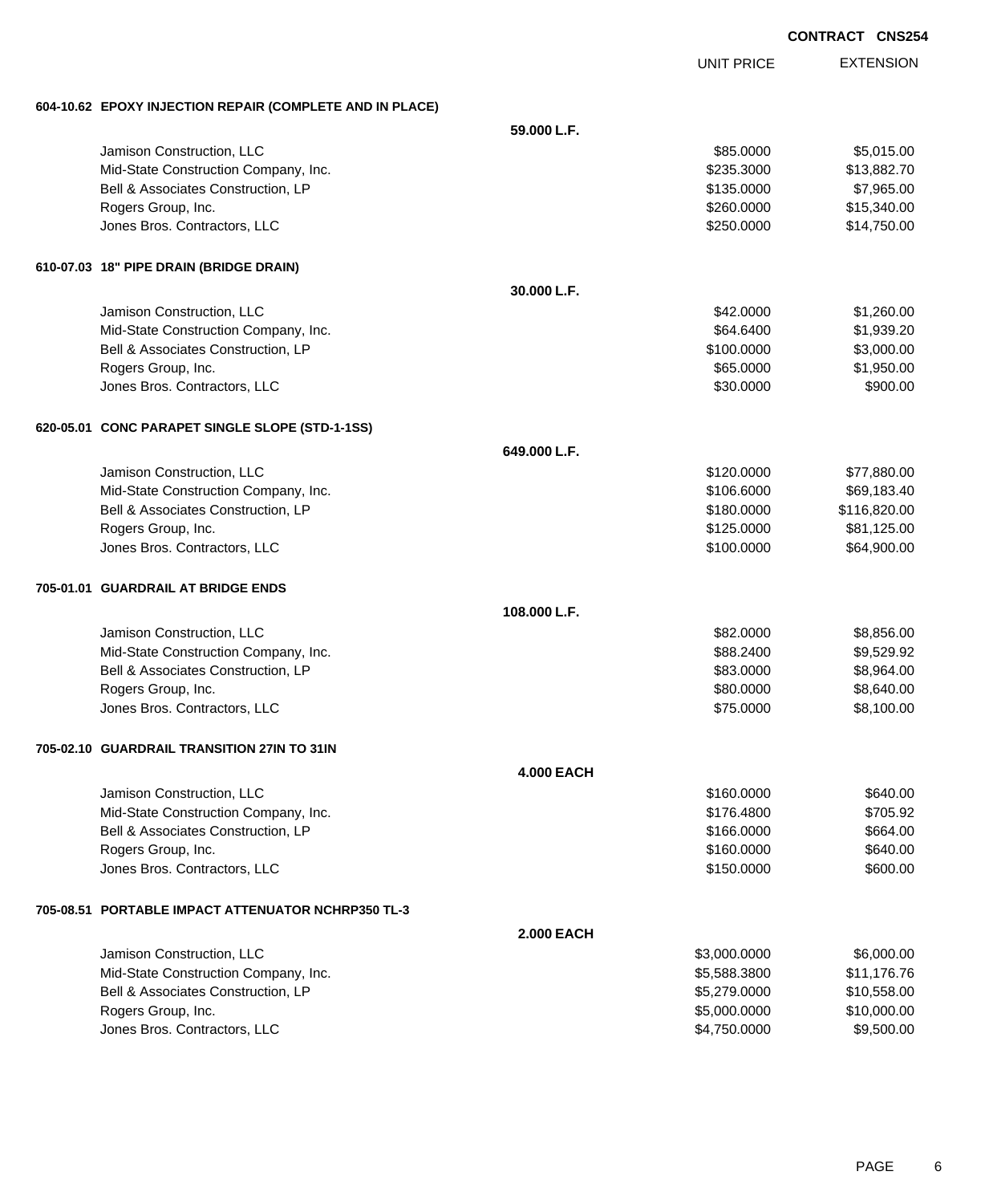CONTRACT CNS254

| | | UNIT PRICE | EXTENSION |
|---|---|---|---|
| **604-10.62 EPOXY INJECTION REPAIR (COMPLETE AND IN PLACE)** | | | |
| | **59.000 L.F.** | | |
| Jamison Construction, LLC | | $85.0000 | $5,015.00 |
| Mid-State Construction Company, Inc. | | $235.3000 | $13,882.70 |
| Bell & Associates Construction, LP | | $135.0000 | $7,965.00 |
| Rogers Group, Inc. | | $260.0000 | $15,340.00 |
| Jones Bros. Contractors, LLC | | $250.0000 | $14,750.00 |
| **610-07.03 18" PIPE DRAIN (BRIDGE DRAIN)** | | | |
| | **30.000 L.F.** | | |
| Jamison Construction, LLC | | $42.0000 | $1,260.00 |
| Mid-State Construction Company, Inc. | | $64.6400 | $1,939.20 |
| Bell & Associates Construction, LP | | $100.0000 | $3,000.00 |
| Rogers Group, Inc. | | $65.0000 | $1,950.00 |
| Jones Bros. Contractors, LLC | | $30.0000 | $900.00 |
| **620-05.01 CONC PARAPET SINGLE SLOPE (STD-1-1SS)** | | | |
| | **649.000 L.F.** | | |
| Jamison Construction, LLC | | $120.0000 | $77,880.00 |
| Mid-State Construction Company, Inc. | | $106.6000 | $69,183.40 |
| Bell & Associates Construction, LP | | $180.0000 | $116,820.00 |
| Rogers Group, Inc. | | $125.0000 | $81,125.00 |
| Jones Bros. Contractors, LLC | | $100.0000 | $64,900.00 |
| **705-01.01 GUARDRAIL AT BRIDGE ENDS** | | | |
| | **108.000 L.F.** | | |
| Jamison Construction, LLC | | $82.0000 | $8,856.00 |
| Mid-State Construction Company, Inc. | | $88.2400 | $9,529.92 |
| Bell & Associates Construction, LP | | $83.0000 | $8,964.00 |
| Rogers Group, Inc. | | $80.0000 | $8,640.00 |
| Jones Bros. Contractors, LLC | | $75.0000 | $8,100.00 |
| **705-02.10 GUARDRAIL TRANSITION 27IN TO 31IN** | | | |
| | **4.000 EACH** | | |
| Jamison Construction, LLC | | $160.0000 | $640.00 |
| Mid-State Construction Company, Inc. | | $176.4800 | $705.92 |
| Bell & Associates Construction, LP | | $166.0000 | $664.00 |
| Rogers Group, Inc. | | $160.0000 | $640.00 |
| Jones Bros. Contractors, LLC | | $150.0000 | $600.00 |
| **705-08.51 PORTABLE IMPACT ATTENUATOR NCHRP350 TL-3** | | | |
| | **2.000 EACH** | | |
| Jamison Construction, LLC | | $3,000.0000 | $6,000.00 |
| Mid-State Construction Company, Inc. | | $5,588.3800 | $11,176.76 |
| Bell & Associates Construction, LP | | $5,279.0000 | $10,558.00 |
| Rogers Group, Inc. | | $5,000.0000 | $10,000.00 |
| Jones Bros. Contractors, LLC | | $4,750.0000 | $9,500.00 |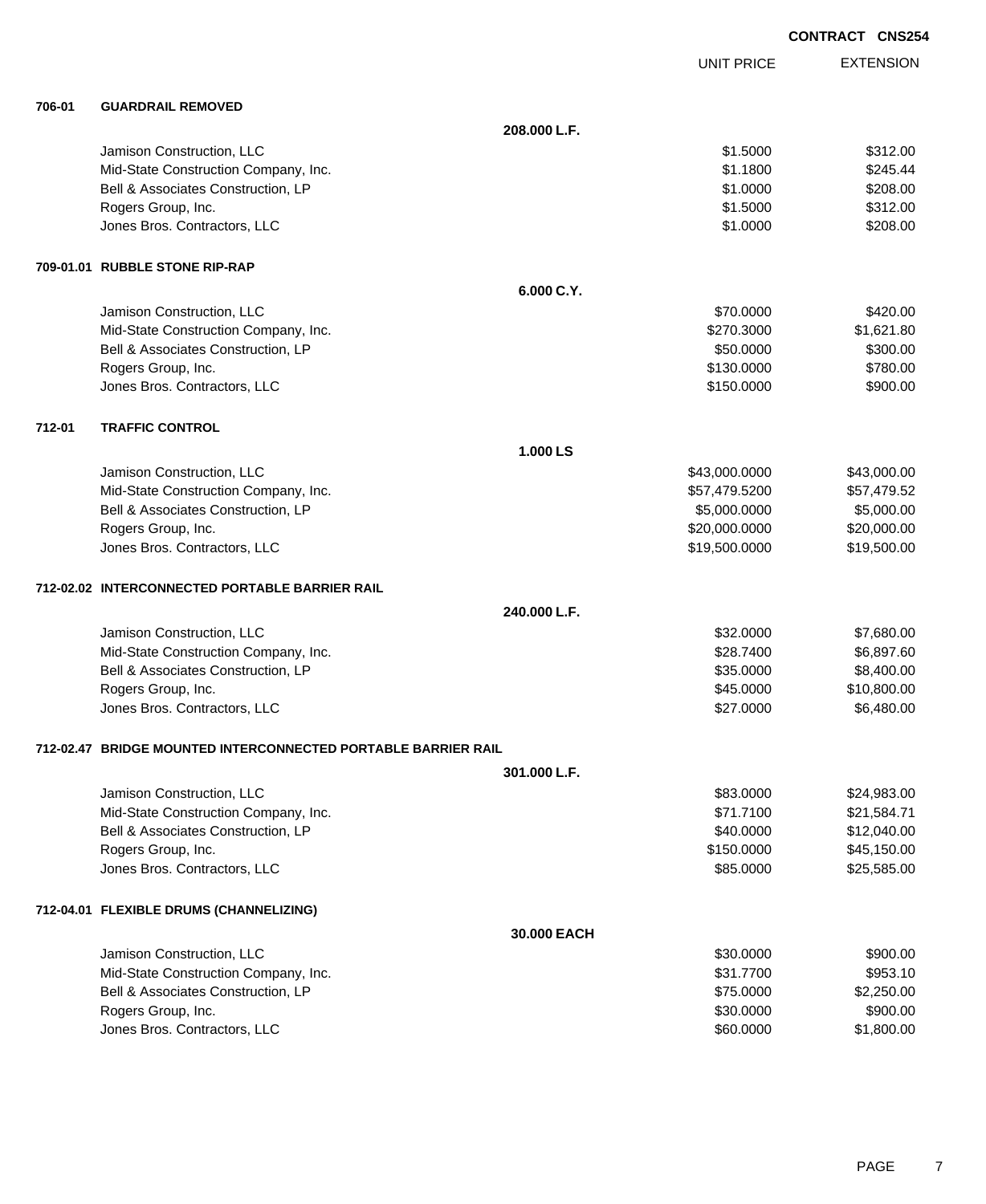**CONTRACT CNS254**

| | | UNIT PRICE | EXTENSION |
|---|---|---|---|
| **706-01** | **GUARDRAIL REMOVED** | | |
| | **208.000 L.F.** | | |
| | Jamison Construction, LLC | $1.5000 | $312.00 |
| | Mid-State Construction Company, Inc. | $1.1800 | $245.44 |
| | Bell & Associates Construction, LP | $1.0000 | $208.00 |
| | Rogers Group, Inc. | $1.5000 | $312.00 |
| | Jones Bros. Contractors, LLC | $1.0000 | $208.00 |
| **709-01.01** | **RUBBLE STONE RIP-RAP** | | |
| | **6.000 C.Y.** | | |
| | Jamison Construction, LLC | $70.0000 | $420.00 |
| | Mid-State Construction Company, Inc. | $270.3000 | $1,621.80 |
| | Bell & Associates Construction, LP | $50.0000 | $300.00 |
| | Rogers Group, Inc. | $130.0000 | $780.00 |
| | Jones Bros. Contractors, LLC | $150.0000 | $900.00 |
| **712-01** | **TRAFFIC CONTROL** | | |
| | **1.000 LS** | | |
| | Jamison Construction, LLC | $43,000.0000 | $43,000.00 |
| | Mid-State Construction Company, Inc. | $57,479.5200 | $57,479.52 |
| | Bell & Associates Construction, LP | $5,000.0000 | $5,000.00 |
| | Rogers Group, Inc. | $20,000.0000 | $20,000.00 |
| | Jones Bros. Contractors, LLC | $19,500.0000 | $19,500.00 |
| **712-02.02** | **INTERCONNECTED PORTABLE BARRIER RAIL** | | |
| | **240.000 L.F.** | | |
| | Jamison Construction, LLC | $32.0000 | $7,680.00 |
| | Mid-State Construction Company, Inc. | $28.7400 | $6,897.60 |
| | Bell & Associates Construction, LP | $35.0000 | $8,400.00 |
| | Rogers Group, Inc. | $45.0000 | $10,800.00 |
| | Jones Bros. Contractors, LLC | $27.0000 | $6,480.00 |
| **712-02.47** | **BRIDGE MOUNTED INTERCONNECTED PORTABLE BARRIER RAIL** | | |
| | **301.000 L.F.** | | |
| | Jamison Construction, LLC | $83.0000 | $24,983.00 |
| | Mid-State Construction Company, Inc. | $71.7100 | $21,584.71 |
| | Bell & Associates Construction, LP | $40.0000 | $12,040.00 |
| | Rogers Group, Inc. | $150.0000 | $45,150.00 |
| | Jones Bros. Contractors, LLC | $85.0000 | $25,585.00 |
| **712-04.01** | **FLEXIBLE DRUMS (CHANNELIZING)** | | |
| | **30.000 EACH** | | |
| | Jamison Construction, LLC | $30.0000 | $900.00 |
| | Mid-State Construction Company, Inc. | $31.7700 | $953.10 |
| | Bell & Associates Construction, LP | $75.0000 | $2,250.00 |
| | Rogers Group, Inc. | $30.0000 | $900.00 |
| | Jones Bros. Contractors, LLC | $60.0000 | $1,800.00 |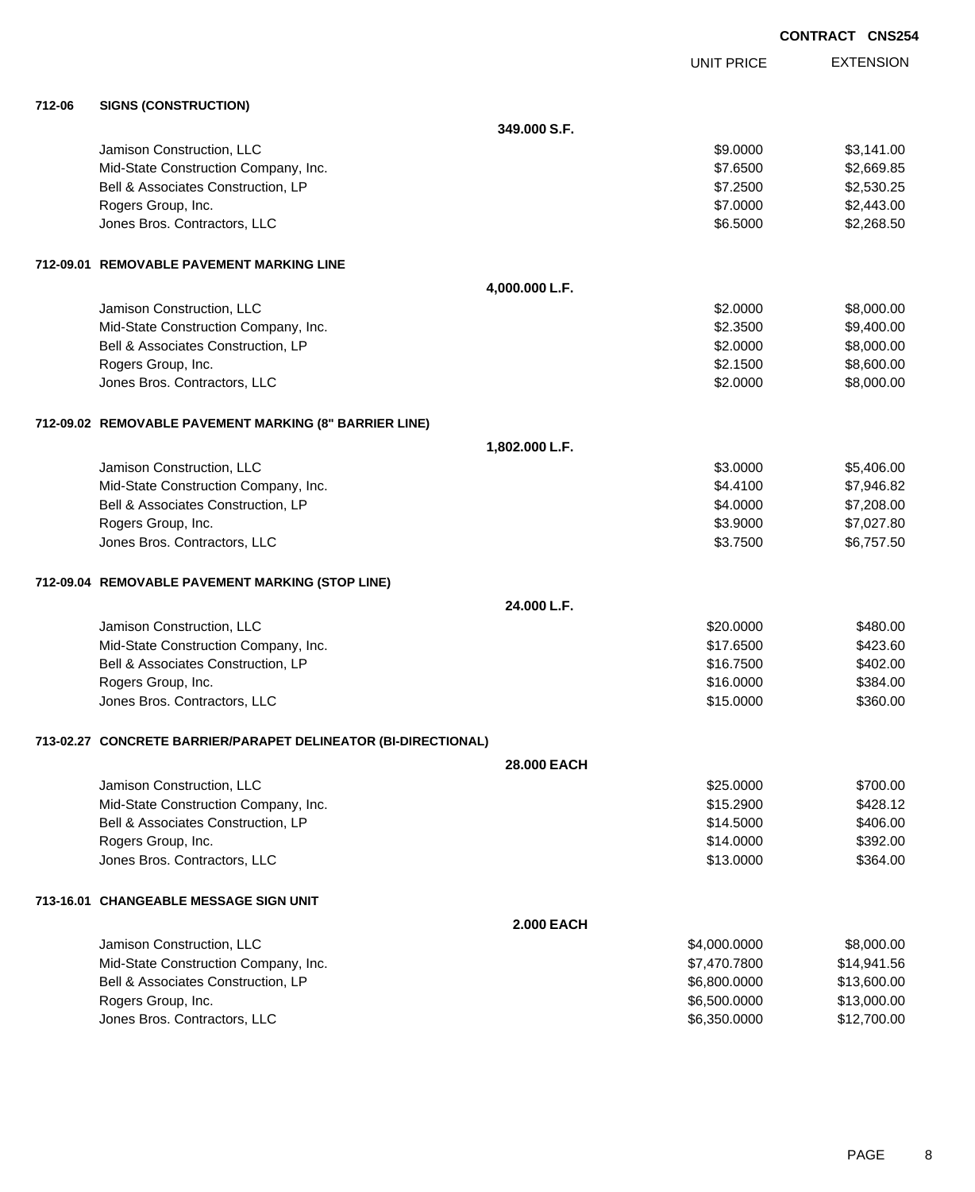**CONTRACT CNS254**

| | | UNIT PRICE | EXTENSION |
|---|---|---|---|
| **712-06** | **SIGNS (CONSTRUCTION)** | | |
| | **349.000 S.F.** | | |
| | Jamison Construction, LLC | $9.0000 | $3,141.00 |
| | Mid-State Construction Company, Inc. | $7.6500 | $2,669.85 |
| | Bell & Associates Construction, LP | $7.2500 | $2,530.25 |
| | Rogers Group, Inc. | $7.0000 | $2,443.00 |
| | Jones Bros. Contractors, LLC | $6.5000 | $2,268.50 |
| **712-09.01** | **REMOVABLE PAVEMENT MARKING LINE** | | |
| | **4,000.000 L.F.** | | |
| | Jamison Construction, LLC | $2.0000 | $8,000.00 |
| | Mid-State Construction Company, Inc. | $2.3500 | $9,400.00 |
| | Bell & Associates Construction, LP | $2.0000 | $8,000.00 |
| | Rogers Group, Inc. | $2.1500 | $8,600.00 |
| | Jones Bros. Contractors, LLC | $2.0000 | $8,000.00 |
| **712-09.02** | **REMOVABLE PAVEMENT MARKING (8" BARRIER LINE)** | | |
| | **1,802.000 L.F.** | | |
| | Jamison Construction, LLC | $3.0000 | $5,406.00 |
| | Mid-State Construction Company, Inc. | $4.4100 | $7,946.82 |
| | Bell & Associates Construction, LP | $4.0000 | $7,208.00 |
| | Rogers Group, Inc. | $3.9000 | $7,027.80 |
| | Jones Bros. Contractors, LLC | $3.7500 | $6,757.50 |
| **712-09.04** | **REMOVABLE PAVEMENT MARKING (STOP LINE)** | | |
| | **24.000 L.F.** | | |
| | Jamison Construction, LLC | $20.0000 | $480.00 |
| | Mid-State Construction Company, Inc. | $17.6500 | $423.60 |
| | Bell & Associates Construction, LP | $16.7500 | $402.00 |
| | Rogers Group, Inc. | $16.0000 | $384.00 |
| | Jones Bros. Contractors, LLC | $15.0000 | $360.00 |
| **713-02.27** | **CONCRETE BARRIER/PARAPET DELINEATOR (BI-DIRECTIONAL)** | | |
| | **28.000 EACH** | | |
| | Jamison Construction, LLC | $25.0000 | $700.00 |
| | Mid-State Construction Company, Inc. | $15.2900 | $428.12 |
| | Bell & Associates Construction, LP | $14.5000 | $406.00 |
| | Rogers Group, Inc. | $14.0000 | $392.00 |
| | Jones Bros. Contractors, LLC | $13.0000 | $364.00 |
| **713-16.01** | **CHANGEABLE MESSAGE SIGN UNIT** | | |
| | **2.000 EACH** | | |
| | Jamison Construction, LLC | $4,000.0000 | $8,000.00 |
| | Mid-State Construction Company, Inc. | $7,470.7800 | $14,941.56 |
| | Bell & Associates Construction, LP | $6,800.0000 | $13,600.00 |
| | Rogers Group, Inc. | $6,500.0000 | $13,000.00 |
| | Jones Bros. Contractors, LLC | $6,350.0000 | $12,700.00 |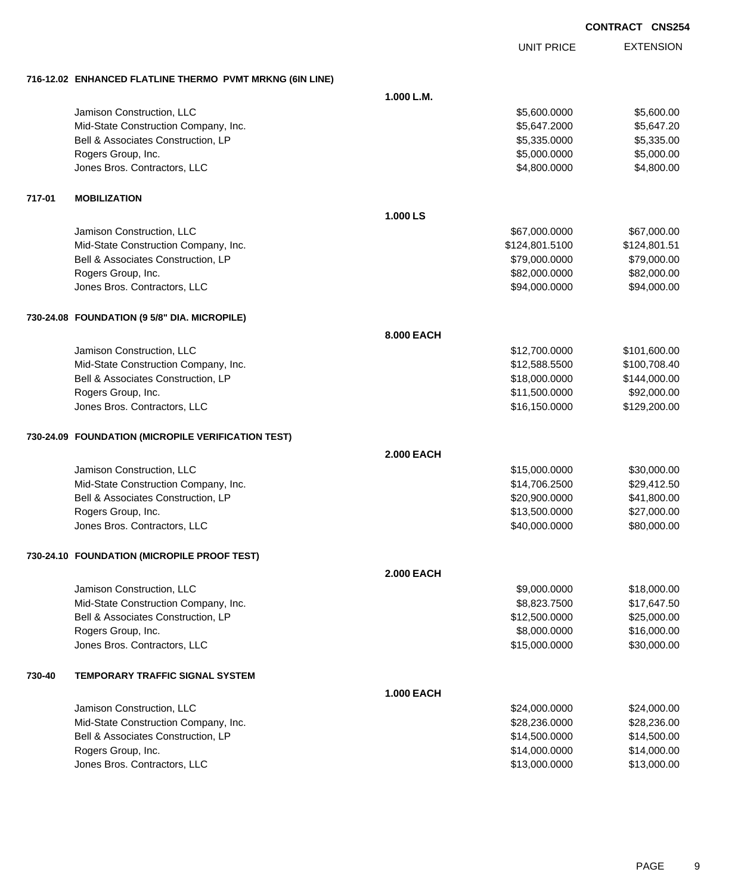**CONTRACT CNS254**

| | | UNIT PRICE | EXTENSION |
|---|---|---|---|
| **716-12.02 ENHANCED FLATLINE THERMO PVMT MRKNG (6IN LINE)** | | | |
| | **1.000 L.M.** | | |
| Jamison Construction, LLC | | $5,600.0000 | $5,600.00 |
| Mid-State Construction Company, Inc. | | $5,647.2000 | $5,647.20 |
| Bell & Associates Construction, LP | | $5,335.0000 | $5,335.00 |
| Rogers Group, Inc. | | $5,000.0000 | $5,000.00 |
| Jones Bros. Contractors, LLC | | $4,800.0000 | $4,800.00 |
| **717-01 MOBILIZATION** | | | |
| | **1.000 LS** | | |
| Jamison Construction, LLC | | $67,000.0000 | $67,000.00 |
| Mid-State Construction Company, Inc. | | $124,801.5100 | $124,801.51 |
| Bell & Associates Construction, LP | | $79,000.0000 | $79,000.00 |
| Rogers Group, Inc. | | $82,000.0000 | $82,000.00 |
| Jones Bros. Contractors, LLC | | $94,000.0000 | $94,000.00 |
| **730-24.08 FOUNDATION (9 5/8" DIA. MICROPILE)** | | | |
| | **8.000 EACH** | | |
| Jamison Construction, LLC | | $12,700.0000 | $101,600.00 |
| Mid-State Construction Company, Inc. | | $12,588.5500 | $100,708.40 |
| Bell & Associates Construction, LP | | $18,000.0000 | $144,000.00 |
| Rogers Group, Inc. | | $11,500.0000 | $92,000.00 |
| Jones Bros. Contractors, LLC | | $16,150.0000 | $129,200.00 |
| **730-24.09 FOUNDATION (MICROPILE VERIFICATION TEST)** | | | |
| | **2.000 EACH** | | |
| Jamison Construction, LLC | | $15,000.0000 | $30,000.00 |
| Mid-State Construction Company, Inc. | | $14,706.2500 | $29,412.50 |
| Bell & Associates Construction, LP | | $20,900.0000 | $41,800.00 |
| Rogers Group, Inc. | | $13,500.0000 | $27,000.00 |
| Jones Bros. Contractors, LLC | | $40,000.0000 | $80,000.00 |
| **730-24.10 FOUNDATION (MICROPILE PROOF TEST)** | | | |
| | **2.000 EACH** | | |
| Jamison Construction, LLC | | $9,000.0000 | $18,000.00 |
| Mid-State Construction Company, Inc. | | $8,823.7500 | $17,647.50 |
| Bell & Associates Construction, LP | | $12,500.0000 | $25,000.00 |
| Rogers Group, Inc. | | $8,000.0000 | $16,000.00 |
| Jones Bros. Contractors, LLC | | $15,000.0000 | $30,000.00 |
| **730-40 TEMPORARY TRAFFIC SIGNAL SYSTEM** | | | |
| | **1.000 EACH** | | |
| Jamison Construction, LLC | | $24,000.0000 | $24,000.00 |
| Mid-State Construction Company, Inc. | | $28,236.0000 | $28,236.00 |
| Bell & Associates Construction, LP | | $14,500.0000 | $14,500.00 |
| Rogers Group, Inc. | | $14,000.0000 | $14,000.00 |
| Jones Bros. Contractors, LLC | | $13,000.0000 | $13,000.00 |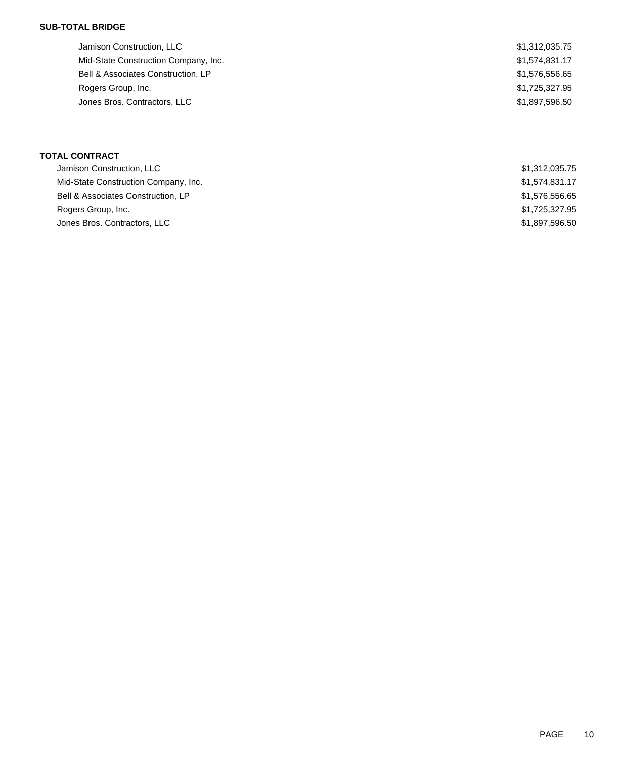**SUB-TOTAL BRIDGE**

| | |
|---|---|
| Jamison Construction, LLC | $1,312,035.75 |
| Mid-State Construction Company, Inc. | $1,574,831.17 |
| Bell & Associates Construction, LP | $1,576,556.65 |
| Rogers Group, Inc. | $1,725,327.95 |
| Jones Bros. Contractors, LLC | $1,897,596.50 |

**TOTAL CONTRACT**

| | |
|---|---|
| Jamison Construction, LLC | $1,312,035.75 |
| Mid-State Construction Company, Inc. | $1,574,831.17 |
| Bell & Associates Construction, LP | $1,576,556.65 |
| Rogers Group, Inc. | $1,725,327.95 |
| Jones Bros. Contractors, LLC | $1,897,596.50 |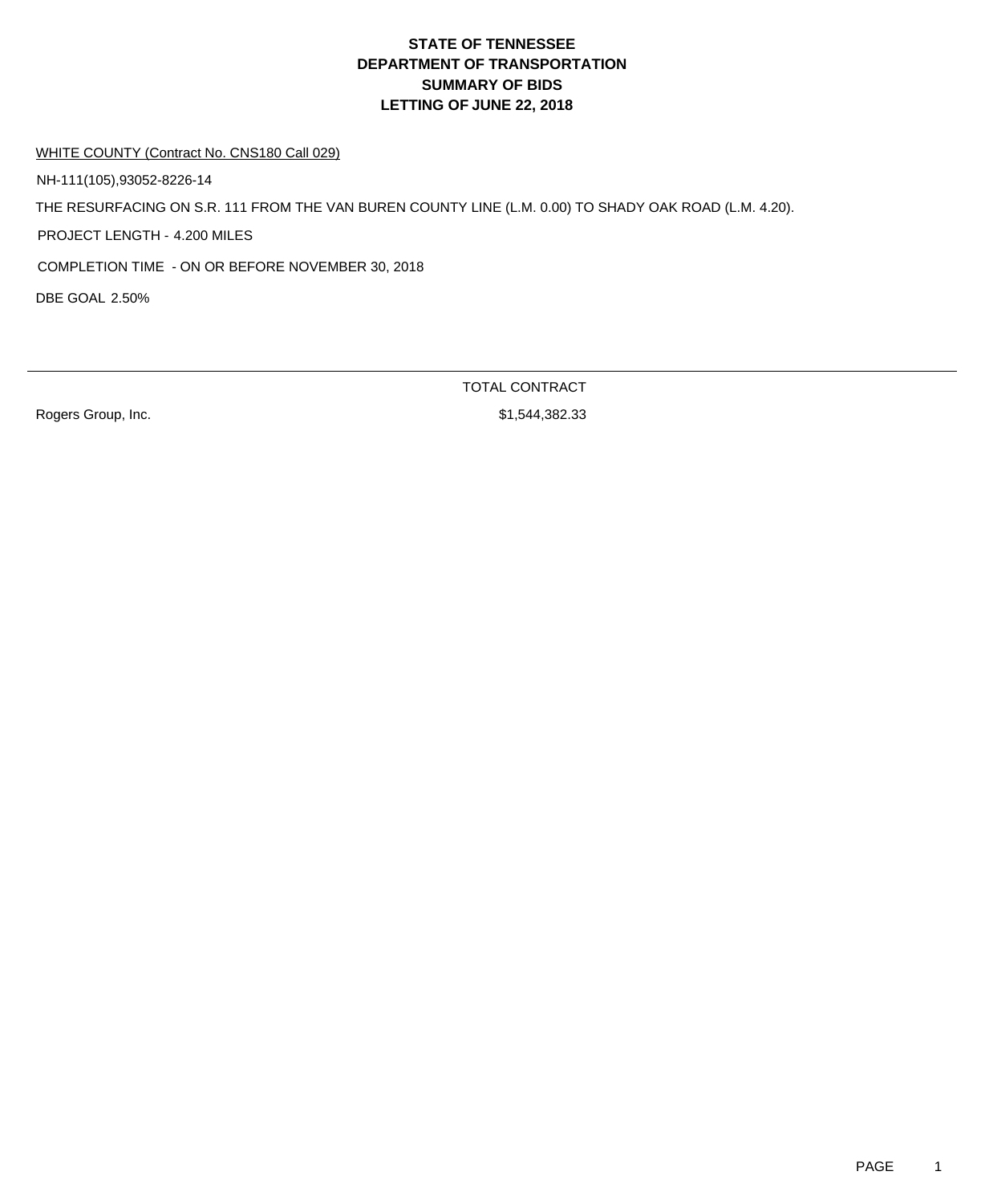# STATE OF TENNESSEE
# DEPARTMENT OF TRANSPORTATION
# SUMMARY OF BIDS
# LETTING OF JUNE 22, 2018

WHITE COUNTY (Contract No. CNS180 Call 029)

NH-111(105),93052-8226-14

THE RESURFACING ON S.R. 111 FROM THE VAN BUREN COUNTY LINE (L.M. 0.00) TO SHADY OAK ROAD (L.M. 4.20).

PROJECT LENGTH - 4.200 MILES

COMPLETION TIME - ON OR BEFORE NOVEMBER 30, 2018

DBE GOAL 2.50%

| | TOTAL CONTRACT |
|---|---|
| Rogers Group, Inc. | $1,544,382.33 |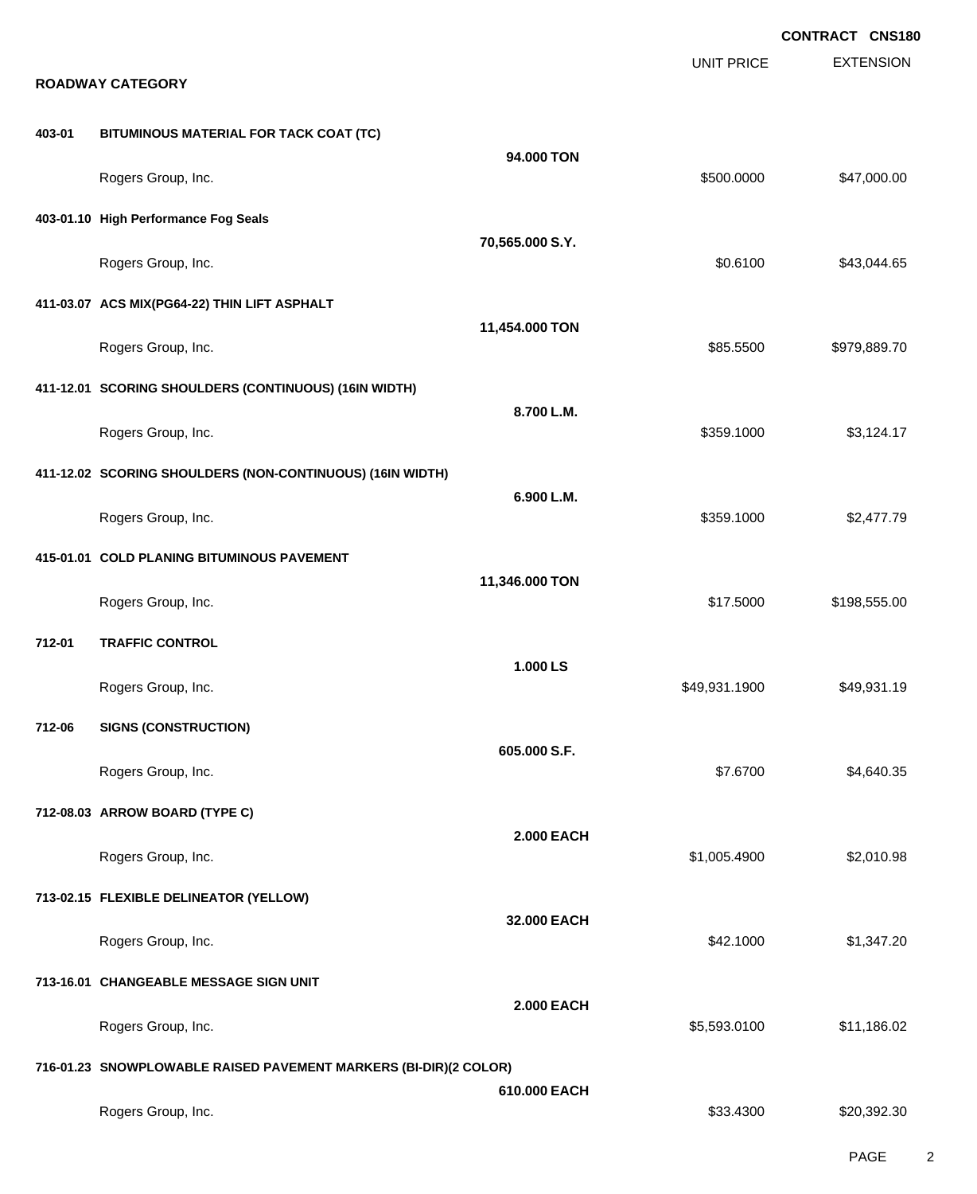CONTRACT CNS180

| | | | UNIT PRICE | EXTENSION |
|---|---|---|---|---|
| **ROADWAY CATEGORY** | | | | |
| **403-01** | **BITUMINOUS MATERIAL FOR TACK COAT (TC)** | **94.000 TON** | | |
| | Rogers Group, Inc. | | $500.0000 | $47,000.00 |
| **403-01.10** | **High Performance Fog Seals** | **70,565.000 S.Y.** | | |
| | Rogers Group, Inc. | | $0.6100 | $43,044.65 |
| **411-03.07** | **ACS MIX(PG64-22) THIN LIFT ASPHALT** | **11,454.000 TON** | | |
| | Rogers Group, Inc. | | $85.5500 | $979,889.70 |
| **411-12.01** | **SCORING SHOULDERS (CONTINUOUS) (16IN WIDTH)** | **8.700 L.M.** | | |
| | Rogers Group, Inc. | | $359.1000 | $3,124.17 |
| **411-12.02** | **SCORING SHOULDERS (NON-CONTINUOUS) (16IN WIDTH)** | **6.900 L.M.** | | |
| | Rogers Group, Inc. | | $359.1000 | $2,477.79 |
| **415-01.01** | **COLD PLANING BITUMINOUS PAVEMENT** | **11,346.000 TON** | | |
| | Rogers Group, Inc. | | $17.5000 | $198,555.00 |
| **712-01** | **TRAFFIC CONTROL** | **1.000 LS** | | |
| | Rogers Group, Inc. | | $49,931.1900 | $49,931.19 |
| **712-06** | **SIGNS (CONSTRUCTION)** | **605.000 S.F.** | | |
| | Rogers Group, Inc. | | $7.6700 | $4,640.35 |
| **712-08.03** | **ARROW BOARD (TYPE C)** | **2.000 EACH** | | |
| | Rogers Group, Inc. | | $1,005.4900 | $2,010.98 |
| **713-02.15** | **FLEXIBLE DELINEATOR (YELLOW)** | **32.000 EACH** | | |
| | Rogers Group, Inc. | | $42.1000 | $1,347.20 |
| **713-16.01** | **CHANGEABLE MESSAGE SIGN UNIT** | **2.000 EACH** | | |
| | Rogers Group, Inc. | | $5,593.0100 | $11,186.02 |
| **716-01.23** | **SNOWPLOWABLE RAISED PAVEMENT MARKERS (BI-DIR)(2 COLOR)** | **610.000 EACH** | | |
| | Rogers Group, Inc. | | $33.4300 | $20,392.30 |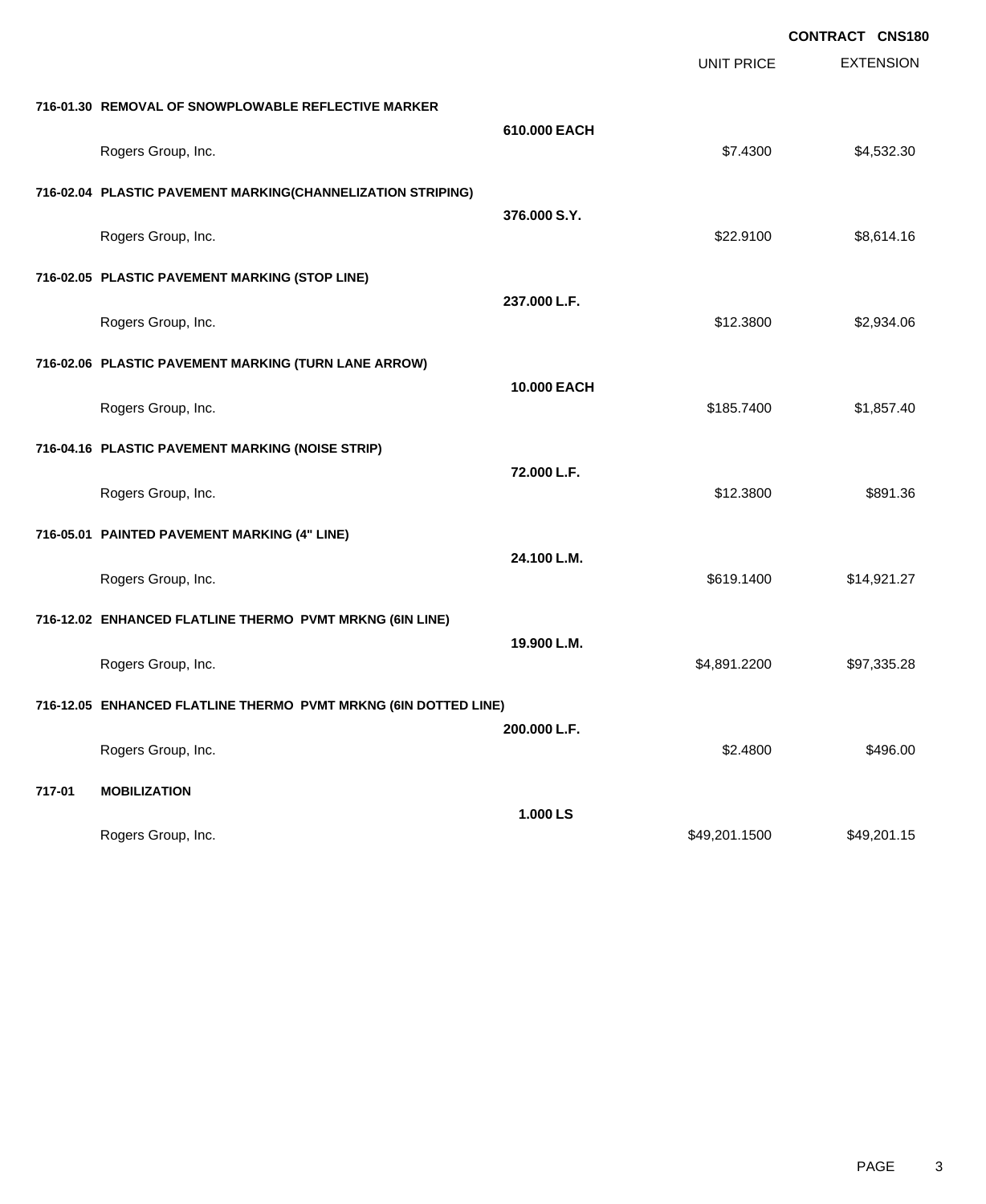**CONTRACT CNS180**

| | | | UNIT PRICE | EXTENSION |
|---|---|---|---|---|
| **716-01.30** | **REMOVAL OF SNOWPLOWABLE REFLECTIVE MARKER** | | | |
| | | **610.000 EACH** | | |
| | Rogers Group, Inc. | | $7.4300 | $4,532.30 |
| **716-02.04** | **PLASTIC PAVEMENT MARKING(CHANNELIZATION STRIPING)** | | | |
| | | **376.000 S.Y.** | | |
| | Rogers Group, Inc. | | $22.9100 | $8,614.16 |
| **716-02.05** | **PLASTIC PAVEMENT MARKING (STOP LINE)** | | | |
| | | **237.000 L.F.** | | |
| | Rogers Group, Inc. | | $12.3800 | $2,934.06 |
| **716-02.06** | **PLASTIC PAVEMENT MARKING (TURN LANE ARROW)** | | | |
| | | **10.000 EACH** | | |
| | Rogers Group, Inc. | | $185.7400 | $1,857.40 |
| **716-04.16** | **PLASTIC PAVEMENT MARKING (NOISE STRIP)** | | | |
| | | **72.000 L.F.** | | |
| | Rogers Group, Inc. | | $12.3800 | $891.36 |
| **716-05.01** | **PAINTED PAVEMENT MARKING (4" LINE)** | | | |
| | | **24.100 L.M.** | | |
| | Rogers Group, Inc. | | $619.1400 | $14,921.27 |
| **716-12.02** | **ENHANCED FLATLINE THERMO PVMT MRKNG (6IN LINE)** | | | |
| | | **19.900 L.M.** | | |
| | Rogers Group, Inc. | | $4,891.2200 | $97,335.28 |
| **716-12.05** | **ENHANCED FLATLINE THERMO PVMT MRKNG (6IN DOTTED LINE)** | | | |
| | | **200.000 L.F.** | | |
| | Rogers Group, Inc. | | $2.4800 | $496.00 |
| **717-01** | **MOBILIZATION** | | | |
| | | **1.000 LS** | | |
| | Rogers Group, Inc. | | $49,201.1500 | $49,201.15 |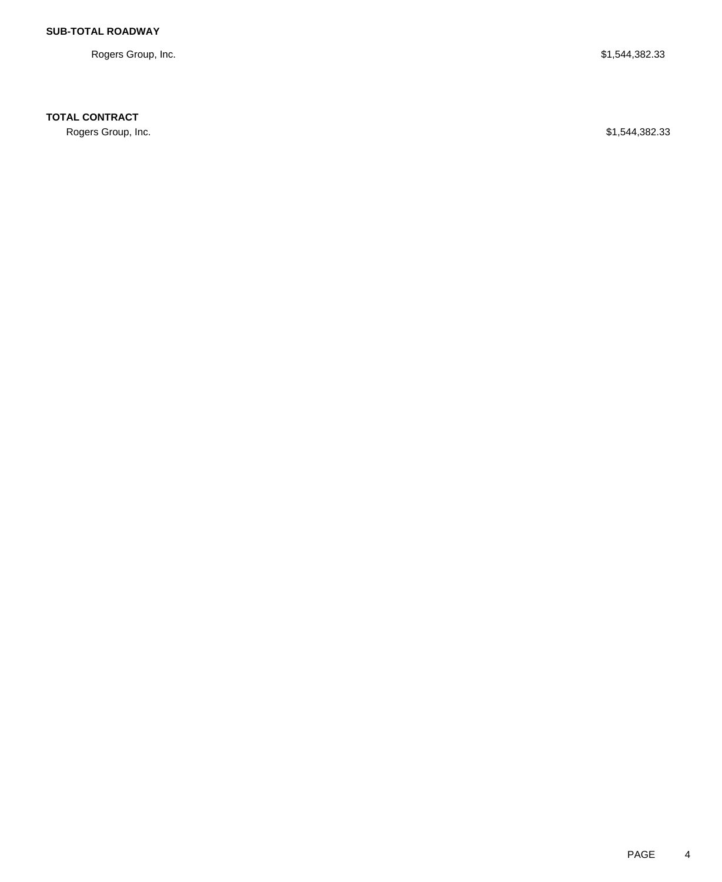**SUB-TOTAL ROADWAY**

| | |
|---|---|
| Rogers Group, Inc. | $1,544,382.33 |

**TOTAL CONTRACT**

| | |
|---|---|
| Rogers Group, Inc. | $1,544,382.33 |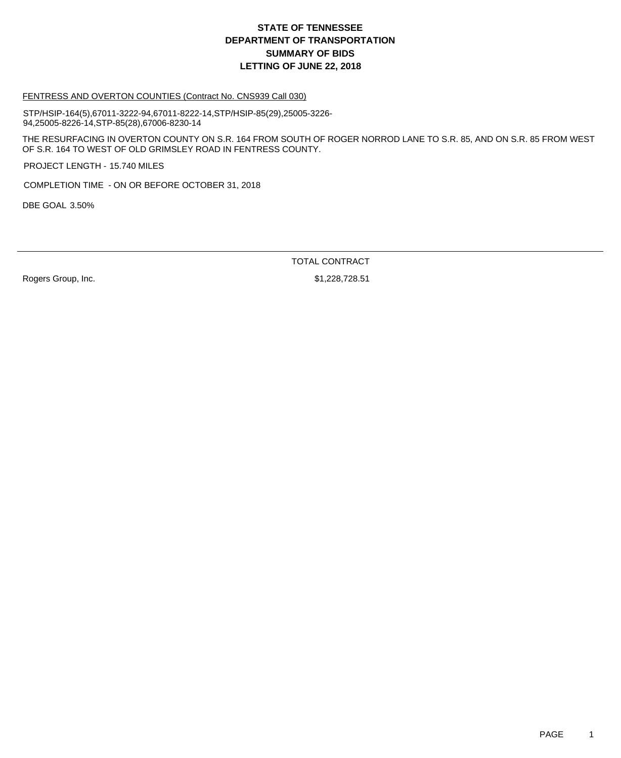# STATE OF TENNESSEE
# DEPARTMENT OF TRANSPORTATION
# SUMMARY OF BIDS
# LETTING OF JUNE 22, 2018

FENTRESS AND OVERTON COUNTIES (Contract No. CNS939 Call 030)

STP/HSIP-164(5),67011-3222-94,67011-8222-14,STP/HSIP-85(29),25005-3226-94,25005-8226-14,STP-85(28),67006-8230-14

THE RESURFACING IN OVERTON COUNTY ON S.R. 164 FROM SOUTH OF ROGER NORROD LANE TO S.R. 85, AND ON S.R. 85 FROM WEST OF S.R. 164 TO WEST OF OLD GRIMSLEY ROAD IN FENTRESS COUNTY.

PROJECT LENGTH - 15.740 MILES

COMPLETION TIME - ON OR BEFORE OCTOBER 31, 2018

DBE GOAL 3.50%

| | TOTAL CONTRACT |
|---|---|
| Rogers Group, Inc. | $1,228,728.51 |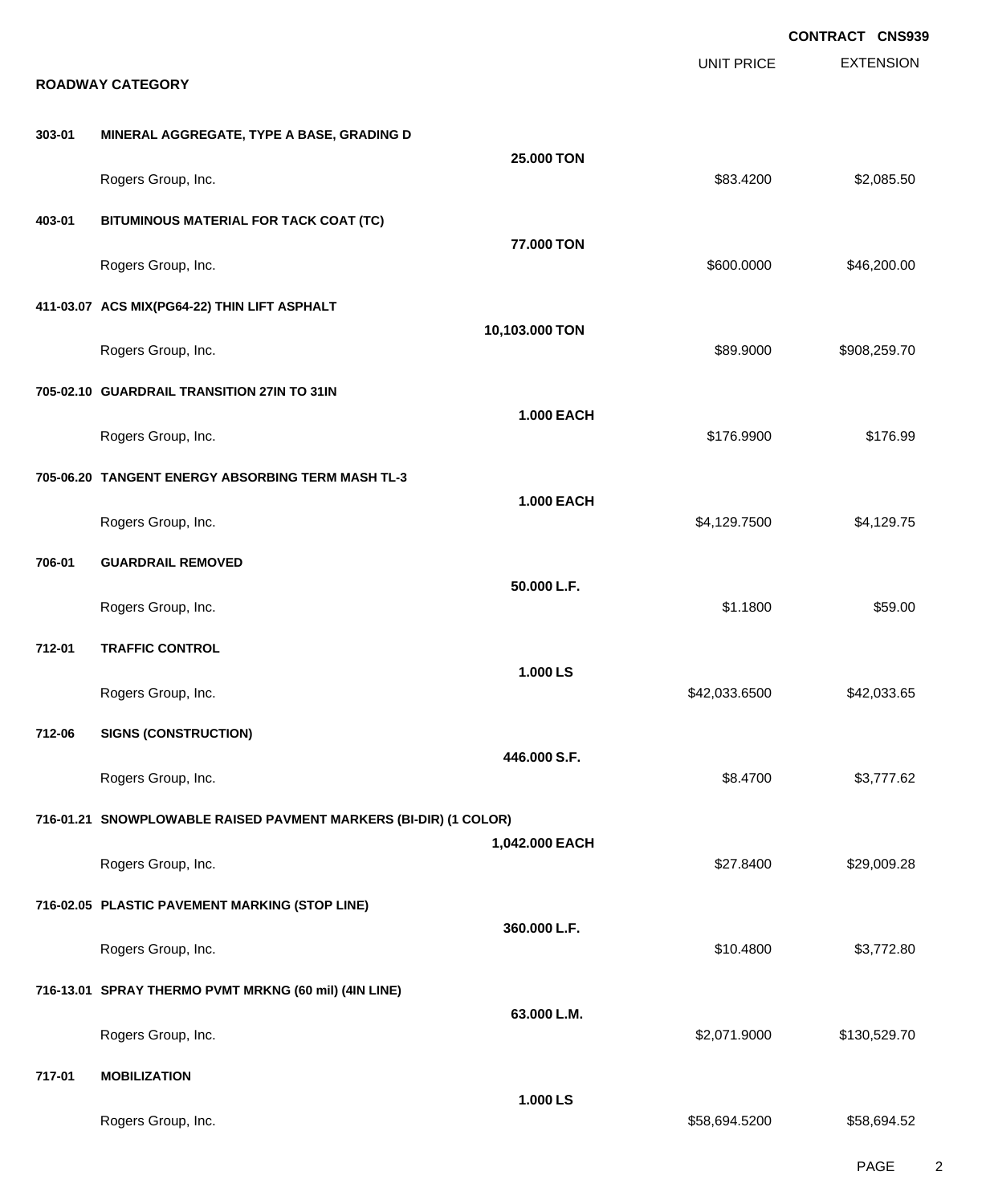CONTRACT CNS939

| | | | UNIT PRICE | EXTENSION |
|---|---|---|---|---|
| **ROADWAY CATEGORY** | | | | |
| **303-01** | **MINERAL AGGREGATE, TYPE A BASE, GRADING D** | | | |
| | | **25.000 TON** | | |
| | Rogers Group, Inc. | | $83.4200 | $2,085.50 |
| **403-01** | **BITUMINOUS MATERIAL FOR TACK COAT (TC)** | | | |
| | | **77.000 TON** | | |
| | Rogers Group, Inc. | | $600.0000 | $46,200.00 |
| **411-03.07** | **ACS MIX(PG64-22) THIN LIFT ASPHALT** | | | |
| | | **10,103.000 TON** | | |
| | Rogers Group, Inc. | | $89.9000 | $908,259.70 |
| **705-02.10** | **GUARDRAIL TRANSITION 27IN TO 31IN** | | | |
| | | **1.000 EACH** | | |
| | Rogers Group, Inc. | | $176.9900 | $176.99 |
| **705-06.20** | **TANGENT ENERGY ABSORBING TERM MASH TL-3** | | | |
| | | **1.000 EACH** | | |
| | Rogers Group, Inc. | | $4,129.7500 | $4,129.75 |
| **706-01** | **GUARDRAIL REMOVED** | | | |
| | | **50.000 L.F.** | | |
| | Rogers Group, Inc. | | $1.1800 | $59.00 |
| **712-01** | **TRAFFIC CONTROL** | | | |
| | | **1.000 LS** | | |
| | Rogers Group, Inc. | | $42,033.6500 | $42,033.65 |
| **712-06** | **SIGNS (CONSTRUCTION)** | | | |
| | | **446.000 S.F.** | | |
| | Rogers Group, Inc. | | $8.4700 | $3,777.62 |
| **716-01.21** | **SNOWPLOWABLE RAISED PAVMENT MARKERS (BI-DIR) (1 COLOR)** | | | |
| | | **1,042.000 EACH** | | |
| | Rogers Group, Inc. | | $27.8400 | $29,009.28 |
| **716-02.05** | **PLASTIC PAVEMENT MARKING (STOP LINE)** | | | |
| | | **360.000 L.F.** | | |
| | Rogers Group, Inc. | | $10.4800 | $3,772.80 |
| **716-13.01** | **SPRAY THERMO PVMT MRKNG (60 mil) (4IN LINE)** | | | |
| | | **63.000 L.M.** | | |
| | Rogers Group, Inc. | | $2,071.9000 | $130,529.70 |
| **717-01** | **MOBILIZATION** | | | |
| | | **1.000 LS** | | |
| | Rogers Group, Inc. | | $58,694.5200 | $58,694.52 |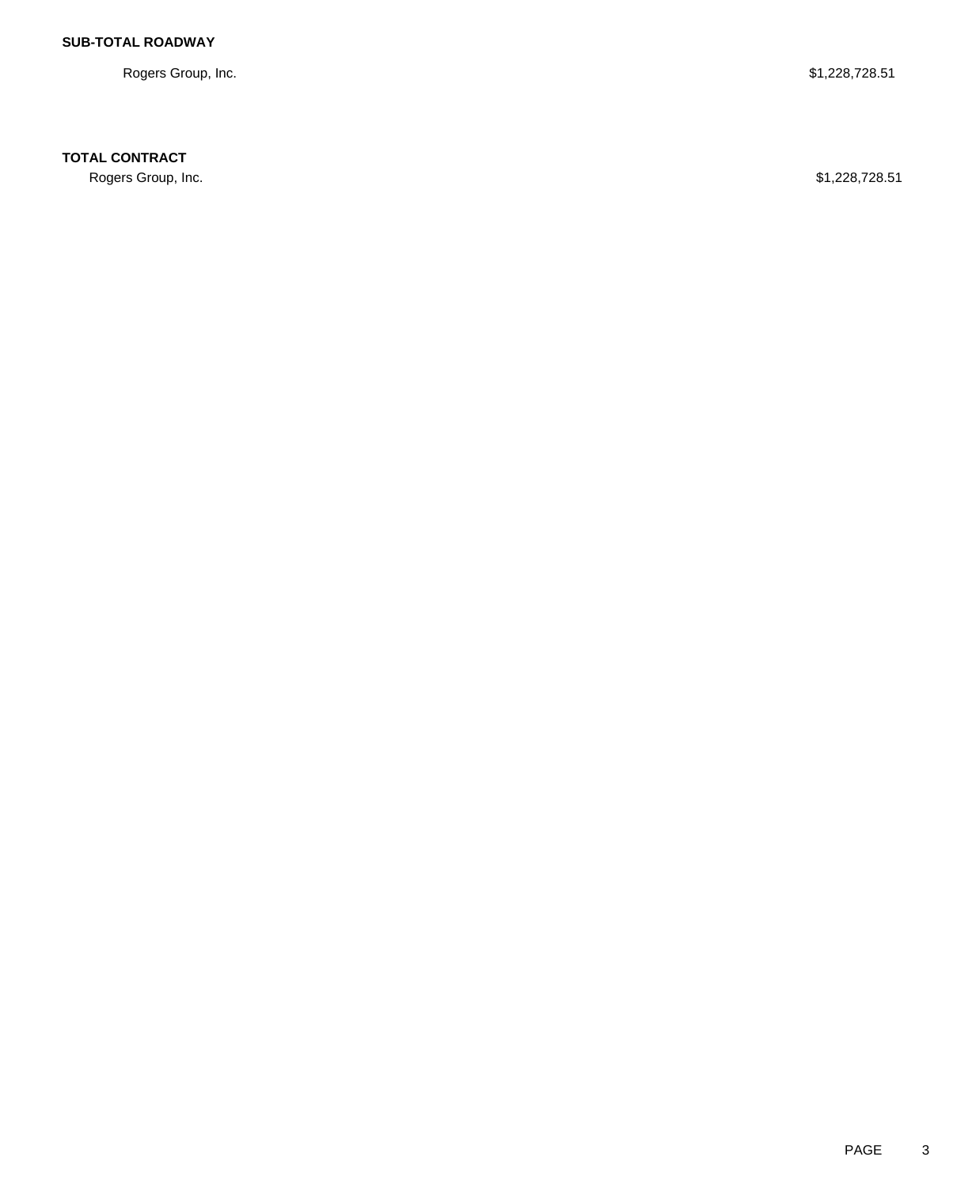**SUB-TOTAL ROADWAY**

| | |
|---|---|
| Rogers Group, Inc. | $1,228,728.51 |

**TOTAL CONTRACT**

| | |
|---|---|
| Rogers Group, Inc. | $1,228,728.51 |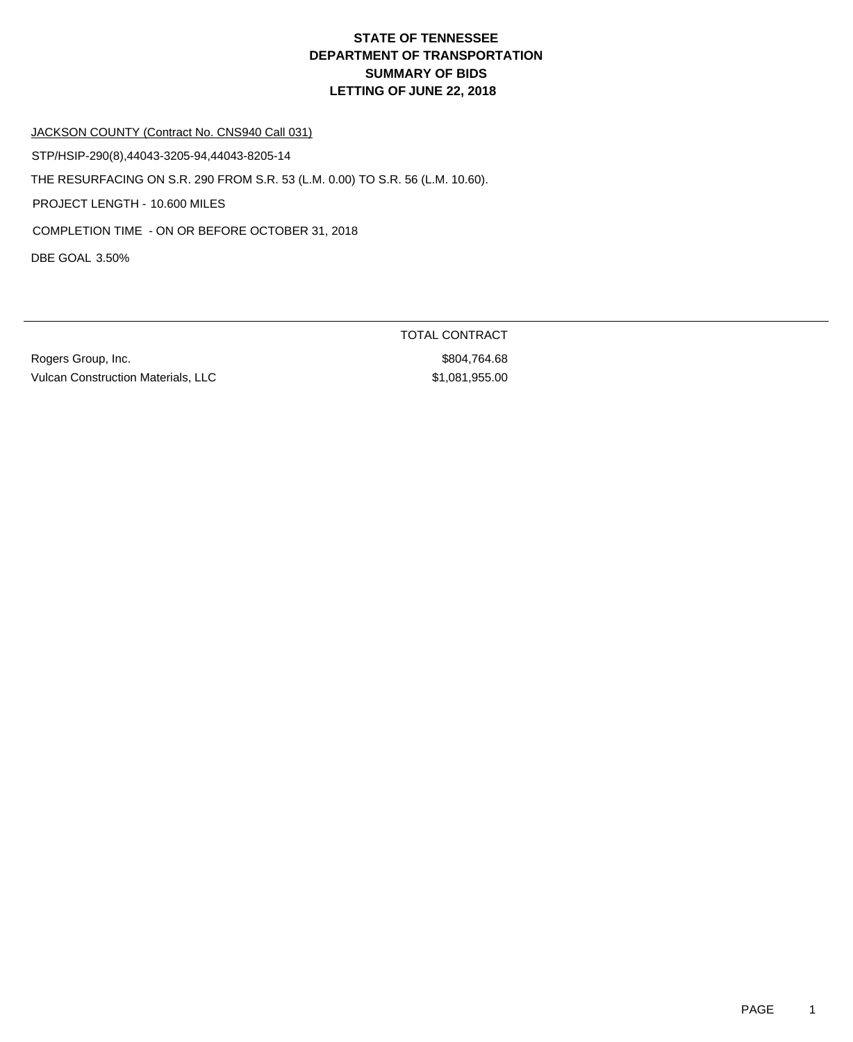# STATE OF TENNESSEE
# DEPARTMENT OF TRANSPORTATION
# SUMMARY OF BIDS
# LETTING OF JUNE 22, 2018

JACKSON COUNTY (Contract No. CNS940 Call 031)

STP/HSIP-290(8),44043-3205-94,44043-8205-14

THE RESURFACING ON S.R. 290 FROM S.R. 53 (L.M. 0.00) TO S.R. 56 (L.M. 10.60).

PROJECT LENGTH - 10.600 MILES

COMPLETION TIME - ON OR BEFORE OCTOBER 31, 2018

DBE GOAL 3.50%

| | TOTAL CONTRACT |
|---|---|
| Rogers Group, Inc. | $804,764.68 |
| Vulcan Construction Materials, LLC | $1,081,955.00 |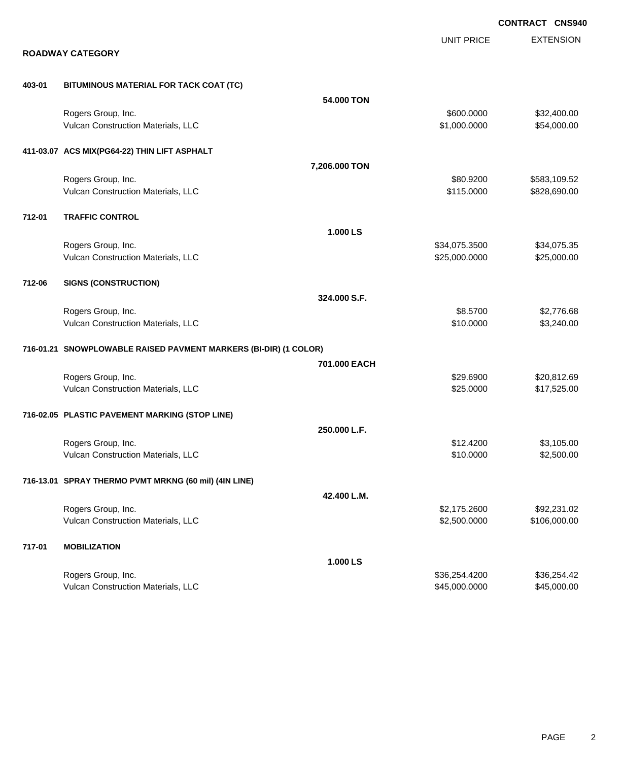**CONTRACT CNS940**

## ROADWAY CATEGORY

| | | Quantity | UNIT PRICE | EXTENSION |
|---|---|---|---|---|
| **403-01** | **BITUMINOUS MATERIAL FOR TACK COAT (TC)** | | | |
| | | **54.000 TON** | | |
| | Rogers Group, Inc. | | $600.0000 | $32,400.00 |
| | Vulcan Construction Materials, LLC | | $1,000.0000 | $54,000.00 |
| **411-03.07** | **ACS MIX(PG64-22) THIN LIFT ASPHALT** | | | |
| | | **7,206.000 TON** | | |
| | Rogers Group, Inc. | | $80.9200 | $583,109.52 |
| | Vulcan Construction Materials, LLC | | $115.0000 | $828,690.00 |
| **712-01** | **TRAFFIC CONTROL** | | | |
| | | **1.000 LS** | | |
| | Rogers Group, Inc. | | $34,075.3500 | $34,075.35 |
| | Vulcan Construction Materials, LLC | | $25,000.0000 | $25,000.00 |
| **712-06** | **SIGNS (CONSTRUCTION)** | | | |
| | | **324.000 S.F.** | | |
| | Rogers Group, Inc. | | $8.5700 | $2,776.68 |
| | Vulcan Construction Materials, LLC | | $10.0000 | $3,240.00 |
| **716-01.21** | **SNOWPLOWABLE RAISED PAVMENT MARKERS (BI-DIR) (1 COLOR)** | | | |
| | | **701.000 EACH** | | |
| | Rogers Group, Inc. | | $29.6900 | $20,812.69 |
| | Vulcan Construction Materials, LLC | | $25.0000 | $17,525.00 |
| **716-02.05** | **PLASTIC PAVEMENT MARKING (STOP LINE)** | | | |
| | | **250.000 L.F.** | | |
| | Rogers Group, Inc. | | $12.4200 | $3,105.00 |
| | Vulcan Construction Materials, LLC | | $10.0000 | $2,500.00 |
| **716-13.01** | **SPRAY THERMO PVMT MRKNG (60 mil) (4IN LINE)** | | | |
| | | **42.400 L.M.** | | |
| | Rogers Group, Inc. | | $2,175.2600 | $92,231.02 |
| | Vulcan Construction Materials, LLC | | $2,500.0000 | $106,000.00 |
| **717-01** | **MOBILIZATION** | | | |
| | | **1.000 LS** | | |
| | Rogers Group, Inc. | | $36,254.4200 | $36,254.42 |
| | Vulcan Construction Materials, LLC | | $45,000.0000 | $45,000.00 |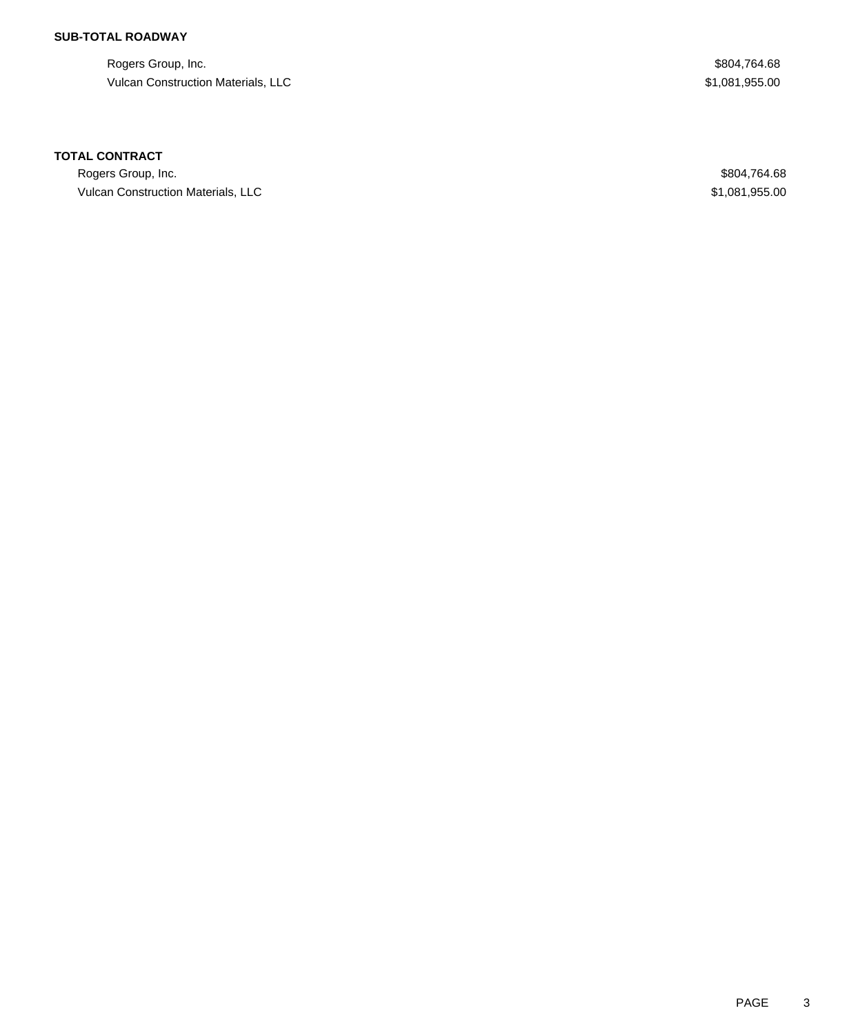**SUB-TOTAL ROADWAY**

| | |
|---|---|
| Rogers Group, Inc. | $804,764.68 |
| Vulcan Construction Materials, LLC | $1,081,955.00 |

**TOTAL CONTRACT**

| | |
|---|---|
| Rogers Group, Inc. | $804,764.68 |
| Vulcan Construction Materials, LLC | $1,081,955.00 |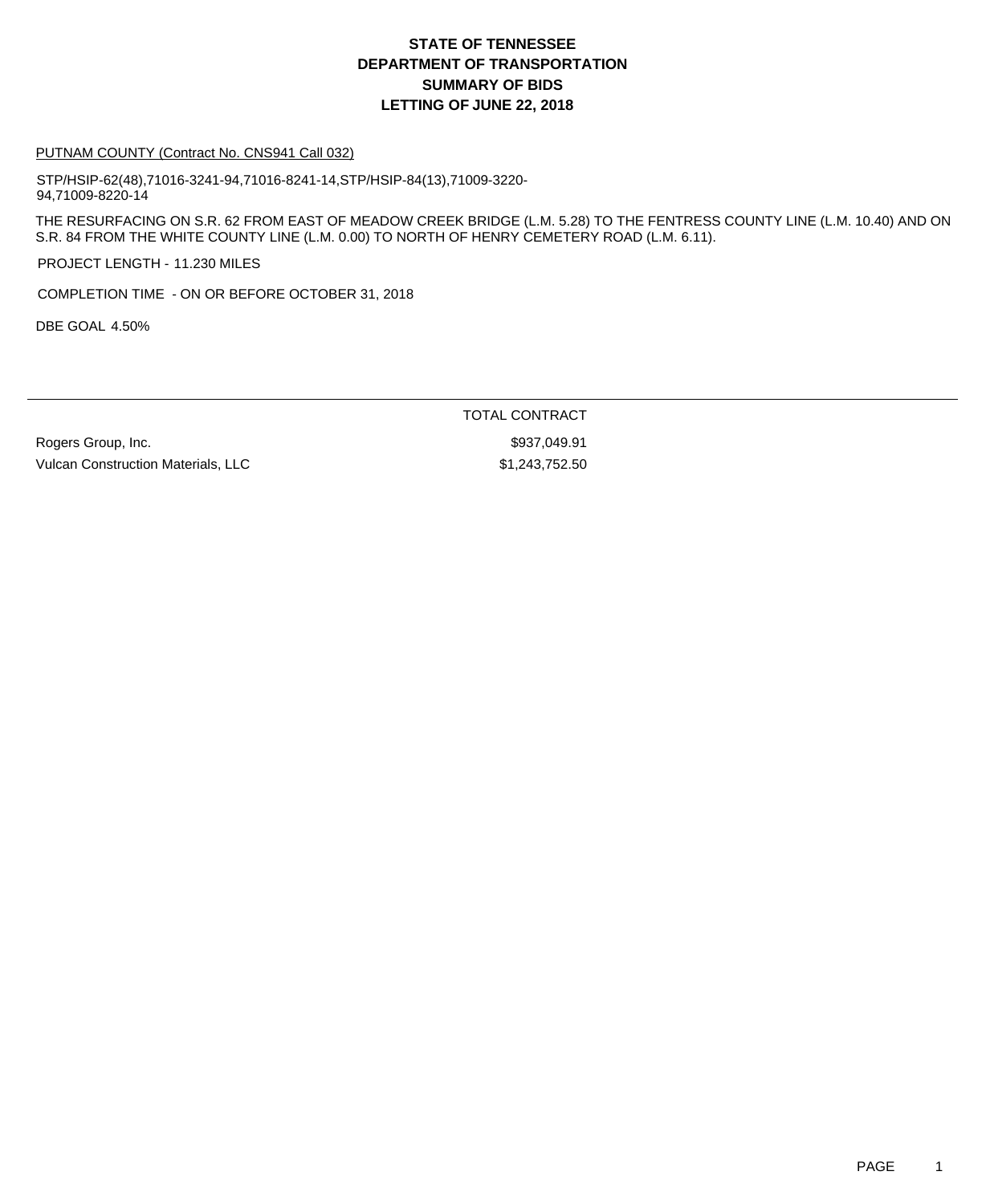# STATE OF TENNESSEE
# DEPARTMENT OF TRANSPORTATION
# SUMMARY OF BIDS
# LETTING OF JUNE 22, 2018

PUTNAM COUNTY (Contract No. CNS941 Call 032)

STP/HSIP-62(48),71016-3241-94,71016-8241-14,STP/HSIP-84(13),71009-3220-94,71009-8220-14

THE RESURFACING ON S.R. 62 FROM EAST OF MEADOW CREEK BRIDGE (L.M. 5.28) TO THE FENTRESS COUNTY LINE (L.M. 10.40) AND ON S.R. 84 FROM THE WHITE COUNTY LINE (L.M. 0.00) TO NORTH OF HENRY CEMETERY ROAD (L.M. 6.11).

PROJECT LENGTH - 11.230 MILES

COMPLETION TIME - ON OR BEFORE OCTOBER 31, 2018

DBE GOAL 4.50%

| | TOTAL CONTRACT |
|---|---|
| Rogers Group, Inc. | $937,049.91 |
| Vulcan Construction Materials, LLC | $1,243,752.50 |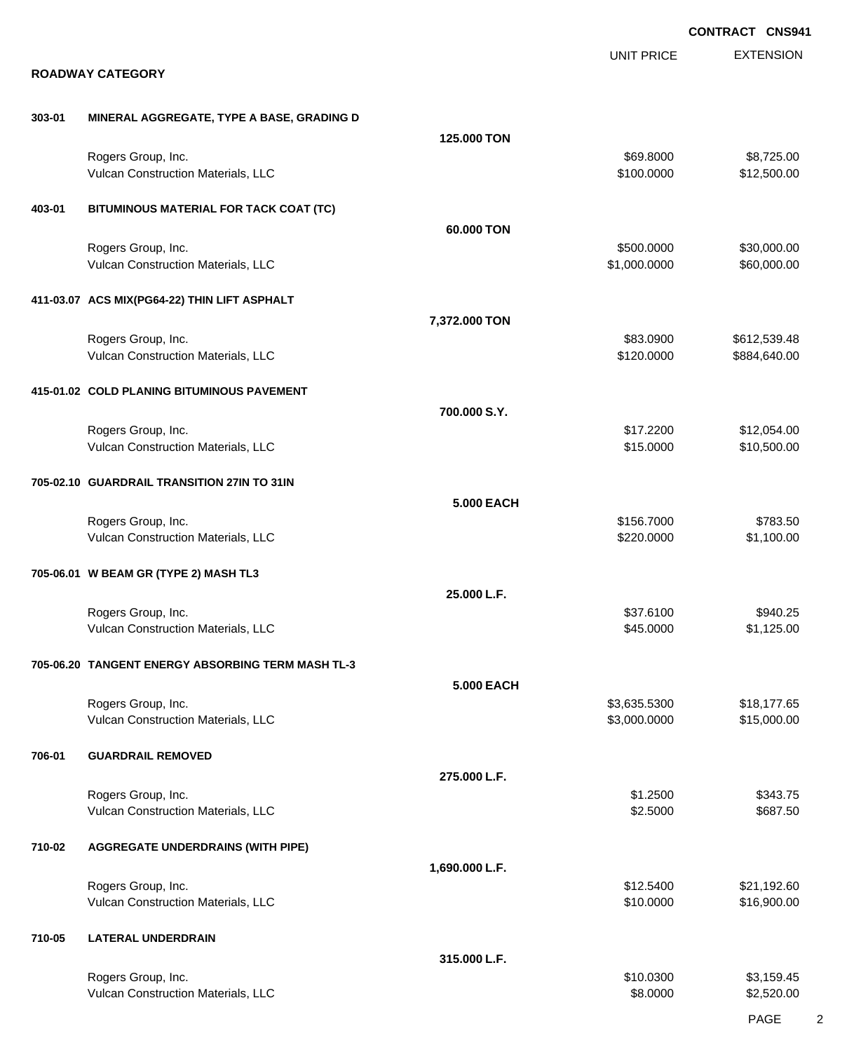CONTRACT CNS941

## ROADWAY CATEGORY

| | | Quantity | UNIT PRICE | EXTENSION |
|---|---|---|---|---|
| **303-01** | **MINERAL AGGREGATE, TYPE A BASE, GRADING D** | **125.000 TON** | | |
| | Rogers Group, Inc. | | $69.8000 | $8,725.00 |
| | Vulcan Construction Materials, LLC | | $100.0000 | $12,500.00 |
| **403-01** | **BITUMINOUS MATERIAL FOR TACK COAT (TC)** | **60.000 TON** | | |
| | Rogers Group, Inc. | | $500.0000 | $30,000.00 |
| | Vulcan Construction Materials, LLC | | $1,000.0000 | $60,000.00 |
| **411-03.07** | **ACS MIX(PG64-22) THIN LIFT ASPHALT** | **7,372.000 TON** | | |
| | Rogers Group, Inc. | | $83.0900 | $612,539.48 |
| | Vulcan Construction Materials, LLC | | $120.0000 | $884,640.00 |
| **415-01.02** | **COLD PLANING BITUMINOUS PAVEMENT** | **700.000 S.Y.** | | |
| | Rogers Group, Inc. | | $17.2200 | $12,054.00 |
| | Vulcan Construction Materials, LLC | | $15.0000 | $10,500.00 |
| **705-02.10** | **GUARDRAIL TRANSITION 27IN TO 31IN** | **5.000 EACH** | | |
| | Rogers Group, Inc. | | $156.7000 | $783.50 |
| | Vulcan Construction Materials, LLC | | $220.0000 | $1,100.00 |
| **705-06.01** | **W BEAM GR (TYPE 2) MASH TL3** | **25.000 L.F.** | | |
| | Rogers Group, Inc. | | $37.6100 | $940.25 |
| | Vulcan Construction Materials, LLC | | $45.0000 | $1,125.00 |
| **705-06.20** | **TANGENT ENERGY ABSORBING TERM MASH TL-3** | **5.000 EACH** | | |
| | Rogers Group, Inc. | | $3,635.5300 | $18,177.65 |
| | Vulcan Construction Materials, LLC | | $3,000.0000 | $15,000.00 |
| **706-01** | **GUARDRAIL REMOVED** | **275.000 L.F.** | | |
| | Rogers Group, Inc. | | $1.2500 | $343.75 |
| | Vulcan Construction Materials, LLC | | $2.5000 | $687.50 |
| **710-02** | **AGGREGATE UNDERDRAINS (WITH PIPE)** | **1,690.000 L.F.** | | |
| | Rogers Group, Inc. | | $12.5400 | $21,192.60 |
| | Vulcan Construction Materials, LLC | | $10.0000 | $16,900.00 |
| **710-05** | **LATERAL UNDERDRAIN** | **315.000 L.F.** | | |
| | Rogers Group, Inc. | | $10.0300 | $3,159.45 |
| | Vulcan Construction Materials, LLC | | $8.0000 | $2,520.00 |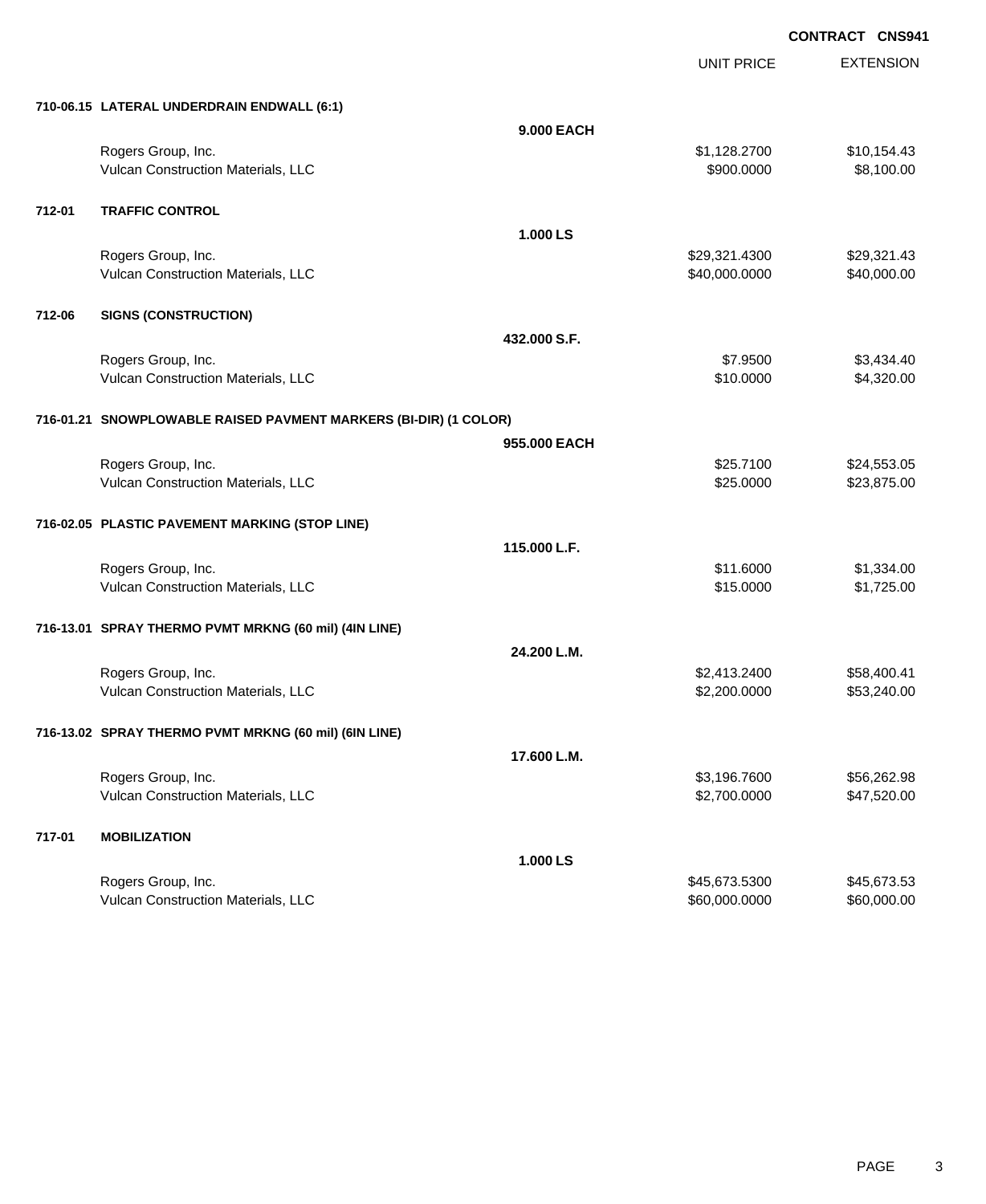**CONTRACT CNS941**

| | | | UNIT PRICE | EXTENSION |
|---|---|---|---|---|
| **710-06.15** | **LATERAL UNDERDRAIN ENDWALL (6:1)** | | | |
| | | **9.000 EACH** | | |
| | Rogers Group, Inc. | | $1,128.2700 | $10,154.43 |
| | Vulcan Construction Materials, LLC | | $900.0000 | $8,100.00 |
| **712-01** | **TRAFFIC CONTROL** | | | |
| | | **1.000 LS** | | |
| | Rogers Group, Inc. | | $29,321.4300 | $29,321.43 |
| | Vulcan Construction Materials, LLC | | $40,000.0000 | $40,000.00 |
| **712-06** | **SIGNS (CONSTRUCTION)** | | | |
| | | **432.000 S.F.** | | |
| | Rogers Group, Inc. | | $7.9500 | $3,434.40 |
| | Vulcan Construction Materials, LLC | | $10.0000 | $4,320.00 |
| **716-01.21** | **SNOWPLOWABLE RAISED PAVMENT MARKERS (BI-DIR) (1 COLOR)** | | | |
| | | **955.000 EACH** | | |
| | Rogers Group, Inc. | | $25.7100 | $24,553.05 |
| | Vulcan Construction Materials, LLC | | $25.0000 | $23,875.00 |
| **716-02.05** | **PLASTIC PAVEMENT MARKING (STOP LINE)** | | | |
| | | **115.000 L.F.** | | |
| | Rogers Group, Inc. | | $11.6000 | $1,334.00 |
| | Vulcan Construction Materials, LLC | | $15.0000 | $1,725.00 |
| **716-13.01** | **SPRAY THERMO PVMT MRKNG (60 mil) (4IN LINE)** | | | |
| | | **24.200 L.M.** | | |
| | Rogers Group, Inc. | | $2,413.2400 | $58,400.41 |
| | Vulcan Construction Materials, LLC | | $2,200.0000 | $53,240.00 |
| **716-13.02** | **SPRAY THERMO PVMT MRKNG (60 mil) (6IN LINE)** | | | |
| | | **17.600 L.M.** | | |
| | Rogers Group, Inc. | | $3,196.7600 | $56,262.98 |
| | Vulcan Construction Materials, LLC | | $2,700.0000 | $47,520.00 |
| **717-01** | **MOBILIZATION** | | | |
| | | **1.000 LS** | | |
| | Rogers Group, Inc. | | $45,673.5300 | $45,673.53 |
| | Vulcan Construction Materials, LLC | | $60,000.0000 | $60,000.00 |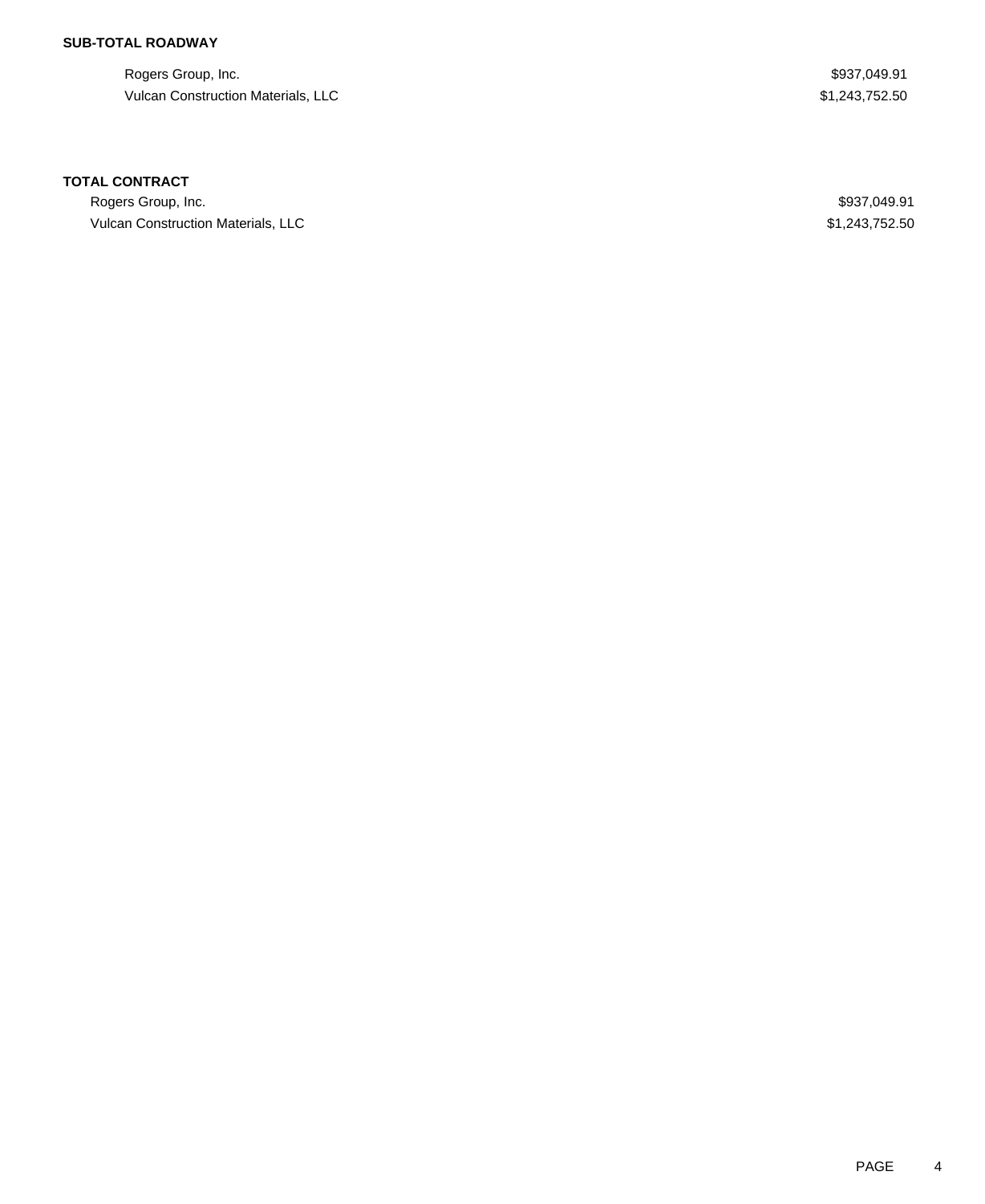**SUB-TOTAL ROADWAY**

| | |
|---|---|
| Rogers Group, Inc. | $937,049.91 |
| Vulcan Construction Materials, LLC | $1,243,752.50 |

**TOTAL CONTRACT**

| | |
|---|---|
| Rogers Group, Inc. | $937,049.91 |
| Vulcan Construction Materials, LLC | $1,243,752.50 |